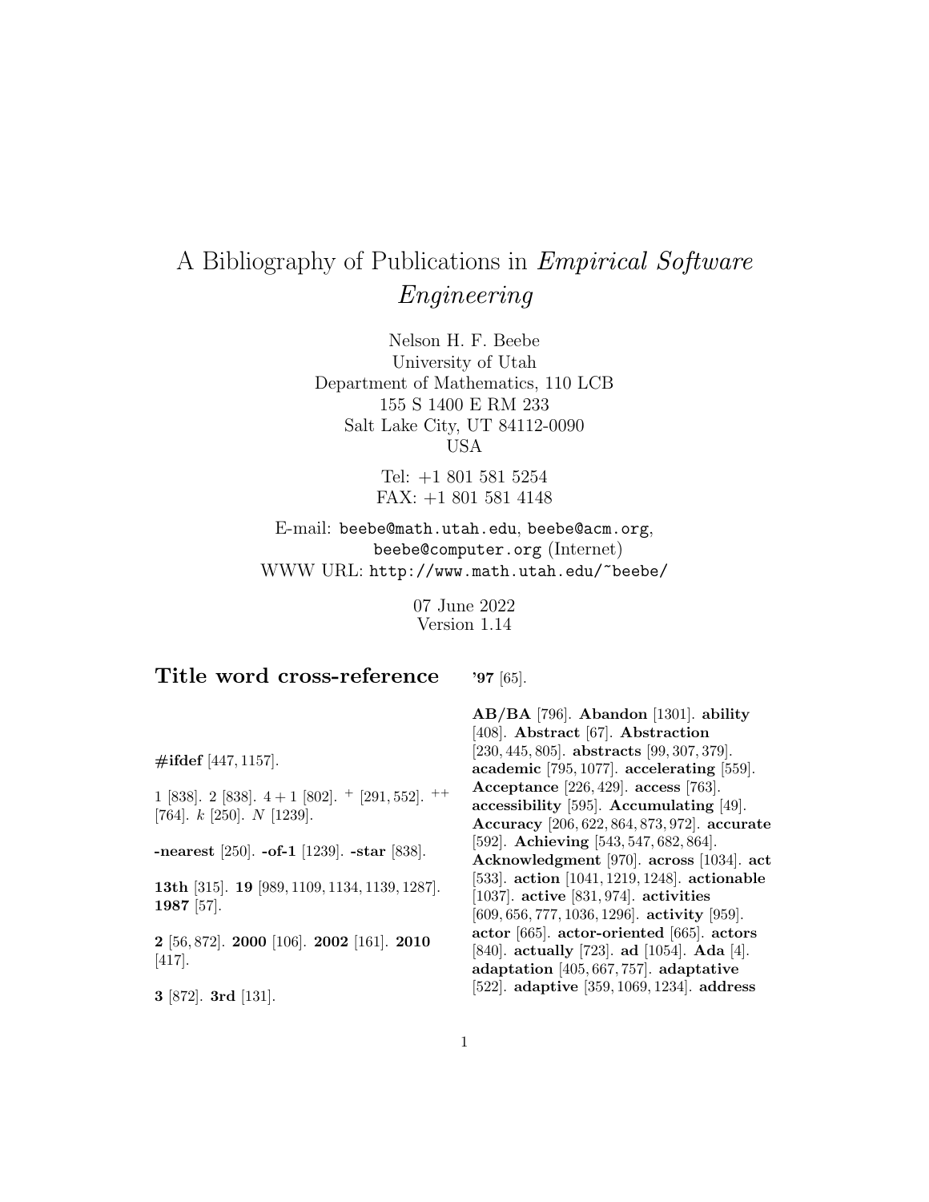# A Bibliography of Publications in *Empirical Software Engineering*

Nelson H. F. Beebe
University of Utah
Department of Mathematics, 110 LCB
155 S 1400 E RM 233
Salt Lake City, UT 84112-0090
USA

Tel: +1 801 581 5254
FAX: +1 801 581 4148

E-mail: beebe@math.utah.edu, beebe@acm.org, beebe@computer.org (Internet)
WWW URL: http://www.math.utah.edu/~beebe/

07 June 2022
Version 1.14

## Title word cross-reference

**#ifdef** [447, 1157].

1 [838]. 2 [838]. $4+1$ [802]. $^{+}$ [291, 552]. $^{++}$ [764]. $k$ [250]. $N$ [1239].

**-nearest** [250]. **-of-1** [1239]. **-star** [838].

**13th** [315]. **19** [989, 1109, 1134, 1139, 1287]. **1987** [57].

**2** [56, 872]. **2000** [106]. **2002** [161]. **2010** [417].

**3** [872]. **3rd** [131].

**'97** [65].

**AB/BA** [796]. **Abandon** [1301]. **ability** [408]. **Abstract** [67]. **Abstraction** [230, 445, 805]. **abstracts** [99, 307, 379]. **academic** [795, 1077]. **accelerating** [559]. **Acceptance** [226, 429]. **access** [763]. **accessibility** [595]. **Accumulating** [49]. **Accuracy** [206, 622, 864, 873, 972]. **accurate** [592]. **Achieving** [543, 547, 682, 864]. **Acknowledgment** [970]. **across** [1034]. **act** [533]. **action** [1041, 1219, 1248]. **actionable** [1037]. **active** [831, 974]. **activities** [609, 656, 777, 1036, 1296]. **activity** [959]. **actor** [665]. **actor-oriented** [665]. **actors** [840]. **actually** [723]. **ad** [1054]. **Ada** [4]. **adaptation** [405, 667, 757]. **adaptative** [522]. **adaptive** [359, 1069, 1234]. **address**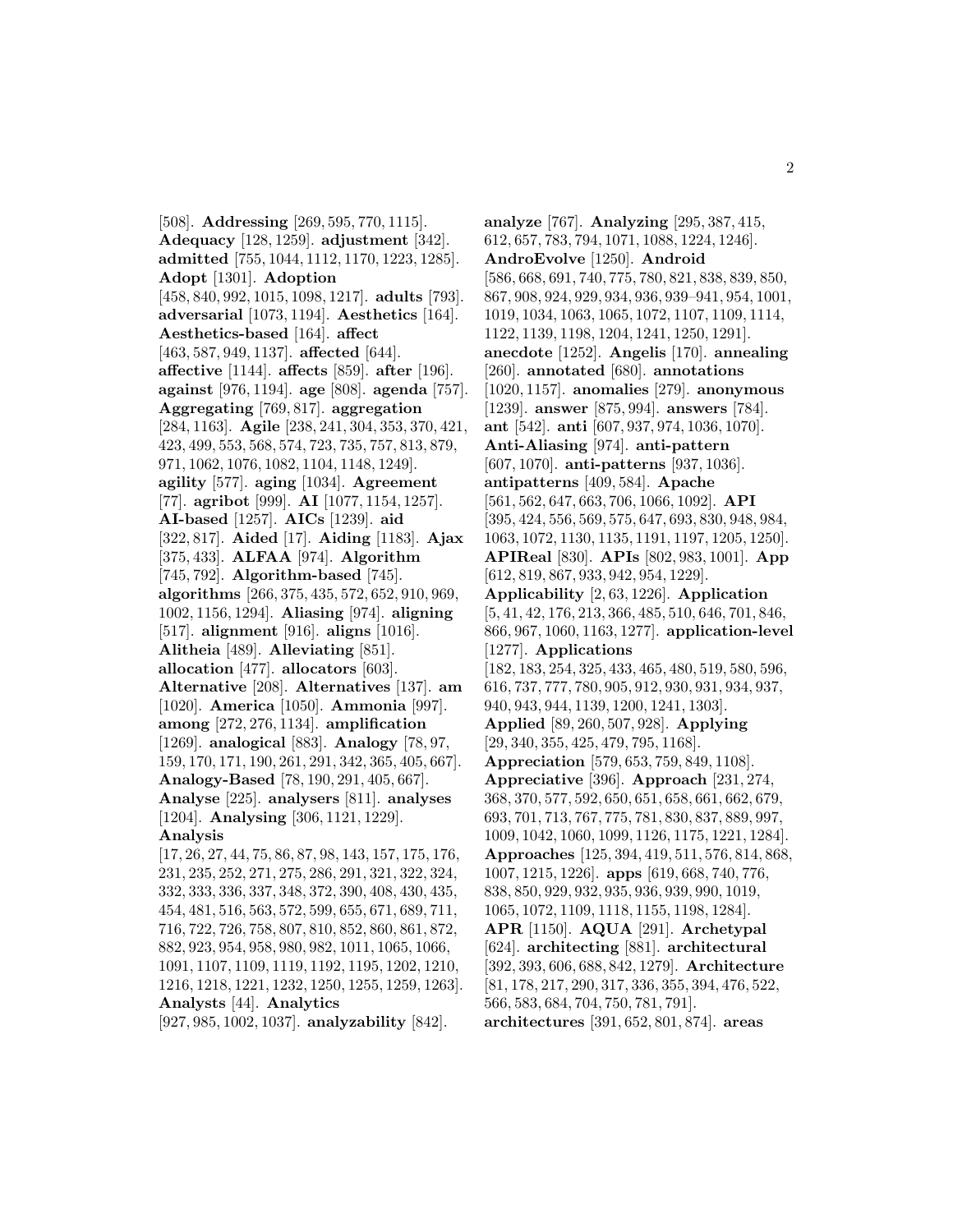[508]. **Addressing** [269, 595, 770, 1115]. **Adequacy** [128, 1259]. **adjustment** [342]. **admitted** [755, 1044, 1112, 1170, 1223, 1285]. **Adopt** [1301]. **Adoption** [458, 840, 992, 1015, 1098, 1217]. **adults** [793]. **adversarial** [1073, 1194]. **Aesthetics** [164]. **Aesthetics-based** [164]. **affect** [463, 587, 949, 1137]. **affected** [644]. **affective** [1144]. **affects** [859]. **after** [196]. **against** [976, 1194]. **age** [808]. **agenda** [757]. **Aggregating** [769, 817]. **aggregation** [284, 1163]. **Agile** [238, 241, 304, 353, 370, 421, 423, 499, 553, 568, 574, 723, 735, 757, 813, 879, 971, 1062, 1076, 1082, 1104, 1148, 1249]. **agility** [577]. **aging** [1034]. **Agreement** [77]. **agribot** [999]. **AI** [1077, 1154, 1257]. **AI-based** [1257]. **AICs** [1239]. **aid** [322, 817]. **Aided** [17]. **Aiding** [1183]. **Ajax** [375, 433]. **ALFAA** [974]. **Algorithm** [745, 792]. **Algorithm-based** [745]. **algorithms** [266, 375, 435, 572, 652, 910, 969, 1002, 1156, 1294]. **Aliasing** [974]. **aligning** [517]. **alignment** [916]. **aligns** [1016]. **Alitheia** [489]. **Alleviating** [851]. **allocation** [477]. **allocators** [603]. **Alternative** [208]. **Alternatives** [137]. **am** [1020]. **America** [1050]. **Ammonia** [997]. **among** [272, 276, 1134]. **amplification** [1269]. **analogical** [883]. **Analogy** [78, 97, 159, 170, 171, 190, 261, 291, 342, 365, 405, 667]. **Analogy-Based** [78, 190, 291, 405, 667]. **Analyse** [225]. **analysers** [811]. **analyses** [1204]. **Analysing** [306, 1121, 1229]. **Analysis** [17, 26, 27, 44, 75, 86, 87, 98, 143, 157, 175, 176, 231, 235, 252, 271, 275, 286, 291, 321, 322, 324, 332, 333, 336, 337, 348, 372, 390, 408, 430, 435, 454, 481, 516, 563, 572, 599, 655, 671, 689, 711, 716, 722, 726, 758, 807, 810, 852, 860, 861, 872, 882, 923, 954, 958, 980, 982, 1011, 1065, 1066, 1091, 1107, 1109, 1119, 1192, 1195, 1202, 1210, 1216, 1218, 1221, 1232, 1250, 1255, 1259, 1263]. **Analysts** [44]. **Analytics** [927, 985, 1002, 1037]. **analyzability** [842]. **analyze** [767]. **Analyzing** [295, 387, 415, 612, 657, 783, 794, 1071, 1088, 1224, 1246]. **AndroEvolve** [1250]. **Android** [586, 668, 691, 740, 775, 780, 821, 838, 839, 850, 867, 908, 924, 929, 934, 936, 939–941, 954, 1001, 1019, 1034, 1063, 1065, 1072, 1107, 1109, 1114, 1122, 1139, 1198, 1204, 1241, 1250, 1291]. **anecdote** [1252]. **Angelis** [170]. **annealing** [260]. **annotated** [680]. **annotations** [1020, 1157]. **anomalies** [279]. **anonymous** [1239]. **answer** [875, 994]. **answers** [784]. **ant** [542]. **anti** [607, 937, 974, 1036, 1070]. **Anti-Aliasing** [974]. **anti-pattern** [607, 1070]. **anti-patterns** [937, 1036]. **antipatterns** [409, 584]. **Apache** [561, 562, 647, 663, 706, 1066, 1092]. **API** [395, 424, 556, 569, 575, 647, 693, 830, 948, 984, 1063, 1072, 1130, 1135, 1191, 1197, 1205, 1250]. **APIReal** [830]. **APIs** [802, 983, 1001]. **App** [612, 819, 867, 933, 942, 954, 1229]. **Applicability** [2, 63, 1226]. **Application** [5, 41, 42, 176, 213, 366, 485, 510, 646, 701, 846, 866, 967, 1060, 1163, 1277]. **application-level** [1277]. **Applications** [182, 183, 254, 325, 433, 465, 480, 519, 580, 596, 616, 737, 777, 780, 905, 912, 930, 931, 934, 937, 940, 943, 944, 1139, 1200, 1241, 1303]. **Applied** [89, 260, 507, 928]. **Applying** [29, 340, 355, 425, 479, 795, 1168]. **Appreciation** [579, 653, 759, 849, 1108]. **Appreciative** [396]. **Approach** [231, 274, 368, 370, 577, 592, 650, 651, 658, 661, 662, 679, 693, 701, 713, 767, 775, 781, 830, 837, 889, 997, 1009, 1042, 1060, 1099, 1126, 1175, 1221, 1284]. **Approaches** [125, 394, 419, 511, 576, 814, 868, 1007, 1215, 1226]. **apps** [619, 668, 740, 776, 838, 850, 929, 932, 935, 936, 939, 990, 1019, 1065, 1072, 1109, 1118, 1155, 1198, 1284]. **APR** [1150]. **AQUA** [291]. **Archetypal** [624]. **architecting** [881]. **architectural** [392, 393, 606, 688, 842, 1279]. **Architecture** [81, 178, 217, 290, 317, 336, 355, 394, 476, 522, 566, 583, 684, 704, 750, 781, 791]. **architectures** [391, 652, 801, 874]. **areas**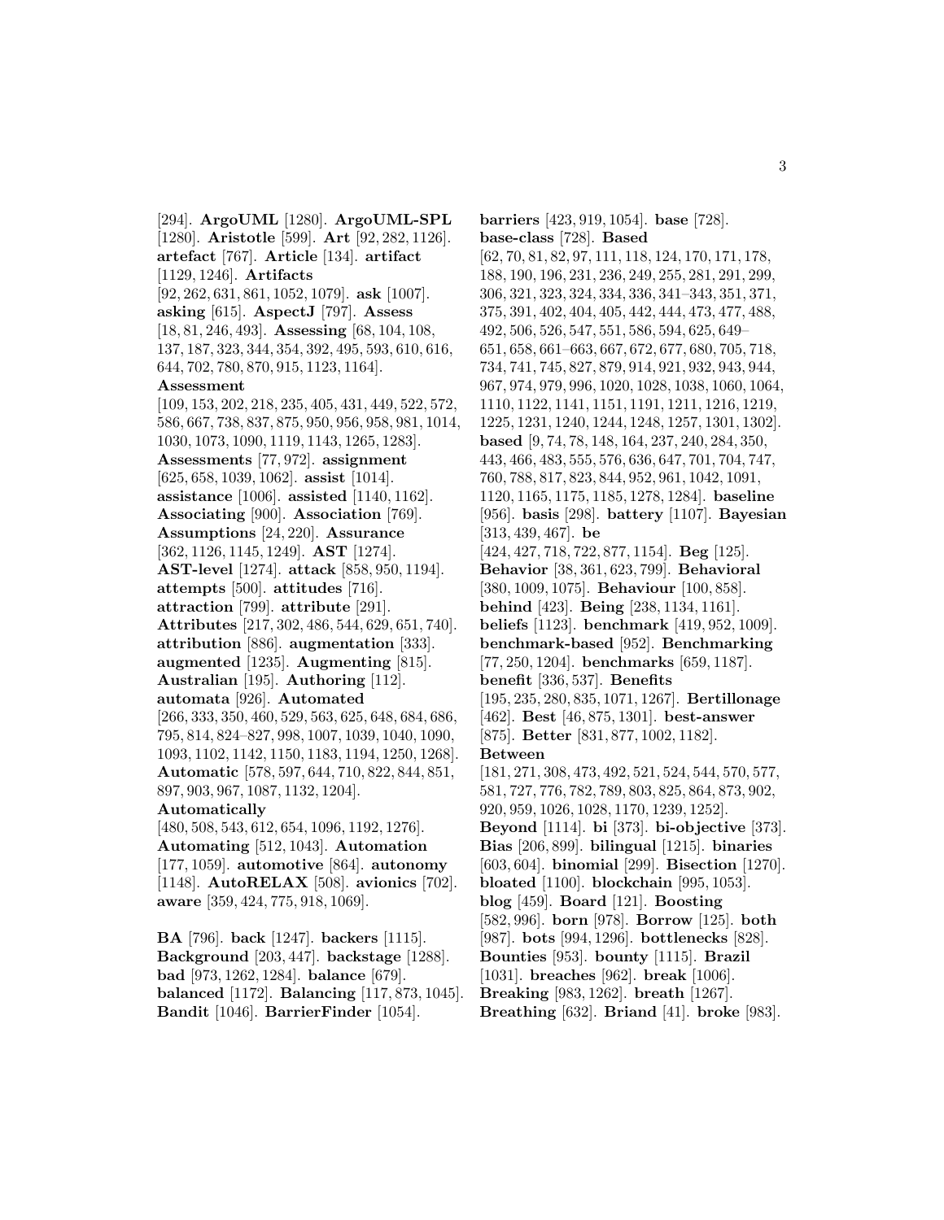[294]. **ArgoUML** [1280]. **ArgoUML-SPL** [1280]. **Aristotle** [599]. **Art** [92, 282, 1126]. **artefact** [767]. **Article** [134]. **artifact** [1129, 1246]. **Artifacts** [92, 262, 631, 861, 1052, 1079]. **ask** [1007]. **asking** [615]. **AspectJ** [797]. **Assess** [18, 81, 246, 493]. **Assessing** [68, 104, 108, 137, 187, 323, 344, 354, 392, 495, 593, 610, 616, 644, 702, 780, 870, 915, 1123, 1164]. **Assessment** [109, 153, 202, 218, 235, 405, 431, 449, 522, 572, 586, 667, 738, 837, 875, 950, 956, 958, 981, 1014, 1030, 1073, 1090, 1119, 1143, 1265, 1283]. **Assessments** [77, 972]. **assignment** [625, 658, 1039, 1062]. **assist** [1014]. **assistance** [1006]. **assisted** [1140, 1162]. **Associating** [900]. **Association** [769]. **Assumptions** [24, 220]. **Assurance** [362, 1126, 1145, 1249]. **AST** [1274]. **AST-level** [1274]. **attack** [858, 950, 1194]. **attempts** [500]. **attitudes** [716]. **attraction** [799]. **attribute** [291]. **Attributes** [217, 302, 486, 544, 629, 651, 740]. **attribution** [886]. **augmentation** [333]. **augmented** [1235]. **Augmenting** [815]. **Australian** [195]. **Authoring** [112]. **automata** [926]. **Automated** [266, 333, 350, 460, 529, 563, 625, 648, 684, 686, 795, 814, 824–827, 998, 1007, 1039, 1040, 1090, 1093, 1102, 1142, 1150, 1183, 1194, 1250, 1268]. **Automatic** [578, 597, 644, 710, 822, 844, 851, 897, 903, 967, 1087, 1132, 1204]. **Automatically** [480, 508, 543, 612, 654, 1096, 1192, 1276]. **Automating** [512, 1043]. **Automation** [177, 1059]. **automotive** [864]. **autonomy** [1148]. **AutoRELAX** [508]. **avionics** [702]. **aware** [359, 424, 775, 918, 1069].

**BA** [796]. **back** [1247]. **backers** [1115]. **Background** [203, 447]. **backstage** [1288]. **bad** [973, 1262, 1284]. **balance** [679]. **balanced** [1172]. **Balancing** [117, 873, 1045]. **Bandit** [1046]. **BarrierFinder** [1054]. **barriers** [423, 919, 1054]. **base** [728]. **base-class** [728]. **Based** [62, 70, 81, 82, 97, 111, 118, 124, 170, 171, 178, 188, 190, 196, 231, 236, 249, 255, 281, 291, 299, 306, 321, 323, 324, 334, 336, 341–343, 351, 371, 375, 391, 402, 404, 405, 442, 444, 473, 477, 488, 492, 506, 526, 547, 551, 586, 594, 625, 649–651, 658, 661–663, 667, 672, 677, 680, 705, 718, 734, 741, 745, 827, 879, 914, 921, 932, 943, 944, 967, 974, 979, 996, 1020, 1028, 1038, 1060, 1064, 1110, 1122, 1141, 1151, 1191, 1211, 1216, 1219, 1225, 1231, 1240, 1244, 1248, 1257, 1301, 1302]. **based** [9, 74, 78, 148, 164, 237, 240, 284, 350, 443, 466, 483, 555, 576, 636, 647, 701, 704, 747, 760, 788, 817, 823, 844, 952, 961, 1042, 1091, 1120, 1165, 1175, 1185, 1278, 1284]. **baseline** [956]. **basis** [298]. **battery** [1107]. **Bayesian** [313, 439, 467]. **be** [424, 427, 718, 722, 877, 1154]. **Beg** [125]. **Behavior** [38, 361, 623, 799]. **Behavioral** [380, 1009, 1075]. **Behaviour** [100, 858]. **behind** [423]. **Being** [238, 1134, 1161]. **beliefs** [1123]. **benchmark** [419, 952, 1009]. **benchmark-based** [952]. **Benchmarking** [77, 250, 1204]. **benchmarks** [659, 1187]. **benefit** [336, 537]. **Benefits** [195, 235, 280, 835, 1071, 1267]. **Bertillonage** [462]. **Best** [46, 875, 1301]. **best-answer** [875]. **Better** [831, 877, 1002, 1182]. **Between** [181, 271, 308, 473, 492, 521, 524, 544, 570, 577, 581, 727, 776, 782, 789, 803, 825, 864, 873, 902, 920, 959, 1026, 1028, 1170, 1239, 1252]. **Beyond** [1114]. **bi** [373]. **bi-objective** [373]. **Bias** [206, 899]. **bilingual** [1215]. **binaries** [603, 604]. **binomial** [299]. **Bisection** [1270]. **bloated** [1100]. **blockchain** [995, 1053]. **blog** [459]. **Board** [121]. **Boosting** [582, 996]. **born** [978]. **Borrow** [125]. **both** [987]. **bots** [994, 1296]. **bottlenecks** [828]. **Bounties** [953]. **bounty** [1115]. **Brazil** [1031]. **breaches** [962]. **break** [1006]. **Breaking** [983, 1262]. **breath** [1267]. **Breathing** [632]. **Briand** [41]. **broke** [983].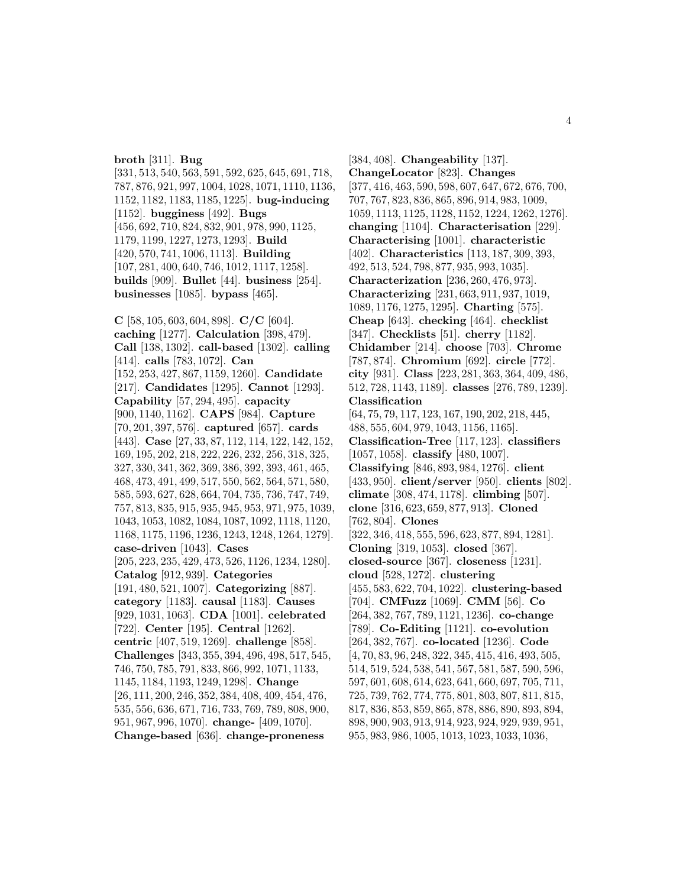**broth** [311]. **Bug** [331, 513, 540, 563, 591, 592, 625, 645, 691, 718, 787, 876, 921, 997, 1004, 1028, 1071, 1110, 1136, 1152, 1182, 1183, 1185, 1225]. **bug-inducing** [1152]. **bugginess** [492]. **Bugs** [456, 692, 710, 824, 832, 901, 978, 990, 1125, 1179, 1199, 1227, 1273, 1293]. **Build** [420, 570, 741, 1006, 1113]. **Building** [107, 281, 400, 640, 746, 1012, 1117, 1258]. **builds** [909]. **Bullet** [44]. **business** [254]. **businesses** [1085]. **bypass** [465].

**C** [58, 105, 603, 604, 898]. **C/C** [604]. **caching** [1277]. **Calculation** [398, 479]. **Call** [138, 1302]. **call-based** [1302]. **calling** [414]. **calls** [783, 1072]. **Can** [152, 253, 427, 867, 1159, 1260]. **Candidate** [217]. **Candidates** [1295]. **Cannot** [1293]. **Capability** [57, 294, 495]. **capacity** [900, 1140, 1162]. **CAPS** [984]. **Capture** [70, 201, 397, 576]. **captured** [657]. **cards** [443]. **Case** [27, 33, 87, 112, 114, 122, 142, 152, 169, 195, 202, 218, 222, 226, 232, 256, 318, 325, 327, 330, 341, 362, 369, 386, 392, 393, 461, 465, 468, 473, 491, 499, 517, 550, 562, 564, 571, 580, 585, 593, 627, 628, 664, 704, 735, 736, 747, 749, 757, 813, 835, 915, 935, 945, 953, 971, 975, 1039, 1043, 1053, 1082, 1084, 1087, 1092, 1118, 1120, 1168, 1175, 1196, 1236, 1243, 1248, 1264, 1279]. **case-driven** [1043]. **Cases** [205, 223, 235, 429, 473, 526, 1126, 1234, 1280]. **Catalog** [912, 939]. **Categories** [191, 480, 521, 1007]. **Categorizing** [887]. **category** [1183]. **causal** [1183]. **Causes** [929, 1031, 1063]. **CDA** [1001]. **celebrated** [722]. **Center** [195]. **Central** [1262]. **centric** [407, 519, 1269]. **challenge** [858]. **Challenges** [343, 355, 394, 496, 498, 517, 545, 746, 750, 785, 791, 833, 866, 992, 1071, 1133, 1145, 1184, 1193, 1249, 1298]. **Change** [26, 111, 200, 246, 352, 384, 408, 409, 454, 476, 535, 556, 636, 671, 716, 733, 769, 789, 808, 900, 951, 967, 996, 1070]. **change-** [409, 1070]. **Change-based** [636]. **change-proneness** [384, 408]. **Changeability** [137]. **ChangeLocator** [823]. **Changes** [377, 416, 463, 590, 598, 607, 647, 672, 676, 700, 707, 767, 823, 836, 865, 896, 914, 983, 1009, 1059, 1113, 1125, 1128, 1152, 1224, 1262, 1276]. **changing** [1104]. **Characterisation** [229]. **Characterising** [1001]. **characteristic** [402]. **Characteristics** [113, 187, 309, 393, 492, 513, 524, 798, 877, 935, 993, 1035]. **Characterization** [236, 260, 476, 973]. **Characterizing** [231, 663, 911, 937, 1019, 1089, 1176, 1275, 1295]. **Charting** [575]. **Cheap** [643]. **checking** [464]. **checklist** [347]. **Checklists** [51]. **cherry** [1182]. **Chidamber** [214]. **choose** [703]. **Chrome** [787, 874]. **Chromium** [692]. **circle** [772]. **city** [931]. **Class** [223, 281, 363, 364, 409, 486, 512, 728, 1143, 1189]. **classes** [276, 789, 1239]. **Classification** [64, 75, 79, 117, 123, 167, 190, 202, 218, 445, 488, 555, 604, 979, 1043, 1156, 1165]. **Classification-Tree** [117, 123]. **classifiers** [1057, 1058]. **classify** [480, 1007]. **Classifying** [846, 893, 984, 1276]. **client** [433, 950]. **client/server** [950]. **clients** [802]. **climate** [308, 474, 1178]. **climbing** [507]. **clone** [316, 623, 659, 877, 913]. **Cloned** [762, 804]. **Clones** [322, 346, 418, 555, 596, 623, 877, 894, 1281]. **Cloning** [319, 1053]. **closed** [367]. **closed-source** [367]. **closeness** [1231]. **cloud** [528, 1272]. **clustering** [455, 583, 622, 704, 1022]. **clustering-based** [704]. **CMFuzz** [1069]. **CMM** [56]. **Co** [264, 382, 767, 789, 1121, 1236]. **co-change** [789]. **Co-Editing** [1121]. **co-evolution** [264, 382, 767]. **co-located** [1236]. **Code** [4, 70, 83, 96, 248, 322, 345, 415, 416, 493, 505, 514, 519, 524, 538, 541, 567, 581, 587, 590, 596, 597, 601, 608, 614, 623, 641, 660, 697, 705, 711, 725, 739, 762, 774, 775, 801, 803, 807, 811, 815, 817, 836, 853, 859, 865, 878, 886, 890, 893, 894, 898, 900, 903, 913, 914, 923, 924, 929, 939, 951, 955, 983, 986, 1005, 1013, 1023, 1033, 1036,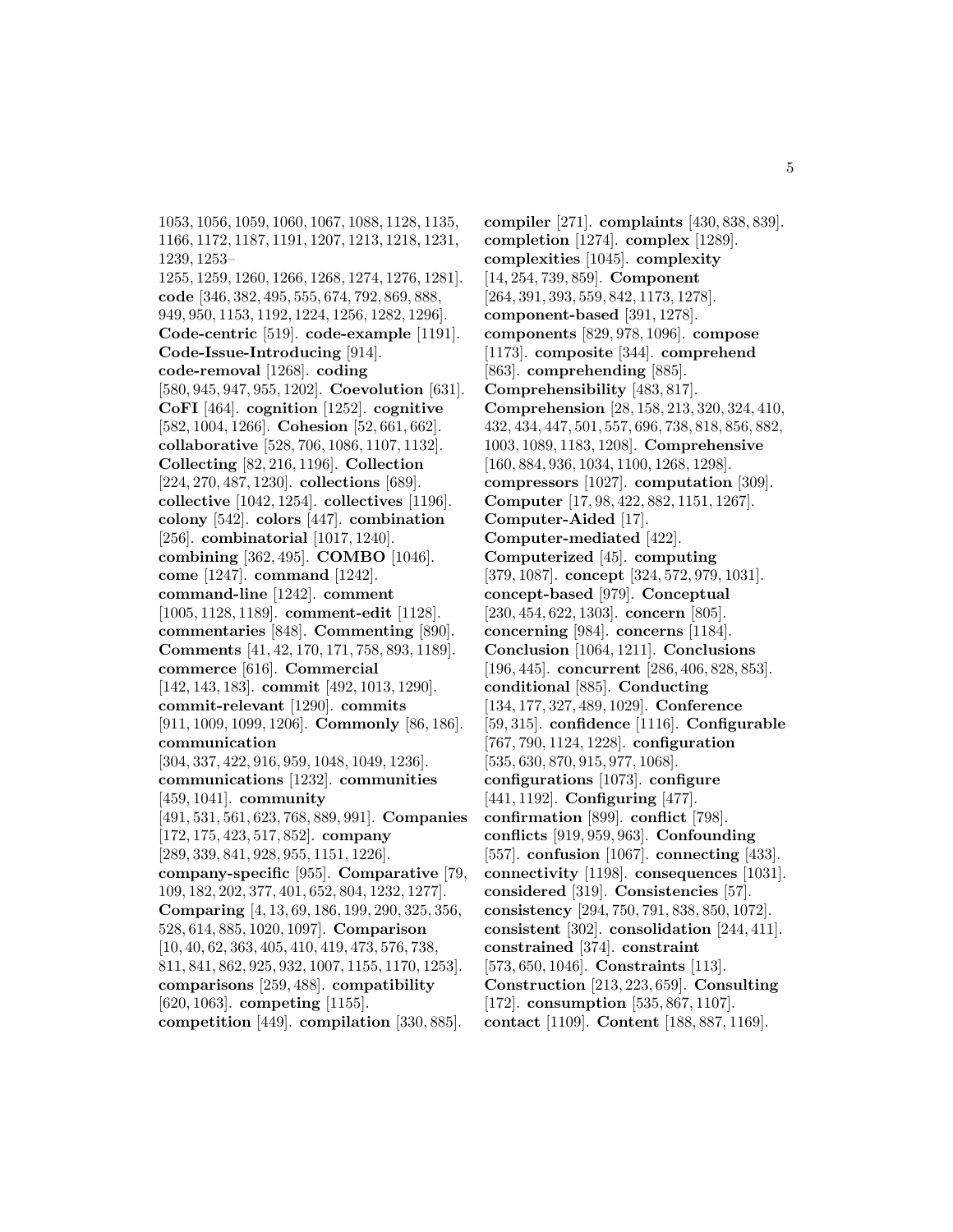1053, 1056, 1059, 1060, 1067, 1088, 1128, 1135, 1166, 1172, 1187, 1191, 1207, 1213, 1218, 1231, 1239, 1253–1255, 1259, 1260, 1266, 1268, 1274, 1276, 1281]. **code** [346, 382, 495, 555, 674, 792, 869, 888, 949, 950, 1153, 1192, 1224, 1256, 1282, 1296]. **Code-centric** [519]. **code-example** [1191]. **Code-Issue-Introducing** [914]. **code-removal** [1268]. **coding** [580, 945, 947, 955, 1202]. **Coevolution** [631]. **CoFI** [464]. **cognition** [1252]. **cognitive** [582, 1004, 1266]. **Cohesion** [52, 661, 662]. **collaborative** [528, 706, 1086, 1107, 1132]. **Collecting** [82, 216, 1196]. **Collection** [224, 270, 487, 1230]. **collections** [689]. **collective** [1042, 1254]. **collectives** [1196]. **colony** [542]. **colors** [447]. **combination** [256]. **combinatorial** [1017, 1240]. **combining** [362, 495]. **COMBO** [1046]. **come** [1247]. **command** [1242]. **command-line** [1242]. **comment** [1005, 1128, 1189]. **comment-edit** [1128]. **commentaries** [848]. **Commenting** [890]. **Comments** [41, 42, 170, 171, 758, 893, 1189]. **commerce** [616]. **Commercial** [142, 143, 183]. **commit** [492, 1013, 1290]. **commit-relevant** [1290]. **commits** [911, 1009, 1099, 1206]. **Commonly** [86, 186]. **communication** [304, 337, 422, 916, 959, 1048, 1049, 1236]. **communications** [1232]. **communities** [459, 1041]. **community** [491, 531, 561, 623, 768, 889, 991]. **Companies** [172, 175, 423, 517, 852]. **company** [289, 339, 841, 928, 955, 1151, 1226]. **company-specific** [955]. **Comparative** [79, 109, 182, 202, 377, 401, 652, 804, 1232, 1277]. **Comparing** [4, 13, 69, 186, 199, 290, 325, 356, 528, 614, 885, 1020, 1097]. **Comparison** [10, 40, 62, 363, 405, 410, 419, 473, 576, 738, 811, 841, 862, 925, 932, 1007, 1155, 1170, 1253]. **comparisons** [259, 488]. **compatibility** [620, 1063]. **competing** [1155]. **competition** [449]. **compilation** [330, 885].

**compiler** [271]. **complaints** [430, 838, 839]. **completion** [1274]. **complex** [1289]. **complexities** [1045]. **complexity** [14, 254, 739, 859]. **Component** [264, 391, 393, 559, 842, 1173, 1278]. **component-based** [391, 1278]. **components** [829, 978, 1096]. **compose** [1173]. **composite** [344]. **comprehend** [863]. **comprehending** [885]. **Comprehensibility** [483, 817]. **Comprehension** [28, 158, 213, 320, 324, 410, 432, 434, 447, 501, 557, 696, 738, 818, 856, 882, 1003, 1089, 1183, 1208]. **Comprehensive** [160, 884, 936, 1034, 1100, 1268, 1298]. **compressors** [1027]. **computation** [309]. **Computer** [17, 98, 422, 882, 1151, 1267]. **Computer-Aided** [17]. **Computer-mediated** [422]. **Computerized** [45]. **computing** [379, 1087]. **concept** [324, 572, 979, 1031]. **concept-based** [979]. **Conceptual** [230, 454, 622, 1303]. **concern** [805]. **concerning** [984]. **concerns** [1184]. **Conclusion** [1064, 1211]. **Conclusions** [196, 445]. **concurrent** [286, 406, 828, 853]. **conditional** [885]. **Conducting** [134, 177, 327, 489, 1029]. **Conference** [59, 315]. **confidence** [1116]. **Configurable** [767, 790, 1124, 1228]. **configuration** [535, 630, 870, 915, 977, 1068]. **configurations** [1073]. **configure** [441, 1192]. **Configuring** [477]. **confirmation** [899]. **conflict** [798]. **conflicts** [919, 959, 963]. **Confounding** [557]. **confusion** [1067]. **connecting** [433]. **connectivity** [1198]. **consequences** [1031]. **considered** [319]. **Consistencies** [57]. **consistency** [294, 750, 791, 838, 850, 1072]. **consistent** [302]. **consolidation** [244, 411]. **constrained** [374]. **constraint** [573, 650, 1046]. **Constraints** [113]. **Construction** [213, 223, 659]. **Consulting** [172]. **consumption** [535, 867, 1107]. **contact** [1109]. **Content** [188, 887, 1169].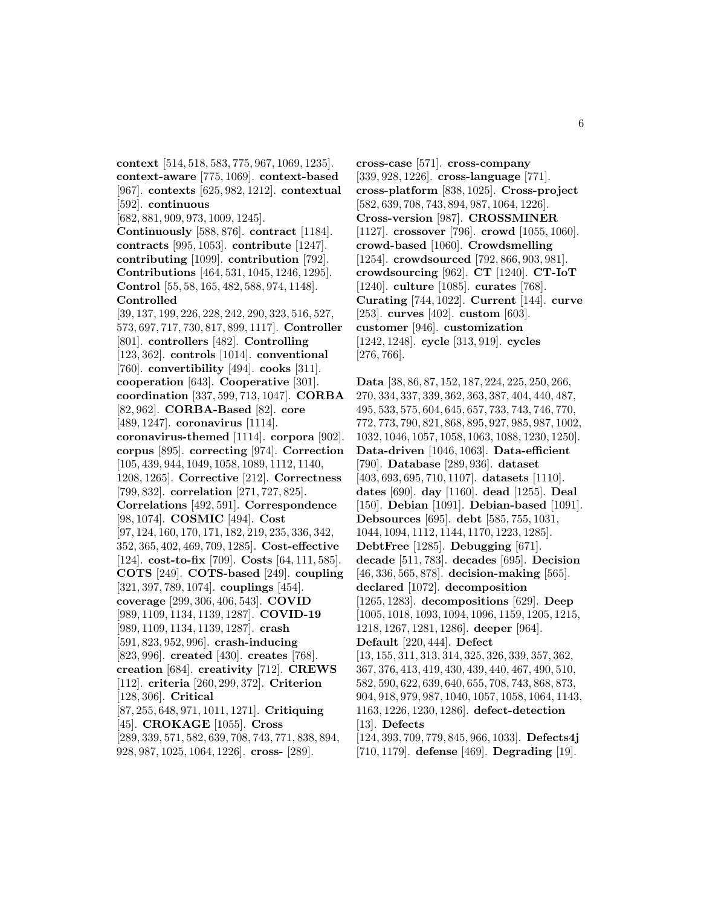**context** [514, 518, 583, 775, 967, 1069, 1235]. **context-aware** [775, 1069]. **context-based** [967]. **contexts** [625, 982, 1212]. **contextual** [592]. **continuous** [682, 881, 909, 973, 1009, 1245]. **Continuously** [588, 876]. **contract** [1184]. **contracts** [995, 1053]. **contribute** [1247]. **contributing** [1099]. **contribution** [792]. **Contributions** [464, 531, 1045, 1246, 1295]. **Control** [55, 58, 165, 482, 588, 974, 1148]. **Controlled** [39, 137, 199, 226, 228, 242, 290, 323, 516, 527, 573, 697, 717, 730, 817, 899, 1117]. **Controller** [801]. **controllers** [482]. **Controlling** [123, 362]. **controls** [1014]. **conventional** [760]. **convertibility** [494]. **cooks** [311]. **cooperation** [643]. **Cooperative** [301]. **coordination** [337, 599, 713, 1047]. **CORBA** [82, 962]. **CORBA-Based** [82]. **core** [489, 1247]. **coronavirus** [1114]. **coronavirus-themed** [1114]. **corpora** [902]. **corpus** [895]. **correcting** [974]. **Correction** [105, 439, 944, 1049, 1058, 1089, 1112, 1140, 1208, 1265]. **Corrective** [212]. **Correctness** [799, 832]. **correlation** [271, 727, 825]. **Correlations** [492, 591]. **Correspondence** [98, 1074]. **COSMIC** [494]. **Cost** [97, 124, 160, 170, 171, 182, 219, 235, 336, 342, 352, 365, 402, 469, 709, 1285]. **Cost-effective** [124]. **cost-to-fix** [709]. **Costs** [64, 111, 585]. **COTS** [249]. **COTS-based** [249]. **coupling** [321, 397, 789, 1074]. **couplings** [454]. **coverage** [299, 306, 406, 543]. **COVID** [989, 1109, 1134, 1139, 1287]. **COVID-19** [989, 1109, 1134, 1139, 1287]. **crash** [591, 823, 952, 996]. **crash-inducing** [823, 996]. **created** [430]. **creates** [768]. **creation** [684]. **creativity** [712]. **CREWS** [112]. **criteria** [260, 299, 372]. **Criterion** [128, 306]. **Critical** [87, 255, 648, 971, 1011, 1271]. **Critiquing** [45]. **CROKAGE** [1055]. **Cross** [289, 339, 571, 582, 639, 708, 743, 771, 838, 894, 928, 987, 1025, 1064, 1226]. **cross-** [289]. **cross-case** [571]. **cross-company** [339, 928, 1226]. **cross-language** [771]. **cross-platform** [838, 1025]. **Cross-project** [582, 639, 708, 743, 894, 987, 1064, 1226]. **Cross-version** [987]. **CROSSMINER** [1127]. **crossover** [796]. **crowd** [1055, 1060]. **crowd-based** [1060]. **Crowdsmelling** [1254]. **crowdsourced** [792, 866, 903, 981]. **crowdsourcing** [962]. **CT** [1240]. **CT-IoT** [1240]. **culture** [1085]. **curates** [768]. **Curating** [744, 1022]. **Current** [144]. **curve** [253]. **curves** [402]. **custom** [603]. **customer** [946]. **customization** [1242, 1248]. **cycle** [313, 919]. **cycles** [276, 766].

**Data** [38, 86, 87, 152, 187, 224, 225, 250, 266, 270, 334, 337, 339, 362, 363, 387, 404, 440, 487, 495, 533, 575, 604, 645, 657, 733, 743, 746, 770, 772, 773, 790, 821, 868, 895, 927, 985, 987, 1002, 1032, 1046, 1057, 1058, 1063, 1088, 1230, 1250]. **Data-driven** [1046, 1063]. **Data-efficient** [790]. **Database** [289, 936]. **dataset** [403, 693, 695, 710, 1107]. **datasets** [1110]. **dates** [690]. **day** [1160]. **dead** [1255]. **Deal** [150]. **Debian** [1091]. **Debian-based** [1091]. **Debsources** [695]. **debt** [585, 755, 1031, 1044, 1094, 1112, 1144, 1170, 1223, 1285]. **DebtFree** [1285]. **Debugging** [671]. **decade** [511, 783]. **decades** [695]. **Decision** [46, 336, 565, 878]. **decision-making** [565]. **declared** [1072]. **decomposition** [1265, 1283]. **decompositions** [629]. **Deep** [1005, 1018, 1093, 1094, 1096, 1159, 1205, 1215, 1218, 1267, 1281, 1286]. **deeper** [964]. **Default** [220, 444]. **Defect** [13, 155, 311, 313, 314, 325, 326, 339, 357, 362, 367, 376, 413, 419, 430, 439, 440, 467, 490, 510, 582, 590, 622, 639, 640, 655, 708, 743, 868, 873, 904, 918, 979, 987, 1040, 1057, 1058, 1064, 1143, 1163, 1226, 1230, 1286]. **defect-detection** [13]. **Defects** [124, 393, 709, 779, 845, 966, 1033]. **Defects4j** [710, 1179]. **defense** [469]. **Degrading** [19].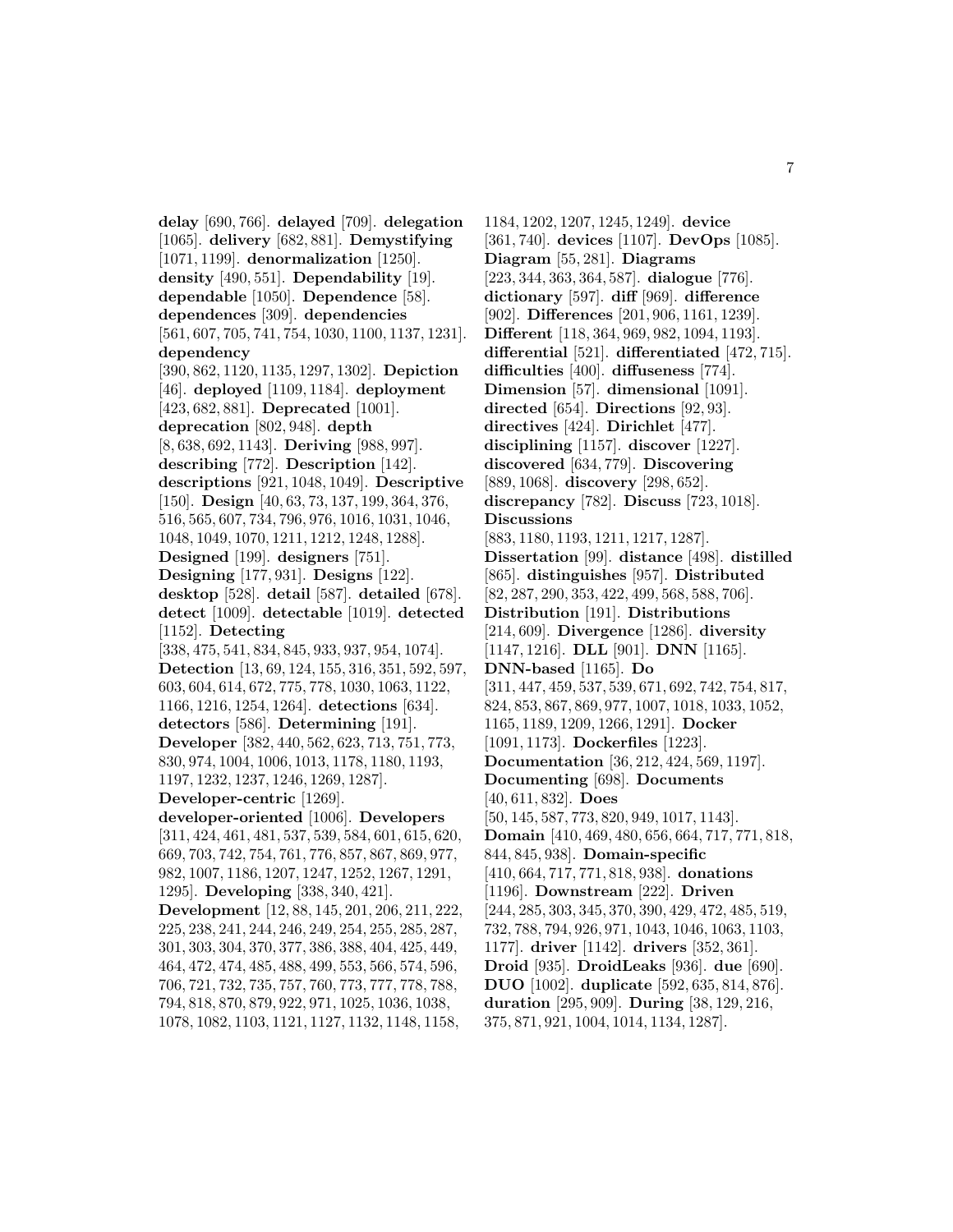**delay** [690, 766]. **delayed** [709]. **delegation** [1065]. **delivery** [682, 881]. **Demystifying** [1071, 1199]. **denormalization** [1250]. **density** [490, 551]. **Dependability** [19]. **dependable** [1050]. **Dependence** [58]. **dependences** [309]. **dependencies** [561, 607, 705, 741, 754, 1030, 1100, 1137, 1231]. **dependency** [390, 862, 1120, 1135, 1297, 1302]. **Depiction** [46]. **deployed** [1109, 1184]. **deployment** [423, 682, 881]. **Deprecated** [1001]. **deprecation** [802, 948]. **depth** [8, 638, 692, 1143]. **Deriving** [988, 997]. **describing** [772]. **Description** [142]. **descriptions** [921, 1048, 1049]. **Descriptive** [150]. **Design** [40, 63, 73, 137, 199, 364, 376, 516, 565, 607, 734, 796, 976, 1016, 1031, 1046, 1048, 1049, 1070, 1211, 1212, 1248, 1288]. **Designed** [199]. **designers** [751]. **Designing** [177, 931]. **Designs** [122]. **desktop** [528]. **detail** [587]. **detailed** [678]. **detect** [1009]. **detectable** [1019]. **detected** [1152]. **Detecting** [338, 475, 541, 834, 845, 933, 937, 954, 1074]. **Detection** [13, 69, 124, 155, 316, 351, 592, 597, 603, 604, 614, 672, 775, 778, 1030, 1063, 1122, 1166, 1216, 1254, 1264]. **detections** [634]. **detectors** [586]. **Determining** [191]. **Developer** [382, 440, 562, 623, 713, 751, 773, 830, 974, 1004, 1006, 1013, 1178, 1180, 1193, 1197, 1232, 1237, 1246, 1269, 1287]. **Developer-centric** [1269]. **developer-oriented** [1006]. **Developers** [311, 424, 461, 481, 537, 539, 584, 601, 615, 620, 669, 703, 742, 754, 761, 776, 857, 867, 869, 977, 982, 1007, 1186, 1207, 1247, 1252, 1267, 1291, 1295]. **Developing** [338, 340, 421]. **Development** [12, 88, 145, 201, 206, 211, 222, 225, 238, 241, 244, 246, 249, 254, 255, 285, 287, 301, 303, 304, 370, 377, 386, 388, 404, 425, 449, 464, 472, 474, 485, 488, 499, 553, 566, 574, 596, 706, 721, 732, 735, 757, 760, 773, 777, 778, 788, 794, 818, 870, 879, 922, 971, 1025, 1036, 1038, 1078, 1082, 1103, 1121, 1127, 1132, 1148, 1158, 1184, 1202, 1207, 1245, 1249]. **device** [361, 740]. **devices** [1107]. **DevOps** [1085]. **Diagram** [55, 281]. **Diagrams** [223, 344, 363, 364, 587]. **dialogue** [776]. **dictionary** [597]. **diff** [969]. **difference** [902]. **Differences** [201, 906, 1161, 1239]. **Different** [118, 364, 969, 982, 1094, 1193]. **differential** [521]. **differentiated** [472, 715]. **difficulties** [400]. **diffuseness** [774]. **Dimension** [57]. **dimensional** [1091]. **directed** [654]. **Directions** [92, 93]. **directives** [424]. **Dirichlet** [477]. **disciplining** [1157]. **discover** [1227]. **discovered** [634, 779]. **Discovering** [889, 1068]. **discovery** [298, 652]. **discrepancy** [782]. **Discuss** [723, 1018]. **Discussions** [883, 1180, 1193, 1211, 1217, 1287]. **Dissertation** [99]. **distance** [498]. **distilled** [865]. **distinguishes** [957]. **Distributed** [82, 287, 290, 353, 422, 499, 568, 588, 706]. **Distribution** [191]. **Distributions** [214, 609]. **Divergence** [1286]. **diversity** [1147, 1216]. **DLL** [901]. **DNN** [1165]. **DNN-based** [1165]. **Do** [311, 447, 459, 537, 539, 671, 692, 742, 754, 817, 824, 853, 867, 869, 977, 1007, 1018, 1033, 1052, 1165, 1189, 1209, 1266, 1291]. **Docker** [1091, 1173]. **Dockerfiles** [1223]. **Documentation** [36, 212, 424, 569, 1197]. **Documenting** [698]. **Documents** [40, 611, 832]. **Does** [50, 145, 587, 773, 820, 949, 1017, 1143]. **Domain** [410, 469, 480, 656, 664, 717, 771, 818, 844, 845, 938]. **Domain-specific** [410, 664, 717, 771, 818, 938]. **donations** [1196]. **Downstream** [222]. **Driven** [244, 285, 303, 345, 370, 390, 429, 472, 485, 519, 732, 788, 794, 926, 971, 1043, 1046, 1063, 1103, 1177]. **driver** [1142]. **drivers** [352, 361]. **Droid** [935]. **DroidLeaks** [936]. **due** [690]. **DUO** [1002]. **duplicate** [592, 635, 814, 876]. **duration** [295, 909]. **During** [38, 129, 216, 375, 871, 921, 1004, 1014, 1134, 1287].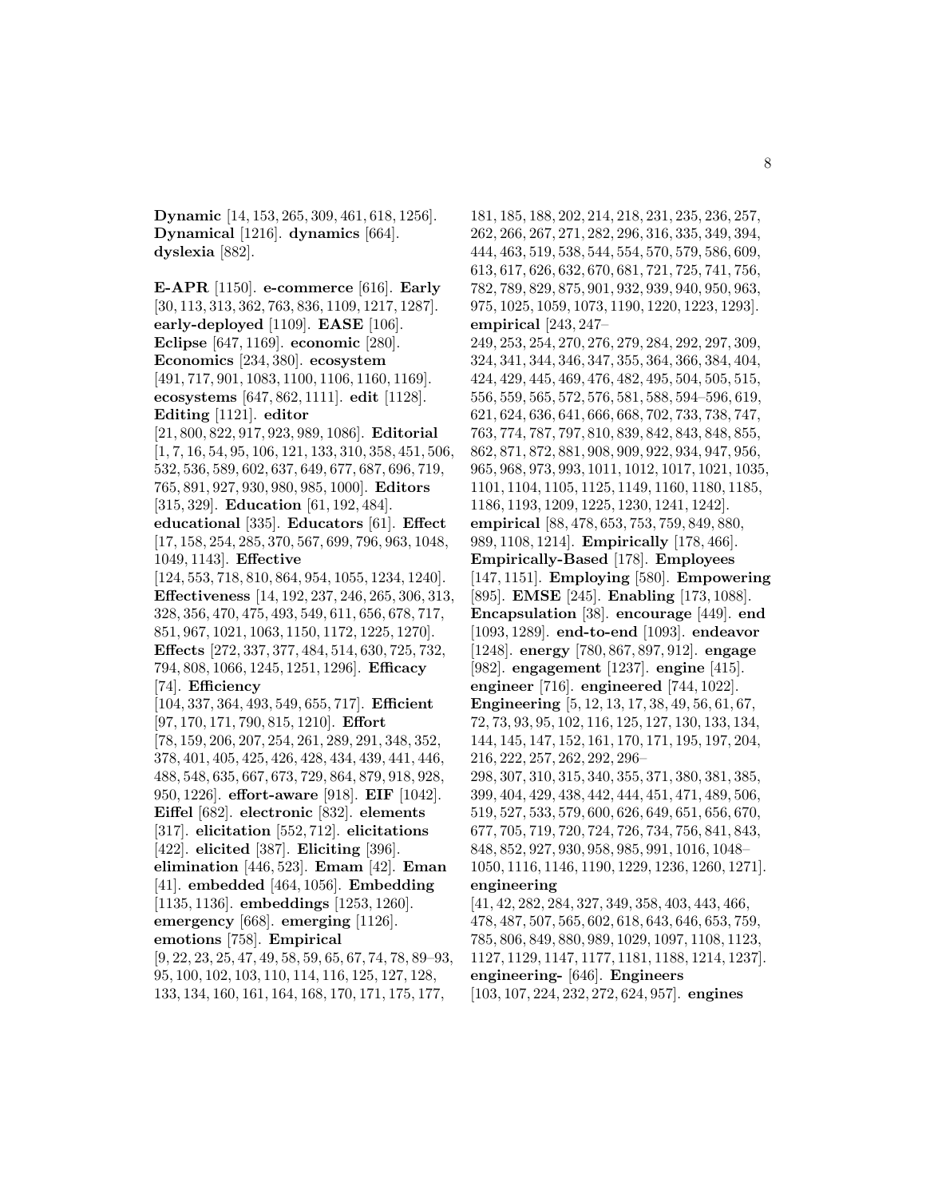**Dynamic** [14, 153, 265, 309, 461, 618, 1256]. **Dynamical** [1216]. **dynamics** [664]. **dyslexia** [882].

**E-APR** [1150]. **e-commerce** [616]. **Early** [30, 113, 313, 362, 763, 836, 1109, 1217, 1287]. **early-deployed** [1109]. **EASE** [106]. **Eclipse** [647, 1169]. **economic** [280]. **Economics** [234, 380]. **ecosystem** [491, 717, 901, 1083, 1100, 1106, 1160, 1169]. **ecosystems** [647, 862, 1111]. **edit** [1128]. **Editing** [1121]. **editor** [21, 800, 822, 917, 923, 989, 1086]. **Editorial** [1, 7, 16, 54, 95, 106, 121, 133, 310, 358, 451, 506, 532, 536, 589, 602, 637, 649, 677, 687, 696, 719, 765, 891, 927, 930, 980, 985, 1000]. **Editors** [315, 329]. **Education** [61, 192, 484]. **educational** [335]. **Educators** [61]. **Effect** [17, 158, 254, 285, 370, 567, 699, 796, 963, 1048, 1049, 1143]. **Effective** [124, 553, 718, 810, 864, 954, 1055, 1234, 1240]. **Effectiveness** [14, 192, 237, 246, 265, 306, 313, 328, 356, 470, 475, 493, 549, 611, 656, 678, 717, 851, 967, 1021, 1063, 1150, 1172, 1225, 1270]. **Effects** [272, 337, 377, 484, 514, 630, 725, 732, 794, 808, 1066, 1245, 1251, 1296]. **Efficacy** [74]. **Efficiency** [104, 337, 364, 493, 549, 655, 717]. **Efficient** [97, 170, 171, 790, 815, 1210]. **Effort** [78, 159, 206, 207, 254, 261, 289, 291, 348, 352, 378, 401, 405, 425, 426, 428, 434, 439, 441, 446, 488, 548, 635, 667, 673, 729, 864, 879, 918, 928, 950, 1226]. **effort-aware** [918]. **EIF** [1042]. **Eiffel** [682]. **electronic** [832]. **elements** [317]. **elicitation** [552, 712]. **elicitations** [422]. **elicited** [387]. **Eliciting** [396]. **elimination** [446, 523]. **Emam** [42]. **Eman** [41]. **embedded** [464, 1056]. **Embedding** [1135, 1136]. **embeddings** [1253, 1260]. **emergency** [668]. **emerging** [1126]. **emotions** [758]. **Empirical** [9, 22, 23, 25, 47, 49, 58, 59, 65, 67, 74, 78, 89–93, 95, 100, 102, 103, 110, 114, 116, 125, 127, 128, 133, 134, 160, 161, 164, 168, 170, 171, 175, 177, 181, 185, 188, 202, 214, 218, 231, 235, 236, 257, 262, 266, 267, 271, 282, 296, 316, 335, 349, 394, 444, 463, 519, 538, 544, 554, 570, 579, 586, 609, 613, 617, 626, 632, 670, 681, 721, 725, 741, 756, 782, 789, 829, 875, 901, 932, 939, 940, 950, 963, 975, 1025, 1059, 1073, 1190, 1220, 1223, 1293]. **empirical** [243, 247–249, 253, 254, 270, 276, 279, 284, 292, 297, 309, 324, 341, 344, 346, 347, 355, 364, 366, 384, 404, 424, 429, 445, 469, 476, 482, 495, 504, 505, 515, 556, 559, 565, 572, 576, 581, 588, 594–596, 619, 621, 624, 636, 641, 666, 668, 702, 733, 738, 747, 763, 774, 787, 797, 810, 839, 842, 843, 848, 855, 862, 871, 872, 881, 908, 909, 922, 934, 947, 956, 965, 968, 973, 993, 1011, 1012, 1017, 1021, 1035, 1101, 1104, 1105, 1125, 1149, 1160, 1180, 1185, 1186, 1193, 1209, 1225, 1230, 1241, 1242]. **empirical** [88, 478, 653, 753, 759, 849, 880, 989, 1108, 1214]. **Empirically** [178, 466]. **Empirically-Based** [178]. **Employees** [147, 1151]. **Employing** [580]. **Empowering** [895]. **EMSE** [245]. **Enabling** [173, 1088]. **Encapsulation** [38]. **encourage** [449]. **end** [1093, 1289]. **end-to-end** [1093]. **endeavor** [1248]. **energy** [780, 867, 897, 912]. **engage** [982]. **engagement** [1237]. **engine** [415]. **engineer** [716]. **engineered** [744, 1022]. **Engineering** [5, 12, 13, 17, 38, 49, 56, 61, 67, 72, 73, 93, 95, 102, 116, 125, 127, 130, 133, 134, 144, 145, 147, 152, 161, 170, 171, 195, 197, 204, 216, 222, 257, 262, 292, 296–298, 307, 310, 315, 340, 355, 371, 380, 381, 385, 399, 404, 429, 438, 442, 444, 451, 471, 489, 506, 519, 527, 533, 579, 600, 626, 649, 651, 656, 670, 677, 705, 719, 720, 724, 726, 734, 756, 841, 843, 848, 852, 927, 930, 958, 985, 991, 1016, 1048–1050, 1116, 1146, 1190, 1229, 1236, 1260, 1271]. **engineering** [41, 42, 282, 284, 327, 349, 358, 403, 443, 466, 478, 487, 507, 565, 602, 618, 643, 646, 653, 759, 785, 806, 849, 880, 989, 1029, 1097, 1108, 1123, 1127, 1129, 1147, 1177, 1181, 1188, 1214, 1237]. **engineering-** [646]. **Engineers** [103, 107, 224, 232, 272, 624, 957]. **engines**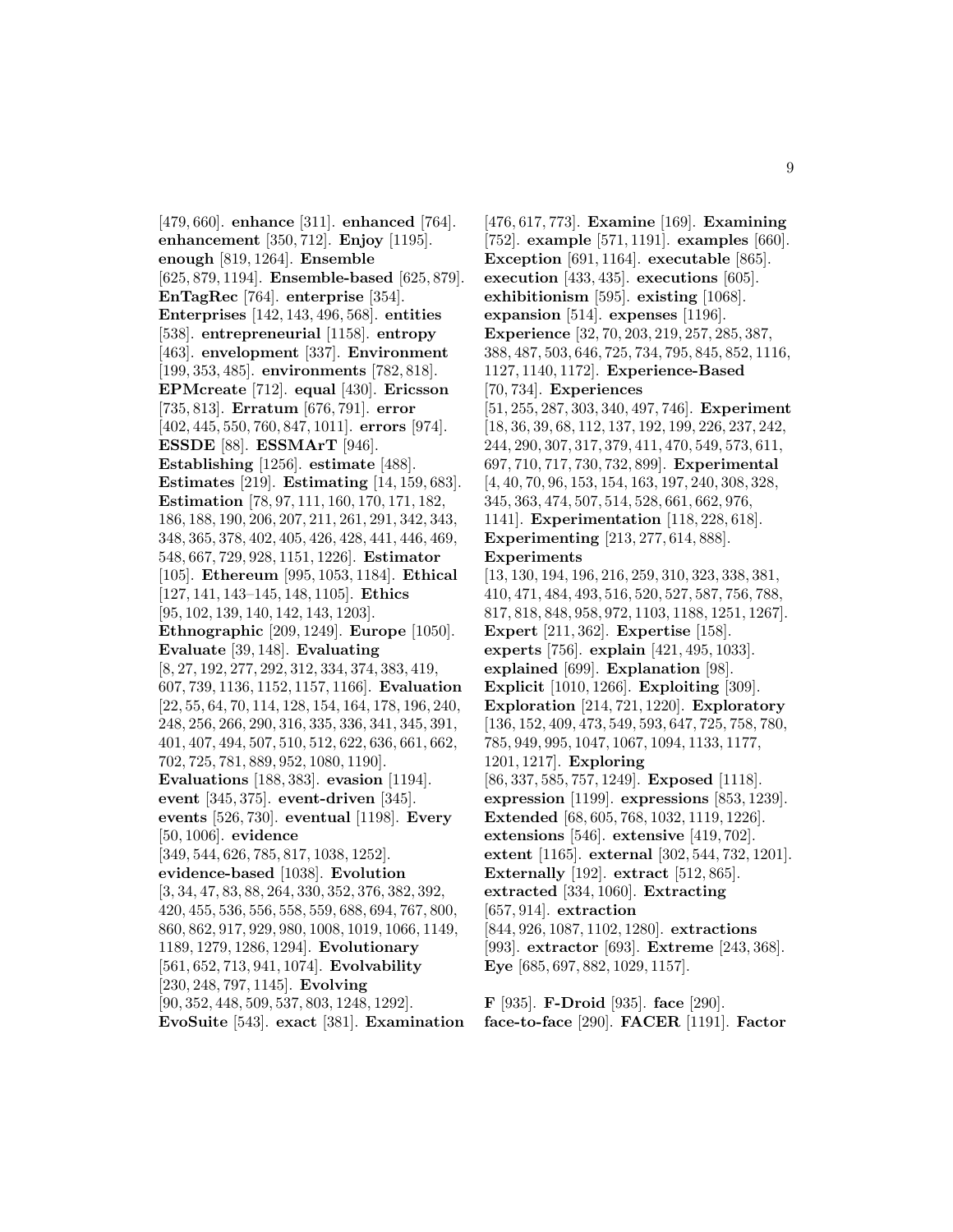[479, 660]. **enhance** [311]. **enhanced** [764]. **enhancement** [350, 712]. **Enjoy** [1195]. **enough** [819, 1264]. **Ensemble** [625, 879, 1194]. **Ensemble-based** [625, 879]. **EnTagRec** [764]. **enterprise** [354]. **Enterprises** [142, 143, 496, 568]. **entities** [538]. **entrepreneurial** [1158]. **entropy** [463]. **envelopment** [337]. **Environment** [199, 353, 485]. **environments** [782, 818]. **EPMcreate** [712]. **equal** [430]. **Ericsson** [735, 813]. **Erratum** [676, 791]. **error** [402, 445, 550, 760, 847, 1011]. **errors** [974]. **ESSDE** [88]. **ESSMArT** [946]. **Establishing** [1256]. **estimate** [488]. **Estimates** [219]. **Estimating** [14, 159, 683]. **Estimation** [78, 97, 111, 160, 170, 171, 182, 186, 188, 190, 206, 207, 211, 261, 291, 342, 343, 348, 365, 378, 402, 405, 426, 428, 441, 446, 469, 548, 667, 729, 928, 1151, 1226]. **Estimator** [105]. **Ethereum** [995, 1053, 1184]. **Ethical** [127, 141, 143–145, 148, 1105]. **Ethics** [95, 102, 139, 140, 142, 143, 1203]. **Ethnographic** [209, 1249]. **Europe** [1050]. **Evaluate** [39, 148]. **Evaluating** [8, 27, 192, 277, 292, 312, 334, 374, 383, 419, 607, 739, 1136, 1152, 1157, 1166]. **Evaluation** [22, 55, 64, 70, 114, 128, 154, 164, 178, 196, 240, 248, 256, 266, 290, 316, 335, 336, 341, 345, 391, 401, 407, 494, 507, 510, 512, 622, 636, 661, 662, 702, 725, 781, 889, 952, 1080, 1190]. **Evaluations** [188, 383]. **evasion** [1194]. **event** [345, 375]. **event-driven** [345]. **events** [526, 730]. **eventual** [1198]. **Every** [50, 1006]. **evidence** [349, 544, 626, 785, 817, 1038, 1252]. **evidence-based** [1038]. **Evolution** [3, 34, 47, 83, 88, 264, 330, 352, 376, 382, 392, 420, 455, 536, 556, 558, 559, 688, 694, 767, 800, 860, 862, 917, 929, 980, 1008, 1019, 1066, 1149, 1189, 1279, 1286, 1294]. **Evolutionary** [561, 652, 713, 941, 1074]. **Evolvability** [230, 248, 797, 1145]. **Evolving** [90, 352, 448, 509, 537, 803, 1248, 1292]. **EvoSuite** [543]. **exact** [381]. **Examination** [476, 617, 773]. **Examine** [169]. **Examining** [752]. **example** [571, 1191]. **examples** [660]. **Exception** [691, 1164]. **executable** [865]. **execution** [433, 435]. **executions** [605]. **exhibitionism** [595]. **existing** [1068]. **expansion** [514]. **expenses** [1196]. **Experience** [32, 70, 203, 219, 257, 285, 387, 388, 487, 503, 646, 725, 734, 795, 845, 852, 1116, 1127, 1140, 1172]. **Experience-Based** [70, 734]. **Experiences** [51, 255, 287, 303, 340, 497, 746]. **Experiment** [18, 36, 39, 68, 112, 137, 192, 199, 226, 237, 242, 244, 290, 307, 317, 379, 411, 470, 549, 573, 611, 697, 710, 717, 730, 732, 899]. **Experimental** [4, 40, 70, 96, 153, 154, 163, 197, 240, 308, 328, 345, 363, 474, 507, 514, 528, 661, 662, 976, 1141]. **Experimentation** [118, 228, 618]. **Experimenting** [213, 277, 614, 888]. **Experiments** [13, 130, 194, 196, 216, 259, 310, 323, 338, 381, 410, 471, 484, 493, 516, 520, 527, 587, 756, 788, 817, 818, 848, 958, 972, 1103, 1188, 1251, 1267]. **Expert** [211, 362]. **Expertise** [158]. **experts** [756]. **explain** [421, 495, 1033]. **explained** [699]. **Explanation** [98]. **Explicit** [1010, 1266]. **Exploiting** [309]. **Exploration** [214, 721, 1220]. **Exploratory** [136, 152, 409, 473, 549, 593, 647, 725, 758, 780, 785, 949, 995, 1047, 1067, 1094, 1133, 1177, 1201, 1217]. **Exploring** [86, 337, 585, 757, 1249]. **Exposed** [1118]. **expression** [1199]. **expressions** [853, 1239]. **Extended** [68, 605, 768, 1032, 1119, 1226]. **extensions** [546]. **extensive** [419, 702]. **extent** [1165]. **external** [302, 544, 732, 1201]. **Externally** [192]. **extract** [512, 865]. **extracted** [334, 1060]. **Extracting** [657, 914]. **extraction** [844, 926, 1087, 1102, 1280]. **extractions** [993]. **extractor** [693]. **Extreme** [243, 368]. **Eye** [685, 697, 882, 1029, 1157].

**F** [935]. **F-Droid** [935]. **face** [290]. **face-to-face** [290]. **FACER** [1191]. **Factor**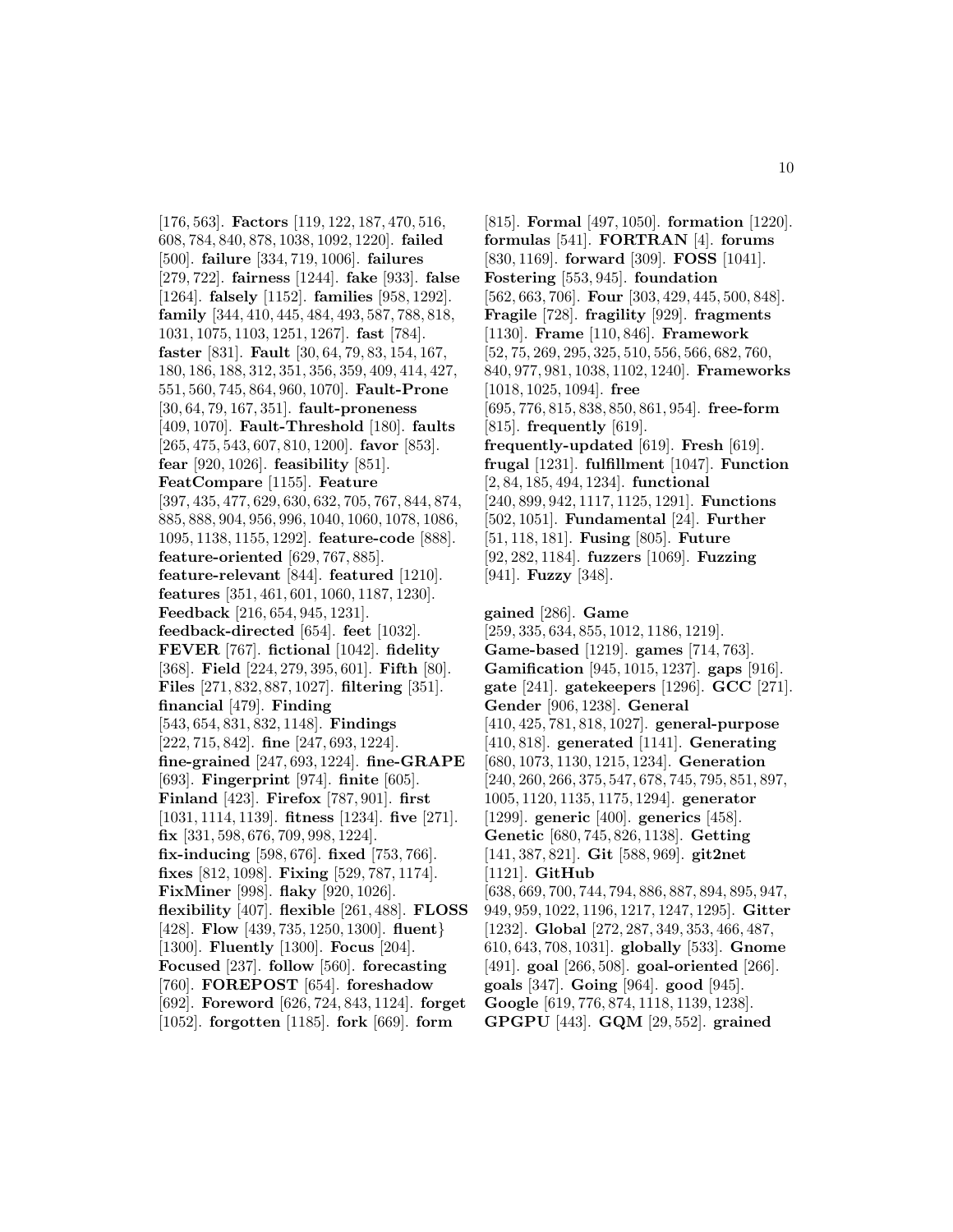[176, 563]. **Factors** [119, 122, 187, 470, 516, 608, 784, 840, 878, 1038, 1092, 1220]. **failed** [500]. **failure** [334, 719, 1006]. **failures** [279, 722]. **fairness** [1244]. **fake** [933]. **false** [1264]. **falsely** [1152]. **families** [958, 1292]. **family** [344, 410, 445, 484, 493, 587, 788, 818, 1031, 1075, 1103, 1251, 1267]. **fast** [784]. **faster** [831]. **Fault** [30, 64, 79, 83, 154, 167, 180, 186, 188, 312, 351, 356, 359, 409, 414, 427, 551, 560, 745, 864, 960, 1070]. **Fault-Prone** [30, 64, 79, 167, 351]. **fault-proneness** [409, 1070]. **Fault-Threshold** [180]. **faults** [265, 475, 543, 607, 810, 1200]. **favor** [853]. **fear** [920, 1026]. **feasibility** [851]. **FeatCompare** [1155]. **Feature** [397, 435, 477, 629, 630, 632, 705, 767, 844, 874, 885, 888, 904, 956, 996, 1040, 1060, 1078, 1086, 1095, 1138, 1155, 1292]. **feature-code** [888]. **feature-oriented** [629, 767, 885]. **feature-relevant** [844]. **featured** [1210]. **features** [351, 461, 601, 1060, 1187, 1230]. **Feedback** [216, 654, 945, 1231]. **feedback-directed** [654]. **feet** [1032]. **FEVER** [767]. **fictional** [1042]. **fidelity** [368]. **Field** [224, 279, 395, 601]. **Fifth** [80]. **Files** [271, 832, 887, 1027]. **filtering** [351]. **financial** [479]. **Finding** [543, 654, 831, 832, 1148]. **Findings** [222, 715, 842]. **fine** [247, 693, 1224]. **fine-grained** [247, 693, 1224]. **fine-GRAPE** [693]. **Fingerprint** [974]. **finite** [605]. **Finland** [423]. **Firefox** [787, 901]. **first** [1031, 1114, 1139]. **fitness** [1234]. **five** [271]. **fix** [331, 598, 676, 709, 998, 1224]. **fix-inducing** [598, 676]. **fixed** [753, 766]. **fixes** [812, 1098]. **Fixing** [529, 787, 1174]. **FixMiner** [998]. **flaky** [920, 1026]. **flexibility** [407]. **flexible** [261, 488]. **FLOSS** [428]. **Flow** [439, 735, 1250, 1300]. **fluent}** [1300]. **Fluently** [1300]. **Focus** [204]. **Focused** [237]. **follow** [560]. **forecasting** [760]. **FOREPOST** [654]. **foreshadow** [692]. **Foreword** [626, 724, 843, 1124]. **forget** [1052]. **forgotten** [1185]. **fork** [669]. **form** [815]. **Formal** [497, 1050]. **formation** [1220]. **formulas** [541]. **FORTRAN** [4]. **forums** [830, 1169]. **forward** [309]. **FOSS** [1041]. **Fostering** [553, 945]. **foundation** [562, 663, 706]. **Four** [303, 429, 445, 500, 848]. **Fragile** [728]. **fragility** [929]. **fragments** [1130]. **Frame** [110, 846]. **Framework** [52, 75, 269, 295, 325, 510, 556, 566, 682, 760, 840, 977, 981, 1038, 1102, 1240]. **Frameworks** [1018, 1025, 1094]. **free** [695, 776, 815, 838, 850, 861, 954]. **free-form** [815]. **frequently** [619]. **frequently-updated** [619]. **Fresh** [619]. **frugal** [1231]. **fulfillment** [1047]. **Function** [2, 84, 185, 494, 1234]. **functional** [240, 899, 942, 1117, 1125, 1291]. **Functions** [502, 1051]. **Fundamental** [24]. **Further** [51, 118, 181]. **Fusing** [805]. **Future** [92, 282, 1184]. **fuzzers** [1069]. **Fuzzing** [941]. **Fuzzy** [348].

**gained** [286]. **Game** [259, 335, 634, 855, 1012, 1186, 1219]. **Game-based** [1219]. **games** [714, 763]. **Gamification** [945, 1015, 1237]. **gaps** [916]. **gate** [241]. **gatekeepers** [1296]. **GCC** [271]. **Gender** [906, 1238]. **General** [410, 425, 781, 818, 1027]. **general-purpose** [410, 818]. **generated** [1141]. **Generating** [680, 1073, 1130, 1215, 1234]. **Generation** [240, 260, 266, 375, 547, 678, 745, 795, 851, 897, 1005, 1120, 1135, 1175, 1294]. **generator** [1299]. **generic** [400]. **generics** [458]. **Genetic** [680, 745, 826, 1138]. **Getting** [141, 387, 821]. **Git** [588, 969]. **git2net** [1121]. **GitHub** [638, 669, 700, 744, 794, 886, 887, 894, 895, 947, 949, 959, 1022, 1196, 1217, 1247, 1295]. **Gitter** [1232]. **Global** [272, 287, 349, 353, 466, 487, 610, 643, 708, 1031]. **globally** [533]. **Gnome** [491]. **goal** [266, 508]. **goal-oriented** [266]. **goals** [347]. **Going** [964]. **good** [945]. **Google** [619, 776, 874, 1118, 1139, 1238]. **GPGPU** [443]. **GQM** [29, 552]. **grained**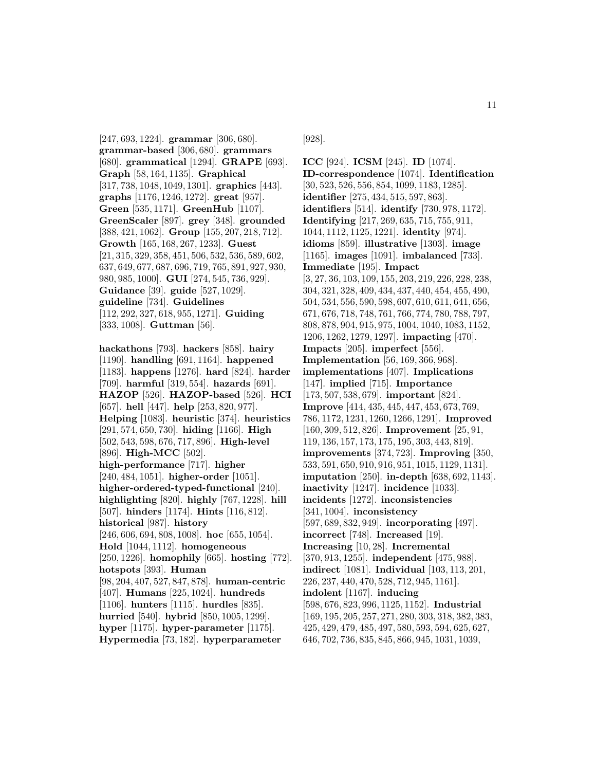[247, 693, 1224]. **grammar** [306, 680]. **grammar-based** [306, 680]. **grammars** [680]. **grammatical** [1294]. **GRAPE** [693]. **Graph** [58, 164, 1135]. **Graphical** [317, 738, 1048, 1049, 1301]. **graphics** [443]. **graphs** [1176, 1246, 1272]. **great** [957]. **Green** [535, 1171]. **GreenHub** [1107]. **GreenScaler** [897]. **grey** [348]. **grounded** [388, 421, 1062]. **Group** [155, 207, 218, 712]. **Growth** [165, 168, 267, 1233]. **Guest** [21, 315, 329, 358, 451, 506, 532, 536, 589, 602, 637, 649, 677, 687, 696, 719, 765, 891, 927, 930, 980, 985, 1000]. **GUI** [274, 545, 736, 929]. **Guidance** [39]. **guide** [527, 1029]. **guideline** [734]. **Guidelines** [112, 292, 327, 618, 955, 1271]. **Guiding** [333, 1008]. **Guttman** [56].

**hackathons** [793]. **hackers** [858]. **hairy** [1190]. **handling** [691, 1164]. **happened** [1183]. **happens** [1276]. **hard** [824]. **harder** [709]. **harmful** [319, 554]. **hazards** [691]. **HAZOP** [526]. **HAZOP-based** [526]. **HCI** [657]. **hell** [447]. **help** [253, 820, 977]. **Helping** [1083]. **heuristic** [374]. **heuristics** [291, 574, 650, 730]. **hiding** [1166]. **High** [502, 543, 598, 676, 717, 896]. **High-level** [896]. **High-MCC** [502]. **high-performance** [717]. **higher** [240, 484, 1051]. **higher-order** [1051]. **higher-ordered-typed-functional** [240]. **highlighting** [820]. **highly** [767, 1228]. **hill** [507]. **hinders** [1174]. **Hints** [116, 812]. **historical** [987]. **history** [246, 606, 694, 808, 1008]. **hoc** [655, 1054]. **Hold** [1044, 1112]. **homogeneous** [250, 1226]. **homophily** [665]. **hosting** [772]. **hotspots** [393]. **Human** [98, 204, 407, 527, 847, 878]. **human-centric** [407]. **Humans** [225, 1024]. **hundreds** [1106]. **hunters** [1115]. **hurdles** [835]. **hurried** [540]. **hybrid** [850, 1005, 1299]. **hyper** [1175]. **hyper-parameter** [1175]. **Hypermedia** [73, 182]. **hyperparameter** [928].

**ICC** [924]. **ICSM** [245]. **ID** [1074]. **ID-correspondence** [1074]. **Identification** [30, 523, 526, 556, 854, 1099, 1183, 1285]. **identifier** [275, 434, 515, 597, 863]. **identifiers** [514]. **identify** [730, 978, 1172]. **Identifying** [217, 269, 635, 715, 755, 911, 1044, 1112, 1125, 1221]. **identity** [974]. **idioms** [859]. **illustrative** [1303]. **image** [1165]. **images** [1091]. **imbalanced** [733]. **Immediate** [195]. **Impact** [3, 27, 36, 103, 109, 155, 203, 219, 226, 228, 238, 304, 321, 328, 409, 434, 437, 440, 454, 455, 490, 504, 534, 556, 590, 598, 607, 610, 611, 641, 656, 671, 676, 718, 748, 761, 766, 774, 780, 788, 797, 808, 878, 904, 915, 975, 1004, 1040, 1083, 1152, 1206, 1262, 1279, 1297]. **impacting** [470]. **Impacts** [205]. **imperfect** [556]. **Implementation** [56, 169, 366, 968]. **implementations** [407]. **Implications** [147]. **implied** [715]. **Importance** [173, 507, 538, 679]. **important** [824]. **Improve** [414, 435, 445, 447, 453, 673, 769, 786, 1172, 1231, 1260, 1266, 1291]. **Improved** [160, 309, 512, 826]. **Improvement** [25, 91, 119, 136, 157, 173, 175, 195, 303, 443, 819]. **improvements** [374, 723]. **Improving** [350, 533, 591, 650, 910, 916, 951, 1015, 1129, 1131]. **imputation** [250]. **in-depth** [638, 692, 1143]. **inactivity** [1247]. **incidence** [1033]. **incidents** [1272]. **inconsistencies** [341, 1004]. **inconsistency** [597, 689, 832, 949]. **incorporating** [497]. **incorrect** [748]. **Increased** [19]. **Increasing** [10, 28]. **Incremental** [370, 913, 1255]. **independent** [475, 988]. **indirect** [1081]. **Individual** [103, 113, 201, 226, 237, 440, 470, 528, 712, 945, 1161]. **indolent** [1167]. **inducing** [598, 676, 823, 996, 1125, 1152]. **Industrial** [169, 195, 205, 257, 271, 280, 303, 318, 382, 383, 425, 429, 479, 485, 497, 580, 593, 594, 625, 627, 646, 702, 736, 835, 845, 866, 945, 1031, 1039,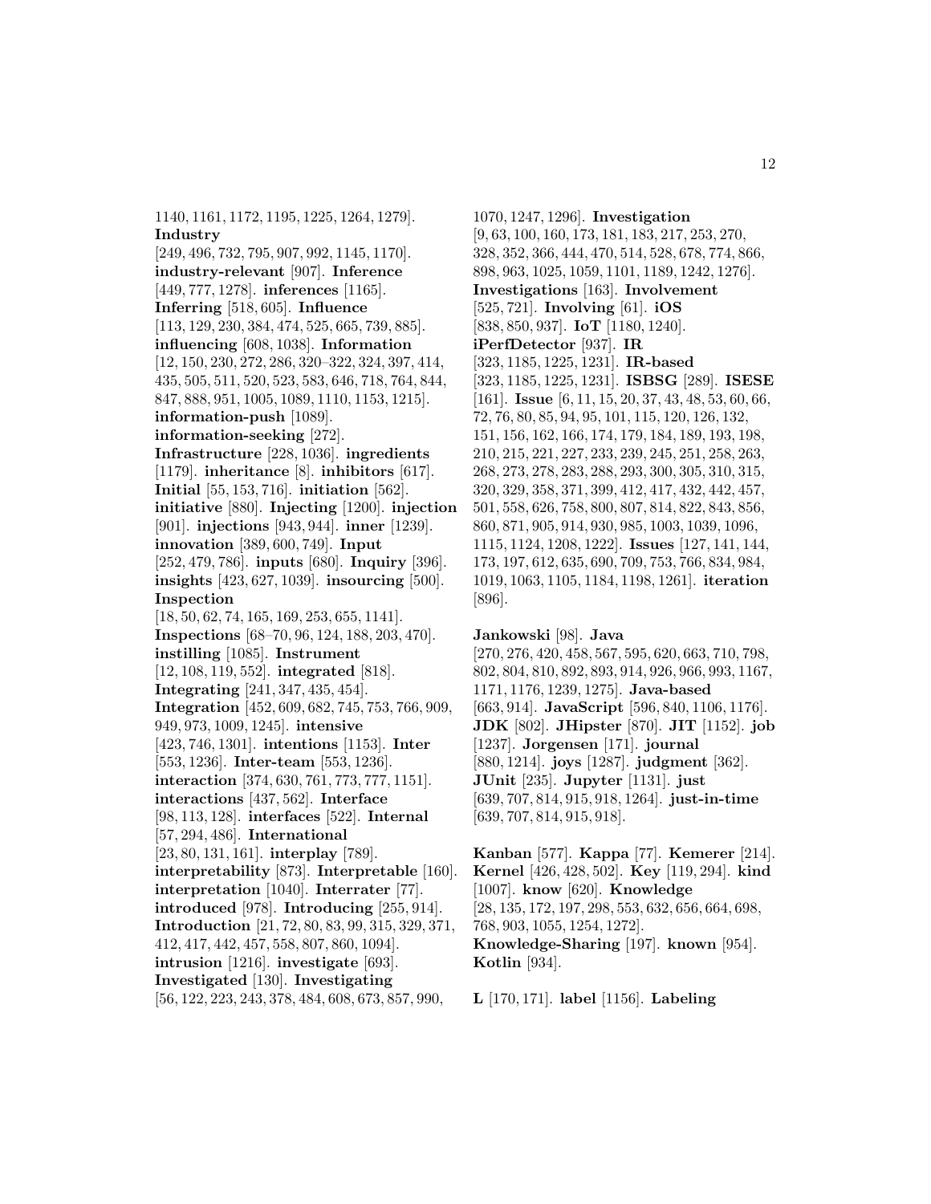1140, 1161, 1172, 1195, 1225, 1264, 1279]. **Industry** [249, 496, 732, 795, 907, 992, 1145, 1170]. **industry-relevant** [907]. **Inference** [449, 777, 1278]. **inferences** [1165]. **Inferring** [518, 605]. **Influence** [113, 129, 230, 384, 474, 525, 665, 739, 885]. **influencing** [608, 1038]. **Information** [12, 150, 230, 272, 286, 320–322, 324, 397, 414, 435, 505, 511, 520, 523, 583, 646, 718, 764, 844, 847, 888, 951, 1005, 1089, 1110, 1153, 1215]. **information-push** [1089]. **information-seeking** [272]. **Infrastructure** [228, 1036]. **ingredients** [1179]. **inheritance** [8]. **inhibitors** [617]. **Initial** [55, 153, 716]. **initiation** [562]. **initiative** [880]. **Injecting** [1200]. **injection** [901]. **injections** [943, 944]. **inner** [1239]. **innovation** [389, 600, 749]. **Input** [252, 479, 786]. **inputs** [680]. **Inquiry** [396]. **insights** [423, 627, 1039]. **insourcing** [500]. **Inspection** [18, 50, 62, 74, 165, 169, 253, 655, 1141]. **Inspections** [68–70, 96, 124, 188, 203, 470]. **instilling** [1085]. **Instrument** [12, 108, 119, 552]. **integrated** [818]. **Integrating** [241, 347, 435, 454]. **Integration** [452, 609, 682, 745, 753, 766, 909, 949, 973, 1009, 1245]. **intensive** [423, 746, 1301]. **intentions** [1153]. **Inter** [553, 1236]. **Inter-team** [553, 1236]. **interaction** [374, 630, 761, 773, 777, 1151]. **interactions** [437, 562]. **Interface** [98, 113, 128]. **interfaces** [522]. **Internal** [57, 294, 486]. **International** [23, 80, 131, 161]. **interplay** [789]. **interpretability** [873]. **Interpretable** [160]. **interpretation** [1040]. **Interrater** [77]. **introduced** [978]. **Introducing** [255, 914]. **Introduction** [21, 72, 80, 83, 99, 315, 329, 371, 412, 417, 442, 457, 558, 807, 860, 1094]. **intrusion** [1216]. **investigate** [693]. **Investigated** [130]. **Investigating** [56, 122, 223, 243, 378, 484, 608, 673, 857, 990, 1070, 1247, 1296]. **Investigation** [9, 63, 100, 160, 173, 181, 183, 217, 253, 270, 328, 352, 366, 444, 470, 514, 528, 678, 774, 866, 898, 963, 1025, 1059, 1101, 1189, 1242, 1276]. **Investigations** [163]. **Involvement** [525, 721]. **Involving** [61]. **iOS** [838, 850, 937]. **IoT** [1180, 1240]. **iPerfDetector** [937]. **IR** [323, 1185, 1225, 1231]. **IR-based** [323, 1185, 1225, 1231]. **ISBSG** [289]. **ISESE** [161]. **Issue** [6, 11, 15, 20, 37, 43, 48, 53, 60, 66, 72, 76, 80, 85, 94, 95, 101, 115, 120, 126, 132, 151, 156, 162, 166, 174, 179, 184, 189, 193, 198, 210, 215, 221, 227, 233, 239, 245, 251, 258, 263, 268, 273, 278, 283, 288, 293, 300, 305, 310, 315, 320, 329, 358, 371, 399, 412, 417, 432, 442, 457, 501, 558, 626, 758, 800, 807, 814, 822, 843, 856, 860, 871, 905, 914, 930, 985, 1003, 1039, 1096, 1115, 1124, 1208, 1222]. **Issues** [127, 141, 144, 173, 197, 612, 635, 690, 709, 753, 766, 834, 984, 1019, 1063, 1105, 1184, 1198, 1261]. **iteration** [896].

**Jankowski** [98]. **Java** [270, 276, 420, 458, 567, 595, 620, 663, 710, 798, 802, 804, 810, 892, 893, 914, 926, 966, 993, 1167, 1171, 1176, 1239, 1275]. **Java-based** [663, 914]. **JavaScript** [596, 840, 1106, 1176]. **JDK** [802]. **JHipster** [870]. **JIT** [1152]. **job** [1237]. **Jorgensen** [171]. **journal** [880, 1214]. **joys** [1287]. **judgment** [362]. **JUnit** [235]. **Jupyter** [1131]. **just** [639, 707, 814, 915, 918, 1264]. **just-in-time** [639, 707, 814, 915, 918].

**Kanban** [577]. **Kappa** [77]. **Kemerer** [214]. **Kernel** [426, 428, 502]. **Key** [119, 294]. **kind** [1007]. **know** [620]. **Knowledge** [28, 135, 172, 197, 298, 553, 632, 656, 664, 698, 768, 903, 1055, 1254, 1272]. **Knowledge-Sharing** [197]. **known** [954]. **Kotlin** [934].

**L** [170, 171]. **label** [1156]. **Labeling**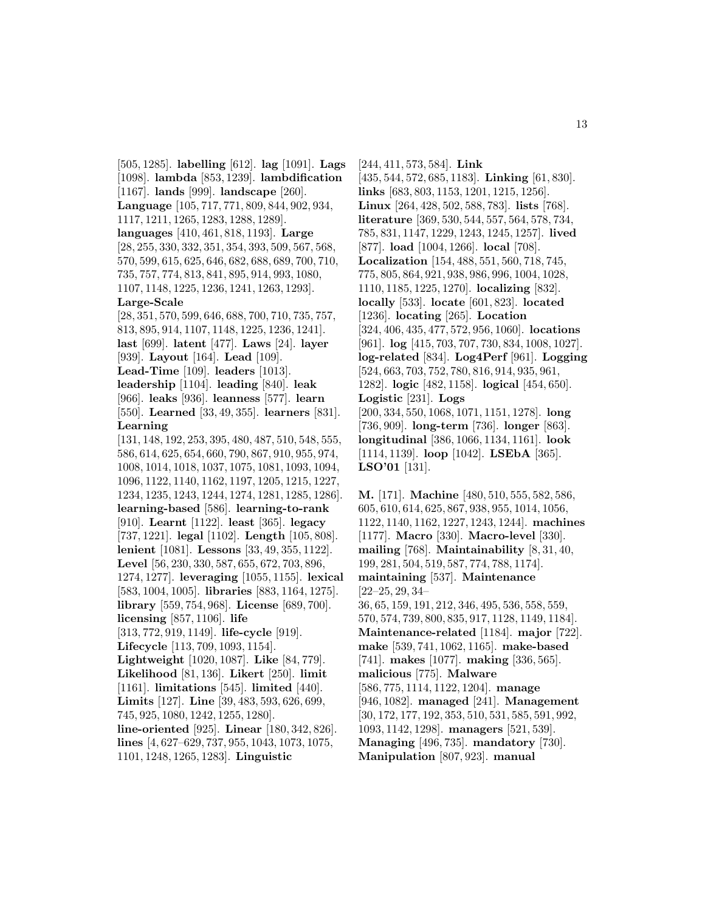[505, 1285]. **labelling** [612]. **lag** [1091]. **Lags** [1098]. **lambda** [853, 1239]. **lambdification** [1167]. **lands** [999]. **landscape** [260]. **Language** [105, 717, 771, 809, 844, 902, 934, 1117, 1211, 1265, 1283, 1288, 1289]. **languages** [410, 461, 818, 1193]. **Large** [28, 255, 330, 332, 351, 354, 393, 509, 567, 568, 570, 599, 615, 625, 646, 682, 688, 689, 700, 710, 735, 757, 774, 813, 841, 895, 914, 993, 1080, 1107, 1148, 1225, 1236, 1241, 1263, 1293]. **Large-Scale** [28, 351, 570, 599, 646, 688, 700, 710, 735, 757, 813, 895, 914, 1107, 1148, 1225, 1236, 1241]. **last** [699]. **latent** [477]. **Laws** [24]. **layer** [939]. **Layout** [164]. **Lead** [109]. **Lead-Time** [109]. **leaders** [1013]. **leadership** [1104]. **leading** [840]. **leak** [966]. **leaks** [936]. **leanness** [577]. **learn** [550]. **Learned** [33, 49, 355]. **learners** [831]. **Learning** [131, 148, 192, 253, 395, 480, 487, 510, 548, 555, 586, 614, 625, 654, 660, 790, 867, 910, 955, 974, 1008, 1014, 1018, 1037, 1075, 1081, 1093, 1094, 1096, 1122, 1140, 1162, 1197, 1205, 1215, 1227, 1234, 1235, 1243, 1244, 1274, 1281, 1285, 1286]. **learning-based** [586]. **learning-to-rank** [910]. **Learnt** [1122]. **least** [365]. **legacy** [737, 1221]. **legal** [1102]. **Length** [105, 808]. **lenient** [1081]. **Lessons** [33, 49, 355, 1122]. **Level** [56, 230, 330, 587, 655, 672, 703, 896, 1274, 1277]. **leveraging** [1055, 1155]. **lexical** [583, 1004, 1005]. **libraries** [883, 1164, 1275]. **library** [559, 754, 968]. **License** [689, 700]. **licensing** [857, 1106]. **life** [313, 772, 919, 1149]. **life-cycle** [919]. **Lifecycle** [113, 709, 1093, 1154]. **Lightweight** [1020, 1087]. **Like** [84, 779]. **Likelihood** [81, 136]. **Likert** [250]. **limit** [1161]. **limitations** [545]. **limited** [440]. **Limits** [127]. **Line** [39, 483, 593, 626, 699, 745, 925, 1080, 1242, 1255, 1280]. **line-oriented** [925]. **Linear** [180, 342, 826]. **lines** [4, 627–629, 737, 955, 1043, 1073, 1075, 1101, 1248, 1265, 1283]. **Linguistic** [244, 411, 573, 584]. **Link** [435, 544, 572, 685, 1183]. **Linking** [61, 830]. **links** [683, 803, 1153, 1201, 1215, 1256]. **Linux** [264, 428, 502, 588, 783]. **lists** [768]. **literature** [369, 530, 544, 557, 564, 578, 734, 785, 831, 1147, 1229, 1243, 1245, 1257]. **lived** [877]. **load** [1004, 1266]. **local** [708]. **Localization** [154, 488, 551, 560, 718, 745, 775, 805, 864, 921, 938, 986, 996, 1004, 1028, 1110, 1185, 1225, 1270]. **localizing** [832]. **locally** [533]. **locate** [601, 823]. **located** [1236]. **locating** [265]. **Location** [324, 406, 435, 477, 572, 956, 1060]. **locations** [961]. **log** [415, 703, 707, 730, 834, 1008, 1027]. **log-related** [834]. **Log4Perf** [961]. **Logging** [524, 663, 703, 752, 780, 816, 914, 935, 961, 1282]. **logic** [482, 1158]. **logical** [454, 650]. **Logistic** [231]. **Logs** [200, 334, 550, 1068, 1071, 1151, 1278]. **long** [736, 909]. **long-term** [736]. **longer** [863]. **longitudinal** [386, 1066, 1134, 1161]. **look** [1114, 1139]. **loop** [1042]. **LSEbA** [365]. **LSO'01** [131].

**M.** [171]. **Machine** [480, 510, 555, 582, 586, 605, 610, 614, 625, 867, 938, 955, 1014, 1056, 1122, 1140, 1162, 1227, 1243, 1244]. **machines** [1177]. **Macro** [330]. **Macro-level** [330]. **mailing** [768]. **Maintainability** [8, 31, 40, 199, 281, 504, 519, 587, 774, 788, 1174]. **maintaining** [537]. **Maintenance** [22–25, 29, 34–36, 65, 159, 191, 212, 346, 495, 536, 558, 559, 570, 574, 739, 800, 835, 917, 1128, 1149, 1184]. **Maintenance-related** [1184]. **major** [722]. **make** [539, 741, 1062, 1165]. **make-based** [741]. **makes** [1077]. **making** [336, 565]. **malicious** [775]. **Malware** [586, 775, 1114, 1122, 1204]. **manage** [946, 1082]. **managed** [241]. **Management** [30, 172, 177, 192, 353, 510, 531, 585, 591, 992, 1093, 1142, 1298]. **managers** [521, 539]. **Managing** [496, 735]. **mandatory** [730]. **Manipulation** [807, 923]. **manual**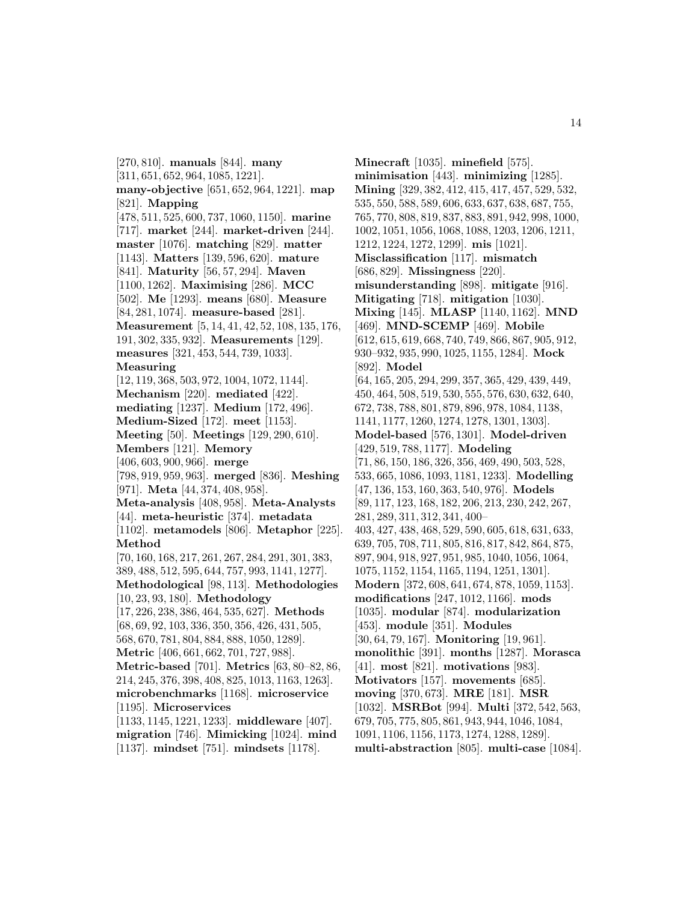[270, 810]. **manuals** [844]. **many** [311, 651, 652, 964, 1085, 1221]. **many-objective** [651, 652, 964, 1221]. **map** [821]. **Mapping** [478, 511, 525, 600, 737, 1060, 1150]. **marine** [717]. **market** [244]. **market-driven** [244]. **master** [1076]. **matching** [829]. **matter** [1143]. **Matters** [139, 596, 620]. **mature** [841]. **Maturity** [56, 57, 294]. **Maven** [1100, 1262]. **Maximising** [286]. **MCC** [502]. **Me** [1293]. **means** [680]. **Measure** [84, 281, 1074]. **measure-based** [281]. **Measurement** [5, 14, 41, 42, 52, 108, 135, 176, 191, 302, 335, 932]. **Measurements** [129]. **measures** [321, 453, 544, 739, 1033]. **Measuring** [12, 119, 368, 503, 972, 1004, 1072, 1144]. **Mechanism** [220]. **mediated** [422]. **mediating** [1237]. **Medium** [172, 496]. **Medium-Sized** [172]. **meet** [1153]. **Meeting** [50]. **Meetings** [129, 290, 610]. **Members** [121]. **Memory** [406, 603, 900, 966]. **merge** [798, 919, 959, 963]. **merged** [836]. **Meshing** [971]. **Meta** [44, 374, 408, 958]. **Meta-analysis** [408, 958]. **Meta-Analysts** [44]. **meta-heuristic** [374]. **metadata** [1102]. **metamodels** [806]. **Metaphor** [225]. **Method** [70, 160, 168, 217, 261, 267, 284, 291, 301, 383, 389, 488, 512, 595, 644, 757, 993, 1141, 1277]. **Methodological** [98, 113]. **Methodologies** [10, 23, 93, 180]. **Methodology** [17, 226, 238, 386, 464, 535, 627]. **Methods** [68, 69, 92, 103, 336, 350, 356, 426, 431, 505, 568, 670, 781, 804, 884, 888, 1050, 1289]. **Metric** [406, 661, 662, 701, 727, 988]. **Metric-based** [701]. **Metrics** [63, 80–82, 86, 214, 245, 376, 398, 408, 825, 1013, 1163, 1263]. **microbenchmarks** [1168]. **microservice** [1195]. **Microservices** [1133, 1145, 1221, 1233]. **middleware** [407]. **migration** [746]. **Mimicking** [1024]. **mind** [1137]. **mindset** [751]. **mindsets** [1178]. **Minecraft** [1035]. **minefield** [575]. **minimisation** [443]. **minimizing** [1285]. **Mining** [329, 382, 412, 415, 417, 457, 529, 532, 535, 550, 588, 589, 606, 633, 637, 638, 687, 755, 765, 770, 808, 819, 837, 883, 891, 942, 998, 1000, 1002, 1051, 1056, 1068, 1088, 1203, 1206, 1211, 1212, 1224, 1272, 1299]. **mis** [1021]. **Misclassification** [117]. **mismatch** [686, 829]. **Missingness** [220]. **misunderstanding** [898]. **mitigate** [916]. **Mitigating** [718]. **mitigation** [1030]. **Mixing** [145]. **MLASP** [1140, 1162]. **MND** [469]. **MND-SCEMP** [469]. **Mobile** [612, 615, 619, 668, 740, 749, 866, 867, 905, 912, 930–932, 935, 990, 1025, 1155, 1284]. **Mock** [892]. **Model** [64, 165, 205, 294, 299, 357, 365, 429, 439, 449, 450, 464, 508, 519, 530, 555, 576, 630, 632, 640, 672, 738, 788, 801, 879, 896, 978, 1084, 1138, 1141, 1177, 1260, 1274, 1278, 1301, 1303]. **Model-based** [576, 1301]. **Model-driven** [429, 519, 788, 1177]. **Modeling** [71, 86, 150, 186, 326, 356, 469, 490, 503, 528, 533, 665, 1086, 1093, 1181, 1233]. **Modelling** [47, 136, 153, 160, 363, 540, 976]. **Models** [89, 117, 123, 168, 182, 206, 213, 230, 242, 267, 281, 289, 311, 312, 341, 400–403, 427, 438, 468, 529, 590, 605, 618, 631, 633, 639, 705, 708, 711, 805, 816, 817, 842, 864, 875, 897, 904, 918, 927, 951, 985, 1040, 1056, 1064, 1075, 1152, 1154, 1165, 1194, 1251, 1301]. **Modern** [372, 608, 641, 674, 878, 1059, 1153]. **modifications** [247, 1012, 1166]. **mods** [1035]. **modular** [874]. **modularization** [453]. **module** [351]. **Modules** [30, 64, 79, 167]. **Monitoring** [19, 961]. **monolithic** [391]. **months** [1287]. **Morasca** [41]. **most** [821]. **motivations** [983]. **Motivators** [157]. **movements** [685]. **moving** [370, 673]. **MRE** [181]. **MSR** [1032]. **MSRBot** [994]. **Multi** [372, 542, 563, 679, 705, 775, 805, 861, 943, 944, 1046, 1084, 1091, 1106, 1156, 1173, 1274, 1288, 1289]. **multi-abstraction** [805]. **multi-case** [1084].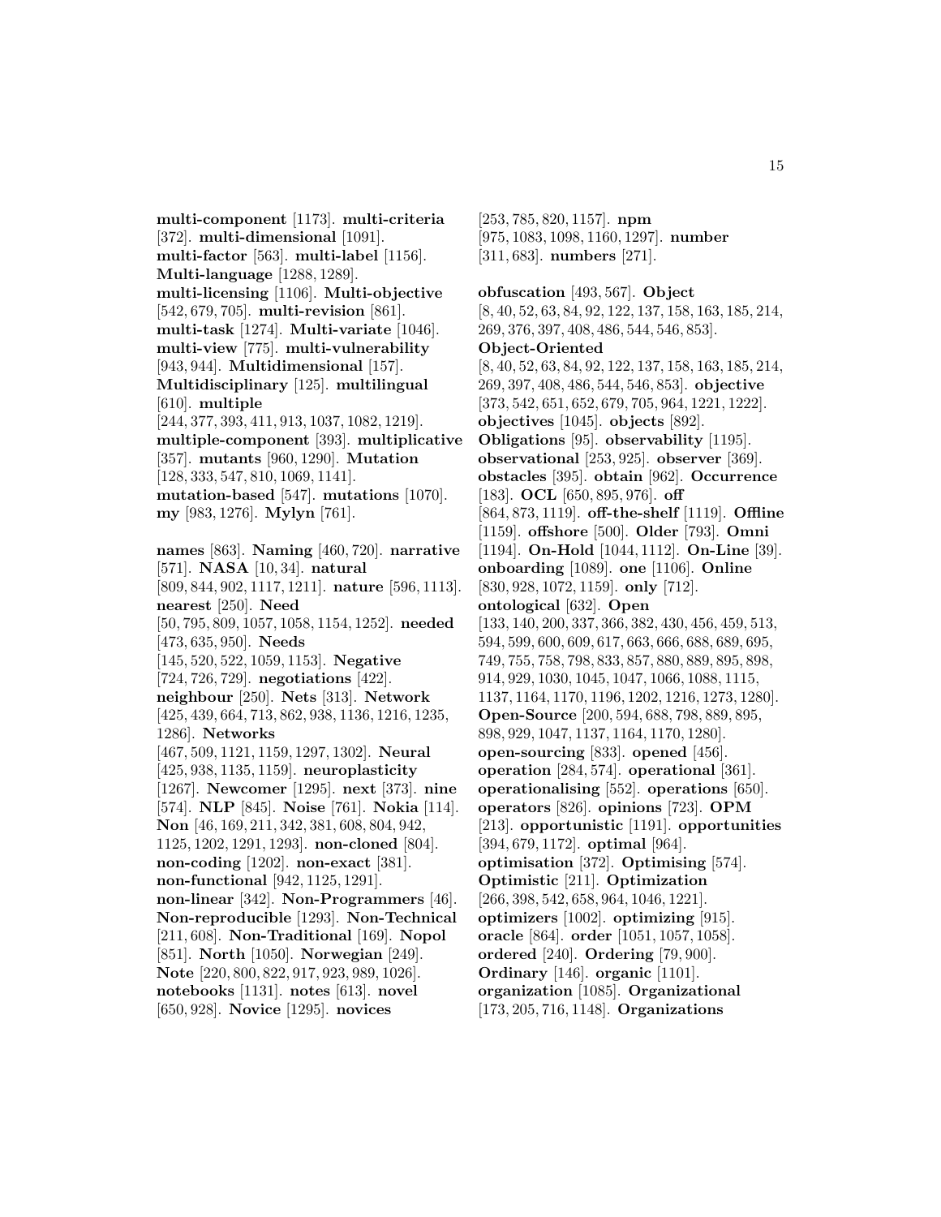**multi-component** [1173]. **multi-criteria** [372]. **multi-dimensional** [1091]. **multi-factor** [563]. **multi-label** [1156]. **Multi-language** [1288, 1289]. **multi-licensing** [1106]. **Multi-objective** [542, 679, 705]. **multi-revision** [861]. **multi-task** [1274]. **Multi-variate** [1046]. **multi-view** [775]. **multi-vulnerability** [943, 944]. **Multidimensional** [157]. **Multidisciplinary** [125]. **multilingual** [610]. **multiple** [244, 377, 393, 411, 913, 1037, 1082, 1219]. **multiple-component** [393]. **multiplicative** [357]. **mutants** [960, 1290]. **Mutation** [128, 333, 547, 810, 1069, 1141]. **mutation-based** [547]. **mutations** [1070]. **my** [983, 1276]. **Mylyn** [761].

**names** [863]. **Naming** [460, 720]. **narrative** [571]. **NASA** [10, 34]. **natural** [809, 844, 902, 1117, 1211]. **nature** [596, 1113]. **nearest** [250]. **Need** [50, 795, 809, 1057, 1058, 1154, 1252]. **needed** [473, 635, 950]. **Needs** [145, 520, 522, 1059, 1153]. **Negative** [724, 726, 729]. **negotiations** [422]. **neighbour** [250]. **Nets** [313]. **Network** [425, 439, 664, 713, 862, 938, 1136, 1216, 1235, 1286]. **Networks** [467, 509, 1121, 1159, 1297, 1302]. **Neural** [425, 938, 1135, 1159]. **neuroplasticity** [1267]. **Newcomer** [1295]. **next** [373]. **nine** [574]. **NLP** [845]. **Noise** [761]. **Nokia** [114]. **Non** [46, 169, 211, 342, 381, 608, 804, 942, 1125, 1202, 1291, 1293]. **non-cloned** [804]. **non-coding** [1202]. **non-exact** [381]. **non-functional** [942, 1125, 1291]. **non-linear** [342]. **Non-Programmers** [46]. **Non-reproducible** [1293]. **Non-Technical** [211, 608]. **Non-Traditional** [169]. **Nopol** [851]. **North** [1050]. **Norwegian** [249]. **Note** [220, 800, 822, 917, 923, 989, 1026]. **notebooks** [1131]. **notes** [613]. **novel** [650, 928]. **Novice** [1295]. **novices** [253, 785, 820, 1157]. **npm** [975, 1083, 1098, 1160, 1297]. **number** [311, 683]. **numbers** [271].

**obfuscation** [493, 567]. **Object** [8, 40, 52, 63, 84, 92, 122, 137, 158, 163, 185, 214, 269, 376, 397, 408, 486, 544, 546, 853]. **Object-Oriented** [8, 40, 52, 63, 84, 92, 122, 137, 158, 163, 185, 214, 269, 397, 408, 486, 544, 546, 853]. **objective** [373, 542, 651, 652, 679, 705, 964, 1221, 1222]. **objectives** [1045]. **objects** [892]. **Obligations** [95]. **observability** [1195]. **observational** [253, 925]. **observer** [369]. **obstacles** [395]. **obtain** [962]. **Occurrence** [183]. **OCL** [650, 895, 976]. **off** [864, 873, 1119]. **off-the-shelf** [1119]. **Offline** [1159]. **offshore** [500]. **Older** [793]. **Omni** [1194]. **On-Hold** [1044, 1112]. **On-Line** [39]. **onboarding** [1089]. **one** [1106]. **Online** [830, 928, 1072, 1159]. **only** [712]. **ontological** [632]. **Open** [133, 140, 200, 337, 366, 382, 430, 456, 459, 513, 594, 599, 600, 609, 617, 663, 666, 688, 689, 695, 749, 755, 758, 798, 833, 857, 880, 889, 895, 898, 914, 929, 1030, 1045, 1047, 1066, 1088, 1115, 1137, 1164, 1170, 1196, 1202, 1216, 1273, 1280]. **Open-Source** [200, 594, 688, 798, 889, 895, 898, 929, 1047, 1137, 1164, 1170, 1280]. **open-sourcing** [833]. **opened** [456]. **operation** [284, 574]. **operational** [361]. **operationalising** [552]. **operations** [650]. **operators** [826]. **opinions** [723]. **OPM** [213]. **opportunistic** [1191]. **opportunities** [394, 679, 1172]. **optimal** [964]. **optimisation** [372]. **Optimising** [574]. **Optimistic** [211]. **Optimization** [266, 398, 542, 658, 964, 1046, 1221]. **optimizers** [1002]. **optimizing** [915]. **oracle** [864]. **order** [1051, 1057, 1058]. **ordered** [240]. **Ordering** [79, 900]. **Ordinary** [146]. **organic** [1101]. **organization** [1085]. **Organizational** [173, 205, 716, 1148]. **Organizations**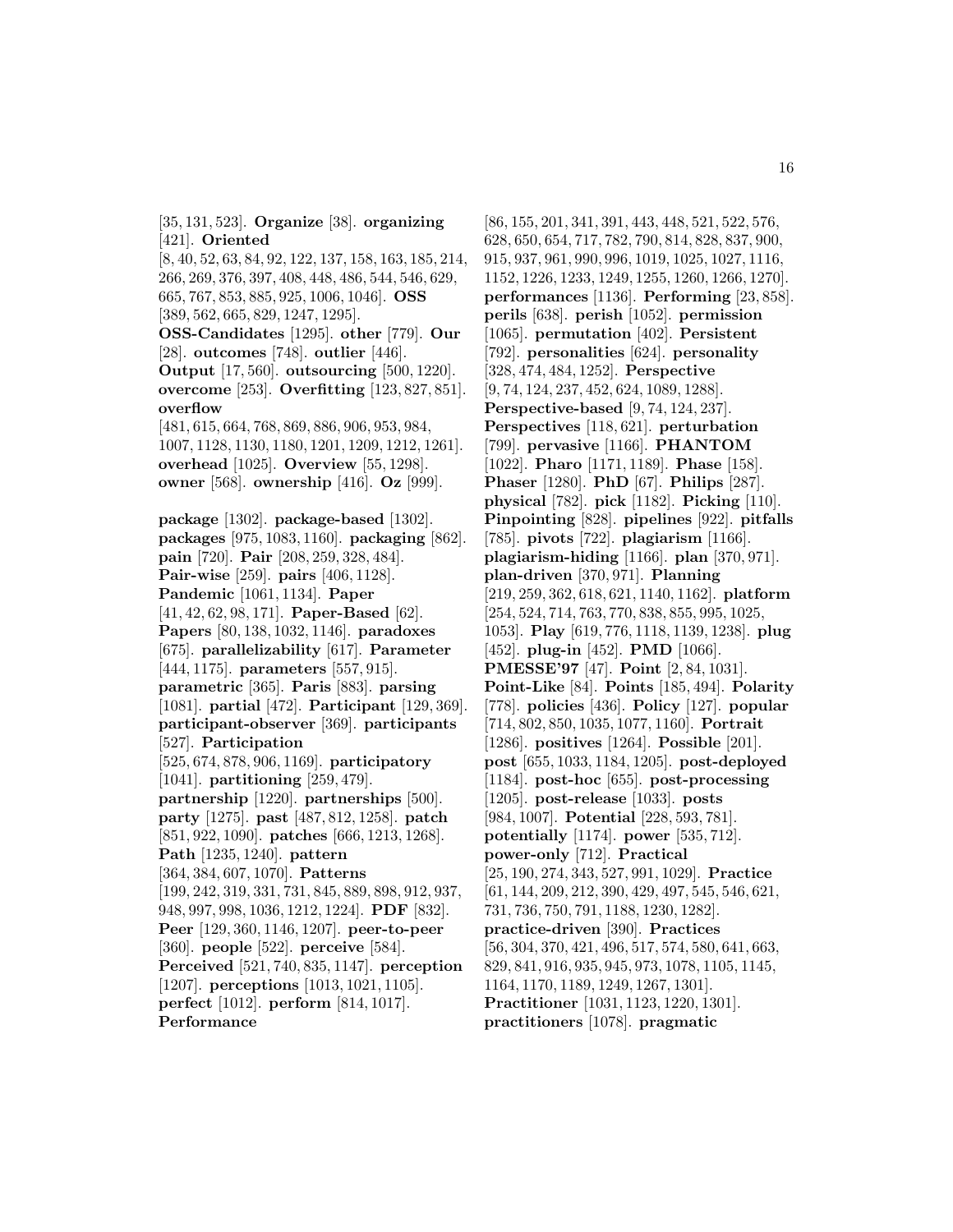[35, 131, 523]. **Organize** [38]. **organizing** [421]. **Oriented** [8, 40, 52, 63, 84, 92, 122, 137, 158, 163, 185, 214, 266, 269, 376, 397, 408, 448, 486, 544, 546, 629, 665, 767, 853, 885, 925, 1006, 1046]. **OSS** [389, 562, 665, 829, 1247, 1295]. **OSS-Candidates** [1295]. **other** [779]. **Our** [28]. **outcomes** [748]. **outlier** [446]. **Output** [17, 560]. **outsourcing** [500, 1220]. **overcome** [253]. **Overfitting** [123, 827, 851]. **overflow** [481, 615, 664, 768, 869, 886, 906, 953, 984, 1007, 1128, 1130, 1180, 1201, 1209, 1212, 1261]. **overhead** [1025]. **Overview** [55, 1298]. **owner** [568]. **ownership** [416]. **Oz** [999].

**package** [1302]. **package-based** [1302]. **packages** [975, 1083, 1160]. **packaging** [862]. **pain** [720]. **Pair** [208, 259, 328, 484]. **Pair-wise** [259]. **pairs** [406, 1128]. **Pandemic** [1061, 1134]. **Paper** [41, 42, 62, 98, 171]. **Paper-Based** [62]. **Papers** [80, 138, 1032, 1146]. **paradoxes** [675]. **parallelizability** [617]. **Parameter** [444, 1175]. **parameters** [557, 915]. **parametric** [365]. **Paris** [883]. **parsing** [1081]. **partial** [472]. **Participant** [129, 369]. **participant-observer** [369]. **participants** [527]. **Participation** [525, 674, 878, 906, 1169]. **participatory** [1041]. **partitioning** [259, 479]. **partnership** [1220]. **partnerships** [500]. **party** [1275]. **past** [487, 812, 1258]. **patch** [851, 922, 1090]. **patches** [666, 1213, 1268]. **Path** [1235, 1240]. **pattern** [364, 384, 607, 1070]. **Patterns** [199, 242, 319, 331, 731, 845, 889, 898, 912, 937, 948, 997, 998, 1036, 1212, 1224]. **PDF** [832]. **Peer** [129, 360, 1146, 1207]. **peer-to-peer** [360]. **people** [522]. **perceive** [584]. **Perceived** [521, 740, 835, 1147]. **perception** [1207]. **perceptions** [1013, 1021, 1105]. **perfect** [1012]. **perform** [814, 1017]. **Performance** [86, 155, 201, 341, 391, 443, 448, 521, 522, 576, 628, 650, 654, 717, 782, 790, 814, 828, 837, 900, 915, 937, 961, 990, 996, 1019, 1025, 1027, 1116, 1152, 1226, 1233, 1249, 1255, 1260, 1266, 1270]. **performances** [1136]. **Performing** [23, 858]. **perils** [638]. **perish** [1052]. **permission** [1065]. **permutation** [402]. **Persistent** [792]. **personalities** [624]. **personality** [328, 474, 484, 1252]. **Perspective** [9, 74, 124, 237, 452, 624, 1089, 1288]. **Perspective-based** [9, 74, 124, 237]. **Perspectives** [118, 621]. **perturbation** [799]. **pervasive** [1166]. **PHANTOM** [1022]. **Pharo** [1171, 1189]. **Phase** [158]. **Phaser** [1280]. **PhD** [67]. **Philips** [287]. **physical** [782]. **pick** [1182]. **Picking** [110]. **Pinpointing** [828]. **pipelines** [922]. **pitfalls** [785]. **pivots** [722]. **plagiarism** [1166]. **plagiarism-hiding** [1166]. **plan** [370, 971]. **plan-driven** [370, 971]. **Planning** [219, 259, 362, 618, 621, 1140, 1162]. **platform** [254, 524, 714, 763, 770, 838, 855, 995, 1025, 1053]. **Play** [619, 776, 1118, 1139, 1238]. **plug** [452]. **plug-in** [452]. **PMD** [1066]. **PMESSE'97** [47]. **Point** [2, 84, 1031]. **Point-Like** [84]. **Points** [185, 494]. **Polarity** [778]. **policies** [436]. **Policy** [127]. **popular** [714, 802, 850, 1035, 1077, 1160]. **Portrait** [1286]. **positives** [1264]. **Possible** [201]. **post** [655, 1033, 1184, 1205]. **post-deployed** [1184]. **post-hoc** [655]. **post-processing** [1205]. **post-release** [1033]. **posts** [984, 1007]. **Potential** [228, 593, 781]. **potentially** [1174]. **power** [535, 712]. **power-only** [712]. **Practical** [25, 190, 274, 343, 527, 991, 1029]. **Practice** [61, 144, 209, 212, 390, 429, 497, 545, 546, 621, 731, 736, 750, 791, 1188, 1230, 1282]. **practice-driven** [390]. **Practices** [56, 304, 370, 421, 496, 517, 574, 580, 641, 663, 829, 841, 916, 935, 945, 973, 1078, 1105, 1145, 1164, 1170, 1189, 1249, 1267, 1301]. **Practitioner** [1031, 1123, 1220, 1301]. **practitioners** [1078]. **pragmatic**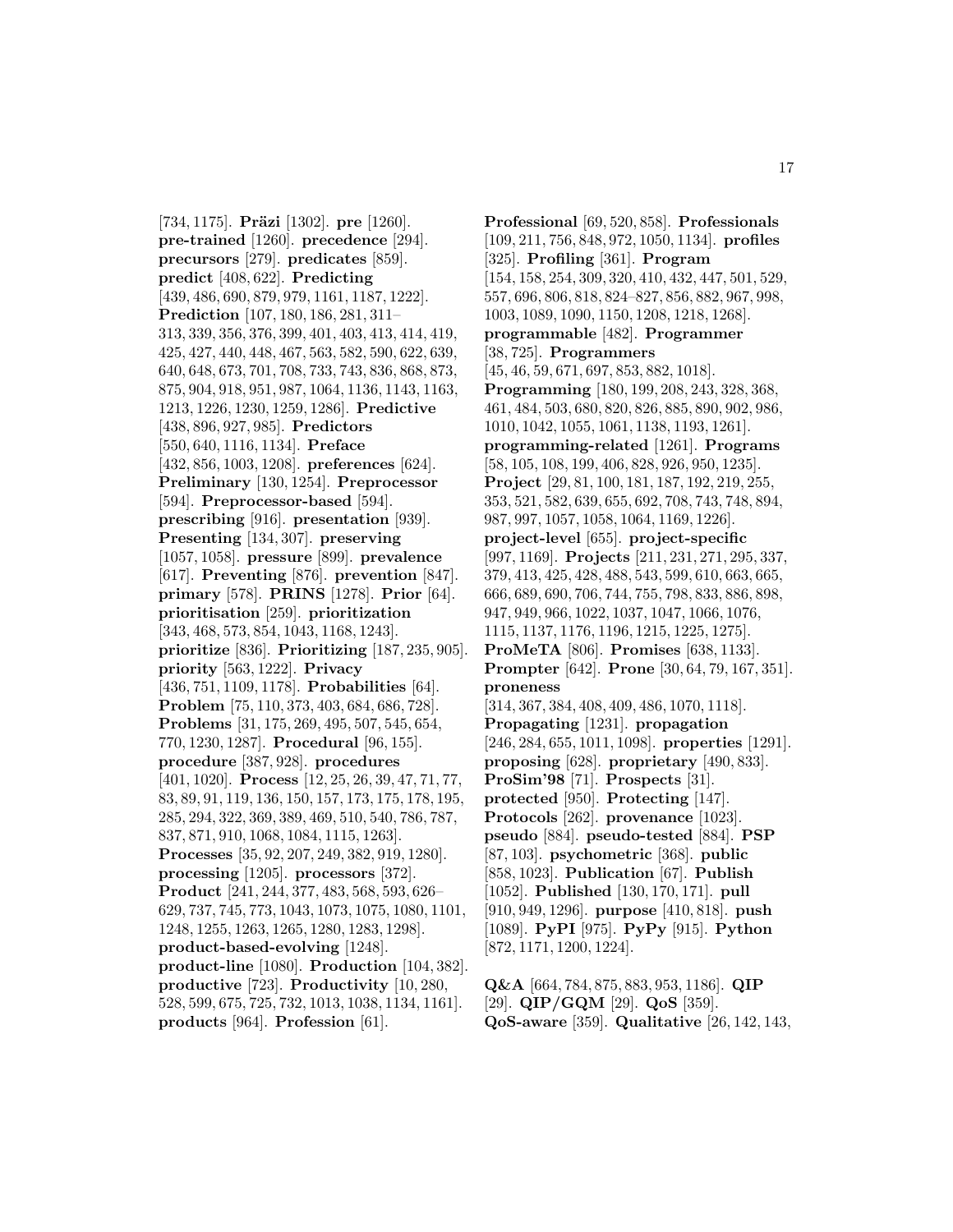[734, 1175]. **Präzi** [1302]. **pre** [1260]. **pre-trained** [1260]. **precedence** [294]. **precursors** [279]. **predicates** [859]. **predict** [408, 622]. **Predicting** [439, 486, 690, 879, 979, 1161, 1187, 1222]. **Prediction** [107, 180, 186, 281, 311–313, 339, 356, 376, 399, 401, 403, 413, 414, 419, 425, 427, 440, 448, 467, 563, 582, 590, 622, 639, 640, 648, 673, 701, 708, 733, 743, 836, 868, 873, 875, 904, 918, 951, 987, 1064, 1136, 1143, 1163, 1213, 1226, 1230, 1259, 1286]. **Predictive** [438, 896, 927, 985]. **Predictors** [550, 640, 1116, 1134]. **Preface** [432, 856, 1003, 1208]. **preferences** [624]. **Preliminary** [130, 1254]. **Preprocessor** [594]. **Preprocessor-based** [594]. **prescribing** [916]. **presentation** [939]. **Presenting** [134, 307]. **preserving** [1057, 1058]. **pressure** [899]. **prevalence** [617]. **Preventing** [876]. **prevention** [847]. **primary** [578]. **PRINS** [1278]. **Prior** [64]. **prioritisation** [259]. **prioritization** [343, 468, 573, 854, 1043, 1168, 1243]. **prioritize** [836]. **Prioritizing** [187, 235, 905]. **priority** [563, 1222]. **Privacy** [436, 751, 1109, 1178]. **Probabilities** [64]. **Problem** [75, 110, 373, 403, 684, 686, 728]. **Problems** [31, 175, 269, 495, 507, 545, 654, 770, 1230, 1287]. **Procedural** [96, 155]. **procedure** [387, 928]. **procedures** [401, 1020]. **Process** [12, 25, 26, 39, 47, 71, 77, 83, 89, 91, 119, 136, 150, 157, 173, 175, 178, 195, 285, 294, 322, 369, 389, 469, 510, 540, 786, 787, 837, 871, 910, 1068, 1084, 1115, 1263]. **Processes** [35, 92, 207, 249, 382, 919, 1280]. **processing** [1205]. **processors** [372]. **Product** [241, 244, 377, 483, 568, 593, 626–629, 737, 745, 773, 1043, 1073, 1075, 1080, 1101, 1248, 1255, 1263, 1265, 1280, 1283, 1298]. **product-based-evolving** [1248]. **product-line** [1080]. **Production** [104, 382]. **productive** [723]. **Productivity** [10, 280, 528, 599, 675, 725, 732, 1013, 1038, 1134, 1161]. **products** [964]. **Profession** [61].

**Professional** [69, 520, 858]. **Professionals** [109, 211, 756, 848, 972, 1050, 1134]. **profiles** [325]. **Profiling** [361]. **Program** [154, 158, 254, 309, 320, 410, 432, 447, 501, 529, 557, 696, 806, 818, 824–827, 856, 882, 967, 998, 1003, 1089, 1090, 1150, 1208, 1218, 1268]. **programmable** [482]. **Programmer** [38, 725]. **Programmers** [45, 46, 59, 671, 697, 853, 882, 1018]. **Programming** [180, 199, 208, 243, 328, 368, 461, 484, 503, 680, 820, 826, 885, 890, 902, 986, 1010, 1042, 1055, 1061, 1138, 1193, 1261]. **programming-related** [1261]. **Programs** [58, 105, 108, 199, 406, 828, 926, 950, 1235]. **Project** [29, 81, 100, 181, 187, 192, 219, 255, 353, 521, 582, 639, 655, 692, 708, 743, 748, 894, 987, 997, 1057, 1058, 1064, 1169, 1226]. **project-level** [655]. **project-specific** [997, 1169]. **Projects** [211, 231, 271, 295, 337, 379, 413, 425, 428, 488, 543, 599, 610, 663, 665, 666, 689, 690, 706, 744, 755, 798, 833, 886, 898, 947, 949, 966, 1022, 1037, 1047, 1066, 1076, 1115, 1137, 1176, 1196, 1215, 1225, 1275]. **ProMeTA** [806]. **Promises** [638, 1133]. **Prompter** [642]. **Prone** [30, 64, 79, 167, 351]. **proneness** [314, 367, 384, 408, 409, 486, 1070, 1118]. **Propagating** [1231]. **propagation** [246, 284, 655, 1011, 1098]. **properties** [1291]. **proposing** [628]. **proprietary** [490, 833]. **ProSim'98** [71]. **Prospects** [31]. **protected** [950]. **Protecting** [147]. **Protocols** [262]. **provenance** [1023]. **pseudo** [884]. **pseudo-tested** [884]. **PSP** [87, 103]. **psychometric** [368]. **public** [858, 1023]. **Publication** [67]. **Publish** [1052]. **Published** [130, 170, 171]. **pull** [910, 949, 1296]. **purpose** [410, 818]. **push** [1089]. **PyPI** [975]. **PyPy** [915]. **Python** [872, 1171, 1200, 1224].

**Q&A** [664, 784, 875, 883, 953, 1186]. **QIP** [29]. **QIP/GQM** [29]. **QoS** [359]. **QoS-aware** [359]. **Qualitative** [26, 142, 143,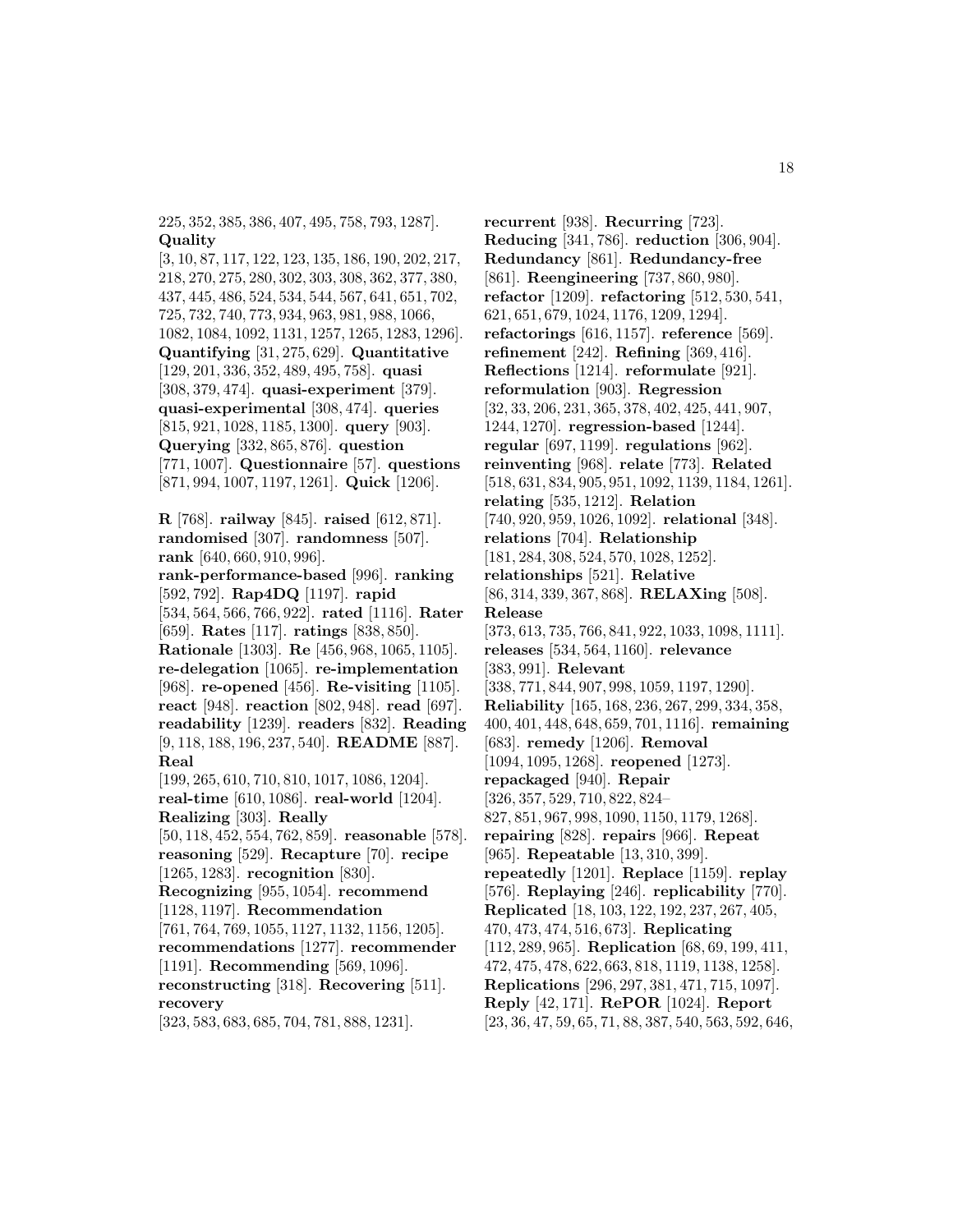225, 352, 385, 386, 407, 495, 758, 793, 1287]. **Quality** [3, 10, 87, 117, 122, 123, 135, 186, 190, 202, 217, 218, 270, 275, 280, 302, 303, 308, 362, 377, 380, 437, 445, 486, 524, 534, 544, 567, 641, 651, 702, 725, 732, 740, 773, 934, 963, 981, 988, 1066, 1082, 1084, 1092, 1131, 1257, 1265, 1283, 1296]. **Quantifying** [31, 275, 629]. **Quantitative** [129, 201, 336, 352, 489, 495, 758]. **quasi** [308, 379, 474]. **quasi-experiment** [379]. **quasi-experimental** [308, 474]. **queries** [815, 921, 1028, 1185, 1300]. **query** [903]. **Querying** [332, 865, 876]. **question** [771, 1007]. **Questionnaire** [57]. **questions** [871, 994, 1007, 1197, 1261]. **Quick** [1206].

**R** [768]. **railway** [845]. **raised** [612, 871]. **randomised** [307]. **randomness** [507]. **rank** [640, 660, 910, 996]. **rank-performance-based** [996]. **ranking** [592, 792]. **Rap4DQ** [1197]. **rapid** [534, 564, 566, 766, 922]. **rated** [1116]. **Rater** [659]. **Rates** [117]. **ratings** [838, 850]. **Rationale** [1303]. **Re** [456, 968, 1065, 1105]. **re-delegation** [1065]. **re-implementation** [968]. **re-opened** [456]. **Re-visiting** [1105]. **react** [948]. **reaction** [802, 948]. **read** [697]. **readability** [1239]. **readers** [832]. **Reading** [9, 118, 188, 196, 237, 540]. **README** [887]. **Real** [199, 265, 610, 710, 810, 1017, 1086, 1204]. **real-time** [610, 1086]. **real-world** [1204]. **Realizing** [303]. **Really** [50, 118, 452, 554, 762, 859]. **reasonable** [578]. **reasoning** [529]. **Recapture** [70]. **recipe** [1265, 1283]. **recognition** [830]. **Recognizing** [955, 1054]. **recommend** [1128, 1197]. **Recommendation** [761, 764, 769, 1055, 1127, 1132, 1156, 1205]. **recommendations** [1277]. **recommender** [1191]. **Recommending** [569, 1096]. **reconstructing** [318]. **Recovering** [511]. **recovery** [323, 583, 683, 685, 704, 781, 888, 1231].

**recurrent** [938]. **Recurring** [723]. **Reducing** [341, 786]. **reduction** [306, 904]. **Redundancy** [861]. **Redundancy-free** [861]. **Reengineering** [737, 860, 980]. **refactor** [1209]. **refactoring** [512, 530, 541, 621, 651, 679, 1024, 1176, 1209, 1294]. **refactorings** [616, 1157]. **reference** [569]. **refinement** [242]. **Refining** [369, 416]. **Reflections** [1214]. **reformulate** [921]. **reformulation** [903]. **Regression** [32, 33, 206, 231, 365, 378, 402, 425, 441, 907, 1244, 1270]. **regression-based** [1244]. **regular** [697, 1199]. **regulations** [962]. **reinventing** [968]. **relate** [773]. **Related** [518, 631, 834, 905, 951, 1092, 1139, 1184, 1261]. **relating** [535, 1212]. **Relation** [740, 920, 959, 1026, 1092]. **relational** [348]. **relations** [704]. **Relationship** [181, 284, 308, 524, 570, 1028, 1252]. **relationships** [521]. **Relative** [86, 314, 339, 367, 868]. **RELAXing** [508]. **Release** [373, 613, 735, 766, 841, 922, 1033, 1098, 1111]. **releases** [534, 564, 1160]. **relevance** [383, 991]. **Relevant** [338, 771, 844, 907, 998, 1059, 1197, 1290]. **Reliability** [165, 168, 236, 267, 299, 334, 358, 400, 401, 448, 648, 659, 701, 1116]. **remaining** [683]. **remedy** [1206]. **Removal** [1094, 1095, 1268]. **reopened** [1273]. **repackaged** [940]. **Repair** [326, 357, 529, 710, 822, 824–827, 851, 967, 998, 1090, 1150, 1179, 1268]. **repairing** [828]. **repairs** [966]. **Repeat** [965]. **Repeatable** [13, 310, 399]. **repeatedly** [1201]. **Replace** [1159]. **replay** [576]. **Replaying** [246]. **replicability** [770]. **Replicated** [18, 103, 122, 192, 237, 267, 405, 470, 473, 474, 516, 673]. **Replicating** [112, 289, 965]. **Replication** [68, 69, 199, 411, 472, 475, 478, 622, 663, 818, 1119, 1138, 1258]. **Replications** [296, 297, 381, 471, 715, 1097]. **Reply** [42, 171]. **RePOR** [1024]. **Report** [23, 36, 47, 59, 65, 71, 88, 387, 540, 563, 592, 646,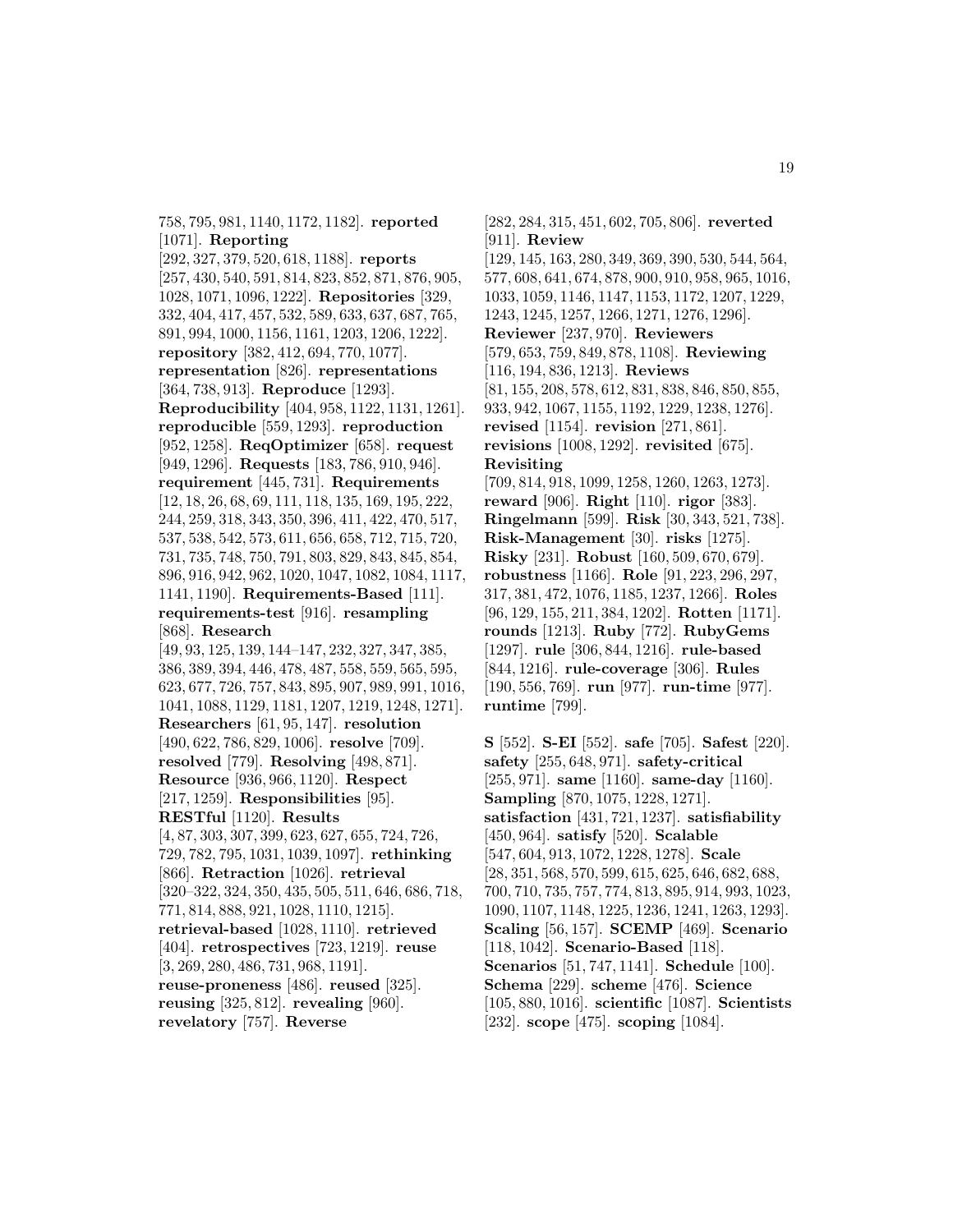758, 795, 981, 1140, 1172, 1182]. **reported** [1071]. **Reporting** [292, 327, 379, 520, 618, 1188]. **reports** [257, 430, 540, 591, 814, 823, 852, 871, 876, 905, 1028, 1071, 1096, 1222]. **Repositories** [329, 332, 404, 417, 457, 532, 589, 633, 637, 687, 765, 891, 994, 1000, 1156, 1161, 1203, 1206, 1222]. **repository** [382, 412, 694, 770, 1077]. **representation** [826]. **representations** [364, 738, 913]. **Reproduce** [1293]. **Reproducibility** [404, 958, 1122, 1131, 1261]. **reproducible** [559, 1293]. **reproduction** [952, 1258]. **ReqOptimizer** [658]. **request** [949, 1296]. **Requests** [183, 786, 910, 946]. **requirement** [445, 731]. **Requirements** [12, 18, 26, 68, 69, 111, 118, 135, 169, 195, 222, 244, 259, 318, 343, 350, 396, 411, 422, 470, 517, 537, 538, 542, 573, 611, 656, 658, 712, 715, 720, 731, 735, 748, 750, 791, 803, 829, 843, 845, 854, 896, 916, 942, 962, 1020, 1047, 1082, 1084, 1117, 1141, 1190]. **Requirements-Based** [111]. **requirements-test** [916]. **resampling** [868]. **Research** [49, 93, 125, 139, 144–147, 232, 327, 347, 385, 386, 389, 394, 446, 478, 487, 558, 559, 565, 595, 623, 677, 726, 757, 843, 895, 907, 989, 991, 1016, 1041, 1088, 1129, 1181, 1207, 1219, 1248, 1271]. **Researchers** [61, 95, 147]. **resolution** [490, 622, 786, 829, 1006]. **resolve** [709]. **resolved** [779]. **Resolving** [498, 871]. **Resource** [936, 966, 1120]. **Respect** [217, 1259]. **Responsibilities** [95]. **RESTful** [1120]. **Results** [4, 87, 303, 307, 399, 623, 627, 655, 724, 726, 729, 782, 795, 1031, 1039, 1097]. **rethinking** [866]. **Retraction** [1026]. **retrieval** [320–322, 324, 350, 435, 505, 511, 646, 686, 718, 771, 814, 888, 921, 1028, 1110, 1215]. **retrieval-based** [1028, 1110]. **retrieved** [404]. **retrospectives** [723, 1219]. **reuse** [3, 269, 280, 486, 731, 968, 1191]. **reuse-proneness** [486]. **reused** [325]. **reusing** [325, 812]. **revealing** [960]. **revelatory** [757]. **Reverse** [282, 284, 315, 451, 602, 705, 806]. **reverted** [911]. **Review** [129, 145, 163, 280, 349, 369, 390, 530, 544, 564, 577, 608, 641, 674, 878, 900, 910, 958, 965, 1016, 1033, 1059, 1146, 1147, 1153, 1172, 1207, 1229, 1243, 1245, 1257, 1266, 1271, 1276, 1296]. **Reviewer** [237, 970]. **Reviewers** [579, 653, 759, 849, 878, 1108]. **Reviewing** [116, 194, 836, 1213]. **Reviews** [81, 155, 208, 578, 612, 831, 838, 846, 850, 855, 933, 942, 1067, 1155, 1192, 1229, 1238, 1276]. **revised** [1154]. **revision** [271, 861]. **revisions** [1008, 1292]. **revisited** [675]. **Revisiting** [709, 814, 918, 1099, 1258, 1260, 1263, 1273]. **reward** [906]. **Right** [110]. **rigor** [383]. **Ringelmann** [599]. **Risk** [30, 343, 521, 738]. **Risk-Management** [30]. **risks** [1275]. **Risky** [231]. **Robust** [160, 509, 670, 679]. **robustness** [1166]. **Role** [91, 223, 296, 297, 317, 381, 472, 1076, 1185, 1237, 1266]. **Roles** [96, 129, 155, 211, 384, 1202]. **Rotten** [1171]. **rounds** [1213]. **Ruby** [772]. **RubyGems** [1297]. **rule** [306, 844, 1216]. **rule-based** [844, 1216]. **rule-coverage** [306]. **Rules** [190, 556, 769]. **run** [977]. **run-time** [977]. **runtime** [799].

**S** [552]. **S-EI** [552]. **safe** [705]. **Safest** [220]. **safety** [255, 648, 971]. **safety-critical** [255, 971]. **same** [1160]. **same-day** [1160]. **Sampling** [870, 1075, 1228, 1271]. **satisfaction** [431, 721, 1237]. **satisfiability** [450, 964]. **satisfy** [520]. **Scalable** [547, 604, 913, 1072, 1228, 1278]. **Scale** [28, 351, 568, 570, 599, 615, 625, 646, 682, 688, 700, 710, 735, 757, 774, 813, 895, 914, 993, 1023, 1090, 1107, 1148, 1225, 1236, 1241, 1263, 1293]. **Scaling** [56, 157]. **SCEMP** [469]. **Scenario** [118, 1042]. **Scenario-Based** [118]. **Scenarios** [51, 747, 1141]. **Schedule** [100]. **Schema** [229]. **scheme** [476]. **Science** [105, 880, 1016]. **scientific** [1087]. **Scientists** [232]. **scope** [475]. **scoping** [1084].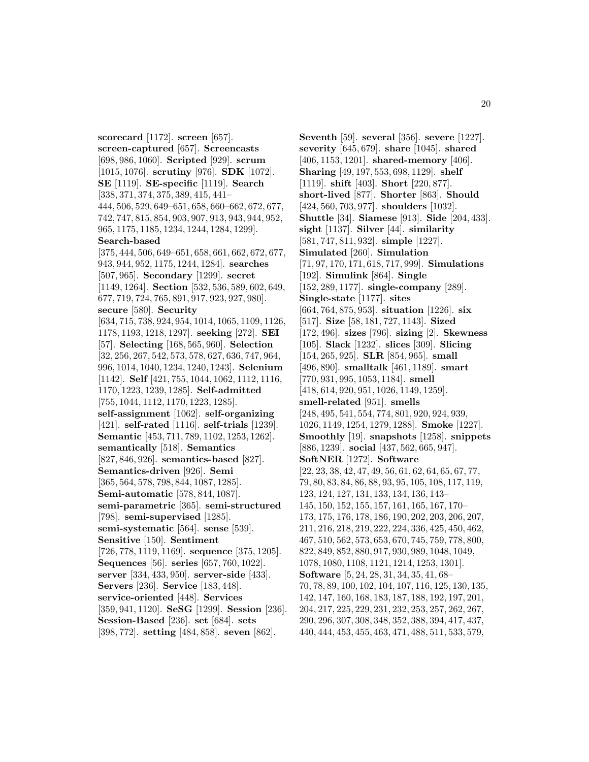**scorecard** [1172]. **screen** [657]. **screen-captured** [657]. **Screencasts** [698, 986, 1060]. **Scripted** [929]. **scrum** [1015, 1076]. **scrutiny** [976]. **SDK** [1072]. **SE** [1119]. **SE-specific** [1119]. **Search** [338, 371, 374, 375, 389, 415, 441–444, 506, 529, 649–651, 658, 660–662, 672, 677, 742, 747, 815, 854, 903, 907, 913, 943, 944, 952, 965, 1175, 1185, 1234, 1244, 1284, 1299]. **Search-based** [375, 444, 506, 649–651, 658, 661, 662, 672, 677, 943, 944, 952, 1175, 1244, 1284]. **searches** [507, 965]. **Secondary** [1299]. **secret** [1149, 1264]. **Section** [532, 536, 589, 602, 649, 677, 719, 724, 765, 891, 917, 923, 927, 980]. **secure** [580]. **Security** [634, 715, 738, 924, 954, 1014, 1065, 1109, 1126, 1178, 1193, 1218, 1297]. **seeking** [272]. **SEI** [57]. **Selecting** [168, 565, 960]. **Selection** [32, 256, 267, 542, 573, 578, 627, 636, 747, 964, 996, 1014, 1040, 1234, 1240, 1243]. **Selenium** [1142]. **Self** [421, 755, 1044, 1062, 1112, 1116, 1170, 1223, 1239, 1285]. **Self-admitted** [755, 1044, 1112, 1170, 1223, 1285]. **self-assignment** [1062]. **self-organizing** [421]. **self-rated** [1116]. **self-trials** [1239]. **Semantic** [453, 711, 789, 1102, 1253, 1262]. **semantically** [518]. **Semantics** [827, 846, 926]. **semantics-based** [827]. **Semantics-driven** [926]. **Semi** [365, 564, 578, 798, 844, 1087, 1285]. **Semi-automatic** [578, 844, 1087]. **semi-parametric** [365]. **semi-structured** [798]. **semi-supervised** [1285]. **semi-systematic** [564]. **sense** [539]. **Sensitive** [150]. **Sentiment** [726, 778, 1119, 1169]. **sequence** [375, 1205]. **Sequences** [56]. **series** [657, 760, 1022]. **server** [334, 433, 950]. **server-side** [433]. **Servers** [236]. **Service** [183, 448]. **service-oriented** [448]. **Services** [359, 941, 1120]. **SeSG** [1299]. **Session** [236]. **Session-Based** [236]. **set** [684]. **sets** [398, 772]. **setting** [484, 858]. **seven** [862].

**Seventh** [59]. **several** [356]. **severe** [1227]. **severity** [645, 679]. **share** [1045]. **shared** [406, 1153, 1201]. **shared-memory** [406]. **Sharing** [49, 197, 553, 698, 1129]. **shelf** [1119]. **shift** [403]. **Short** [220, 877]. **short-lived** [877]. **Shorter** [863]. **Should** [424, 560, 703, 977]. **shoulders** [1032]. **Shuttle** [34]. **Siamese** [913]. **Side** [204, 433]. **sight** [1137]. **Silver** [44]. **similarity** [581, 747, 811, 932]. **simple** [1227]. **Simulated** [260]. **Simulation** [71, 97, 170, 171, 618, 717, 999]. **Simulations** [192]. **Simulink** [864]. **Single** [152, 289, 1177]. **single-company** [289]. **Single-state** [1177]. **sites** [664, 764, 875, 953]. **situation** [1226]. **six** [517]. **Size** [58, 181, 727, 1143]. **Sized** [172, 496]. **sizes** [796]. **sizing** [2]. **Skewness** [105]. **Slack** [1232]. **slices** [309]. **Slicing** [154, 265, 925]. **SLR** [854, 965]. **small** [496, 890]. **smalltalk** [461, 1189]. **smart** [770, 931, 995, 1053, 1184]. **smell** [418, 614, 920, 951, 1026, 1149, 1259]. **smell-related** [951]. **smells** [248, 495, 541, 554, 774, 801, 920, 924, 939, 1026, 1149, 1254, 1279, 1288]. **Smoke** [1227]. **Smoothly** [19]. **snapshots** [1258]. **snippets** [886, 1239]. **social** [437, 562, 665, 947]. **SoftNER** [1272]. **Software** [22, 23, 38, 42, 47, 49, 56, 61, 62, 64, 65, 67, 77, 79, 80, 83, 84, 86, 88, 93, 95, 105, 108, 117, 119, 123, 124, 127, 131, 133, 134, 136, 143–145, 150, 152, 155, 157, 161, 165, 167, 170–173, 175, 176, 178, 186, 190, 202, 203, 206, 207, 211, 216, 218, 219, 222, 224, 336, 425, 450, 462, 467, 510, 562, 573, 653, 670, 745, 759, 778, 800, 822, 849, 852, 880, 917, 930, 989, 1048, 1049, 1078, 1080, 1108, 1121, 1214, 1253, 1301]. **Software** [5, 24, 28, 31, 34, 35, 41, 68–70, 78, 89, 100, 102, 104, 107, 116, 125, 130, 135, 142, 147, 160, 168, 183, 187, 188, 192, 197, 201, 204, 217, 225, 229, 231, 232, 253, 257, 262, 267, 290, 296, 307, 308, 348, 352, 388, 394, 417, 437, 440, 444, 453, 455, 463, 471, 488, 511, 533, 579,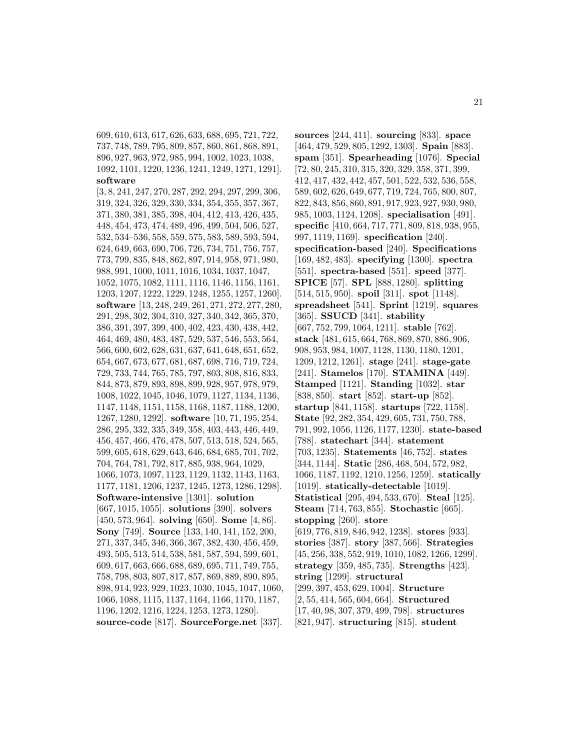609, 610, 613, 617, 626, 633, 688, 695, 721, 722, 737, 748, 789, 795, 809, 857, 860, 861, 868, 891, 896, 927, 963, 972, 985, 994, 1002, 1023, 1038, 1092, 1101, 1220, 1236, 1241, 1249, 1271, 1291]. **software** [3, 8, 241, 247, 270, 287, 292, 294, 297, 299, 306, 319, 324, 326, 329, 330, 334, 354, 355, 357, 367, 371, 380, 381, 385, 398, 404, 412, 413, 426, 435, 448, 454, 473, 474, 489, 496, 499, 504, 506, 527, 532, 534–536, 558, 559, 575, 583, 589, 593, 594, 624, 649, 663, 690, 706, 726, 734, 751, 756, 757, 773, 799, 835, 848, 862, 897, 914, 958, 971, 980, 988, 991, 1000, 1011, 1016, 1034, 1037, 1047, 1052, 1075, 1082, 1111, 1116, 1146, 1156, 1161, 1203, 1207, 1222, 1229, 1248, 1255, 1257, 1260]. **software** [13, 248, 249, 261, 271, 272, 277, 280, 291, 298, 302, 304, 310, 327, 340, 342, 365, 370, 386, 391, 397, 399, 400, 402, 423, 430, 438, 442, 464, 469, 480, 483, 487, 529, 537, 546, 553, 564, 566, 600, 602, 628, 631, 637, 641, 648, 651, 652, 654, 667, 673, 677, 681, 687, 698, 716, 719, 724, 729, 733, 744, 765, 785, 797, 803, 808, 816, 833, 844, 873, 879, 893, 898, 899, 928, 957, 978, 979, 1008, 1022, 1045, 1046, 1079, 1127, 1134, 1136, 1147, 1148, 1151, 1158, 1168, 1187, 1188, 1200, 1267, 1280, 1292]. **software** [10, 71, 195, 254, 286, 295, 332, 335, 349, 358, 403, 443, 446, 449, 456, 457, 466, 476, 478, 507, 513, 518, 524, 565, 599, 605, 618, 629, 643, 646, 684, 685, 701, 702, 704, 764, 781, 792, 817, 885, 938, 964, 1029, 1066, 1073, 1097, 1123, 1129, 1132, 1143, 1163, 1177, 1181, 1206, 1237, 1245, 1273, 1286, 1298]. **Software-intensive** [1301]. **solution** [667, 1015, 1055]. **solutions** [390]. **solvers** [450, 573, 964]. **solving** [650]. **Some** [4, 86]. **Sony** [749]. **Source** [133, 140, 141, 152, 200, 271, 337, 345, 346, 366, 367, 382, 430, 456, 459, 493, 505, 513, 514, 538, 581, 587, 594, 599, 601, 609, 617, 663, 666, 688, 689, 695, 711, 749, 755, 758, 798, 803, 807, 817, 857, 869, 889, 890, 895, 898, 914, 923, 929, 1023, 1030, 1045, 1047, 1060, 1066, 1088, 1115, 1137, 1164, 1166, 1170, 1187, 1196, 1202, 1216, 1224, 1253, 1273, 1280]. **source-code** [817]. **SourceForge.net** [337]. **sources** [244, 411]. **sourcing** [833]. **space** [464, 479, 529, 805, 1292, 1303]. **Spain** [883]. **spam** [351]. **Spearheading** [1076]. **Special** [72, 80, 245, 310, 315, 320, 329, 358, 371, 399, 412, 417, 432, 442, 457, 501, 522, 532, 536, 558, 589, 602, 626, 649, 677, 719, 724, 765, 800, 807, 822, 843, 856, 860, 891, 917, 923, 927, 930, 980, 985, 1003, 1124, 1208]. **specialisation** [491]. **specific** [410, 664, 717, 771, 809, 818, 938, 955, 997, 1119, 1169]. **specification** [240]. **specification-based** [240]. **Specifications** [169, 482, 483]. **specifying** [1300]. **spectra** [551]. **spectra-based** [551]. **speed** [377]. **SPICE** [57]. **SPL** [888, 1280]. **splitting** [514, 515, 950]. **spoil** [311]. **spot** [1148]. **spreadsheet** [541]. **Sprint** [1219]. **squares** [365]. **SSUCD** [341]. **stability** [667, 752, 799, 1064, 1211]. **stable** [762]. **stack** [481, 615, 664, 768, 869, 870, 886, 906, 908, 953, 984, 1007, 1128, 1130, 1180, 1201, 1209, 1212, 1261]. **stage** [241]. **stage-gate** [241]. **Stamelos** [170]. **STAMINA** [449]. **Stamped** [1121]. **Standing** [1032]. **star** [838, 850]. **start** [852]. **start-up** [852]. **startup** [841, 1158]. **startups** [722, 1158]. **State** [92, 282, 354, 429, 605, 731, 750, 788, 791, 992, 1056, 1126, 1177, 1230]. **state-based** [788]. **statechart** [344]. **statement** [703, 1235]. **Statements** [46, 752]. **states** [344, 1144]. **Static** [286, 468, 504, 572, 982, 1066, 1187, 1192, 1210, 1256, 1259]. **statically** [1019]. **statically-detectable** [1019]. **Statistical** [295, 494, 533, 670]. **Steal** [125]. **Steam** [714, 763, 855]. **Stochastic** [665]. **stopping** [260]. **store** [619, 776, 819, 846, 942, 1238]. **stores** [933]. **stories** [387]. **story** [387, 566]. **Strategies** [45, 256, 338, 552, 919, 1010, 1082, 1266, 1299]. **strategy** [359, 485, 735]. **Strengths** [423]. **string** [1299]. **structural** [299, 397, 453, 629, 1004]. **Structure** [2, 55, 414, 565, 604, 664]. **Structured** [17, 40, 98, 307, 379, 499, 798]. **structures** [821, 947]. **structuring** [815]. **student**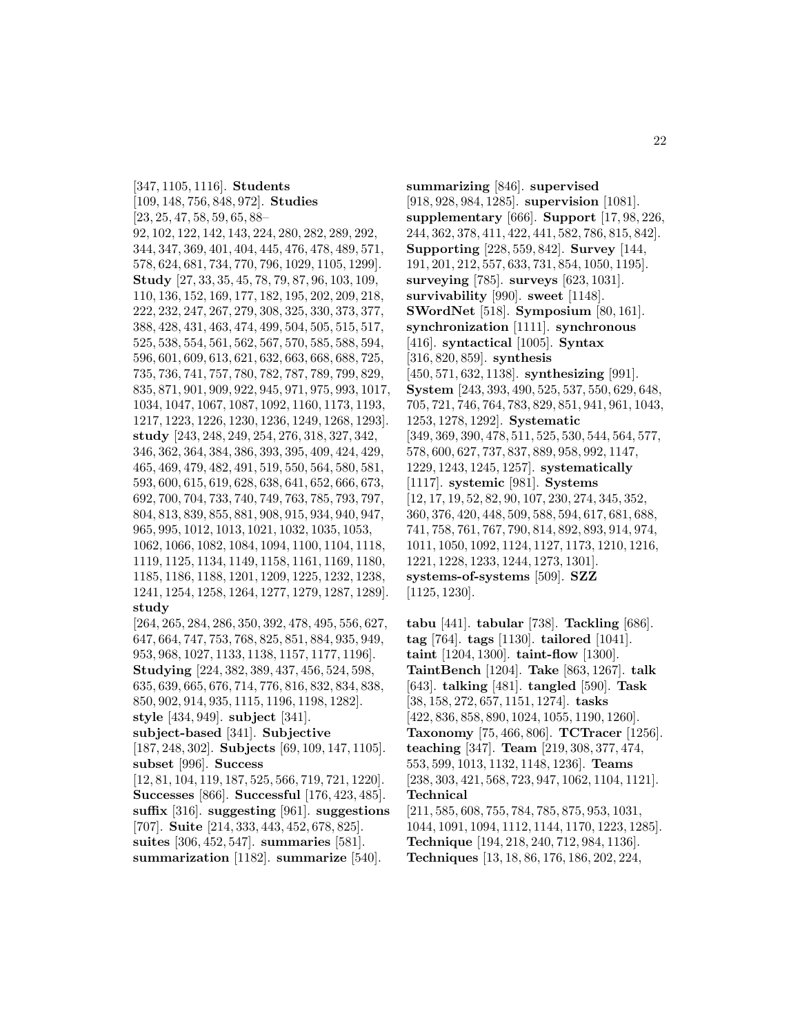[347, 1105, 1116]. **Students** [109, 148, 756, 848, 972]. **Studies** [23, 25, 47, 58, 59, 65, 88–92, 102, 122, 142, 143, 224, 280, 282, 289, 292, 344, 347, 369, 401, 404, 445, 476, 478, 489, 571, 578, 624, 681, 734, 770, 796, 1029, 1105, 1299]. **Study** [27, 33, 35, 45, 78, 79, 87, 96, 103, 109, 110, 136, 152, 169, 177, 182, 195, 202, 209, 218, 222, 232, 247, 267, 279, 308, 325, 330, 373, 377, 388, 428, 431, 463, 474, 499, 504, 505, 515, 517, 525, 538, 554, 561, 562, 567, 570, 585, 588, 594, 596, 601, 609, 613, 621, 632, 663, 668, 688, 725, 735, 736, 741, 757, 780, 782, 787, 789, 799, 829, 835, 871, 901, 909, 922, 945, 971, 975, 993, 1017, 1034, 1047, 1067, 1087, 1092, 1160, 1173, 1193, 1217, 1223, 1226, 1230, 1236, 1249, 1268, 1293]. **study** [243, 248, 249, 254, 276, 318, 327, 342, 346, 362, 364, 384, 386, 393, 395, 409, 424, 429, 465, 469, 479, 482, 491, 519, 550, 564, 580, 581, 593, 600, 615, 619, 628, 638, 641, 652, 666, 673, 692, 700, 704, 733, 740, 749, 763, 785, 793, 797, 804, 813, 839, 855, 881, 908, 915, 934, 940, 947, 965, 995, 1012, 1013, 1021, 1032, 1035, 1053, 1062, 1066, 1082, 1084, 1094, 1100, 1104, 1118, 1119, 1125, 1134, 1149, 1158, 1161, 1169, 1180, 1185, 1186, 1188, 1201, 1209, 1225, 1232, 1238, 1241, 1254, 1258, 1264, 1277, 1279, 1287, 1289]. **study** [264, 265, 284, 286, 350, 392, 478, 495, 556, 627, 647, 664, 747, 753, 768, 825, 851, 884, 935, 949, 953, 968, 1027, 1133, 1138, 1157, 1177, 1196]. **Studying** [224, 382, 389, 437, 456, 524, 598, 635, 639, 665, 676, 714, 776, 816, 832, 834, 838, 850, 902, 914, 935, 1115, 1196, 1198, 1282]. **style** [434, 949]. **subject** [341]. **subject-based** [341]. **Subjective** [187, 248, 302]. **Subjects** [69, 109, 147, 1105]. **subset** [996]. **Success** [12, 81, 104, 119, 187, 525, 566, 719, 721, 1220]. **Successes** [866]. **Successful** [176, 423, 485]. **suffix** [316]. **suggesting** [961]. **suggestions** [707]. **Suite** [214, 333, 443, 452, 678, 825]. **suites** [306, 452, 547]. **summaries** [581]. **summarization** [1182]. **summarize** [540].

**summarizing** [846]. **supervised** [918, 928, 984, 1285]. **supervision** [1081]. **supplementary** [666]. **Support** [17, 98, 226, 244, 362, 378, 411, 422, 441, 582, 786, 815, 842]. **Supporting** [228, 559, 842]. **Survey** [144, 191, 201, 212, 557, 633, 731, 854, 1050, 1195]. **surveying** [785]. **surveys** [623, 1031]. **survivability** [990]. **sweet** [1148]. **SWordNet** [518]. **Symposium** [80, 161]. **synchronization** [1111]. **synchronous** [416]. **syntactical** [1005]. **Syntax** [316, 820, 859]. **synthesis** [450, 571, 632, 1138]. **synthesizing** [991]. **System** [243, 393, 490, 525, 537, 550, 629, 648, 705, 721, 746, 764, 783, 829, 851, 941, 961, 1043, 1253, 1278, 1292]. **Systematic** [349, 369, 390, 478, 511, 525, 530, 544, 564, 577, 578, 600, 627, 737, 837, 889, 958, 992, 1147, 1229, 1243, 1245, 1257]. **systematically** [1117]. **systemic** [981]. **Systems** [12, 17, 19, 52, 82, 90, 107, 230, 274, 345, 352, 360, 376, 420, 448, 509, 588, 594, 617, 681, 688, 741, 758, 761, 767, 790, 814, 892, 893, 914, 974, 1011, 1050, 1092, 1124, 1127, 1173, 1210, 1216, 1221, 1228, 1233, 1244, 1273, 1301]. **systems-of-systems** [509]. **SZZ** [1125, 1230].

**tabu** [441]. **tabular** [738]. **Tackling** [686]. **tag** [764]. **tags** [1130]. **tailored** [1041]. **taint** [1204, 1300]. **taint-flow** [1300]. **TaintBench** [1204]. **Take** [863, 1267]. **talk** [643]. **talking** [481]. **tangled** [590]. **Task** [38, 158, 272, 657, 1151, 1274]. **tasks** [422, 836, 858, 890, 1024, 1055, 1190, 1260]. **Taxonomy** [75, 466, 806]. **TCTracer** [1256]. **teaching** [347]. **Team** [219, 308, 377, 474, 553, 599, 1013, 1132, 1148, 1236]. **Teams** [238, 303, 421, 568, 723, 947, 1062, 1104, 1121]. **Technical** [211, 585, 608, 755, 784, 785, 875, 953, 1031, 1044, 1091, 1094, 1112, 1144, 1170, 1223, 1285]. **Technique** [194, 218, 240, 712, 984, 1136]. **Techniques** [13, 18, 86, 176, 186, 202, 224,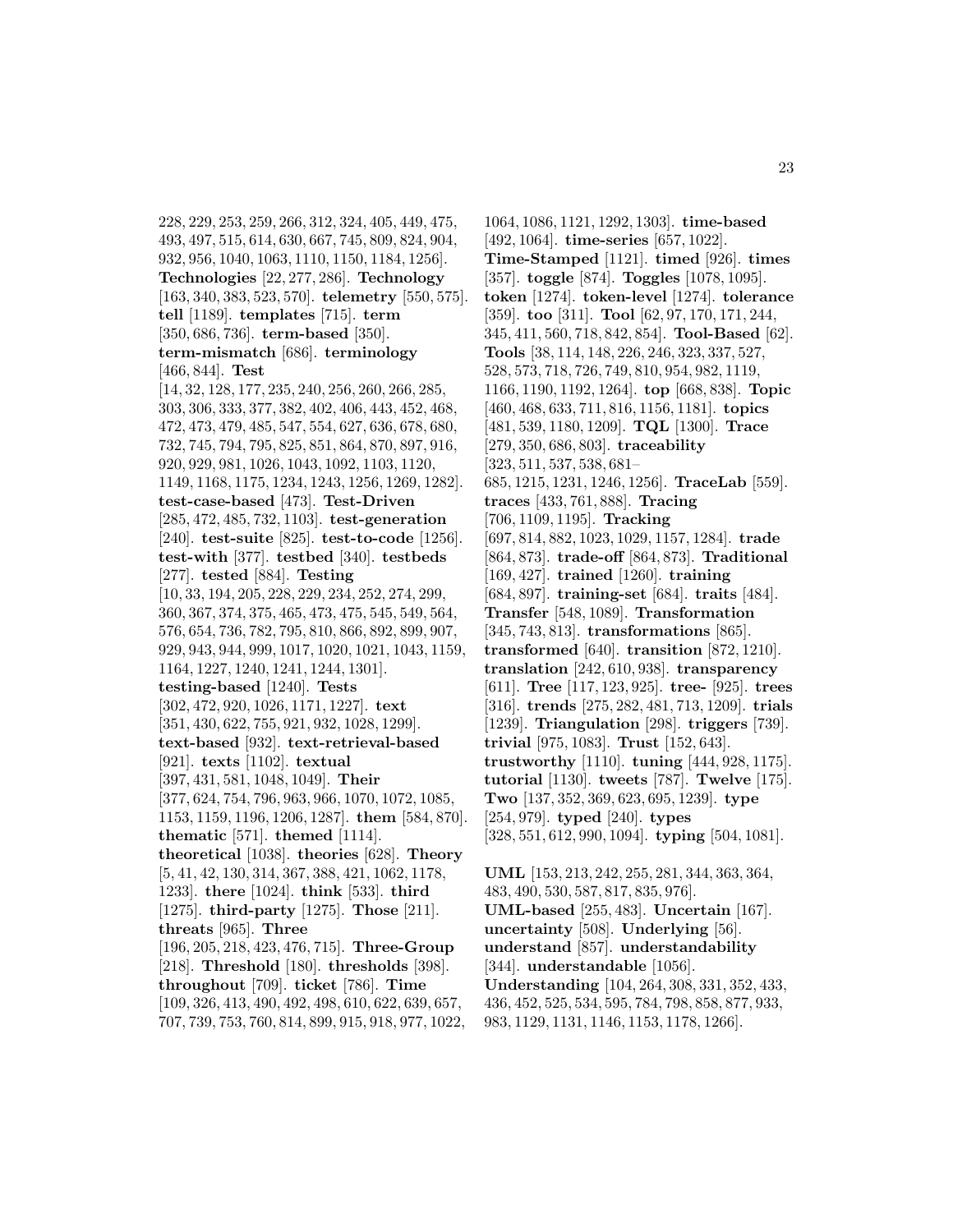228, 229, 253, 259, 266, 312, 324, 405, 449, 475, 493, 497, 515, 614, 630, 667, 745, 809, 824, 904, 932, 956, 1040, 1063, 1110, 1150, 1184, 1256]. **Technologies** [22, 277, 286]. **Technology** [163, 340, 383, 523, 570]. **telemetry** [550, 575]. **tell** [1189]. **templates** [715]. **term** [350, 686, 736]. **term-based** [350]. **term-mismatch** [686]. **terminology** [466, 844]. **Test** [14, 32, 128, 177, 235, 240, 256, 260, 266, 285, 303, 306, 333, 377, 382, 402, 406, 443, 452, 468, 472, 473, 479, 485, 547, 554, 627, 636, 678, 680, 732, 745, 794, 795, 825, 851, 864, 870, 897, 916, 920, 929, 981, 1026, 1043, 1092, 1103, 1120, 1149, 1168, 1175, 1234, 1243, 1256, 1269, 1282]. **test-case-based** [473]. **Test-Driven** [285, 472, 485, 732, 1103]. **test-generation** [240]. **test-suite** [825]. **test-to-code** [1256]. **test-with** [377]. **testbed** [340]. **testbeds** [277]. **tested** [884]. **Testing** [10, 33, 194, 205, 228, 229, 234, 252, 274, 299, 360, 367, 374, 375, 465, 473, 475, 545, 549, 564, 576, 654, 736, 782, 795, 810, 866, 892, 899, 907, 929, 943, 944, 999, 1017, 1020, 1021, 1043, 1159, 1164, 1227, 1240, 1241, 1244, 1301]. **testing-based** [1240]. **Tests** [302, 472, 920, 1026, 1171, 1227]. **text** [351, 430, 622, 755, 921, 932, 1028, 1299]. **text-based** [932]. **text-retrieval-based** [921]. **texts** [1102]. **textual** [397, 431, 581, 1048, 1049]. **Their** [377, 624, 754, 796, 963, 966, 1070, 1072, 1085, 1153, 1159, 1196, 1206, 1287]. **them** [584, 870]. **thematic** [571]. **themed** [1114]. **theoretical** [1038]. **theories** [628]. **Theory** [5, 41, 42, 130, 314, 367, 388, 421, 1062, 1178, 1233]. **there** [1024]. **think** [533]. **third** [1275]. **third-party** [1275]. **Those** [211]. **threats** [965]. **Three** [196, 205, 218, 423, 476, 715]. **Three-Group** [218]. **Threshold** [180]. **thresholds** [398]. **throughout** [709]. **ticket** [786]. **Time** [109, 326, 413, 490, 492, 498, 610, 622, 639, 657, 707, 739, 753, 760, 814, 899, 915, 918, 977, 1022, 1064, 1086, 1121, 1292, 1303]. **time-based** [492, 1064]. **time-series** [657, 1022]. **Time-Stamped** [1121]. **timed** [926]. **times** [357]. **toggle** [874]. **Toggles** [1078, 1095]. **token** [1274]. **token-level** [1274]. **tolerance** [359]. **too** [311]. **Tool** [62, 97, 170, 171, 244, 345, 411, 560, 718, 842, 854]. **Tool-Based** [62]. **Tools** [38, 114, 148, 226, 246, 323, 337, 527, 528, 573, 718, 726, 749, 810, 954, 982, 1119, 1166, 1190, 1192, 1264]. **top** [668, 838]. **Topic** [460, 468, 633, 711, 816, 1156, 1181]. **topics** [481, 539, 1180, 1209]. **TQL** [1300]. **Trace** [279, 350, 686, 803]. **traceability** [323, 511, 537, 538, 681–685, 1215, 1231, 1246, 1256]. **TraceLab** [559]. **traces** [433, 761, 888]. **Tracing** [706, 1109, 1195]. **Tracking** [697, 814, 882, 1023, 1029, 1157, 1284]. **trade** [864, 873]. **trade-off** [864, 873]. **Traditional** [169, 427]. **trained** [1260]. **training** [684, 897]. **training-set** [684]. **traits** [484]. **Transfer** [548, 1089]. **Transformation** [345, 743, 813]. **transformations** [865]. **transformed** [640]. **transition** [872, 1210]. **translation** [242, 610, 938]. **transparency** [611]. **Tree** [117, 123, 925]. **tree-** [925]. **trees** [316]. **trends** [275, 282, 481, 713, 1209]. **trials** [1239]. **Triangulation** [298]. **triggers** [739]. **trivial** [975, 1083]. **Trust** [152, 643]. **trustworthy** [1110]. **tuning** [444, 928, 1175]. **tutorial** [1130]. **tweets** [787]. **Twelve** [175]. **Two** [137, 352, 369, 623, 695, 1239]. **type** [254, 979]. **typed** [240]. **types** [328, 551, 612, 990, 1094]. **typing** [504, 1081].

**UML** [153, 213, 242, 255, 281, 344, 363, 364, 483, 490, 530, 587, 817, 835, 976]. **UML-based** [255, 483]. **Uncertain** [167]. **uncertainty** [508]. **Underlying** [56]. **understand** [857]. **understandability** [344]. **understandable** [1056]. **Understanding** [104, 264, 308, 331, 352, 433, 436, 452, 525, 534, 595, 784, 798, 858, 877, 933, 983, 1129, 1131, 1146, 1153, 1178, 1266].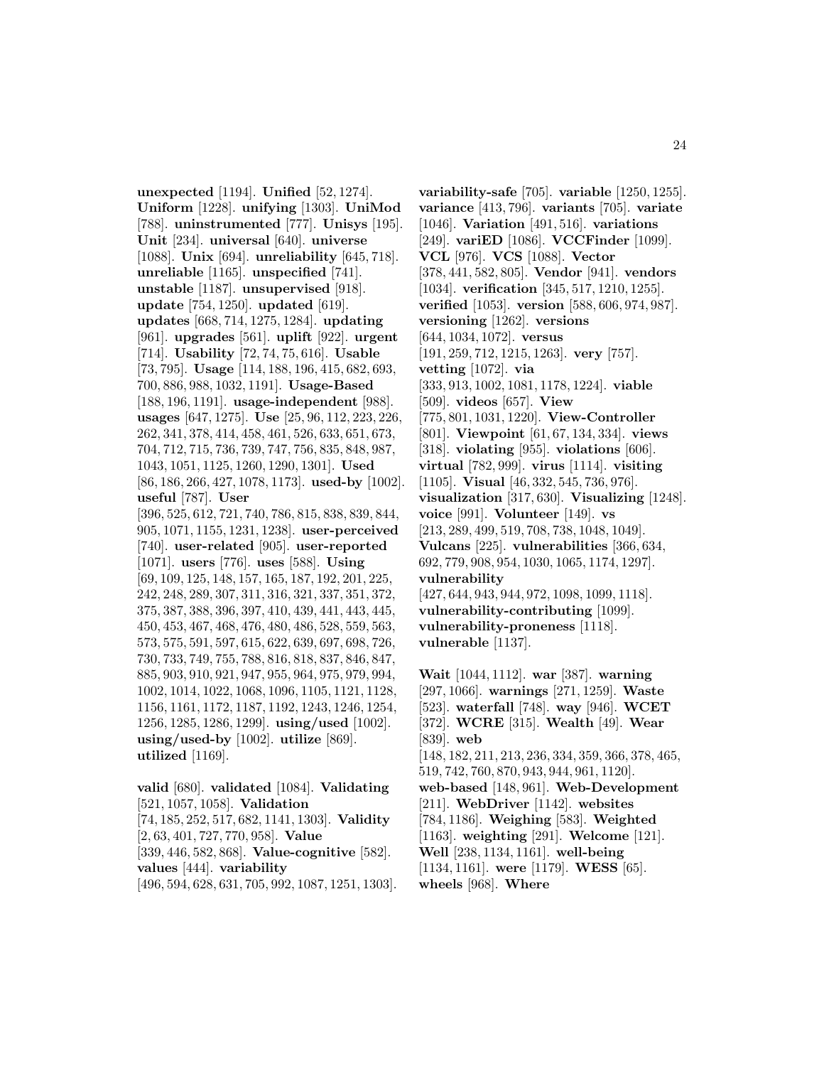**unexpected** [1194]. **Unified** [52, 1274]. **Uniform** [1228]. **unifying** [1303]. **UniMod** [788]. **uninstrumented** [777]. **Unisys** [195]. **Unit** [234]. **universal** [640]. **universe** [1088]. **Unix** [694]. **unreliability** [645, 718]. **unreliable** [1165]. **unspecified** [741]. **unstable** [1187]. **unsupervised** [918]. **update** [754, 1250]. **updated** [619]. **updates** [668, 714, 1275, 1284]. **updating** [961]. **upgrades** [561]. **uplift** [922]. **urgent** [714]. **Usability** [72, 74, 75, 616]. **Usable** [73, 795]. **Usage** [114, 188, 196, 415, 682, 693, 700, 886, 988, 1032, 1191]. **Usage-Based** [188, 196, 1191]. **usage-independent** [988]. **usages** [647, 1275]. **Use** [25, 96, 112, 223, 226, 262, 341, 378, 414, 458, 461, 526, 633, 651, 673, 704, 712, 715, 736, 739, 747, 756, 835, 848, 987, 1043, 1051, 1125, 1260, 1290, 1301]. **Used** [86, 186, 266, 427, 1078, 1173]. **used-by** [1002]. **useful** [787]. **User** [396, 525, 612, 721, 740, 786, 815, 838, 839, 844, 905, 1071, 1155, 1231, 1238]. **user-perceived** [740]. **user-related** [905]. **user-reported** [1071]. **users** [776]. **uses** [588]. **Using** [69, 109, 125, 148, 157, 165, 187, 192, 201, 225, 242, 248, 289, 307, 311, 316, 321, 337, 351, 372, 375, 387, 388, 396, 397, 410, 439, 441, 443, 445, 450, 453, 467, 468, 476, 480, 486, 528, 559, 563, 573, 575, 591, 597, 615, 622, 639, 697, 698, 726, 730, 733, 749, 755, 788, 816, 818, 837, 846, 847, 885, 903, 910, 921, 947, 955, 964, 975, 979, 994, 1002, 1014, 1022, 1068, 1096, 1105, 1121, 1128, 1156, 1161, 1172, 1187, 1192, 1243, 1246, 1254, 1256, 1285, 1286, 1299]. **using/used** [1002]. **using/used-by** [1002]. **utilize** [869]. **utilized** [1169].

**valid** [680]. **validated** [1084]. **Validating** [521, 1057, 1058]. **Validation** [74, 185, 252, 517, 682, 1141, 1303]. **Validity** [2, 63, 401, 727, 770, 958]. **Value** [339, 446, 582, 868]. **Value-cognitive** [582]. **values** [444]. **variability** [496, 594, 628, 631, 705, 992, 1087, 1251, 1303]. **variability-safe** [705]. **variable** [1250, 1255]. **variance** [413, 796]. **variants** [705]. **variate** [1046]. **Variation** [491, 516]. **variations** [249]. **variED** [1086]. **VCCFinder** [1099]. **VCL** [976]. **VCS** [1088]. **Vector** [378, 441, 582, 805]. **Vendor** [941]. **vendors** [1034]. **verification** [345, 517, 1210, 1255]. **verified** [1053]. **version** [588, 606, 974, 987]. **versioning** [1262]. **versions** [644, 1034, 1072]. **versus** [191, 259, 712, 1215, 1263]. **very** [757]. **vetting** [1072]. **via** [333, 913, 1002, 1081, 1178, 1224]. **viable** [509]. **videos** [657]. **View** [775, 801, 1031, 1220]. **View-Controller** [801]. **Viewpoint** [61, 67, 134, 334]. **views** [318]. **violating** [955]. **violations** [606]. **virtual** [782, 999]. **virus** [1114]. **visiting** [1105]. **Visual** [46, 332, 545, 736, 976]. **visualization** [317, 630]. **Visualizing** [1248]. **voice** [991]. **Volunteer** [149]. **vs** [213, 289, 499, 519, 708, 738, 1048, 1049]. **Vulcans** [225]. **vulnerabilities** [366, 634, 692, 779, 908, 954, 1030, 1065, 1174, 1297]. **vulnerability** [427, 644, 943, 944, 972, 1098, 1099, 1118]. **vulnerability-contributing** [1099]. **vulnerability-proneness** [1118]. **vulnerable** [1137].

**Wait** [1044, 1112]. **war** [387]. **warning** [297, 1066]. **warnings** [271, 1259]. **Waste** [523]. **waterfall** [748]. **way** [946]. **WCET** [372]. **WCRE** [315]. **Wealth** [49]. **Wear** [839]. **web** [148, 182, 211, 213, 236, 334, 359, 366, 378, 465, 519, 742, 760, 870, 943, 944, 961, 1120]. **web-based** [148, 961]. **Web-Development** [211]. **WebDriver** [1142]. **websites** [784, 1186]. **Weighing** [583]. **Weighted** [1163]. **weighting** [291]. **Welcome** [121]. **Well** [238, 1134, 1161]. **well-being** [1134, 1161]. **were** [1179]. **WESS** [65]. **wheels** [968]. **Where**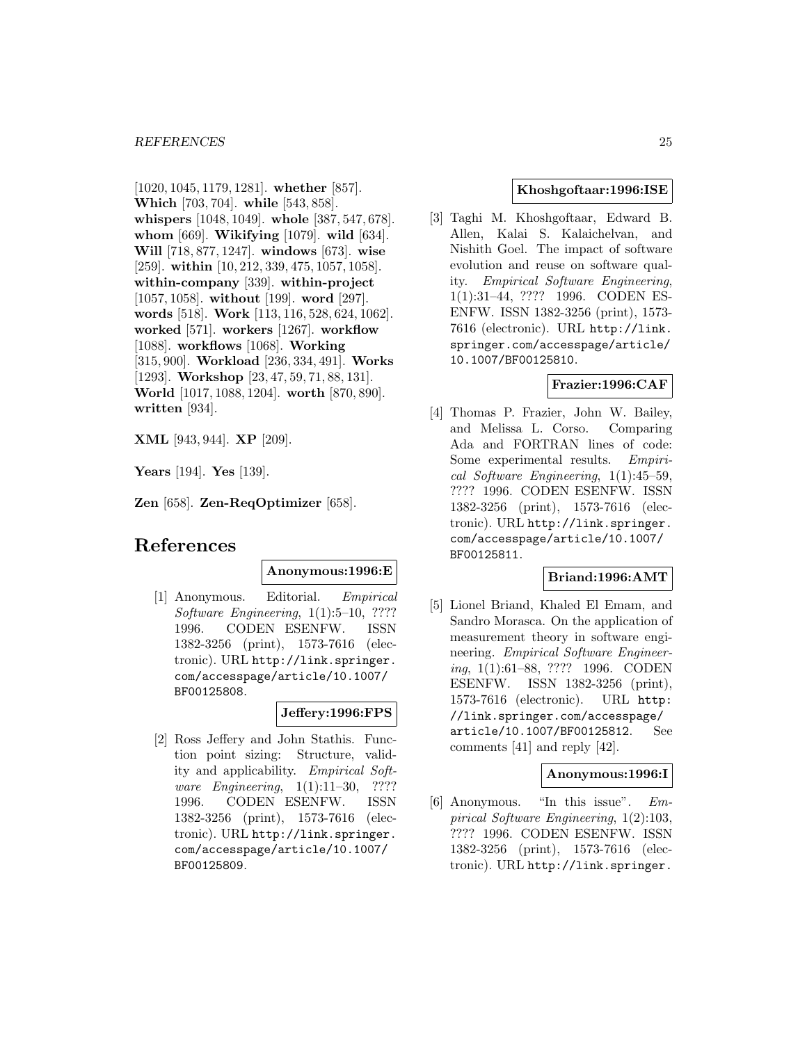[1020, 1045, 1179, 1281]. **whether** [857]. **Which** [703, 704]. **while** [543, 858]. **whispers** [1048, 1049]. **whole** [387, 547, 678]. **whom** [669]. **Wikifying** [1079]. **wild** [634]. **Will** [718, 877, 1247]. **windows** [673]. **wise** [259]. **within** [10, 212, 339, 475, 1057, 1058]. **within-company** [339]. **within-project** [1057, 1058]. **without** [199]. **word** [297]. **words** [518]. **Work** [113, 116, 528, 624, 1062]. **worked** [571]. **workers** [1267]. **workflow** [1088]. **workflows** [1068]. **Working** [315, 900]. **Workload** [236, 334, 491]. **Works** [1293]. **Workshop** [23, 47, 59, 71, 88, 131]. **World** [1017, 1088, 1204]. **worth** [870, 890]. **written** [934].

**XML** [943, 944]. **XP** [209].

**Years** [194]. **Yes** [139].

**Zen** [658]. **Zen-ReqOptimizer** [658].

# References

**Anonymous:1996:E**

[1] Anonymous. Editorial. *Empirical Software Engineering*, 1(1):5–10, ???? 1996. CODEN ESENFW. ISSN 1382-3256 (print), 1573-7616 (electronic). URL http://link.springer.com/accesspage/article/10.1007/BF00125808.

**Jeffery:1996:FPS**

[2] Ross Jeffery and John Stathis. Function point sizing: Structure, validity and applicability. *Empirical Software Engineering*, 1(1):11–30, ???? 1996. CODEN ESENFW. ISSN 1382-3256 (print), 1573-7616 (electronic). URL http://link.springer.com/accesspage/article/10.1007/BF00125809.

**Khoshgoftaar:1996:ISE**

[3] Taghi M. Khoshgoftaar, Edward B. Allen, Kalai S. Kalaichelvan, and Nishith Goel. The impact of software evolution and reuse on software quality. *Empirical Software Engineering*, 1(1):31–44, ???? 1996. CODEN ESENFW. ISSN 1382-3256 (print), 1573-7616 (electronic). URL http://link.springer.com/accesspage/article/10.1007/BF00125810.

**Frazier:1996:CAF**

[4] Thomas P. Frazier, John W. Bailey, and Melissa L. Corso. Comparing Ada and FORTRAN lines of code: Some experimental results. *Empirical Software Engineering*, 1(1):45–59, ???? 1996. CODEN ESENFW. ISSN 1382-3256 (print), 1573-7616 (electronic). URL http://link.springer.com/accesspage/article/10.1007/BF00125811.

**Briand:1996:AMT**

[5] Lionel Briand, Khaled El Emam, and Sandro Morasca. On the application of measurement theory in software engineering. *Empirical Software Engineering*, 1(1):61–88, ???? 1996. CODEN ESENFW. ISSN 1382-3256 (print), 1573-7616 (electronic). URL http://link.springer.com/accesspage/article/10.1007/BF00125812. See comments [41] and reply [42].

**Anonymous:1996:I**

[6] Anonymous. "In this issue". *Empirical Software Engineering*, 1(2):103, ???? 1996. CODEN ESENFW. ISSN 1382-3256 (print), 1573-7616 (electronic). URL http://link.springer.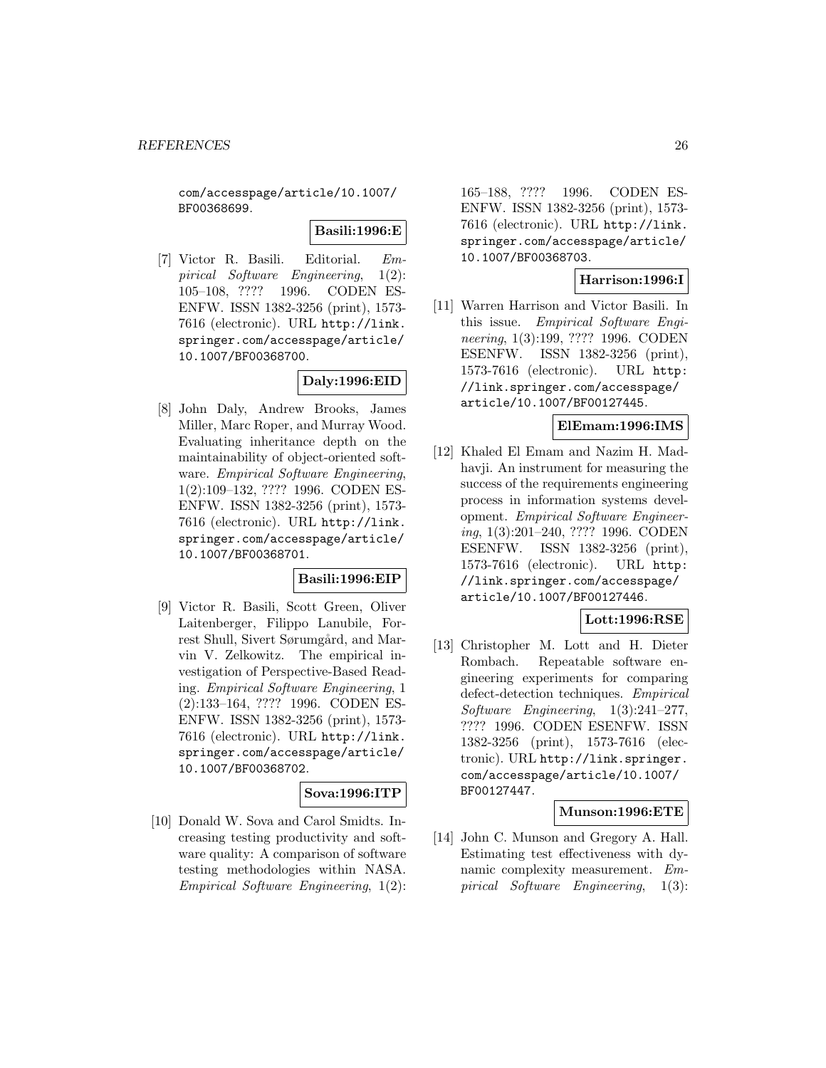com/accesspage/article/10.1007/BF00368699.

**Basili:1996:E**

[7] Victor R. Basili. Editorial. *Empirical Software Engineering*, 1(2): 105–108, ???? 1996. CODEN ESENFW. ISSN 1382-3256 (print), 1573-7616 (electronic). URL http://link.springer.com/accesspage/article/10.1007/BF00368700.

**Daly:1996:EID**

[8] John Daly, Andrew Brooks, James Miller, Marc Roper, and Murray Wood. Evaluating inheritance depth on the maintainability of object-oriented software. *Empirical Software Engineering*, 1(2):109–132, ???? 1996. CODEN ESENFW. ISSN 1382-3256 (print), 1573-7616 (electronic). URL http://link.springer.com/accesspage/article/10.1007/BF00368701.

**Basili:1996:EIP**

[9] Victor R. Basili, Scott Green, Oliver Laitenberger, Filippo Lanubile, Forrest Shull, Sivert Sørumgård, and Marvin V. Zelkowitz. The empirical investigation of Perspective-Based Reading. *Empirical Software Engineering*, 1 (2):133–164, ???? 1996. CODEN ESENFW. ISSN 1382-3256 (print), 1573-7616 (electronic). URL http://link.springer.com/accesspage/article/10.1007/BF00368702.

**Sova:1996:ITP**

[10] Donald W. Sova and Carol Smidts. Increasing testing productivity and software quality: A comparison of software testing methodologies within NASA. *Empirical Software Engineering*, 1(2): 165–188, ???? 1996. CODEN ESENFW. ISSN 1382-3256 (print), 1573-7616 (electronic). URL http://link.springer.com/accesspage/article/10.1007/BF00368703.

**Harrison:1996:I**

[11] Warren Harrison and Victor Basili. In this issue. *Empirical Software Engineering*, 1(3):199, ???? 1996. CODEN ESENFW. ISSN 1382-3256 (print), 1573-7616 (electronic). URL http://link.springer.com/accesspage/article/10.1007/BF00127445.

**ElEmam:1996:IMS**

[12] Khaled El Emam and Nazim H. Madhavji. An instrument for measuring the success of the requirements engineering process in information systems development. *Empirical Software Engineering*, 1(3):201–240, ???? 1996. CODEN ESENFW. ISSN 1382-3256 (print), 1573-7616 (electronic). URL http://link.springer.com/accesspage/article/10.1007/BF00127446.

**Lott:1996:RSE**

[13] Christopher M. Lott and H. Dieter Rombach. Repeatable software engineering experiments for comparing defect-detection techniques. *Empirical Software Engineering*, 1(3):241–277, ???? 1996. CODEN ESENFW. ISSN 1382-3256 (print), 1573-7616 (electronic). URL http://link.springer.com/accesspage/article/10.1007/BF00127447.

**Munson:1996:ETE**

[14] John C. Munson and Gregory A. Hall. Estimating test effectiveness with dynamic complexity measurement. *Empirical Software Engineering*, 1(3):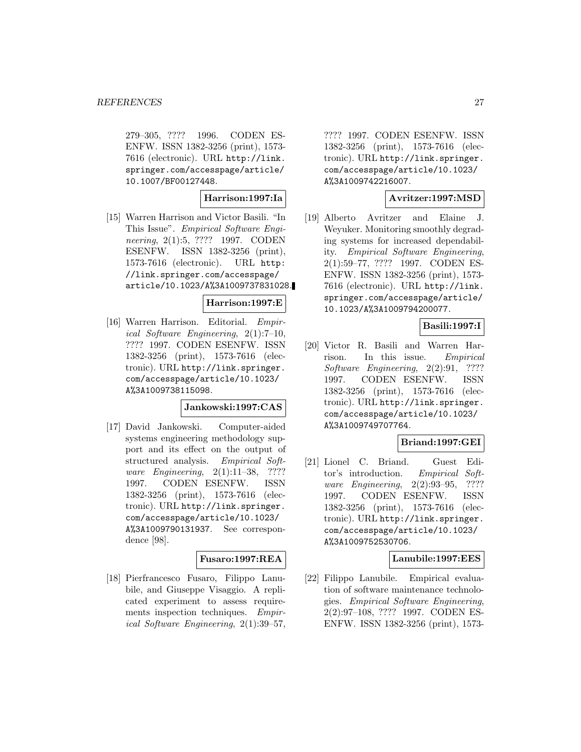279–305, ???? 1996. CODEN ESENFW. ISSN 1382-3256 (print), 1573-7616 (electronic). URL http://link.springer.com/accesspage/article/10.1007/BF00127448.

**Harrison:1997:Ia**

[15] Warren Harrison and Victor Basili. "In This Issue". *Empirical Software Engineering*, 2(1):5, ???? 1997. CODEN ESENFW. ISSN 1382-3256 (print), 1573-7616 (electronic). URL http://link.springer.com/accesspage/article/10.1023/A%3A1009737831028.

**Harrison:1997:E**

[16] Warren Harrison. Editorial. *Empirical Software Engineering*, 2(1):7–10, ???? 1997. CODEN ESENFW. ISSN 1382-3256 (print), 1573-7616 (electronic). URL http://link.springer.com/accesspage/article/10.1023/A%3A1009738115098.

**Jankowski:1997:CAS**

[17] David Jankowski. Computer-aided systems engineering methodology support and its effect on the output of structured analysis. *Empirical Software Engineering*, 2(1):11–38, ???? 1997. CODEN ESENFW. ISSN 1382-3256 (print), 1573-7616 (electronic). URL http://link.springer.com/accesspage/article/10.1023/A%3A1009790131937. See correspondence [98].

**Fusaro:1997:REA**

[18] Pierfrancesco Fusaro, Filippo Lanubile, and Giuseppe Visaggio. A replicated experiment to assess requirements inspection techniques. *Empirical Software Engineering*, 2(1):39–57, ???? 1997. CODEN ESENFW. ISSN 1382-3256 (print), 1573-7616 (electronic). URL http://link.springer.com/accesspage/article/10.1023/A%3A1009742216007.

**Avritzer:1997:MSD**

[19] Alberto Avritzer and Elaine J. Weyuker. Monitoring smoothly degrading systems for increased dependability. *Empirical Software Engineering*, 2(1):59–77, ???? 1997. CODEN ESENFW. ISSN 1382-3256 (print), 1573-7616 (electronic). URL http://link.springer.com/accesspage/article/10.1023/A%3A1009794200077.

**Basili:1997:I**

[20] Victor R. Basili and Warren Harrison. In this issue. *Empirical Software Engineering*, 2(2):91, ???? 1997. CODEN ESENFW. ISSN 1382-3256 (print), 1573-7616 (electronic). URL http://link.springer.com/accesspage/article/10.1023/A%3A1009749707764.

**Briand:1997:GEI**

[21] Lionel C. Briand. Guest Editor's introduction. *Empirical Software Engineering*, 2(2):93–95, ???? 1997. CODEN ESENFW. ISSN 1382-3256 (print), 1573-7616 (electronic). URL http://link.springer.com/accesspage/article/10.1023/A%3A1009752530706.

**Lanubile:1997:EES**

[22] Filippo Lanubile. Empirical evaluation of software maintenance technologies. *Empirical Software Engineering*, 2(2):97–108, ???? 1997. CODEN ESENFW. ISSN 1382-3256 (print), 1573-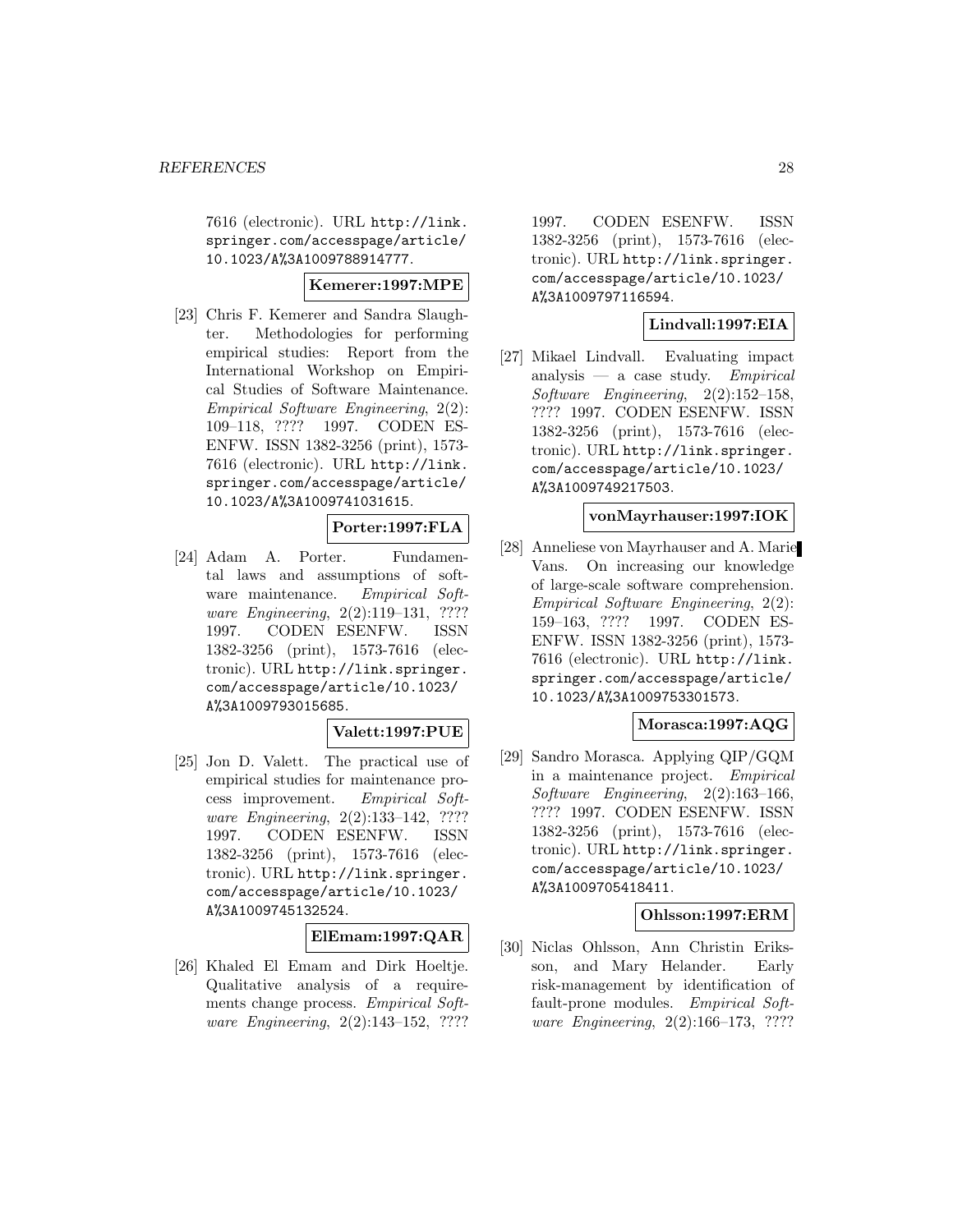7616 (electronic). URL http://link.springer.com/accesspage/article/10.1023/A%3A1009788914777.

**Kemerer:1997:MPE**

[23] Chris F. Kemerer and Sandra Slaughter. Methodologies for performing empirical studies: Report from the International Workshop on Empirical Studies of Software Maintenance. *Empirical Software Engineering*, 2(2): 109–118, ???? 1997. CODEN ESENFW. ISSN 1382-3256 (print), 1573-7616 (electronic). URL http://link.springer.com/accesspage/article/10.1023/A%3A1009741031615.

**Porter:1997:FLA**

[24] Adam A. Porter. Fundamental laws and assumptions of software maintenance. *Empirical Software Engineering*, 2(2):119–131, ???? 1997. CODEN ESENFW. ISSN 1382-3256 (print), 1573-7616 (electronic). URL http://link.springer.com/accesspage/article/10.1023/A%3A1009793015685.

**Valett:1997:PUE**

[25] Jon D. Valett. The practical use of empirical studies for maintenance process improvement. *Empirical Software Engineering*, 2(2):133–142, ???? 1997. CODEN ESENFW. ISSN 1382-3256 (print), 1573-7616 (electronic). URL http://link.springer.com/accesspage/article/10.1023/A%3A1009745132524.

**ElEmam:1997:QAR**

[26] Khaled El Emam and Dirk Hoeltje. Qualitative analysis of a requirements change process. *Empirical Software Engineering*, 2(2):143–152, ???? 1997. CODEN ESENFW. ISSN 1382-3256 (print), 1573-7616 (electronic). URL http://link.springer.com/accesspage/article/10.1023/A%3A1009797116594.

**Lindvall:1997:EIA**

[27] Mikael Lindvall. Evaluating impact analysis — a case study. *Empirical Software Engineering*, 2(2):152–158, ???? 1997. CODEN ESENFW. ISSN 1382-3256 (print), 1573-7616 (electronic). URL http://link.springer.com/accesspage/article/10.1023/A%3A1009749217503.

**vonMayrhauser:1997:IOK**

[28] Anneliese von Mayrhauser and A. Marie Vans. On increasing our knowledge of large-scale software comprehension. *Empirical Software Engineering*, 2(2): 159–163, ???? 1997. CODEN ESENFW. ISSN 1382-3256 (print), 1573-7616 (electronic). URL http://link.springer.com/accesspage/article/10.1023/A%3A1009753301573.

**Morasca:1997:AQG**

[29] Sandro Morasca. Applying QIP/GQM in a maintenance project. *Empirical Software Engineering*, 2(2):163–166, ???? 1997. CODEN ESENFW. ISSN 1382-3256 (print), 1573-7616 (electronic). URL http://link.springer.com/accesspage/article/10.1023/A%3A1009705418411.

**Ohlsson:1997:ERM**

[30] Niclas Ohlsson, Ann Christin Eriksson, and Mary Helander. Early risk-management by identification of fault-prone modules. *Empirical Software Engineering*, 2(2):166–173, ????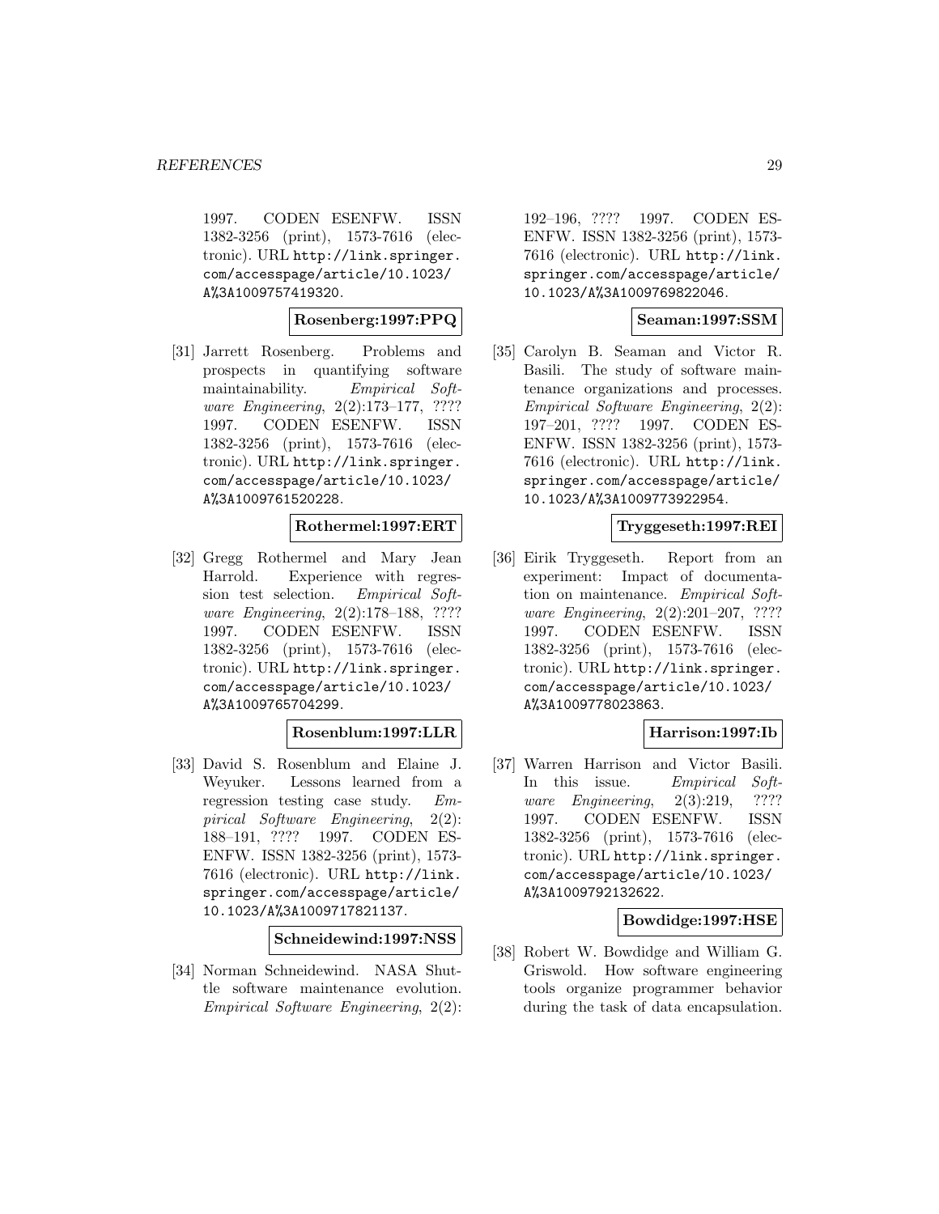1997. CODEN ESENFW. ISSN 1382-3256 (print), 1573-7616 (electronic). URL http://link.springer.com/accesspage/article/10.1023/A%3A1009757419320.

**Rosenberg:1997:PPQ**

[31] Jarrett Rosenberg. Problems and prospects in quantifying software maintainability. *Empirical Software Engineering*, 2(2):173–177, ???? 1997. CODEN ESENFW. ISSN 1382-3256 (print), 1573-7616 (electronic). URL http://link.springer.com/accesspage/article/10.1023/A%3A1009761520228.

**Rothermel:1997:ERT**

[32] Gregg Rothermel and Mary Jean Harrold. Experience with regression test selection. *Empirical Software Engineering*, 2(2):178–188, ???? 1997. CODEN ESENFW. ISSN 1382-3256 (print), 1573-7616 (electronic). URL http://link.springer.com/accesspage/article/10.1023/A%3A1009765704299.

**Rosenblum:1997:LLR**

[33] David S. Rosenblum and Elaine J. Weyuker. Lessons learned from a regression testing case study. *Empirical Software Engineering*, 2(2):188–191, ???? 1997. CODEN ESENFW. ISSN 1382-3256 (print), 1573-7616 (electronic). URL http://link.springer.com/accesspage/article/10.1023/A%3A1009717821137.

**Schneidewind:1997:NSS**

[34] Norman Schneidewind. NASA Shuttle software maintenance evolution. *Empirical Software Engineering*, 2(2):192–196, ???? 1997. CODEN ESENFW. ISSN 1382-3256 (print), 1573-7616 (electronic). URL http://link.springer.com/accesspage/article/10.1023/A%3A1009769822046.

**Seaman:1997:SSM**

[35] Carolyn B. Seaman and Victor R. Basili. The study of software maintenance organizations and processes. *Empirical Software Engineering*, 2(2):197–201, ???? 1997. CODEN ESENFW. ISSN 1382-3256 (print), 1573-7616 (electronic). URL http://link.springer.com/accesspage/article/10.1023/A%3A1009773922954.

**Tryggeseth:1997:REI**

[36] Eirik Tryggeseth. Report from an experiment: Impact of documentation on maintenance. *Empirical Software Engineering*, 2(2):201–207, ???? 1997. CODEN ESENFW. ISSN 1382-3256 (print), 1573-7616 (electronic). URL http://link.springer.com/accesspage/article/10.1023/A%3A1009778023863.

**Harrison:1997:Ib**

[37] Warren Harrison and Victor Basili. In this issue. *Empirical Software Engineering*, 2(3):219, ???? 1997. CODEN ESENFW. ISSN 1382-3256 (print), 1573-7616 (electronic). URL http://link.springer.com/accesspage/article/10.1023/A%3A1009792132622.

**Bowdidge:1997:HSE**

[38] Robert W. Bowdidge and William G. Griswold. How software engineering tools organize programmer behavior during the task of data encapsulation.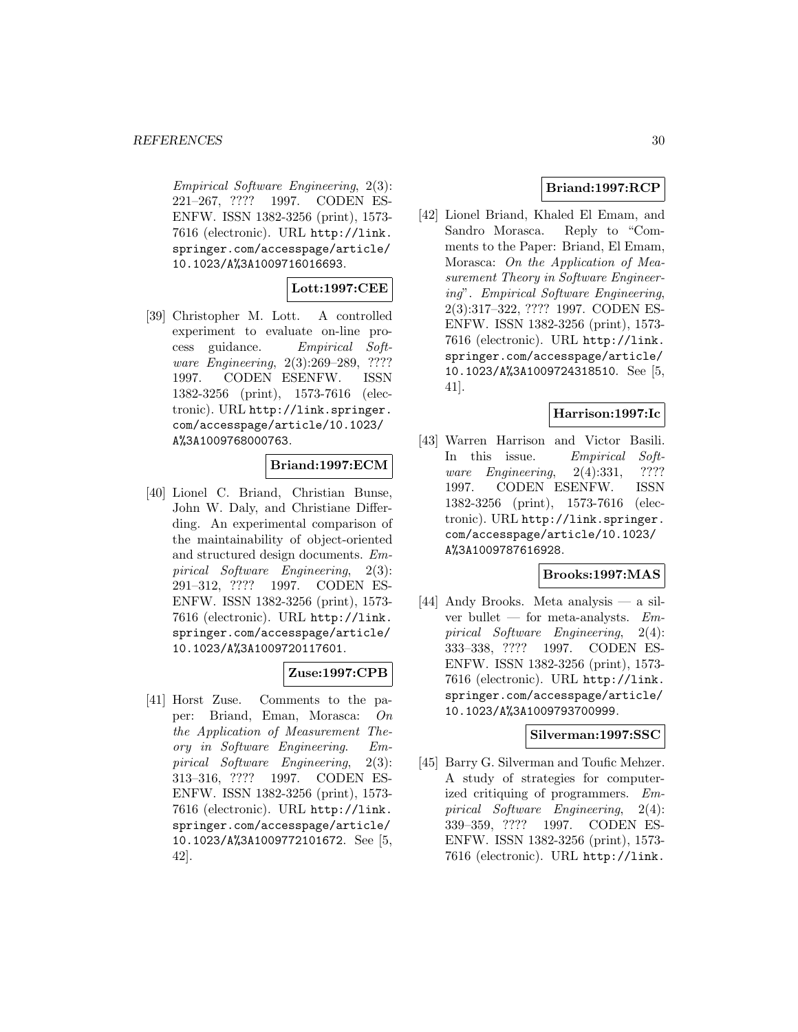*Empirical Software Engineering*, 2(3): 221–267, ???? 1997. CODEN ESENFW. ISSN 1382-3256 (print), 1573-7616 (electronic). URL http://link.springer.com/accesspage/article/10.1023/A%3A1009716016693.

**Lott:1997:CEE**

[39] Christopher M. Lott. A controlled experiment to evaluate on-line process guidance. *Empirical Software Engineering*, 2(3):269–289, ???? 1997. CODEN ESENFW. ISSN 1382-3256 (print), 1573-7616 (electronic). URL http://link.springer.com/accesspage/article/10.1023/A%3A1009768000763.

**Briand:1997:ECM**

[40] Lionel C. Briand, Christian Bunse, John W. Daly, and Christiane Differding. An experimental comparison of the maintainability of object-oriented and structured design documents. *Empirical Software Engineering*, 2(3): 291–312, ???? 1997. CODEN ESENFW. ISSN 1382-3256 (print), 1573-7616 (electronic). URL http://link.springer.com/accesspage/article/10.1023/A%3A1009720117601.

**Zuse:1997:CPB**

[41] Horst Zuse. Comments to the paper: Briand, Eman, Morasca: *On the Application of Measurement Theory in Software Engineering*. *Empirical Software Engineering*, 2(3): 313–316, ???? 1997. CODEN ESENFW. ISSN 1382-3256 (print), 1573-7616 (electronic). URL http://link.springer.com/accesspage/article/10.1023/A%3A1009772101672. See [5, 42].

**Briand:1997:RCP**

[42] Lionel Briand, Khaled El Emam, and Sandro Morasca. Reply to "Comments to the Paper: Briand, El Emam, Morasca: *On the Application of Measurement Theory in Software Engineering*". *Empirical Software Engineering*, 2(3):317–322, ???? 1997. CODEN ESENFW. ISSN 1382-3256 (print), 1573-7616 (electronic). URL http://link.springer.com/accesspage/article/10.1023/A%3A1009724318510. See [5, 41].

**Harrison:1997:Ic**

[43] Warren Harrison and Victor Basili. In this issue. *Empirical Software Engineering*, 2(4):331, ???? 1997. CODEN ESENFW. ISSN 1382-3256 (print), 1573-7616 (electronic). URL http://link.springer.com/accesspage/article/10.1023/A%3A1009787616928.

**Brooks:1997:MAS**

[44] Andy Brooks. Meta analysis — a silver bullet — for meta-analysts. *Empirical Software Engineering*, 2(4): 333–338, ???? 1997. CODEN ESENFW. ISSN 1382-3256 (print), 1573-7616 (electronic). URL http://link.springer.com/accesspage/article/10.1023/A%3A1009793700999.

**Silverman:1997:SSC**

[45] Barry G. Silverman and Toufic Mehzer. A study of strategies for computerized critiquing of programmers. *Empirical Software Engineering*, 2(4): 339–359, ???? 1997. CODEN ESENFW. ISSN 1382-3256 (print), 1573-7616 (electronic). URL http://link.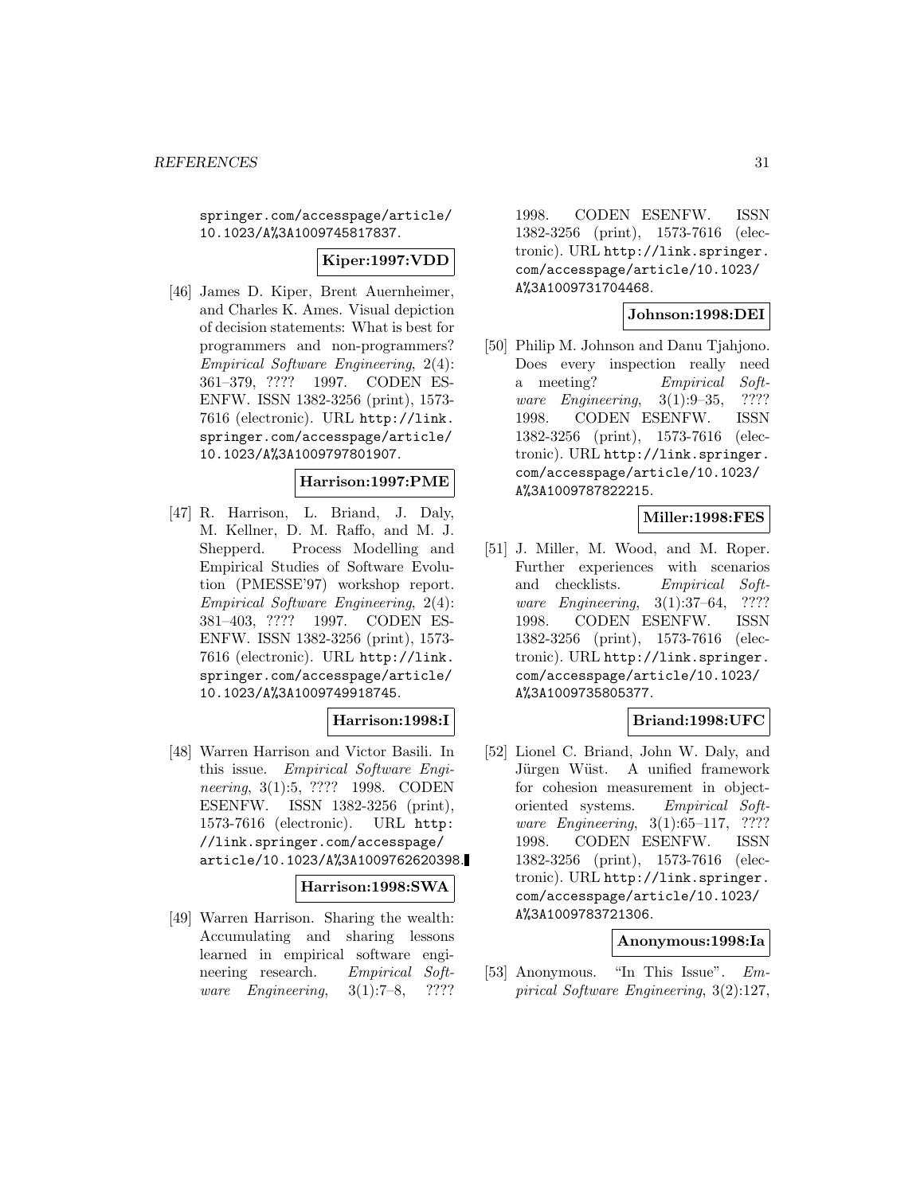springer.com/accesspage/article/10.1023/A%3A1009745817837.

**Kiper:1997:VDD**

[46] James D. Kiper, Brent Auernheimer, and Charles K. Ames. Visual depiction of decision statements: What is best for programmers and non-programmers? *Empirical Software Engineering*, 2(4): 361–379, ???? 1997. CODEN ESENFW. ISSN 1382-3256 (print), 1573-7616 (electronic). URL http://link.springer.com/accesspage/article/10.1023/A%3A1009797801907.

**Harrison:1997:PME**

[47] R. Harrison, L. Briand, J. Daly, M. Kellner, D. M. Raffo, and M. J. Shepperd. Process Modelling and Empirical Studies of Software Evolution (PMESSE'97) workshop report. *Empirical Software Engineering*, 2(4): 381–403, ???? 1997. CODEN ESENFW. ISSN 1382-3256 (print), 1573-7616 (electronic). URL http://link.springer.com/accesspage/article/10.1023/A%3A1009749918745.

**Harrison:1998:I**

[48] Warren Harrison and Victor Basili. In this issue. *Empirical Software Engineering*, 3(1):5, ???? 1998. CODEN ESENFW. ISSN 1382-3256 (print), 1573-7616 (electronic). URL http://link.springer.com/accesspage/article/10.1023/A%3A1009762620398.

**Harrison:1998:SWA**

[49] Warren Harrison. Sharing the wealth: Accumulating and sharing lessons learned in empirical software engineering research. *Empirical Software Engineering*, 3(1):7–8, ???? 1998. CODEN ESENFW. ISSN 1382-3256 (print), 1573-7616 (electronic). URL http://link.springer.com/accesspage/article/10.1023/A%3A1009731704468.

**Johnson:1998:DEI**

[50] Philip M. Johnson and Danu Tjahjono. Does every inspection really need a meeting? *Empirical Software Engineering*, 3(1):9–35, ???? 1998. CODEN ESENFW. ISSN 1382-3256 (print), 1573-7616 (electronic). URL http://link.springer.com/accesspage/article/10.1023/A%3A1009787822215.

**Miller:1998:FES**

[51] J. Miller, M. Wood, and M. Roper. Further experiences with scenarios and checklists. *Empirical Software Engineering*, 3(1):37–64, ???? 1998. CODEN ESENFW. ISSN 1382-3256 (print), 1573-7616 (electronic). URL http://link.springer.com/accesspage/article/10.1023/A%3A1009735805377.

**Briand:1998:UFC**

[52] Lionel C. Briand, John W. Daly, and Jürgen Wüst. A unified framework for cohesion measurement in object-oriented systems. *Empirical Software Engineering*, 3(1):65–117, ???? 1998. CODEN ESENFW. ISSN 1382-3256 (print), 1573-7616 (electronic). URL http://link.springer.com/accesspage/article/10.1023/A%3A1009783721306.

**Anonymous:1998:Ia**

[53] Anonymous. "In This Issue". *Empirical Software Engineering*, 3(2):127,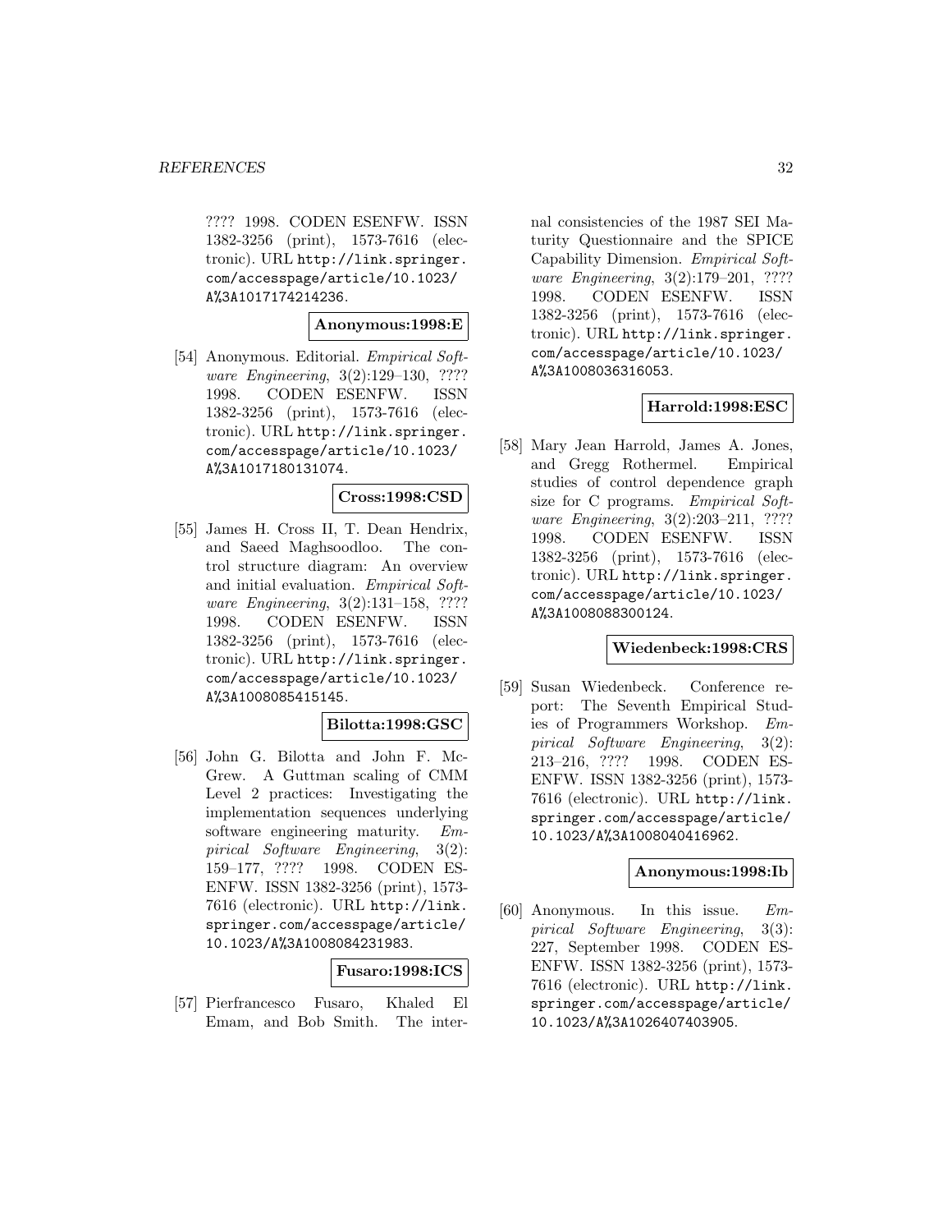???? 1998. CODEN ESENFW. ISSN 1382-3256 (print), 1573-7616 (electronic). URL http://link.springer.com/accesspage/article/10.1023/A%3A1017174214236.

**Anonymous:1998:E**

[54] Anonymous. Editorial. *Empirical Software Engineering*, 3(2):129–130, ???? 1998. CODEN ESENFW. ISSN 1382-3256 (print), 1573-7616 (electronic). URL http://link.springer.com/accesspage/article/10.1023/A%3A1017180131074.

**Cross:1998:CSD**

[55] James H. Cross II, T. Dean Hendrix, and Saeed Maghsoodloo. The control structure diagram: An overview and initial evaluation. *Empirical Software Engineering*, 3(2):131–158, ???? 1998. CODEN ESENFW. ISSN 1382-3256 (print), 1573-7616 (electronic). URL http://link.springer.com/accesspage/article/10.1023/A%3A1008085415145.

**Bilotta:1998:GSC**

[56] John G. Bilotta and John F. McGrew. A Guttman scaling of CMM Level 2 practices: Investigating the implementation sequences underlying software engineering maturity. *Empirical Software Engineering*, 3(2):159–177, ???? 1998. CODEN ESENFW. ISSN 1382-3256 (print), 1573-7616 (electronic). URL http://link.springer.com/accesspage/article/10.1023/A%3A1008084231983.

**Fusaro:1998:ICS**

[57] Pierfrancesco Fusaro, Khaled El Emam, and Bob Smith. The internal consistencies of the 1987 SEI Maturity Questionnaire and the SPICE Capability Dimension. *Empirical Software Engineering*, 3(2):179–201, ???? 1998. CODEN ESENFW. ISSN 1382-3256 (print), 1573-7616 (electronic). URL http://link.springer.com/accesspage/article/10.1023/A%3A1008036316053.

**Harrold:1998:ESC**

[58] Mary Jean Harrold, James A. Jones, and Gregg Rothermel. Empirical studies of control dependence graph size for C programs. *Empirical Software Engineering*, 3(2):203–211, ???? 1998. CODEN ESENFW. ISSN 1382-3256 (print), 1573-7616 (electronic). URL http://link.springer.com/accesspage/article/10.1023/A%3A1008088300124.

**Wiedenbeck:1998:CRS**

[59] Susan Wiedenbeck. Conference report: The Seventh Empirical Studies of Programmers Workshop. *Empirical Software Engineering*, 3(2):213–216, ???? 1998. CODEN ESENFW. ISSN 1382-3256 (print), 1573-7616 (electronic). URL http://link.springer.com/accesspage/article/10.1023/A%3A1008040416962.

**Anonymous:1998:Ib**

[60] Anonymous. In this issue. *Empirical Software Engineering*, 3(3):227, September 1998. CODEN ESENFW. ISSN 1382-3256 (print), 1573-7616 (electronic). URL http://link.springer.com/accesspage/article/10.1023/A%3A1026407403905.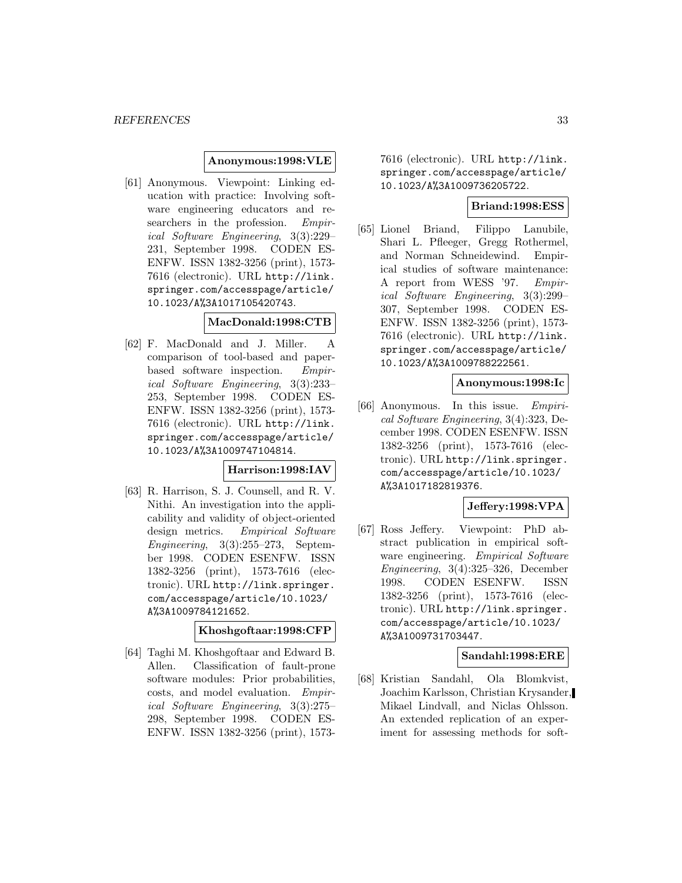**Anonymous:1998:VLE**

[61] Anonymous. Viewpoint: Linking education with practice: Involving software engineering educators and researchers in the profession. *Empirical Software Engineering*, 3(3):229–231, September 1998. CODEN ESENFW. ISSN 1382-3256 (print), 1573-7616 (electronic). URL http://link.springer.com/accesspage/article/10.1023/A%3A1017105420743.

**MacDonald:1998:CTB**

[62] F. MacDonald and J. Miller. A comparison of tool-based and paper-based software inspection. *Empirical Software Engineering*, 3(3):233–253, September 1998. CODEN ESENFW. ISSN 1382-3256 (print), 1573-7616 (electronic). URL http://link.springer.com/accesspage/article/10.1023/A%3A1009747104814.

**Harrison:1998:IAV**

[63] R. Harrison, S. J. Counsell, and R. V. Nithi. An investigation into the applicability and validity of object-oriented design metrics. *Empirical Software Engineering*, 3(3):255–273, September 1998. CODEN ESENFW. ISSN 1382-3256 (print), 1573-7616 (electronic). URL http://link.springer.com/accesspage/article/10.1023/A%3A1009784121652.

**Khoshgoftaar:1998:CFP**

[64] Taghi M. Khoshgoftaar and Edward B. Allen. Classification of fault-prone software modules: Prior probabilities, costs, and model evaluation. *Empirical Software Engineering*, 3(3):275–298, September 1998. CODEN ESENFW. ISSN 1382-3256 (print), 1573-7616 (electronic). URL http://link.springer.com/accesspage/article/10.1023/A%3A1009736205722.

**Briand:1998:ESS**

[65] Lionel Briand, Filippo Lanubile, Shari L. Pfleeger, Gregg Rothermel, and Norman Schneidewind. Empirical studies of software maintenance: A report from WESS '97. *Empirical Software Engineering*, 3(3):299–307, September 1998. CODEN ESENFW. ISSN 1382-3256 (print), 1573-7616 (electronic). URL http://link.springer.com/accesspage/article/10.1023/A%3A1009788222561.

**Anonymous:1998:Ic**

[66] Anonymous. In this issue. *Empirical Software Engineering*, 3(4):323, December 1998. CODEN ESENFW. ISSN 1382-3256 (print), 1573-7616 (electronic). URL http://link.springer.com/accesspage/article/10.1023/A%3A1017182819376.

**Jeffery:1998:VPA**

[67] Ross Jeffery. Viewpoint: PhD abstract publication in empirical software engineering. *Empirical Software Engineering*, 3(4):325–326, December 1998. CODEN ESENFW. ISSN 1382-3256 (print), 1573-7616 (electronic). URL http://link.springer.com/accesspage/article/10.1023/A%3A1009731703447.

**Sandahl:1998:ERE**

[68] Kristian Sandahl, Ola Blomkvist, Joachim Karlsson, Christian Krysander, Mikael Lindvall, and Niclas Ohlsson. An extended replication of an experiment for assessing methods for soft-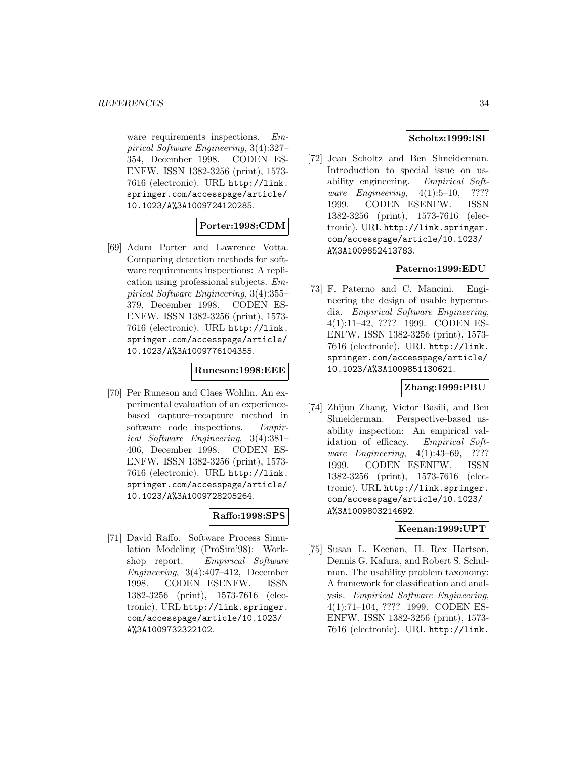ware requirements inspections. *Empirical Software Engineering*, 3(4):327–354, December 1998. CODEN ESENFW. ISSN 1382-3256 (print), 1573-7616 (electronic). URL http://link.springer.com/accesspage/article/10.1023/A%3A1009724120285.

**Porter:1998:CDM**

[69] Adam Porter and Lawrence Votta. Comparing detection methods for software requirements inspections: A replication using professional subjects. *Empirical Software Engineering*, 3(4):355–379, December 1998. CODEN ESENFW. ISSN 1382-3256 (print), 1573-7616 (electronic). URL http://link.springer.com/accesspage/article/10.1023/A%3A1009776104355.

**Runeson:1998:EEE**

[70] Per Runeson and Claes Wohlin. An experimental evaluation of an experience-based capture–recapture method in software code inspections. *Empirical Software Engineering*, 3(4):381–406, December 1998. CODEN ESENFW. ISSN 1382-3256 (print), 1573-7616 (electronic). URL http://link.springer.com/accesspage/article/10.1023/A%3A1009728205264.

**Raffo:1998:SPS**

[71] David Raffo. Software Process Simulation Modeling (ProSim'98): Workshop report. *Empirical Software Engineering*, 3(4):407–412, December 1998. CODEN ESENFW. ISSN 1382-3256 (print), 1573-7616 (electronic). URL http://link.springer.com/accesspage/article/10.1023/A%3A1009732322102.

**Scholtz:1999:ISI**

[72] Jean Scholtz and Ben Shneiderman. Introduction to special issue on usability engineering. *Empirical Software Engineering*, 4(1):5–10, ???? 1999. CODEN ESENFW. ISSN 1382-3256 (print), 1573-7616 (electronic). URL http://link.springer.com/accesspage/article/10.1023/A%3A1009852413783.

**Paterno:1999:EDU**

[73] F. Paterno and C. Mancini. Engineering the design of usable hypermedia. *Empirical Software Engineering*, 4(1):11–42, ???? 1999. CODEN ESENFW. ISSN 1382-3256 (print), 1573-7616 (electronic). URL http://link.springer.com/accesspage/article/10.1023/A%3A1009851130621.

**Zhang:1999:PBU**

[74] Zhijun Zhang, Victor Basili, and Ben Shneiderman. Perspective-based usability inspection: An empirical validation of efficacy. *Empirical Software Engineering*, 4(1):43–69, ???? 1999. CODEN ESENFW. ISSN 1382-3256 (print), 1573-7616 (electronic). URL http://link.springer.com/accesspage/article/10.1023/A%3A1009803214692.

**Keenan:1999:UPT**

[75] Susan L. Keenan, H. Rex Hartson, Dennis G. Kafura, and Robert S. Schulman. The usability problem taxonomy: A framework for classification and analysis. *Empirical Software Engineering*, 4(1):71–104, ???? 1999. CODEN ESENFW. ISSN 1382-3256 (print), 1573-7616 (electronic). URL http://link.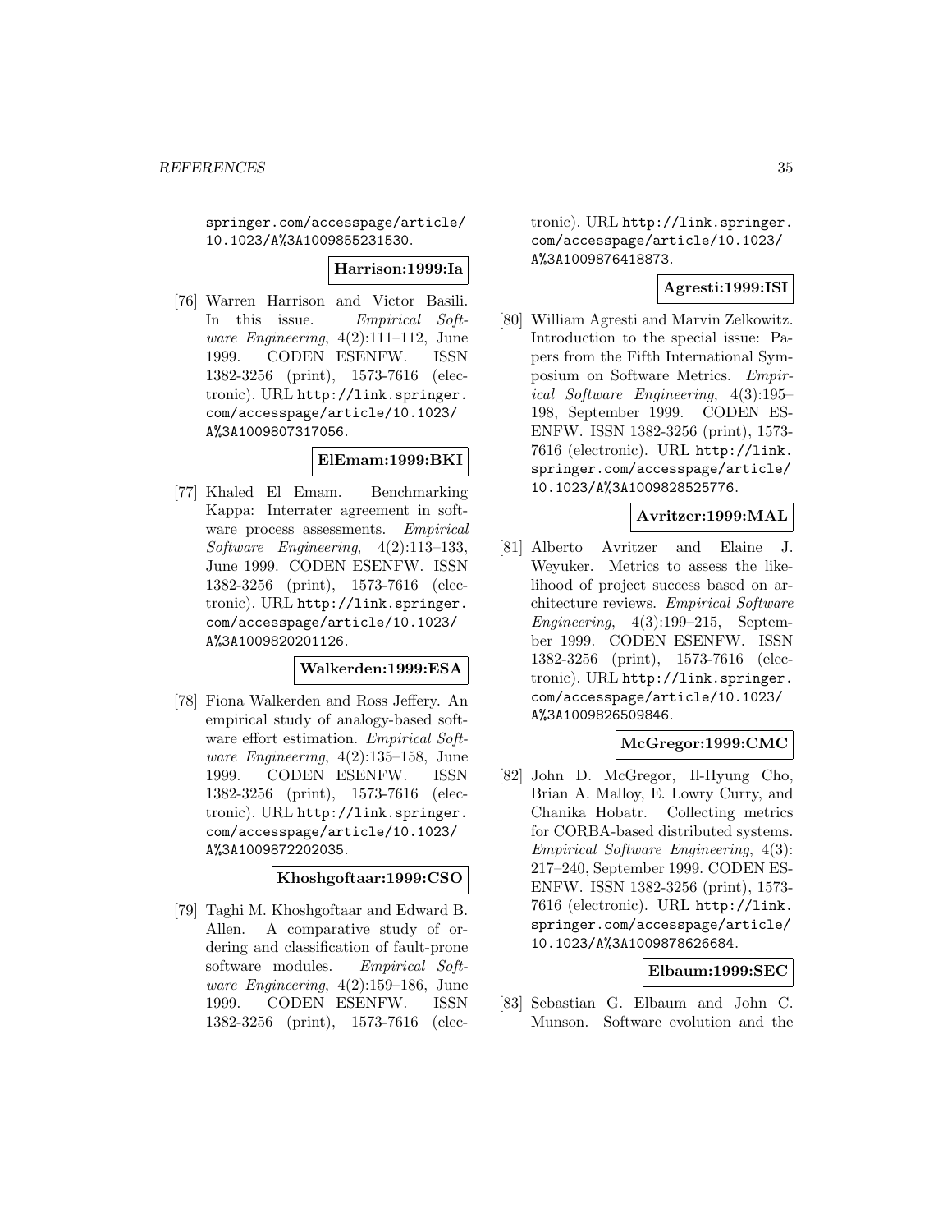springer.com/accesspage/article/10.1023/A%3A1009855231530.

**Harrison:1999:Ia**

[76] Warren Harrison and Victor Basili. In this issue. *Empirical Software Engineering*, 4(2):111–112, June 1999. CODEN ESENFW. ISSN 1382-3256 (print), 1573-7616 (electronic). URL http://link.springer.com/accesspage/article/10.1023/A%3A1009807317056.

**ElEmam:1999:BKI**

[77] Khaled El Emam. Benchmarking Kappa: Interrater agreement in software process assessments. *Empirical Software Engineering*, 4(2):113–133, June 1999. CODEN ESENFW. ISSN 1382-3256 (print), 1573-7616 (electronic). URL http://link.springer.com/accesspage/article/10.1023/A%3A1009820201126.

**Walkerden:1999:ESA**

[78] Fiona Walkerden and Ross Jeffery. An empirical study of analogy-based software effort estimation. *Empirical Software Engineering*, 4(2):135–158, June 1999. CODEN ESENFW. ISSN 1382-3256 (print), 1573-7616 (electronic). URL http://link.springer.com/accesspage/article/10.1023/A%3A1009872202035.

**Khoshgoftaar:1999:CSO**

[79] Taghi M. Khoshgoftaar and Edward B. Allen. A comparative study of ordering and classification of fault-prone software modules. *Empirical Software Engineering*, 4(2):159–186, June 1999. CODEN ESENFW. ISSN 1382-3256 (print), 1573-7616 (electronic). URL http://link.springer.com/accesspage/article/10.1023/A%3A1009876418873.

**Agresti:1999:ISI**

[80] William Agresti and Marvin Zelkowitz. Introduction to the special issue: Papers from the Fifth International Symposium on Software Metrics. *Empirical Software Engineering*, 4(3):195–198, September 1999. CODEN ESENFW. ISSN 1382-3256 (print), 1573-7616 (electronic). URL http://link.springer.com/accesspage/article/10.1023/A%3A1009828525776.

**Avritzer:1999:MAL**

[81] Alberto Avritzer and Elaine J. Weyuker. Metrics to assess the likelihood of project success based on architecture reviews. *Empirical Software Engineering*, 4(3):199–215, September 1999. CODEN ESENFW. ISSN 1382-3256 (print), 1573-7616 (electronic). URL http://link.springer.com/accesspage/article/10.1023/A%3A1009826509846.

**McGregor:1999:CMC**

[82] John D. McGregor, Il-Hyung Cho, Brian A. Malloy, E. Lowry Curry, and Chanika Hobatr. Collecting metrics for CORBA-based distributed systems. *Empirical Software Engineering*, 4(3):217–240, September 1999. CODEN ESENFW. ISSN 1382-3256 (print), 1573-7616 (electronic). URL http://link.springer.com/accesspage/article/10.1023/A%3A1009878626684.

**Elbaum:1999:SEC**

[83] Sebastian G. Elbaum and John C. Munson. Software evolution and the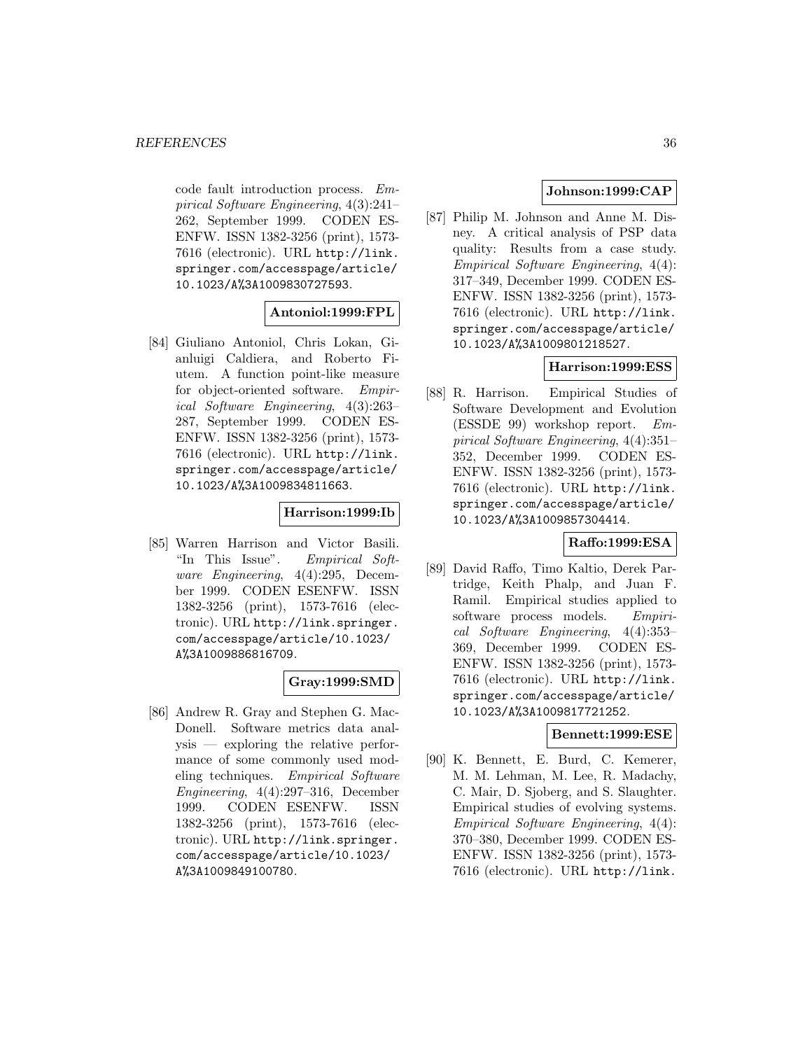code fault introduction process. *Empirical Software Engineering*, 4(3):241–262, September 1999. CODEN ESENFW. ISSN 1382-3256 (print), 1573-7616 (electronic). URL http://link.springer.com/accesspage/article/10.1023/A%3A1009830727593.

**Antoniol:1999:FPL**

[84] Giuliano Antoniol, Chris Lokan, Gianluigi Caldiera, and Roberto Fiutem. A function point-like measure for object-oriented software. *Empirical Software Engineering*, 4(3):263–287, September 1999. CODEN ESENFW. ISSN 1382-3256 (print), 1573-7616 (electronic). URL http://link.springer.com/accesspage/article/10.1023/A%3A1009834811663.

**Harrison:1999:Ib**

[85] Warren Harrison and Victor Basili. "In This Issue". *Empirical Software Engineering*, 4(4):295, December 1999. CODEN ESENFW. ISSN 1382-3256 (print), 1573-7616 (electronic). URL http://link.springer.com/accesspage/article/10.1023/A%3A1009886816709.

**Gray:1999:SMD**

[86] Andrew R. Gray and Stephen G. MacDonell. Software metrics data analysis — exploring the relative performance of some commonly used modeling techniques. *Empirical Software Engineering*, 4(4):297–316, December 1999. CODEN ESENFW. ISSN 1382-3256 (print), 1573-7616 (electronic). URL http://link.springer.com/accesspage/article/10.1023/A%3A1009849100780.

**Johnson:1999:CAP**

[87] Philip M. Johnson and Anne M. Disney. A critical analysis of PSP data quality: Results from a case study. *Empirical Software Engineering*, 4(4):317–349, December 1999. CODEN ESENFW. ISSN 1382-3256 (print), 1573-7616 (electronic). URL http://link.springer.com/accesspage/article/10.1023/A%3A1009801218527.

**Harrison:1999:ESS**

[88] R. Harrison. Empirical Studies of Software Development and Evolution (ESSDE 99) workshop report. *Empirical Software Engineering*, 4(4):351–352, December 1999. CODEN ESENFW. ISSN 1382-3256 (print), 1573-7616 (electronic). URL http://link.springer.com/accesspage/article/10.1023/A%3A1009857304414.

**Raffo:1999:ESA**

[89] David Raffo, Timo Kaltio, Derek Partridge, Keith Phalp, and Juan F. Ramil. Empirical studies applied to software process models. *Empirical Software Engineering*, 4(4):353–369, December 1999. CODEN ESENFW. ISSN 1382-3256 (print), 1573-7616 (electronic). URL http://link.springer.com/accesspage/article/10.1023/A%3A1009817721252.

**Bennett:1999:ESE**

[90] K. Bennett, E. Burd, C. Kemerer, M. M. Lehman, M. Lee, R. Madachy, C. Mair, D. Sjoberg, and S. Slaughter. Empirical studies of evolving systems. *Empirical Software Engineering*, 4(4):370–380, December 1999. CODEN ESENFW. ISSN 1382-3256 (print), 1573-7616 (electronic). URL http://link.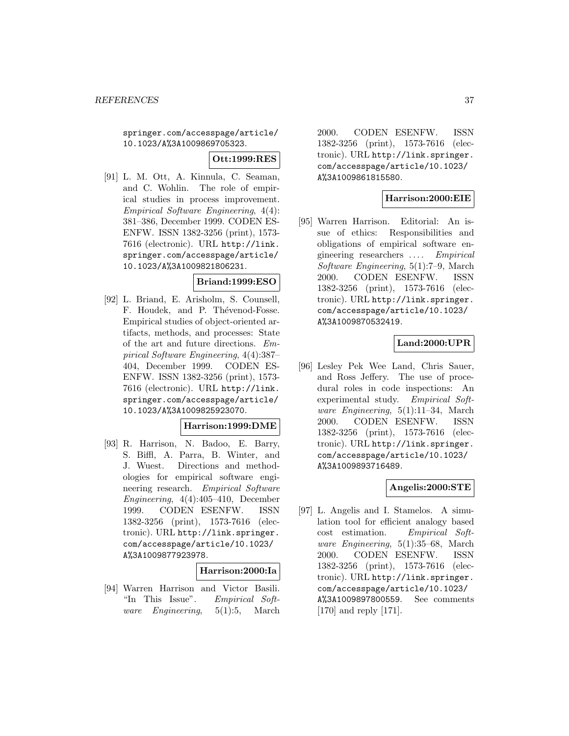springer.com/accesspage/article/10.1023/A%3A1009869705323.

**Ott:1999:RES**

[91] L. M. Ott, A. Kinnula, C. Seaman, and C. Wohlin. The role of empirical studies in process improvement. *Empirical Software Engineering*, 4(4): 381–386, December 1999. CODEN ESENFW. ISSN 1382-3256 (print), 1573-7616 (electronic). URL http://link.springer.com/accesspage/article/10.1023/A%3A1009821806231.

**Briand:1999:ESO**

[92] L. Briand, E. Arisholm, S. Counsell, F. Houdek, and P. Thévenod-Fosse. Empirical studies of object-oriented artifacts, methods, and processes: State of the art and future directions. *Empirical Software Engineering*, 4(4):387–404, December 1999. CODEN ESENFW. ISSN 1382-3256 (print), 1573-7616 (electronic). URL http://link.springer.com/accesspage/article/10.1023/A%3A1009825923070.

**Harrison:1999:DME**

[93] R. Harrison, N. Badoo, E. Barry, S. Biffl, A. Parra, B. Winter, and J. Wuest. Directions and methodologies for empirical software engineering research. *Empirical Software Engineering*, 4(4):405–410, December 1999. CODEN ESENFW. ISSN 1382-3256 (print), 1573-7616 (electronic). URL http://link.springer.com/accesspage/article/10.1023/A%3A1009877923978.

**Harrison:2000:Ia**

[94] Warren Harrison and Victor Basili. "In This Issue". *Empirical Software Engineering*, 5(1):5, March 2000. CODEN ESENFW. ISSN 1382-3256 (print), 1573-7616 (electronic). URL http://link.springer.com/accesspage/article/10.1023/A%3A1009861815580.

**Harrison:2000:EIE**

[95] Warren Harrison. Editorial: An issue of ethics: Responsibilities and obligations of empirical software engineering researchers .... *Empirical Software Engineering*, 5(1):7–9, March 2000. CODEN ESENFW. ISSN 1382-3256 (print), 1573-7616 (electronic). URL http://link.springer.com/accesspage/article/10.1023/A%3A1009870532419.

**Land:2000:UPR**

[96] Lesley Pek Wee Land, Chris Sauer, and Ross Jeffery. The use of procedural roles in code inspections: An experimental study. *Empirical Software Engineering*, 5(1):11–34, March 2000. CODEN ESENFW. ISSN 1382-3256 (print), 1573-7616 (electronic). URL http://link.springer.com/accesspage/article/10.1023/A%3A1009893716489.

**Angelis:2000:STE**

[97] L. Angelis and I. Stamelos. A simulation tool for efficient analogy based cost estimation. *Empirical Software Engineering*, 5(1):35–68, March 2000. CODEN ESENFW. ISSN 1382-3256 (print), 1573-7616 (electronic). URL http://link.springer.com/accesspage/article/10.1023/A%3A1009897800559. See comments [170] and reply [171].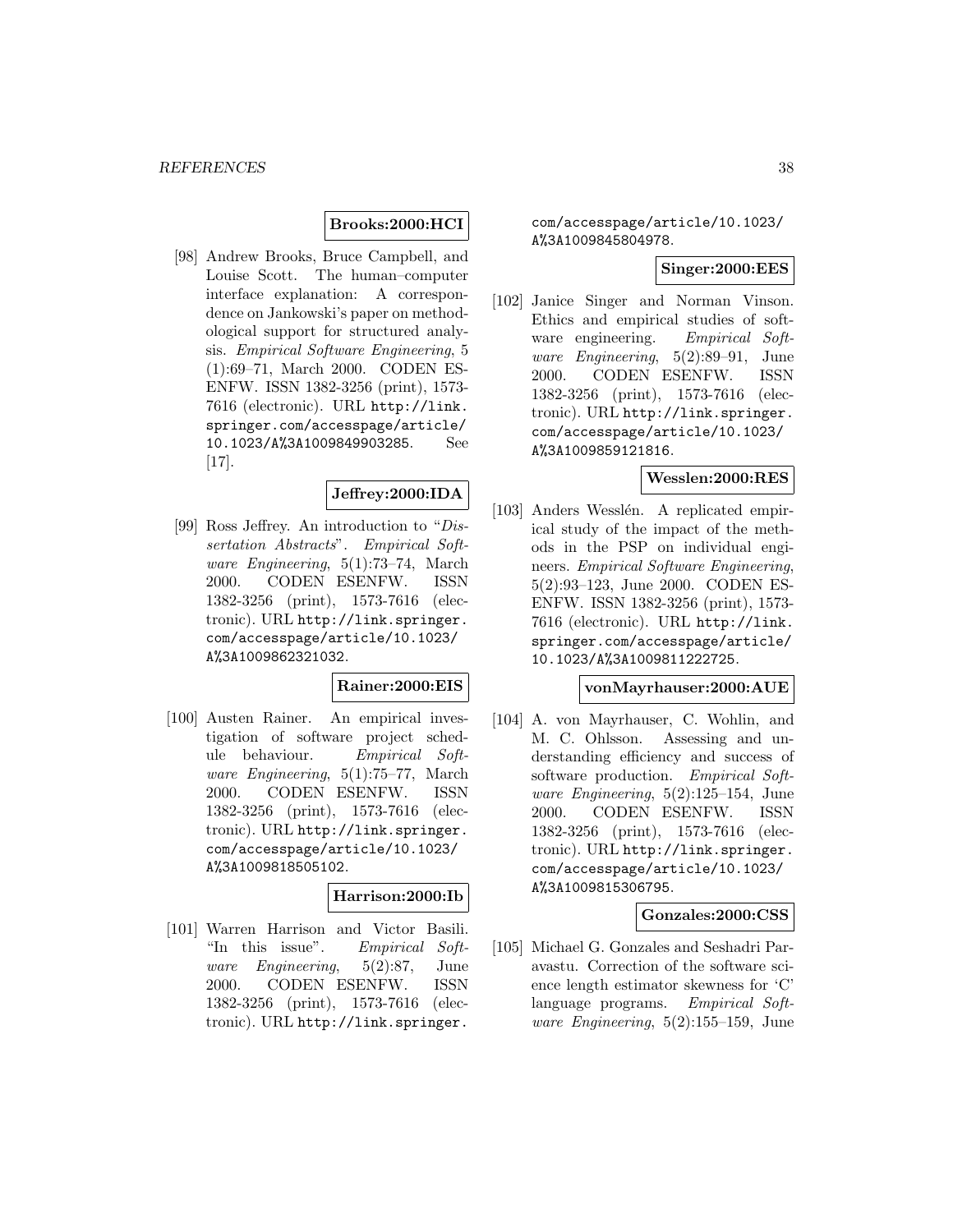**Brooks:2000:HCI**

[98] Andrew Brooks, Bruce Campbell, and Louise Scott. The human–computer interface explanation: A correspondence on Jankowski's paper on methodological support for structured analysis. *Empirical Software Engineering*, 5 (1):69–71, March 2000. CODEN ESENFW. ISSN 1382-3256 (print), 1573-7616 (electronic). URL http://link.springer.com/accesspage/article/10.1023/A%3A1009849903285. See [17].

**Jeffrey:2000:IDA**

[99] Ross Jeffrey. An introduction to "*Dissertation Abstracts*". *Empirical Software Engineering*, 5(1):73–74, March 2000. CODEN ESENFW. ISSN 1382-3256 (print), 1573-7616 (electronic). URL http://link.springer.com/accesspage/article/10.1023/A%3A1009862321032.

**Rainer:2000:EIS**

[100] Austen Rainer. An empirical investigation of software project schedule behaviour. *Empirical Software Engineering*, 5(1):75–77, March 2000. CODEN ESENFW. ISSN 1382-3256 (print), 1573-7616 (electronic). URL http://link.springer.com/accesspage/article/10.1023/A%3A1009818505102.

**Harrison:2000:Ib**

[101] Warren Harrison and Victor Basili. "In this issue". *Empirical Software Engineering*, 5(2):87, June 2000. CODEN ESENFW. ISSN 1382-3256 (print), 1573-7616 (electronic). URL http://link.springer.com/accesspage/article/10.1023/A%3A1009845804978.

**Singer:2000:EES**

[102] Janice Singer and Norman Vinson. Ethics and empirical studies of software engineering. *Empirical Software Engineering*, 5(2):89–91, June 2000. CODEN ESENFW. ISSN 1382-3256 (print), 1573-7616 (electronic). URL http://link.springer.com/accesspage/article/10.1023/A%3A1009859121816.

**Wesslen:2000:RES**

[103] Anders Wesslén. A replicated empirical study of the impact of the methods in the PSP on individual engineers. *Empirical Software Engineering*, 5(2):93–123, June 2000. CODEN ESENFW. ISSN 1382-3256 (print), 1573-7616 (electronic). URL http://link.springer.com/accesspage/article/10.1023/A%3A1009811222725.

**vonMayrhauser:2000:AUE**

[104] A. von Mayrhauser, C. Wohlin, and M. C. Ohlsson. Assessing and understanding efficiency and success of software production. *Empirical Software Engineering*, 5(2):125–154, June 2000. CODEN ESENFW. ISSN 1382-3256 (print), 1573-7616 (electronic). URL http://link.springer.com/accesspage/article/10.1023/A%3A1009815306795.

**Gonzales:2000:CSS**

[105] Michael G. Gonzales and Seshadri Paravastu. Correction of the software science length estimator skewness for 'C' language programs. *Empirical Software Engineering*, 5(2):155–159, June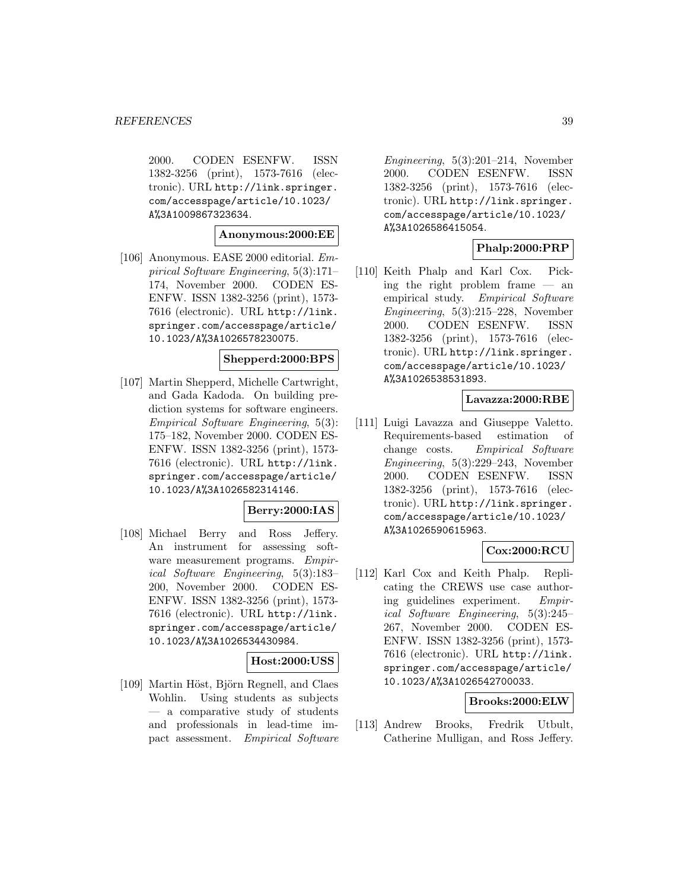2000. CODEN ESENFW. ISSN 1382-3256 (print), 1573-7616 (electronic). URL http://link.springer.com/accesspage/article/10.1023/A%3A1009867323634.

**Anonymous:2000:EE**

[106] Anonymous. EASE 2000 editorial. *Empirical Software Engineering*, 5(3):171–174, November 2000. CODEN ESENFW. ISSN 1382-3256 (print), 1573-7616 (electronic). URL http://link.springer.com/accesspage/article/10.1023/A%3A1026578230075.

**Shepperd:2000:BPS**

[107] Martin Shepperd, Michelle Cartwright, and Gada Kadoda. On building prediction systems for software engineers. *Empirical Software Engineering*, 5(3):175–182, November 2000. CODEN ESENFW. ISSN 1382-3256 (print), 1573-7616 (electronic). URL http://link.springer.com/accesspage/article/10.1023/A%3A1026582314146.

**Berry:2000:IAS**

[108] Michael Berry and Ross Jeffery. An instrument for assessing software measurement programs. *Empirical Software Engineering*, 5(3):183–200, November 2000. CODEN ESENFW. ISSN 1382-3256 (print), 1573-7616 (electronic). URL http://link.springer.com/accesspage/article/10.1023/A%3A1026534430984.

**Host:2000:USS**

[109] Martin Höst, Björn Regnell, and Claes Wohlin. Using students as subjects — a comparative study of students and professionals in lead-time impact assessment. *Empirical Software Engineering*, 5(3):201–214, November 2000. CODEN ESENFW. ISSN 1382-3256 (print), 1573-7616 (electronic). URL http://link.springer.com/accesspage/article/10.1023/A%3A1026586415054.

**Phalp:2000:PRP**

[110] Keith Phalp and Karl Cox. Picking the right problem frame — an empirical study. *Empirical Software Engineering*, 5(3):215–228, November 2000. CODEN ESENFW. ISSN 1382-3256 (print), 1573-7616 (electronic). URL http://link.springer.com/accesspage/article/10.1023/A%3A1026538531893.

**Lavazza:2000:RBE**

[111] Luigi Lavazza and Giuseppe Valetto. Requirements-based estimation of change costs. *Empirical Software Engineering*, 5(3):229–243, November 2000. CODEN ESENFW. ISSN 1382-3256 (print), 1573-7616 (electronic). URL http://link.springer.com/accesspage/article/10.1023/A%3A1026590615963.

**Cox:2000:RCU**

[112] Karl Cox and Keith Phalp. Replicating the CREWS use case authoring guidelines experiment. *Empirical Software Engineering*, 5(3):245–267, November 2000. CODEN ESENFW. ISSN 1382-3256 (print), 1573-7616 (electronic). URL http://link.springer.com/accesspage/article/10.1023/A%3A1026542700033.

**Brooks:2000:ELW**

[113] Andrew Brooks, Fredrik Utbult, Catherine Mulligan, and Ross Jeffery.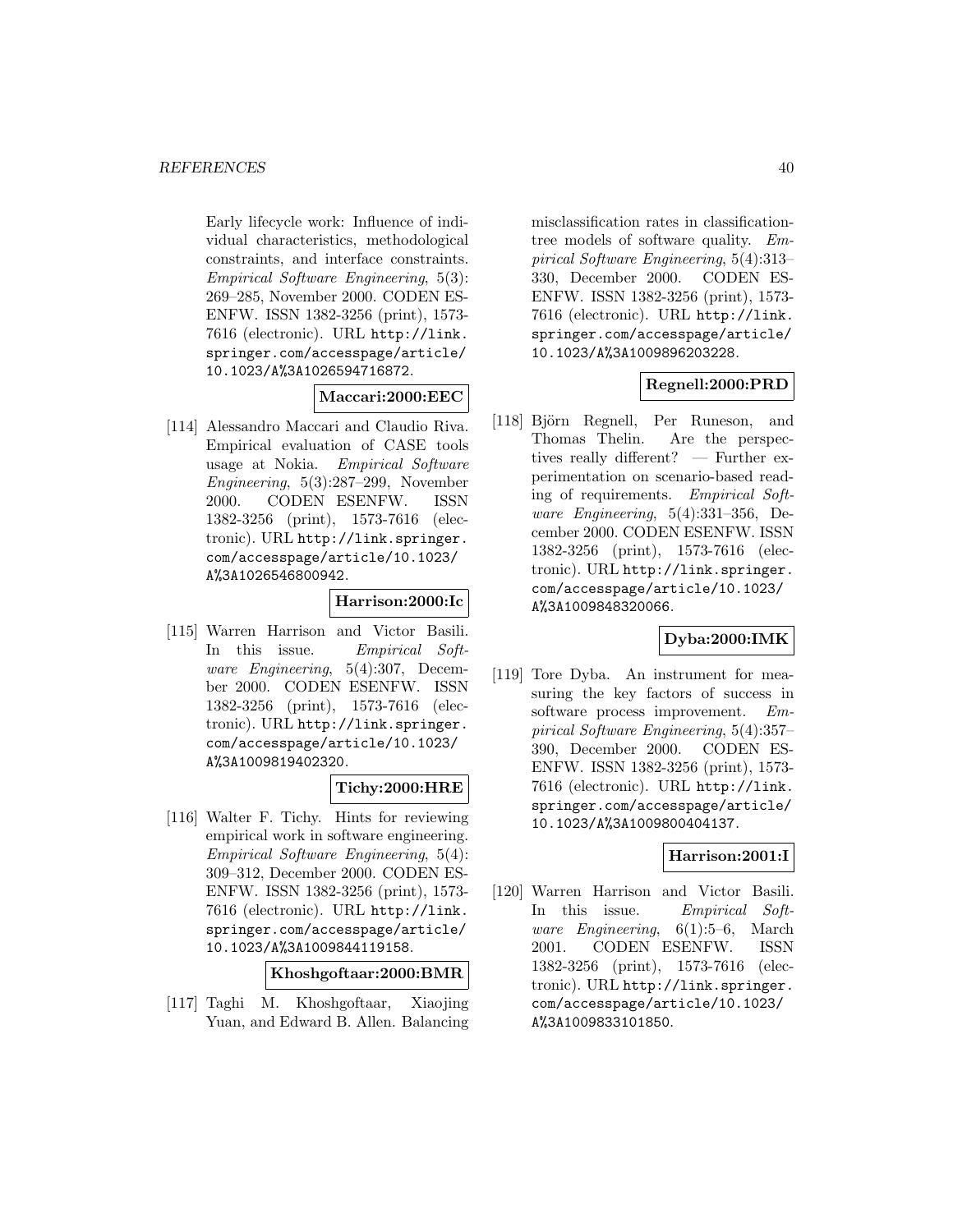Early lifecycle work: Influence of individual characteristics, methodological constraints, and interface constraints. *Empirical Software Engineering*, 5(3): 269–285, November 2000. CODEN ESENFW. ISSN 1382-3256 (print), 1573-7616 (electronic). URL http://link.springer.com/accesspage/article/10.1023/A%3A1026594716872.

**Maccari:2000:EEC**

[114] Alessandro Maccari and Claudio Riva. Empirical evaluation of CASE tools usage at Nokia. *Empirical Software Engineering*, 5(3):287–299, November 2000. CODEN ESENFW. ISSN 1382-3256 (print), 1573-7616 (electronic). URL http://link.springer.com/accesspage/article/10.1023/A%3A1026546800942.

**Harrison:2000:Ic**

[115] Warren Harrison and Victor Basili. In this issue. *Empirical Software Engineering*, 5(4):307, December 2000. CODEN ESENFW. ISSN 1382-3256 (print), 1573-7616 (electronic). URL http://link.springer.com/accesspage/article/10.1023/A%3A1009819402320.

**Tichy:2000:HRE**

[116] Walter F. Tichy. Hints for reviewing empirical work in software engineering. *Empirical Software Engineering*, 5(4): 309–312, December 2000. CODEN ESENFW. ISSN 1382-3256 (print), 1573-7616 (electronic). URL http://link.springer.com/accesspage/article/10.1023/A%3A1009844119158.

**Khoshgoftaar:2000:BMR**

[117] Taghi M. Khoshgoftaar, Xiaojing Yuan, and Edward B. Allen. Balancing misclassification rates in classification-tree models of software quality. *Empirical Software Engineering*, 5(4):313–330, December 2000. CODEN ESENFW. ISSN 1382-3256 (print), 1573-7616 (electronic). URL http://link.springer.com/accesspage/article/10.1023/A%3A1009896203228.

**Regnell:2000:PRD**

[118] Björn Regnell, Per Runeson, and Thomas Thelin. Are the perspectives really different? — Further experimentation on scenario-based reading of requirements. *Empirical Software Engineering*, 5(4):331–356, December 2000. CODEN ESENFW. ISSN 1382-3256 (print), 1573-7616 (electronic). URL http://link.springer.com/accesspage/article/10.1023/A%3A1009848320066.

**Dyba:2000:IMK**

[119] Tore Dyba. An instrument for measuring the key factors of success in software process improvement. *Empirical Software Engineering*, 5(4):357–390, December 2000. CODEN ESENFW. ISSN 1382-3256 (print), 1573-7616 (electronic). URL http://link.springer.com/accesspage/article/10.1023/A%3A1009800404137.

**Harrison:2001:I**

[120] Warren Harrison and Victor Basili. In this issue. *Empirical Software Engineering*, 6(1):5–6, March 2001. CODEN ESENFW. ISSN 1382-3256 (print), 1573-7616 (electronic). URL http://link.springer.com/accesspage/article/10.1023/A%3A1009833101850.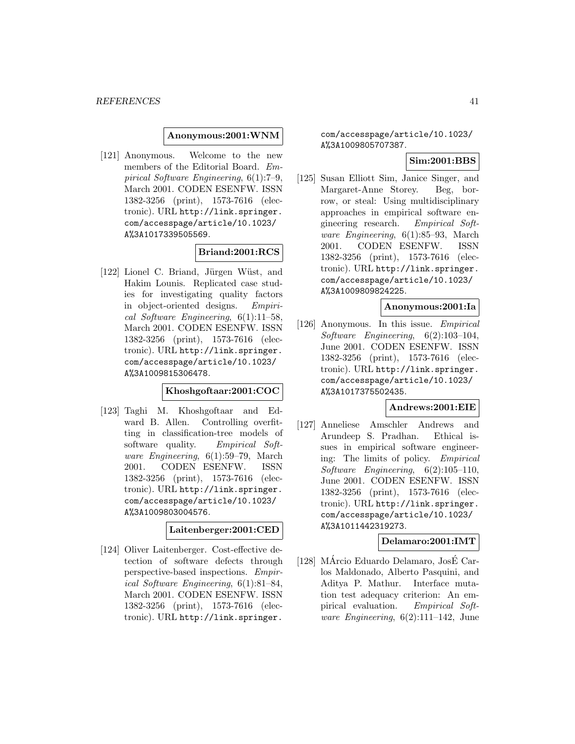**Anonymous:2001:WNM**

[121] Anonymous. Welcome to the new members of the Editorial Board. *Empirical Software Engineering*, 6(1):7–9, March 2001. CODEN ESENFW. ISSN 1382-3256 (print), 1573-7616 (electronic). URL http://link.springer.com/accesspage/article/10.1023/A%3A1017339505569.

**Briand:2001:RCS**

[122] Lionel C. Briand, Jürgen Wüst, and Hakim Lounis. Replicated case studies for investigating quality factors in object-oriented designs. *Empirical Software Engineering*, 6(1):11–58, March 2001. CODEN ESENFW. ISSN 1382-3256 (print), 1573-7616 (electronic). URL http://link.springer.com/accesspage/article/10.1023/A%3A1009815306478.

**Khoshgoftaar:2001:COC**

[123] Taghi M. Khoshgoftaar and Edward B. Allen. Controlling overfitting in classification-tree models of software quality. *Empirical Software Engineering*, 6(1):59–79, March 2001. CODEN ESENFW. ISSN 1382-3256 (print), 1573-7616 (electronic). URL http://link.springer.com/accesspage/article/10.1023/A%3A1009803004576.

**Laitenberger:2001:CED**

[124] Oliver Laitenberger. Cost-effective detection of software defects through perspective-based inspections. *Empirical Software Engineering*, 6(1):81–84, March 2001. CODEN ESENFW. ISSN 1382-3256 (print), 1573-7616 (electronic). URL http://link.springer.com/accesspage/article/10.1023/A%3A1009805707387.

**Sim:2001:BBS**

[125] Susan Elliott Sim, Janice Singer, and Margaret-Anne Storey. Beg, borrow, or steal: Using multidisciplinary approaches in empirical software engineering research. *Empirical Software Engineering*, 6(1):85–93, March 2001. CODEN ESENFW. ISSN 1382-3256 (print), 1573-7616 (electronic). URL http://link.springer.com/accesspage/article/10.1023/A%3A1009809824225.

**Anonymous:2001:Ia**

[126] Anonymous. In this issue. *Empirical Software Engineering*, 6(2):103–104, June 2001. CODEN ESENFW. ISSN 1382-3256 (print), 1573-7616 (electronic). URL http://link.springer.com/accesspage/article/10.1023/A%3A1017375502435.

**Andrews:2001:EIE**

[127] Anneliese Amschler Andrews and Arundeep S. Pradhan. Ethical issues in empirical software engineering: The limits of policy. *Empirical Software Engineering*, 6(2):105–110, June 2001. CODEN ESENFW. ISSN 1382-3256 (print), 1573-7616 (electronic). URL http://link.springer.com/accesspage/article/10.1023/A%3A1011442319273.

**Delamaro:2001:IMT**

[128] MÁrcio Eduardo Delamaro, JosÉ Carlos Maldonado, Alberto Pasquini, and Aditya P. Mathur. Interface mutation test adequacy criterion: An empirical evaluation. *Empirical Software Engineering*, 6(2):111–142, June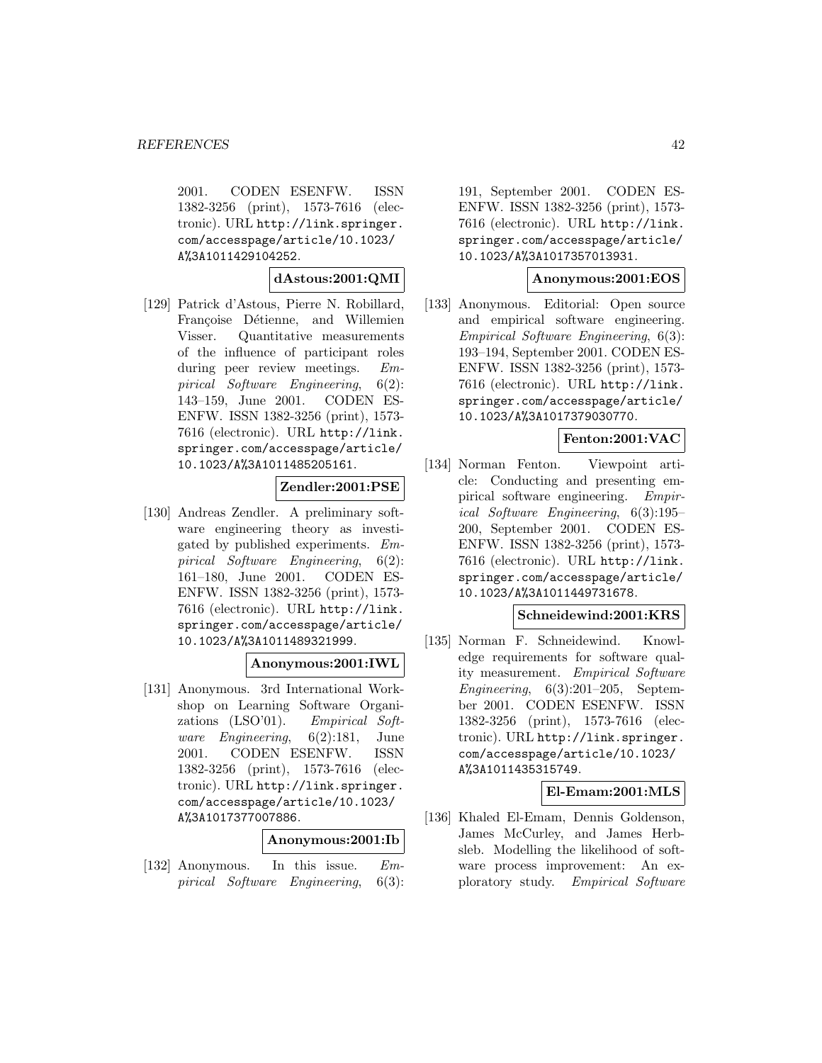2001. CODEN ESENFW. ISSN 1382-3256 (print), 1573-7616 (electronic). URL http://link.springer.com/accesspage/article/10.1023/A%3A1011429104252.

**dAstous:2001:QMI**

[129] Patrick d'Astous, Pierre N. Robillard, Françoise Détienne, and Willemien Visser. Quantitative measurements of the influence of participant roles during peer review meetings. *Empirical Software Engineering*, 6(2): 143–159, June 2001. CODEN ESENFW. ISSN 1382-3256 (print), 1573-7616 (electronic). URL http://link.springer.com/accesspage/article/10.1023/A%3A1011485205161.

**Zendler:2001:PSE**

[130] Andreas Zendler. A preliminary software engineering theory as investigated by published experiments. *Empirical Software Engineering*, 6(2): 161–180, June 2001. CODEN ESENFW. ISSN 1382-3256 (print), 1573-7616 (electronic). URL http://link.springer.com/accesspage/article/10.1023/A%3A1011489321999.

**Anonymous:2001:IWL**

[131] Anonymous. 3rd International Workshop on Learning Software Organizations (LSO'01). *Empirical Software Engineering*, 6(2):181, June 2001. CODEN ESENFW. ISSN 1382-3256 (print), 1573-7616 (electronic). URL http://link.springer.com/accesspage/article/10.1023/A%3A1017377007886.

**Anonymous:2001:Ib**

[132] Anonymous. In this issue. *Empirical Software Engineering*, 6(3): 191, September 2001. CODEN ESENFW. ISSN 1382-3256 (print), 1573-7616 (electronic). URL http://link.springer.com/accesspage/article/10.1023/A%3A1017357013931.

**Anonymous:2001:EOS**

[133] Anonymous. Editorial: Open source and empirical software engineering. *Empirical Software Engineering*, 6(3): 193–194, September 2001. CODEN ESENFW. ISSN 1382-3256 (print), 1573-7616 (electronic). URL http://link.springer.com/accesspage/article/10.1023/A%3A1017379030770.

**Fenton:2001:VAC**

[134] Norman Fenton. Viewpoint article: Conducting and presenting empirical software engineering. *Empirical Software Engineering*, 6(3):195–200, September 2001. CODEN ESENFW. ISSN 1382-3256 (print), 1573-7616 (electronic). URL http://link.springer.com/accesspage/article/10.1023/A%3A1011449731678.

**Schneidewind:2001:KRS**

[135] Norman F. Schneidewind. Knowledge requirements for software quality measurement. *Empirical Software Engineering*, 6(3):201–205, September 2001. CODEN ESENFW. ISSN 1382-3256 (print), 1573-7616 (electronic). URL http://link.springer.com/accesspage/article/10.1023/A%3A1011435315749.

**El-Emam:2001:MLS**

[136] Khaled El-Emam, Dennis Goldenson, James McCurley, and James Herbsleb. Modelling the likelihood of software process improvement: An exploratory study. *Empirical Software*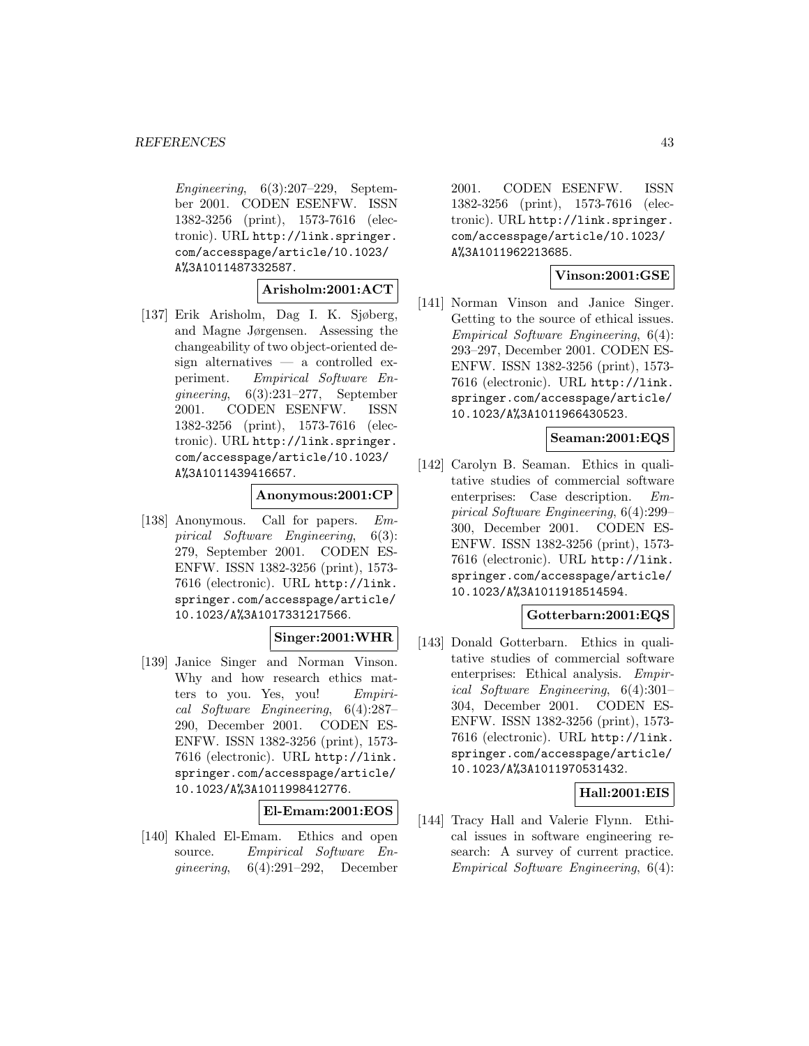*Engineering*, 6(3):207–229, September 2001. CODEN ESENFW. ISSN 1382-3256 (print), 1573-7616 (electronic). URL http://link.springer.com/accesspage/article/10.1023/A%3A1011487332587.

**Arisholm:2001:ACT**

[137] Erik Arisholm, Dag I. K. Sjøberg, and Magne Jørgensen. Assessing the changeability of two object-oriented design alternatives — a controlled experiment. *Empirical Software Engineering*, 6(3):231–277, September 2001. CODEN ESENFW. ISSN 1382-3256 (print), 1573-7616 (electronic). URL http://link.springer.com/accesspage/article/10.1023/A%3A1011439416657.

**Anonymous:2001:CP**

[138] Anonymous. Call for papers. *Empirical Software Engineering*, 6(3): 279, September 2001. CODEN ESENFW. ISSN 1382-3256 (print), 1573-7616 (electronic). URL http://link.springer.com/accesspage/article/10.1023/A%3A1017331217566.

**Singer:2001:WHR**

[139] Janice Singer and Norman Vinson. Why and how research ethics matters to you. Yes, you! *Empirical Software Engineering*, 6(4):287–290, December 2001. CODEN ESENFW. ISSN 1382-3256 (print), 1573-7616 (electronic). URL http://link.springer.com/accesspage/article/10.1023/A%3A1011998412776.

**El-Emam:2001:EOS**

[140] Khaled El-Emam. Ethics and open source. *Empirical Software Engineering*, 6(4):291–292, December 2001. CODEN ESENFW. ISSN 1382-3256 (print), 1573-7616 (electronic). URL http://link.springer.com/accesspage/article/10.1023/A%3A1011962213685.

**Vinson:2001:GSE**

[141] Norman Vinson and Janice Singer. Getting to the source of ethical issues. *Empirical Software Engineering*, 6(4): 293–297, December 2001. CODEN ESENFW. ISSN 1382-3256 (print), 1573-7616 (electronic). URL http://link.springer.com/accesspage/article/10.1023/A%3A1011966430523.

**Seaman:2001:EQS**

[142] Carolyn B. Seaman. Ethics in qualitative studies of commercial software enterprises: Case description. *Empirical Software Engineering*, 6(4):299–300, December 2001. CODEN ESENFW. ISSN 1382-3256 (print), 1573-7616 (electronic). URL http://link.springer.com/accesspage/article/10.1023/A%3A1011918514594.

**Gotterbarn:2001:EQS**

[143] Donald Gotterbarn. Ethics in qualitative studies of commercial software enterprises: Ethical analysis. *Empirical Software Engineering*, 6(4):301–304, December 2001. CODEN ESENFW. ISSN 1382-3256 (print), 1573-7616 (electronic). URL http://link.springer.com/accesspage/article/10.1023/A%3A1011970531432.

**Hall:2001:EIS**

[144] Tracy Hall and Valerie Flynn. Ethical issues in software engineering research: A survey of current practice. *Empirical Software Engineering*, 6(4):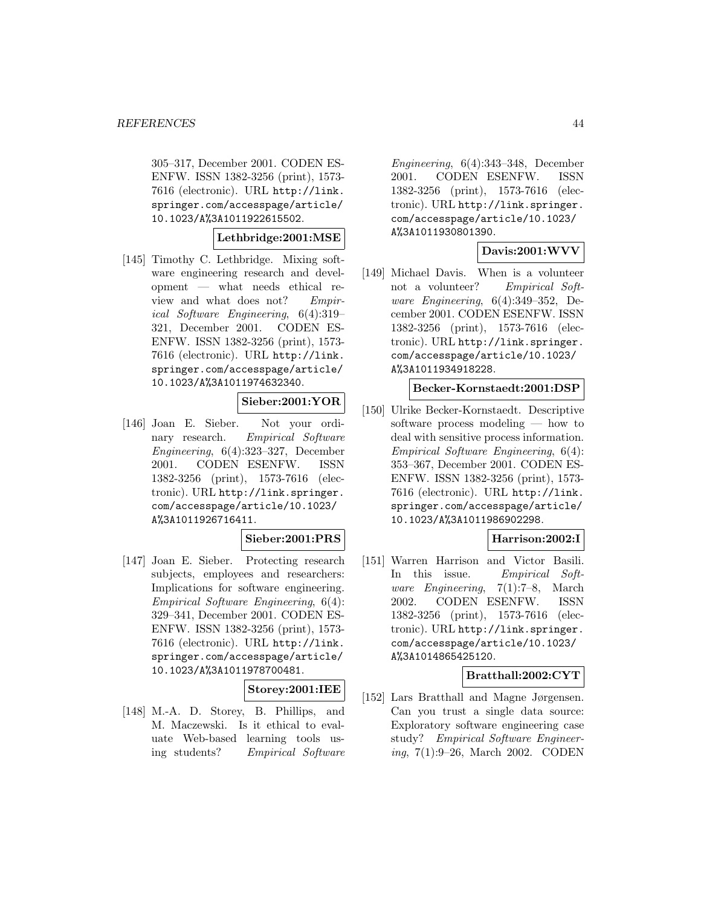305–317, December 2001. CODEN ESENFW. ISSN 1382-3256 (print), 1573-7616 (electronic). URL http://link.springer.com/accesspage/article/10.1023/A%3A1011922615502.

**Lethbridge:2001:MSE**

[145] Timothy C. Lethbridge. Mixing software engineering research and development — what needs ethical review and what does not? *Empirical Software Engineering*, 6(4):319–321, December 2001. CODEN ESENFW. ISSN 1382-3256 (print), 1573-7616 (electronic). URL http://link.springer.com/accesspage/article/10.1023/A%3A1011974632340.

**Sieber:2001:YOR**

[146] Joan E. Sieber. Not your ordinary research. *Empirical Software Engineering*, 6(4):323–327, December 2001. CODEN ESENFW. ISSN 1382-3256 (print), 1573-7616 (electronic). URL http://link.springer.com/accesspage/article/10.1023/A%3A1011926716411.

**Sieber:2001:PRS**

[147] Joan E. Sieber. Protecting research subjects, employees and researchers: Implications for software engineering. *Empirical Software Engineering*, 6(4):329–341, December 2001. CODEN ESENFW. ISSN 1382-3256 (print), 1573-7616 (electronic). URL http://link.springer.com/accesspage/article/10.1023/A%3A1011978700481.

**Storey:2001:IEE**

[148] M.-A. D. Storey, B. Phillips, and M. Maczewski. Is it ethical to evaluate Web-based learning tools using students? *Empirical Software Engineering*, 6(4):343–348, December 2001. CODEN ESENFW. ISSN 1382-3256 (print), 1573-7616 (electronic). URL http://link.springer.com/accesspage/article/10.1023/A%3A1011930801390.

**Davis:2001:WVV**

[149] Michael Davis. When is a volunteer not a volunteer? *Empirical Software Engineering*, 6(4):349–352, December 2001. CODEN ESENFW. ISSN 1382-3256 (print), 1573-7616 (electronic). URL http://link.springer.com/accesspage/article/10.1023/A%3A1011934918228.

**Becker-Kornstaedt:2001:DSP**

[150] Ulrike Becker-Kornstaedt. Descriptive software process modeling — how to deal with sensitive process information. *Empirical Software Engineering*, 6(4):353–367, December 2001. CODEN ESENFW. ISSN 1382-3256 (print), 1573-7616 (electronic). URL http://link.springer.com/accesspage/article/10.1023/A%3A1011986902298.

**Harrison:2002:I**

[151] Warren Harrison and Victor Basili. In this issue. *Empirical Software Engineering*, 7(1):7–8, March 2002. CODEN ESENFW. ISSN 1382-3256 (print), 1573-7616 (electronic). URL http://link.springer.com/accesspage/article/10.1023/A%3A1014865425120.

**Bratthall:2002:CYT**

[152] Lars Bratthall and Magne Jørgensen. Can you trust a single data source: Exploratory software engineering case study? *Empirical Software Engineering*, 7(1):9–26, March 2002. CODEN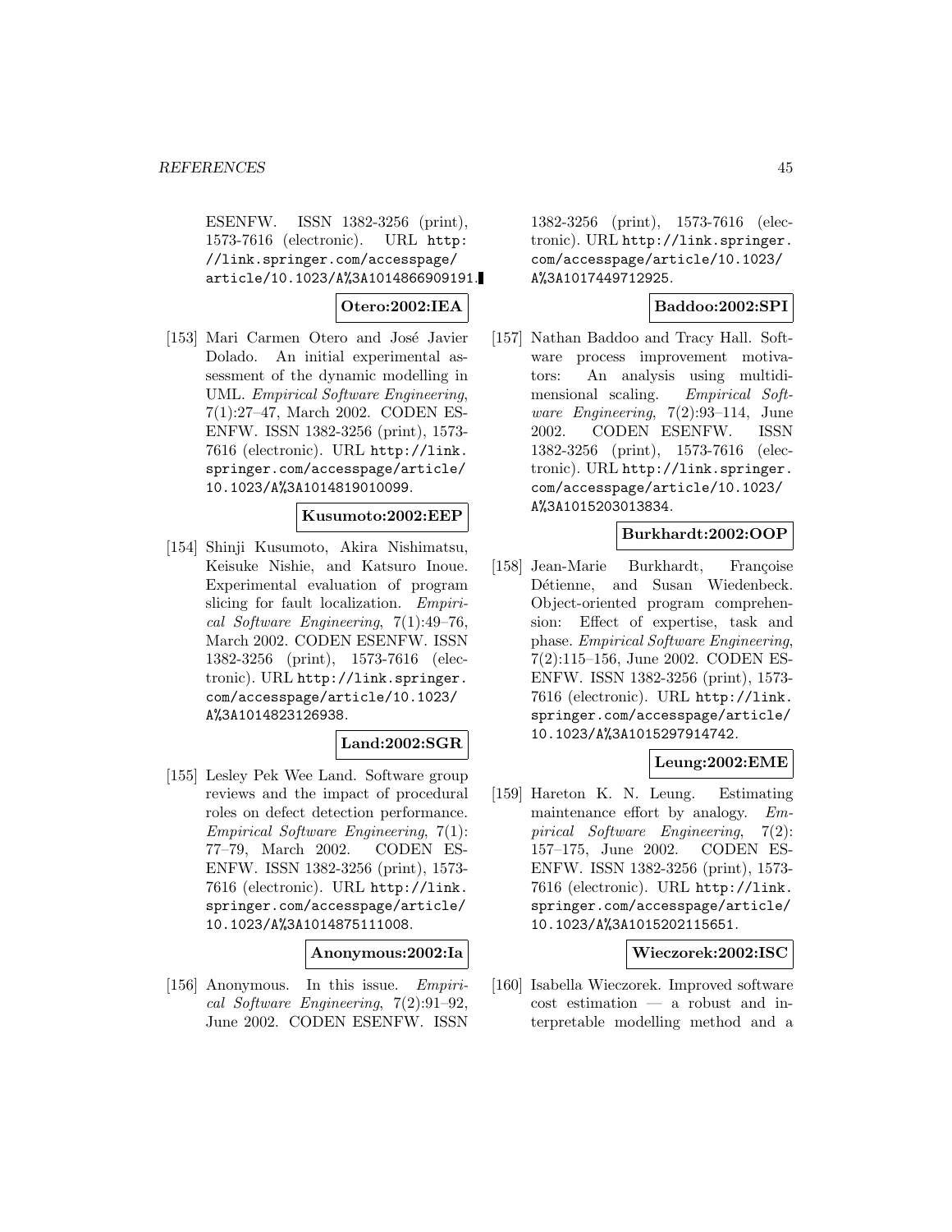ESENFW. ISSN 1382-3256 (print), 1573-7616 (electronic). URL http://link.springer.com/accesspage/article/10.1023/A%3A1014866909191.

**Otero:2002:IEA**

[153] Mari Carmen Otero and José Javier Dolado. An initial experimental assessment of the dynamic modelling in UML. *Empirical Software Engineering*, 7(1):27–47, March 2002. CODEN ESENFW. ISSN 1382-3256 (print), 1573-7616 (electronic). URL http://link.springer.com/accesspage/article/10.1023/A%3A1014819010099.

**Kusumoto:2002:EEP**

[154] Shinji Kusumoto, Akira Nishimatsu, Keisuke Nishie, and Katsuro Inoue. Experimental evaluation of program slicing for fault localization. *Empirical Software Engineering*, 7(1):49–76, March 2002. CODEN ESENFW. ISSN 1382-3256 (print), 1573-7616 (electronic). URL http://link.springer.com/accesspage/article/10.1023/A%3A1014823126938.

**Land:2002:SGR**

[155] Lesley Pek Wee Land. Software group reviews and the impact of procedural roles on defect detection performance. *Empirical Software Engineering*, 7(1): 77–79, March 2002. CODEN ESENFW. ISSN 1382-3256 (print), 1573-7616 (electronic). URL http://link.springer.com/accesspage/article/10.1023/A%3A1014875111008.

**Anonymous:2002:Ia**

[156] Anonymous. In this issue. *Empirical Software Engineering*, 7(2):91–92, June 2002. CODEN ESENFW. ISSN 1382-3256 (print), 1573-7616 (electronic). URL http://link.springer.com/accesspage/article/10.1023/A%3A1017449712925.

**Baddoo:2002:SPI**

[157] Nathan Baddoo and Tracy Hall. Software process improvement motivators: An analysis using multidimensional scaling. *Empirical Software Engineering*, 7(2):93–114, June 2002. CODEN ESENFW. ISSN 1382-3256 (print), 1573-7616 (electronic). URL http://link.springer.com/accesspage/article/10.1023/A%3A1015203013834.

**Burkhardt:2002:OOP**

[158] Jean-Marie Burkhardt, Françoise Détienne, and Susan Wiedenbeck. Object-oriented program comprehension: Effect of expertise, task and phase. *Empirical Software Engineering*, 7(2):115–156, June 2002. CODEN ESENFW. ISSN 1382-3256 (print), 1573-7616 (electronic). URL http://link.springer.com/accesspage/article/10.1023/A%3A1015297914742.

**Leung:2002:EME**

[159] Hareton K. N. Leung. Estimating maintenance effort by analogy. *Empirical Software Engineering*, 7(2): 157–175, June 2002. CODEN ESENFW. ISSN 1382-3256 (print), 1573-7616 (electronic). URL http://link.springer.com/accesspage/article/10.1023/A%3A1015202115651.

**Wieczorek:2002:ISC**

[160] Isabella Wieczorek. Improved software cost estimation — a robust and interpretable modelling method and a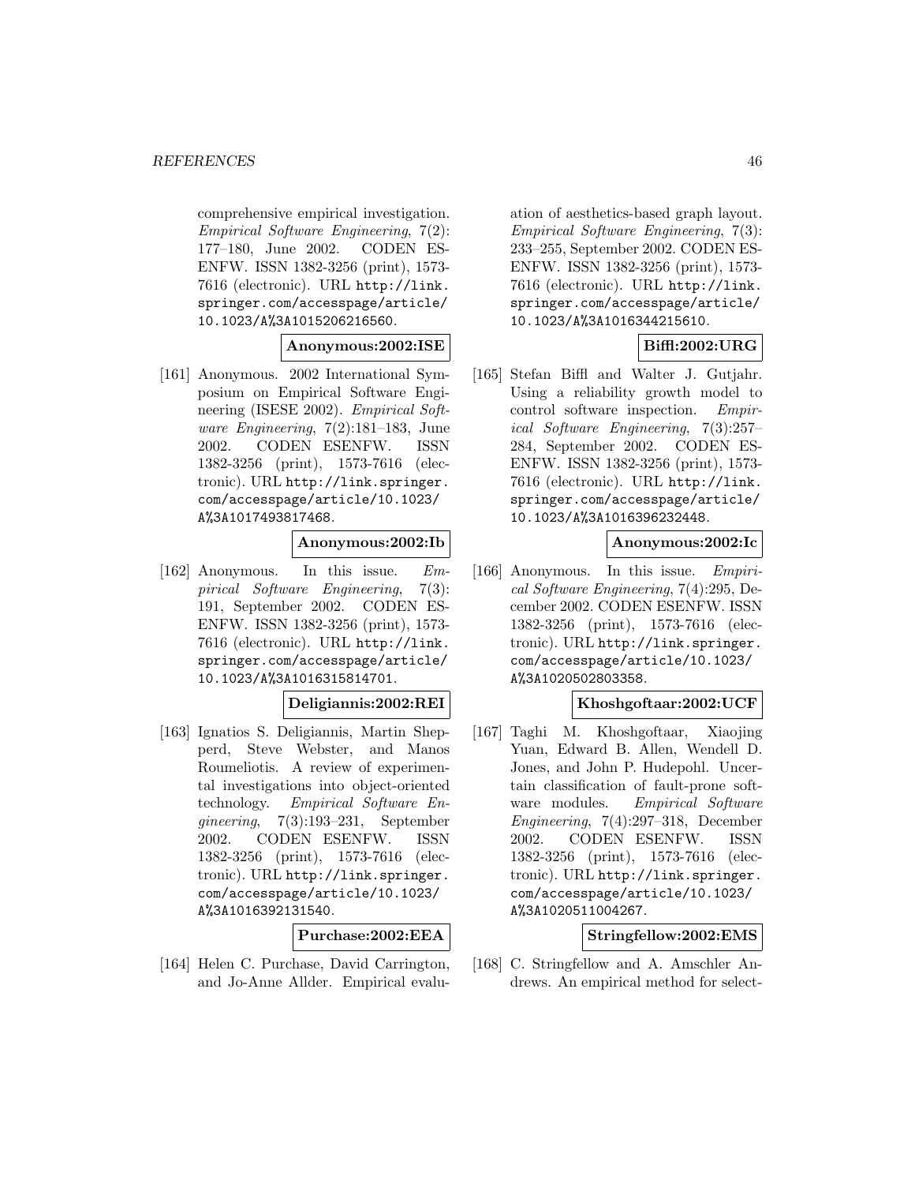comprehensive empirical investigation. *Empirical Software Engineering*, 7(2): 177–180, June 2002. CODEN ESENFW. ISSN 1382-3256 (print), 1573-7616 (electronic). URL http://link.springer.com/accesspage/article/10.1023/A%3A1015206216560.

**Anonymous:2002:ISE**

[161] Anonymous. 2002 International Symposium on Empirical Software Engineering (ISESE 2002). *Empirical Software Engineering*, 7(2):181–183, June 2002. CODEN ESENFW. ISSN 1382-3256 (print), 1573-7616 (electronic). URL http://link.springer.com/accesspage/article/10.1023/A%3A1017493817468.

**Anonymous:2002:Ib**

[162] Anonymous. In this issue. *Empirical Software Engineering*, 7(3): 191, September 2002. CODEN ESENFW. ISSN 1382-3256 (print), 1573-7616 (electronic). URL http://link.springer.com/accesspage/article/10.1023/A%3A1016315814701.

**Deligiannis:2002:REI**

[163] Ignatios S. Deligiannis, Martin Shepperd, Steve Webster, and Manos Roumeliotis. A review of experimental investigations into object-oriented technology. *Empirical Software Engineering*, 7(3):193–231, September 2002. CODEN ESENFW. ISSN 1382-3256 (print), 1573-7616 (electronic). URL http://link.springer.com/accesspage/article/10.1023/A%3A1016392131540.

**Purchase:2002:EEA**

[164] Helen C. Purchase, David Carrington, and Jo-Anne Allder. Empirical evaluation of aesthetics-based graph layout. *Empirical Software Engineering*, 7(3): 233–255, September 2002. CODEN ESENFW. ISSN 1382-3256 (print), 1573-7616 (electronic). URL http://link.springer.com/accesspage/article/10.1023/A%3A1016344215610.

**Biffl:2002:URG**

[165] Stefan Biffl and Walter J. Gutjahr. Using a reliability growth model to control software inspection. *Empirical Software Engineering*, 7(3):257–284, September 2002. CODEN ESENFW. ISSN 1382-3256 (print), 1573-7616 (electronic). URL http://link.springer.com/accesspage/article/10.1023/A%3A1016396232448.

**Anonymous:2002:Ic**

[166] Anonymous. In this issue. *Empirical Software Engineering*, 7(4):295, December 2002. CODEN ESENFW. ISSN 1382-3256 (print), 1573-7616 (electronic). URL http://link.springer.com/accesspage/article/10.1023/A%3A1020502803358.

**Khoshgoftaar:2002:UCF**

[167] Taghi M. Khoshgoftaar, Xiaojing Yuan, Edward B. Allen, Wendell D. Jones, and John P. Hudepohl. Uncertain classification of fault-prone software modules. *Empirical Software Engineering*, 7(4):297–318, December 2002. CODEN ESENFW. ISSN 1382-3256 (print), 1573-7616 (electronic). URL http://link.springer.com/accesspage/article/10.1023/A%3A1020511004267.

**Stringfellow:2002:EMS**

[168] C. Stringfellow and A. Amschler Andrews. An empirical method for select-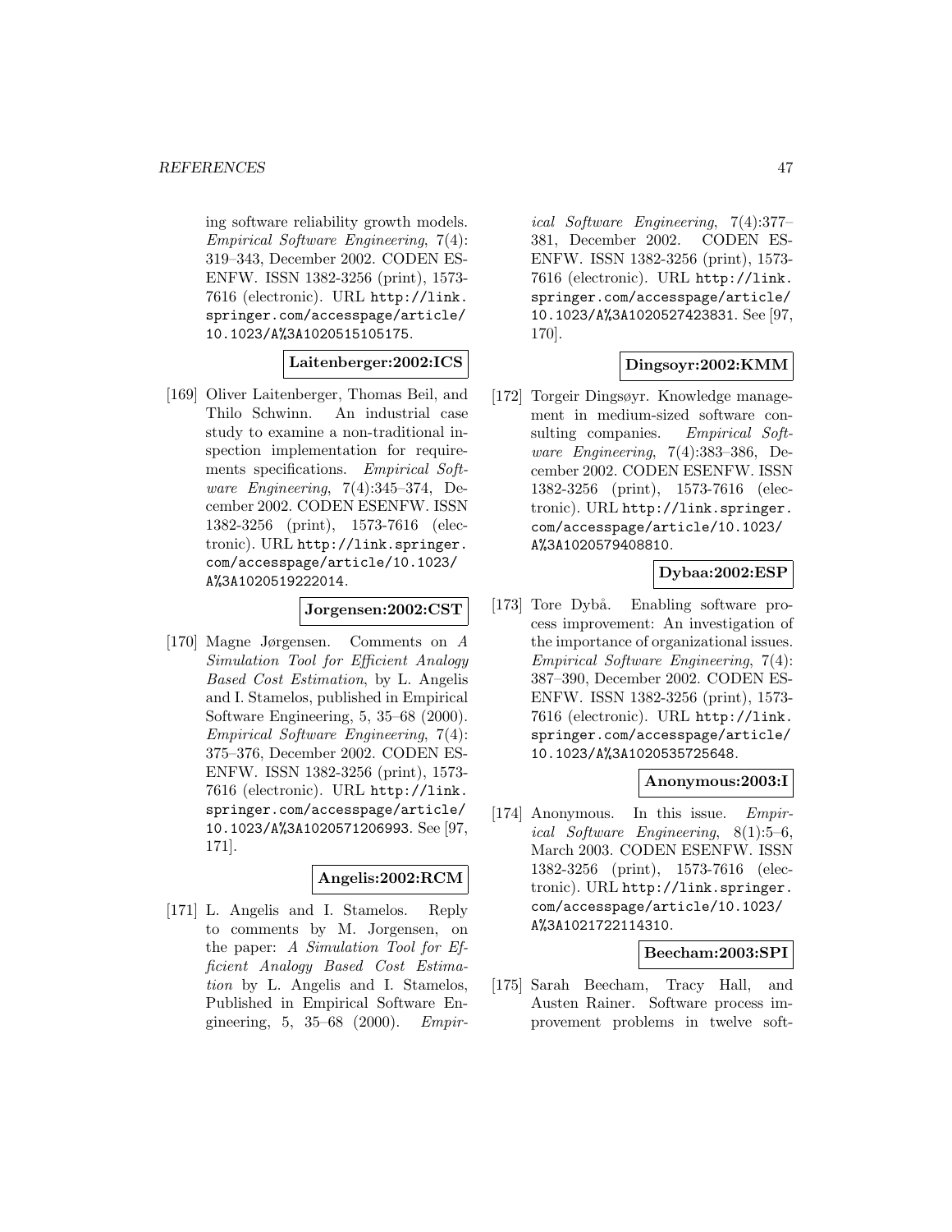ing software reliability growth models. *Empirical Software Engineering*, 7(4): 319–343, December 2002. CODEN ESENFW. ISSN 1382-3256 (print), 1573-7616 (electronic). URL http://link.springer.com/accesspage/article/10.1023/A%3A1020515105175.

**Laitenberger:2002:ICS**

[169] Oliver Laitenberger, Thomas Beil, and Thilo Schwinn. An industrial case study to examine a non-traditional inspection implementation for requirements specifications. *Empirical Software Engineering*, 7(4):345–374, December 2002. CODEN ESENFW. ISSN 1382-3256 (print), 1573-7616 (electronic). URL http://link.springer.com/accesspage/article/10.1023/A%3A1020519222014.

**Jorgensen:2002:CST**

[170] Magne Jørgensen. Comments on *A Simulation Tool for Efficient Analogy Based Cost Estimation*, by L. Angelis and I. Stamelos, published in Empirical Software Engineering, 5, 35–68 (2000). *Empirical Software Engineering*, 7(4): 375–376, December 2002. CODEN ESENFW. ISSN 1382-3256 (print), 1573-7616 (electronic). URL http://link.springer.com/accesspage/article/10.1023/A%3A1020571206993. See [97, 171].

**Angelis:2002:RCM**

[171] L. Angelis and I. Stamelos. Reply to comments by M. Jorgensen, on the paper: *A Simulation Tool for Efficient Analogy Based Cost Estimation* by L. Angelis and I. Stamelos, Published in Empirical Software Engineering, 5, 35–68 (2000). *Empirical Software Engineering*, 7(4):377–381, December 2002. CODEN ESENFW. ISSN 1382-3256 (print), 1573-7616 (electronic). URL http://link.springer.com/accesspage/article/10.1023/A%3A1020527423831. See [97, 170].

**Dingsoyr:2002:KMM**

[172] Torgeir Dingsøyr. Knowledge management in medium-sized software consulting companies. *Empirical Software Engineering*, 7(4):383–386, December 2002. CODEN ESENFW. ISSN 1382-3256 (print), 1573-7616 (electronic). URL http://link.springer.com/accesspage/article/10.1023/A%3A1020579408810.

**Dybaa:2002:ESP**

[173] Tore Dybå. Enabling software process improvement: An investigation of the importance of organizational issues. *Empirical Software Engineering*, 7(4): 387–390, December 2002. CODEN ESENFW. ISSN 1382-3256 (print), 1573-7616 (electronic). URL http://link.springer.com/accesspage/article/10.1023/A%3A1020535725648.

**Anonymous:2003:I**

[174] Anonymous. In this issue. *Empirical Software Engineering*, 8(1):5–6, March 2003. CODEN ESENFW. ISSN 1382-3256 (print), 1573-7616 (electronic). URL http://link.springer.com/accesspage/article/10.1023/A%3A1021722114310.

**Beecham:2003:SPI**

[175] Sarah Beecham, Tracy Hall, and Austen Rainer. Software process improvement problems in twelve soft-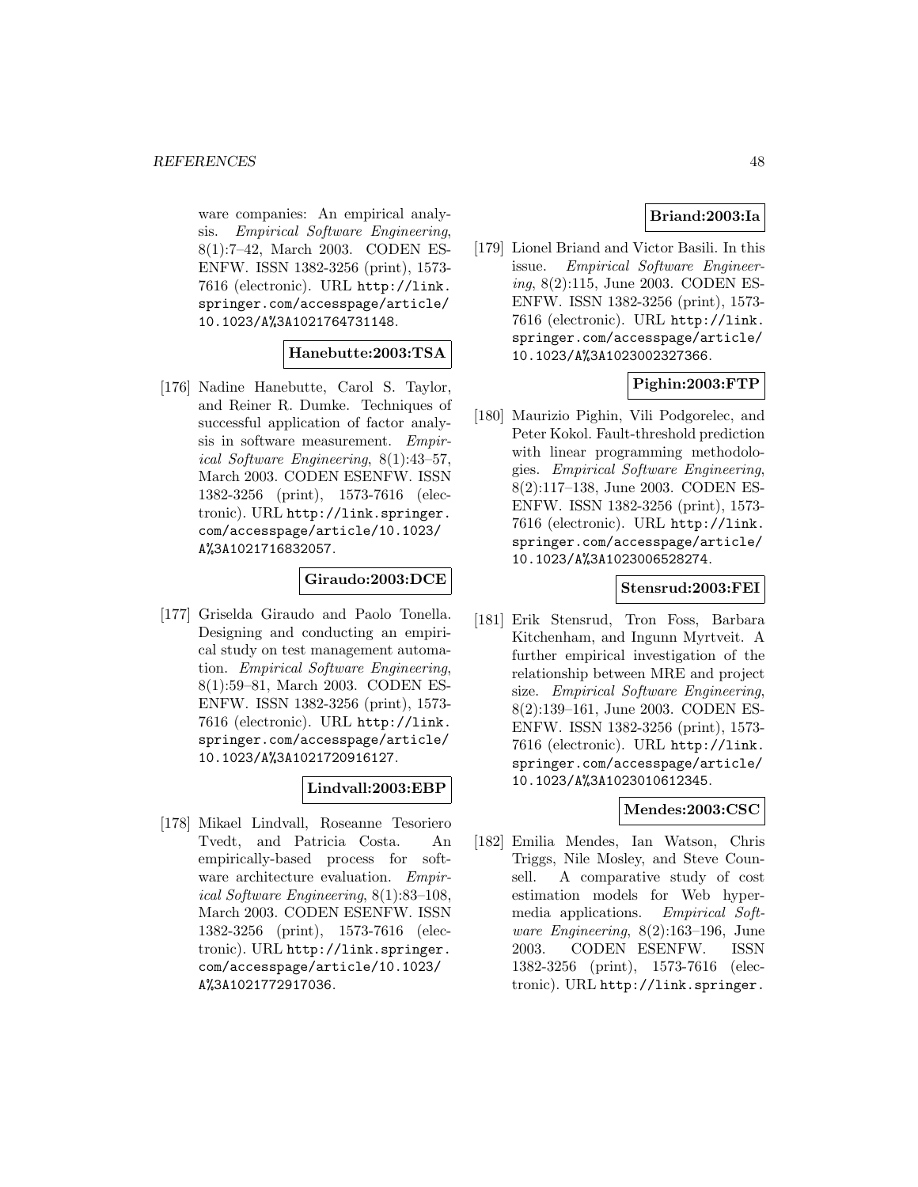ware companies: An empirical analysis. *Empirical Software Engineering*, 8(1):7–42, March 2003. CODEN ESENFW. ISSN 1382-3256 (print), 1573-7616 (electronic). URL http://link.springer.com/accesspage/article/10.1023/A%3A1021764731148.

**Hanebutte:2003:TSA**

[176] Nadine Hanebutte, Carol S. Taylor, and Reiner R. Dumke. Techniques of successful application of factor analysis in software measurement. *Empirical Software Engineering*, 8(1):43–57, March 2003. CODEN ESENFW. ISSN 1382-3256 (print), 1573-7616 (electronic). URL http://link.springer.com/accesspage/article/10.1023/A%3A1021716832057.

**Giraudo:2003:DCE**

[177] Griselda Giraudo and Paolo Tonella. Designing and conducting an empirical study on test management automation. *Empirical Software Engineering*, 8(1):59–81, March 2003. CODEN ESENFW. ISSN 1382-3256 (print), 1573-7616 (electronic). URL http://link.springer.com/accesspage/article/10.1023/A%3A1021720916127.

**Lindvall:2003:EBP**

[178] Mikael Lindvall, Roseanne Tesoriero Tvedt, and Patricia Costa. An empirically-based process for software architecture evaluation. *Empirical Software Engineering*, 8(1):83–108, March 2003. CODEN ESENFW. ISSN 1382-3256 (print), 1573-7616 (electronic). URL http://link.springer.com/accesspage/article/10.1023/A%3A1021772917036.

**Briand:2003:Ia**

[179] Lionel Briand and Victor Basili. In this issue. *Empirical Software Engineering*, 8(2):115, June 2003. CODEN ESENFW. ISSN 1382-3256 (print), 1573-7616 (electronic). URL http://link.springer.com/accesspage/article/10.1023/A%3A1023002327366.

**Pighin:2003:FTP**

[180] Maurizio Pighin, Vili Podgorelec, and Peter Kokol. Fault-threshold prediction with linear programming methodologies. *Empirical Software Engineering*, 8(2):117–138, June 2003. CODEN ESENFW. ISSN 1382-3256 (print), 1573-7616 (electronic). URL http://link.springer.com/accesspage/article/10.1023/A%3A1023006528274.

**Stensrud:2003:FEI**

[181] Erik Stensrud, Tron Foss, Barbara Kitchenham, and Ingunn Myrtveit. A further empirical investigation of the relationship between MRE and project size. *Empirical Software Engineering*, 8(2):139–161, June 2003. CODEN ESENFW. ISSN 1382-3256 (print), 1573-7616 (electronic). URL http://link.springer.com/accesspage/article/10.1023/A%3A1023010612345.

**Mendes:2003:CSC**

[182] Emilia Mendes, Ian Watson, Chris Triggs, Nile Mosley, and Steve Counsell. A comparative study of cost estimation models for Web hypermedia applications. *Empirical Software Engineering*, 8(2):163–196, June 2003. CODEN ESENFW. ISSN 1382-3256 (print), 1573-7616 (electronic). URL http://link.springer.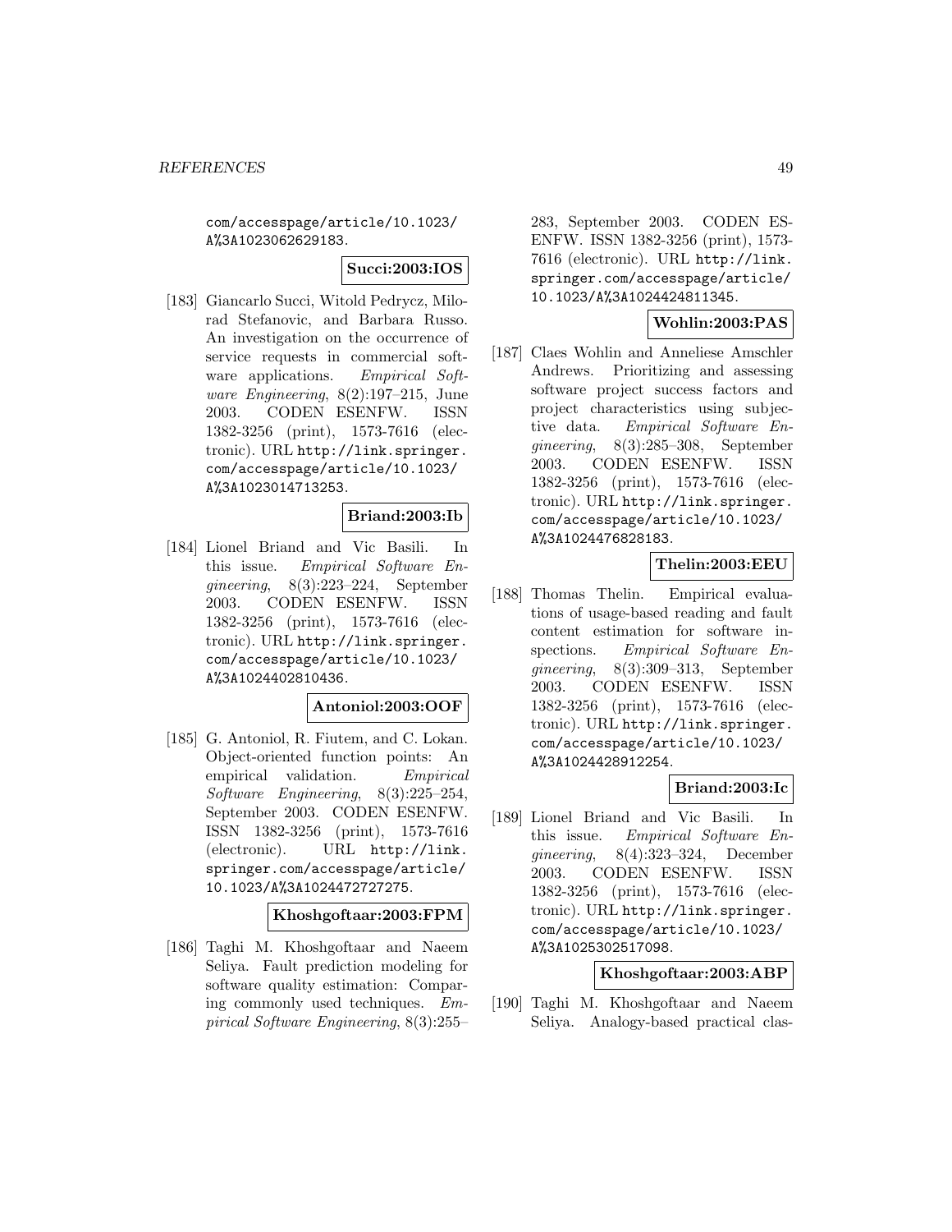com/accesspage/article/10.1023/A%3A1023062629183.

**Succi:2003:IOS**

[183] Giancarlo Succi, Witold Pedrycz, Milorad Stefanovic, and Barbara Russo. An investigation on the occurrence of service requests in commercial software applications. *Empirical Software Engineering*, 8(2):197–215, June 2003. CODEN ESENFW. ISSN 1382-3256 (print), 1573-7616 (electronic). URL http://link.springer.com/accesspage/article/10.1023/A%3A1023014713253.

**Briand:2003:Ib**

[184] Lionel Briand and Vic Basili. In this issue. *Empirical Software Engineering*, 8(3):223–224, September 2003. CODEN ESENFW. ISSN 1382-3256 (print), 1573-7616 (electronic). URL http://link.springer.com/accesspage/article/10.1023/A%3A1024402810436.

**Antoniol:2003:OOF**

[185] G. Antoniol, R. Fiutem, and C. Lokan. Object-oriented function points: An empirical validation. *Empirical Software Engineering*, 8(3):225–254, September 2003. CODEN ESENFW. ISSN 1382-3256 (print), 1573-7616 (electronic). URL http://link.springer.com/accesspage/article/10.1023/A%3A1024472727275.

**Khoshgoftaar:2003:FPM**

[186] Taghi M. Khoshgoftaar and Naeem Seliya. Fault prediction modeling for software quality estimation: Comparing commonly used techniques. *Empirical Software Engineering*, 8(3):255–283, September 2003. CODEN ESENFW. ISSN 1382-3256 (print), 1573-7616 (electronic). URL http://link.springer.com/accesspage/article/10.1023/A%3A1024424811345.

**Wohlin:2003:PAS**

[187] Claes Wohlin and Anneliese Amschler Andrews. Prioritizing and assessing software project success factors and project characteristics using subjective data. *Empirical Software Engineering*, 8(3):285–308, September 2003. CODEN ESENFW. ISSN 1382-3256 (print), 1573-7616 (electronic). URL http://link.springer.com/accesspage/article/10.1023/A%3A1024476828183.

**Thelin:2003:EEU**

[188] Thomas Thelin. Empirical evaluations of usage-based reading and fault content estimation for software inspections. *Empirical Software Engineering*, 8(3):309–313, September 2003. CODEN ESENFW. ISSN 1382-3256 (print), 1573-7616 (electronic). URL http://link.springer.com/accesspage/article/10.1023/A%3A1024428912254.

**Briand:2003:Ic**

[189] Lionel Briand and Vic Basili. In this issue. *Empirical Software Engineering*, 8(4):323–324, December 2003. CODEN ESENFW. ISSN 1382-3256 (print), 1573-7616 (electronic). URL http://link.springer.com/accesspage/article/10.1023/A%3A1025302517098.

**Khoshgoftaar:2003:ABP**

[190] Taghi M. Khoshgoftaar and Naeem Seliya. Analogy-based practical clas-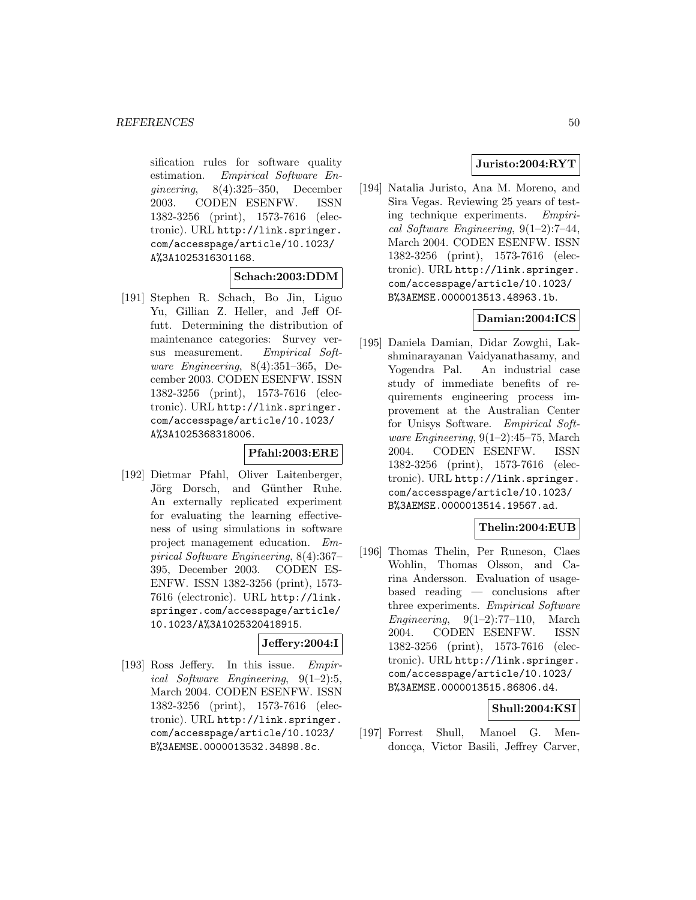sification rules for software quality estimation. *Empirical Software Engineering*, 8(4):325–350, December 2003. CODEN ESENFW. ISSN 1382-3256 (print), 1573-7616 (electronic). URL http://link.springer.com/accesspage/article/10.1023/A%3A1025316301168.

**Schach:2003:DDM**

[191] Stephen R. Schach, Bo Jin, Liguo Yu, Gillian Z. Heller, and Jeff Offutt. Determining the distribution of maintenance categories: Survey versus measurement. *Empirical Software Engineering*, 8(4):351–365, December 2003. CODEN ESENFW. ISSN 1382-3256 (print), 1573-7616 (electronic). URL http://link.springer.com/accesspage/article/10.1023/A%3A1025368318006.

**Pfahl:2003:ERE**

[192] Dietmar Pfahl, Oliver Laitenberger, Jörg Dorsch, and Günther Ruhe. An externally replicated experiment for evaluating the learning effectiveness of using simulations in software project management education. *Empirical Software Engineering*, 8(4):367–395, December 2003. CODEN ESENFW. ISSN 1382-3256 (print), 1573-7616 (electronic). URL http://link.springer.com/accesspage/article/10.1023/A%3A1025320418915.

**Jeffery:2004:I**

[193] Ross Jeffery. In this issue. *Empirical Software Engineering*, 9(1–2):5, March 2004. CODEN ESENFW. ISSN 1382-3256 (print), 1573-7616 (electronic). URL http://link.springer.com/accesspage/article/10.1023/B%3AEMSE.0000013532.34898.8c.

**Juristo:2004:RYT**

[194] Natalia Juristo, Ana M. Moreno, and Sira Vegas. Reviewing 25 years of testing technique experiments. *Empirical Software Engineering*, 9(1–2):7–44, March 2004. CODEN ESENFW. ISSN 1382-3256 (print), 1573-7616 (electronic). URL http://link.springer.com/accesspage/article/10.1023/B%3AEMSE.0000013513.48963.1b.

**Damian:2004:ICS**

[195] Daniela Damian, Didar Zowghi, Lakshminarayanan Vaidyanathasamy, and Yogendra Pal. An industrial case study of immediate benefits of requirements engineering process improvement at the Australian Center for Unisys Software. *Empirical Software Engineering*, 9(1–2):45–75, March 2004. CODEN ESENFW. ISSN 1382-3256 (print), 1573-7616 (electronic). URL http://link.springer.com/accesspage/article/10.1023/B%3AEMSE.0000013514.19567.ad.

**Thelin:2004:EUB**

[196] Thomas Thelin, Per Runeson, Claes Wohlin, Thomas Olsson, and Carina Andersson. Evaluation of usage-based reading — conclusions after three experiments. *Empirical Software Engineering*, 9(1–2):77–110, March 2004. CODEN ESENFW. ISSN 1382-3256 (print), 1573-7616 (electronic). URL http://link.springer.com/accesspage/article/10.1023/B%3AEMSE.0000013515.86806.d4.

**Shull:2004:KSI**

[197] Forrest Shull, Manoel G. Mendoncça, Victor Basili, Jeffrey Carver,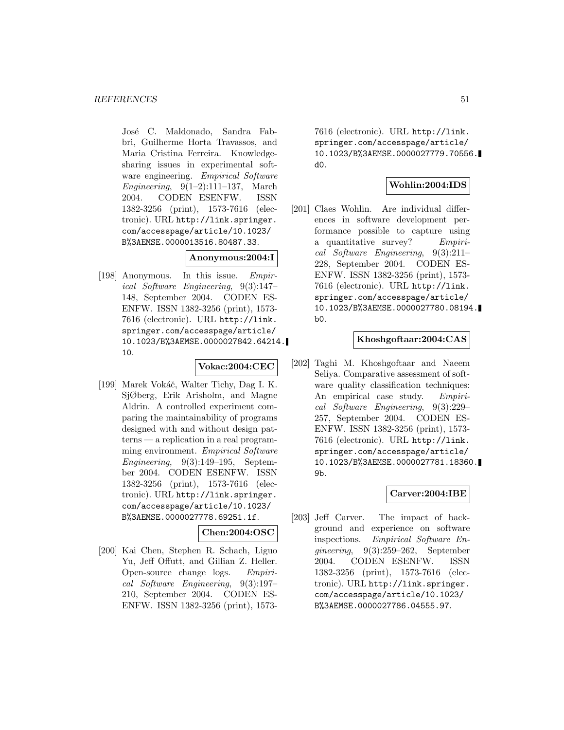José C. Maldonado, Sandra Fabbri, Guilherme Horta Travassos, and Maria Cristina Ferreira. Knowledge-sharing issues in experimental software engineering. *Empirical Software Engineering*, 9(1–2):111–137, March 2004. CODEN ESENFW. ISSN 1382-3256 (print), 1573-7616 (electronic). URL http://link.springer.com/accesspage/article/10.1023/B%3AEMSE.0000013516.80487.33.

**Anonymous:2004:I**

[198] Anonymous. In this issue. *Empirical Software Engineering*, 9(3):147–148, September 2004. CODEN ESENFW. ISSN 1382-3256 (print), 1573-7616 (electronic). URL http://link.springer.com/accesspage/article/10.1023/B%3AEMSE.0000027842.64214.10.

**Vokac:2004:CEC**

[199] Marek Vokáč, Walter Tichy, Dag I. K. SjØberg, Erik Arisholm, and Magne Aldrin. A controlled experiment comparing the maintainability of programs designed with and without design patterns — a replication in a real programming environment. *Empirical Software Engineering*, 9(3):149–195, September 2004. CODEN ESENFW. ISSN 1382-3256 (print), 1573-7616 (electronic). URL http://link.springer.com/accesspage/article/10.1023/B%3AEMSE.0000027778.69251.1f.

**Chen:2004:OSC**

[200] Kai Chen, Stephen R. Schach, Liguo Yu, Jeff Offutt, and Gillian Z. Heller. Open-source change logs. *Empirical Software Engineering*, 9(3):197–210, September 2004. CODEN ESENFW. ISSN 1382-3256 (print), 1573-7616 (electronic). URL http://link.springer.com/accesspage/article/10.1023/B%3AEMSE.0000027779.70556.d0.

**Wohlin:2004:IDS**

[201] Claes Wohlin. Are individual differences in software development performance possible to capture using a quantitative survey? *Empirical Software Engineering*, 9(3):211–228, September 2004. CODEN ESENFW. ISSN 1382-3256 (print), 1573-7616 (electronic). URL http://link.springer.com/accesspage/article/10.1023/B%3AEMSE.0000027780.08194.b0.

**Khoshgoftaar:2004:CAS**

[202] Taghi M. Khoshgoftaar and Naeem Seliya. Comparative assessment of software quality classification techniques: An empirical case study. *Empirical Software Engineering*, 9(3):229–257, September 2004. CODEN ESENFW. ISSN 1382-3256 (print), 1573-7616 (electronic). URL http://link.springer.com/accesspage/article/10.1023/B%3AEMSE.0000027781.18360.9b.

**Carver:2004:IBE**

[203] Jeff Carver. The impact of background and experience on software inspections. *Empirical Software Engineering*, 9(3):259–262, September 2004. CODEN ESENFW. ISSN 1382-3256 (print), 1573-7616 (electronic). URL http://link.springer.com/accesspage/article/10.1023/B%3AEMSE.0000027786.04555.97.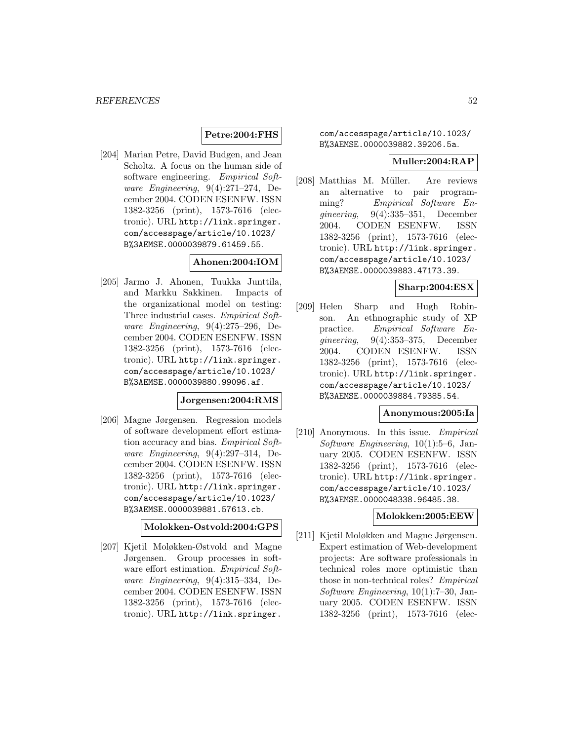**Petre:2004:FHS**

[204] Marian Petre, David Budgen, and Jean Scholtz. A focus on the human side of software engineering. *Empirical Software Engineering*, 9(4):271–274, December 2004. CODEN ESENFW. ISSN 1382-3256 (print), 1573-7616 (electronic). URL http://link.springer.com/accesspage/article/10.1023/B%3AEMSE.0000039879.61459.55.

**Ahonen:2004:IOM**

[205] Jarmo J. Ahonen, Tuukka Junttila, and Markku Sakkinen. Impacts of the organizational model on testing: Three industrial cases. *Empirical Software Engineering*, 9(4):275–296, December 2004. CODEN ESENFW. ISSN 1382-3256 (print), 1573-7616 (electronic). URL http://link.springer.com/accesspage/article/10.1023/B%3AEMSE.0000039880.99096.af.

**Jorgensen:2004:RMS**

[206] Magne Jørgensen. Regression models of software development effort estimation accuracy and bias. *Empirical Software Engineering*, 9(4):297–314, December 2004. CODEN ESENFW. ISSN 1382-3256 (print), 1573-7616 (electronic). URL http://link.springer.com/accesspage/article/10.1023/B%3AEMSE.0000039881.57613.cb.

**Molokken-Ostvold:2004:GPS**

[207] Kjetil Moløkken-Østvold and Magne Jørgensen. Group processes in software effort estimation. *Empirical Software Engineering*, 9(4):315–334, December 2004. CODEN ESENFW. ISSN 1382-3256 (print), 1573-7616 (electronic). URL http://link.springer.com/accesspage/article/10.1023/B%3AEMSE.0000039882.39206.5a.

**Muller:2004:RAP**

[208] Matthias M. Müller. Are reviews an alternative to pair programming? *Empirical Software Engineering*, 9(4):335–351, December 2004. CODEN ESENFW. ISSN 1382-3256 (print), 1573-7616 (electronic). URL http://link.springer.com/accesspage/article/10.1023/B%3AEMSE.0000039883.47173.39.

**Sharp:2004:ESX**

[209] Helen Sharp and Hugh Robinson. An ethnographic study of XP practice. *Empirical Software Engineering*, 9(4):353–375, December 2004. CODEN ESENFW. ISSN 1382-3256 (print), 1573-7616 (electronic). URL http://link.springer.com/accesspage/article/10.1023/B%3AEMSE.0000039884.79385.54.

**Anonymous:2005:Ia**

[210] Anonymous. In this issue. *Empirical Software Engineering*, 10(1):5–6, January 2005. CODEN ESENFW. ISSN 1382-3256 (print), 1573-7616 (electronic). URL http://link.springer.com/accesspage/article/10.1023/B%3AEMSE.0000048338.96485.38.

**Molokken:2005:EEW**

[211] Kjetil Moløkken and Magne Jørgensen. Expert estimation of Web-development projects: Are software professionals in technical roles more optimistic than those in non-technical roles? *Empirical Software Engineering*, 10(1):7–30, January 2005. CODEN ESENFW. ISSN 1382-3256 (print), 1573-7616 (elec-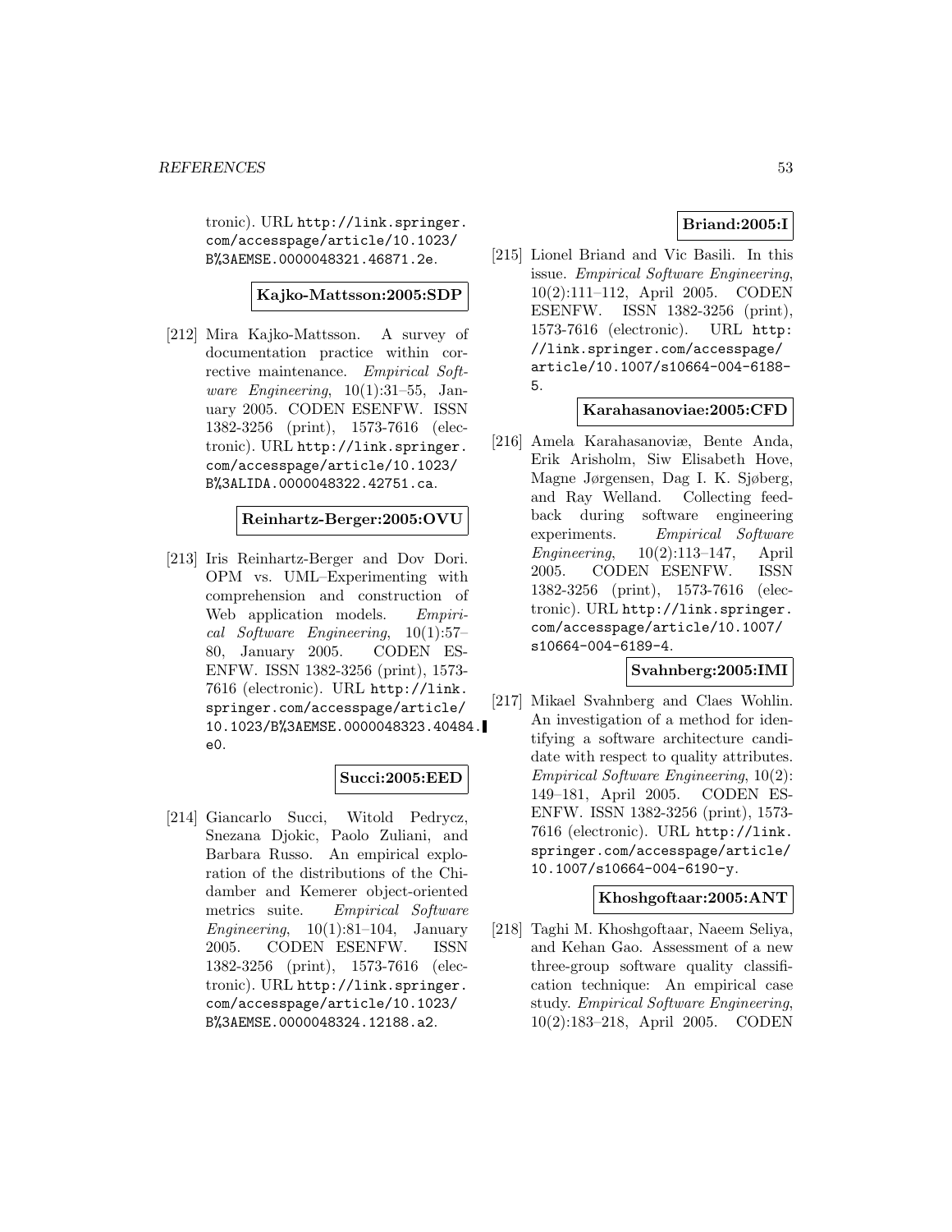tronic). URL http://link.springer.com/accesspage/article/10.1023/B%3AEMSE.0000048321.46871.2e.

**Kajko-Mattsson:2005:SDP**

[212] Mira Kajko-Mattsson. A survey of documentation practice within corrective maintenance. *Empirical Software Engineering*, 10(1):31–55, January 2005. CODEN ESENFW. ISSN 1382-3256 (print), 1573-7616 (electronic). URL http://link.springer.com/accesspage/article/10.1023/B%3ALIDA.0000048322.42751.ca.

**Reinhartz-Berger:2005:OVU**

[213] Iris Reinhartz-Berger and Dov Dori. OPM vs. UML–Experimenting with comprehension and construction of Web application models. *Empirical Software Engineering*, 10(1):57–80, January 2005. CODEN ESENFW. ISSN 1382-3256 (print), 1573-7616 (electronic). URL http://link.springer.com/accesspage/article/10.1023/B%3AEMSE.0000048323.40484.e0.

**Succi:2005:EED**

[214] Giancarlo Succi, Witold Pedrycz, Snezana Djokic, Paolo Zuliani, and Barbara Russo. An empirical exploration of the distributions of the Chidamber and Kemerer object-oriented metrics suite. *Empirical Software Engineering*, 10(1):81–104, January 2005. CODEN ESENFW. ISSN 1382-3256 (print), 1573-7616 (electronic). URL http://link.springer.com/accesspage/article/10.1023/B%3AEMSE.0000048324.12188.a2.

**Briand:2005:I**

[215] Lionel Briand and Vic Basili. In this issue. *Empirical Software Engineering*, 10(2):111–112, April 2005. CODEN ESENFW. ISSN 1382-3256 (print), 1573-7616 (electronic). URL http://link.springer.com/accesspage/article/10.1007/s10664-004-6188-5.

**Karahasanoviae:2005:CFD**

[216] Amela Karahasanoviæ, Bente Anda, Erik Arisholm, Siw Elisabeth Hove, Magne Jørgensen, Dag I. K. Sjøberg, and Ray Welland. Collecting feedback during software engineering experiments. *Empirical Software Engineering*, 10(2):113–147, April 2005. CODEN ESENFW. ISSN 1382-3256 (print), 1573-7616 (electronic). URL http://link.springer.com/accesspage/article/10.1007/s10664-004-6189-4.

**Svahnberg:2005:IMI**

[217] Mikael Svahnberg and Claes Wohlin. An investigation of a method for identifying a software architecture candidate with respect to quality attributes. *Empirical Software Engineering*, 10(2):149–181, April 2005. CODEN ESENFW. ISSN 1382-3256 (print), 1573-7616 (electronic). URL http://link.springer.com/accesspage/article/10.1007/s10664-004-6190-y.

**Khoshgoftaar:2005:ANT**

[218] Taghi M. Khoshgoftaar, Naeem Seliya, and Kehan Gao. Assessment of a new three-group software quality classification technique: An empirical case study. *Empirical Software Engineering*, 10(2):183–218, April 2005. CODEN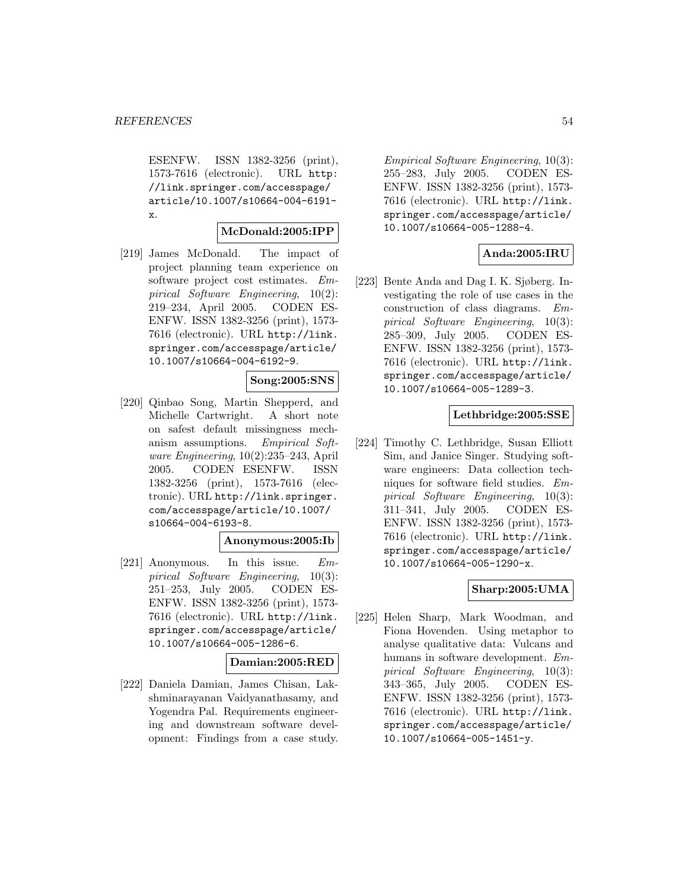ESENFW. ISSN 1382-3256 (print), 1573-7616 (electronic). URL http://link.springer.com/accesspage/article/10.1007/s10664-004-6191-x.

**McDonald:2005:IPP**

[219] James McDonald. The impact of project planning team experience on software project cost estimates. *Empirical Software Engineering*, 10(2): 219–234, April 2005. CODEN ESENFW. ISSN 1382-3256 (print), 1573-7616 (electronic). URL http://link.springer.com/accesspage/article/10.1007/s10664-004-6192-9.

**Song:2005:SNS**

[220] Qinbao Song, Martin Shepperd, and Michelle Cartwright. A short note on safest default missingness mechanism assumptions. *Empirical Software Engineering*, 10(2):235–243, April 2005. CODEN ESENFW. ISSN 1382-3256 (print), 1573-7616 (electronic). URL http://link.springer.com/accesspage/article/10.1007/s10664-004-6193-8.

**Anonymous:2005:Ib**

[221] Anonymous. In this issue. *Empirical Software Engineering*, 10(3): 251–253, July 2005. CODEN ESENFW. ISSN 1382-3256 (print), 1573-7616 (electronic). URL http://link.springer.com/accesspage/article/10.1007/s10664-005-1286-6.

**Damian:2005:RED**

[222] Daniela Damian, James Chisan, Lakshminarayanan Vaidyanathasamy, and Yogendra Pal. Requirements engineering and downstream software development: Findings from a case study. *Empirical Software Engineering*, 10(3): 255–283, July 2005. CODEN ESENFW. ISSN 1382-3256 (print), 1573-7616 (electronic). URL http://link.springer.com/accesspage/article/10.1007/s10664-005-1288-4.

**Anda:2005:IRU**

[223] Bente Anda and Dag I. K. Sjøberg. Investigating the role of use cases in the construction of class diagrams. *Empirical Software Engineering*, 10(3): 285–309, July 2005. CODEN ESENFW. ISSN 1382-3256 (print), 1573-7616 (electronic). URL http://link.springer.com/accesspage/article/10.1007/s10664-005-1289-3.

**Lethbridge:2005:SSE**

[224] Timothy C. Lethbridge, Susan Elliott Sim, and Janice Singer. Studying software engineers: Data collection techniques for software field studies. *Empirical Software Engineering*, 10(3): 311–341, July 2005. CODEN ESENFW. ISSN 1382-3256 (print), 1573-7616 (electronic). URL http://link.springer.com/accesspage/article/10.1007/s10664-005-1290-x.

**Sharp:2005:UMA**

[225] Helen Sharp, Mark Woodman, and Fiona Hovenden. Using metaphor to analyse qualitative data: Vulcans and humans in software development. *Empirical Software Engineering*, 10(3): 343–365, July 2005. CODEN ESENFW. ISSN 1382-3256 (print), 1573-7616 (electronic). URL http://link.springer.com/accesspage/article/10.1007/s10664-005-1451-y.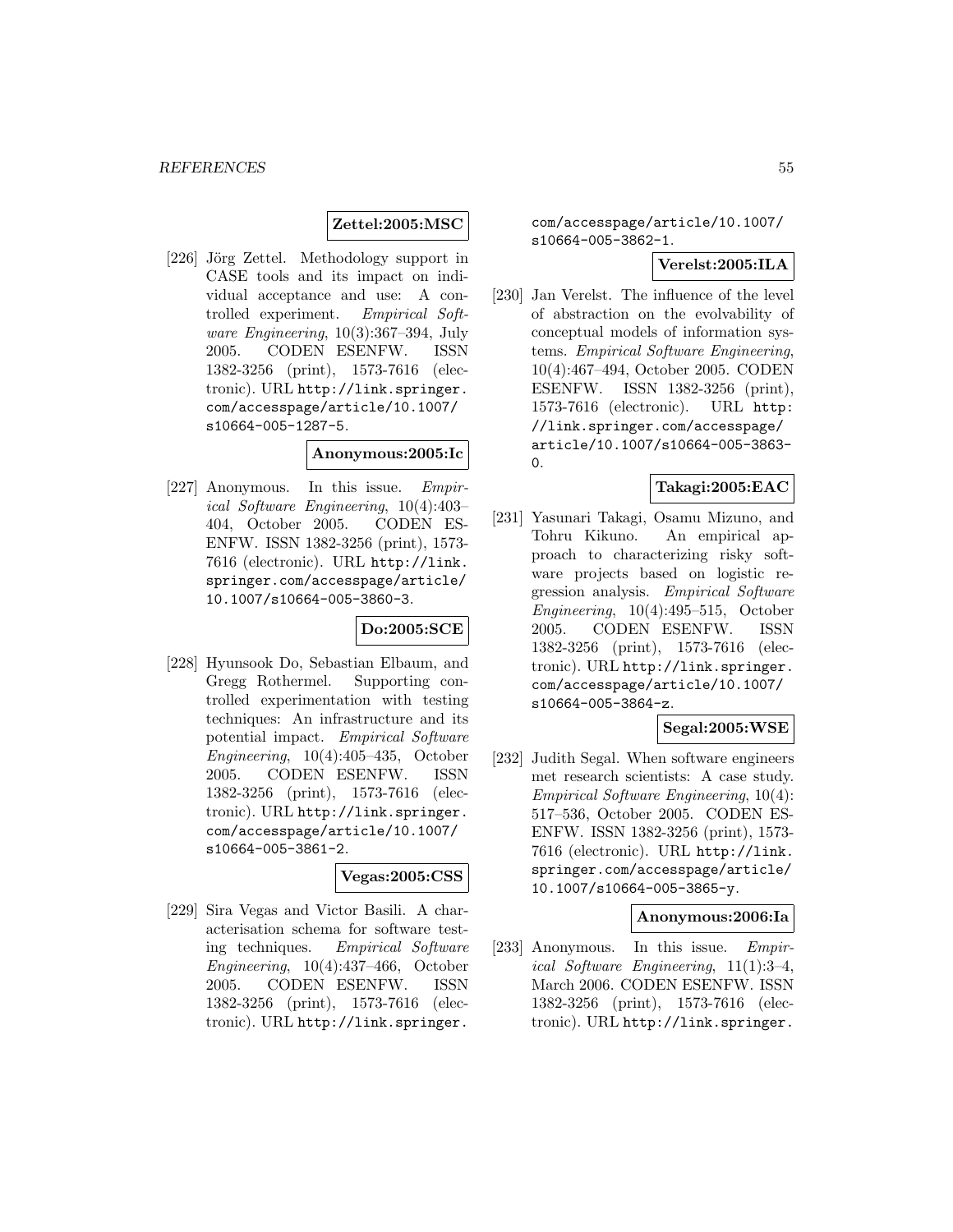**Zettel:2005:MSC**

[226] Jörg Zettel. Methodology support in CASE tools and its impact on individual acceptance and use: A controlled experiment. *Empirical Software Engineering*, 10(3):367–394, July 2005. CODEN ESENFW. ISSN 1382-3256 (print), 1573-7616 (electronic). URL http://link.springer.com/accesspage/article/10.1007/s10664-005-1287-5.

**Anonymous:2005:Ic**

[227] Anonymous. In this issue. *Empirical Software Engineering*, 10(4):403–404, October 2005. CODEN ESENFW. ISSN 1382-3256 (print), 1573-7616 (electronic). URL http://link.springer.com/accesspage/article/10.1007/s10664-005-3860-3.

**Do:2005:SCE**

[228] Hyunsook Do, Sebastian Elbaum, and Gregg Rothermel. Supporting controlled experimentation with testing techniques: An infrastructure and its potential impact. *Empirical Software Engineering*, 10(4):405–435, October 2005. CODEN ESENFW. ISSN 1382-3256 (print), 1573-7616 (electronic). URL http://link.springer.com/accesspage/article/10.1007/s10664-005-3861-2.

**Vegas:2005:CSS**

[229] Sira Vegas and Victor Basili. A characterisation schema for software testing techniques. *Empirical Software Engineering*, 10(4):437–466, October 2005. CODEN ESENFW. ISSN 1382-3256 (print), 1573-7616 (electronic). URL http://link.springer.com/accesspage/article/10.1007/s10664-005-3862-1.

**Verelst:2005:ILA**

[230] Jan Verelst. The influence of the level of abstraction on the evolvability of conceptual models of information systems. *Empirical Software Engineering*, 10(4):467–494, October 2005. CODEN ESENFW. ISSN 1382-3256 (print), 1573-7616 (electronic). URL http://link.springer.com/accesspage/article/10.1007/s10664-005-3863-0.

**Takagi:2005:EAC**

[231] Yasunari Takagi, Osamu Mizuno, and Tohru Kikuno. An empirical approach to characterizing risky software projects based on logistic regression analysis. *Empirical Software Engineering*, 10(4):495–515, October 2005. CODEN ESENFW. ISSN 1382-3256 (print), 1573-7616 (electronic). URL http://link.springer.com/accesspage/article/10.1007/s10664-005-3864-z.

**Segal:2005:WSE**

[232] Judith Segal. When software engineers met research scientists: A case study. *Empirical Software Engineering*, 10(4):517–536, October 2005. CODEN ESENFW. ISSN 1382-3256 (print), 1573-7616 (electronic). URL http://link.springer.com/accesspage/article/10.1007/s10664-005-3865-y.

**Anonymous:2006:Ia**

[233] Anonymous. In this issue. *Empirical Software Engineering*, 11(1):3–4, March 2006. CODEN ESENFW. ISSN 1382-3256 (print), 1573-7616 (electronic). URL http://link.springer.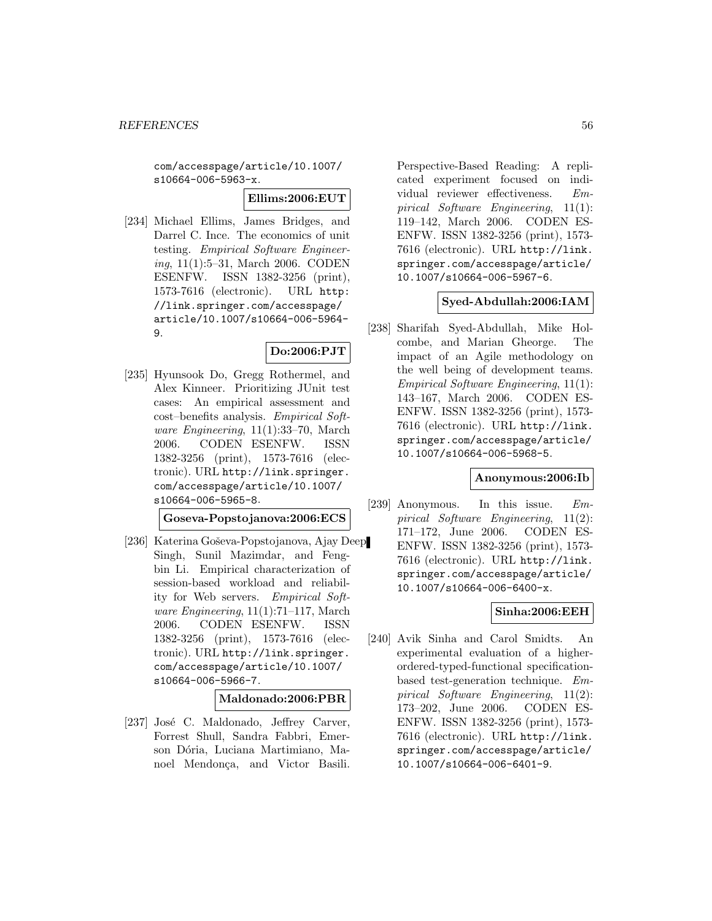com/accesspage/article/10.1007/s10664-006-5963-x.

**Ellims:2006:EUT**

[234] Michael Ellims, James Bridges, and Darrel C. Ince. The economics of unit testing. *Empirical Software Engineering*, 11(1):5–31, March 2006. CODEN ESENFW. ISSN 1382-3256 (print), 1573-7616 (electronic). URL http://link.springer.com/accesspage/article/10.1007/s10664-006-5964-9.

**Do:2006:PJT**

[235] Hyunsook Do, Gregg Rothermel, and Alex Kinneer. Prioritizing JUnit test cases: An empirical assessment and cost–benefits analysis. *Empirical Software Engineering*, 11(1):33–70, March 2006. CODEN ESENFW. ISSN 1382-3256 (print), 1573-7616 (electronic). URL http://link.springer.com/accesspage/article/10.1007/s10664-006-5965-8.

**Goseva-Popstojanova:2006:ECS**

[236] Katerina Goševa-Popstojanova, Ajay Deep Singh, Sunil Mazimdar, and Fengbin Li. Empirical characterization of session-based workload and reliability for Web servers. *Empirical Software Engineering*, 11(1):71–117, March 2006. CODEN ESENFW. ISSN 1382-3256 (print), 1573-7616 (electronic). URL http://link.springer.com/accesspage/article/10.1007/s10664-006-5966-7.

**Maldonado:2006:PBR**

[237] José C. Maldonado, Jeffrey Carver, Forrest Shull, Sandra Fabbri, Emerson Dória, Luciana Martimiano, Manoel Mendonça, and Victor Basili. Perspective-Based Reading: A replicated experiment focused on individual reviewer effectiveness. *Empirical Software Engineering*, 11(1): 119–142, March 2006. CODEN ESENFW. ISSN 1382-3256 (print), 1573-7616 (electronic). URL http://link.springer.com/accesspage/article/10.1007/s10664-006-5967-6.

**Syed-Abdullah:2006:IAM**

[238] Sharifah Syed-Abdullah, Mike Holcombe, and Marian Gheorge. The impact of an Agile methodology on the well being of development teams. *Empirical Software Engineering*, 11(1): 143–167, March 2006. CODEN ESENFW. ISSN 1382-3256 (print), 1573-7616 (electronic). URL http://link.springer.com/accesspage/article/10.1007/s10664-006-5968-5.

**Anonymous:2006:Ib**

[239] Anonymous. In this issue. *Empirical Software Engineering*, 11(2): 171–172, June 2006. CODEN ESENFW. ISSN 1382-3256 (print), 1573-7616 (electronic). URL http://link.springer.com/accesspage/article/10.1007/s10664-006-6400-x.

**Sinha:2006:EEH**

[240] Avik Sinha and Carol Smidts. An experimental evaluation of a higher-ordered-typed-functional specification-based test-generation technique. *Empirical Software Engineering*, 11(2): 173–202, June 2006. CODEN ESENFW. ISSN 1382-3256 (print), 1573-7616 (electronic). URL http://link.springer.com/accesspage/article/10.1007/s10664-006-6401-9.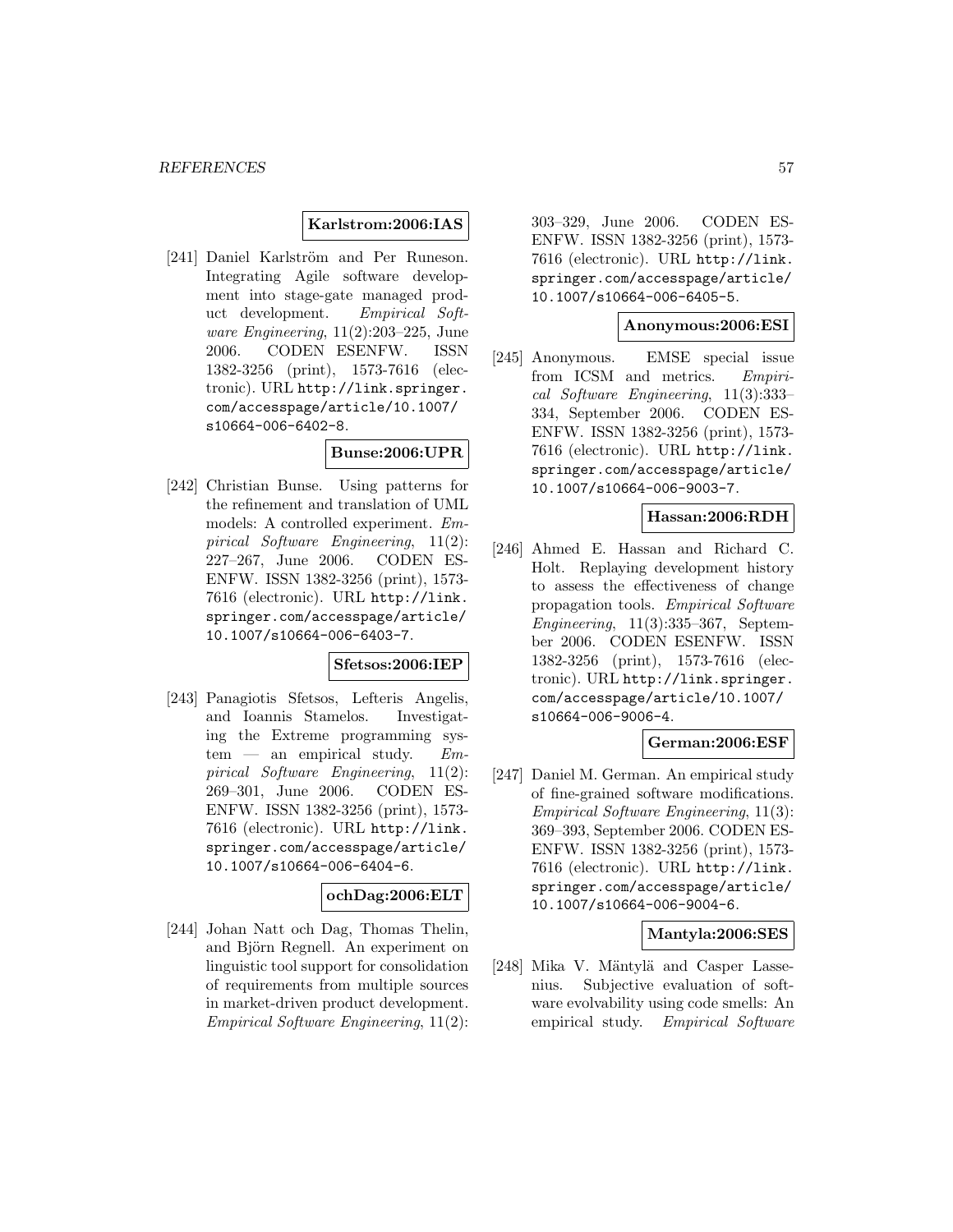**Karlstrom:2006:IAS**

[241] Daniel Karlström and Per Runeson. Integrating Agile software development into stage-gate managed product development. *Empirical Software Engineering*, 11(2):203–225, June 2006. CODEN ESENFW. ISSN 1382-3256 (print), 1573-7616 (electronic). URL http://link.springer.com/accesspage/article/10.1007/s10664-006-6402-8.

**Bunse:2006:UPR**

[242] Christian Bunse. Using patterns for the refinement and translation of UML models: A controlled experiment. *Empirical Software Engineering*, 11(2): 227–267, June 2006. CODEN ESENFW. ISSN 1382-3256 (print), 1573-7616 (electronic). URL http://link.springer.com/accesspage/article/10.1007/s10664-006-6403-7.

**Sfetsos:2006:IEP**

[243] Panagiotis Sfetsos, Lefteris Angelis, and Ioannis Stamelos. Investigating the Extreme programming system — an empirical study. *Empirical Software Engineering*, 11(2): 269–301, June 2006. CODEN ESENFW. ISSN 1382-3256 (print), 1573-7616 (electronic). URL http://link.springer.com/accesspage/article/10.1007/s10664-006-6404-6.

**ochDag:2006:ELT**

[244] Johan Natt och Dag, Thomas Thelin, and Björn Regnell. An experiment on linguistic tool support for consolidation of requirements from multiple sources in market-driven product development. *Empirical Software Engineering*, 11(2): 303–329, June 2006. CODEN ESENFW. ISSN 1382-3256 (print), 1573-7616 (electronic). URL http://link.springer.com/accesspage/article/10.1007/s10664-006-6405-5.

**Anonymous:2006:ESI**

[245] Anonymous. EMSE special issue from ICSM and metrics. *Empirical Software Engineering*, 11(3):333–334, September 2006. CODEN ESENFW. ISSN 1382-3256 (print), 1573-7616 (electronic). URL http://link.springer.com/accesspage/article/10.1007/s10664-006-9003-7.

**Hassan:2006:RDH**

[246] Ahmed E. Hassan and Richard C. Holt. Replaying development history to assess the effectiveness of change propagation tools. *Empirical Software Engineering*, 11(3):335–367, September 2006. CODEN ESENFW. ISSN 1382-3256 (print), 1573-7616 (electronic). URL http://link.springer.com/accesspage/article/10.1007/s10664-006-9006-4.

**German:2006:ESF**

[247] Daniel M. German. An empirical study of fine-grained software modifications. *Empirical Software Engineering*, 11(3): 369–393, September 2006. CODEN ESENFW. ISSN 1382-3256 (print), 1573-7616 (electronic). URL http://link.springer.com/accesspage/article/10.1007/s10664-006-9004-6.

**Mantyla:2006:SES**

[248] Mika V. Mäntylä and Casper Lassenius. Subjective evaluation of software evolvability using code smells: An empirical study. *Empirical Software*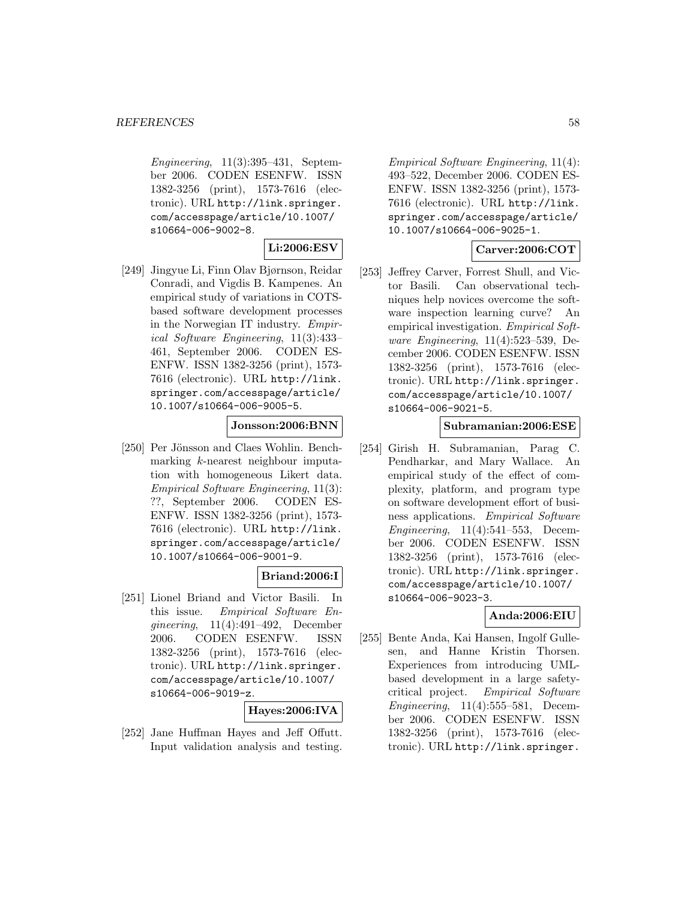*Engineering*, 11(3):395–431, September 2006. CODEN ESENFW. ISSN 1382-3256 (print), 1573-7616 (electronic). URL http://link.springer.com/accesspage/article/10.1007/s10664-006-9002-8.

**Li:2006:ESV**

[249] Jingyue Li, Finn Olav Bjørnson, Reidar Conradi, and Vigdis B. Kampenes. An empirical study of variations in COTS-based software development processes in the Norwegian IT industry. *Empirical Software Engineering*, 11(3):433–461, September 2006. CODEN ESENFW. ISSN 1382-3256 (print), 1573-7616 (electronic). URL http://link.springer.com/accesspage/article/10.1007/s10664-006-9005-5.

**Jonsson:2006:BNN**

[250] Per Jönsson and Claes Wohlin. Benchmarking $k$-nearest neighbour imputation with homogeneous Likert data. *Empirical Software Engineering*, 11(3): ??, September 2006. CODEN ESENFW. ISSN 1382-3256 (print), 1573-7616 (electronic). URL http://link.springer.com/accesspage/article/10.1007/s10664-006-9001-9.

**Briand:2006:I**

[251] Lionel Briand and Victor Basili. In this issue. *Empirical Software Engineering*, 11(4):491–492, December 2006. CODEN ESENFW. ISSN 1382-3256 (print), 1573-7616 (electronic). URL http://link.springer.com/accesspage/article/10.1007/s10664-006-9019-z.

**Hayes:2006:IVA**

[252] Jane Huffman Hayes and Jeff Offutt. Input validation analysis and testing. *Empirical Software Engineering*, 11(4): 493–522, December 2006. CODEN ESENFW. ISSN 1382-3256 (print), 1573-7616 (electronic). URL http://link.springer.com/accesspage/article/10.1007/s10664-006-9025-1.

**Carver:2006:COT**

[253] Jeffrey Carver, Forrest Shull, and Victor Basili. Can observational techniques help novices overcome the software inspection learning curve? An empirical investigation. *Empirical Software Engineering*, 11(4):523–539, December 2006. CODEN ESENFW. ISSN 1382-3256 (print), 1573-7616 (electronic). URL http://link.springer.com/accesspage/article/10.1007/s10664-006-9021-5.

**Subramanian:2006:ESE**

[254] Girish H. Subramanian, Parag C. Pendharkar, and Mary Wallace. An empirical study of the effect of complexity, platform, and program type on software development effort of business applications. *Empirical Software Engineering*, 11(4):541–553, December 2006. CODEN ESENFW. ISSN 1382-3256 (print), 1573-7616 (electronic). URL http://link.springer.com/accesspage/article/10.1007/s10664-006-9023-3.

**Anda:2006:EIU**

[255] Bente Anda, Kai Hansen, Ingolf Gullesen, and Hanne Kristin Thorsen. Experiences from introducing UML-based development in a large safety-critical project. *Empirical Software Engineering*, 11(4):555–581, December 2006. CODEN ESENFW. ISSN 1382-3256 (print), 1573-7616 (electronic). URL http://link.springer.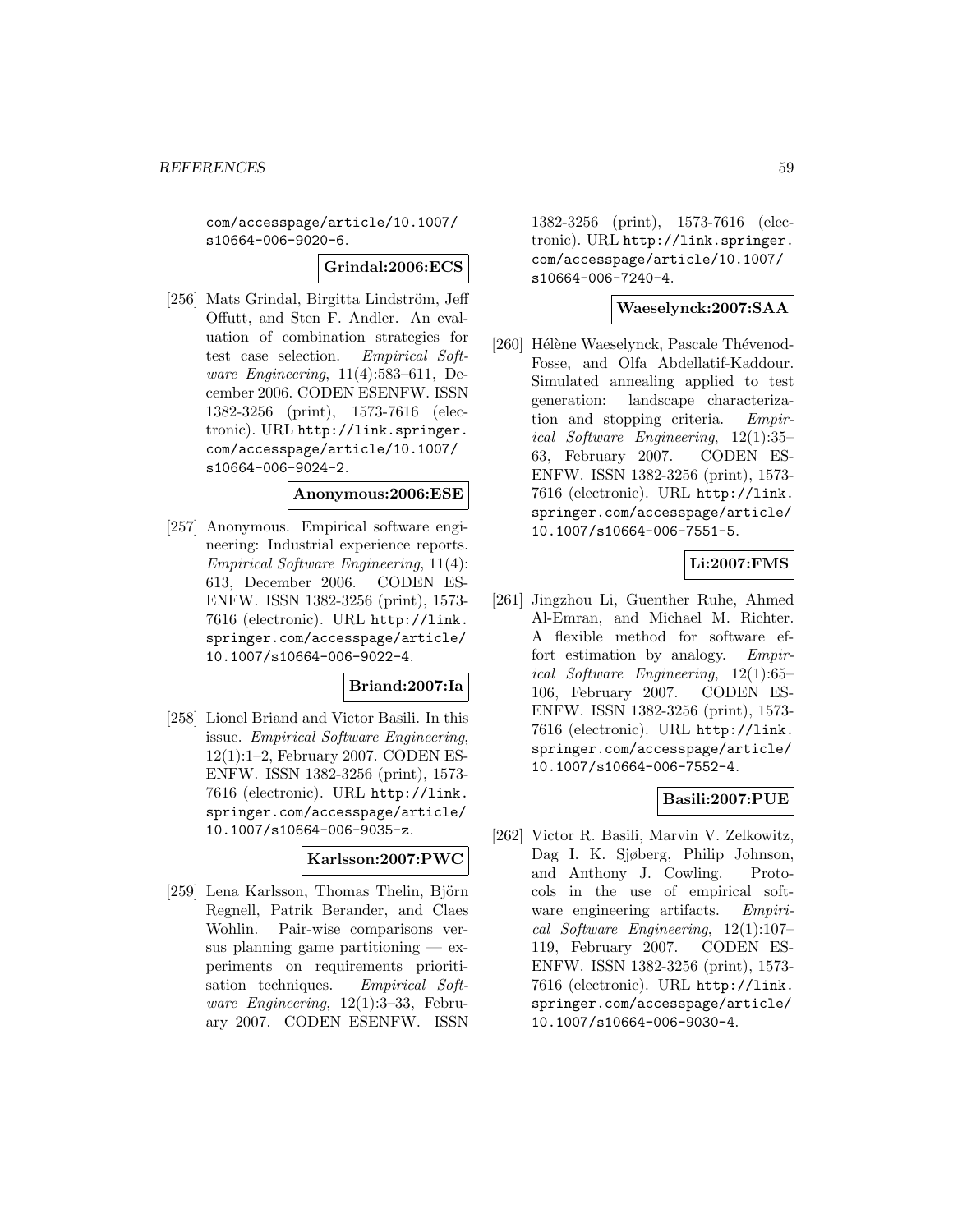com/accesspage/article/10.1007/s10664-006-9020-6.

**Grindal:2006:ECS**

[256] Mats Grindal, Birgitta Lindström, Jeff Offutt, and Sten F. Andler. An evaluation of combination strategies for test case selection. *Empirical Software Engineering*, 11(4):583–611, December 2006. CODEN ESENFW. ISSN 1382-3256 (print), 1573-7616 (electronic). URL http://link.springer.com/accesspage/article/10.1007/s10664-006-9024-2.

**Anonymous:2006:ESE**

[257] Anonymous. Empirical software engineering: Industrial experience reports. *Empirical Software Engineering*, 11(4): 613, December 2006. CODEN ESENFW. ISSN 1382-3256 (print), 1573-7616 (electronic). URL http://link.springer.com/accesspage/article/10.1007/s10664-006-9022-4.

**Briand:2007:Ia**

[258] Lionel Briand and Victor Basili. In this issue. *Empirical Software Engineering*, 12(1):1–2, February 2007. CODEN ESENFW. ISSN 1382-3256 (print), 1573-7616 (electronic). URL http://link.springer.com/accesspage/article/10.1007/s10664-006-9035-z.

**Karlsson:2007:PWC**

[259] Lena Karlsson, Thomas Thelin, Björn Regnell, Patrik Berander, and Claes Wohlin. Pair-wise comparisons versus planning game partitioning — experiments on requirements prioritisation techniques. *Empirical Software Engineering*, 12(1):3–33, February 2007. CODEN ESENFW. ISSN 1382-3256 (print), 1573-7616 (electronic). URL http://link.springer.com/accesspage/article/10.1007/s10664-006-7240-4.

**Waeselynck:2007:SAA**

[260] Hélène Waeselynck, Pascale Thévenod-Fosse, and Olfa Abdellatif-Kaddour. Simulated annealing applied to test generation: landscape characterization and stopping criteria. *Empirical Software Engineering*, 12(1):35–63, February 2007. CODEN ESENFW. ISSN 1382-3256 (print), 1573-7616 (electronic). URL http://link.springer.com/accesspage/article/10.1007/s10664-006-7551-5.

**Li:2007:FMS**

[261] Jingzhou Li, Guenther Ruhe, Ahmed Al-Emran, and Michael M. Richter. A flexible method for software effort estimation by analogy. *Empirical Software Engineering*, 12(1):65–106, February 2007. CODEN ESENFW. ISSN 1382-3256 (print), 1573-7616 (electronic). URL http://link.springer.com/accesspage/article/10.1007/s10664-006-7552-4.

**Basili:2007:PUE**

[262] Victor R. Basili, Marvin V. Zelkowitz, Dag I. K. Sjøberg, Philip Johnson, and Anthony J. Cowling. Protocols in the use of empirical software engineering artifacts. *Empirical Software Engineering*, 12(1):107–119, February 2007. CODEN ESENFW. ISSN 1382-3256 (print), 1573-7616 (electronic). URL http://link.springer.com/accesspage/article/10.1007/s10664-006-9030-4.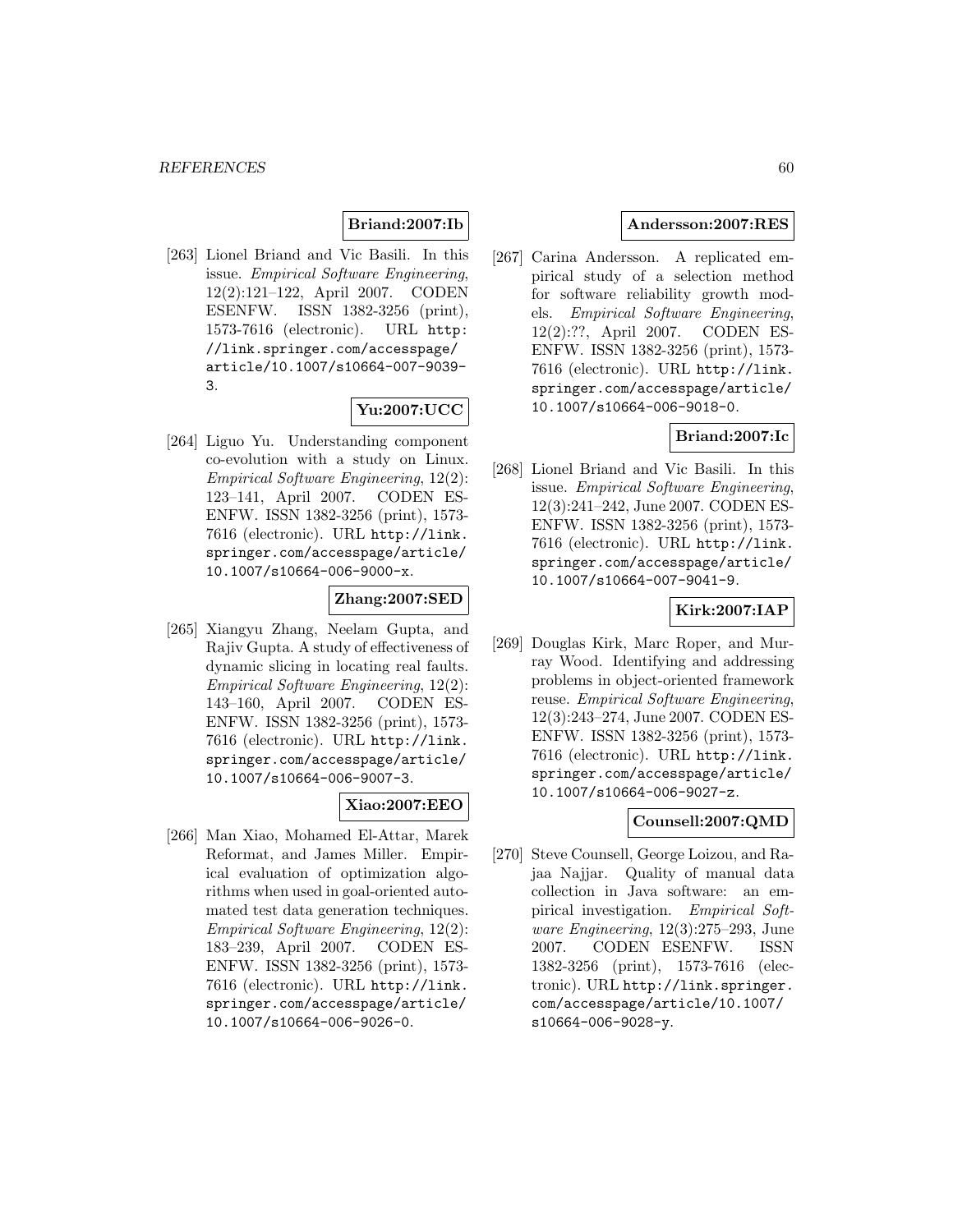**Briand:2007:Ib**

[263] Lionel Briand and Vic Basili. In this issue. *Empirical Software Engineering*, 12(2):121–122, April 2007. CODEN ESENFW. ISSN 1382-3256 (print), 1573-7616 (electronic). URL http://link.springer.com/accesspage/article/10.1007/s10664-007-9039-3.

**Yu:2007:UCC**

[264] Liguo Yu. Understanding component co-evolution with a study on Linux. *Empirical Software Engineering*, 12(2): 123–141, April 2007. CODEN ESENFW. ISSN 1382-3256 (print), 1573-7616 (electronic). URL http://link.springer.com/accesspage/article/10.1007/s10664-006-9000-x.

**Zhang:2007:SED**

[265] Xiangyu Zhang, Neelam Gupta, and Rajiv Gupta. A study of effectiveness of dynamic slicing in locating real faults. *Empirical Software Engineering*, 12(2): 143–160, April 2007. CODEN ESENFW. ISSN 1382-3256 (print), 1573-7616 (electronic). URL http://link.springer.com/accesspage/article/10.1007/s10664-006-9007-3.

**Xiao:2007:EEO**

[266] Man Xiao, Mohamed El-Attar, Marek Reformat, and James Miller. Empirical evaluation of optimization algorithms when used in goal-oriented automated test data generation techniques. *Empirical Software Engineering*, 12(2): 183–239, April 2007. CODEN ESENFW. ISSN 1382-3256 (print), 1573-7616 (electronic). URL http://link.springer.com/accesspage/article/10.1007/s10664-006-9026-0.

**Andersson:2007:RES**

[267] Carina Andersson. A replicated empirical study of a selection method for software reliability growth models. *Empirical Software Engineering*, 12(2):??, April 2007. CODEN ESENFW. ISSN 1382-3256 (print), 1573-7616 (electronic). URL http://link.springer.com/accesspage/article/10.1007/s10664-006-9018-0.

**Briand:2007:Ic**

[268] Lionel Briand and Vic Basili. In this issue. *Empirical Software Engineering*, 12(3):241–242, June 2007. CODEN ESENFW. ISSN 1382-3256 (print), 1573-7616 (electronic). URL http://link.springer.com/accesspage/article/10.1007/s10664-007-9041-9.

**Kirk:2007:IAP**

[269] Douglas Kirk, Marc Roper, and Murray Wood. Identifying and addressing problems in object-oriented framework reuse. *Empirical Software Engineering*, 12(3):243–274, June 2007. CODEN ESENFW. ISSN 1382-3256 (print), 1573-7616 (electronic). URL http://link.springer.com/accesspage/article/10.1007/s10664-006-9027-z.

**Counsell:2007:QMD**

[270] Steve Counsell, George Loizou, and Rajaa Najjar. Quality of manual data collection in Java software: an empirical investigation. *Empirical Software Engineering*, 12(3):275–293, June 2007. CODEN ESENFW. ISSN 1382-3256 (print), 1573-7616 (electronic). URL http://link.springer.com/accesspage/article/10.1007/s10664-006-9028-y.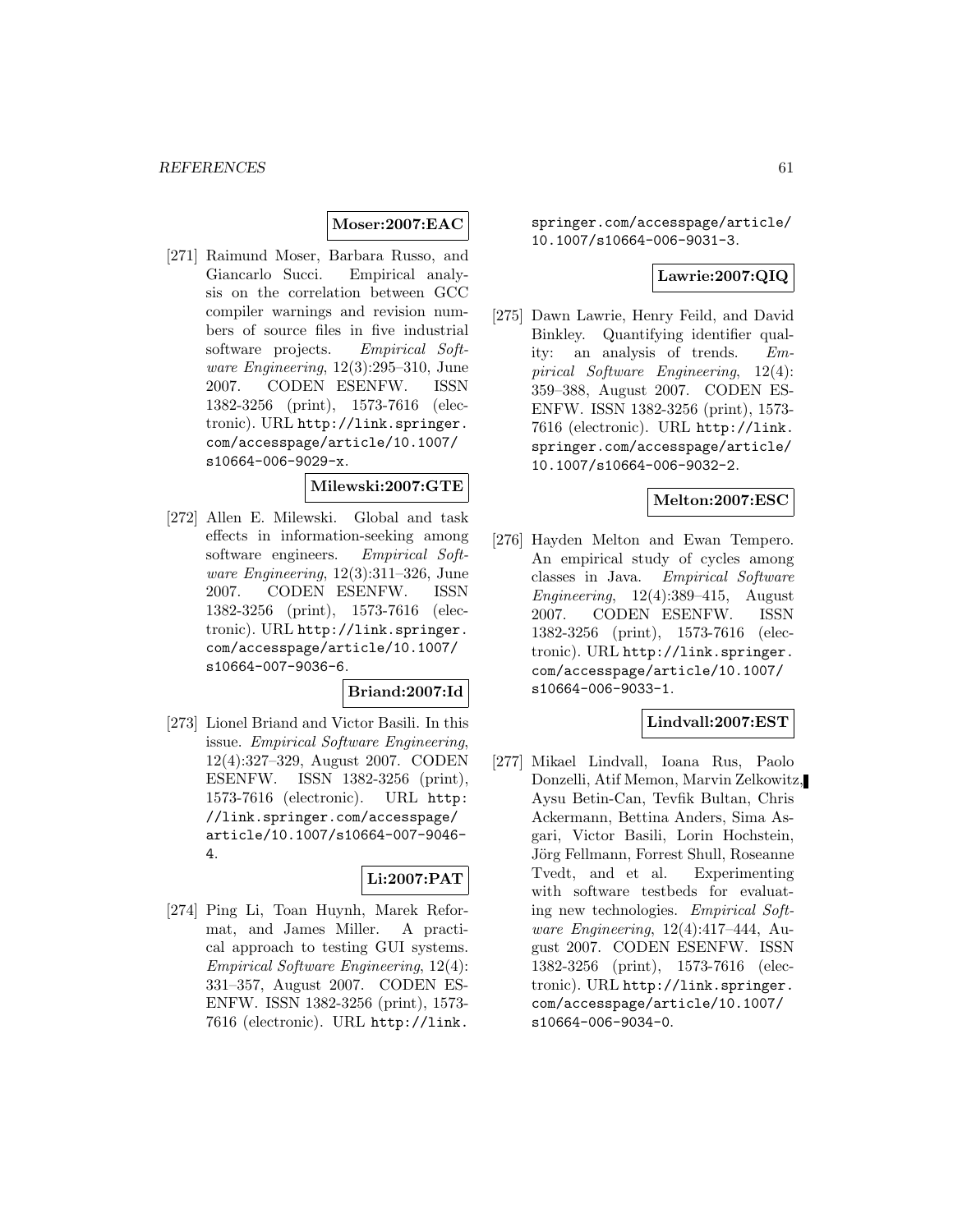**Moser:2007:EAC**

[271] Raimund Moser, Barbara Russo, and Giancarlo Succi. Empirical analysis on the correlation between GCC compiler warnings and revision numbers of source files in five industrial software projects. *Empirical Software Engineering*, 12(3):295–310, June 2007. CODEN ESENFW. ISSN 1382-3256 (print), 1573-7616 (electronic). URL http://link.springer.com/accesspage/article/10.1007/s10664-006-9029-x.

**Milewski:2007:GTE**

[272] Allen E. Milewski. Global and task effects in information-seeking among software engineers. *Empirical Software Engineering*, 12(3):311–326, June 2007. CODEN ESENFW. ISSN 1382-3256 (print), 1573-7616 (electronic). URL http://link.springer.com/accesspage/article/10.1007/s10664-007-9036-6.

**Briand:2007:Id**

[273] Lionel Briand and Victor Basili. In this issue. *Empirical Software Engineering*, 12(4):327–329, August 2007. CODEN ESENFW. ISSN 1382-3256 (print), 1573-7616 (electronic). URL http://link.springer.com/accesspage/article/10.1007/s10664-007-9046-4.

**Li:2007:PAT**

[274] Ping Li, Toan Huynh, Marek Reformat, and James Miller. A practical approach to testing GUI systems. *Empirical Software Engineering*, 12(4):331–357, August 2007. CODEN ESENFW. ISSN 1382-3256 (print), 1573-7616 (electronic). URL http://link.springer.com/accesspage/article/10.1007/s10664-006-9031-3.

**Lawrie:2007:QIQ**

[275] Dawn Lawrie, Henry Feild, and David Binkley. Quantifying identifier quality: an analysis of trends. *Empirical Software Engineering*, 12(4):359–388, August 2007. CODEN ESENFW. ISSN 1382-3256 (print), 1573-7616 (electronic). URL http://link.springer.com/accesspage/article/10.1007/s10664-006-9032-2.

**Melton:2007:ESC**

[276] Hayden Melton and Ewan Tempero. An empirical study of cycles among classes in Java. *Empirical Software Engineering*, 12(4):389–415, August 2007. CODEN ESENFW. ISSN 1382-3256 (print), 1573-7616 (electronic). URL http://link.springer.com/accesspage/article/10.1007/s10664-006-9033-1.

**Lindvall:2007:EST**

[277] Mikael Lindvall, Ioana Rus, Paolo Donzelli, Atif Memon, Marvin Zelkowitz, Aysu Betin-Can, Tevfik Bultan, Chris Ackermann, Bettina Anders, Sima Asgari, Victor Basili, Lorin Hochstein, Jörg Fellmann, Forrest Shull, Roseanne Tvedt, and et al. Experimenting with software testbeds for evaluating new technologies. *Empirical Software Engineering*, 12(4):417–444, August 2007. CODEN ESENFW. ISSN 1382-3256 (print), 1573-7616 (electronic). URL http://link.springer.com/accesspage/article/10.1007/s10664-006-9034-0.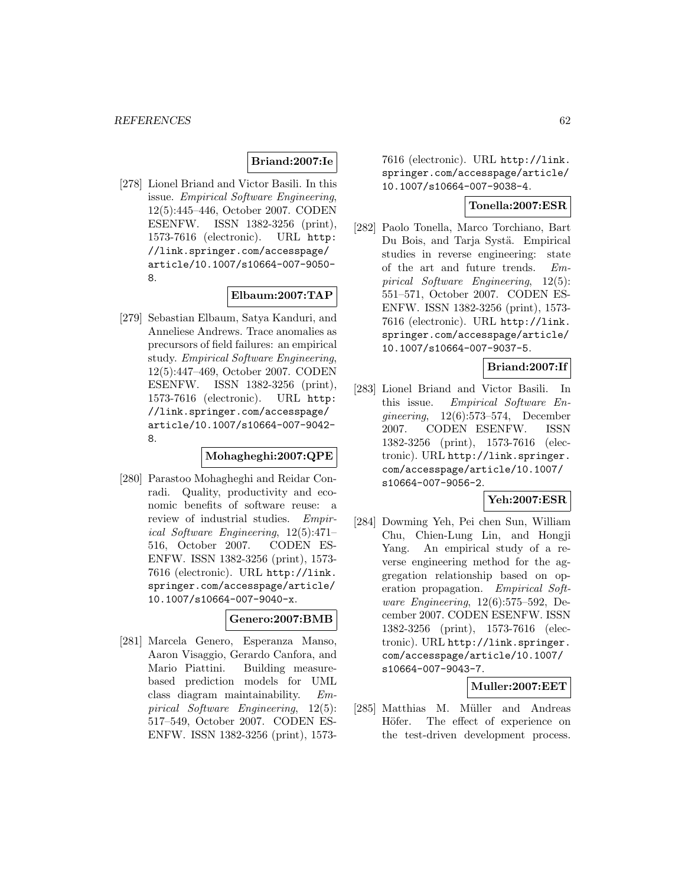**Briand:2007:Ie**

[278] Lionel Briand and Victor Basili. In this issue. *Empirical Software Engineering*, 12(5):445–446, October 2007. CODEN ESENFW. ISSN 1382-3256 (print), 1573-7616 (electronic). URL http://link.springer.com/accesspage/article/10.1007/s10664-007-9050-8.

**Elbaum:2007:TAP**

[279] Sebastian Elbaum, Satya Kanduri, and Anneliese Andrews. Trace anomalies as precursors of field failures: an empirical study. *Empirical Software Engineering*, 12(5):447–469, October 2007. CODEN ESENFW. ISSN 1382-3256 (print), 1573-7616 (electronic). URL http://link.springer.com/accesspage/article/10.1007/s10664-007-9042-8.

**Mohagheghi:2007:QPE**

[280] Parastoo Mohagheghi and Reidar Conradi. Quality, productivity and economic benefits of software reuse: a review of industrial studies. *Empirical Software Engineering*, 12(5):471–516, October 2007. CODEN ESENFW. ISSN 1382-3256 (print), 1573-7616 (electronic). URL http://link.springer.com/accesspage/article/10.1007/s10664-007-9040-x.

**Genero:2007:BMB**

[281] Marcela Genero, Esperanza Manso, Aaron Visaggio, Gerardo Canfora, and Mario Piattini. Building measure-based prediction models for UML class diagram maintainability. *Empirical Software Engineering*, 12(5): 517–549, October 2007. CODEN ESENFW. ISSN 1382-3256 (print), 1573-7616 (electronic). URL http://link.springer.com/accesspage/article/10.1007/s10664-007-9038-4.

**Tonella:2007:ESR**

[282] Paolo Tonella, Marco Torchiano, Bart Du Bois, and Tarja Systä. Empirical studies in reverse engineering: state of the art and future trends. *Empirical Software Engineering*, 12(5): 551–571, October 2007. CODEN ESENFW. ISSN 1382-3256 (print), 1573-7616 (electronic). URL http://link.springer.com/accesspage/article/10.1007/s10664-007-9037-5.

**Briand:2007:If**

[283] Lionel Briand and Victor Basili. In this issue. *Empirical Software Engineering*, 12(6):573–574, December 2007. CODEN ESENFW. ISSN 1382-3256 (print), 1573-7616 (electronic). URL http://link.springer.com/accesspage/article/10.1007/s10664-007-9056-2.

**Yeh:2007:ESR**

[284] Dowming Yeh, Pei chen Sun, William Chu, Chien-Lung Lin, and Hongji Yang. An empirical study of a reverse engineering method for the aggregation relationship based on operation propagation. *Empirical Software Engineering*, 12(6):575–592, December 2007. CODEN ESENFW. ISSN 1382-3256 (print), 1573-7616 (electronic). URL http://link.springer.com/accesspage/article/10.1007/s10664-007-9043-7.

**Muller:2007:EET**

[285] Matthias M. Müller and Andreas Höfer. The effect of experience on the test-driven development process.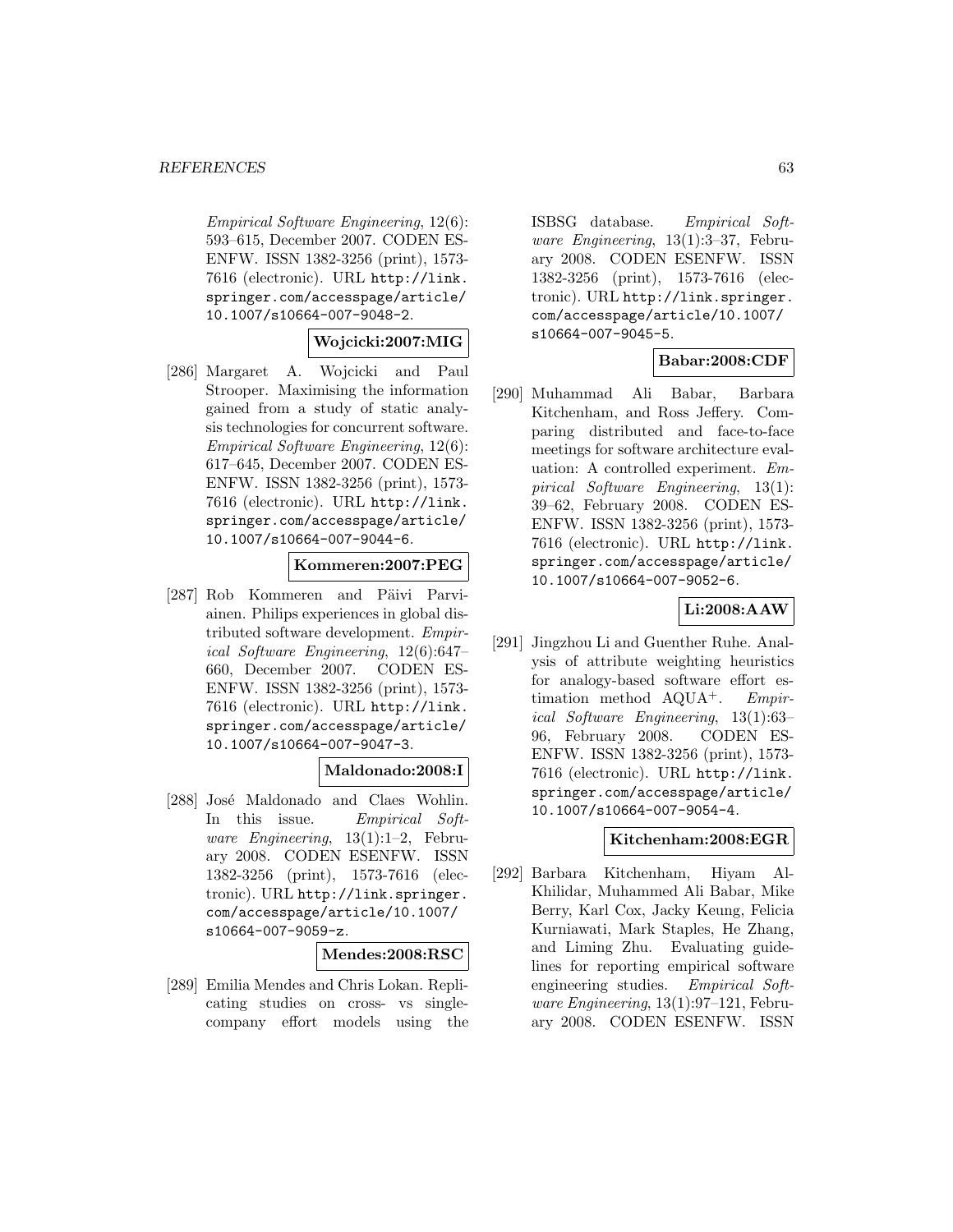*Empirical Software Engineering*, 12(6): 593–615, December 2007. CODEN ESENFW. ISSN 1382-3256 (print), 1573-7616 (electronic). URL http://link.springer.com/accesspage/article/10.1007/s10664-007-9048-2.

**Wojcicki:2007:MIG**

[286] Margaret A. Wojcicki and Paul Strooper. Maximising the information gained from a study of static analysis technologies for concurrent software. *Empirical Software Engineering*, 12(6): 617–645, December 2007. CODEN ESENFW. ISSN 1382-3256 (print), 1573-7616 (electronic). URL http://link.springer.com/accesspage/article/10.1007/s10664-007-9044-6.

**Kommeren:2007:PEG**

[287] Rob Kommeren and Päivi Parviainen. Philips experiences in global distributed software development. *Empirical Software Engineering*, 12(6):647–660, December 2007. CODEN ESENFW. ISSN 1382-3256 (print), 1573-7616 (electronic). URL http://link.springer.com/accesspage/article/10.1007/s10664-007-9047-3.

**Maldonado:2008:I**

[288] José Maldonado and Claes Wohlin. In this issue. *Empirical Software Engineering*, 13(1):1–2, February 2008. CODEN ESENFW. ISSN 1382-3256 (print), 1573-7616 (electronic). URL http://link.springer.com/accesspage/article/10.1007/s10664-007-9059-z.

**Mendes:2008:RSC**

[289] Emilia Mendes and Chris Lokan. Replicating studies on cross- vs single-company effort models using the ISBSG database. *Empirical Software Engineering*, 13(1):3–37, February 2008. CODEN ESENFW. ISSN 1382-3256 (print), 1573-7616 (electronic). URL http://link.springer.com/accesspage/article/10.1007/s10664-007-9045-5.

**Babar:2008:CDF**

[290] Muhammad Ali Babar, Barbara Kitchenham, and Ross Jeffery. Comparing distributed and face-to-face meetings for software architecture evaluation: A controlled experiment. *Empirical Software Engineering*, 13(1): 39–62, February 2008. CODEN ESENFW. ISSN 1382-3256 (print), 1573-7616 (electronic). URL http://link.springer.com/accesspage/article/10.1007/s10664-007-9052-6.

**Li:2008:AAW**

[291] Jingzhou Li and Guenther Ruhe. Analysis of attribute weighting heuristics for analogy-based software effort estimation method AQUA$^+$. *Empirical Software Engineering*, 13(1):63–96, February 2008. CODEN ESENFW. ISSN 1382-3256 (print), 1573-7616 (electronic). URL http://link.springer.com/accesspage/article/10.1007/s10664-007-9054-4.

**Kitchenham:2008:EGR**

[292] Barbara Kitchenham, Hiyam Al-Khilidar, Muhammed Ali Babar, Mike Berry, Karl Cox, Jacky Keung, Felicia Kurniawati, Mark Staples, He Zhang, and Liming Zhu. Evaluating guidelines for reporting empirical software engineering studies. *Empirical Software Engineering*, 13(1):97–121, February 2008. CODEN ESENFW. ISSN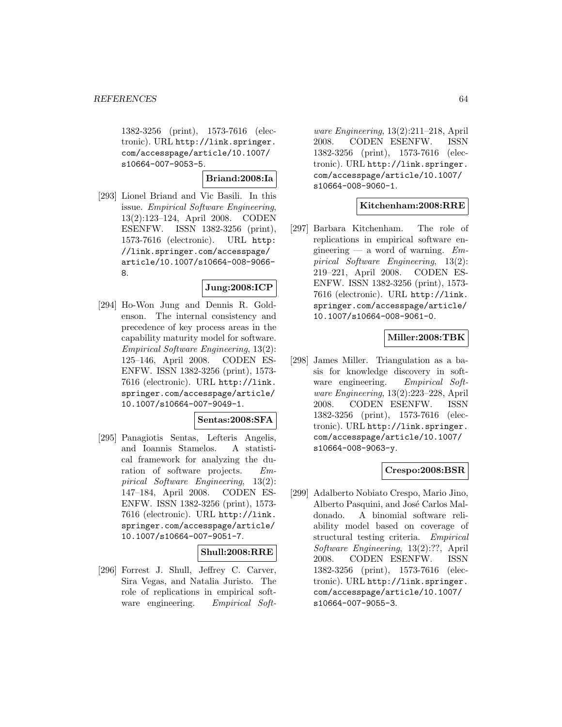1382-3256 (print), 1573-7616 (electronic). URL http://link.springer.com/accesspage/article/10.1007/s10664-007-9053-5.

**Briand:2008:Ia**

[293] Lionel Briand and Vic Basili. In this issue. *Empirical Software Engineering*, 13(2):123–124, April 2008. CODEN ESENFW. ISSN 1382-3256 (print), 1573-7616 (electronic). URL http://link.springer.com/accesspage/article/10.1007/s10664-008-9066-8.

**Jung:2008:ICP**

[294] Ho-Won Jung and Dennis R. Goldenson. The internal consistency and precedence of key process areas in the capability maturity model for software. *Empirical Software Engineering*, 13(2): 125–146, April 2008. CODEN ESENFW. ISSN 1382-3256 (print), 1573-7616 (electronic). URL http://link.springer.com/accesspage/article/10.1007/s10664-007-9049-1.

**Sentas:2008:SFA**

[295] Panagiotis Sentas, Lefteris Angelis, and Ioannis Stamelos. A statistical framework for analyzing the duration of software projects. *Empirical Software Engineering*, 13(2): 147–184, April 2008. CODEN ESENFW. ISSN 1382-3256 (print), 1573-7616 (electronic). URL http://link.springer.com/accesspage/article/10.1007/s10664-007-9051-7.

**Shull:2008:RRE**

[296] Forrest J. Shull, Jeffrey C. Carver, Sira Vegas, and Natalia Juristo. The role of replications in empirical software engineering. *Empirical Software Engineering*, 13(2):211–218, April 2008. CODEN ESENFW. ISSN 1382-3256 (print), 1573-7616 (electronic). URL http://link.springer.com/accesspage/article/10.1007/s10664-008-9060-1.

**Kitchenham:2008:RRE**

[297] Barbara Kitchenham. The role of replications in empirical software engineering — a word of warning. *Empirical Software Engineering*, 13(2): 219–221, April 2008. CODEN ESENFW. ISSN 1382-3256 (print), 1573-7616 (electronic). URL http://link.springer.com/accesspage/article/10.1007/s10664-008-9061-0.

**Miller:2008:TBK**

[298] James Miller. Triangulation as a basis for knowledge discovery in software engineering. *Empirical Software Engineering*, 13(2):223–228, April 2008. CODEN ESENFW. ISSN 1382-3256 (print), 1573-7616 (electronic). URL http://link.springer.com/accesspage/article/10.1007/s10664-008-9063-y.

**Crespo:2008:BSR**

[299] Adalberto Nobiato Crespo, Mario Jino, Alberto Pasquini, and José Carlos Maldonado. A binomial software reliability model based on coverage of structural testing criteria. *Empirical Software Engineering*, 13(2):??, April 2008. CODEN ESENFW. ISSN 1382-3256 (print), 1573-7616 (electronic). URL http://link.springer.com/accesspage/article/10.1007/s10664-007-9055-3.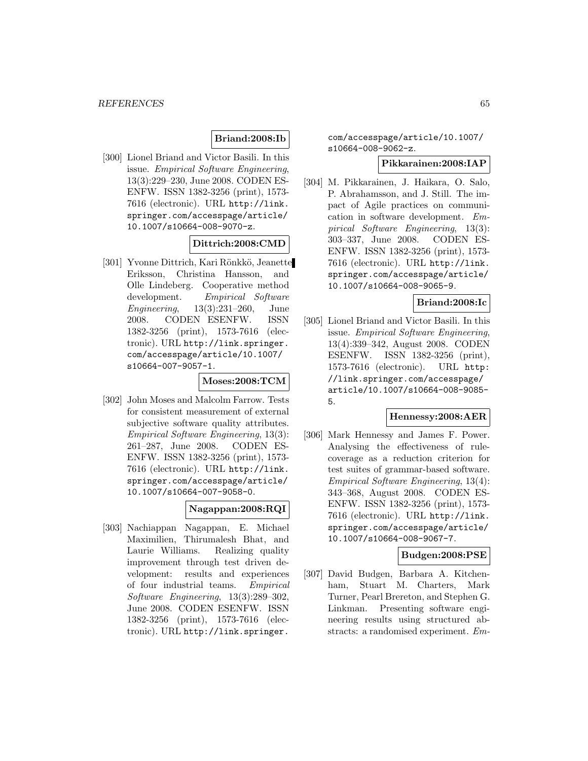**Briand:2008:Ib**

[300] Lionel Briand and Victor Basili. In this issue. *Empirical Software Engineering*, 13(3):229–230, June 2008. CODEN ESENFW. ISSN 1382-3256 (print), 1573-7616 (electronic). URL http://link.springer.com/accesspage/article/10.1007/s10664-008-9070-z.

**Dittrich:2008:CMD**

[301] Yvonne Dittrich, Kari Rönkkö, Jeanette Eriksson, Christina Hansson, and Olle Lindeberg. Cooperative method development. *Empirical Software Engineering*, 13(3):231–260, June 2008. CODEN ESENFW. ISSN 1382-3256 (print), 1573-7616 (electronic). URL http://link.springer.com/accesspage/article/10.1007/s10664-007-9057-1.

**Moses:2008:TCM**

[302] John Moses and Malcolm Farrow. Tests for consistent measurement of external subjective software quality attributes. *Empirical Software Engineering*, 13(3): 261–287, June 2008. CODEN ESENFW. ISSN 1382-3256 (print), 1573-7616 (electronic). URL http://link.springer.com/accesspage/article/10.1007/s10664-007-9058-0.

**Nagappan:2008:RQI**

[303] Nachiappan Nagappan, E. Michael Maximilien, Thirumalesh Bhat, and Laurie Williams. Realizing quality improvement through test driven development: results and experiences of four industrial teams. *Empirical Software Engineering*, 13(3):289–302, June 2008. CODEN ESENFW. ISSN 1382-3256 (print), 1573-7616 (electronic). URL http://link.springer.com/accesspage/article/10.1007/s10664-008-9062-z.

**Pikkarainen:2008:IAP**

[304] M. Pikkarainen, J. Haikara, O. Salo, P. Abrahamsson, and J. Still. The impact of Agile practices on communication in software development. *Empirical Software Engineering*, 13(3): 303–337, June 2008. CODEN ESENFW. ISSN 1382-3256 (print), 1573-7616 (electronic). URL http://link.springer.com/accesspage/article/10.1007/s10664-008-9065-9.

**Briand:2008:Ic**

[305] Lionel Briand and Victor Basili. In this issue. *Empirical Software Engineering*, 13(4):339–342, August 2008. CODEN ESENFW. ISSN 1382-3256 (print), 1573-7616 (electronic). URL http://link.springer.com/accesspage/article/10.1007/s10664-008-9085-5.

**Hennessy:2008:AER**

[306] Mark Hennessy and James F. Power. Analysing the effectiveness of rule-coverage as a reduction criterion for test suites of grammar-based software. *Empirical Software Engineering*, 13(4): 343–368, August 2008. CODEN ESENFW. ISSN 1382-3256 (print), 1573-7616 (electronic). URL http://link.springer.com/accesspage/article/10.1007/s10664-008-9067-7.

**Budgen:2008:PSE**

[307] David Budgen, Barbara A. Kitchenham, Stuart M. Charters, Mark Turner, Pearl Brereton, and Stephen G. Linkman. Presenting software engineering results using structured abstracts: a randomised experiment. *Em-*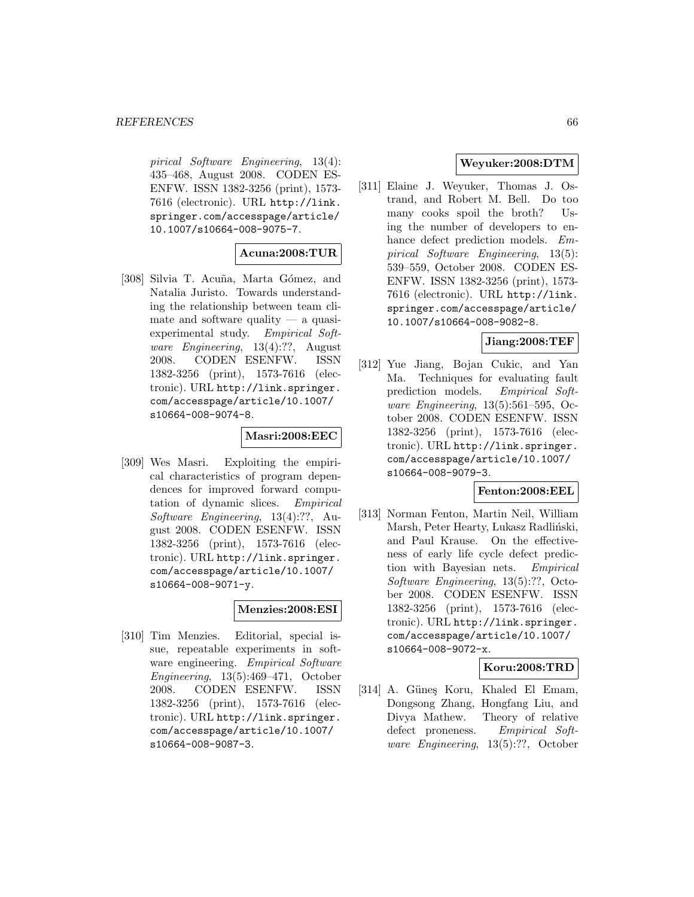pirical Software Engineering*, 13(4): 435–468, August 2008. CODEN ESENFW. ISSN 1382-3256 (print), 1573-7616 (electronic). URL http://link.springer.com/accesspage/article/10.1007/s10664-008-9075-7.

**Acuna:2008:TUR**

[308] Silvia T. Acuña, Marta Gómez, and Natalia Juristo. Towards understanding the relationship between team climate and software quality — a quasi-experimental study. *Empirical Software Engineering*, 13(4):??, August 2008. CODEN ESENFW. ISSN 1382-3256 (print), 1573-7616 (electronic). URL http://link.springer.com/accesspage/article/10.1007/s10664-008-9074-8.

**Masri:2008:EEC**

[309] Wes Masri. Exploiting the empirical characteristics of program dependences for improved forward computation of dynamic slices. *Empirical Software Engineering*, 13(4):??, August 2008. CODEN ESENFW. ISSN 1382-3256 (print), 1573-7616 (electronic). URL http://link.springer.com/accesspage/article/10.1007/s10664-008-9071-y.

**Menzies:2008:ESI**

[310] Tim Menzies. Editorial, special issue, repeatable experiments in software engineering. *Empirical Software Engineering*, 13(5):469–471, October 2008. CODEN ESENFW. ISSN 1382-3256 (print), 1573-7616 (electronic). URL http://link.springer.com/accesspage/article/10.1007/s10664-008-9087-3.

**Weyuker:2008:DTM**

[311] Elaine J. Weyuker, Thomas J. Ostrand, and Robert M. Bell. Do too many cooks spoil the broth? Using the number of developers to enhance defect prediction models. *Empirical Software Engineering*, 13(5): 539–559, October 2008. CODEN ESENFW. ISSN 1382-3256 (print), 1573-7616 (electronic). URL http://link.springer.com/accesspage/article/10.1007/s10664-008-9082-8.

**Jiang:2008:TEF**

[312] Yue Jiang, Bojan Cukic, and Yan Ma. Techniques for evaluating fault prediction models. *Empirical Software Engineering*, 13(5):561–595, October 2008. CODEN ESENFW. ISSN 1382-3256 (print), 1573-7616 (electronic). URL http://link.springer.com/accesspage/article/10.1007/s10664-008-9079-3.

**Fenton:2008:EEL**

[313] Norman Fenton, Martin Neil, William Marsh, Peter Hearty, Łukasz Radliński, and Paul Krause. On the effectiveness of early life cycle defect prediction with Bayesian nets. *Empirical Software Engineering*, 13(5):??, October 2008. CODEN ESENFW. ISSN 1382-3256 (print), 1573-7616 (electronic). URL http://link.springer.com/accesspage/article/10.1007/s10664-008-9072-x.

**Koru:2008:TRD**

[314] A. Güneş Koru, Khaled El Emam, Dongsong Zhang, Hongfang Liu, and Divya Mathew. Theory of relative defect proneness. *Empirical Software Engineering*, 13(5):??, October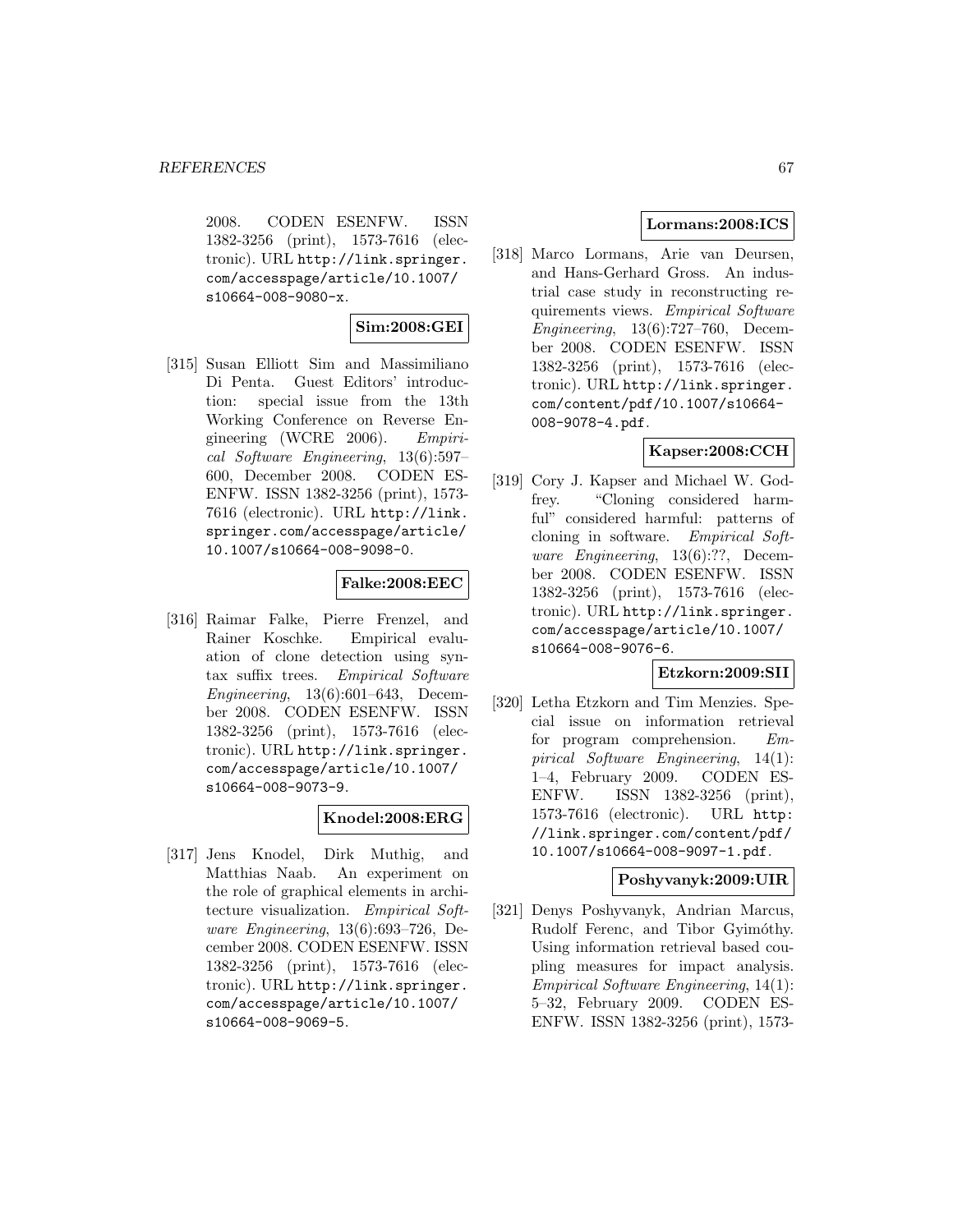2008. CODEN ESENFW. ISSN 1382-3256 (print), 1573-7616 (electronic). URL http://link.springer.com/accesspage/article/10.1007/s10664-008-9080-x.

**Sim:2008:GEI**

[315] Susan Elliott Sim and Massimiliano Di Penta. Guest Editors' introduction: special issue from the 13th Working Conference on Reverse Engineering (WCRE 2006). *Empirical Software Engineering*, 13(6):597–600, December 2008. CODEN ESENFW. ISSN 1382-3256 (print), 1573-7616 (electronic). URL http://link.springer.com/accesspage/article/10.1007/s10664-008-9098-0.

**Falke:2008:EEC**

[316] Raimar Falke, Pierre Frenzel, and Rainer Koschke. Empirical evaluation of clone detection using syntax suffix trees. *Empirical Software Engineering*, 13(6):601–643, December 2008. CODEN ESENFW. ISSN 1382-3256 (print), 1573-7616 (electronic). URL http://link.springer.com/accesspage/article/10.1007/s10664-008-9073-9.

**Knodel:2008:ERG**

[317] Jens Knodel, Dirk Muthig, and Matthias Naab. An experiment on the role of graphical elements in architecture visualization. *Empirical Software Engineering*, 13(6):693–726, December 2008. CODEN ESENFW. ISSN 1382-3256 (print), 1573-7616 (electronic). URL http://link.springer.com/accesspage/article/10.1007/s10664-008-9069-5.

**Lormans:2008:ICS**

[318] Marco Lormans, Arie van Deursen, and Hans-Gerhard Gross. An industrial case study in reconstructing requirements views. *Empirical Software Engineering*, 13(6):727–760, December 2008. CODEN ESENFW. ISSN 1382-3256 (print), 1573-7616 (electronic). URL http://link.springer.com/content/pdf/10.1007/s10664-008-9078-4.pdf.

**Kapser:2008:CCH**

[319] Cory J. Kapser and Michael W. Godfrey. "Cloning considered harmful" considered harmful: patterns of cloning in software. *Empirical Software Engineering*, 13(6):??, December 2008. CODEN ESENFW. ISSN 1382-3256 (print), 1573-7616 (electronic). URL http://link.springer.com/accesspage/article/10.1007/s10664-008-9076-6.

**Etzkorn:2009:SII**

[320] Letha Etzkorn and Tim Menzies. Special issue on information retrieval for program comprehension. *Empirical Software Engineering*, 14(1):1–4, February 2009. CODEN ESENFW. ISSN 1382-3256 (print), 1573-7616 (electronic). URL http://link.springer.com/content/pdf/10.1007/s10664-008-9097-1.pdf.

**Poshyvanyk:2009:UIR**

[321] Denys Poshyvanyk, Andrian Marcus, Rudolf Ferenc, and Tibor Gyimóthy. Using information retrieval based coupling measures for impact analysis. *Empirical Software Engineering*, 14(1):5–32, February 2009. CODEN ESENFW. ISSN 1382-3256 (print), 1573-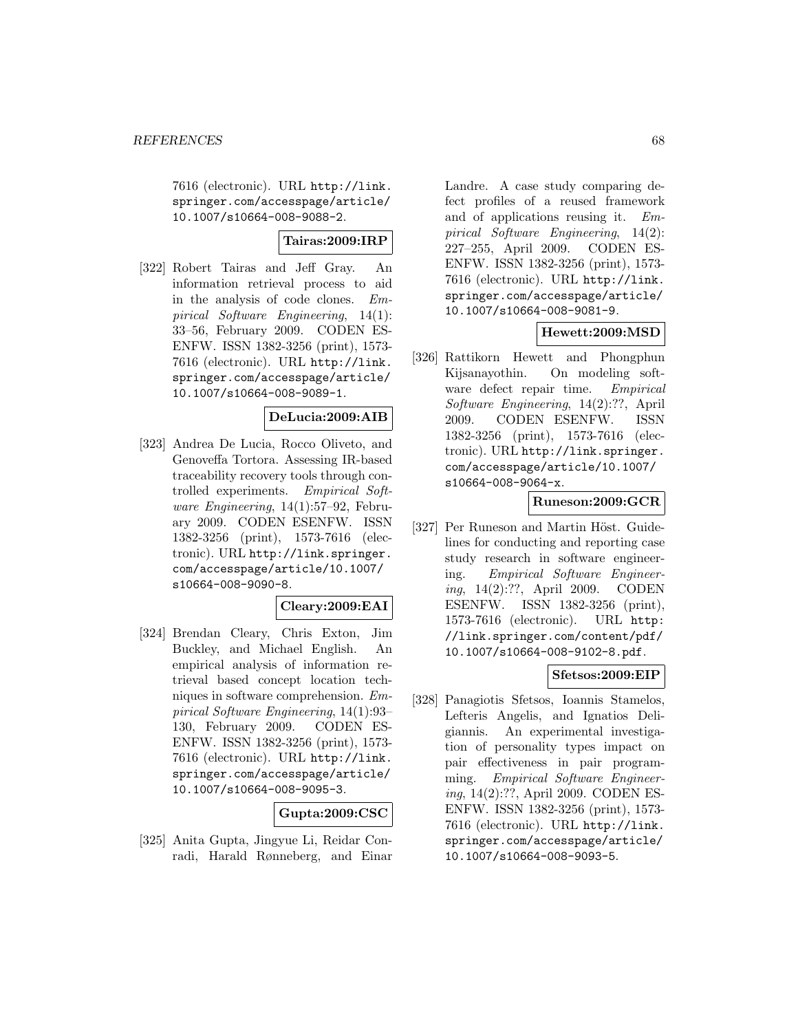7616 (electronic). URL http://link.springer.com/accesspage/article/10.1007/s10664-008-9088-2.

**Tairas:2009:IRP**

[322] Robert Tairas and Jeff Gray. An information retrieval process to aid in the analysis of code clones. *Empirical Software Engineering*, 14(1): 33–56, February 2009. CODEN ESENFW. ISSN 1382-3256 (print), 1573-7616 (electronic). URL http://link.springer.com/accesspage/article/10.1007/s10664-008-9089-1.

**DeLucia:2009:AIB**

[323] Andrea De Lucia, Rocco Oliveto, and Genoveffa Tortora. Assessing IR-based traceability recovery tools through controlled experiments. *Empirical Software Engineering*, 14(1):57–92, February 2009. CODEN ESENFW. ISSN 1382-3256 (print), 1573-7616 (electronic). URL http://link.springer.com/accesspage/article/10.1007/s10664-008-9090-8.

**Cleary:2009:EAI**

[324] Brendan Cleary, Chris Exton, Jim Buckley, and Michael English. An empirical analysis of information retrieval based concept location techniques in software comprehension. *Empirical Software Engineering*, 14(1):93–130, February 2009. CODEN ESENFW. ISSN 1382-3256 (print), 1573-7616 (electronic). URL http://link.springer.com/accesspage/article/10.1007/s10664-008-9095-3.

**Gupta:2009:CSC**

[325] Anita Gupta, Jingyue Li, Reidar Conradi, Harald Rønneberg, and Einar Landre. A case study comparing defect profiles of a reused framework and of applications reusing it. *Empirical Software Engineering*, 14(2): 227–255, April 2009. CODEN ESENFW. ISSN 1382-3256 (print), 1573-7616 (electronic). URL http://link.springer.com/accesspage/article/10.1007/s10664-008-9081-9.

**Hewett:2009:MSD**

[326] Rattikorn Hewett and Phongphun Kijsanayothin. On modeling software defect repair time. *Empirical Software Engineering*, 14(2):??, April 2009. CODEN ESENFW. ISSN 1382-3256 (print), 1573-7616 (electronic). URL http://link.springer.com/accesspage/article/10.1007/s10664-008-9064-x.

**Runeson:2009:GCR**

[327] Per Runeson and Martin Höst. Guidelines for conducting and reporting case study research in software engineering. *Empirical Software Engineering*, 14(2):??, April 2009. CODEN ESENFW. ISSN 1382-3256 (print), 1573-7616 (electronic). URL http://link.springer.com/content/pdf/10.1007/s10664-008-9102-8.pdf.

**Sfetsos:2009:EIP**

[328] Panagiotis Sfetsos, Ioannis Stamelos, Lefteris Angelis, and Ignatios Deligiannis. An experimental investigation of personality types impact on pair effectiveness in pair programming. *Empirical Software Engineering*, 14(2):??, April 2009. CODEN ESENFW. ISSN 1382-3256 (print), 1573-7616 (electronic). URL http://link.springer.com/accesspage/article/10.1007/s10664-008-9093-5.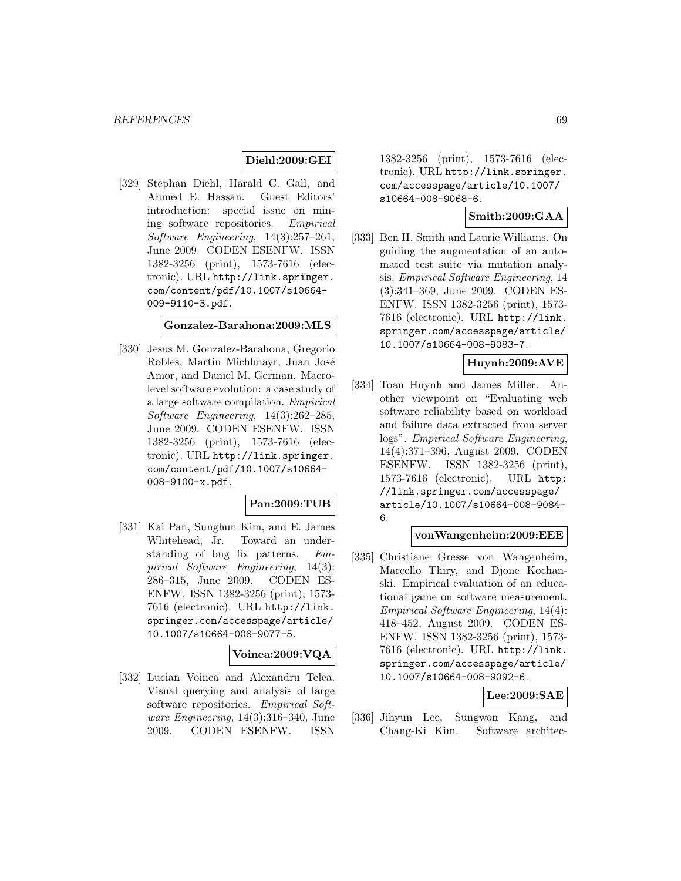**Diehl:2009:GEI**

[329] Stephan Diehl, Harald C. Gall, and Ahmed E. Hassan. Guest Editors' introduction: special issue on mining software repositories. *Empirical Software Engineering*, 14(3):257–261, June 2009. CODEN ESENFW. ISSN 1382-3256 (print), 1573-7616 (electronic). URL http://link.springer.com/content/pdf/10.1007/s10664-009-9110-3.pdf.

**Gonzalez-Barahona:2009:MLS**

[330] Jesus M. Gonzalez-Barahona, Gregorio Robles, Martin Michlmayr, Juan José Amor, and Daniel M. German. Macro-level software evolution: a case study of a large software compilation. *Empirical Software Engineering*, 14(3):262–285, June 2009. CODEN ESENFW. ISSN 1382-3256 (print), 1573-7616 (electronic). URL http://link.springer.com/content/pdf/10.1007/s10664-008-9100-x.pdf.

**Pan:2009:TUB**

[331] Kai Pan, Sunghun Kim, and E. James Whitehead, Jr. Toward an understanding of bug fix patterns. *Empirical Software Engineering*, 14(3):286–315, June 2009. CODEN ESENFW. ISSN 1382-3256 (print), 1573-7616 (electronic). URL http://link.springer.com/accesspage/article/10.1007/s10664-008-9077-5.

**Voinea:2009:VQA**

[332] Lucian Voinea and Alexandru Telea. Visual querying and analysis of large software repositories. *Empirical Software Engineering*, 14(3):316–340, June 2009. CODEN ESENFW. ISSN 1382-3256 (print), 1573-7616 (electronic). URL http://link.springer.com/accesspage/article/10.1007/s10664-008-9068-6.

**Smith:2009:GAA**

[333] Ben H. Smith and Laurie Williams. On guiding the augmentation of an automated test suite via mutation analysis. *Empirical Software Engineering*, 14(3):341–369, June 2009. CODEN ESENFW. ISSN 1382-3256 (print), 1573-7616 (electronic). URL http://link.springer.com/accesspage/article/10.1007/s10664-008-9083-7.

**Huynh:2009:AVE**

[334] Toan Huynh and James Miller. Another viewpoint on "Evaluating web software reliability based on workload and failure data extracted from server logs". *Empirical Software Engineering*, 14(4):371–396, August 2009. CODEN ESENFW. ISSN 1382-3256 (print), 1573-7616 (electronic). URL http://link.springer.com/accesspage/article/10.1007/s10664-008-9084-6.

**vonWangenheim:2009:EEE**

[335] Christiane Gresse von Wangenheim, Marcello Thiry, and Djone Kochanski. Empirical evaluation of an educational game on software measurement. *Empirical Software Engineering*, 14(4):418–452, August 2009. CODEN ESENFW. ISSN 1382-3256 (print), 1573-7616 (electronic). URL http://link.springer.com/accesspage/article/10.1007/s10664-008-9092-6.

**Lee:2009:SAE**

[336] Jihyun Lee, Sungwon Kang, and Chang-Ki Kim. Software architec-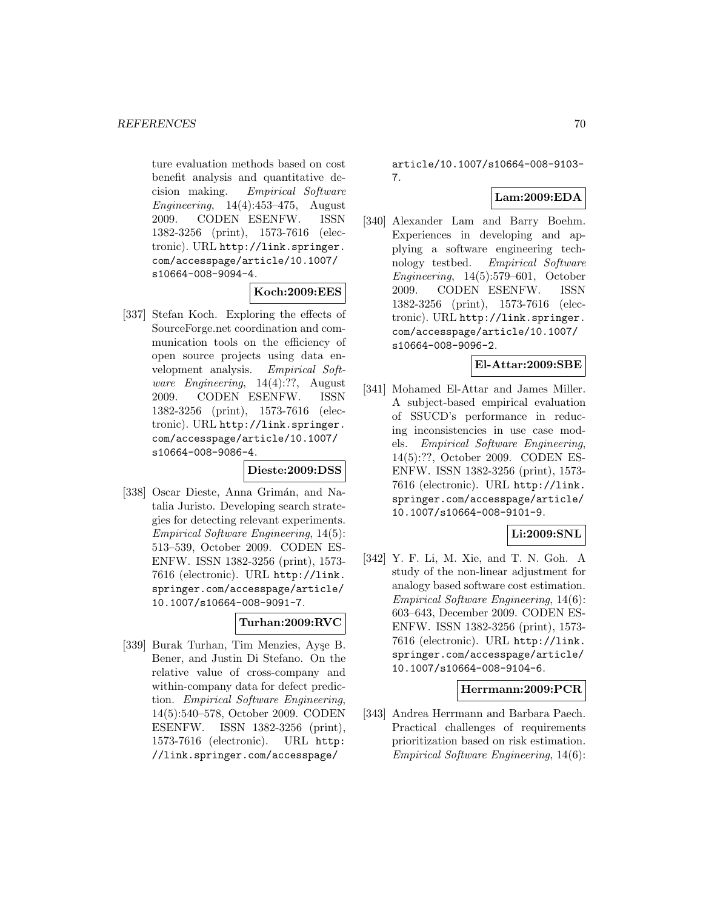ture evaluation methods based on cost benefit analysis and quantitative decision making. *Empirical Software Engineering*, 14(4):453–475, August 2009. CODEN ESENFW. ISSN 1382-3256 (print), 1573-7616 (electronic). URL http://link.springer.com/accesspage/article/10.1007/s10664-008-9094-4.

**Koch:2009:EES**

[337] Stefan Koch. Exploring the effects of SourceForge.net coordination and communication tools on the efficiency of open source projects using data envelopment analysis. *Empirical Software Engineering*, 14(4):??, August 2009. CODEN ESENFW. ISSN 1382-3256 (print), 1573-7616 (electronic). URL http://link.springer.com/accesspage/article/10.1007/s10664-008-9086-4.

**Dieste:2009:DSS**

[338] Oscar Dieste, Anna Grimán, and Natalia Juristo. Developing search strategies for detecting relevant experiments. *Empirical Software Engineering*, 14(5):513–539, October 2009. CODEN ESENFW. ISSN 1382-3256 (print), 1573-7616 (electronic). URL http://link.springer.com/accesspage/article/10.1007/s10664-008-9091-7.

**Turhan:2009:RVC**

[339] Burak Turhan, Tim Menzies, Ayşe B. Bener, and Justin Di Stefano. On the relative value of cross-company and within-company data for defect prediction. *Empirical Software Engineering*, 14(5):540–578, October 2009. CODEN ESENFW. ISSN 1382-3256 (print), 1573-7616 (electronic). URL http://link.springer.com/accesspage/article/10.1007/s10664-008-9103-7.

**Lam:2009:EDA**

[340] Alexander Lam and Barry Boehm. Experiences in developing and applying a software engineering technology testbed. *Empirical Software Engineering*, 14(5):579–601, October 2009. CODEN ESENFW. ISSN 1382-3256 (print), 1573-7616 (electronic). URL http://link.springer.com/accesspage/article/10.1007/s10664-008-9096-2.

**El-Attar:2009:SBE**

[341] Mohamed El-Attar and James Miller. A subject-based empirical evaluation of SSUCD's performance in reducing inconsistencies in use case models. *Empirical Software Engineering*, 14(5):??, October 2009. CODEN ESENFW. ISSN 1382-3256 (print), 1573-7616 (electronic). URL http://link.springer.com/accesspage/article/10.1007/s10664-008-9101-9.

**Li:2009:SNL**

[342] Y. F. Li, M. Xie, and T. N. Goh. A study of the non-linear adjustment for analogy based software cost estimation. *Empirical Software Engineering*, 14(6):603–643, December 2009. CODEN ESENFW. ISSN 1382-3256 (print), 1573-7616 (electronic). URL http://link.springer.com/accesspage/article/10.1007/s10664-008-9104-6.

**Herrmann:2009:PCR**

[343] Andrea Herrmann and Barbara Paech. Practical challenges of requirements prioritization based on risk estimation. *Empirical Software Engineering*, 14(6):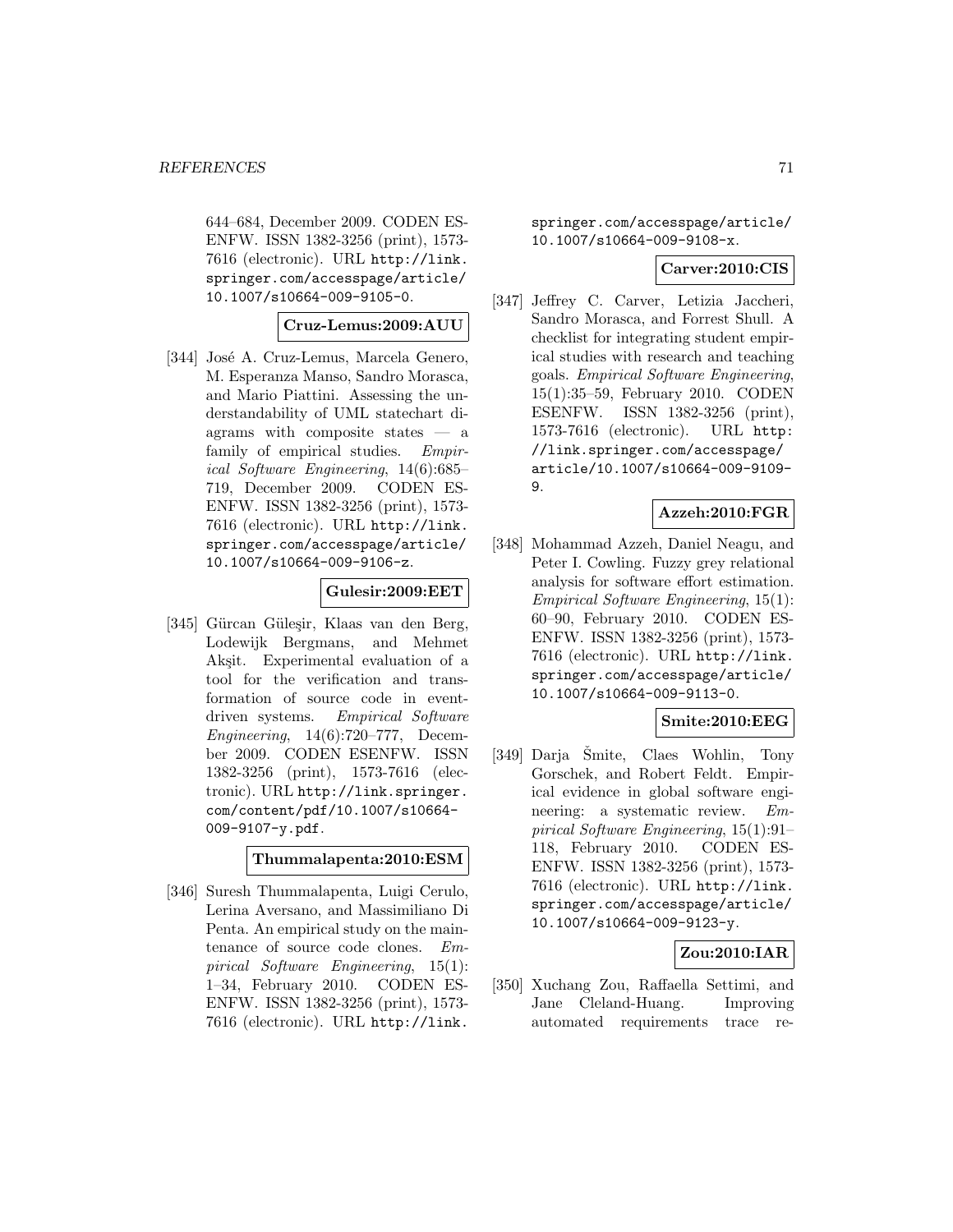644–684, December 2009. CODEN ESENFW. ISSN 1382-3256 (print), 1573-7616 (electronic). URL http://link.springer.com/accesspage/article/10.1007/s10664-009-9105-0.

**Cruz-Lemus:2009:AUU**

[344] José A. Cruz-Lemus, Marcela Genero, M. Esperanza Manso, Sandro Morasca, and Mario Piattini. Assessing the understandability of UML statechart diagrams with composite states — a family of empirical studies. *Empirical Software Engineering*, 14(6):685–719, December 2009. CODEN ESENFW. ISSN 1382-3256 (print), 1573-7616 (electronic). URL http://link.springer.com/accesspage/article/10.1007/s10664-009-9106-z.

**Gulesir:2009:EET**

[345] Gürcan Güleşir, Klaas van den Berg, Lodewijk Bergmans, and Mehmet Akşit. Experimental evaluation of a tool for the verification and transformation of source code in event-driven systems. *Empirical Software Engineering*, 14(6):720–777, December 2009. CODEN ESENFW. ISSN 1382-3256 (print), 1573-7616 (electronic). URL http://link.springer.com/content/pdf/10.1007/s10664-009-9107-y.pdf.

**Thummalapenta:2010:ESM**

[346] Suresh Thummalapenta, Luigi Cerulo, Lerina Aversano, and Massimiliano Di Penta. An empirical study on the maintenance of source code clones. *Empirical Software Engineering*, 15(1):1–34, February 2010. CODEN ESENFW. ISSN 1382-3256 (print), 1573-7616 (electronic). URL http://link.springer.com/accesspage/article/10.1007/s10664-009-9108-x.

**Carver:2010:CIS**

[347] Jeffrey C. Carver, Letizia Jaccheri, Sandro Morasca, and Forrest Shull. A checklist for integrating student empirical studies with research and teaching goals. *Empirical Software Engineering*, 15(1):35–59, February 2010. CODEN ESENFW. ISSN 1382-3256 (print), 1573-7616 (electronic). URL http://link.springer.com/accesspage/article/10.1007/s10664-009-9109-9.

**Azzeh:2010:FGR**

[348] Mohammad Azzeh, Daniel Neagu, and Peter I. Cowling. Fuzzy grey relational analysis for software effort estimation. *Empirical Software Engineering*, 15(1):60–90, February 2010. CODEN ESENFW. ISSN 1382-3256 (print), 1573-7616 (electronic). URL http://link.springer.com/accesspage/article/10.1007/s10664-009-9113-0.

**Smite:2010:EEG**

[349] Darja Šmite, Claes Wohlin, Tony Gorschek, and Robert Feldt. Empirical evidence in global software engineering: a systematic review. *Empirical Software Engineering*, 15(1):91–118, February 2010. CODEN ESENFW. ISSN 1382-3256 (print), 1573-7616 (electronic). URL http://link.springer.com/accesspage/article/10.1007/s10664-009-9123-y.

**Zou:2010:IAR**

[350] Xuchang Zou, Raffaella Settimi, and Jane Cleland-Huang. Improving automated requirements trace re-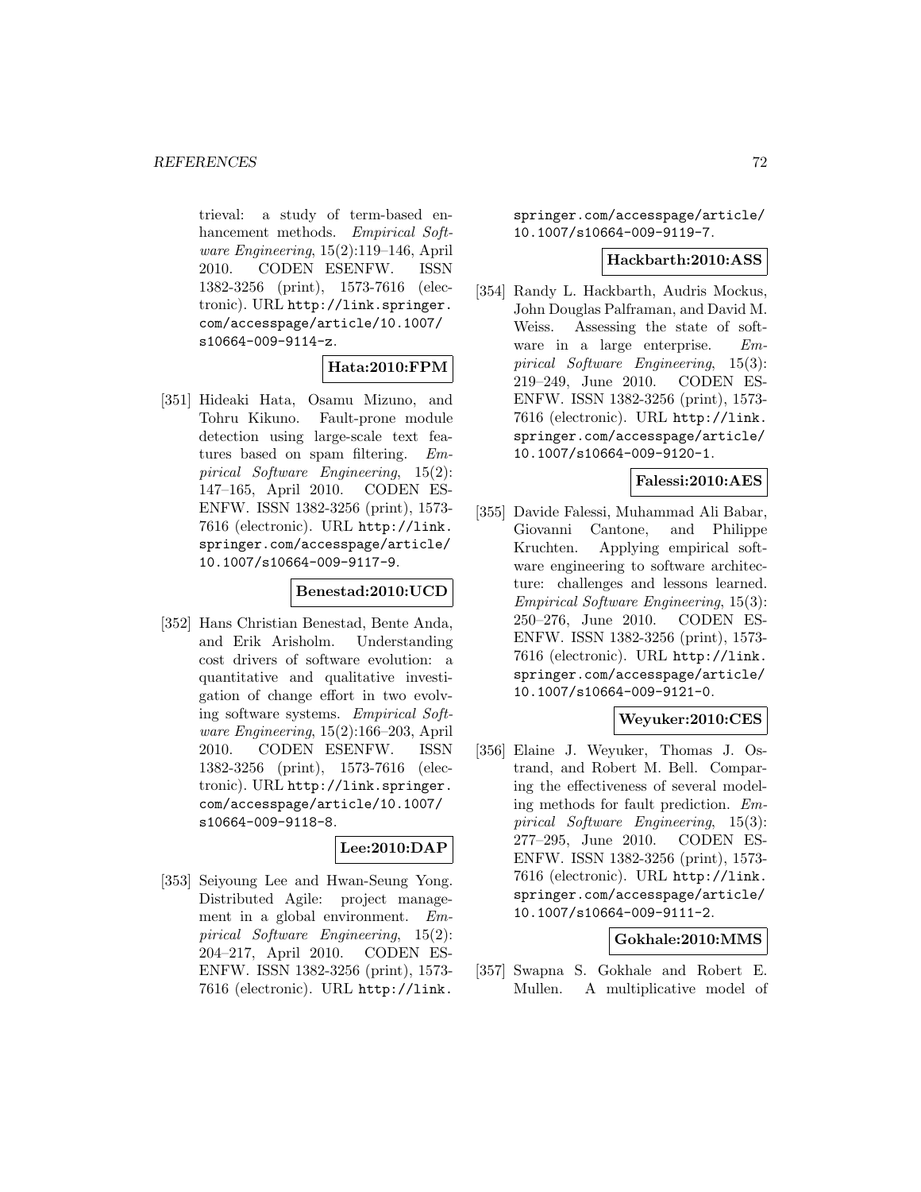trieval: a study of term-based enhancement methods. *Empirical Software Engineering*, 15(2):119–146, April 2010. CODEN ESENFW. ISSN 1382-3256 (print), 1573-7616 (electronic). URL http://link.springer.com/accesspage/article/10.1007/s10664-009-9114-z.

**Hata:2010:FPM**

[351] Hideaki Hata, Osamu Mizuno, and Tohru Kikuno. Fault-prone module detection using large-scale text features based on spam filtering. *Empirical Software Engineering*, 15(2): 147–165, April 2010. CODEN ESENFW. ISSN 1382-3256 (print), 1573-7616 (electronic). URL http://link.springer.com/accesspage/article/10.1007/s10664-009-9117-9.

**Benestad:2010:UCD**

[352] Hans Christian Benestad, Bente Anda, and Erik Arisholm. Understanding cost drivers of software evolution: a quantitative and qualitative investigation of change effort in two evolving software systems. *Empirical Software Engineering*, 15(2):166–203, April 2010. CODEN ESENFW. ISSN 1382-3256 (print), 1573-7616 (electronic). URL http://link.springer.com/accesspage/article/10.1007/s10664-009-9118-8.

**Lee:2010:DAP**

[353] Seiyoung Lee and Hwan-Seung Yong. Distributed Agile: project management in a global environment. *Empirical Software Engineering*, 15(2): 204–217, April 2010. CODEN ESENFW. ISSN 1382-3256 (print), 1573-7616 (electronic). URL http://link.springer.com/accesspage/article/10.1007/s10664-009-9119-7.

**Hackbarth:2010:ASS**

[354] Randy L. Hackbarth, Audris Mockus, John Douglas Palframan, and David M. Weiss. Assessing the state of software in a large enterprise. *Empirical Software Engineering*, 15(3): 219–249, June 2010. CODEN ESENFW. ISSN 1382-3256 (print), 1573-7616 (electronic). URL http://link.springer.com/accesspage/article/10.1007/s10664-009-9120-1.

**Falessi:2010:AES**

[355] Davide Falessi, Muhammad Ali Babar, Giovanni Cantone, and Philippe Kruchten. Applying empirical software engineering to software architecture: challenges and lessons learned. *Empirical Software Engineering*, 15(3): 250–276, June 2010. CODEN ESENFW. ISSN 1382-3256 (print), 1573-7616 (electronic). URL http://link.springer.com/accesspage/article/10.1007/s10664-009-9121-0.

**Weyuker:2010:CES**

[356] Elaine J. Weyuker, Thomas J. Ostrand, and Robert M. Bell. Comparing the effectiveness of several modeling methods for fault prediction. *Empirical Software Engineering*, 15(3): 277–295, June 2010. CODEN ESENFW. ISSN 1382-3256 (print), 1573-7616 (electronic). URL http://link.springer.com/accesspage/article/10.1007/s10664-009-9111-2.

**Gokhale:2010:MMS**

[357] Swapna S. Gokhale and Robert E. Mullen. A multiplicative model of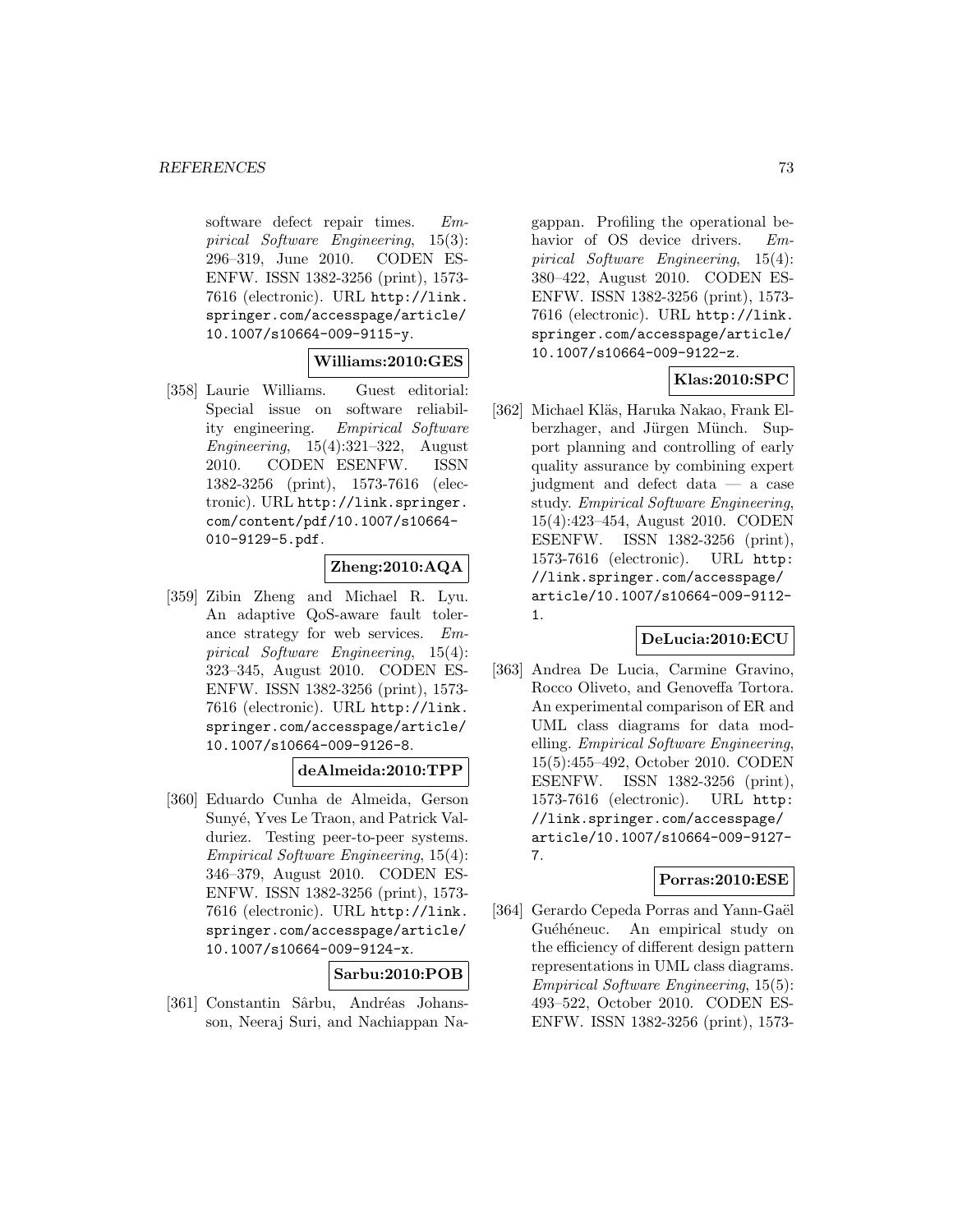software defect repair times. *Empirical Software Engineering*, 15(3): 296–319, June 2010. CODEN ESENFW. ISSN 1382-3256 (print), 1573-7616 (electronic). URL `http://link.springer.com/accesspage/article/10.1007/s10664-009-9115-y`.

**Williams:2010:GES**

[358] Laurie Williams. Guest editorial: Special issue on software reliability engineering. *Empirical Software Engineering*, 15(4):321–322, August 2010. CODEN ESENFW. ISSN 1382-3256 (print), 1573-7616 (electronic). URL `http://link.springer.com/content/pdf/10.1007/s10664-010-9129-5.pdf`.

**Zheng:2010:AQA**

[359] Zibin Zheng and Michael R. Lyu. An adaptive QoS-aware fault tolerance strategy for web services. *Empirical Software Engineering*, 15(4): 323–345, August 2010. CODEN ESENFW. ISSN 1382-3256 (print), 1573-7616 (electronic). URL `http://link.springer.com/accesspage/article/10.1007/s10664-009-9126-8`.

**deAlmeida:2010:TPP**

[360] Eduardo Cunha de Almeida, Gerson Sunyé, Yves Le Traon, and Patrick Valduriez. Testing peer-to-peer systems. *Empirical Software Engineering*, 15(4): 346–379, August 2010. CODEN ESENFW. ISSN 1382-3256 (print), 1573-7616 (electronic). URL `http://link.springer.com/accesspage/article/10.1007/s10664-009-9124-x`.

**Sarbu:2010:POB**

[361] Constantin Sârbu, Andréas Johansson, Neeraj Suri, and Nachiappan Nagappan. Profiling the operational behavior of OS device drivers. *Empirical Software Engineering*, 15(4): 380–422, August 2010. CODEN ESENFW. ISSN 1382-3256 (print), 1573-7616 (electronic). URL `http://link.springer.com/accesspage/article/10.1007/s10664-009-9122-z`.

**Klas:2010:SPC**

[362] Michael Kläs, Haruka Nakao, Frank Elberzhager, and Jürgen Münch. Support planning and controlling of early quality assurance by combining expert judgment and defect data — a case study. *Empirical Software Engineering*, 15(4):423–454, August 2010. CODEN ESENFW. ISSN 1382-3256 (print), 1573-7616 (electronic). URL `http://link.springer.com/accesspage/article/10.1007/s10664-009-9112-1`.

**DeLucia:2010:ECU**

[363] Andrea De Lucia, Carmine Gravino, Rocco Oliveto, and Genoveffa Tortora. An experimental comparison of ER and UML class diagrams for data modelling. *Empirical Software Engineering*, 15(5):455–492, October 2010. CODEN ESENFW. ISSN 1382-3256 (print), 1573-7616 (electronic). URL `http://link.springer.com/accesspage/article/10.1007/s10664-009-9127-7`.

**Porras:2010:ESE**

[364] Gerardo Cepeda Porras and Yann-Gaël Guéhéneuc. An empirical study on the efficiency of different design pattern representations in UML class diagrams. *Empirical Software Engineering*, 15(5): 493–522, October 2010. CODEN ESENFW. ISSN 1382-3256 (print), 1573-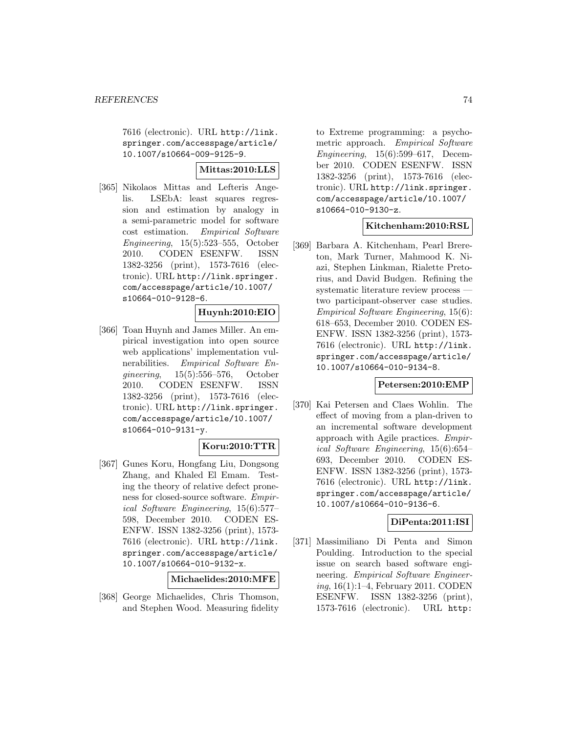7616 (electronic). URL http://link.springer.com/accesspage/article/10.1007/s10664-009-9125-9.

**Mittas:2010:LLS**

[365] Nikolaos Mittas and Lefteris Angelis. LSEbA: least squares regression and estimation by analogy in a semi-parametric model for software cost estimation. *Empirical Software Engineering*, 15(5):523–555, October 2010. CODEN ESENFW. ISSN 1382-3256 (print), 1573-7616 (electronic). URL http://link.springer.com/accesspage/article/10.1007/s10664-010-9128-6.

**Huynh:2010:EIO**

[366] Toan Huynh and James Miller. An empirical investigation into open source web applications' implementation vulnerabilities. *Empirical Software Engineering*, 15(5):556–576, October 2010. CODEN ESENFW. ISSN 1382-3256 (print), 1573-7616 (electronic). URL http://link.springer.com/accesspage/article/10.1007/s10664-010-9131-y.

**Koru:2010:TTR**

[367] Gunes Koru, Hongfang Liu, Dongsong Zhang, and Khaled El Emam. Testing the theory of relative defect proneness for closed-source software. *Empirical Software Engineering*, 15(6):577–598, December 2010. CODEN ESENFW. ISSN 1382-3256 (print), 1573-7616 (electronic). URL http://link.springer.com/accesspage/article/10.1007/s10664-010-9132-x.

**Michaelides:2010:MFE**

[368] George Michaelides, Chris Thomson, and Stephen Wood. Measuring fidelity to Extreme programming: a psychometric approach. *Empirical Software Engineering*, 15(6):599–617, December 2010. CODEN ESENFW. ISSN 1382-3256 (print), 1573-7616 (electronic). URL http://link.springer.com/accesspage/article/10.1007/s10664-010-9130-z.

**Kitchenham:2010:RSL**

[369] Barbara A. Kitchenham, Pearl Brereton, Mark Turner, Mahmood K. Niazi, Stephen Linkman, Rialette Pretorius, and David Budgen. Refining the systematic literature review process — two participant-observer case studies. *Empirical Software Engineering*, 15(6):618–653, December 2010. CODEN ESENFW. ISSN 1382-3256 (print), 1573-7616 (electronic). URL http://link.springer.com/accesspage/article/10.1007/s10664-010-9134-8.

**Petersen:2010:EMP**

[370] Kai Petersen and Claes Wohlin. The effect of moving from a plan-driven to an incremental software development approach with Agile practices. *Empirical Software Engineering*, 15(6):654–693, December 2010. CODEN ESENFW. ISSN 1382-3256 (print), 1573-7616 (electronic). URL http://link.springer.com/accesspage/article/10.1007/s10664-010-9136-6.

**DiPenta:2011:ISI**

[371] Massimiliano Di Penta and Simon Poulding. Introduction to the special issue on search based software engineering. *Empirical Software Engineering*, 16(1):1–4, February 2011. CODEN ESENFW. ISSN 1382-3256 (print), 1573-7616 (electronic). URL http: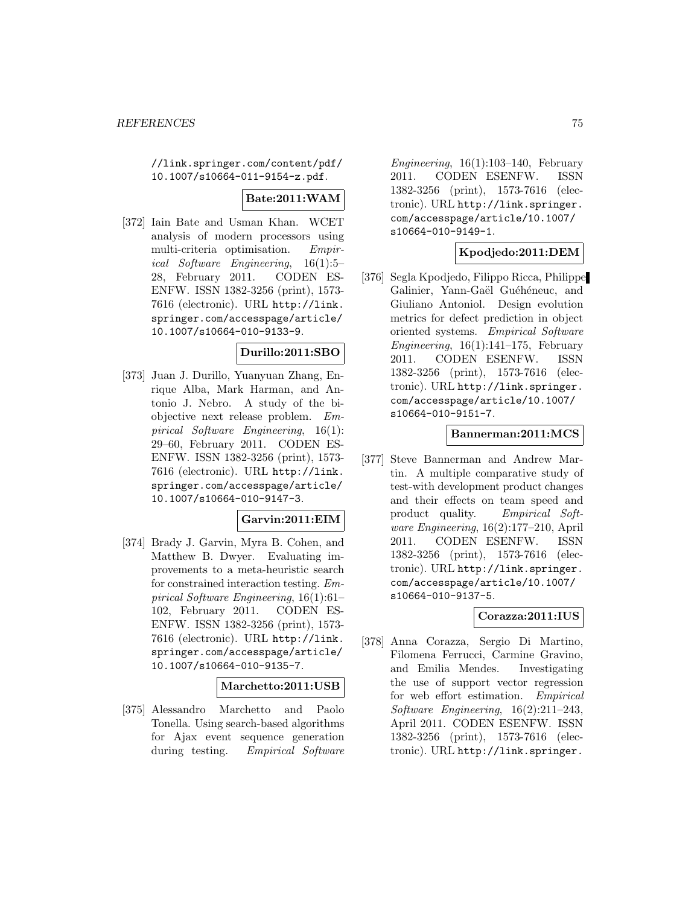//link.springer.com/content/pdf/10.1007/s10664-011-9154-z.pdf.

**Bate:2011:WAM**

[372] Iain Bate and Usman Khan. WCET analysis of modern processors using multi-criteria optimisation. *Empirical Software Engineering*, 16(1):5–28, February 2011. CODEN ESENFW. ISSN 1382-3256 (print), 1573-7616 (electronic). URL http://link.springer.com/accesspage/article/10.1007/s10664-010-9133-9.

**Durillo:2011:SBO**

[373] Juan J. Durillo, Yuanyuan Zhang, Enrique Alba, Mark Harman, and Antonio J. Nebro. A study of the bi-objective next release problem. *Empirical Software Engineering*, 16(1):29–60, February 2011. CODEN ESENFW. ISSN 1382-3256 (print), 1573-7616 (electronic). URL http://link.springer.com/accesspage/article/10.1007/s10664-010-9147-3.

**Garvin:2011:EIM**

[374] Brady J. Garvin, Myra B. Cohen, and Matthew B. Dwyer. Evaluating improvements to a meta-heuristic search for constrained interaction testing. *Empirical Software Engineering*, 16(1):61–102, February 2011. CODEN ESENFW. ISSN 1382-3256 (print), 1573-7616 (electronic). URL http://link.springer.com/accesspage/article/10.1007/s10664-010-9135-7.

**Marchetto:2011:USB**

[375] Alessandro Marchetto and Paolo Tonella. Using search-based algorithms for Ajax event sequence generation during testing. *Empirical Software Engineering*, 16(1):103–140, February 2011. CODEN ESENFW. ISSN 1382-3256 (print), 1573-7616 (electronic). URL http://link.springer.com/accesspage/article/10.1007/s10664-010-9149-1.

**Kpodjedo:2011:DEM**

[376] Segla Kpodjedo, Filippo Ricca, Philippe Galinier, Yann-Gaël Guéhéneuc, and Giuliano Antoniol. Design evolution metrics for defect prediction in object oriented systems. *Empirical Software Engineering*, 16(1):141–175, February 2011. CODEN ESENFW. ISSN 1382-3256 (print), 1573-7616 (electronic). URL http://link.springer.com/accesspage/article/10.1007/s10664-010-9151-7.

**Bannerman:2011:MCS**

[377] Steve Bannerman and Andrew Martin. A multiple comparative study of test-with development product changes and their effects on team speed and product quality. *Empirical Software Engineering*, 16(2):177–210, April 2011. CODEN ESENFW. ISSN 1382-3256 (print), 1573-7616 (electronic). URL http://link.springer.com/accesspage/article/10.1007/s10664-010-9137-5.

**Corazza:2011:IUS**

[378] Anna Corazza, Sergio Di Martino, Filomena Ferrucci, Carmine Gravino, and Emilia Mendes. Investigating the use of support vector regression for web effort estimation. *Empirical Software Engineering*, 16(2):211–243, April 2011. CODEN ESENFW. ISSN 1382-3256 (print), 1573-7616 (electronic). URL http://link.springer.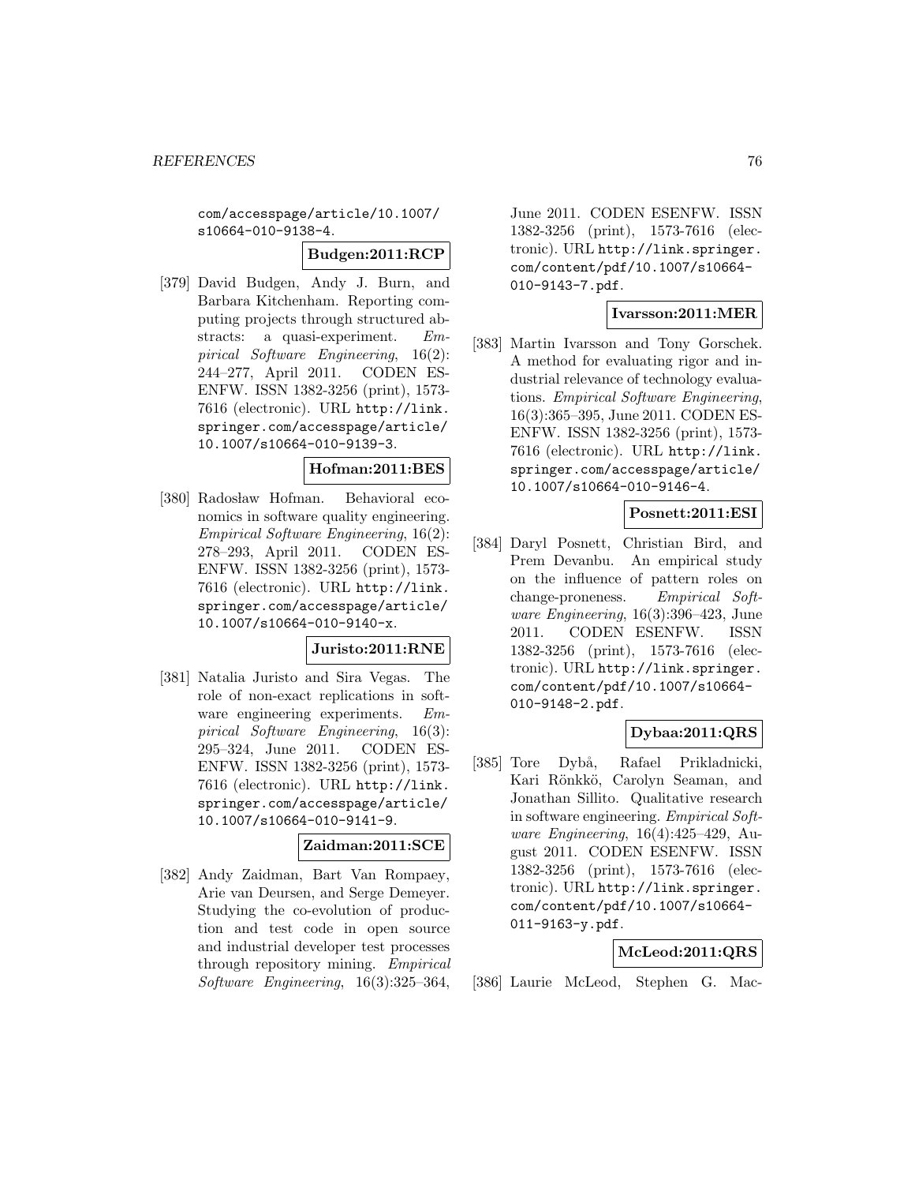com/accesspage/article/10.1007/s10664-010-9138-4.

**Budgen:2011:RCP**

[379] David Budgen, Andy J. Burn, and Barbara Kitchenham. Reporting computing projects through structured abstracts: a quasi-experiment. *Empirical Software Engineering*, 16(2): 244–277, April 2011. CODEN ESENFW. ISSN 1382-3256 (print), 1573-7616 (electronic). URL http://link.springer.com/accesspage/article/10.1007/s10664-010-9139-3.

**Hofman:2011:BES**

[380] Radosław Hofman. Behavioral economics in software quality engineering. *Empirical Software Engineering*, 16(2): 278–293, April 2011. CODEN ESENFW. ISSN 1382-3256 (print), 1573-7616 (electronic). URL http://link.springer.com/accesspage/article/10.1007/s10664-010-9140-x.

**Juristo:2011:RNE**

[381] Natalia Juristo and Sira Vegas. The role of non-exact replications in software engineering experiments. *Empirical Software Engineering*, 16(3): 295–324, June 2011. CODEN ESENFW. ISSN 1382-3256 (print), 1573-7616 (electronic). URL http://link.springer.com/accesspage/article/10.1007/s10664-010-9141-9.

**Zaidman:2011:SCE**

[382] Andy Zaidman, Bart Van Rompaey, Arie van Deursen, and Serge Demeyer. Studying the co-evolution of production and test code in open source and industrial developer test processes through repository mining. *Empirical Software Engineering*, 16(3):325–364, June 2011. CODEN ESENFW. ISSN 1382-3256 (print), 1573-7616 (electronic). URL http://link.springer.com/content/pdf/10.1007/s10664-010-9143-7.pdf.

**Ivarsson:2011:MER**

[383] Martin Ivarsson and Tony Gorschek. A method for evaluating rigor and industrial relevance of technology evaluations. *Empirical Software Engineering*, 16(3):365–395, June 2011. CODEN ESENFW. ISSN 1382-3256 (print), 1573-7616 (electronic). URL http://link.springer.com/accesspage/article/10.1007/s10664-010-9146-4.

**Posnett:2011:ESI**

[384] Daryl Posnett, Christian Bird, and Prem Devanbu. An empirical study on the influence of pattern roles on change-proneness. *Empirical Software Engineering*, 16(3):396–423, June 2011. CODEN ESENFW. ISSN 1382-3256 (print), 1573-7616 (electronic). URL http://link.springer.com/content/pdf/10.1007/s10664-010-9148-2.pdf.

**Dybaa:2011:QRS**

[385] Tore Dybå, Rafael Prikladnicki, Kari Rönkkö, Carolyn Seaman, and Jonathan Sillito. Qualitative research in software engineering. *Empirical Software Engineering*, 16(4):425–429, August 2011. CODEN ESENFW. ISSN 1382-3256 (print), 1573-7616 (electronic). URL http://link.springer.com/content/pdf/10.1007/s10664-011-9163-y.pdf.

**McLeod:2011:QRS**

[386] Laurie McLeod, Stephen G. Mac-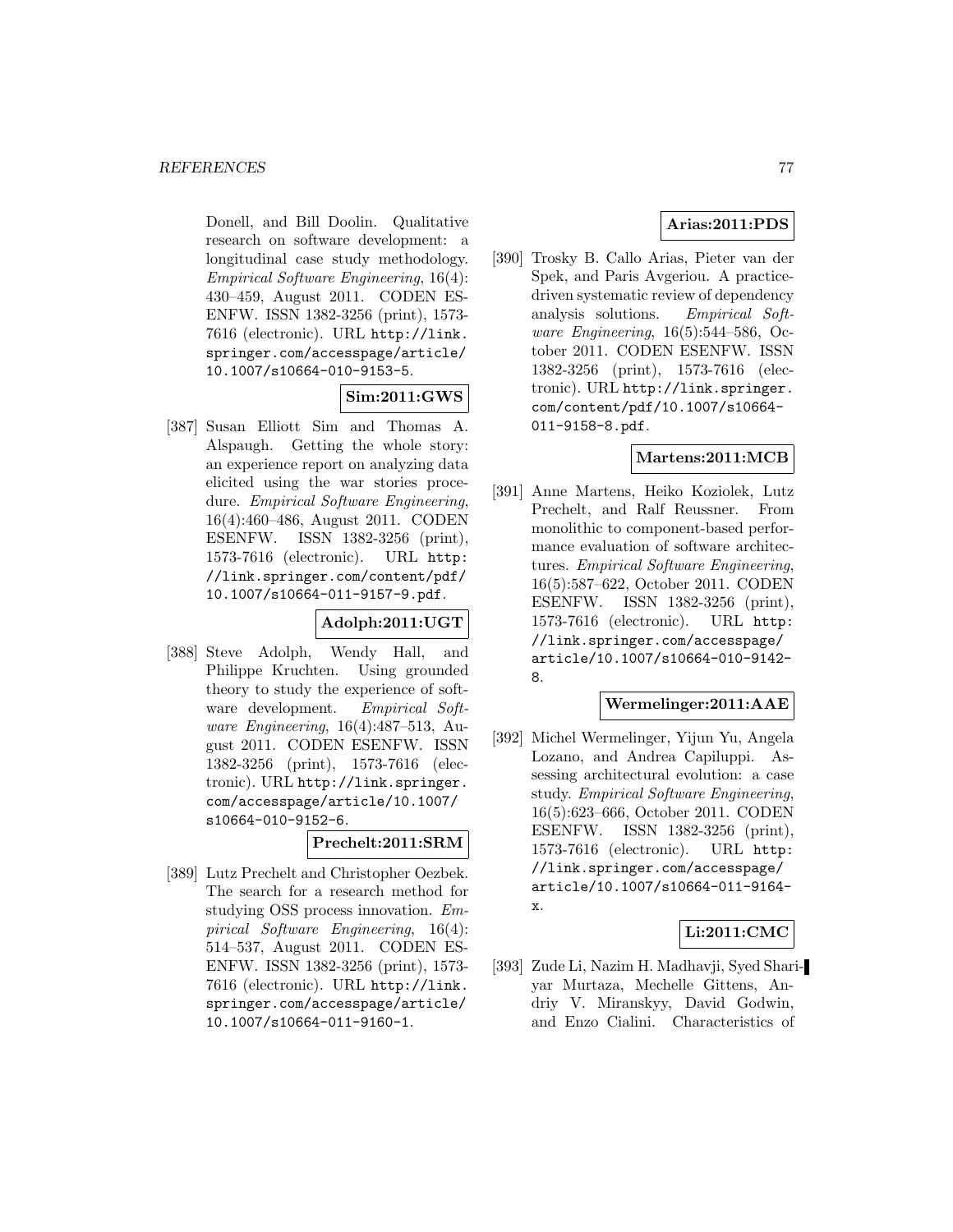Donell, and Bill Doolin. Qualitative research on software development: a longitudinal case study methodology. *Empirical Software Engineering*, 16(4): 430–459, August 2011. CODEN ESENFW. ISSN 1382-3256 (print), 1573-7616 (electronic). URL http://link.springer.com/accesspage/article/10.1007/s10664-010-9153-5.

**Sim:2011:GWS**

[387] Susan Elliott Sim and Thomas A. Alspaugh. Getting the whole story: an experience report on analyzing data elicited using the war stories procedure. *Empirical Software Engineering*, 16(4):460–486, August 2011. CODEN ESENFW. ISSN 1382-3256 (print), 1573-7616 (electronic). URL http://link.springer.com/content/pdf/10.1007/s10664-011-9157-9.pdf.

**Adolph:2011:UGT**

[388] Steve Adolph, Wendy Hall, and Philippe Kruchten. Using grounded theory to study the experience of software development. *Empirical Software Engineering*, 16(4):487–513, August 2011. CODEN ESENFW. ISSN 1382-3256 (print), 1573-7616 (electronic). URL http://link.springer.com/accesspage/article/10.1007/s10664-010-9152-6.

**Prechelt:2011:SRM**

[389] Lutz Prechelt and Christopher Oezbek. The search for a research method for studying OSS process innovation. *Empirical Software Engineering*, 16(4): 514–537, August 2011. CODEN ESENFW. ISSN 1382-3256 (print), 1573-7616 (electronic). URL http://link.springer.com/accesspage/article/10.1007/s10664-011-9160-1.

**Arias:2011:PDS**

[390] Trosky B. Callo Arias, Pieter van der Spek, and Paris Avgeriou. A practice-driven systematic review of dependency analysis solutions. *Empirical Software Engineering*, 16(5):544–586, October 2011. CODEN ESENFW. ISSN 1382-3256 (print), 1573-7616 (electronic). URL http://link.springer.com/content/pdf/10.1007/s10664-011-9158-8.pdf.

**Martens:2011:MCB**

[391] Anne Martens, Heiko Koziolek, Lutz Prechelt, and Ralf Reussner. From monolithic to component-based performance evaluation of software architectures. *Empirical Software Engineering*, 16(5):587–622, October 2011. CODEN ESENFW. ISSN 1382-3256 (print), 1573-7616 (electronic). URL http://link.springer.com/accesspage/article/10.1007/s10664-010-9142-8.

**Wermelinger:2011:AAE**

[392] Michel Wermelinger, Yijun Yu, Angela Lozano, and Andrea Capiluppi. Assessing architectural evolution: a case study. *Empirical Software Engineering*, 16(5):623–666, October 2011. CODEN ESENFW. ISSN 1382-3256 (print), 1573-7616 (electronic). URL http://link.springer.com/accesspage/article/10.1007/s10664-011-9164-x.

**Li:2011:CMC**

[393] Zude Li, Nazim H. Madhavji, Syed Shariyar Murtaza, Mechelle Gittens, Andriy V. Miranskyy, David Godwin, and Enzo Cialini. Characteristics of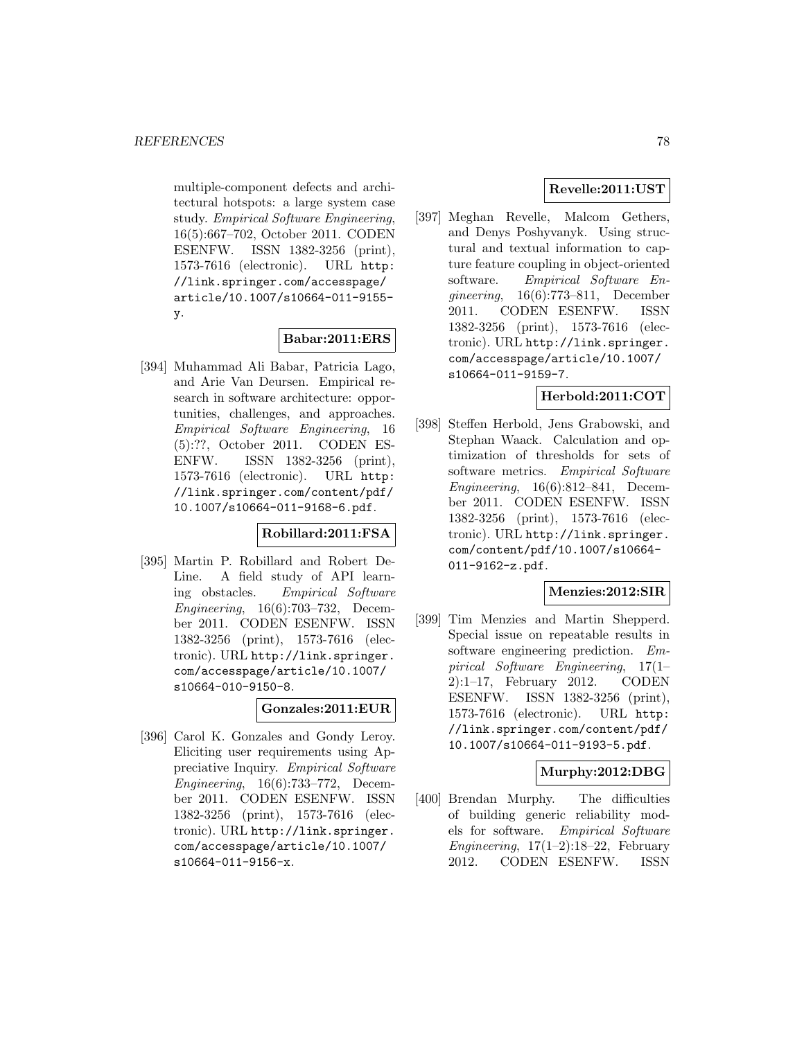multiple-component defects and architectural hotspots: a large system case study. *Empirical Software Engineering*, 16(5):667–702, October 2011. CODEN ESENFW. ISSN 1382-3256 (print), 1573-7616 (electronic). URL http://link.springer.com/accesspage/article/10.1007/s10664-011-9155-y.

**Babar:2011:ERS**

[394] Muhammad Ali Babar, Patricia Lago, and Arie Van Deursen. Empirical research in software architecture: opportunities, challenges, and approaches. *Empirical Software Engineering*, 16 (5):??, October 2011. CODEN ESENFW. ISSN 1382-3256 (print), 1573-7616 (electronic). URL http://link.springer.com/content/pdf/10.1007/s10664-011-9168-6.pdf.

**Robillard:2011:FSA**

[395] Martin P. Robillard and Robert DeLine. A field study of API learning obstacles. *Empirical Software Engineering*, 16(6):703–732, December 2011. CODEN ESENFW. ISSN 1382-3256 (print), 1573-7616 (electronic). URL http://link.springer.com/accesspage/article/10.1007/s10664-010-9150-8.

**Gonzales:2011:EUR**

[396] Carol K. Gonzales and Gondy Leroy. Eliciting user requirements using Appreciative Inquiry. *Empirical Software Engineering*, 16(6):733–772, December 2011. CODEN ESENFW. ISSN 1382-3256 (print), 1573-7616 (electronic). URL http://link.springer.com/accesspage/article/10.1007/s10664-011-9156-x.

**Revelle:2011:UST**

[397] Meghan Revelle, Malcom Gethers, and Denys Poshyvanyk. Using structural and textual information to capture feature coupling in object-oriented software. *Empirical Software Engineering*, 16(6):773–811, December 2011. CODEN ESENFW. ISSN 1382-3256 (print), 1573-7616 (electronic). URL http://link.springer.com/accesspage/article/10.1007/s10664-011-9159-7.

**Herbold:2011:COT**

[398] Steffen Herbold, Jens Grabowski, and Stephan Waack. Calculation and optimization of thresholds for sets of software metrics. *Empirical Software Engineering*, 16(6):812–841, December 2011. CODEN ESENFW. ISSN 1382-3256 (print), 1573-7616 (electronic). URL http://link.springer.com/content/pdf/10.1007/s10664-011-9162-z.pdf.

**Menzies:2012:SIR**

[399] Tim Menzies and Martin Shepperd. Special issue on repeatable results in software engineering prediction. *Empirical Software Engineering*, 17(1–2):1–17, February 2012. CODEN ESENFW. ISSN 1382-3256 (print), 1573-7616 (electronic). URL http://link.springer.com/content/pdf/10.1007/s10664-011-9193-5.pdf.

**Murphy:2012:DBG**

[400] Brendan Murphy. The difficulties of building generic reliability models for software. *Empirical Software Engineering*, 17(1–2):18–22, February 2012. CODEN ESENFW. ISSN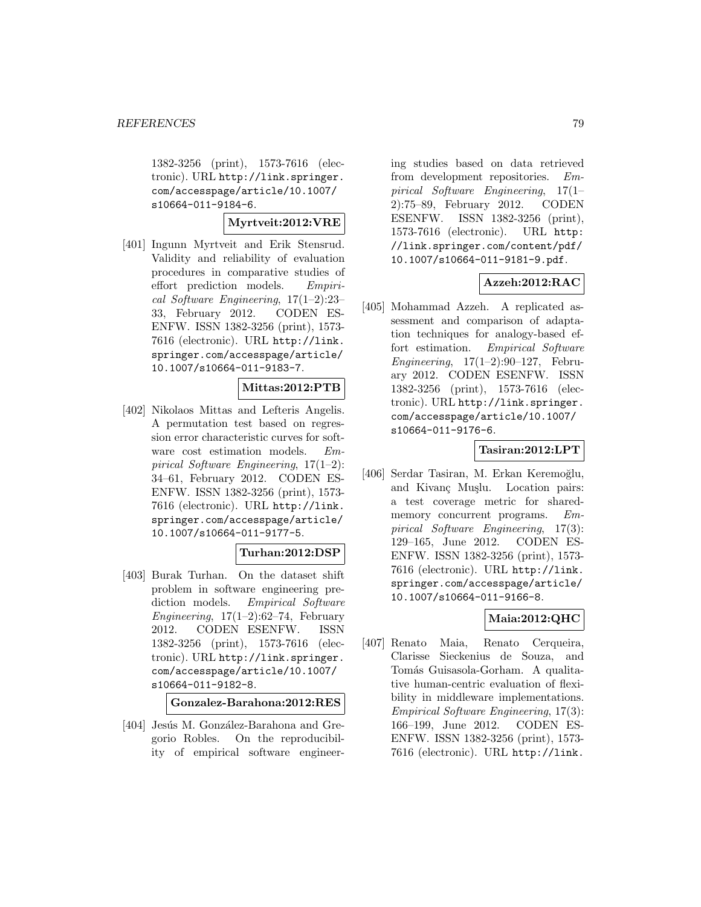1382-3256 (print), 1573-7616 (electronic). URL http://link.springer.com/accesspage/article/10.1007/s10664-011-9184-6.

**Myrtveit:2012:VRE**

[401] Ingunn Myrtveit and Erik Stensrud. Validity and reliability of evaluation procedures in comparative studies of effort prediction models. *Empirical Software Engineering*, 17(1–2):23–33, February 2012. CODEN ESENFW. ISSN 1382-3256 (print), 1573-7616 (electronic). URL http://link.springer.com/accesspage/article/10.1007/s10664-011-9183-7.

**Mittas:2012:PTB**

[402] Nikolaos Mittas and Lefteris Angelis. A permutation test based on regression error characteristic curves for software cost estimation models. *Empirical Software Engineering*, 17(1–2):34–61, February 2012. CODEN ESENFW. ISSN 1382-3256 (print), 1573-7616 (electronic). URL http://link.springer.com/accesspage/article/10.1007/s10664-011-9177-5.

**Turhan:2012:DSP**

[403] Burak Turhan. On the dataset shift problem in software engineering prediction models. *Empirical Software Engineering*, 17(1–2):62–74, February 2012. CODEN ESENFW. ISSN 1382-3256 (print), 1573-7616 (electronic). URL http://link.springer.com/accesspage/article/10.1007/s10664-011-9182-8.

**Gonzalez-Barahona:2012:RES**

[404] Jesús M. González-Barahona and Gregorio Robles. On the reproducibility of empirical software engineering studies based on data retrieved from development repositories. *Empirical Software Engineering*, 17(1–2):75–89, February 2012. CODEN ESENFW. ISSN 1382-3256 (print), 1573-7616 (electronic). URL http://link.springer.com/content/pdf/10.1007/s10664-011-9181-9.pdf.

**Azzeh:2012:RAC**

[405] Mohammad Azzeh. A replicated assessment and comparison of adaptation techniques for analogy-based effort estimation. *Empirical Software Engineering*, 17(1–2):90–127, February 2012. CODEN ESENFW. ISSN 1382-3256 (print), 1573-7616 (electronic). URL http://link.springer.com/accesspage/article/10.1007/s10664-011-9176-6.

**Tasiran:2012:LPT**

[406] Serdar Tasiran, M. Erkan Keremoğlu, and Kivanç Muşlu. Location pairs: a test coverage metric for shared-memory concurrent programs. *Empirical Software Engineering*, 17(3):129–165, June 2012. CODEN ESENFW. ISSN 1382-3256 (print), 1573-7616 (electronic). URL http://link.springer.com/accesspage/article/10.1007/s10664-011-9166-8.

**Maia:2012:QHC**

[407] Renato Maia, Renato Cerqueira, Clarisse Sieckenius de Souza, and Tomás Guisasola-Gorham. A qualitative human-centric evaluation of flexibility in middleware implementations. *Empirical Software Engineering*, 17(3):166–199, June 2012. CODEN ESENFW. ISSN 1382-3256 (print), 1573-7616 (electronic). URL http://link.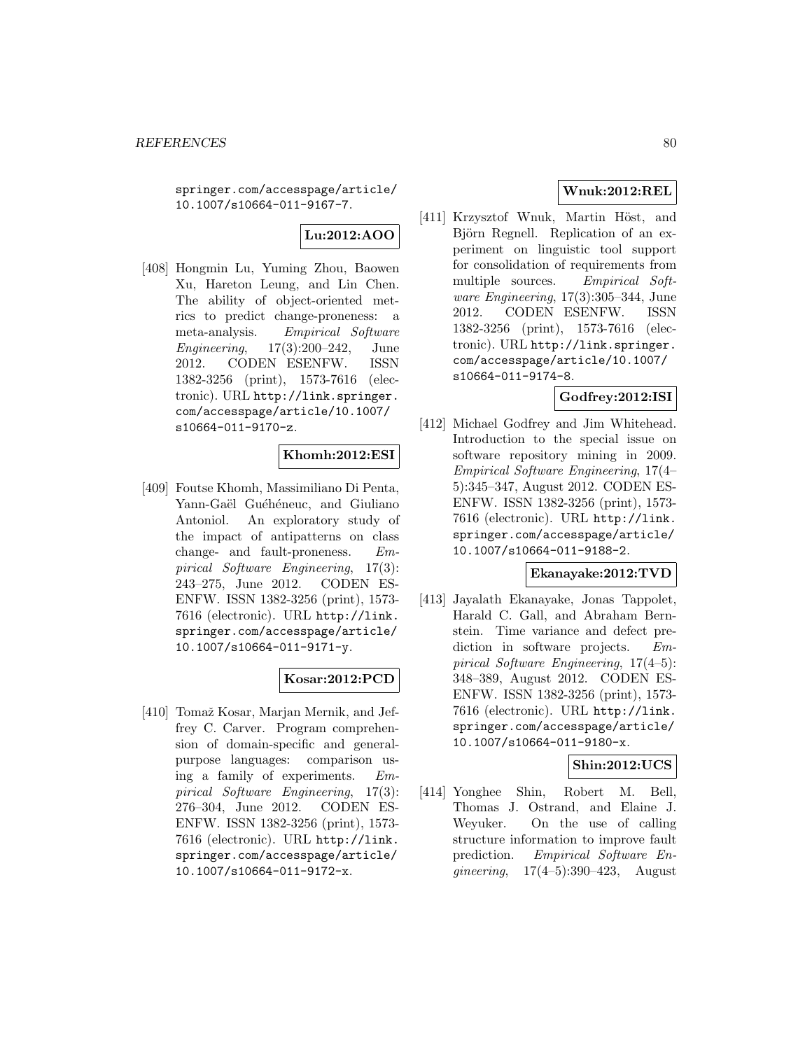springer.com/accesspage/article/10.1007/s10664-011-9167-7.

**Lu:2012:AOO**

[408] Hongmin Lu, Yuming Zhou, Baowen Xu, Hareton Leung, and Lin Chen. The ability of object-oriented metrics to predict change-proneness: a meta-analysis. *Empirical Software Engineering*, 17(3):200–242, June 2012. CODEN ESENFW. ISSN 1382-3256 (print), 1573-7616 (electronic). URL http://link.springer.com/accesspage/article/10.1007/s10664-011-9170-z.

**Khomh:2012:ESI**

[409] Foutse Khomh, Massimiliano Di Penta, Yann-Gaël Guéhéneuc, and Giuliano Antoniol. An exploratory study of the impact of antipatterns on class change- and fault-proneness. *Empirical Software Engineering*, 17(3): 243–275, June 2012. CODEN ESENFW. ISSN 1382-3256 (print), 1573-7616 (electronic). URL http://link.springer.com/accesspage/article/10.1007/s10664-011-9171-y.

**Kosar:2012:PCD**

[410] Tomaž Kosar, Marjan Mernik, and Jeffrey C. Carver. Program comprehension of domain-specific and general-purpose languages: comparison using a family of experiments. *Empirical Software Engineering*, 17(3): 276–304, June 2012. CODEN ESENFW. ISSN 1382-3256 (print), 1573-7616 (electronic). URL http://link.springer.com/accesspage/article/10.1007/s10664-011-9172-x.

**Wnuk:2012:REL**

[411] Krzysztof Wnuk, Martin Höst, and Björn Regnell. Replication of an experiment on linguistic tool support for consolidation of requirements from multiple sources. *Empirical Software Engineering*, 17(3):305–344, June 2012. CODEN ESENFW. ISSN 1382-3256 (print), 1573-7616 (electronic). URL http://link.springer.com/accesspage/article/10.1007/s10664-011-9174-8.

**Godfrey:2012:ISI**

[412] Michael Godfrey and Jim Whitehead. Introduction to the special issue on software repository mining in 2009. *Empirical Software Engineering*, 17(4–5):345–347, August 2012. CODEN ESENFW. ISSN 1382-3256 (print), 1573-7616 (electronic). URL http://link.springer.com/accesspage/article/10.1007/s10664-011-9188-2.

**Ekanayake:2012:TVD**

[413] Jayalath Ekanayake, Jonas Tappolet, Harald C. Gall, and Abraham Bernstein. Time variance and defect prediction in software projects. *Empirical Software Engineering*, 17(4–5): 348–389, August 2012. CODEN ESENFW. ISSN 1382-3256 (print), 1573-7616 (electronic). URL http://link.springer.com/accesspage/article/10.1007/s10664-011-9180-x.

**Shin:2012:UCS**

[414] Yonghee Shin, Robert M. Bell, Thomas J. Ostrand, and Elaine J. Weyuker. On the use of calling structure information to improve fault prediction. *Empirical Software Engineering*, 17(4–5):390–423, August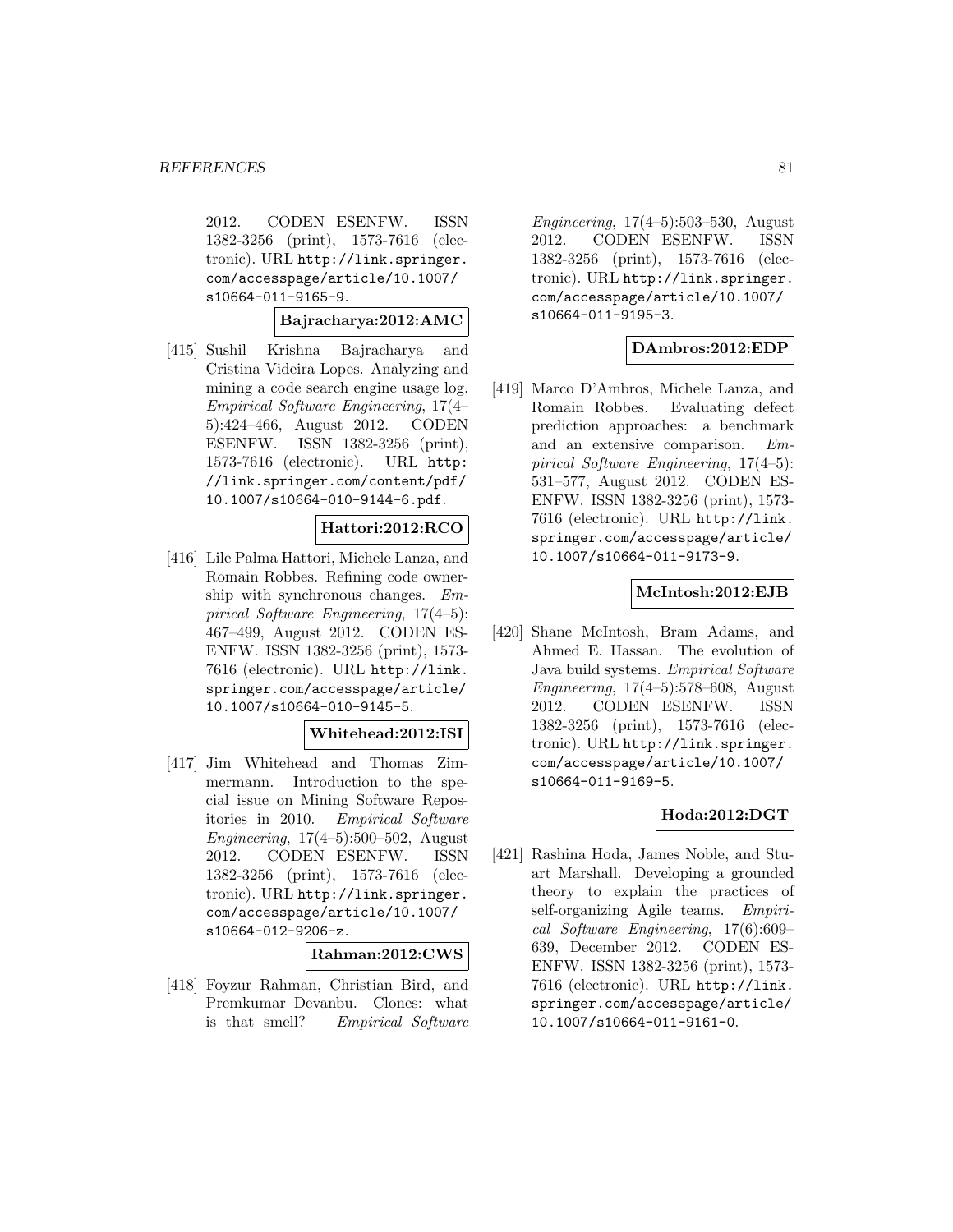2012. CODEN ESENFW. ISSN 1382-3256 (print), 1573-7616 (electronic). URL http://link.springer.com/accesspage/article/10.1007/s10664-011-9165-9.

**Bajracharya:2012:AMC**

[415] Sushil Krishna Bajracharya and Cristina Videira Lopes. Analyzing and mining a code search engine usage log. *Empirical Software Engineering*, 17(4–5):424–466, August 2012. CODEN ESENFW. ISSN 1382-3256 (print), 1573-7616 (electronic). URL http://link.springer.com/content/pdf/10.1007/s10664-010-9144-6.pdf.

**Hattori:2012:RCO**

[416] Lile Palma Hattori, Michele Lanza, and Romain Robbes. Refining code ownership with synchronous changes. *Empirical Software Engineering*, 17(4–5): 467–499, August 2012. CODEN ESENFW. ISSN 1382-3256 (print), 1573-7616 (electronic). URL http://link.springer.com/accesspage/article/10.1007/s10664-010-9145-5.

**Whitehead:2012:ISI**

[417] Jim Whitehead and Thomas Zimmermann. Introduction to the special issue on Mining Software Repositories in 2010. *Empirical Software Engineering*, 17(4–5):500–502, August 2012. CODEN ESENFW. ISSN 1382-3256 (print), 1573-7616 (electronic). URL http://link.springer.com/accesspage/article/10.1007/s10664-012-9206-z.

**Rahman:2012:CWS**

[418] Foyzur Rahman, Christian Bird, and Premkumar Devanbu. Clones: what is that smell? *Empirical Software Engineering*, 17(4–5):503–530, August 2012. CODEN ESENFW. ISSN 1382-3256 (print), 1573-7616 (electronic). URL http://link.springer.com/accesspage/article/10.1007/s10664-011-9195-3.

**DAmbros:2012:EDP**

[419] Marco D'Ambros, Michele Lanza, and Romain Robbes. Evaluating defect prediction approaches: a benchmark and an extensive comparison. *Empirical Software Engineering*, 17(4–5): 531–577, August 2012. CODEN ESENFW. ISSN 1382-3256 (print), 1573-7616 (electronic). URL http://link.springer.com/accesspage/article/10.1007/s10664-011-9173-9.

**McIntosh:2012:EJB**

[420] Shane McIntosh, Bram Adams, and Ahmed E. Hassan. The evolution of Java build systems. *Empirical Software Engineering*, 17(4–5):578–608, August 2012. CODEN ESENFW. ISSN 1382-3256 (print), 1573-7616 (electronic). URL http://link.springer.com/accesspage/article/10.1007/s10664-011-9169-5.

**Hoda:2012:DGT**

[421] Rashina Hoda, James Noble, and Stuart Marshall. Developing a grounded theory to explain the practices of self-organizing Agile teams. *Empirical Software Engineering*, 17(6):609–639, December 2012. CODEN ESENFW. ISSN 1382-3256 (print), 1573-7616 (electronic). URL http://link.springer.com/accesspage/article/10.1007/s10664-011-9161-0.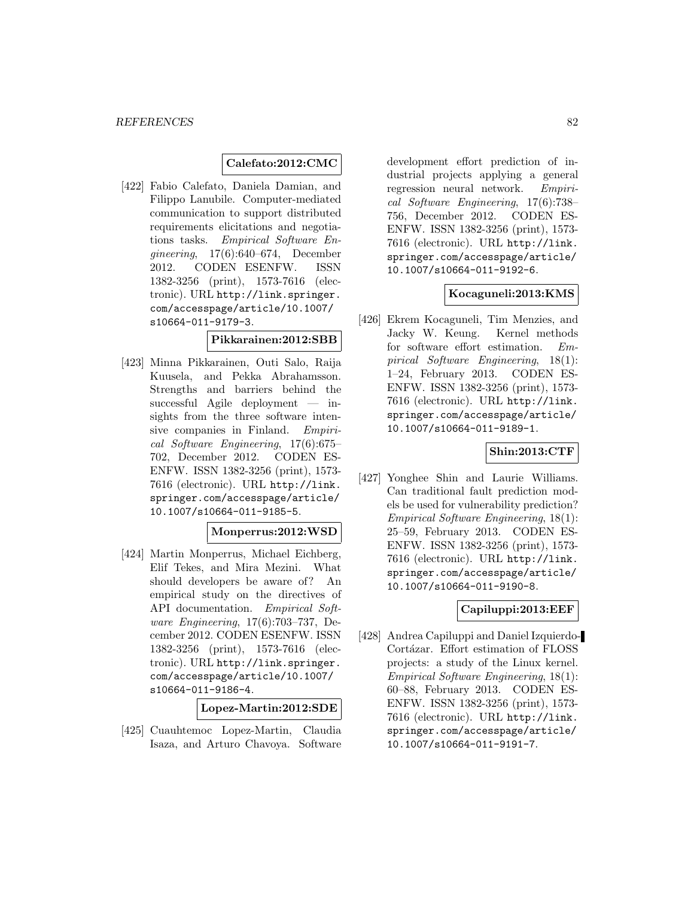**Calefato:2012:CMC**

[422] Fabio Calefato, Daniela Damian, and Filippo Lanubile. Computer-mediated communication to support distributed requirements elicitations and negotiations tasks. *Empirical Software Engineering*, 17(6):640–674, December 2012. CODEN ESENFW. ISSN 1382-3256 (print), 1573-7616 (electronic). URL http://link.springer.com/accesspage/article/10.1007/s10664-011-9179-3.

**Pikkarainen:2012:SBB**

[423] Minna Pikkarainen, Outi Salo, Raija Kuusela, and Pekka Abrahamsson. Strengths and barriers behind the successful Agile deployment — insights from the three software intensive companies in Finland. *Empirical Software Engineering*, 17(6):675–702, December 2012. CODEN ESENFW. ISSN 1382-3256 (print), 1573-7616 (electronic). URL http://link.springer.com/accesspage/article/10.1007/s10664-011-9185-5.

**Monperrus:2012:WSD**

[424] Martin Monperrus, Michael Eichberg, Elif Tekes, and Mira Mezini. What should developers be aware of? An empirical study on the directives of API documentation. *Empirical Software Engineering*, 17(6):703–737, December 2012. CODEN ESENFW. ISSN 1382-3256 (print), 1573-7616 (electronic). URL http://link.springer.com/accesspage/article/10.1007/s10664-011-9186-4.

**Lopez-Martin:2012:SDE**

[425] Cuauhtemoc Lopez-Martin, Claudia Isaza, and Arturo Chavoya. Software development effort prediction of industrial projects applying a general regression neural network. *Empirical Software Engineering*, 17(6):738–756, December 2012. CODEN ESENFW. ISSN 1382-3256 (print), 1573-7616 (electronic). URL http://link.springer.com/accesspage/article/10.1007/s10664-011-9192-6.

**Kocaguneli:2013:KMS**

[426] Ekrem Kocaguneli, Tim Menzies, and Jacky W. Keung. Kernel methods for software effort estimation. *Empirical Software Engineering*, 18(1):1–24, February 2013. CODEN ESENFW. ISSN 1382-3256 (print), 1573-7616 (electronic). URL http://link.springer.com/accesspage/article/10.1007/s10664-011-9189-1.

**Shin:2013:CTF**

[427] Yonghee Shin and Laurie Williams. Can traditional fault prediction models be used for vulnerability prediction? *Empirical Software Engineering*, 18(1):25–59, February 2013. CODEN ESENFW. ISSN 1382-3256 (print), 1573-7616 (electronic). URL http://link.springer.com/accesspage/article/10.1007/s10664-011-9190-8.

**Capiluppi:2013:EEF**

[428] Andrea Capiluppi and Daniel Izquierdo-Cortázar. Effort estimation of FLOSS projects: a study of the Linux kernel. *Empirical Software Engineering*, 18(1):60–88, February 2013. CODEN ESENFW. ISSN 1382-3256 (print), 1573-7616 (electronic). URL http://link.springer.com/accesspage/article/10.1007/s10664-011-9191-7.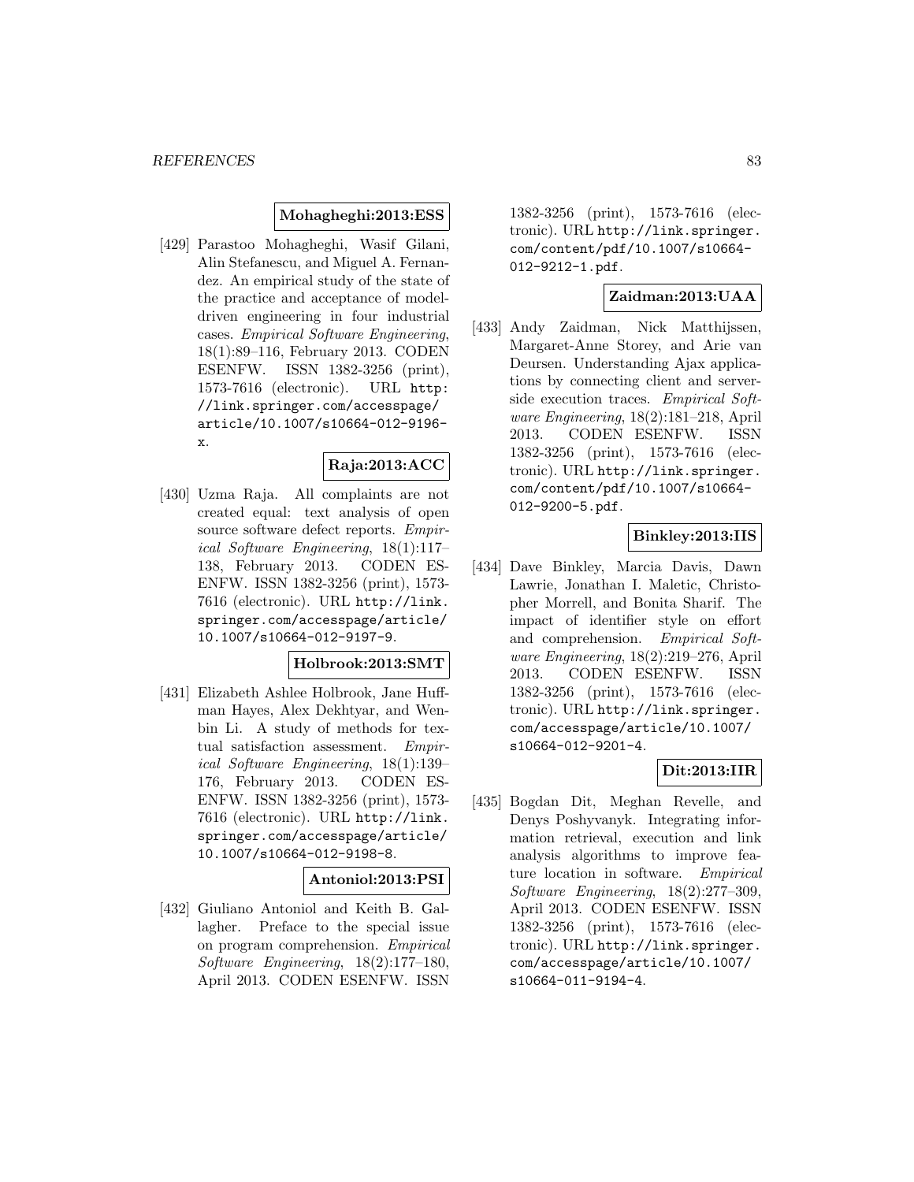**Mohagheghi:2013:ESS**

[429] Parastoo Mohagheghi, Wasif Gilani, Alin Stefanescu, and Miguel A. Fernandez. An empirical study of the state of the practice and acceptance of model-driven engineering in four industrial cases. *Empirical Software Engineering*, 18(1):89–116, February 2013. CODEN ESENFW. ISSN 1382-3256 (print), 1573-7616 (electronic). URL http://link.springer.com/accesspage/article/10.1007/s10664-012-9196-x.

**Raja:2013:ACC**

[430] Uzma Raja. All complaints are not created equal: text analysis of open source software defect reports. *Empirical Software Engineering*, 18(1):117–138, February 2013. CODEN ESENFW. ISSN 1382-3256 (print), 1573-7616 (electronic). URL http://link.springer.com/accesspage/article/10.1007/s10664-012-9197-9.

**Holbrook:2013:SMT**

[431] Elizabeth Ashlee Holbrook, Jane Huffman Hayes, Alex Dekhtyar, and Wenbin Li. A study of methods for textual satisfaction assessment. *Empirical Software Engineering*, 18(1):139–176, February 2013. CODEN ESENFW. ISSN 1382-3256 (print), 1573-7616 (electronic). URL http://link.springer.com/accesspage/article/10.1007/s10664-012-9198-8.

**Antoniol:2013:PSI**

[432] Giuliano Antoniol and Keith B. Gallagher. Preface to the special issue on program comprehension. *Empirical Software Engineering*, 18(2):177–180, April 2013. CODEN ESENFW. ISSN 1382-3256 (print), 1573-7616 (electronic). URL http://link.springer.com/content/pdf/10.1007/s10664-012-9212-1.pdf.

**Zaidman:2013:UAA**

[433] Andy Zaidman, Nick Matthijssen, Margaret-Anne Storey, and Arie van Deursen. Understanding Ajax applications by connecting client and server-side execution traces. *Empirical Software Engineering*, 18(2):181–218, April 2013. CODEN ESENFW. ISSN 1382-3256 (print), 1573-7616 (electronic). URL http://link.springer.com/content/pdf/10.1007/s10664-012-9200-5.pdf.

**Binkley:2013:IIS**

[434] Dave Binkley, Marcia Davis, Dawn Lawrie, Jonathan I. Maletic, Christopher Morrell, and Bonita Sharif. The impact of identifier style on effort and comprehension. *Empirical Software Engineering*, 18(2):219–276, April 2013. CODEN ESENFW. ISSN 1382-3256 (print), 1573-7616 (electronic). URL http://link.springer.com/accesspage/article/10.1007/s10664-012-9201-4.

**Dit:2013:IIR**

[435] Bogdan Dit, Meghan Revelle, and Denys Poshyvanyk. Integrating information retrieval, execution and link analysis algorithms to improve feature location in software. *Empirical Software Engineering*, 18(2):277–309, April 2013. CODEN ESENFW. ISSN 1382-3256 (print), 1573-7616 (electronic). URL http://link.springer.com/accesspage/article/10.1007/s10664-011-9194-4.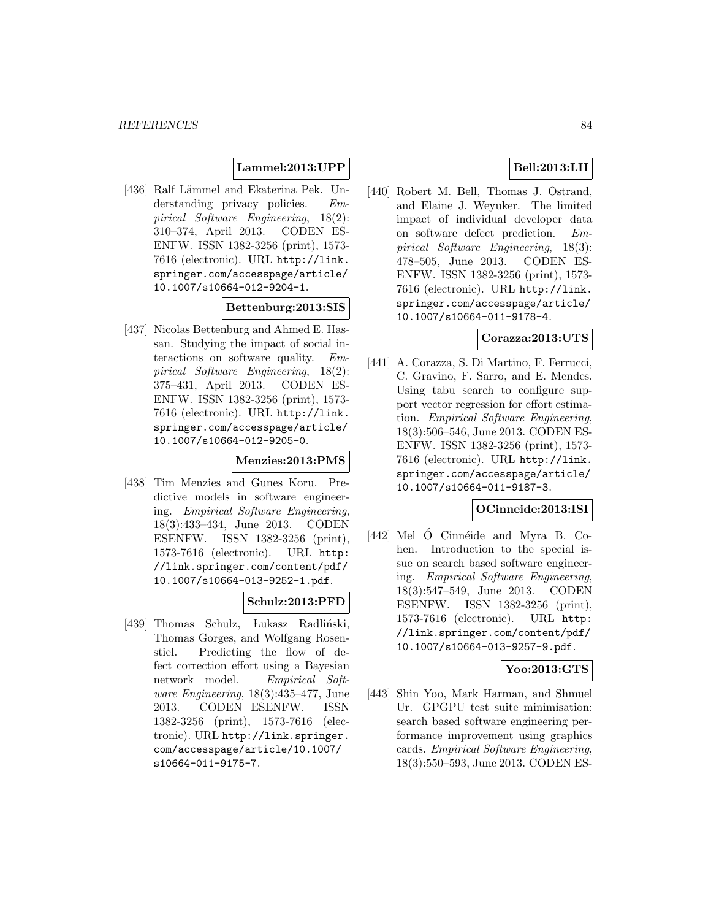**Lammel:2013:UPP**

[436] Ralf Lämmel and Ekaterina Pek. Understanding privacy policies. *Empirical Software Engineering*, 18(2): 310–374, April 2013. CODEN ESENFW. ISSN 1382-3256 (print), 1573-7616 (electronic). URL http://link.springer.com/accesspage/article/10.1007/s10664-012-9204-1.

**Bettenburg:2013:SIS**

[437] Nicolas Bettenburg and Ahmed E. Hassan. Studying the impact of social interactions on software quality. *Empirical Software Engineering*, 18(2): 375–431, April 2013. CODEN ESENFW. ISSN 1382-3256 (print), 1573-7616 (electronic). URL http://link.springer.com/accesspage/article/10.1007/s10664-012-9205-0.

**Menzies:2013:PMS**

[438] Tim Menzies and Gunes Koru. Predictive models in software engineering. *Empirical Software Engineering*, 18(3):433–434, June 2013. CODEN ESENFW. ISSN 1382-3256 (print), 1573-7616 (electronic). URL http://link.springer.com/content/pdf/10.1007/s10664-013-9252-1.pdf.

**Schulz:2013:PFD**

[439] Thomas Schulz, Łukasz Radliński, Thomas Gorges, and Wolfgang Rosenstiel. Predicting the flow of defect correction effort using a Bayesian network model. *Empirical Software Engineering*, 18(3):435–477, June 2013. CODEN ESENFW. ISSN 1382-3256 (print), 1573-7616 (electronic). URL http://link.springer.com/accesspage/article/10.1007/s10664-011-9175-7.

**Bell:2013:LII**

[440] Robert M. Bell, Thomas J. Ostrand, and Elaine J. Weyuker. The limited impact of individual developer data on software defect prediction. *Empirical Software Engineering*, 18(3): 478–505, June 2013. CODEN ESENFW. ISSN 1382-3256 (print), 1573-7616 (electronic). URL http://link.springer.com/accesspage/article/10.1007/s10664-011-9178-4.

**Corazza:2013:UTS**

[441] A. Corazza, S. Di Martino, F. Ferrucci, C. Gravino, F. Sarro, and E. Mendes. Using tabu search to configure support vector regression for effort estimation. *Empirical Software Engineering*, 18(3):506–546, June 2013. CODEN ESENFW. ISSN 1382-3256 (print), 1573-7616 (electronic). URL http://link.springer.com/accesspage/article/10.1007/s10664-011-9187-3.

**OCinneide:2013:ISI**

[442] Mel Ó Cinnéide and Myra B. Cohen. Introduction to the special issue on search based software engineering. *Empirical Software Engineering*, 18(3):547–549, June 2013. CODEN ESENFW. ISSN 1382-3256 (print), 1573-7616 (electronic). URL http://link.springer.com/content/pdf/10.1007/s10664-013-9257-9.pdf.

**Yoo:2013:GTS**

[443] Shin Yoo, Mark Harman, and Shmuel Ur. GPGPU test suite minimisation: search based software engineering performance improvement using graphics cards. *Empirical Software Engineering*, 18(3):550–593, June 2013. CODEN ES-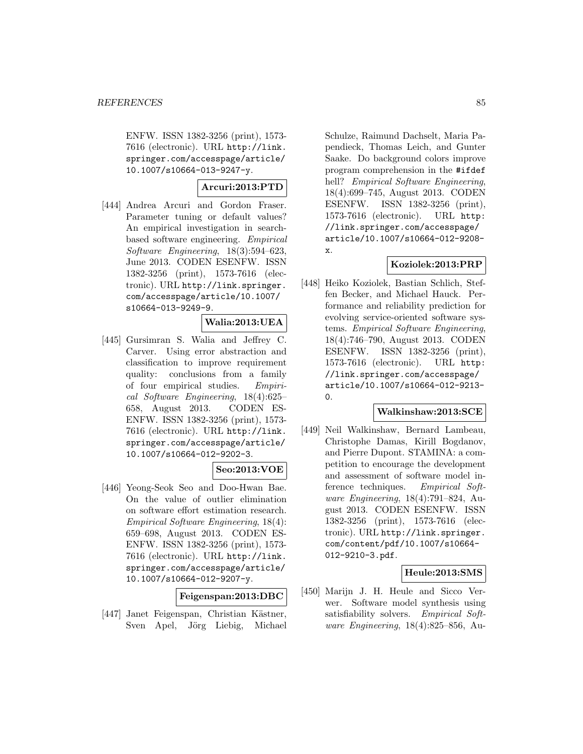ENFW. ISSN 1382-3256 (print), 1573-7616 (electronic). URL http://link.springer.com/accesspage/article/10.1007/s10664-013-9247-y.

**Arcuri:2013:PTD**

[444] Andrea Arcuri and Gordon Fraser. Parameter tuning or default values? An empirical investigation in search-based software engineering. *Empirical Software Engineering*, 18(3):594–623, June 2013. CODEN ESENFW. ISSN 1382-3256 (print), 1573-7616 (electronic). URL http://link.springer.com/accesspage/article/10.1007/s10664-013-9249-9.

**Walia:2013:UEA**

[445] Gursimran S. Walia and Jeffrey C. Carver. Using error abstraction and classification to improve requirement quality: conclusions from a family of four empirical studies. *Empirical Software Engineering*, 18(4):625–658, August 2013. CODEN ESENFW. ISSN 1382-3256 (print), 1573-7616 (electronic). URL http://link.springer.com/accesspage/article/10.1007/s10664-012-9202-3.

**Seo:2013:VOE**

[446] Yeong-Seok Seo and Doo-Hwan Bae. On the value of outlier elimination on software effort estimation research. *Empirical Software Engineering*, 18(4):659–698, August 2013. CODEN ESENFW. ISSN 1382-3256 (print), 1573-7616 (electronic). URL http://link.springer.com/accesspage/article/10.1007/s10664-012-9207-y.

**Feigenspan:2013:DBC**

[447] Janet Feigenspan, Christian Kästner, Sven Apel, Jörg Liebig, Michael Schulze, Raimund Dachselt, Maria Papendieck, Thomas Leich, and Gunter Saake. Do background colors improve program comprehension in the #ifdef hell? *Empirical Software Engineering*, 18(4):699–745, August 2013. CODEN ESENFW. ISSN 1382-3256 (print), 1573-7616 (electronic). URL http://link.springer.com/accesspage/article/10.1007/s10664-012-9208-x.

**Koziolek:2013:PRP**

[448] Heiko Koziolek, Bastian Schlich, Steffen Becker, and Michael Hauck. Performance and reliability prediction for evolving service-oriented software systems. *Empirical Software Engineering*, 18(4):746–790, August 2013. CODEN ESENFW. ISSN 1382-3256 (print), 1573-7616 (electronic). URL http://link.springer.com/accesspage/article/10.1007/s10664-012-9213-0.

**Walkinshaw:2013:SCE**

[449] Neil Walkinshaw, Bernard Lambeau, Christophe Damas, Kirill Bogdanov, and Pierre Dupont. STAMINA: a competition to encourage the development and assessment of software model inference techniques. *Empirical Software Engineering*, 18(4):791–824, August 2013. CODEN ESENFW. ISSN 1382-3256 (print), 1573-7616 (electronic). URL http://link.springer.com/content/pdf/10.1007/s10664-012-9210-3.pdf.

**Heule:2013:SMS**

[450] Marijn J. H. Heule and Sicco Verwer. Software model synthesis using satisfiability solvers. *Empirical Software Engineering*, 18(4):825–856, Au-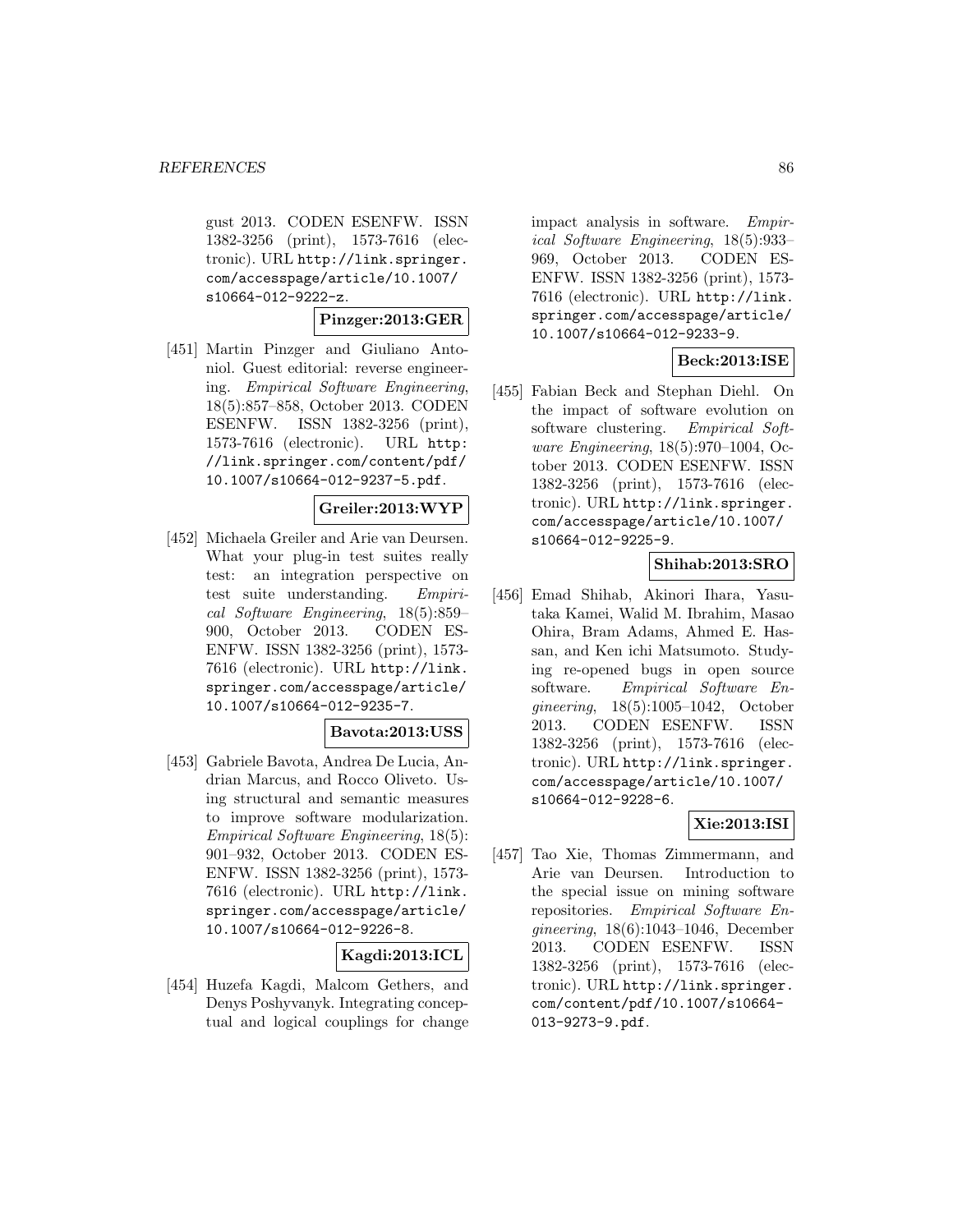gust 2013. CODEN ESENFW. ISSN 1382-3256 (print), 1573-7616 (electronic). URL http://link.springer.com/accesspage/article/10.1007/s10664-012-9222-z.

**Pinzger:2013:GER**

[451] Martin Pinzger and Giuliano Antoniol. Guest editorial: reverse engineering. *Empirical Software Engineering*, 18(5):857–858, October 2013. CODEN ESENFW. ISSN 1382-3256 (print), 1573-7616 (electronic). URL http://link.springer.com/content/pdf/10.1007/s10664-012-9237-5.pdf.

**Greiler:2013:WYP**

[452] Michaela Greiler and Arie van Deursen. What your plug-in test suites really test: an integration perspective on test suite understanding. *Empirical Software Engineering*, 18(5):859–900, October 2013. CODEN ESENFW. ISSN 1382-3256 (print), 1573-7616 (electronic). URL http://link.springer.com/accesspage/article/10.1007/s10664-012-9235-7.

**Bavota:2013:USS**

[453] Gabriele Bavota, Andrea De Lucia, Andrian Marcus, and Rocco Oliveto. Using structural and semantic measures to improve software modularization. *Empirical Software Engineering*, 18(5):901–932, October 2013. CODEN ESENFW. ISSN 1382-3256 (print), 1573-7616 (electronic). URL http://link.springer.com/accesspage/article/10.1007/s10664-012-9226-8.

**Kagdi:2013:ICL**

[454] Huzefa Kagdi, Malcom Gethers, and Denys Poshyvanyk. Integrating conceptual and logical couplings for change impact analysis in software. *Empirical Software Engineering*, 18(5):933–969, October 2013. CODEN ESENFW. ISSN 1382-3256 (print), 1573-7616 (electronic). URL http://link.springer.com/accesspage/article/10.1007/s10664-012-9233-9.

**Beck:2013:ISE**

[455] Fabian Beck and Stephan Diehl. On the impact of software evolution on software clustering. *Empirical Software Engineering*, 18(5):970–1004, October 2013. CODEN ESENFW. ISSN 1382-3256 (print), 1573-7616 (electronic). URL http://link.springer.com/accesspage/article/10.1007/s10664-012-9225-9.

**Shihab:2013:SRO**

[456] Emad Shihab, Akinori Ihara, Yasutaka Kamei, Walid M. Ibrahim, Masao Ohira, Bram Adams, Ahmed E. Hassan, and Ken ichi Matsumoto. Studying re-opened bugs in open source software. *Empirical Software Engineering*, 18(5):1005–1042, October 2013. CODEN ESENFW. ISSN 1382-3256 (print), 1573-7616 (electronic). URL http://link.springer.com/accesspage/article/10.1007/s10664-012-9228-6.

**Xie:2013:ISI**

[457] Tao Xie, Thomas Zimmermann, and Arie van Deursen. Introduction to the special issue on mining software repositories. *Empirical Software Engineering*, 18(6):1043–1046, December 2013. CODEN ESENFW. ISSN 1382-3256 (print), 1573-7616 (electronic). URL http://link.springer.com/content/pdf/10.1007/s10664-013-9273-9.pdf.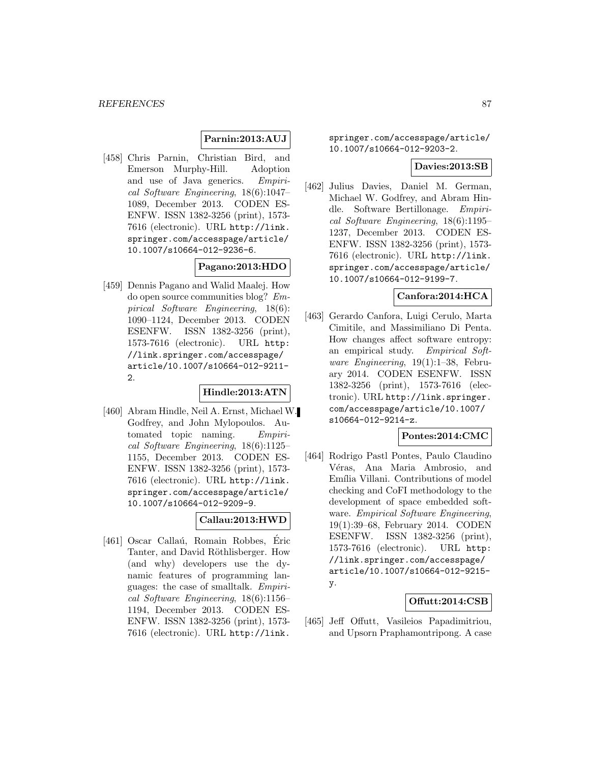**Parnin:2013:AUJ**

[458] Chris Parnin, Christian Bird, and Emerson Murphy-Hill. Adoption and use of Java generics. *Empirical Software Engineering*, 18(6):1047–1089, December 2013. CODEN ESENFW. ISSN 1382-3256 (print), 1573-7616 (electronic). URL http://link.springer.com/accesspage/article/10.1007/s10664-012-9236-6.

**Pagano:2013:HDO**

[459] Dennis Pagano and Walid Maalej. How do open source communities blog? *Empirical Software Engineering*, 18(6):1090–1124, December 2013. CODEN ESENFW. ISSN 1382-3256 (print), 1573-7616 (electronic). URL http://link.springer.com/accesspage/article/10.1007/s10664-012-9211-2.

**Hindle:2013:ATN**

[460] Abram Hindle, Neil A. Ernst, Michael W. Godfrey, and John Mylopoulos. Automated topic naming. *Empirical Software Engineering*, 18(6):1125–1155, December 2013. CODEN ESENFW. ISSN 1382-3256 (print), 1573-7616 (electronic). URL http://link.springer.com/accesspage/article/10.1007/s10664-012-9209-9.

**Callau:2013:HWD**

[461] Oscar Callaú, Romain Robbes, Éric Tanter, and David Röthlisberger. How (and why) developers use the dynamic features of programming languages: the case of smalltalk. *Empirical Software Engineering*, 18(6):1156–1194, December 2013. CODEN ESENFW. ISSN 1382-3256 (print), 1573-7616 (electronic). URL http://link.springer.com/accesspage/article/10.1007/s10664-012-9203-2.

**Davies:2013:SB**

[462] Julius Davies, Daniel M. German, Michael W. Godfrey, and Abram Hindle. Software Bertillonage. *Empirical Software Engineering*, 18(6):1195–1237, December 2013. CODEN ESENFW. ISSN 1382-3256 (print), 1573-7616 (electronic). URL http://link.springer.com/accesspage/article/10.1007/s10664-012-9199-7.

**Canfora:2014:HCA**

[463] Gerardo Canfora, Luigi Cerulo, Marta Cimitile, and Massimiliano Di Penta. How changes affect software entropy: an empirical study. *Empirical Software Engineering*, 19(1):1–38, February 2014. CODEN ESENFW. ISSN 1382-3256 (print), 1573-7616 (electronic). URL http://link.springer.com/accesspage/article/10.1007/s10664-012-9214-z.

**Pontes:2014:CMC**

[464] Rodrigo Pastl Pontes, Paulo Claudino Véras, Ana Maria Ambrosio, and Emília Villani. Contributions of model checking and CoFI methodology to the development of space embedded software. *Empirical Software Engineering*, 19(1):39–68, February 2014. CODEN ESENFW. ISSN 1382-3256 (print), 1573-7616 (electronic). URL http://link.springer.com/accesspage/article/10.1007/s10664-012-9215-y.

**Offutt:2014:CSB**

[465] Jeff Offutt, Vasileios Papadimitriou, and Upsorn Praphamontripong. A case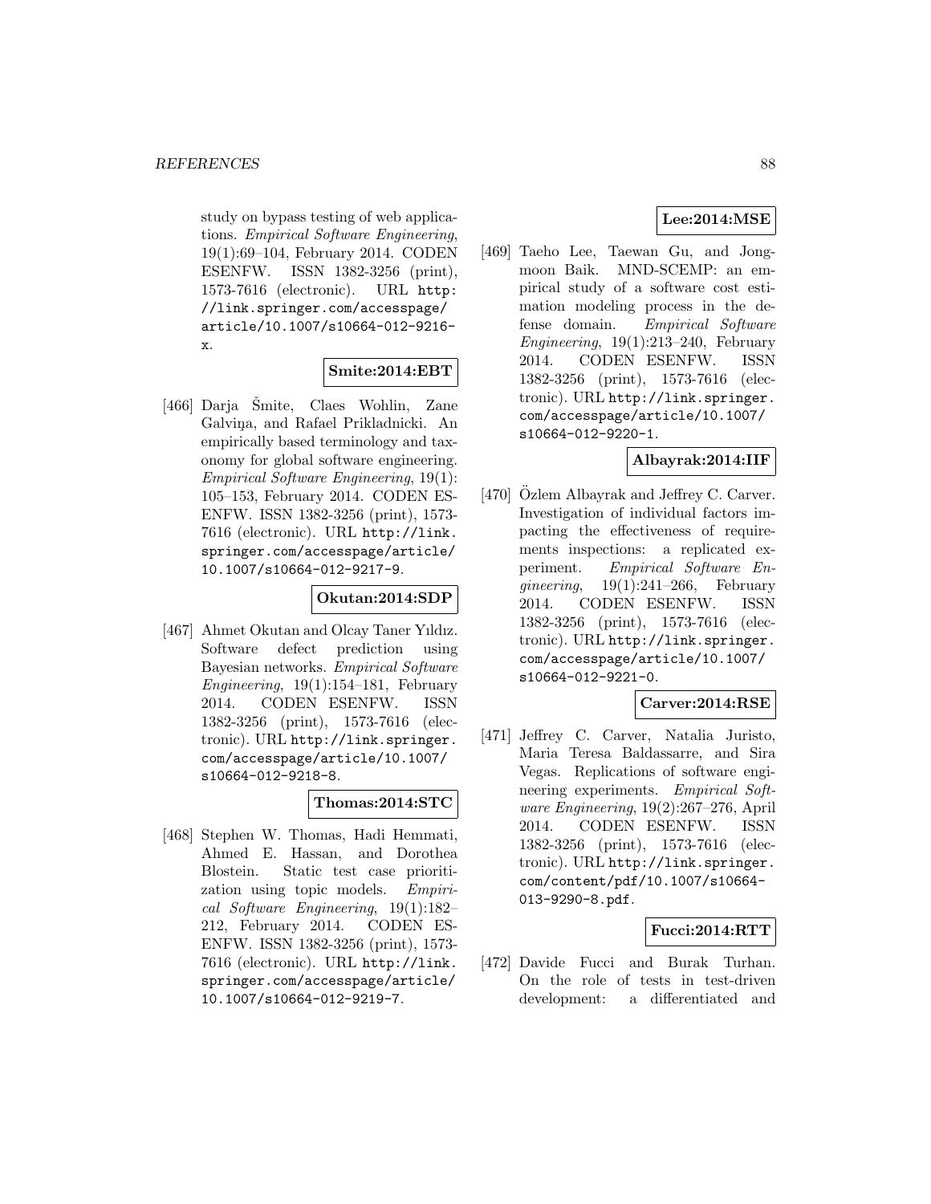study on bypass testing of web applications. *Empirical Software Engineering*, 19(1):69–104, February 2014. CODEN ESENFW. ISSN 1382-3256 (print), 1573-7616 (electronic). URL http://link.springer.com/accesspage/article/10.1007/s10664-012-9216-x.

**Smite:2014:EBT**

[466] Darja Šmite, Claes Wohlin, Zane Galviņa, and Rafael Prikladnicki. An empirically based terminology and taxonomy for global software engineering. *Empirical Software Engineering*, 19(1): 105–153, February 2014. CODEN ESENFW. ISSN 1382-3256 (print), 1573-7616 (electronic). URL http://link.springer.com/accesspage/article/10.1007/s10664-012-9217-9.

**Okutan:2014:SDP**

[467] Ahmet Okutan and Olcay Taner Yıldız. Software defect prediction using Bayesian networks. *Empirical Software Engineering*, 19(1):154–181, February 2014. CODEN ESENFW. ISSN 1382-3256 (print), 1573-7616 (electronic). URL http://link.springer.com/accesspage/article/10.1007/s10664-012-9218-8.

**Thomas:2014:STC**

[468] Stephen W. Thomas, Hadi Hemmati, Ahmed E. Hassan, and Dorothea Blostein. Static test case prioritization using topic models. *Empirical Software Engineering*, 19(1):182–212, February 2014. CODEN ESENFW. ISSN 1382-3256 (print), 1573-7616 (electronic). URL http://link.springer.com/accesspage/article/10.1007/s10664-012-9219-7.

**Lee:2014:MSE**

[469] Taeho Lee, Taewan Gu, and Jongmoon Baik. MND-SCEMP: an empirical study of a software cost estimation modeling process in the defense domain. *Empirical Software Engineering*, 19(1):213–240, February 2014. CODEN ESENFW. ISSN 1382-3256 (print), 1573-7616 (electronic). URL http://link.springer.com/accesspage/article/10.1007/s10664-012-9220-1.

**Albayrak:2014:IIF**

[470] Özlem Albayrak and Jeffrey C. Carver. Investigation of individual factors impacting the effectiveness of requirements inspections: a replicated experiment. *Empirical Software Engineering*, 19(1):241–266, February 2014. CODEN ESENFW. ISSN 1382-3256 (print), 1573-7616 (electronic). URL http://link.springer.com/accesspage/article/10.1007/s10664-012-9221-0.

**Carver:2014:RSE**

[471] Jeffrey C. Carver, Natalia Juristo, Maria Teresa Baldassarre, and Sira Vegas. Replications of software engineering experiments. *Empirical Software Engineering*, 19(2):267–276, April 2014. CODEN ESENFW. ISSN 1382-3256 (print), 1573-7616 (electronic). URL http://link.springer.com/content/pdf/10.1007/s10664-013-9290-8.pdf.

**Fucci:2014:RTT**

[472] Davide Fucci and Burak Turhan. On the role of tests in test-driven development: a differentiated and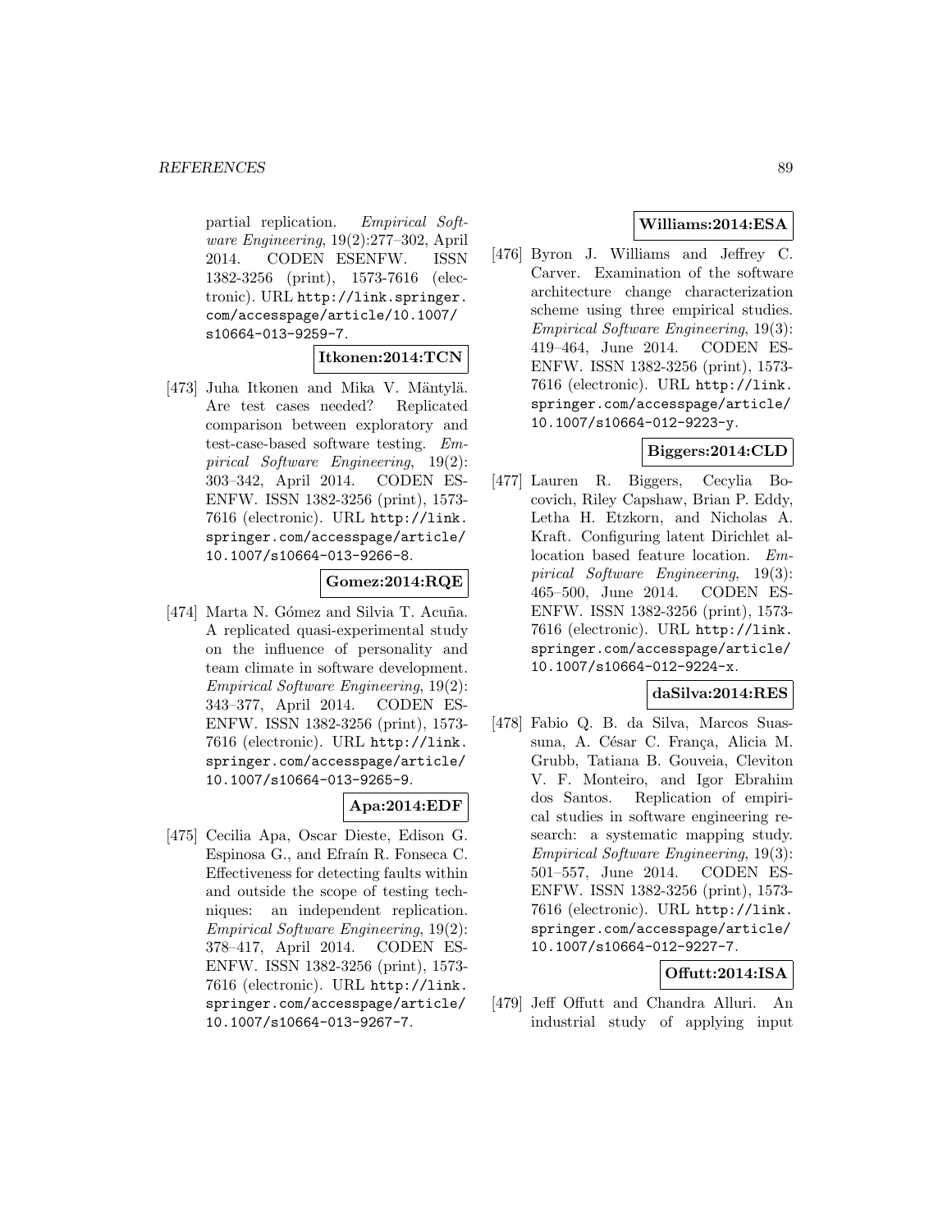partial replication. *Empirical Software Engineering*, 19(2):277–302, April 2014. CODEN ESENFW. ISSN 1382-3256 (print), 1573-7616 (electronic). URL http://link.springer.com/accesspage/article/10.1007/s10664-013-9259-7.

**Itkonen:2014:TCN**

[473] Juha Itkonen and Mika V. Mäntylä. Are test cases needed? Replicated comparison between exploratory and test-case-based software testing. *Empirical Software Engineering*, 19(2): 303–342, April 2014. CODEN ESENFW. ISSN 1382-3256 (print), 1573-7616 (electronic). URL http://link.springer.com/accesspage/article/10.1007/s10664-013-9266-8.

**Gomez:2014:RQE**

[474] Marta N. Gómez and Silvia T. Acuña. A replicated quasi-experimental study on the influence of personality and team climate in software development. *Empirical Software Engineering*, 19(2): 343–377, April 2014. CODEN ESENFW. ISSN 1382-3256 (print), 1573-7616 (electronic). URL http://link.springer.com/accesspage/article/10.1007/s10664-013-9265-9.

**Apa:2014:EDF**

[475] Cecilia Apa, Oscar Dieste, Edison G. Espinosa G., and Efraín R. Fonseca C. Effectiveness for detecting faults within and outside the scope of testing techniques: an independent replication. *Empirical Software Engineering*, 19(2): 378–417, April 2014. CODEN ESENFW. ISSN 1382-3256 (print), 1573-7616 (electronic). URL http://link.springer.com/accesspage/article/10.1007/s10664-013-9267-7.

**Williams:2014:ESA**

[476] Byron J. Williams and Jeffrey C. Carver. Examination of the software architecture change characterization scheme using three empirical studies. *Empirical Software Engineering*, 19(3): 419–464, June 2014. CODEN ESENFW. ISSN 1382-3256 (print), 1573-7616 (electronic). URL http://link.springer.com/accesspage/article/10.1007/s10664-012-9223-y.

**Biggers:2014:CLD**

[477] Lauren R. Biggers, Cecylia Bocovich, Riley Capshaw, Brian P. Eddy, Letha H. Etzkorn, and Nicholas A. Kraft. Configuring latent Dirichlet allocation based feature location. *Empirical Software Engineering*, 19(3): 465–500, June 2014. CODEN ESENFW. ISSN 1382-3256 (print), 1573-7616 (electronic). URL http://link.springer.com/accesspage/article/10.1007/s10664-012-9224-x.

**daSilva:2014:RES**

[478] Fabio Q. B. da Silva, Marcos Suassuna, A. César C. França, Alicia M. Grubb, Tatiana B. Gouveia, Cleviton V. F. Monteiro, and Igor Ebrahim dos Santos. Replication of empirical studies in software engineering research: a systematic mapping study. *Empirical Software Engineering*, 19(3): 501–557, June 2014. CODEN ESENFW. ISSN 1382-3256 (print), 1573-7616 (electronic). URL http://link.springer.com/accesspage/article/10.1007/s10664-012-9227-7.

**Offutt:2014:ISA**

[479] Jeff Offutt and Chandra Alluri. An industrial study of applying input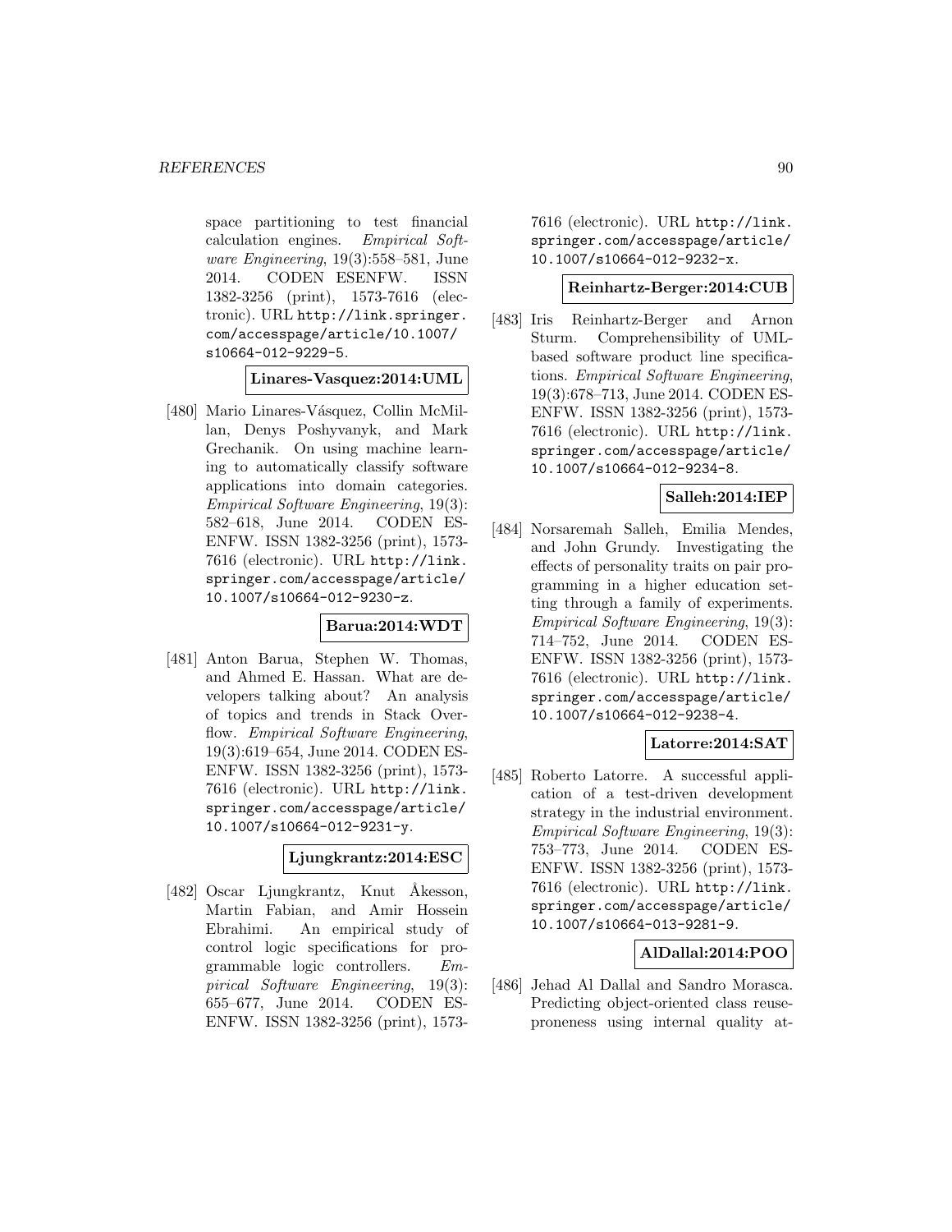space partitioning to test financial calculation engines. *Empirical Software Engineering*, 19(3):558–581, June 2014. CODEN ESENFW. ISSN 1382-3256 (print), 1573-7616 (electronic). URL http://link.springer.com/accesspage/article/10.1007/s10664-012-9229-5.

**Linares-Vasquez:2014:UML**

[480] Mario Linares-Vásquez, Collin McMillan, Denys Poshyvanyk, and Mark Grechanik. On using machine learning to automatically classify software applications into domain categories. *Empirical Software Engineering*, 19(3): 582–618, June 2014. CODEN ESENFW. ISSN 1382-3256 (print), 1573-7616 (electronic). URL http://link.springer.com/accesspage/article/10.1007/s10664-012-9230-z.

**Barua:2014:WDT**

[481] Anton Barua, Stephen W. Thomas, and Ahmed E. Hassan. What are developers talking about? An analysis of topics and trends in Stack Overflow. *Empirical Software Engineering*, 19(3):619–654, June 2014. CODEN ESENFW. ISSN 1382-3256 (print), 1573-7616 (electronic). URL http://link.springer.com/accesspage/article/10.1007/s10664-012-9231-y.

**Ljungkrantz:2014:ESC**

[482] Oscar Ljungkrantz, Knut Åkesson, Martin Fabian, and Amir Hossein Ebrahimi. An empirical study of control logic specifications for programmable logic controllers. *Empirical Software Engineering*, 19(3): 655–677, June 2014. CODEN ESENFW. ISSN 1382-3256 (print), 1573-7616 (electronic). URL http://link.springer.com/accesspage/article/10.1007/s10664-012-9232-x.

**Reinhartz-Berger:2014:CUB**

[483] Iris Reinhartz-Berger and Arnon Sturm. Comprehensibility of UML-based software product line specifications. *Empirical Software Engineering*, 19(3):678–713, June 2014. CODEN ESENFW. ISSN 1382-3256 (print), 1573-7616 (electronic). URL http://link.springer.com/accesspage/article/10.1007/s10664-012-9234-8.

**Salleh:2014:IEP**

[484] Norsaremah Salleh, Emilia Mendes, and John Grundy. Investigating the effects of personality traits on pair programming in a higher education setting through a family of experiments. *Empirical Software Engineering*, 19(3): 714–752, June 2014. CODEN ESENFW. ISSN 1382-3256 (print), 1573-7616 (electronic). URL http://link.springer.com/accesspage/article/10.1007/s10664-012-9238-4.

**Latorre:2014:SAT**

[485] Roberto Latorre. A successful application of a test-driven development strategy in the industrial environment. *Empirical Software Engineering*, 19(3): 753–773, June 2014. CODEN ESENFW. ISSN 1382-3256 (print), 1573-7616 (electronic). URL http://link.springer.com/accesspage/article/10.1007/s10664-013-9281-9.

**AlDallal:2014:POO**

[486] Jehad Al Dallal and Sandro Morasca. Predicting object-oriented class reuse-proneness using internal quality at-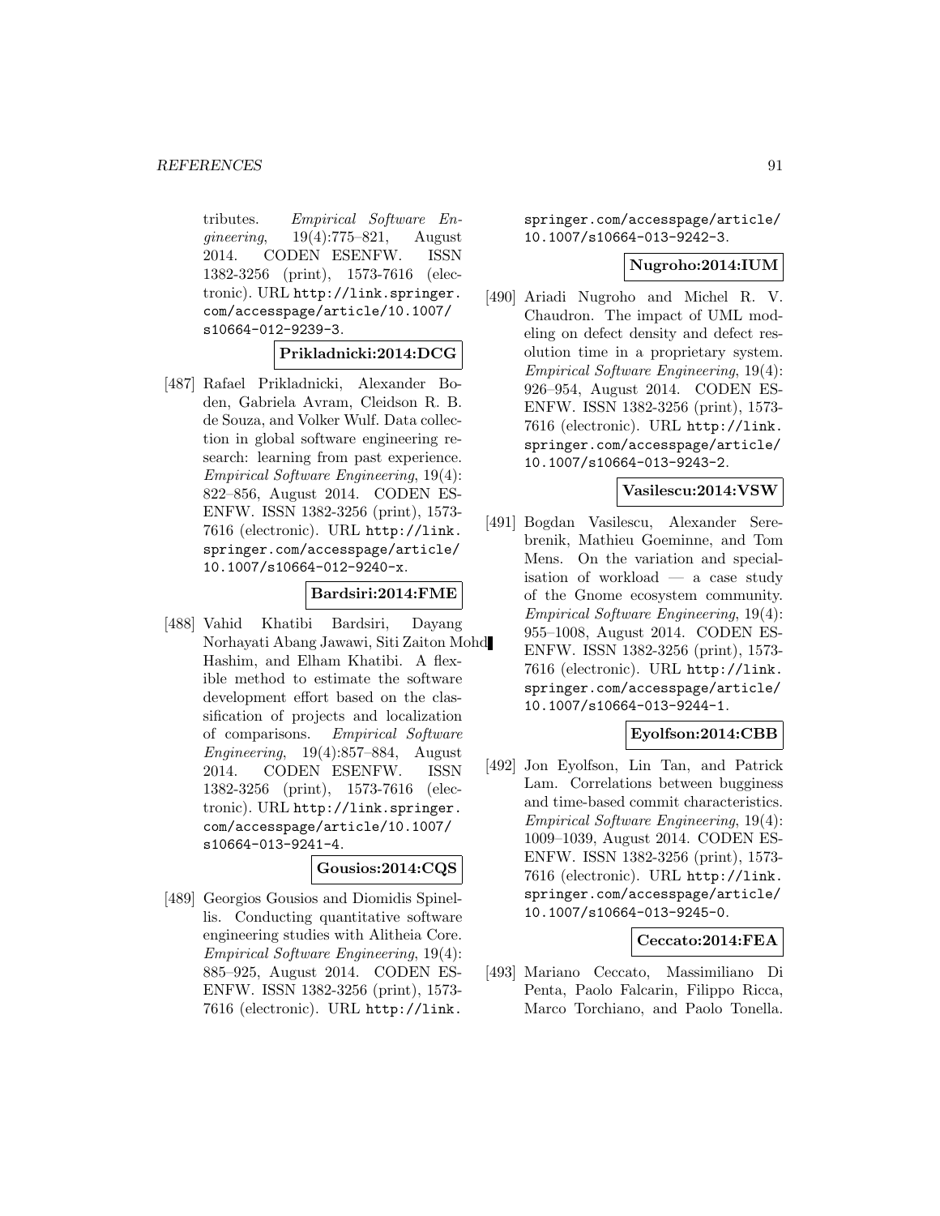tributes. *Empirical Software Engineering*, 19(4):775–821, August 2014. CODEN ESENFW. ISSN 1382-3256 (print), 1573-7616 (electronic). URL http://link.springer.com/accesspage/article/10.1007/s10664-012-9239-3.

**Prikladnicki:2014:DCG**

[487] Rafael Prikladnicki, Alexander Boden, Gabriela Avram, Cleidson R. B. de Souza, and Volker Wulf. Data collection in global software engineering research: learning from past experience. *Empirical Software Engineering*, 19(4): 822–856, August 2014. CODEN ESENFW. ISSN 1382-3256 (print), 1573-7616 (electronic). URL http://link.springer.com/accesspage/article/10.1007/s10664-012-9240-x.

**Bardsiri:2014:FME**

[488] Vahid Khatibi Bardsiri, Dayang Norhayati Abang Jawawi, Siti Zaiton Mohd Hashim, and Elham Khatibi. A flexible method to estimate the software development effort based on the classification of projects and localization of comparisons. *Empirical Software Engineering*, 19(4):857–884, August 2014. CODEN ESENFW. ISSN 1382-3256 (print), 1573-7616 (electronic). URL http://link.springer.com/accesspage/article/10.1007/s10664-013-9241-4.

**Gousios:2014:CQS**

[489] Georgios Gousios and Diomidis Spinellis. Conducting quantitative software engineering studies with Alitheia Core. *Empirical Software Engineering*, 19(4): 885–925, August 2014. CODEN ESENFW. ISSN 1382-3256 (print), 1573-7616 (electronic). URL http://link.springer.com/accesspage/article/10.1007/s10664-013-9242-3.

**Nugroho:2014:IUM**

[490] Ariadi Nugroho and Michel R. V. Chaudron. The impact of UML modeling on defect density and defect resolution time in a proprietary system. *Empirical Software Engineering*, 19(4): 926–954, August 2014. CODEN ESENFW. ISSN 1382-3256 (print), 1573-7616 (electronic). URL http://link.springer.com/accesspage/article/10.1007/s10664-013-9243-2.

**Vasilescu:2014:VSW**

[491] Bogdan Vasilescu, Alexander Serebrenik, Mathieu Goeminne, and Tom Mens. On the variation and specialisation of workload — a case study of the Gnome ecosystem community. *Empirical Software Engineering*, 19(4): 955–1008, August 2014. CODEN ESENFW. ISSN 1382-3256 (print), 1573-7616 (electronic). URL http://link.springer.com/accesspage/article/10.1007/s10664-013-9244-1.

**Eyolfson:2014:CBB**

[492] Jon Eyolfson, Lin Tan, and Patrick Lam. Correlations between bugginess and time-based commit characteristics. *Empirical Software Engineering*, 19(4): 1009–1039, August 2014. CODEN ESENFW. ISSN 1382-3256 (print), 1573-7616 (electronic). URL http://link.springer.com/accesspage/article/10.1007/s10664-013-9245-0.

**Ceccato:2014:FEA**

[493] Mariano Ceccato, Massimiliano Di Penta, Paolo Falcarin, Filippo Ricca, Marco Torchiano, and Paolo Tonella.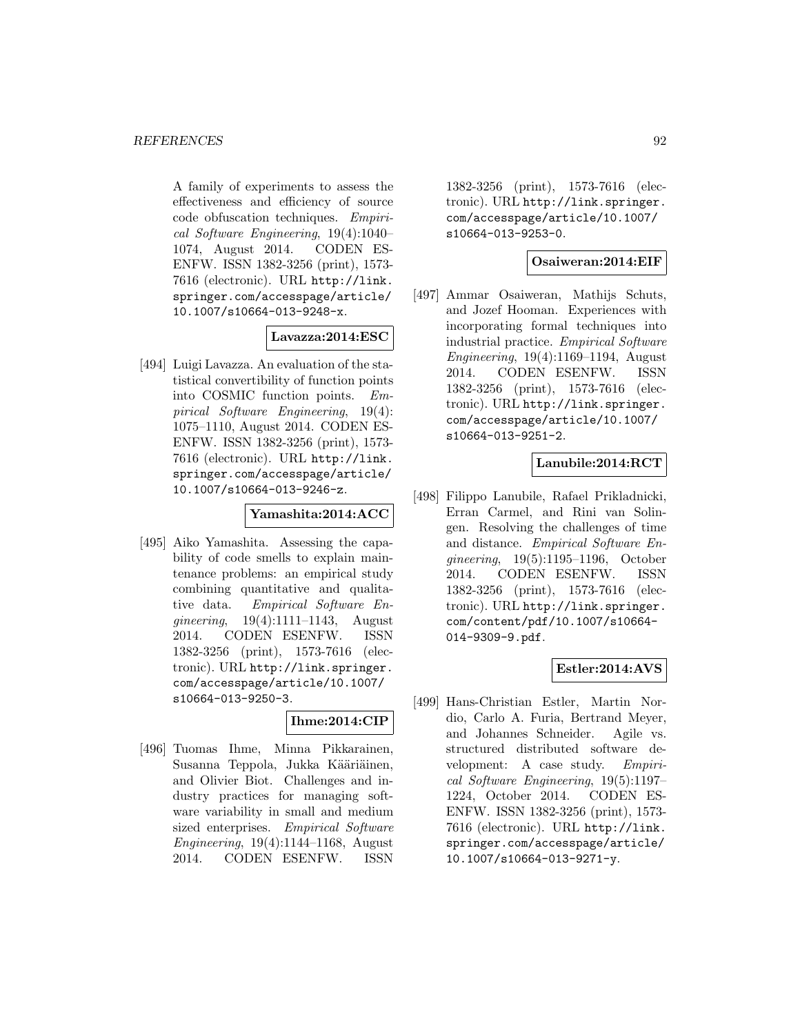A family of experiments to assess the effectiveness and efficiency of source code obfuscation techniques. *Empirical Software Engineering*, 19(4):1040–1074, August 2014. CODEN ESENFW. ISSN 1382-3256 (print), 1573-7616 (electronic). URL http://link.springer.com/accesspage/article/10.1007/s10664-013-9248-x.

**Lavazza:2014:ESC**

[494] Luigi Lavazza. An evaluation of the statistical convertibility of function points into COSMIC function points. *Empirical Software Engineering*, 19(4):1075–1110, August 2014. CODEN ESENFW. ISSN 1382-3256 (print), 1573-7616 (electronic). URL http://link.springer.com/accesspage/article/10.1007/s10664-013-9246-z.

**Yamashita:2014:ACC**

[495] Aiko Yamashita. Assessing the capability of code smells to explain maintenance problems: an empirical study combining quantitative and qualitative data. *Empirical Software Engineering*, 19(4):1111–1143, August 2014. CODEN ESENFW. ISSN 1382-3256 (print), 1573-7616 (electronic). URL http://link.springer.com/accesspage/article/10.1007/s10664-013-9250-3.

**Ihme:2014:CIP**

[496] Tuomas Ihme, Minna Pikkarainen, Susanna Teppola, Jukka Kääriäinen, and Olivier Biot. Challenges and industry practices for managing software variability in small and medium sized enterprises. *Empirical Software Engineering*, 19(4):1144–1168, August 2014. CODEN ESENFW. ISSN 1382-3256 (print), 1573-7616 (electronic). URL http://link.springer.com/accesspage/article/10.1007/s10664-013-9253-0.

**Osaiweran:2014:EIF**

[497] Ammar Osaiweran, Mathijs Schuts, and Jozef Hooman. Experiences with incorporating formal techniques into industrial practice. *Empirical Software Engineering*, 19(4):1169–1194, August 2014. CODEN ESENFW. ISSN 1382-3256 (print), 1573-7616 (electronic). URL http://link.springer.com/accesspage/article/10.1007/s10664-013-9251-2.

**Lanubile:2014:RCT**

[498] Filippo Lanubile, Rafael Prikladnicki, Erran Carmel, and Rini van Solingen. Resolving the challenges of time and distance. *Empirical Software Engineering*, 19(5):1195–1196, October 2014. CODEN ESENFW. ISSN 1382-3256 (print), 1573-7616 (electronic). URL http://link.springer.com/content/pdf/10.1007/s10664-014-9309-9.pdf.

**Estler:2014:AVS**

[499] Hans-Christian Estler, Martin Nordio, Carlo A. Furia, Bertrand Meyer, and Johannes Schneider. Agile vs. structured distributed software development: A case study. *Empirical Software Engineering*, 19(5):1197–1224, October 2014. CODEN ESENFW. ISSN 1382-3256 (print), 1573-7616 (electronic). URL http://link.springer.com/accesspage/article/10.1007/s10664-013-9271-y.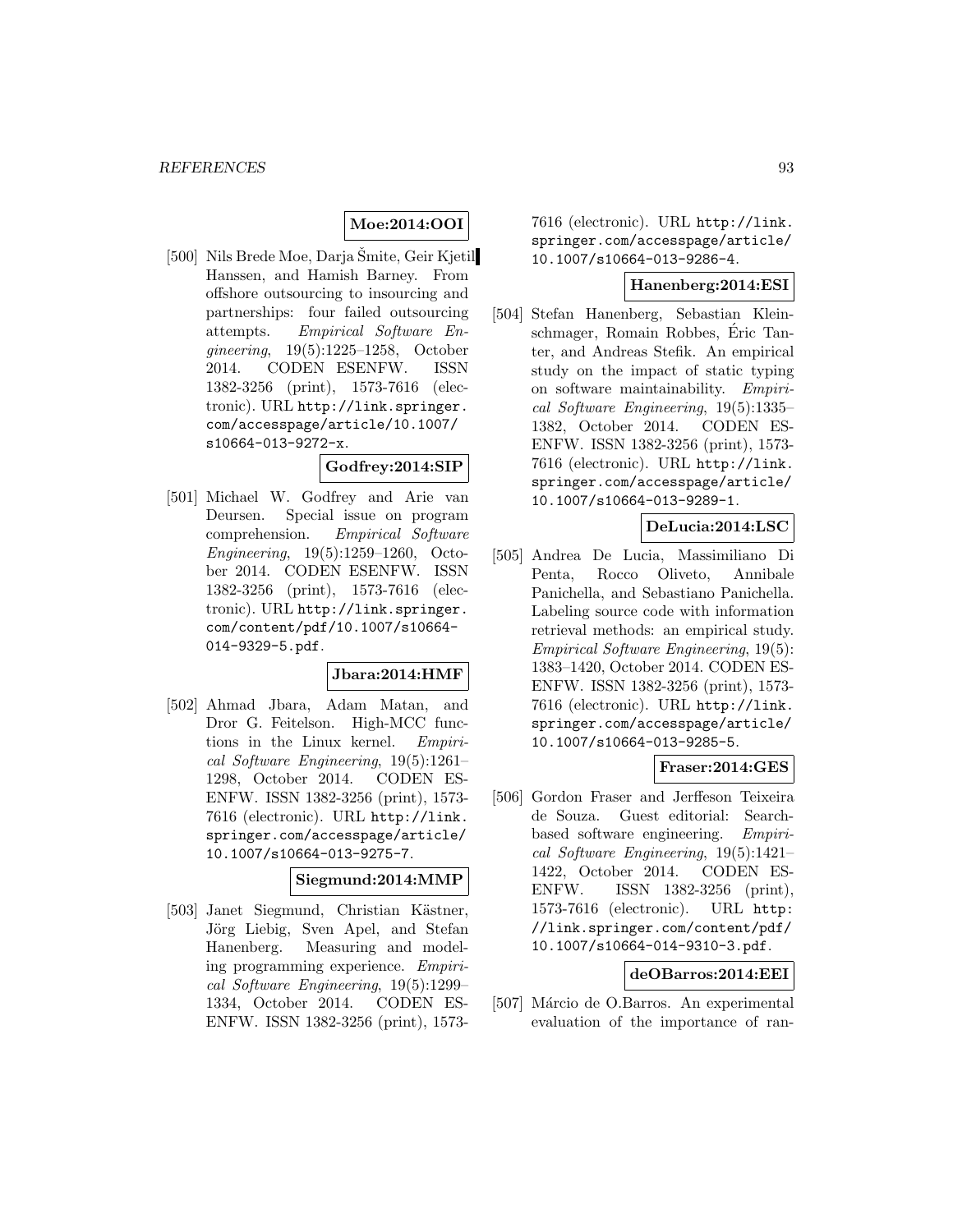**Moe:2014:OOI**

[500] Nils Brede Moe, Darja Šmite, Geir Kjetil Hanssen, and Hamish Barney. From offshore outsourcing to insourcing and partnerships: four failed outsourcing attempts. *Empirical Software Engineering*, 19(5):1225–1258, October 2014. CODEN ESENFW. ISSN 1382-3256 (print), 1573-7616 (electronic). URL http://link.springer.com/accesspage/article/10.1007/s10664-013-9272-x.

**Godfrey:2014:SIP**

[501] Michael W. Godfrey and Arie van Deursen. Special issue on program comprehension. *Empirical Software Engineering*, 19(5):1259–1260, October 2014. CODEN ESENFW. ISSN 1382-3256 (print), 1573-7616 (electronic). URL http://link.springer.com/content/pdf/10.1007/s10664-014-9329-5.pdf.

**Jbara:2014:HMF**

[502] Ahmad Jbara, Adam Matan, and Dror G. Feitelson. High-MCC functions in the Linux kernel. *Empirical Software Engineering*, 19(5):1261–1298, October 2014. CODEN ESENFW. ISSN 1382-3256 (print), 1573-7616 (electronic). URL http://link.springer.com/accesspage/article/10.1007/s10664-013-9275-7.

**Siegmund:2014:MMP**

[503] Janet Siegmund, Christian Kästner, Jörg Liebig, Sven Apel, and Stefan Hanenberg. Measuring and modeling programming experience. *Empirical Software Engineering*, 19(5):1299–1334, October 2014. CODEN ESENFW. ISSN 1382-3256 (print), 1573-7616 (electronic). URL http://link.springer.com/accesspage/article/10.1007/s10664-013-9286-4.

**Hanenberg:2014:ESI**

[504] Stefan Hanenberg, Sebastian Kleinschmager, Romain Robbes, Éric Tanter, and Andreas Stefik. An empirical study on the impact of static typing on software maintainability. *Empirical Software Engineering*, 19(5):1335–1382, October 2014. CODEN ESENFW. ISSN 1382-3256 (print), 1573-7616 (electronic). URL http://link.springer.com/accesspage/article/10.1007/s10664-013-9289-1.

**DeLucia:2014:LSC**

[505] Andrea De Lucia, Massimiliano Di Penta, Rocco Oliveto, Annibale Panichella, and Sebastiano Panichella. Labeling source code with information retrieval methods: an empirical study. *Empirical Software Engineering*, 19(5):1383–1420, October 2014. CODEN ESENFW. ISSN 1382-3256 (print), 1573-7616 (electronic). URL http://link.springer.com/accesspage/article/10.1007/s10664-013-9285-5.

**Fraser:2014:GES**

[506] Gordon Fraser and Jerffeson Teixeira de Souza. Guest editorial: Search-based software engineering. *Empirical Software Engineering*, 19(5):1421–1422, October 2014. CODEN ESENFW. ISSN 1382-3256 (print), 1573-7616 (electronic). URL http://link.springer.com/content/pdf/10.1007/s10664-014-9310-3.pdf.

**deOBarros:2014:EEI**

[507] Márcio de O.Barros. An experimental evaluation of the importance of ran-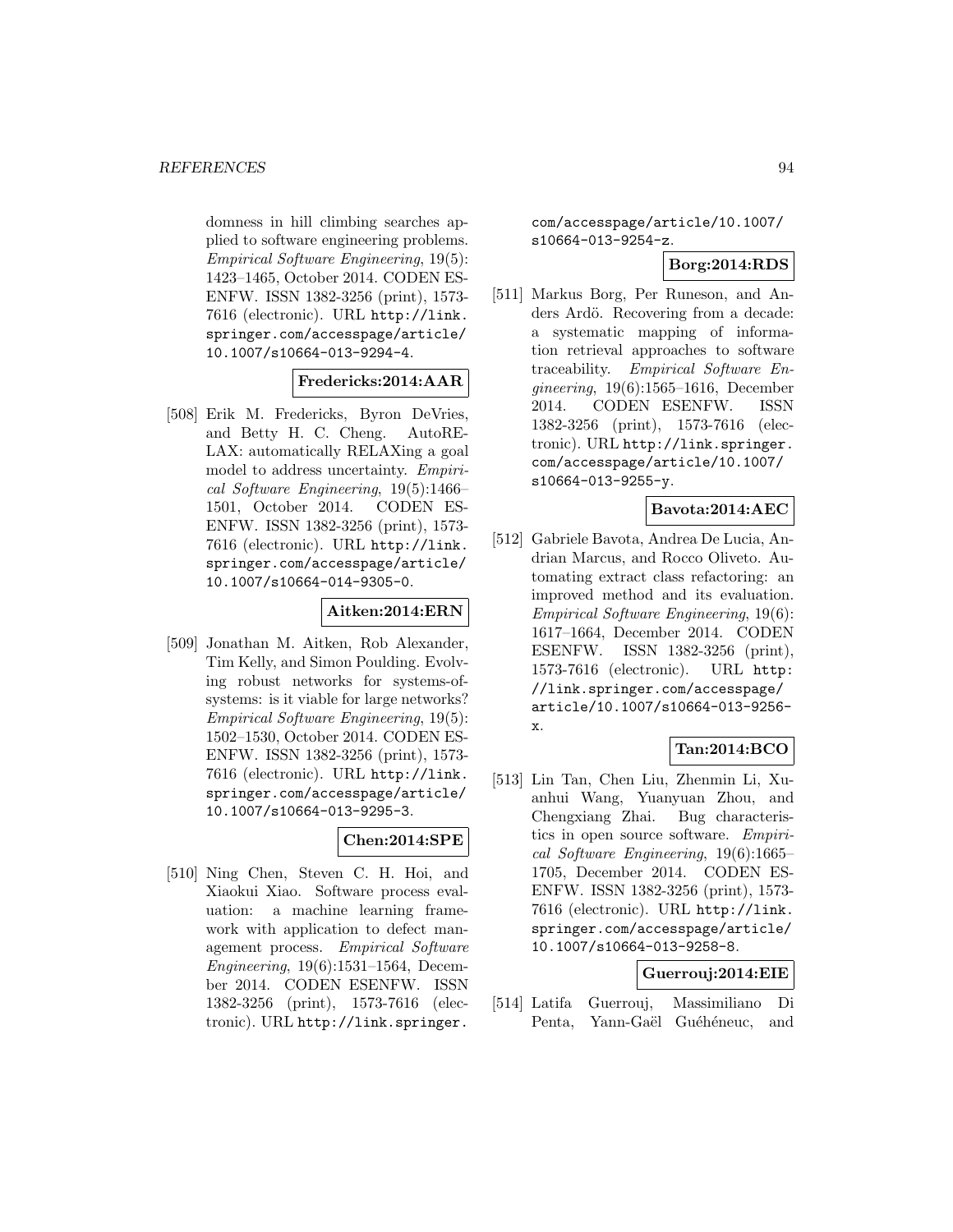domness in hill climbing searches applied to software engineering problems. *Empirical Software Engineering*, 19(5): 1423–1465, October 2014. CODEN ESENFW. ISSN 1382-3256 (print), 1573-7616 (electronic). URL http://link.springer.com/accesspage/article/10.1007/s10664-013-9294-4.

**Fredericks:2014:AAR**

[508] Erik M. Fredericks, Byron DeVries, and Betty H. C. Cheng. AutoRELAX: automatically RELAXing a goal model to address uncertainty. *Empirical Software Engineering*, 19(5):1466–1501, October 2014. CODEN ESENFW. ISSN 1382-3256 (print), 1573-7616 (electronic). URL http://link.springer.com/accesspage/article/10.1007/s10664-014-9305-0.

**Aitken:2014:ERN**

[509] Jonathan M. Aitken, Rob Alexander, Tim Kelly, and Simon Poulding. Evolving robust networks for systems-of-systems: is it viable for large networks? *Empirical Software Engineering*, 19(5): 1502–1530, October 2014. CODEN ESENFW. ISSN 1382-3256 (print), 1573-7616 (electronic). URL http://link.springer.com/accesspage/article/10.1007/s10664-013-9295-3.

**Chen:2014:SPE**

[510] Ning Chen, Steven C. H. Hoi, and Xiaokui Xiao. Software process evaluation: a machine learning framework with application to defect management process. *Empirical Software Engineering*, 19(6):1531–1564, December 2014. CODEN ESENFW. ISSN 1382-3256 (print), 1573-7616 (electronic). URL http://link.springer.com/accesspage/article/10.1007/s10664-013-9254-z.

**Borg:2014:RDS**

[511] Markus Borg, Per Runeson, and Anders Ardö. Recovering from a decade: a systematic mapping of information retrieval approaches to software traceability. *Empirical Software Engineering*, 19(6):1565–1616, December 2014. CODEN ESENFW. ISSN 1382-3256 (print), 1573-7616 (electronic). URL http://link.springer.com/accesspage/article/10.1007/s10664-013-9255-y.

**Bavota:2014:AEC**

[512] Gabriele Bavota, Andrea De Lucia, Andrian Marcus, and Rocco Oliveto. Automating extract class refactoring: an improved method and its evaluation. *Empirical Software Engineering*, 19(6): 1617–1664, December 2014. CODEN ESENFW. ISSN 1382-3256 (print), 1573-7616 (electronic). URL http://link.springer.com/accesspage/article/10.1007/s10664-013-9256-x.

**Tan:2014:BCO**

[513] Lin Tan, Chen Liu, Zhenmin Li, Xuanhui Wang, Yuanyuan Zhou, and Chengxiang Zhai. Bug characteristics in open source software. *Empirical Software Engineering*, 19(6):1665–1705, December 2014. CODEN ESENFW. ISSN 1382-3256 (print), 1573-7616 (electronic). URL http://link.springer.com/accesspage/article/10.1007/s10664-013-9258-8.

**Guerrouj:2014:EIE**

[514] Latifa Guerrouj, Massimiliano Di Penta, Yann-Gaël Guéhéneuc, and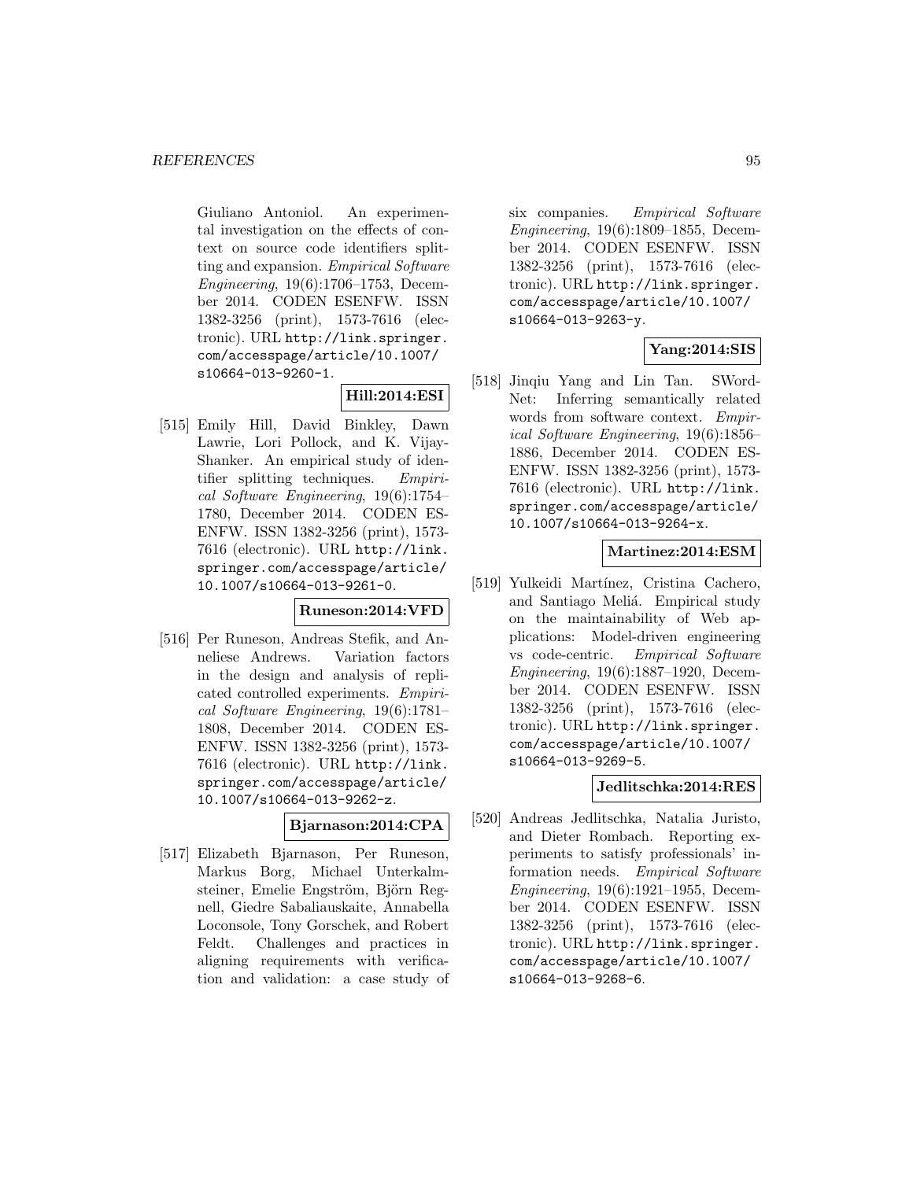Giuliano Antoniol. An experimental investigation on the effects of context on source code identifiers splitting and expansion. *Empirical Software Engineering*, 19(6):1706–1753, December 2014. CODEN ESENFW. ISSN 1382-3256 (print), 1573-7616 (electronic). URL http://link.springer.com/accesspage/article/10.1007/s10664-013-9260-1.

**Hill:2014:ESI**

[515] Emily Hill, David Binkley, Dawn Lawrie, Lori Pollock, and K. Vijay-Shanker. An empirical study of identifier splitting techniques. *Empirical Software Engineering*, 19(6):1754–1780, December 2014. CODEN ESENFW. ISSN 1382-3256 (print), 1573-7616 (electronic). URL http://link.springer.com/accesspage/article/10.1007/s10664-013-9261-0.

**Runeson:2014:VFD**

[516] Per Runeson, Andreas Stefik, and Anneliese Andrews. Variation factors in the design and analysis of replicated controlled experiments. *Empirical Software Engineering*, 19(6):1781–1808, December 2014. CODEN ESENFW. ISSN 1382-3256 (print), 1573-7616 (electronic). URL http://link.springer.com/accesspage/article/10.1007/s10664-013-9262-z.

**Bjarnason:2014:CPA**

[517] Elizabeth Bjarnason, Per Runeson, Markus Borg, Michael Unterkalmsteiner, Emelie Engström, Björn Regnell, Giedre Sabaliauskaite, Annabella Loconsole, Tony Gorschek, and Robert Feldt. Challenges and practices in aligning requirements with verification and validation: a case study of six companies. *Empirical Software Engineering*, 19(6):1809–1855, December 2014. CODEN ESENFW. ISSN 1382-3256 (print), 1573-7616 (electronic). URL http://link.springer.com/accesspage/article/10.1007/s10664-013-9263-y.

**Yang:2014:SIS**

[518] Jinqiu Yang and Lin Tan. SWordNet: Inferring semantically related words from software context. *Empirical Software Engineering*, 19(6):1856–1886, December 2014. CODEN ESENFW. ISSN 1382-3256 (print), 1573-7616 (electronic). URL http://link.springer.com/accesspage/article/10.1007/s10664-013-9264-x.

**Martinez:2014:ESM**

[519] Yulkeidi Martínez, Cristina Cachero, and Santiago Meliá. Empirical study on the maintainability of Web applications: Model-driven engineering vs code-centric. *Empirical Software Engineering*, 19(6):1887–1920, December 2014. CODEN ESENFW. ISSN 1382-3256 (print), 1573-7616 (electronic). URL http://link.springer.com/accesspage/article/10.1007/s10664-013-9269-5.

**Jedlitschka:2014:RES**

[520] Andreas Jedlitschka, Natalia Juristo, and Dieter Rombach. Reporting experiments to satisfy professionals' information needs. *Empirical Software Engineering*, 19(6):1921–1955, December 2014. CODEN ESENFW. ISSN 1382-3256 (print), 1573-7616 (electronic). URL http://link.springer.com/accesspage/article/10.1007/s10664-013-9268-6.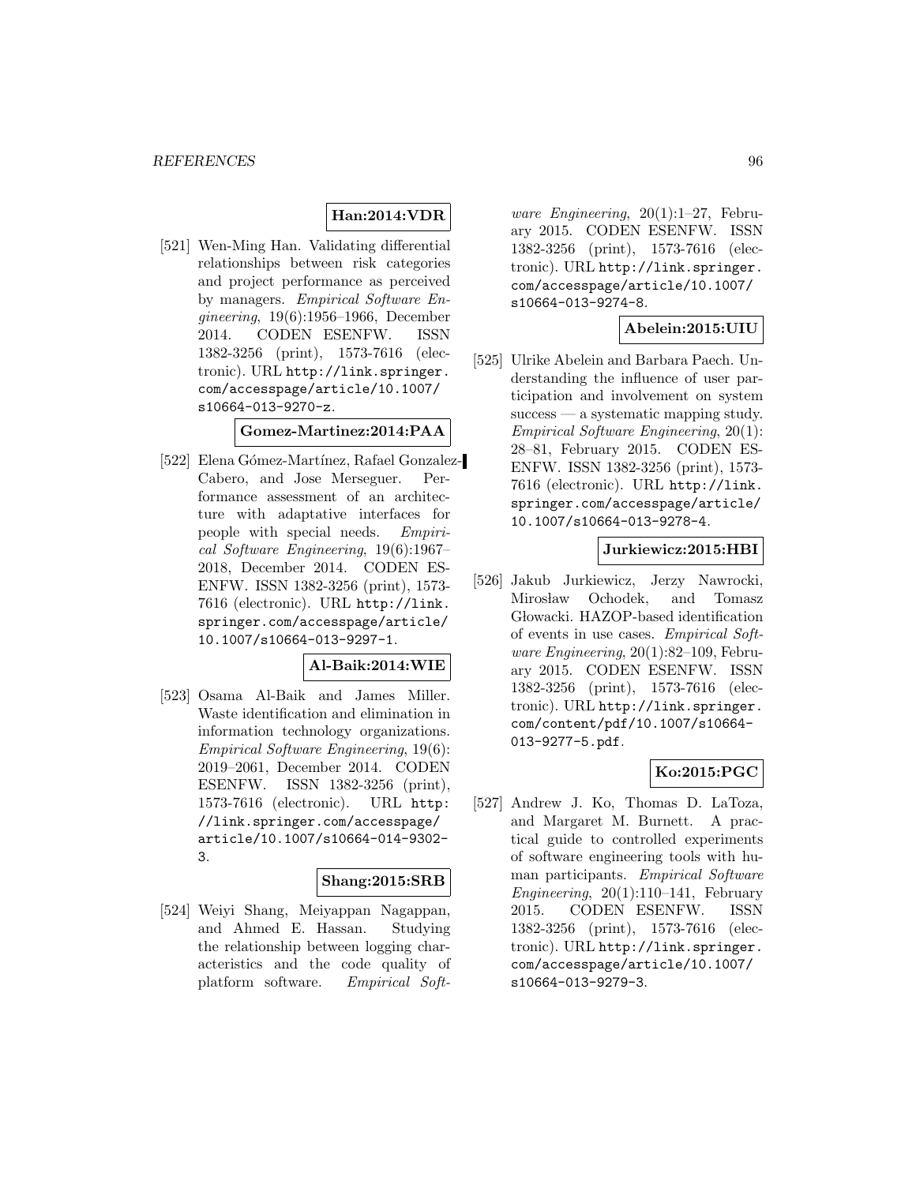**Han:2014:VDR**

[521] Wen-Ming Han. Validating differential relationships between risk categories and project performance as perceived by managers. *Empirical Software Engineering*, 19(6):1956–1966, December 2014. CODEN ESENFW. ISSN 1382-3256 (print), 1573-7616 (electronic). URL http://link.springer.com/accesspage/article/10.1007/s10664-013-9270-z.

**Gomez-Martinez:2014:PAA**

[522] Elena Gómez-Martínez, Rafael Gonzalez-Cabero, and Jose Merseguer. Performance assessment of an architecture with adaptative interfaces for people with special needs. *Empirical Software Engineering*, 19(6):1967–2018, December 2014. CODEN ESENFW. ISSN 1382-3256 (print), 1573-7616 (electronic). URL http://link.springer.com/accesspage/article/10.1007/s10664-013-9297-1.

**Al-Baik:2014:WIE**

[523] Osama Al-Baik and James Miller. Waste identification and elimination in information technology organizations. *Empirical Software Engineering*, 19(6):2019–2061, December 2014. CODEN ESENFW. ISSN 1382-3256 (print), 1573-7616 (electronic). URL http://link.springer.com/accesspage/article/10.1007/s10664-014-9302-3.

**Shang:2015:SRB**

[524] Weiyi Shang, Meiyappan Nagappan, and Ahmed E. Hassan. Studying the relationship between logging characteristics and the code quality of platform software. *Empirical Software Engineering*, 20(1):1–27, February 2015. CODEN ESENFW. ISSN 1382-3256 (print), 1573-7616 (electronic). URL http://link.springer.com/accesspage/article/10.1007/s10664-013-9274-8.

**Abelein:2015:UIU**

[525] Ulrike Abelein and Barbara Paech. Understanding the influence of user participation and involvement on system success — a systematic mapping study. *Empirical Software Engineering*, 20(1):28–81, February 2015. CODEN ESENFW. ISSN 1382-3256 (print), 1573-7616 (electronic). URL http://link.springer.com/accesspage/article/10.1007/s10664-013-9278-4.

**Jurkiewicz:2015:HBI**

[526] Jakub Jurkiewicz, Jerzy Nawrocki, Mirosław Ochodek, and Tomasz Głowacki. HAZOP-based identification of events in use cases. *Empirical Software Engineering*, 20(1):82–109, February 2015. CODEN ESENFW. ISSN 1382-3256 (print), 1573-7616 (electronic). URL http://link.springer.com/content/pdf/10.1007/s10664-013-9277-5.pdf.

**Ko:2015:PGC**

[527] Andrew J. Ko, Thomas D. LaToza, and Margaret M. Burnett. A practical guide to controlled experiments of software engineering tools with human participants. *Empirical Software Engineering*, 20(1):110–141, February 2015. CODEN ESENFW. ISSN 1382-3256 (print), 1573-7616 (electronic). URL http://link.springer.com/accesspage/article/10.1007/s10664-013-9279-3.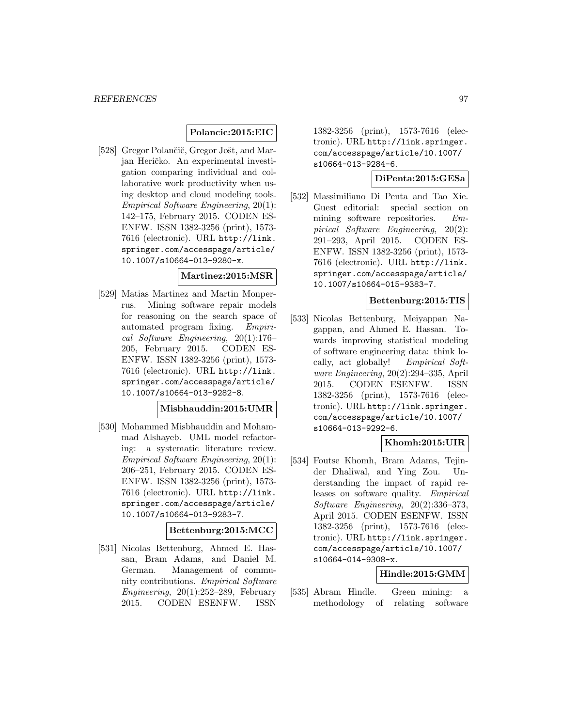**Polancic:2015:EIC**

[528] Gregor Polančič, Gregor Jošt, and Marjan Heričko. An experimental investigation comparing individual and collaborative work productivity when using desktop and cloud modeling tools. *Empirical Software Engineering*, 20(1): 142–175, February 2015. CODEN ESENFW. ISSN 1382-3256 (print), 1573-7616 (electronic). URL http://link.springer.com/accesspage/article/10.1007/s10664-013-9280-x.

**Martinez:2015:MSR**

[529] Matias Martinez and Martin Monperrus. Mining software repair models for reasoning on the search space of automated program fixing. *Empirical Software Engineering*, 20(1):176–205, February 2015. CODEN ESENFW. ISSN 1382-3256 (print), 1573-7616 (electronic). URL http://link.springer.com/accesspage/article/10.1007/s10664-013-9282-8.

**Misbhauddin:2015:UMR**

[530] Mohammed Misbhauddin and Mohammad Alshayeb. UML model refactoring: a systematic literature review. *Empirical Software Engineering*, 20(1): 206–251, February 2015. CODEN ESENFW. ISSN 1382-3256 (print), 1573-7616 (electronic). URL http://link.springer.com/accesspage/article/10.1007/s10664-013-9283-7.

**Bettenburg:2015:MCC**

[531] Nicolas Bettenburg, Ahmed E. Hassan, Bram Adams, and Daniel M. German. Management of community contributions. *Empirical Software Engineering*, 20(1):252–289, February 2015. CODEN ESENFW. ISSN 1382-3256 (print), 1573-7616 (electronic). URL http://link.springer.com/accesspage/article/10.1007/s10664-013-9284-6.

**DiPenta:2015:GESa**

[532] Massimiliano Di Penta and Tao Xie. Guest editorial: special section on mining software repositories. *Empirical Software Engineering*, 20(2): 291–293, April 2015. CODEN ESENFW. ISSN 1382-3256 (print), 1573-7616 (electronic). URL http://link.springer.com/accesspage/article/10.1007/s10664-015-9383-7.

**Bettenburg:2015:TIS**

[533] Nicolas Bettenburg, Meiyappan Nagappan, and Ahmed E. Hassan. Towards improving statistical modeling of software engineering data: think locally, act globally! *Empirical Software Engineering*, 20(2):294–335, April 2015. CODEN ESENFW. ISSN 1382-3256 (print), 1573-7616 (electronic). URL http://link.springer.com/accesspage/article/10.1007/s10664-013-9292-6.

**Khomh:2015:UIR**

[534] Foutse Khomh, Bram Adams, Tejinder Dhaliwal, and Ying Zou. Understanding the impact of rapid releases on software quality. *Empirical Software Engineering*, 20(2):336–373, April 2015. CODEN ESENFW. ISSN 1382-3256 (print), 1573-7616 (electronic). URL http://link.springer.com/accesspage/article/10.1007/s10664-014-9308-x.

**Hindle:2015:GMM**

[535] Abram Hindle. Green mining: a methodology of relating software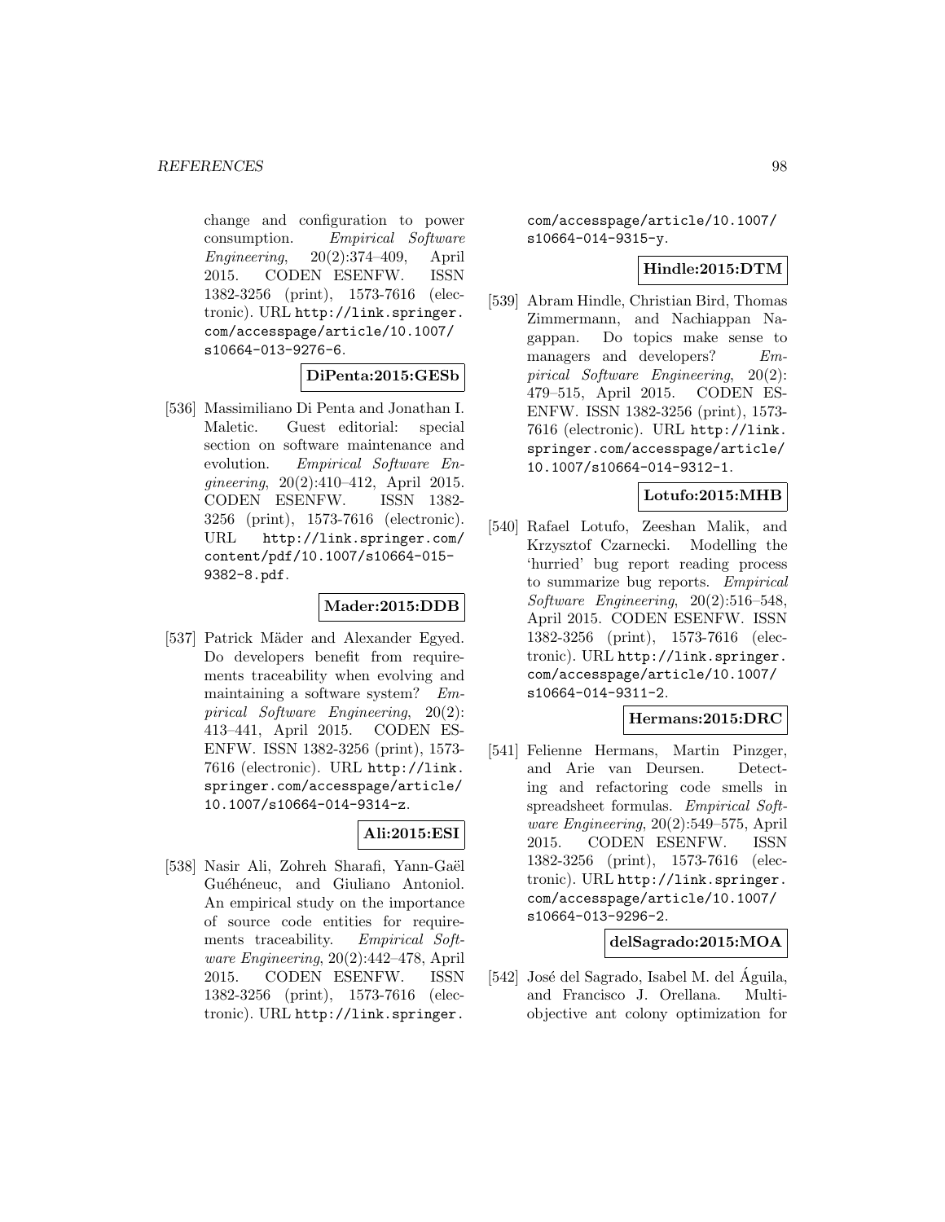change and configuration to power consumption. *Empirical Software Engineering*, 20(2):374–409, April 2015. CODEN ESENFW. ISSN 1382-3256 (print), 1573-7616 (electronic). URL http://link.springer.com/accesspage/article/10.1007/s10664-013-9276-6.

**DiPenta:2015:GESb**

[536] Massimiliano Di Penta and Jonathan I. Maletic. Guest editorial: special section on software maintenance and evolution. *Empirical Software Engineering*, 20(2):410–412, April 2015. CODEN ESENFW. ISSN 1382-3256 (print), 1573-7616 (electronic). URL http://link.springer.com/content/pdf/10.1007/s10664-015-9382-8.pdf.

**Mader:2015:DDB**

[537] Patrick Mäder and Alexander Egyed. Do developers benefit from requirements traceability when evolving and maintaining a software system? *Empirical Software Engineering*, 20(2):413–441, April 2015. CODEN ESENFW. ISSN 1382-3256 (print), 1573-7616 (electronic). URL http://link.springer.com/accesspage/article/10.1007/s10664-014-9314-z.

**Ali:2015:ESI**

[538] Nasir Ali, Zohreh Sharafi, Yann-Gaël Guéhéneuc, and Giuliano Antoniol. An empirical study on the importance of source code entities for requirements traceability. *Empirical Software Engineering*, 20(2):442–478, April 2015. CODEN ESENFW. ISSN 1382-3256 (print), 1573-7616 (electronic). URL http://link.springer.com/accesspage/article/10.1007/s10664-014-9315-y.

**Hindle:2015:DTM**

[539] Abram Hindle, Christian Bird, Thomas Zimmermann, and Nachiappan Nagappan. Do topics make sense to managers and developers? *Empirical Software Engineering*, 20(2):479–515, April 2015. CODEN ESENFW. ISSN 1382-3256 (print), 1573-7616 (electronic). URL http://link.springer.com/accesspage/article/10.1007/s10664-014-9312-1.

**Lotufo:2015:MHB**

[540] Rafael Lotufo, Zeeshan Malik, and Krzysztof Czarnecki. Modelling the 'hurried' bug report reading process to summarize bug reports. *Empirical Software Engineering*, 20(2):516–548, April 2015. CODEN ESENFW. ISSN 1382-3256 (print), 1573-7616 (electronic). URL http://link.springer.com/accesspage/article/10.1007/s10664-014-9311-2.

**Hermans:2015:DRC**

[541] Felienne Hermans, Martin Pinzger, and Arie van Deursen. Detecting and refactoring code smells in spreadsheet formulas. *Empirical Software Engineering*, 20(2):549–575, April 2015. CODEN ESENFW. ISSN 1382-3256 (print), 1573-7616 (electronic). URL http://link.springer.com/accesspage/article/10.1007/s10664-013-9296-2.

**delSagrado:2015:MOA**

[542] José del Sagrado, Isabel M. del Águila, and Francisco J. Orellana. Multi-objective ant colony optimization for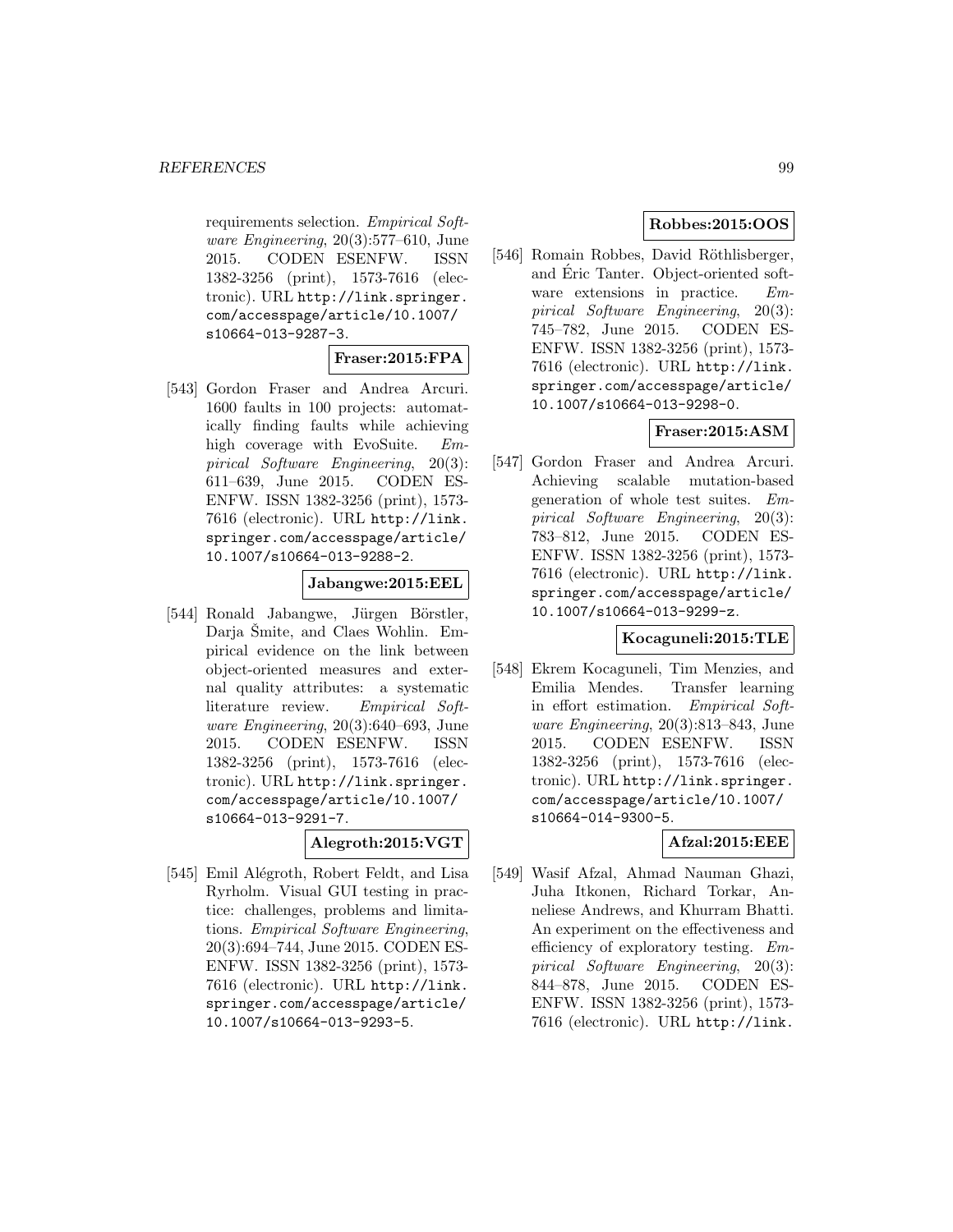requirements selection. *Empirical Software Engineering*, 20(3):577–610, June 2015. CODEN ESENFW. ISSN 1382-3256 (print), 1573-7616 (electronic). URL http://link.springer.com/accesspage/article/10.1007/s10664-013-9287-3.

**Fraser:2015:FPA**

[543] Gordon Fraser and Andrea Arcuri. 1600 faults in 100 projects: automatically finding faults while achieving high coverage with EvoSuite. *Empirical Software Engineering*, 20(3): 611–639, June 2015. CODEN ESENFW. ISSN 1382-3256 (print), 1573-7616 (electronic). URL http://link.springer.com/accesspage/article/10.1007/s10664-013-9288-2.

**Jabangwe:2015:EEL**

[544] Ronald Jabangwe, Jürgen Börstler, Darja Šmite, and Claes Wohlin. Empirical evidence on the link between object-oriented measures and external quality attributes: a systematic literature review. *Empirical Software Engineering*, 20(3):640–693, June 2015. CODEN ESENFW. ISSN 1382-3256 (print), 1573-7616 (electronic). URL http://link.springer.com/accesspage/article/10.1007/s10664-013-9291-7.

**Alegroth:2015:VGT**

[545] Emil Alégroth, Robert Feldt, and Lisa Ryrholm. Visual GUI testing in practice: challenges, problems and limitations. *Empirical Software Engineering*, 20(3):694–744, June 2015. CODEN ESENFW. ISSN 1382-3256 (print), 1573-7616 (electronic). URL http://link.springer.com/accesspage/article/10.1007/s10664-013-9293-5.

**Robbes:2015:OOS**

[546] Romain Robbes, David Röthlisberger, and Éric Tanter. Object-oriented software extensions in practice. *Empirical Software Engineering*, 20(3): 745–782, June 2015. CODEN ESENFW. ISSN 1382-3256 (print), 1573-7616 (electronic). URL http://link.springer.com/accesspage/article/10.1007/s10664-013-9298-0.

**Fraser:2015:ASM**

[547] Gordon Fraser and Andrea Arcuri. Achieving scalable mutation-based generation of whole test suites. *Empirical Software Engineering*, 20(3): 783–812, June 2015. CODEN ESENFW. ISSN 1382-3256 (print), 1573-7616 (electronic). URL http://link.springer.com/accesspage/article/10.1007/s10664-013-9299-z.

**Kocaguneli:2015:TLE**

[548] Ekrem Kocaguneli, Tim Menzies, and Emilia Mendes. Transfer learning in effort estimation. *Empirical Software Engineering*, 20(3):813–843, June 2015. CODEN ESENFW. ISSN 1382-3256 (print), 1573-7616 (electronic). URL http://link.springer.com/accesspage/article/10.1007/s10664-014-9300-5.

**Afzal:2015:EEE**

[549] Wasif Afzal, Ahmad Nauman Ghazi, Juha Itkonen, Richard Torkar, Anneliese Andrews, and Khurram Bhatti. An experiment on the effectiveness and efficiency of exploratory testing. *Empirical Software Engineering*, 20(3): 844–878, June 2015. CODEN ESENFW. ISSN 1382-3256 (print), 1573-7616 (electronic). URL http://link.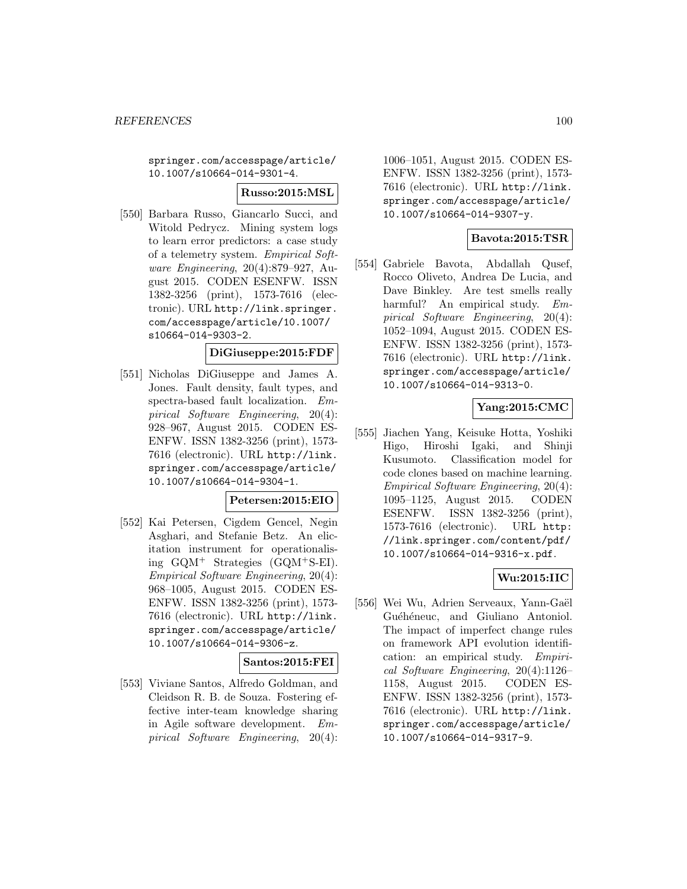springer.com/accesspage/article/10.1007/s10664-014-9301-4.

**Russo:2015:MSL**

[550] Barbara Russo, Giancarlo Succi, and Witold Pedrycz. Mining system logs to learn error predictors: a case study of a telemetry system. *Empirical Software Engineering*, 20(4):879–927, August 2015. CODEN ESENFW. ISSN 1382-3256 (print), 1573-7616 (electronic). URL http://link.springer.com/accesspage/article/10.1007/s10664-014-9303-2.

**DiGiuseppe:2015:FDF**

[551] Nicholas DiGiuseppe and James A. Jones. Fault density, fault types, and spectra-based fault localization. *Empirical Software Engineering*, 20(4): 928–967, August 2015. CODEN ESENFW. ISSN 1382-3256 (print), 1573-7616 (electronic). URL http://link.springer.com/accesspage/article/10.1007/s10664-014-9304-1.

**Petersen:2015:EIO**

[552] Kai Petersen, Cigdem Gencel, Negin Asghari, and Stefanie Betz. An elicitation instrument for operationalising GQM$^+$ Strategies (GQM$^+$S-EI). *Empirical Software Engineering*, 20(4): 968–1005, August 2015. CODEN ESENFW. ISSN 1382-3256 (print), 1573-7616 (electronic). URL http://link.springer.com/accesspage/article/10.1007/s10664-014-9306-z.

**Santos:2015:FEI**

[553] Viviane Santos, Alfredo Goldman, and Cleidson R. B. de Souza. Fostering effective inter-team knowledge sharing in Agile software development. *Empirical Software Engineering*, 20(4): 1006–1051, August 2015. CODEN ESENFW. ISSN 1382-3256 (print), 1573-7616 (electronic). URL http://link.springer.com/accesspage/article/10.1007/s10664-014-9307-y.

**Bavota:2015:TSR**

[554] Gabriele Bavota, Abdallah Qusef, Rocco Oliveto, Andrea De Lucia, and Dave Binkley. Are test smells really harmful? An empirical study. *Empirical Software Engineering*, 20(4): 1052–1094, August 2015. CODEN ESENFW. ISSN 1382-3256 (print), 1573-7616 (electronic). URL http://link.springer.com/accesspage/article/10.1007/s10664-014-9313-0.

**Yang:2015:CMC**

[555] Jiachen Yang, Keisuke Hotta, Yoshiki Higo, Hiroshi Igaki, and Shinji Kusumoto. Classification model for code clones based on machine learning. *Empirical Software Engineering*, 20(4): 1095–1125, August 2015. CODEN ESENFW. ISSN 1382-3256 (print), 1573-7616 (electronic). URL http://link.springer.com/content/pdf/10.1007/s10664-014-9316-x.pdf.

**Wu:2015:IIC**

[556] Wei Wu, Adrien Serveaux, Yann-Gaël Guéhéneuc, and Giuliano Antoniol. The impact of imperfect change rules on framework API evolution identification: an empirical study. *Empirical Software Engineering*, 20(4):1126–1158, August 2015. CODEN ESENFW. ISSN 1382-3256 (print), 1573-7616 (electronic). URL http://link.springer.com/accesspage/article/10.1007/s10664-014-9317-9.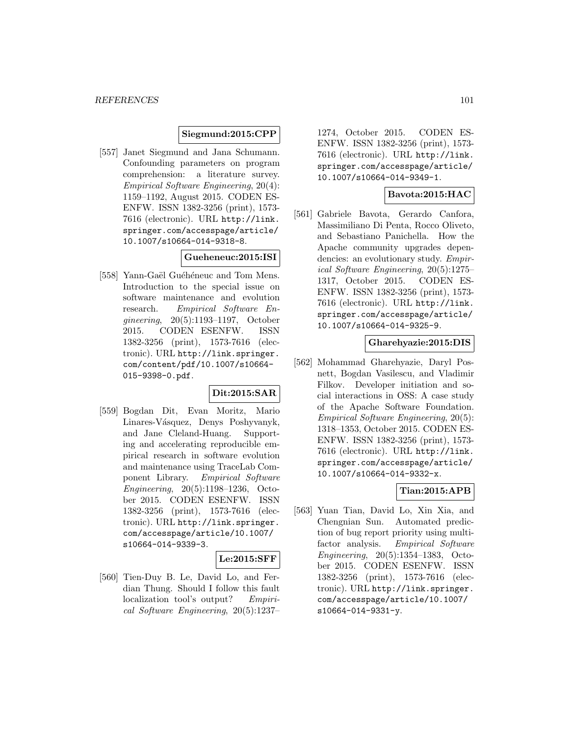**Siegmund:2015:CPP**

[557] Janet Siegmund and Jana Schumann. Confounding parameters on program comprehension: a literature survey. *Empirical Software Engineering*, 20(4): 1159–1192, August 2015. CODEN ESENFW. ISSN 1382-3256 (print), 1573-7616 (electronic). URL `http://link.springer.com/accesspage/article/10.1007/s10664-014-9318-8`.

**Gueheneuc:2015:ISI**

[558] Yann-Gaël Guéhéneuc and Tom Mens. Introduction to the special issue on software maintenance and evolution research. *Empirical Software Engineering*, 20(5):1193–1197, October 2015. CODEN ESENFW. ISSN 1382-3256 (print), 1573-7616 (electronic). URL `http://link.springer.com/content/pdf/10.1007/s10664-015-9398-0.pdf`.

**Dit:2015:SAR**

[559] Bogdan Dit, Evan Moritz, Mario Linares-Vásquez, Denys Poshyvanyk, and Jane Cleland-Huang. Supporting and accelerating reproducible empirical research in software evolution and maintenance using TraceLab Component Library. *Empirical Software Engineering*, 20(5):1198–1236, October 2015. CODEN ESENFW. ISSN 1382-3256 (print), 1573-7616 (electronic). URL `http://link.springer.com/accesspage/article/10.1007/s10664-014-9339-3`.

**Le:2015:SFF**

[560] Tien-Duy B. Le, David Lo, and Ferdian Thung. Should I follow this fault localization tool's output? *Empirical Software Engineering*, 20(5):1237–1274, October 2015. CODEN ESENFW. ISSN 1382-3256 (print), 1573-7616 (electronic). URL `http://link.springer.com/accesspage/article/10.1007/s10664-014-9349-1`.

**Bavota:2015:HAC**

[561] Gabriele Bavota, Gerardo Canfora, Massimiliano Di Penta, Rocco Oliveto, and Sebastiano Panichella. How the Apache community upgrades dependencies: an evolutionary study. *Empirical Software Engineering*, 20(5):1275–1317, October 2015. CODEN ESENFW. ISSN 1382-3256 (print), 1573-7616 (electronic). URL `http://link.springer.com/accesspage/article/10.1007/s10664-014-9325-9`.

**Gharehyazie:2015:DIS**

[562] Mohammad Gharehyazie, Daryl Posnett, Bogdan Vasilescu, and Vladimir Filkov. Developer initiation and social interactions in OSS: A case study of the Apache Software Foundation. *Empirical Software Engineering*, 20(5): 1318–1353, October 2015. CODEN ESENFW. ISSN 1382-3256 (print), 1573-7616 (electronic). URL `http://link.springer.com/accesspage/article/10.1007/s10664-014-9332-x`.

**Tian:2015:APB**

[563] Yuan Tian, David Lo, Xin Xia, and Chengnian Sun. Automated prediction of bug report priority using multifactor analysis. *Empirical Software Engineering*, 20(5):1354–1383, October 2015. CODEN ESENFW. ISSN 1382-3256 (print), 1573-7616 (electronic). URL `http://link.springer.com/accesspage/article/10.1007/s10664-014-9331-y`.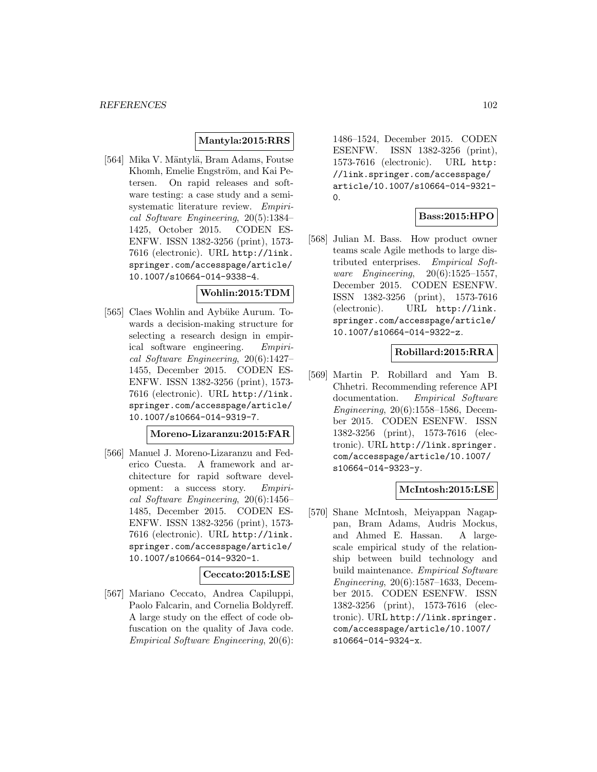**Mantyla:2015:RRS**

[564] Mika V. Mäntylä, Bram Adams, Foutse Khomh, Emelie Engström, and Kai Petersen. On rapid releases and software testing: a case study and a semi-systematic literature review. *Empirical Software Engineering*, 20(5):1384–1425, October 2015. CODEN ESENFW. ISSN 1382-3256 (print), 1573-7616 (electronic). URL http://link.springer.com/accesspage/article/10.1007/s10664-014-9338-4.

**Wohlin:2015:TDM**

[565] Claes Wohlin and Aybüke Aurum. Towards a decision-making structure for selecting a research design in empirical software engineering. *Empirical Software Engineering*, 20(6):1427–1455, December 2015. CODEN ESENFW. ISSN 1382-3256 (print), 1573-7616 (electronic). URL http://link.springer.com/accesspage/article/10.1007/s10664-014-9319-7.

**Moreno-Lizaranzu:2015:FAR**

[566] Manuel J. Moreno-Lizaranzu and Federico Cuesta. A framework and architecture for rapid software development: a success story. *Empirical Software Engineering*, 20(6):1456–1485, December 2015. CODEN ESENFW. ISSN 1382-3256 (print), 1573-7616 (electronic). URL http://link.springer.com/accesspage/article/10.1007/s10664-014-9320-1.

**Ceccato:2015:LSE**

[567] Mariano Ceccato, Andrea Capiluppi, Paolo Falcarin, and Cornelia Boldyreff. A large study on the effect of code obfuscation on the quality of Java code. *Empirical Software Engineering*, 20(6):1486–1524, December 2015. CODEN ESENFW. ISSN 1382-3256 (print), 1573-7616 (electronic). URL http://link.springer.com/accesspage/article/10.1007/s10664-014-9321-0.

**Bass:2015:HPO**

[568] Julian M. Bass. How product owner teams scale Agile methods to large distributed enterprises. *Empirical Software Engineering*, 20(6):1525–1557, December 2015. CODEN ESENFW. ISSN 1382-3256 (print), 1573-7616 (electronic). URL http://link.springer.com/accesspage/article/10.1007/s10664-014-9322-z.

**Robillard:2015:RRA**

[569] Martin P. Robillard and Yam B. Chhetri. Recommending reference API documentation. *Empirical Software Engineering*, 20(6):1558–1586, December 2015. CODEN ESENFW. ISSN 1382-3256 (print), 1573-7616 (electronic). URL http://link.springer.com/accesspage/article/10.1007/s10664-014-9323-y.

**McIntosh:2015:LSE**

[570] Shane McIntosh, Meiyappan Nagappan, Bram Adams, Audris Mockus, and Ahmed E. Hassan. A large-scale empirical study of the relationship between build technology and build maintenance. *Empirical Software Engineering*, 20(6):1587–1633, December 2015. CODEN ESENFW. ISSN 1382-3256 (print), 1573-7616 (electronic). URL http://link.springer.com/accesspage/article/10.1007/s10664-014-9324-x.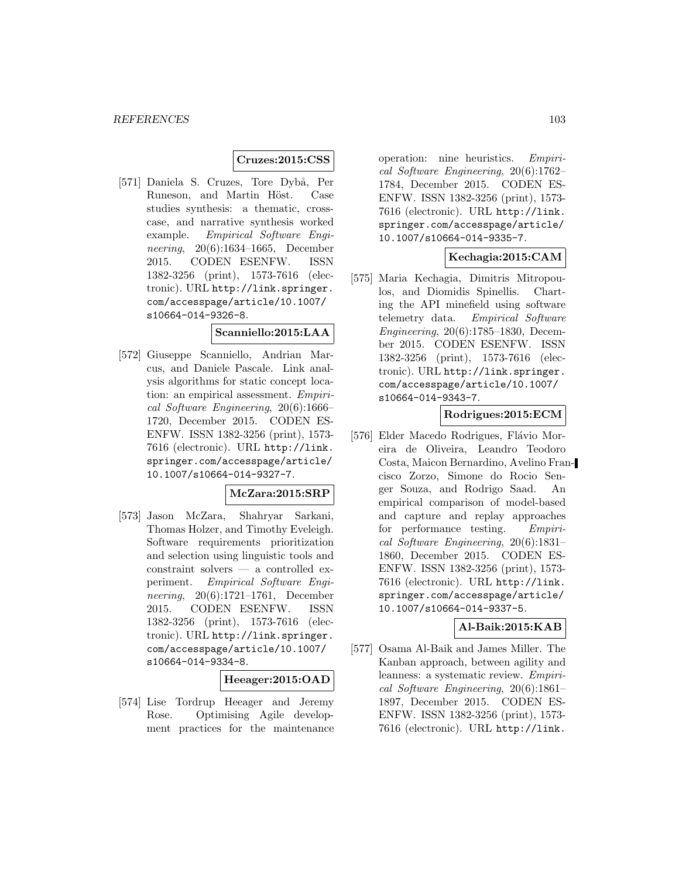**Cruzes:2015:CSS**

[571] Daniela S. Cruzes, Tore Dybå, Per Runeson, and Martin Höst. Case studies synthesis: a thematic, cross-case, and narrative synthesis worked example. *Empirical Software Engineering*, 20(6):1634–1665, December 2015. CODEN ESENFW. ISSN 1382-3256 (print), 1573-7616 (electronic). URL http://link.springer.com/accesspage/article/10.1007/s10664-014-9326-8.

**Scanniello:2015:LAA**

[572] Giuseppe Scanniello, Andrian Marcus, and Daniele Pascale. Link analysis algorithms for static concept location: an empirical assessment. *Empirical Software Engineering*, 20(6):1666–1720, December 2015. CODEN ESENFW. ISSN 1382-3256 (print), 1573-7616 (electronic). URL http://link.springer.com/accesspage/article/10.1007/s10664-014-9327-7.

**McZara:2015:SRP**

[573] Jason McZara, Shahryar Sarkani, Thomas Holzer, and Timothy Eveleigh. Software requirements prioritization and selection using linguistic tools and constraint solvers — a controlled experiment. *Empirical Software Engineering*, 20(6):1721–1761, December 2015. CODEN ESENFW. ISSN 1382-3256 (print), 1573-7616 (electronic). URL http://link.springer.com/accesspage/article/10.1007/s10664-014-9334-8.

**Heeager:2015:OAD**

[574] Lise Tordrup Heeager and Jeremy Rose. Optimising Agile development practices for the maintenance operation: nine heuristics. *Empirical Software Engineering*, 20(6):1762–1784, December 2015. CODEN ESENFW. ISSN 1382-3256 (print), 1573-7616 (electronic). URL http://link.springer.com/accesspage/article/10.1007/s10664-014-9335-7.

**Kechagia:2015:CAM**

[575] Maria Kechagia, Dimitris Mitropoulos, and Diomidis Spinellis. Charting the API minefield using software telemetry data. *Empirical Software Engineering*, 20(6):1785–1830, December 2015. CODEN ESENFW. ISSN 1382-3256 (print), 1573-7616 (electronic). URL http://link.springer.com/accesspage/article/10.1007/s10664-014-9343-7.

**Rodrigues:2015:ECM**

[576] Elder Macedo Rodrigues, Flávio Moreira de Oliveira, Leandro Teodoro Costa, Maicon Bernardino, Avelino Francisco Zorzo, Simone do Rocio Senger Souza, and Rodrigo Saad. An empirical comparison of model-based and capture and replay approaches for performance testing. *Empirical Software Engineering*, 20(6):1831–1860, December 2015. CODEN ESENFW. ISSN 1382-3256 (print), 1573-7616 (electronic). URL http://link.springer.com/accesspage/article/10.1007/s10664-014-9337-5.

**Al-Baik:2015:KAB**

[577] Osama Al-Baik and James Miller. The Kanban approach, between agility and leanness: a systematic review. *Empirical Software Engineering*, 20(6):1861–1897, December 2015. CODEN ESENFW. ISSN 1382-3256 (print), 1573-7616 (electronic). URL http://link.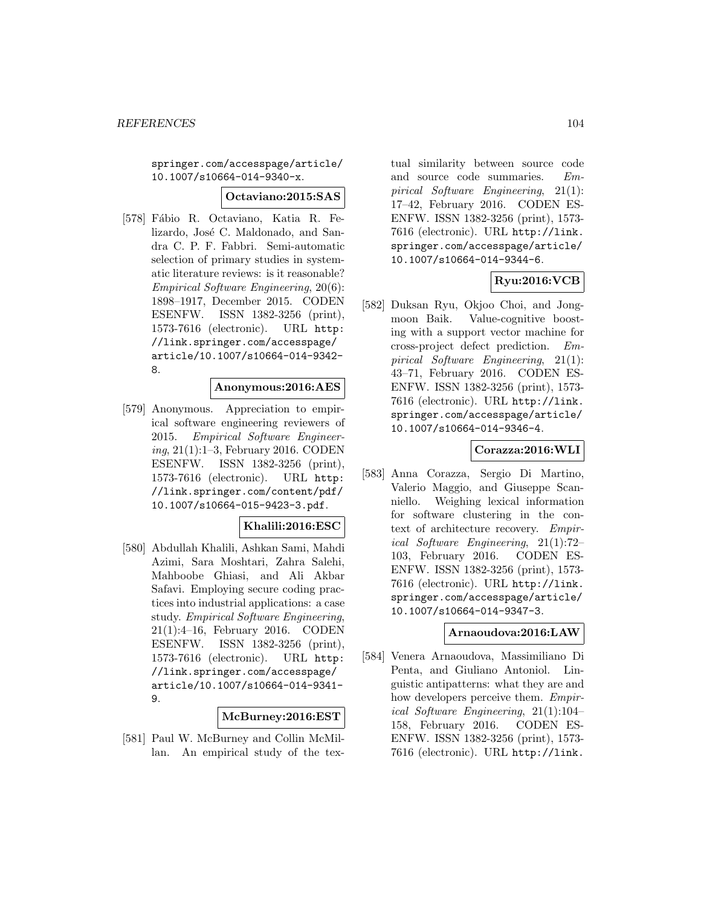springer.com/accesspage/article/10.1007/s10664-014-9340-x.

**Octaviano:2015:SAS**

[578] Fábio R. Octaviano, Katia R. Felizardo, José C. Maldonado, and Sandra C. P. F. Fabbri. Semi-automatic selection of primary studies in systematic literature reviews: is it reasonable? *Empirical Software Engineering*, 20(6): 1898–1917, December 2015. CODEN ESENFW. ISSN 1382-3256 (print), 1573-7616 (electronic). URL http://link.springer.com/accesspage/article/10.1007/s10664-014-9342-8.

**Anonymous:2016:AES**

[579] Anonymous. Appreciation to empirical software engineering reviewers of 2015. *Empirical Software Engineering*, 21(1):1–3, February 2016. CODEN ESENFW. ISSN 1382-3256 (print), 1573-7616 (electronic). URL http://link.springer.com/content/pdf/10.1007/s10664-015-9423-3.pdf.

**Khalili:2016:ESC**

[580] Abdullah Khalili, Ashkan Sami, Mahdi Azimi, Sara Moshtari, Zahra Salehi, Mahboobe Ghiasi, and Ali Akbar Safavi. Employing secure coding practices into industrial applications: a case study. *Empirical Software Engineering*, 21(1):4–16, February 2016. CODEN ESENFW. ISSN 1382-3256 (print), 1573-7616 (electronic). URL http://link.springer.com/accesspage/article/10.1007/s10664-014-9341-9.

**McBurney:2016:EST**

[581] Paul W. McBurney and Collin McMillan. An empirical study of the textual similarity between source code and source code summaries. *Empirical Software Engineering*, 21(1): 17–42, February 2016. CODEN ESENFW. ISSN 1382-3256 (print), 1573-7616 (electronic). URL http://link.springer.com/accesspage/article/10.1007/s10664-014-9344-6.

**Ryu:2016:VCB**

[582] Duksan Ryu, Okjoo Choi, and Jongmoon Baik. Value-cognitive boosting with a support vector machine for cross-project defect prediction. *Empirical Software Engineering*, 21(1): 43–71, February 2016. CODEN ESENFW. ISSN 1382-3256 (print), 1573-7616 (electronic). URL http://link.springer.com/accesspage/article/10.1007/s10664-014-9346-4.

**Corazza:2016:WLI**

[583] Anna Corazza, Sergio Di Martino, Valerio Maggio, and Giuseppe Scanniello. Weighing lexical information for software clustering in the context of architecture recovery. *Empirical Software Engineering*, 21(1):72–103, February 2016. CODEN ESENFW. ISSN 1382-3256 (print), 1573-7616 (electronic). URL http://link.springer.com/accesspage/article/10.1007/s10664-014-9347-3.

**Arnaoudova:2016:LAW**

[584] Venera Arnaoudova, Massimiliano Di Penta, and Giuliano Antoniol. Linguistic antipatterns: what they are and how developers perceive them. *Empirical Software Engineering*, 21(1):104–158, February 2016. CODEN ESENFW. ISSN 1382-3256 (print), 1573-7616 (electronic). URL http://link.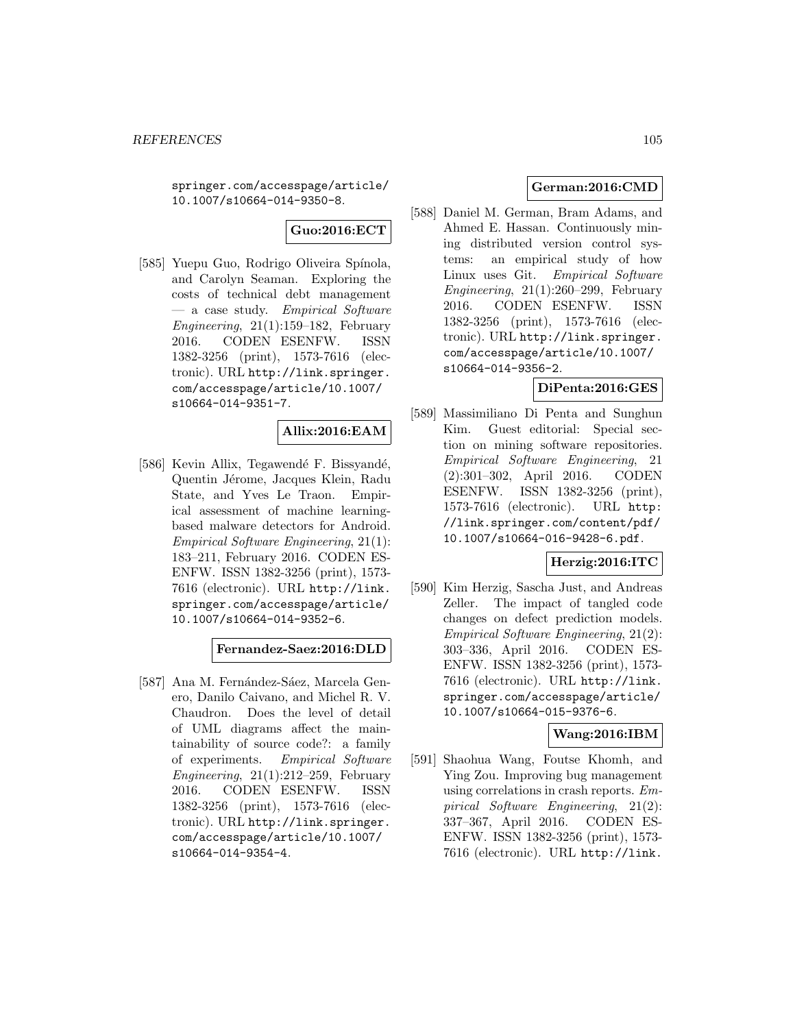springer.com/accesspage/article/10.1007/s10664-014-9350-8.

**Guo:2016:ECT**

[585] Yuepu Guo, Rodrigo Oliveira Spínola, and Carolyn Seaman. Exploring the costs of technical debt management — a case study. *Empirical Software Engineering*, 21(1):159–182, February 2016. CODEN ESENFW. ISSN 1382-3256 (print), 1573-7616 (electronic). URL http://link.springer.com/accesspage/article/10.1007/s10664-014-9351-7.

**Allix:2016:EAM**

[586] Kevin Allix, Tegawendé F. Bissyandé, Quentin Jérome, Jacques Klein, Radu State, and Yves Le Traon. Empirical assessment of machine learning-based malware detectors for Android. *Empirical Software Engineering*, 21(1): 183–211, February 2016. CODEN ESENFW. ISSN 1382-3256 (print), 1573-7616 (electronic). URL http://link.springer.com/accesspage/article/10.1007/s10664-014-9352-6.

**Fernandez-Saez:2016:DLD**

[587] Ana M. Fernández-Sáez, Marcela Genero, Danilo Caivano, and Michel R. V. Chaudron. Does the level of detail of UML diagrams affect the maintainability of source code?: a family of experiments. *Empirical Software Engineering*, 21(1):212–259, February 2016. CODEN ESENFW. ISSN 1382-3256 (print), 1573-7616 (electronic). URL http://link.springer.com/accesspage/article/10.1007/s10664-014-9354-4.

**German:2016:CMD**

[588] Daniel M. German, Bram Adams, and Ahmed E. Hassan. Continuously mining distributed version control systems: an empirical study of how Linux uses Git. *Empirical Software Engineering*, 21(1):260–299, February 2016. CODEN ESENFW. ISSN 1382-3256 (print), 1573-7616 (electronic). URL http://link.springer.com/accesspage/article/10.1007/s10664-014-9356-2.

**DiPenta:2016:GES**

[589] Massimiliano Di Penta and Sunghun Kim. Guest editorial: Special section on mining software repositories. *Empirical Software Engineering*, 21 (2):301–302, April 2016. CODEN ESENFW. ISSN 1382-3256 (print), 1573-7616 (electronic). URL http://link.springer.com/content/pdf/10.1007/s10664-016-9428-6.pdf.

**Herzig:2016:ITC**

[590] Kim Herzig, Sascha Just, and Andreas Zeller. The impact of tangled code changes on defect prediction models. *Empirical Software Engineering*, 21(2): 303–336, April 2016. CODEN ESENFW. ISSN 1382-3256 (print), 1573-7616 (electronic). URL http://link.springer.com/accesspage/article/10.1007/s10664-015-9376-6.

**Wang:2016:IBM**

[591] Shaohua Wang, Foutse Khomh, and Ying Zou. Improving bug management using correlations in crash reports. *Empirical Software Engineering*, 21(2): 337–367, April 2016. CODEN ESENFW. ISSN 1382-3256 (print), 1573-7616 (electronic). URL http://link.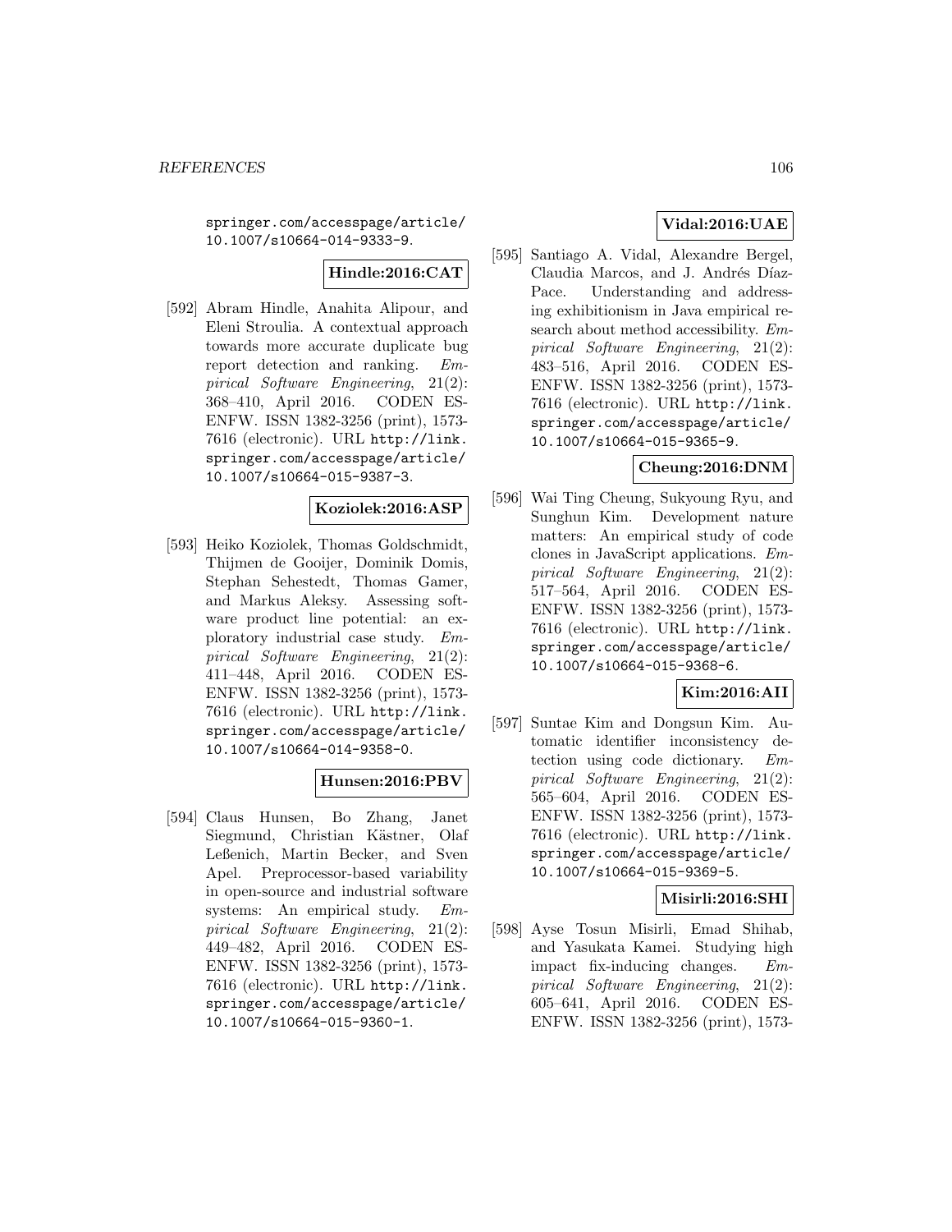springer.com/accesspage/article/10.1007/s10664-014-9333-9.

**Hindle:2016:CAT**

[592] Abram Hindle, Anahita Alipour, and Eleni Stroulia. A contextual approach towards more accurate duplicate bug report detection and ranking. *Empirical Software Engineering*, 21(2): 368–410, April 2016. CODEN ESENFW. ISSN 1382-3256 (print), 1573-7616 (electronic). URL http://link.springer.com/accesspage/article/10.1007/s10664-015-9387-3.

**Koziolek:2016:ASP**

[593] Heiko Koziolek, Thomas Goldschmidt, Thijmen de Gooijer, Dominik Domis, Stephan Sehestedt, Thomas Gamer, and Markus Aleksy. Assessing software product line potential: an exploratory industrial case study. *Empirical Software Engineering*, 21(2): 411–448, April 2016. CODEN ESENFW. ISSN 1382-3256 (print), 1573-7616 (electronic). URL http://link.springer.com/accesspage/article/10.1007/s10664-014-9358-0.

**Hunsen:2016:PBV**

[594] Claus Hunsen, Bo Zhang, Janet Siegmund, Christian Kästner, Olaf Leßenich, Martin Becker, and Sven Apel. Preprocessor-based variability in open-source and industrial software systems: An empirical study. *Empirical Software Engineering*, 21(2): 449–482, April 2016. CODEN ESENFW. ISSN 1382-3256 (print), 1573-7616 (electronic). URL http://link.springer.com/accesspage/article/10.1007/s10664-015-9360-1.

**Vidal:2016:UAE**

[595] Santiago A. Vidal, Alexandre Bergel, Claudia Marcos, and J. Andrés Díaz-Pace. Understanding and addressing exhibitionism in Java empirical research about method accessibility. *Empirical Software Engineering*, 21(2): 483–516, April 2016. CODEN ESENFW. ISSN 1382-3256 (print), 1573-7616 (electronic). URL http://link.springer.com/accesspage/article/10.1007/s10664-015-9365-9.

**Cheung:2016:DNM**

[596] Wai Ting Cheung, Sukyoung Ryu, and Sunghun Kim. Development nature matters: An empirical study of code clones in JavaScript applications. *Empirical Software Engineering*, 21(2): 517–564, April 2016. CODEN ESENFW. ISSN 1382-3256 (print), 1573-7616 (electronic). URL http://link.springer.com/accesspage/article/10.1007/s10664-015-9368-6.

**Kim:2016:AII**

[597] Suntae Kim and Dongsun Kim. Automatic identifier inconsistency detection using code dictionary. *Empirical Software Engineering*, 21(2): 565–604, April 2016. CODEN ESENFW. ISSN 1382-3256 (print), 1573-7616 (electronic). URL http://link.springer.com/accesspage/article/10.1007/s10664-015-9369-5.

**Misirli:2016:SHI**

[598] Ayse Tosun Misirli, Emad Shihab, and Yasukata Kamei. Studying high impact fix-inducing changes. *Empirical Software Engineering*, 21(2): 605–641, April 2016. CODEN ESENFW. ISSN 1382-3256 (print), 1573-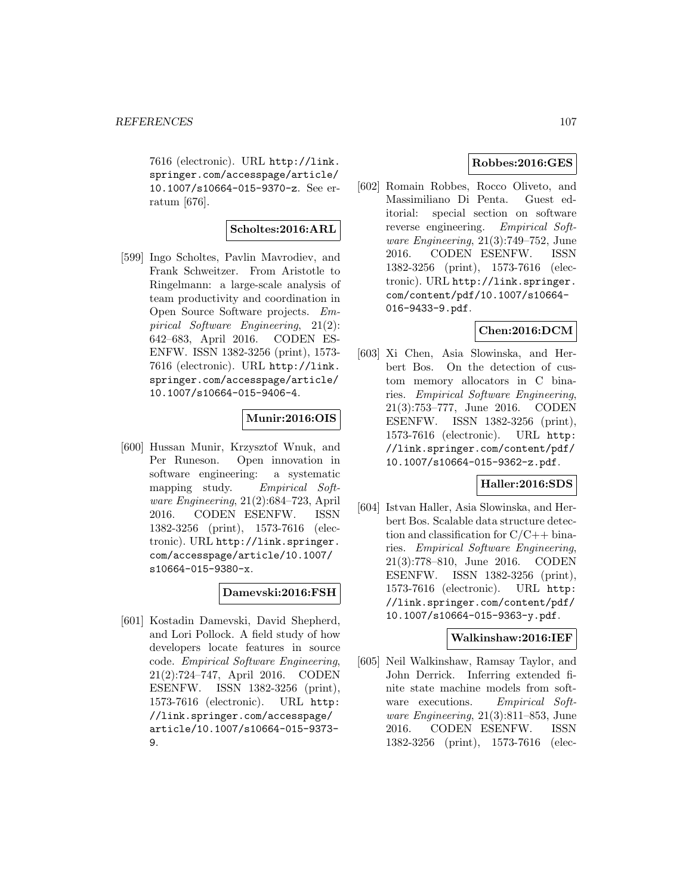7616 (electronic). URL http://link.springer.com/accesspage/article/10.1007/s10664-015-9370-z. See erratum [676].

**Scholtes:2016:ARL**

[599] Ingo Scholtes, Pavlin Mavrodiev, and Frank Schweitzer. From Aristotle to Ringelmann: a large-scale analysis of team productivity and coordination in Open Source Software projects. *Empirical Software Engineering*, 21(2): 642–683, April 2016. CODEN ESENFW. ISSN 1382-3256 (print), 1573-7616 (electronic). URL http://link.springer.com/accesspage/article/10.1007/s10664-015-9406-4.

**Munir:2016:OIS**

[600] Hussan Munir, Krzysztof Wnuk, and Per Runeson. Open innovation in software engineering: a systematic mapping study. *Empirical Software Engineering*, 21(2):684–723, April 2016. CODEN ESENFW. ISSN 1382-3256 (print), 1573-7616 (electronic). URL http://link.springer.com/accesspage/article/10.1007/s10664-015-9380-x.

**Damevski:2016:FSH**

[601] Kostadin Damevski, David Shepherd, and Lori Pollock. A field study of how developers locate features in source code. *Empirical Software Engineering*, 21(2):724–747, April 2016. CODEN ESENFW. ISSN 1382-3256 (print), 1573-7616 (electronic). URL http://link.springer.com/accesspage/article/10.1007/s10664-015-9373-9.

**Robbes:2016:GES**

[602] Romain Robbes, Rocco Oliveto, and Massimiliano Di Penta. Guest editorial: special section on software reverse engineering. *Empirical Software Engineering*, 21(3):749–752, June 2016. CODEN ESENFW. ISSN 1382-3256 (print), 1573-7616 (electronic). URL http://link.springer.com/content/pdf/10.1007/s10664-016-9433-9.pdf.

**Chen:2016:DCM**

[603] Xi Chen, Asia Slowinska, and Herbert Bos. On the detection of custom memory allocators in C binaries. *Empirical Software Engineering*, 21(3):753–777, June 2016. CODEN ESENFW. ISSN 1382-3256 (print), 1573-7616 (electronic). URL http://link.springer.com/content/pdf/10.1007/s10664-015-9362-z.pdf.

**Haller:2016:SDS**

[604] Istvan Haller, Asia Slowinska, and Herbert Bos. Scalable data structure detection and classification for C/C++ binaries. *Empirical Software Engineering*, 21(3):778–810, June 2016. CODEN ESENFW. ISSN 1382-3256 (print), 1573-7616 (electronic). URL http://link.springer.com/content/pdf/10.1007/s10664-015-9363-y.pdf.

**Walkinshaw:2016:IEF**

[605] Neil Walkinshaw, Ramsay Taylor, and John Derrick. Inferring extended finite state machine models from software executions. *Empirical Software Engineering*, 21(3):811–853, June 2016. CODEN ESENFW. ISSN 1382-3256 (print), 1573-7616 (elec-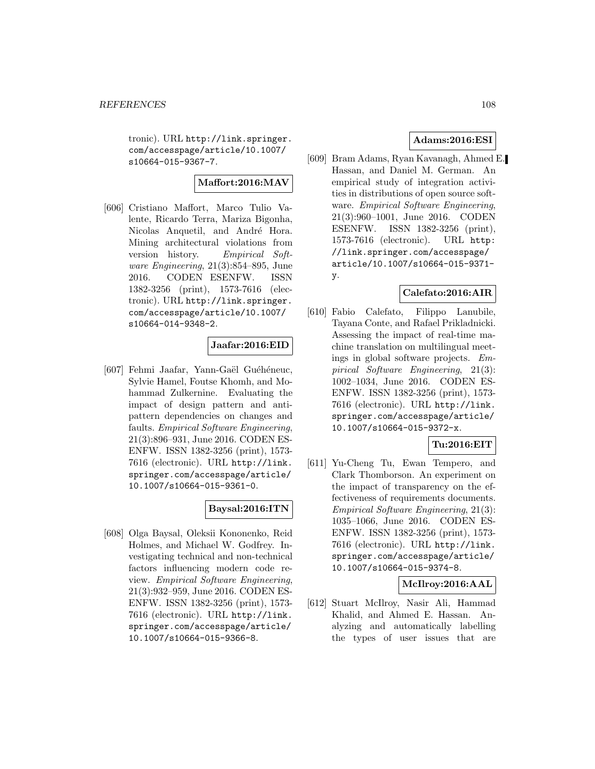tronic). URL http://link.springer.com/accesspage/article/10.1007/s10664-015-9367-7.

**Maffort:2016:MAV**

[606] Cristiano Maffort, Marco Tulio Valente, Ricardo Terra, Mariza Bigonha, Nicolas Anquetil, and André Hora. Mining architectural violations from version history. *Empirical Software Engineering*, 21(3):854–895, June 2016. CODEN ESENFW. ISSN 1382-3256 (print), 1573-7616 (electronic). URL http://link.springer.com/accesspage/article/10.1007/s10664-014-9348-2.

**Jaafar:2016:EID**

[607] Fehmi Jaafar, Yann-Gaël Guéhéneuc, Sylvie Hamel, Foutse Khomh, and Mohammad Zulkernine. Evaluating the impact of design pattern and anti-pattern dependencies on changes and faults. *Empirical Software Engineering*, 21(3):896–931, June 2016. CODEN ESENFW. ISSN 1382-3256 (print), 1573-7616 (electronic). URL http://link.springer.com/accesspage/article/10.1007/s10664-015-9361-0.

**Baysal:2016:ITN**

[608] Olga Baysal, Oleksii Kononenko, Reid Holmes, and Michael W. Godfrey. Investigating technical and non-technical factors influencing modern code review. *Empirical Software Engineering*, 21(3):932–959, June 2016. CODEN ESENFW. ISSN 1382-3256 (print), 1573-7616 (electronic). URL http://link.springer.com/accesspage/article/10.1007/s10664-015-9366-8.

**Adams:2016:ESI**

[609] Bram Adams, Ryan Kavanagh, Ahmed E. Hassan, and Daniel M. German. An empirical study of integration activities in distributions of open source software. *Empirical Software Engineering*, 21(3):960–1001, June 2016. CODEN ESENFW. ISSN 1382-3256 (print), 1573-7616 (electronic). URL http://link.springer.com/accesspage/article/10.1007/s10664-015-9371-y.

**Calefato:2016:AIR**

[610] Fabio Calefato, Filippo Lanubile, Tayana Conte, and Rafael Prikladnicki. Assessing the impact of real-time machine translation on multilingual meetings in global software projects. *Empirical Software Engineering*, 21(3):1002–1034, June 2016. CODEN ESENFW. ISSN 1382-3256 (print), 1573-7616 (electronic). URL http://link.springer.com/accesspage/article/10.1007/s10664-015-9372-x.

**Tu:2016:EIT**

[611] Yu-Cheng Tu, Ewan Tempero, and Clark Thomborson. An experiment on the impact of transparency on the effectiveness of requirements documents. *Empirical Software Engineering*, 21(3):1035–1066, June 2016. CODEN ESENFW. ISSN 1382-3256 (print), 1573-7616 (electronic). URL http://link.springer.com/accesspage/article/10.1007/s10664-015-9374-8.

**McIlroy:2016:AAL**

[612] Stuart McIlroy, Nasir Ali, Hammad Khalid, and Ahmed E. Hassan. Analyzing and automatically labelling the types of user issues that are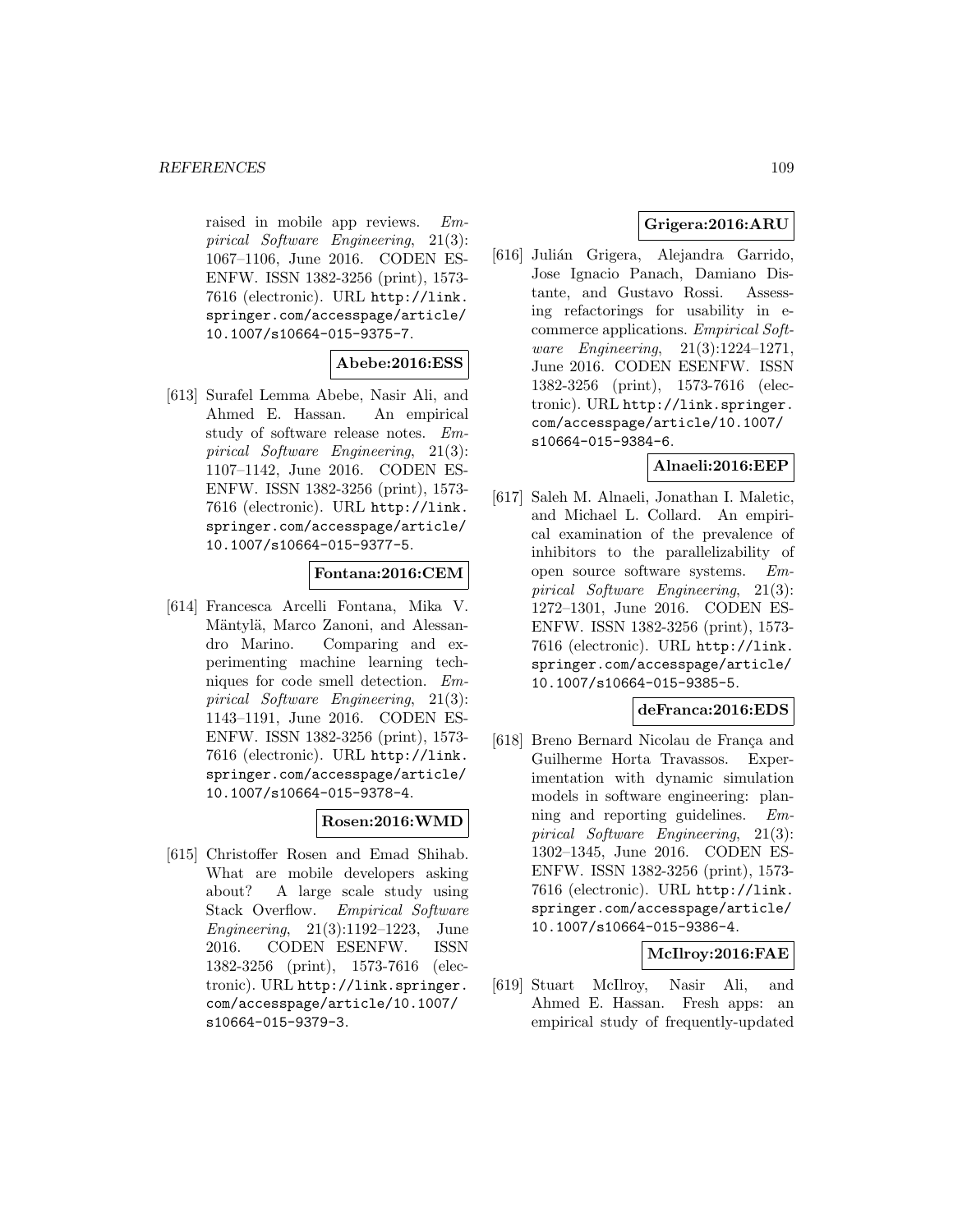raised in mobile app reviews. *Empirical Software Engineering*, 21(3): 1067–1106, June 2016. CODEN ESENFW. ISSN 1382-3256 (print), 1573-7616 (electronic). URL `http://link.springer.com/accesspage/article/10.1007/s10664-015-9375-7`.

**Abebe:2016:ESS**

[613] Surafel Lemma Abebe, Nasir Ali, and Ahmed E. Hassan. An empirical study of software release notes. *Empirical Software Engineering*, 21(3): 1107–1142, June 2016. CODEN ESENFW. ISSN 1382-3256 (print), 1573-7616 (electronic). URL `http://link.springer.com/accesspage/article/10.1007/s10664-015-9377-5`.

**Fontana:2016:CEM**

[614] Francesca Arcelli Fontana, Mika V. Mäntylä, Marco Zanoni, and Alessandro Marino. Comparing and experimenting machine learning techniques for code smell detection. *Empirical Software Engineering*, 21(3): 1143–1191, June 2016. CODEN ESENFW. ISSN 1382-3256 (print), 1573-7616 (electronic). URL `http://link.springer.com/accesspage/article/10.1007/s10664-015-9378-4`.

**Rosen:2016:WMD**

[615] Christoffer Rosen and Emad Shihab. What are mobile developers asking about? A large scale study using Stack Overflow. *Empirical Software Engineering*, 21(3):1192–1223, June 2016. CODEN ESENFW. ISSN 1382-3256 (print), 1573-7616 (electronic). URL `http://link.springer.com/accesspage/article/10.1007/s10664-015-9379-3`.

**Grigera:2016:ARU**

[616] Julián Grigera, Alejandra Garrido, Jose Ignacio Panach, Damiano Distante, and Gustavo Rossi. Assessing refactorings for usability in e-commerce applications. *Empirical Software Engineering*, 21(3):1224–1271, June 2016. CODEN ESENFW. ISSN 1382-3256 (print), 1573-7616 (electronic). URL `http://link.springer.com/accesspage/article/10.1007/s10664-015-9384-6`.

**Alnaeli:2016:EEP**

[617] Saleh M. Alnaeli, Jonathan I. Maletic, and Michael L. Collard. An empirical examination of the prevalence of inhibitors to the parallelizability of open source software systems. *Empirical Software Engineering*, 21(3): 1272–1301, June 2016. CODEN ESENFW. ISSN 1382-3256 (print), 1573-7616 (electronic). URL `http://link.springer.com/accesspage/article/10.1007/s10664-015-9385-5`.

**deFranca:2016:EDS**

[618] Breno Bernard Nicolau de França and Guilherme Horta Travassos. Experimentation with dynamic simulation models in software engineering: planning and reporting guidelines. *Empirical Software Engineering*, 21(3): 1302–1345, June 2016. CODEN ESENFW. ISSN 1382-3256 (print), 1573-7616 (electronic). URL `http://link.springer.com/accesspage/article/10.1007/s10664-015-9386-4`.

**McIlroy:2016:FAE**

[619] Stuart McIlroy, Nasir Ali, and Ahmed E. Hassan. Fresh apps: an empirical study of frequently-updated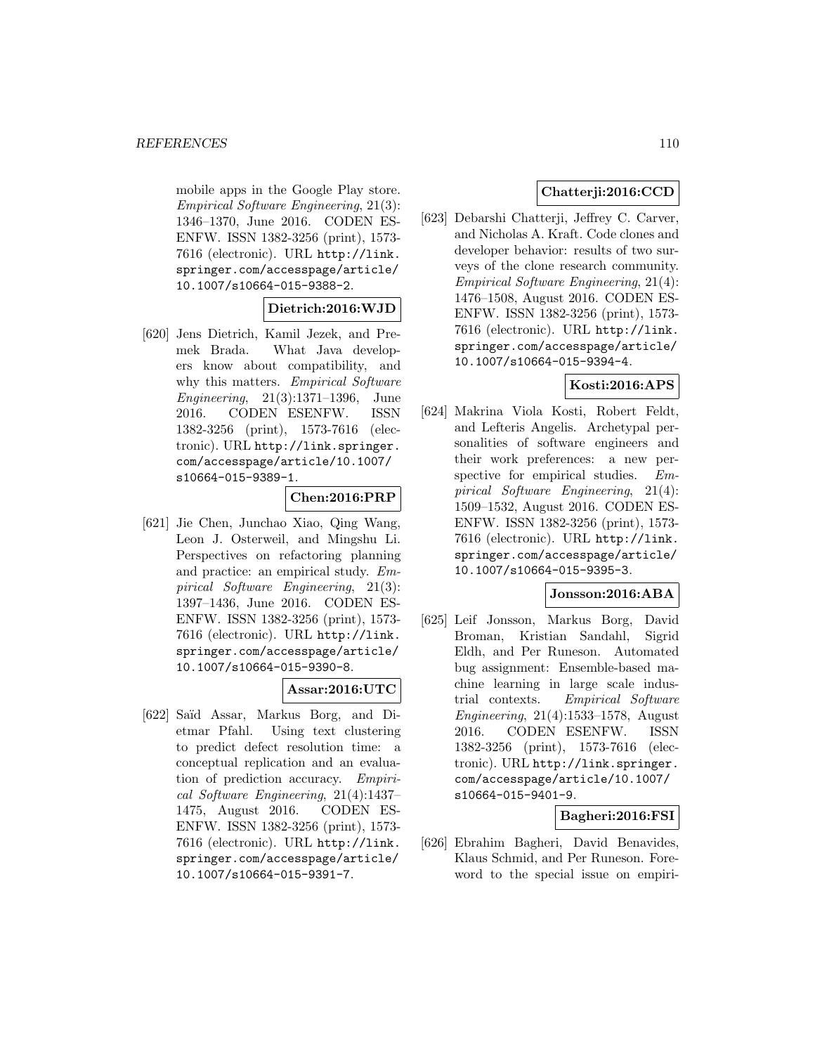mobile apps in the Google Play store. *Empirical Software Engineering*, 21(3): 1346–1370, June 2016. CODEN ESENFW. ISSN 1382-3256 (print), 1573-7616 (electronic). URL http://link.springer.com/accesspage/article/10.1007/s10664-015-9388-2.

**Dietrich:2016:WJD**

[620] Jens Dietrich, Kamil Jezek, and Premek Brada. What Java developers know about compatibility, and why this matters. *Empirical Software Engineering*, 21(3):1371–1396, June 2016. CODEN ESENFW. ISSN 1382-3256 (print), 1573-7616 (electronic). URL http://link.springer.com/accesspage/article/10.1007/s10664-015-9389-1.

**Chen:2016:PRP**

[621] Jie Chen, Junchao Xiao, Qing Wang, Leon J. Osterweil, and Mingshu Li. Perspectives on refactoring planning and practice: an empirical study. *Empirical Software Engineering*, 21(3): 1397–1436, June 2016. CODEN ESENFW. ISSN 1382-3256 (print), 1573-7616 (electronic). URL http://link.springer.com/accesspage/article/10.1007/s10664-015-9390-8.

**Assar:2016:UTC**

[622] Saïd Assar, Markus Borg, and Dietmar Pfahl. Using text clustering to predict defect resolution time: a conceptual replication and an evaluation of prediction accuracy. *Empirical Software Engineering*, 21(4):1437–1475, August 2016. CODEN ESENFW. ISSN 1382-3256 (print), 1573-7616 (electronic). URL http://link.springer.com/accesspage/article/10.1007/s10664-015-9391-7.

**Chatterji:2016:CCD**

[623] Debarshi Chatterji, Jeffrey C. Carver, and Nicholas A. Kraft. Code clones and developer behavior: results of two surveys of the clone research community. *Empirical Software Engineering*, 21(4): 1476–1508, August 2016. CODEN ESENFW. ISSN 1382-3256 (print), 1573-7616 (electronic). URL http://link.springer.com/accesspage/article/10.1007/s10664-015-9394-4.

**Kosti:2016:APS**

[624] Makrina Viola Kosti, Robert Feldt, and Lefteris Angelis. Archetypal personalities of software engineers and their work preferences: a new perspective for empirical studies. *Empirical Software Engineering*, 21(4): 1509–1532, August 2016. CODEN ESENFW. ISSN 1382-3256 (print), 1573-7616 (electronic). URL http://link.springer.com/accesspage/article/10.1007/s10664-015-9395-3.

**Jonsson:2016:ABA**

[625] Leif Jonsson, Markus Borg, David Broman, Kristian Sandahl, Sigrid Eldh, and Per Runeson. Automated bug assignment: Ensemble-based machine learning in large scale industrial contexts. *Empirical Software Engineering*, 21(4):1533–1578, August 2016. CODEN ESENFW. ISSN 1382-3256 (print), 1573-7616 (electronic). URL http://link.springer.com/accesspage/article/10.1007/s10664-015-9401-9.

**Bagheri:2016:FSI**

[626] Ebrahim Bagheri, David Benavides, Klaus Schmid, and Per Runeson. Foreword to the special issue on empiri-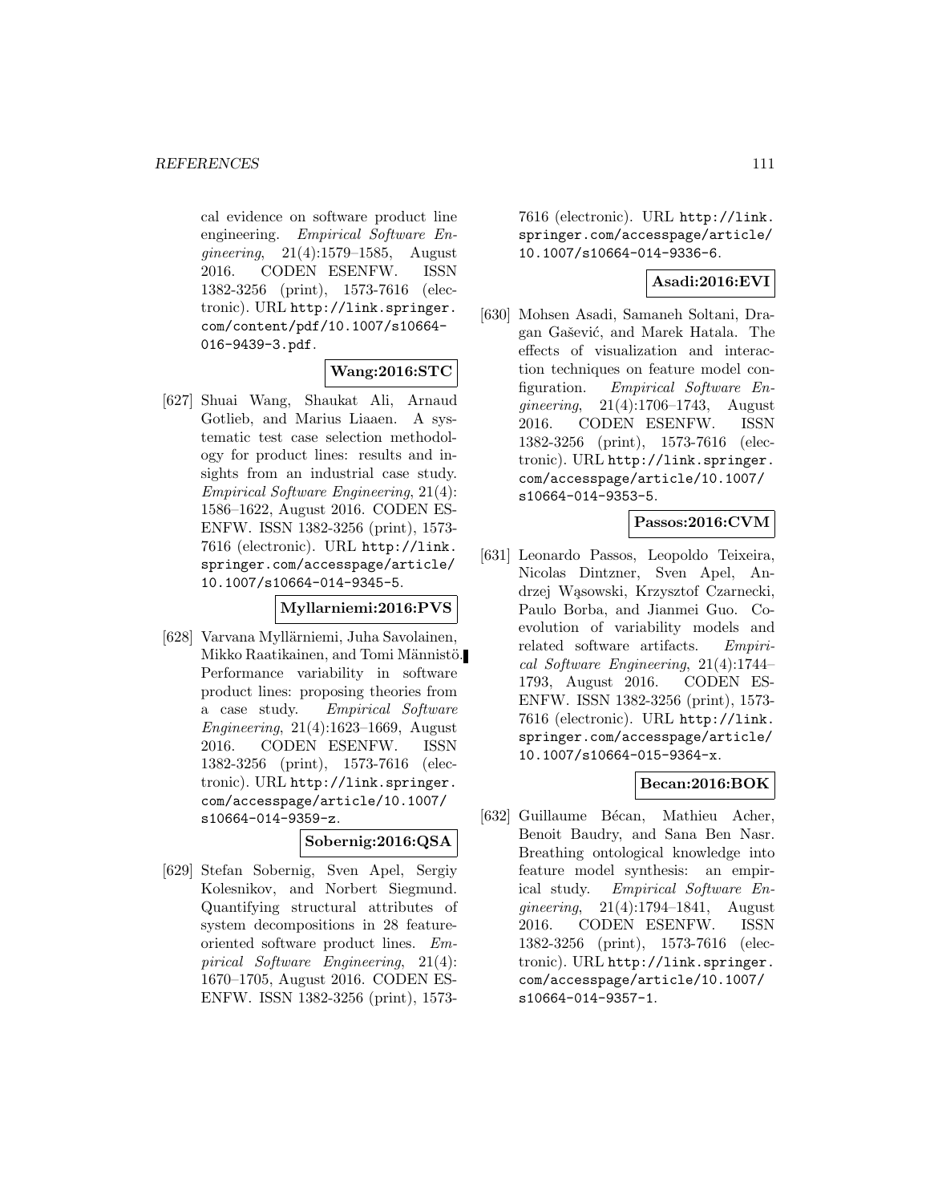cal evidence on software product line engineering. *Empirical Software Engineering*, 21(4):1579–1585, August 2016. CODEN ESENFW. ISSN 1382-3256 (print), 1573-7616 (electronic). URL http://link.springer.com/content/pdf/10.1007/s10664-016-9439-3.pdf.

**Wang:2016:STC**

[627] Shuai Wang, Shaukat Ali, Arnaud Gotlieb, and Marius Liaaen. A systematic test case selection methodology for product lines: results and insights from an industrial case study. *Empirical Software Engineering*, 21(4): 1586–1622, August 2016. CODEN ESENFW. ISSN 1382-3256 (print), 1573-7616 (electronic). URL http://link.springer.com/accesspage/article/10.1007/s10664-014-9345-5.

**Myllarniemi:2016:PVS**

[628] Varvana Myllärniemi, Juha Savolainen, Mikko Raatikainen, and Tomi Männistö. Performance variability in software product lines: proposing theories from a case study. *Empirical Software Engineering*, 21(4):1623–1669, August 2016. CODEN ESENFW. ISSN 1382-3256 (print), 1573-7616 (electronic). URL http://link.springer.com/accesspage/article/10.1007/s10664-014-9359-z.

**Sobernig:2016:QSA**

[629] Stefan Sobernig, Sven Apel, Sergiy Kolesnikov, and Norbert Siegmund. Quantifying structural attributes of system decompositions in 28 feature-oriented software product lines. *Empirical Software Engineering*, 21(4): 1670–1705, August 2016. CODEN ESENFW. ISSN 1382-3256 (print), 1573-7616 (electronic). URL http://link.springer.com/accesspage/article/10.1007/s10664-014-9336-6.

**Asadi:2016:EVI**

[630] Mohsen Asadi, Samaneh Soltani, Dragan Gašević, and Marek Hatala. The effects of visualization and interaction techniques on feature model configuration. *Empirical Software Engineering*, 21(4):1706–1743, August 2016. CODEN ESENFW. ISSN 1382-3256 (print), 1573-7616 (electronic). URL http://link.springer.com/accesspage/article/10.1007/s10664-014-9353-5.

**Passos:2016:CVM**

[631] Leonardo Passos, Leopoldo Teixeira, Nicolas Dintzner, Sven Apel, Andrzej Wąsowski, Krzysztof Czarnecki, Paulo Borba, and Jianmei Guo. Coevolution of variability models and related software artifacts. *Empirical Software Engineering*, 21(4):1744–1793, August 2016. CODEN ESENFW. ISSN 1382-3256 (print), 1573-7616 (electronic). URL http://link.springer.com/accesspage/article/10.1007/s10664-015-9364-x.

**Becan:2016:BOK**

[632] Guillaume Bécan, Mathieu Acher, Benoit Baudry, and Sana Ben Nasr. Breathing ontological knowledge into feature model synthesis: an empirical study. *Empirical Software Engineering*, 21(4):1794–1841, August 2016. CODEN ESENFW. ISSN 1382-3256 (print), 1573-7616 (electronic). URL http://link.springer.com/accesspage/article/10.1007/s10664-014-9357-1.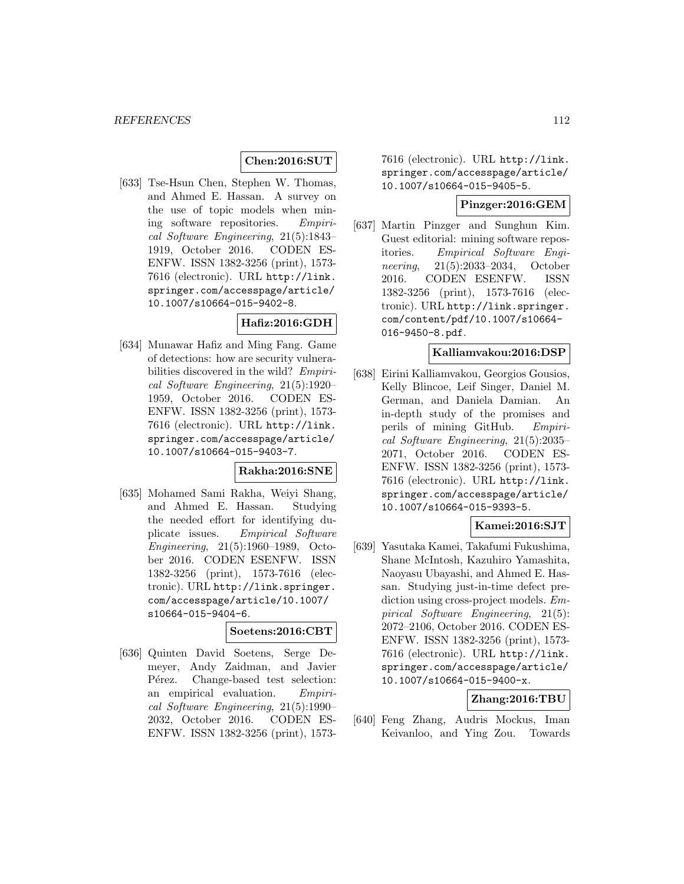**Chen:2016:SUT**

[633] Tse-Hsun Chen, Stephen W. Thomas, and Ahmed E. Hassan. A survey on the use of topic models when mining software repositories. *Empirical Software Engineering*, 21(5):1843–1919, October 2016. CODEN ESENFW. ISSN 1382-3256 (print), 1573-7616 (electronic). URL http://link.springer.com/accesspage/article/10.1007/s10664-015-9402-8.

**Hafiz:2016:GDH**

[634] Munawar Hafiz and Ming Fang. Game of detections: how are security vulnerabilities discovered in the wild? *Empirical Software Engineering*, 21(5):1920–1959, October 2016. CODEN ESENFW. ISSN 1382-3256 (print), 1573-7616 (electronic). URL http://link.springer.com/accesspage/article/10.1007/s10664-015-9403-7.

**Rakha:2016:SNE**

[635] Mohamed Sami Rakha, Weiyi Shang, and Ahmed E. Hassan. Studying the needed effort for identifying duplicate issues. *Empirical Software Engineering*, 21(5):1960–1989, October 2016. CODEN ESENFW. ISSN 1382-3256 (print), 1573-7616 (electronic). URL http://link.springer.com/accesspage/article/10.1007/s10664-015-9404-6.

**Soetens:2016:CBT**

[636] Quinten David Soetens, Serge Demeyer, Andy Zaidman, and Javier Pérez. Change-based test selection: an empirical evaluation. *Empirical Software Engineering*, 21(5):1990–2032, October 2016. CODEN ESENFW. ISSN 1382-3256 (print), 1573-7616 (electronic). URL http://link.springer.com/accesspage/article/10.1007/s10664-015-9405-5.

**Pinzger:2016:GEM**

[637] Martin Pinzger and Sunghun Kim. Guest editorial: mining software repositories. *Empirical Software Engineering*, 21(5):2033–2034, October 2016. CODEN ESENFW. ISSN 1382-3256 (print), 1573-7616 (electronic). URL http://link.springer.com/content/pdf/10.1007/s10664-016-9450-8.pdf.

**Kalliamvakou:2016:DSP**

[638] Eirini Kalliamvakou, Georgios Gousios, Kelly Blincoe, Leif Singer, Daniel M. German, and Daniela Damian. An in-depth study of the promises and perils of mining GitHub. *Empirical Software Engineering*, 21(5):2035–2071, October 2016. CODEN ESENFW. ISSN 1382-3256 (print), 1573-7616 (electronic). URL http://link.springer.com/accesspage/article/10.1007/s10664-015-9393-5.

**Kamei:2016:SJT**

[639] Yasutaka Kamei, Takafumi Fukushima, Shane McIntosh, Kazuhiro Yamashita, Naoyasu Ubayashi, and Ahmed E. Hassan. Studying just-in-time defect prediction using cross-project models. *Empirical Software Engineering*, 21(5):2072–2106, October 2016. CODEN ESENFW. ISSN 1382-3256 (print), 1573-7616 (electronic). URL http://link.springer.com/accesspage/article/10.1007/s10664-015-9400-x.

**Zhang:2016:TBU**

[640] Feng Zhang, Audris Mockus, Iman Keivanloo, and Ying Zou. Towards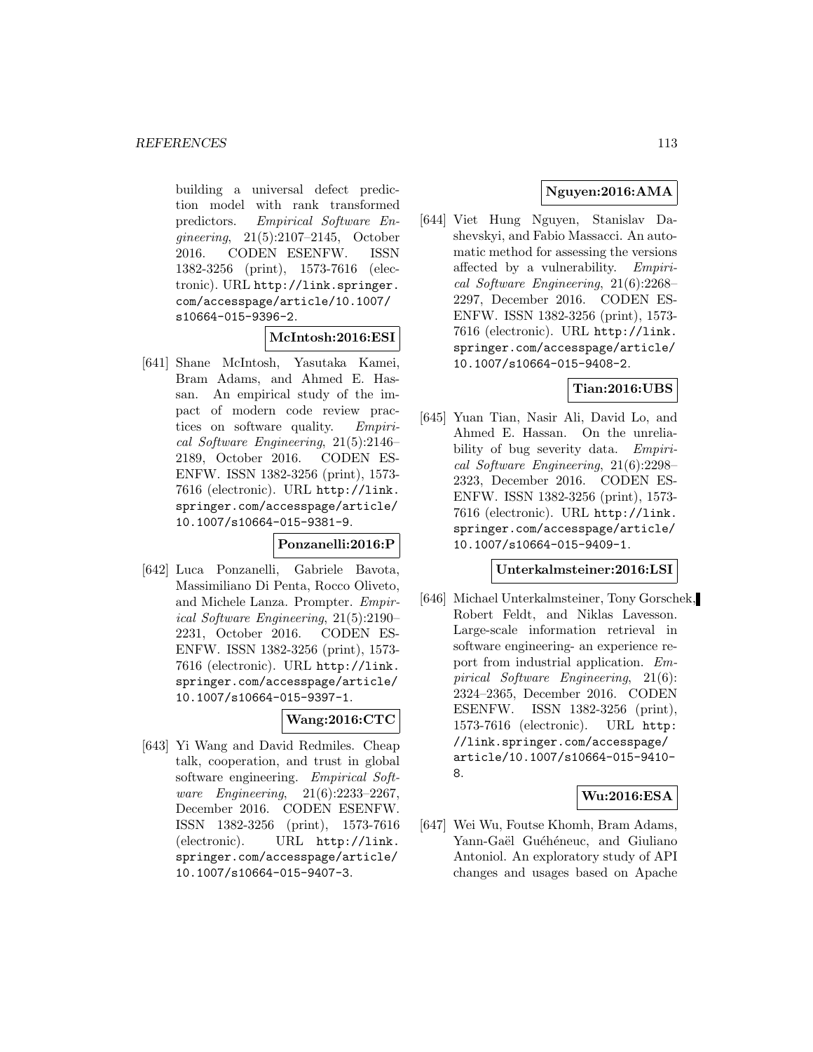building a universal defect prediction model with rank transformed predictors. *Empirical Software Engineering*, 21(5):2107–2145, October 2016. CODEN ESENFW. ISSN 1382-3256 (print), 1573-7616 (electronic). URL http://link.springer.com/accesspage/article/10.1007/s10664-015-9396-2.

**McIntosh:2016:ESI**

[641] Shane McIntosh, Yasutaka Kamei, Bram Adams, and Ahmed E. Hassan. An empirical study of the impact of modern code review practices on software quality. *Empirical Software Engineering*, 21(5):2146–2189, October 2016. CODEN ESENFW. ISSN 1382-3256 (print), 1573-7616 (electronic). URL http://link.springer.com/accesspage/article/10.1007/s10664-015-9381-9.

**Ponzanelli:2016:P**

[642] Luca Ponzanelli, Gabriele Bavota, Massimiliano Di Penta, Rocco Oliveto, and Michele Lanza. Prompter. *Empirical Software Engineering*, 21(5):2190–2231, October 2016. CODEN ESENFW. ISSN 1382-3256 (print), 1573-7616 (electronic). URL http://link.springer.com/accesspage/article/10.1007/s10664-015-9397-1.

**Wang:2016:CTC**

[643] Yi Wang and David Redmiles. Cheap talk, cooperation, and trust in global software engineering. *Empirical Software Engineering*, 21(6):2233–2267, December 2016. CODEN ESENFW. ISSN 1382-3256 (print), 1573-7616 (electronic). URL http://link.springer.com/accesspage/article/10.1007/s10664-015-9407-3.

**Nguyen:2016:AMA**

[644] Viet Hung Nguyen, Stanislav Dashevskyi, and Fabio Massacci. An automatic method for assessing the versions affected by a vulnerability. *Empirical Software Engineering*, 21(6):2268–2297, December 2016. CODEN ESENFW. ISSN 1382-3256 (print), 1573-7616 (electronic). URL http://link.springer.com/accesspage/article/10.1007/s10664-015-9408-2.

**Tian:2016:UBS**

[645] Yuan Tian, Nasir Ali, David Lo, and Ahmed E. Hassan. On the unreliability of bug severity data. *Empirical Software Engineering*, 21(6):2298–2323, December 2016. CODEN ESENFW. ISSN 1382-3256 (print), 1573-7616 (electronic). URL http://link.springer.com/accesspage/article/10.1007/s10664-015-9409-1.

**Unterkalmsteiner:2016:LSI**

[646] Michael Unterkalmsteiner, Tony Gorschek, Robert Feldt, and Niklas Lavesson. Large-scale information retrieval in software engineering- an experience report from industrial application. *Empirical Software Engineering*, 21(6): 2324–2365, December 2016. CODEN ESENFW. ISSN 1382-3256 (print), 1573-7616 (electronic). URL http://link.springer.com/accesspage/article/10.1007/s10664-015-9410-8.

**Wu:2016:ESA**

[647] Wei Wu, Foutse Khomh, Bram Adams, Yann-Gaël Guéhéneuc, and Giuliano Antoniol. An exploratory study of API changes and usages based on Apache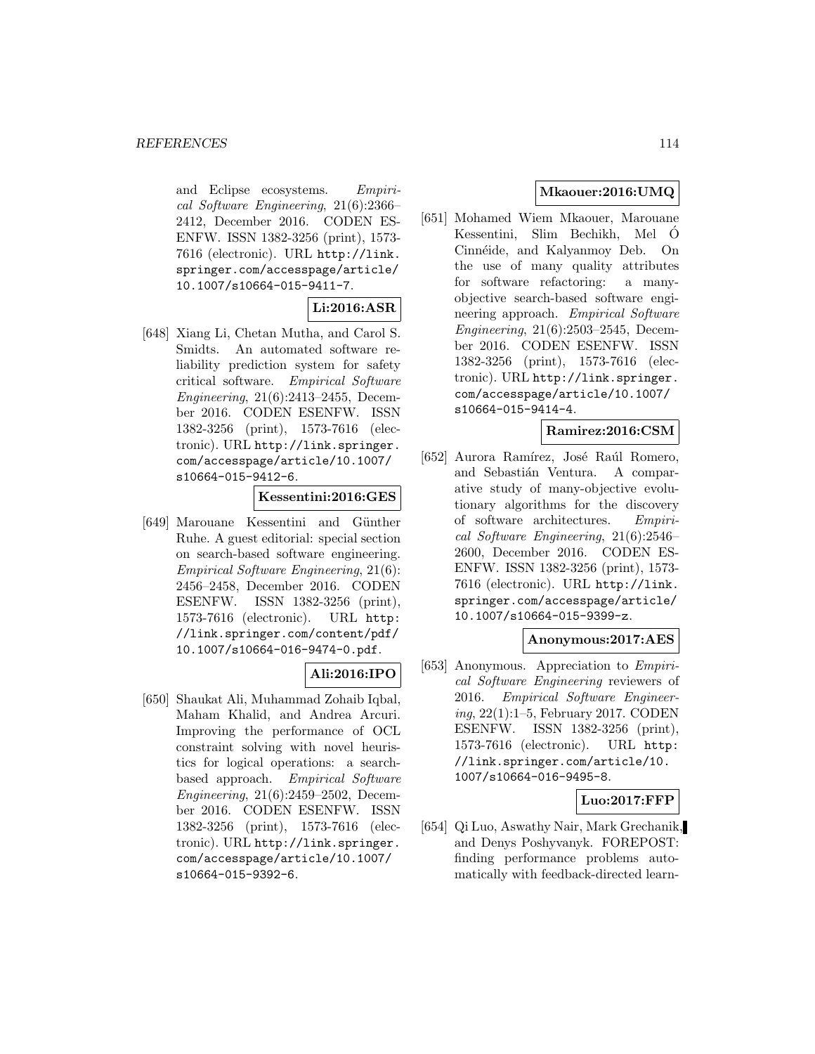and Eclipse ecosystems. *Empirical Software Engineering*, 21(6):2366–2412, December 2016. CODEN ESENFW. ISSN 1382-3256 (print), 1573-7616 (electronic). URL http://link.springer.com/accesspage/article/10.1007/s10664-015-9411-7.

**Li:2016:ASR**

[648] Xiang Li, Chetan Mutha, and Carol S. Smidts. An automated software reliability prediction system for safety critical software. *Empirical Software Engineering*, 21(6):2413–2455, December 2016. CODEN ESENFW. ISSN 1382-3256 (print), 1573-7616 (electronic). URL http://link.springer.com/accesspage/article/10.1007/s10664-015-9412-6.

**Kessentini:2016:GES**

[649] Marouane Kessentini and Günther Ruhe. A guest editorial: special section on search-based software engineering. *Empirical Software Engineering*, 21(6):2456–2458, December 2016. CODEN ESENFW. ISSN 1382-3256 (print), 1573-7616 (electronic). URL http://link.springer.com/content/pdf/10.1007/s10664-016-9474-0.pdf.

**Ali:2016:IPO**

[650] Shaukat Ali, Muhammad Zohaib Iqbal, Maham Khalid, and Andrea Arcuri. Improving the performance of OCL constraint solving with novel heuristics for logical operations: a search-based approach. *Empirical Software Engineering*, 21(6):2459–2502, December 2016. CODEN ESENFW. ISSN 1382-3256 (print), 1573-7616 (electronic). URL http://link.springer.com/accesspage/article/10.1007/s10664-015-9392-6.

**Mkaouer:2016:UMQ**

[651] Mohamed Wiem Mkaouer, Marouane Kessentini, Slim Bechikh, Mel Ó Cinnéide, and Kalyanmoy Deb. On the use of many quality attributes for software refactoring: a many-objective search-based software engineering approach. *Empirical Software Engineering*, 21(6):2503–2545, December 2016. CODEN ESENFW. ISSN 1382-3256 (print), 1573-7616 (electronic). URL http://link.springer.com/accesspage/article/10.1007/s10664-015-9414-4.

**Ramirez:2016:CSM**

[652] Aurora Ramírez, José Raúl Romero, and Sebastián Ventura. A comparative study of many-objective evolutionary algorithms for the discovery of software architectures. *Empirical Software Engineering*, 21(6):2546–2600, December 2016. CODEN ESENFW. ISSN 1382-3256 (print), 1573-7616 (electronic). URL http://link.springer.com/accesspage/article/10.1007/s10664-015-9399-z.

**Anonymous:2017:AES**

[653] Anonymous. Appreciation to *Empirical Software Engineering* reviewers of 2016. *Empirical Software Engineering*, 22(1):1–5, February 2017. CODEN ESENFW. ISSN 1382-3256 (print), 1573-7616 (electronic). URL http://link.springer.com/article/10.1007/s10664-016-9495-8.

**Luo:2017:FFP**

[654] Qi Luo, Aswathy Nair, Mark Grechanik, and Denys Poshyvanyk. FOREPOST: finding performance problems automatically with feedback-directed learn-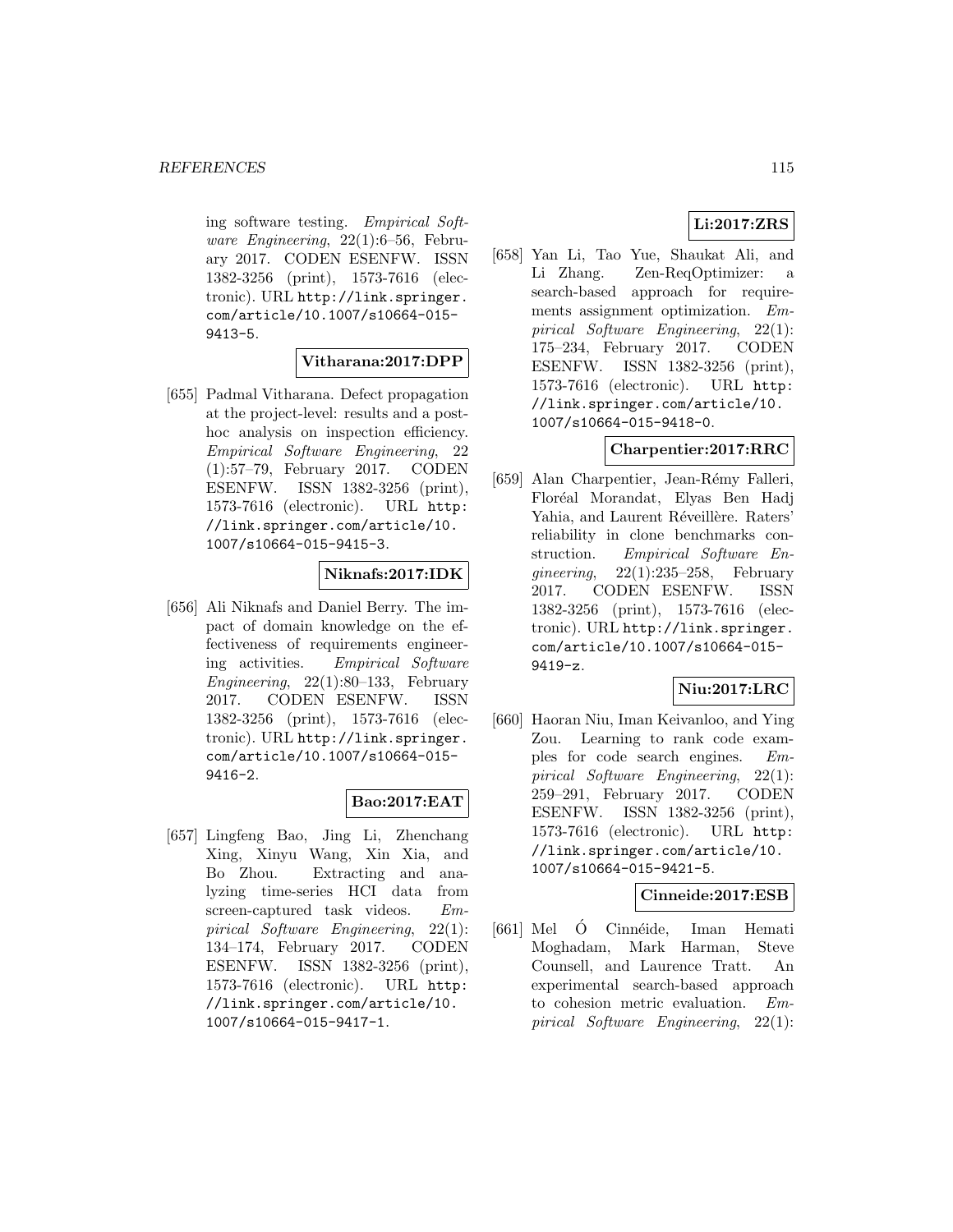ing software testing. *Empirical Software Engineering*, 22(1):6–56, February 2017. CODEN ESENFW. ISSN 1382-3256 (print), 1573-7616 (electronic). URL http://link.springer.com/article/10.1007/s10664-015-9413-5.

**Vitharana:2017:DPP**

[655] Padmal Vitharana. Defect propagation at the project-level: results and a post-hoc analysis on inspection efficiency. *Empirical Software Engineering*, 22 (1):57–79, February 2017. CODEN ESENFW. ISSN 1382-3256 (print), 1573-7616 (electronic). URL http://link.springer.com/article/10.1007/s10664-015-9415-3.

**Niknafs:2017:IDK**

[656] Ali Niknafs and Daniel Berry. The impact of domain knowledge on the effectiveness of requirements engineering activities. *Empirical Software Engineering*, 22(1):80–133, February 2017. CODEN ESENFW. ISSN 1382-3256 (print), 1573-7616 (electronic). URL http://link.springer.com/article/10.1007/s10664-015-9416-2.

**Bao:2017:EAT**

[657] Lingfeng Bao, Jing Li, Zhenchang Xing, Xinyu Wang, Xin Xia, and Bo Zhou. Extracting and analyzing time-series HCI data from screen-captured task videos. *Empirical Software Engineering*, 22(1): 134–174, February 2017. CODEN ESENFW. ISSN 1382-3256 (print), 1573-7616 (electronic). URL http://link.springer.com/article/10.1007/s10664-015-9417-1.

**Li:2017:ZRS**

[658] Yan Li, Tao Yue, Shaukat Ali, and Li Zhang. Zen-ReqOptimizer: a search-based approach for requirements assignment optimization. *Empirical Software Engineering*, 22(1): 175–234, February 2017. CODEN ESENFW. ISSN 1382-3256 (print), 1573-7616 (electronic). URL http://link.springer.com/article/10.1007/s10664-015-9418-0.

**Charpentier:2017:RRC**

[659] Alan Charpentier, Jean-Rémy Falleri, Floréal Morandat, Elyas Ben Hadj Yahia, and Laurent Réveillère. Raters' reliability in clone benchmarks construction. *Empirical Software Engineering*, 22(1):235–258, February 2017. CODEN ESENFW. ISSN 1382-3256 (print), 1573-7616 (electronic). URL http://link.springer.com/article/10.1007/s10664-015-9419-z.

**Niu:2017:LRC**

[660] Haoran Niu, Iman Keivanloo, and Ying Zou. Learning to rank code examples for code search engines. *Empirical Software Engineering*, 22(1): 259–291, February 2017. CODEN ESENFW. ISSN 1382-3256 (print), 1573-7616 (electronic). URL http://link.springer.com/article/10.1007/s10664-015-9421-5.

**Cinneide:2017:ESB**

[661] Mel Ó Cinnéide, Iman Hemati Moghadam, Mark Harman, Steve Counsell, and Laurence Tratt. An experimental search-based approach to cohesion metric evaluation. *Empirical Software Engineering*, 22(1):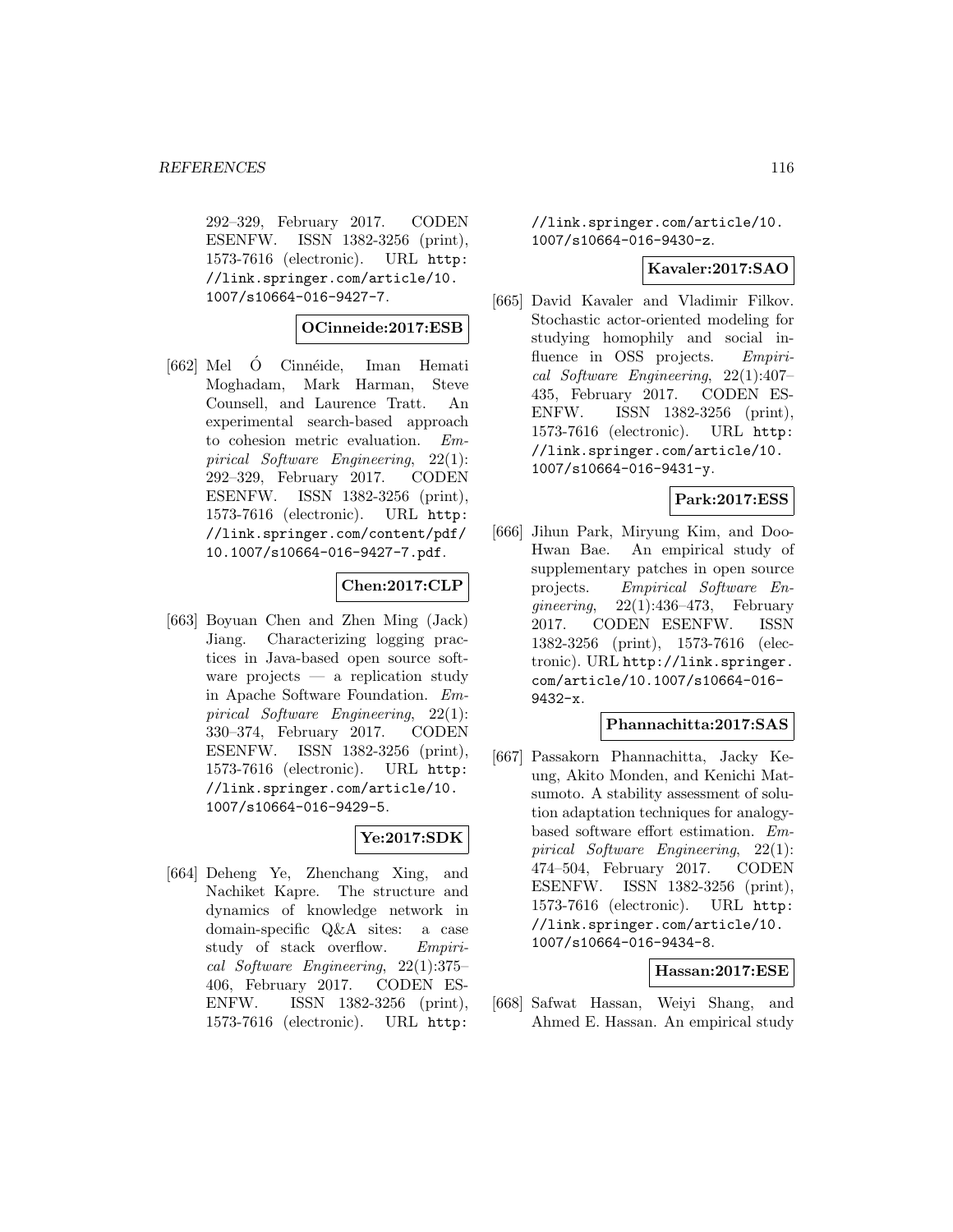292–329, February 2017. CODEN ESENFW. ISSN 1382-3256 (print), 1573-7616 (electronic). URL http://link.springer.com/article/10.1007/s10664-016-9427-7.

**OCinneide:2017:ESB**

[662] Mel Ó Cinnéide, Iman Hemati Moghadam, Mark Harman, Steve Counsell, and Laurence Tratt. An experimental search-based approach to cohesion metric evaluation. *Empirical Software Engineering*, 22(1): 292–329, February 2017. CODEN ESENFW. ISSN 1382-3256 (print), 1573-7616 (electronic). URL http://link.springer.com/content/pdf/10.1007/s10664-016-9427-7.pdf.

**Chen:2017:CLP**

[663] Boyuan Chen and Zhen Ming (Jack) Jiang. Characterizing logging practices in Java-based open source software projects — a replication study in Apache Software Foundation. *Empirical Software Engineering*, 22(1): 330–374, February 2017. CODEN ESENFW. ISSN 1382-3256 (print), 1573-7616 (electronic). URL http://link.springer.com/article/10.1007/s10664-016-9429-5.

**Ye:2017:SDK**

[664] Deheng Ye, Zhenchang Xing, and Nachiket Kapre. The structure and dynamics of knowledge network in domain-specific Q&A sites: a case study of stack overflow. *Empirical Software Engineering*, 22(1):375–406, February 2017. CODEN ESENFW. ISSN 1382-3256 (print), 1573-7616 (electronic). URL http://link.springer.com/article/10.1007/s10664-016-9430-z.

**Kavaler:2017:SAO**

[665] David Kavaler and Vladimir Filkov. Stochastic actor-oriented modeling for studying homophily and social influence in OSS projects. *Empirical Software Engineering*, 22(1):407–435, February 2017. CODEN ESENFW. ISSN 1382-3256 (print), 1573-7616 (electronic). URL http://link.springer.com/article/10.1007/s10664-016-9431-y.

**Park:2017:ESS**

[666] Jihun Park, Miryung Kim, and Doo-Hwan Bae. An empirical study of supplementary patches in open source projects. *Empirical Software Engineering*, 22(1):436–473, February 2017. CODEN ESENFW. ISSN 1382-3256 (print), 1573-7616 (electronic). URL http://link.springer.com/article/10.1007/s10664-016-9432-x.

**Phannachitta:2017:SAS**

[667] Passakorn Phannachitta, Jacky Keung, Akito Monden, and Kenichi Matsumoto. A stability assessment of solution adaptation techniques for analogy-based software effort estimation. *Empirical Software Engineering*, 22(1): 474–504, February 2017. CODEN ESENFW. ISSN 1382-3256 (print), 1573-7616 (electronic). URL http://link.springer.com/article/10.1007/s10664-016-9434-8.

**Hassan:2017:ESE**

[668] Safwat Hassan, Weiyi Shang, and Ahmed E. Hassan. An empirical study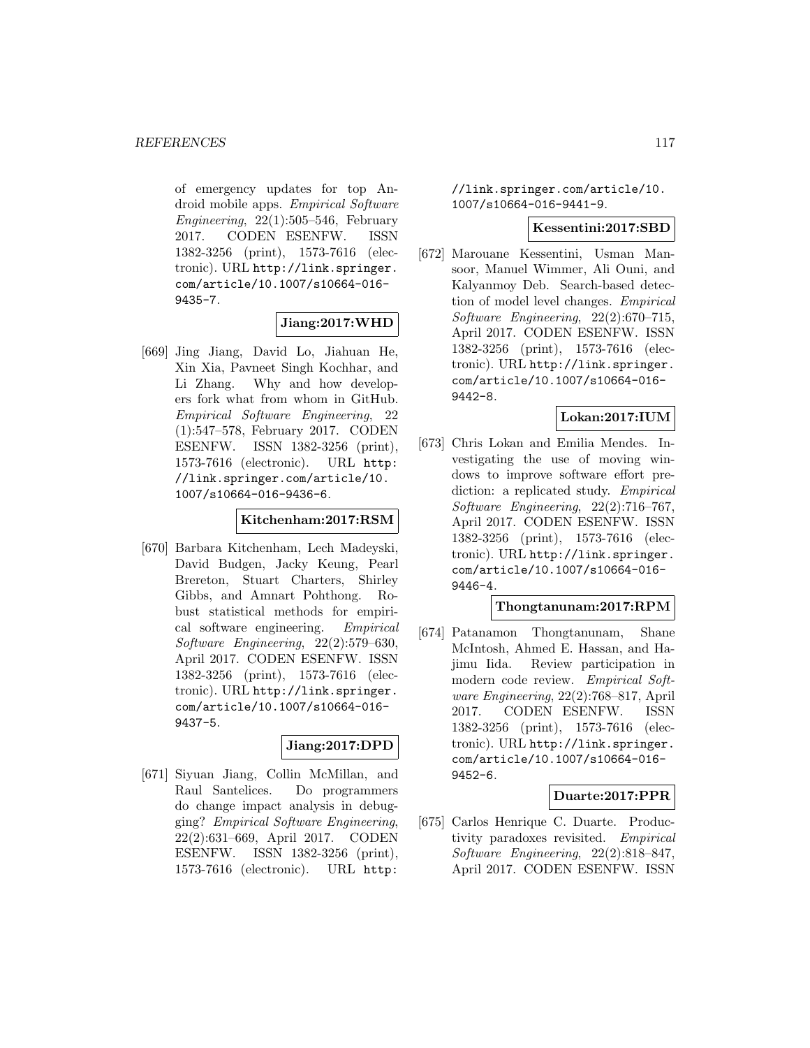of emergency updates for top Android mobile apps. *Empirical Software Engineering*, 22(1):505–546, February 2017. CODEN ESENFW. ISSN 1382-3256 (print), 1573-7616 (electronic). URL http://link.springer.com/article/10.1007/s10664-016-9435-7.

**Jiang:2017:WHD**

[669] Jing Jiang, David Lo, Jiahuan He, Xin Xia, Pavneet Singh Kochhar, and Li Zhang. Why and how developers fork what from whom in GitHub. *Empirical Software Engineering*, 22 (1):547–578, February 2017. CODEN ESENFW. ISSN 1382-3256 (print), 1573-7616 (electronic). URL http://link.springer.com/article/10.1007/s10664-016-9436-6.

**Kitchenham:2017:RSM**

[670] Barbara Kitchenham, Lech Madeyski, David Budgen, Jacky Keung, Pearl Brereton, Stuart Charters, Shirley Gibbs, and Amnart Pohthong. Robust statistical methods for empirical software engineering. *Empirical Software Engineering*, 22(2):579–630, April 2017. CODEN ESENFW. ISSN 1382-3256 (print), 1573-7616 (electronic). URL http://link.springer.com/article/10.1007/s10664-016-9437-5.

**Jiang:2017:DPD**

[671] Siyuan Jiang, Collin McMillan, and Raul Santelices. Do programmers do change impact analysis in debugging? *Empirical Software Engineering*, 22(2):631–669, April 2017. CODEN ESENFW. ISSN 1382-3256 (print), 1573-7616 (electronic). URL http://link.springer.com/article/10.1007/s10664-016-9441-9.

**Kessentini:2017:SBD**

[672] Marouane Kessentini, Usman Mansoor, Manuel Wimmer, Ali Ouni, and Kalyanmoy Deb. Search-based detection of model level changes. *Empirical Software Engineering*, 22(2):670–715, April 2017. CODEN ESENFW. ISSN 1382-3256 (print), 1573-7616 (electronic). URL http://link.springer.com/article/10.1007/s10664-016-9442-8.

**Lokan:2017:IUM**

[673] Chris Lokan and Emilia Mendes. Investigating the use of moving windows to improve software effort prediction: a replicated study. *Empirical Software Engineering*, 22(2):716–767, April 2017. CODEN ESENFW. ISSN 1382-3256 (print), 1573-7616 (electronic). URL http://link.springer.com/article/10.1007/s10664-016-9446-4.

**Thongtanunam:2017:RPM**

[674] Patanamon Thongtanunam, Shane McIntosh, Ahmed E. Hassan, and Hajimu Iida. Review participation in modern code review. *Empirical Software Engineering*, 22(2):768–817, April 2017. CODEN ESENFW. ISSN 1382-3256 (print), 1573-7616 (electronic). URL http://link.springer.com/article/10.1007/s10664-016-9452-6.

**Duarte:2017:PPR**

[675] Carlos Henrique C. Duarte. Productivity paradoxes revisited. *Empirical Software Engineering*, 22(2):818–847, April 2017. CODEN ESENFW. ISSN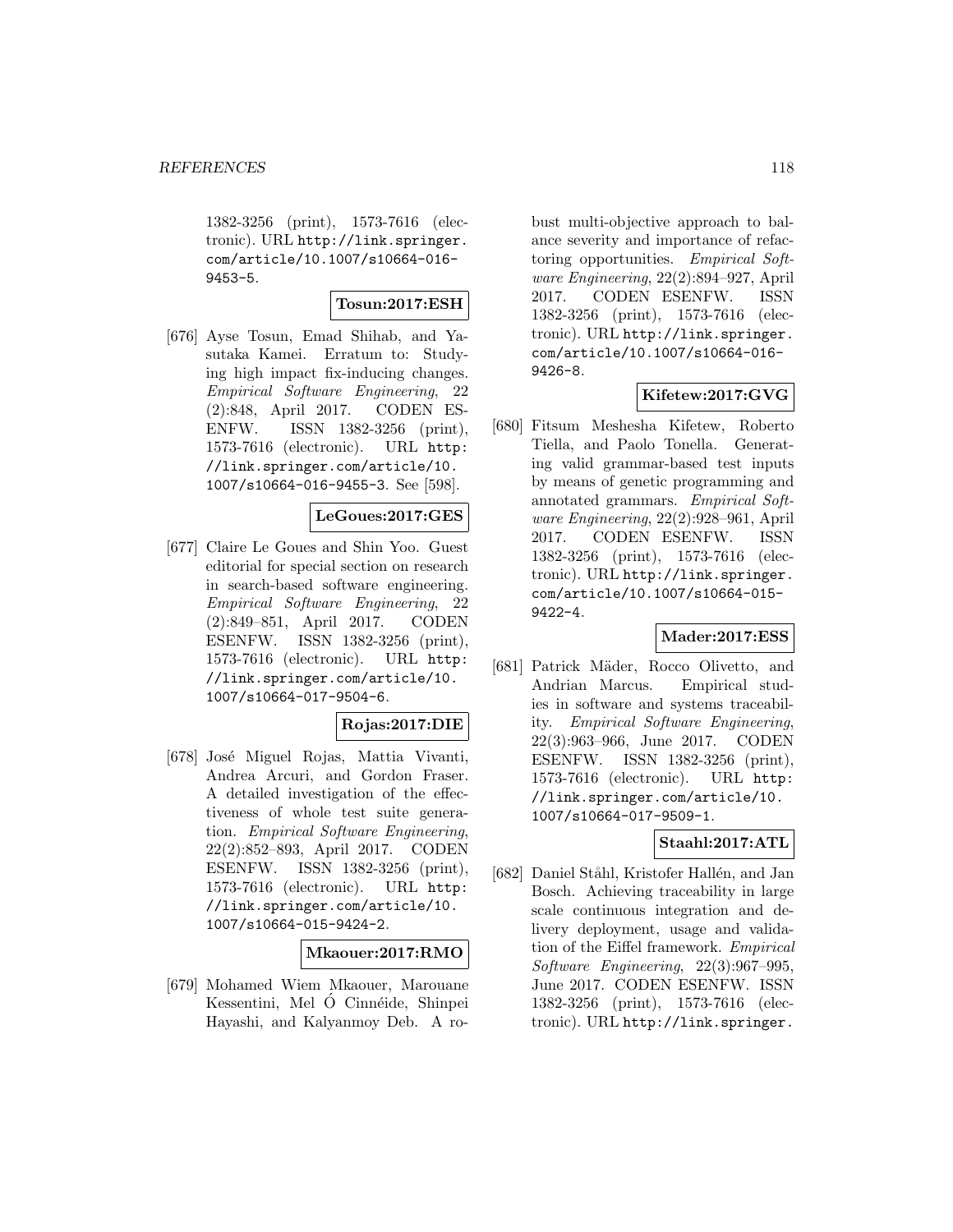1382-3256 (print), 1573-7616 (electronic). URL http://link.springer.com/article/10.1007/s10664-016-9453-5.

**Tosun:2017:ESH**

[676] Ayse Tosun, Emad Shihab, and Yasutaka Kamei. Erratum to: Studying high impact fix-inducing changes. *Empirical Software Engineering*, 22 (2):848, April 2017. CODEN ESENFW. ISSN 1382-3256 (print), 1573-7616 (electronic). URL http://link.springer.com/article/10.1007/s10664-016-9455-3. See [598].

**LeGoues:2017:GES**

[677] Claire Le Goues and Shin Yoo. Guest editorial for special section on research in search-based software engineering. *Empirical Software Engineering*, 22 (2):849–851, April 2017. CODEN ESENFW. ISSN 1382-3256 (print), 1573-7616 (electronic). URL http://link.springer.com/article/10.1007/s10664-017-9504-6.

**Rojas:2017:DIE**

[678] José Miguel Rojas, Mattia Vivanti, Andrea Arcuri, and Gordon Fraser. A detailed investigation of the effectiveness of whole test suite generation. *Empirical Software Engineering*, 22(2):852–893, April 2017. CODEN ESENFW. ISSN 1382-3256 (print), 1573-7616 (electronic). URL http://link.springer.com/article/10.1007/s10664-015-9424-2.

**Mkaouer:2017:RMO**

[679] Mohamed Wiem Mkaouer, Marouane Kessentini, Mel Ó Cinnéide, Shinpei Hayashi, and Kalyanmoy Deb. A robust multi-objective approach to balance severity and importance of refactoring opportunities. *Empirical Software Engineering*, 22(2):894–927, April 2017. CODEN ESENFW. ISSN 1382-3256 (print), 1573-7616 (electronic). URL http://link.springer.com/article/10.1007/s10664-016-9426-8.

**Kifetew:2017:GVG**

[680] Fitsum Meshesha Kifetew, Roberto Tiella, and Paolo Tonella. Generating valid grammar-based test inputs by means of genetic programming and annotated grammars. *Empirical Software Engineering*, 22(2):928–961, April 2017. CODEN ESENFW. ISSN 1382-3256 (print), 1573-7616 (electronic). URL http://link.springer.com/article/10.1007/s10664-015-9422-4.

**Mader:2017:ESS**

[681] Patrick Mäder, Rocco Olivetto, and Andrian Marcus. Empirical studies in software and systems traceability. *Empirical Software Engineering*, 22(3):963–966, June 2017. CODEN ESENFW. ISSN 1382-3256 (print), 1573-7616 (electronic). URL http://link.springer.com/article/10.1007/s10664-017-9509-1.

**Staahl:2017:ATL**

[682] Daniel Ståhl, Kristofer Hallén, and Jan Bosch. Achieving traceability in large scale continuous integration and delivery deployment, usage and validation of the Eiffel framework. *Empirical Software Engineering*, 22(3):967–995, June 2017. CODEN ESENFW. ISSN 1382-3256 (print), 1573-7616 (electronic). URL http://link.springer.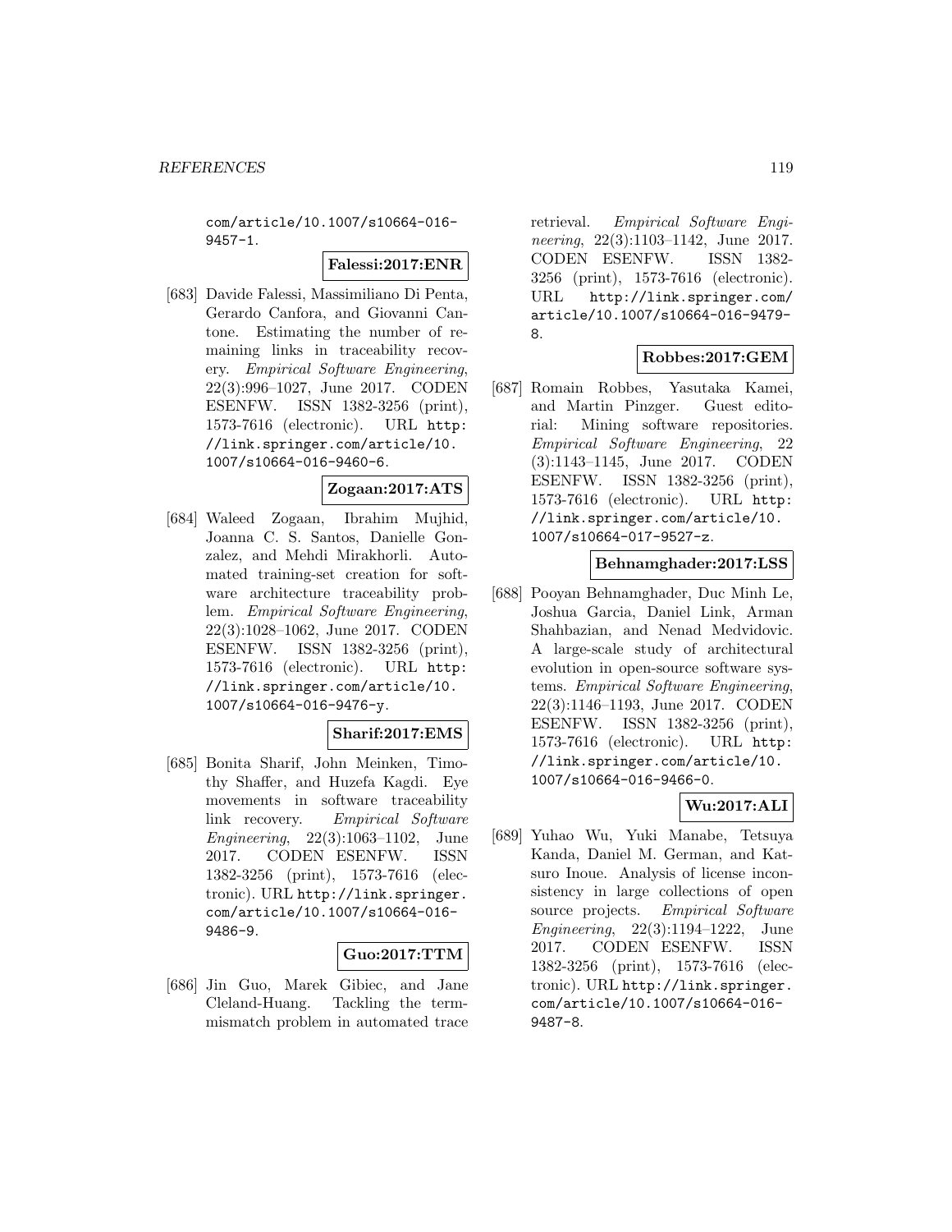com/article/10.1007/s10664-016-9457-1.

**Falessi:2017:ENR**

[683] Davide Falessi, Massimiliano Di Penta, Gerardo Canfora, and Giovanni Cantone. Estimating the number of remaining links in traceability recovery. *Empirical Software Engineering*, 22(3):996–1027, June 2017. CODEN ESENFW. ISSN 1382-3256 (print), 1573-7616 (electronic). URL http://link.springer.com/article/10.1007/s10664-016-9460-6.

**Zogaan:2017:ATS**

[684] Waleed Zogaan, Ibrahim Mujhid, Joanna C. S. Santos, Danielle Gonzalez, and Mehdi Mirakhorli. Automated training-set creation for software architecture traceability problem. *Empirical Software Engineering*, 22(3):1028–1062, June 2017. CODEN ESENFW. ISSN 1382-3256 (print), 1573-7616 (electronic). URL http://link.springer.com/article/10.1007/s10664-016-9476-y.

**Sharif:2017:EMS**

[685] Bonita Sharif, John Meinken, Timothy Shaffer, and Huzefa Kagdi. Eye movements in software traceability link recovery. *Empirical Software Engineering*, 22(3):1063–1102, June 2017. CODEN ESENFW. ISSN 1382-3256 (print), 1573-7616 (electronic). URL http://link.springer.com/article/10.1007/s10664-016-9486-9.

**Guo:2017:TTM**

[686] Jin Guo, Marek Gibiec, and Jane Cleland-Huang. Tackling the term-mismatch problem in automated trace retrieval. *Empirical Software Engineering*, 22(3):1103–1142, June 2017. CODEN ESENFW. ISSN 1382-3256 (print), 1573-7616 (electronic). URL http://link.springer.com/article/10.1007/s10664-016-9479-8.

**Robbes:2017:GEM**

[687] Romain Robbes, Yasutaka Kamei, and Martin Pinzger. Guest editorial: Mining software repositories. *Empirical Software Engineering*, 22(3):1143–1145, June 2017. CODEN ESENFW. ISSN 1382-3256 (print), 1573-7616 (electronic). URL http://link.springer.com/article/10.1007/s10664-017-9527-z.

**Behnamghader:2017:LSS**

[688] Pooyan Behnamghader, Duc Minh Le, Joshua Garcia, Daniel Link, Arman Shahbazian, and Nenad Medvidovic. A large-scale study of architectural evolution in open-source software systems. *Empirical Software Engineering*, 22(3):1146–1193, June 2017. CODEN ESENFW. ISSN 1382-3256 (print), 1573-7616 (electronic). URL http://link.springer.com/article/10.1007/s10664-016-9466-0.

**Wu:2017:ALI**

[689] Yuhao Wu, Yuki Manabe, Tetsuya Kanda, Daniel M. German, and Katsuro Inoue. Analysis of license inconsistency in large collections of open source projects. *Empirical Software Engineering*, 22(3):1194–1222, June 2017. CODEN ESENFW. ISSN 1382-3256 (print), 1573-7616 (electronic). URL http://link.springer.com/article/10.1007/s10664-016-9487-8.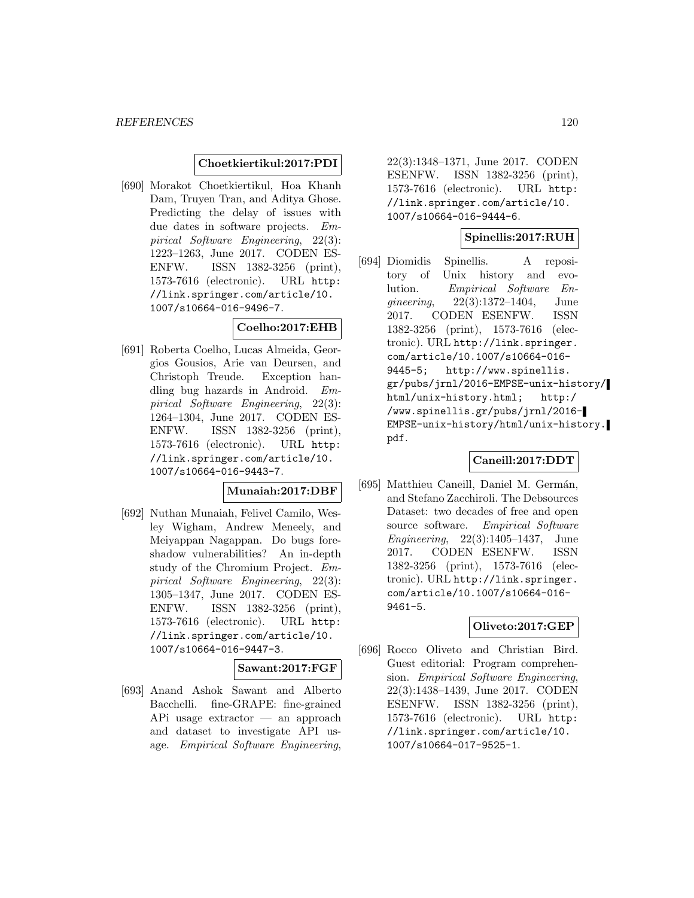**Choetkiertikul:2017:PDI**

[690] Morakot Choetkiertikul, Hoa Khanh Dam, Truyen Tran, and Aditya Ghose. Predicting the delay of issues with due dates in software projects. *Empirical Software Engineering*, 22(3): 1223–1263, June 2017. CODEN ESENFW. ISSN 1382-3256 (print), 1573-7616 (electronic). URL http://link.springer.com/article/10.1007/s10664-016-9496-7.

**Coelho:2017:EHB**

[691] Roberta Coelho, Lucas Almeida, Georgios Gousios, Arie van Deursen, and Christoph Treude. Exception handling bug hazards in Android. *Empirical Software Engineering*, 22(3): 1264–1304, June 2017. CODEN ESENFW. ISSN 1382-3256 (print), 1573-7616 (electronic). URL http://link.springer.com/article/10.1007/s10664-016-9443-7.

**Munaiah:2017:DBF**

[692] Nuthan Munaiah, Felivel Camilo, Wesley Wigham, Andrew Meneely, and Meiyappan Nagappan. Do bugs foreshadow vulnerabilities? An in-depth study of the Chromium Project. *Empirical Software Engineering*, 22(3): 1305–1347, June 2017. CODEN ESENFW. ISSN 1382-3256 (print), 1573-7616 (electronic). URL http://link.springer.com/article/10.1007/s10664-016-9447-3.

**Sawant:2017:FGF**

[693] Anand Ashok Sawant and Alberto Bacchelli. fine-GRAPE: fine-grained APi usage extractor — an approach and dataset to investigate API usage. *Empirical Software Engineering*, 22(3):1348–1371, June 2017. CODEN ESENFW. ISSN 1382-3256 (print), 1573-7616 (electronic). URL http://link.springer.com/article/10.1007/s10664-016-9444-6.

**Spinellis:2017:RUH**

[694] Diomidis Spinellis. A repository of Unix history and evolution. *Empirical Software Engineering*, 22(3):1372–1404, June 2017. CODEN ESENFW. ISSN 1382-3256 (print), 1573-7616 (electronic). URL http://link.springer.com/article/10.1007/s10664-016-9445-5; http://www.spinellis.gr/pubs/jrnl/2016-EMPSE-unix-history/html/unix-history.html; http://www.spinellis.gr/pubs/jrnl/2016-EMPSE-unix-history/html/unix-history.pdf.

**Caneill:2017:DDT**

[695] Matthieu Caneill, Daniel M. Germán, and Stefano Zacchiroli. The Debsources Dataset: two decades of free and open source software. *Empirical Software Engineering*, 22(3):1405–1437, June 2017. CODEN ESENFW. ISSN 1382-3256 (print), 1573-7616 (electronic). URL http://link.springer.com/article/10.1007/s10664-016-9461-5.

**Oliveto:2017:GEP**

[696] Rocco Oliveto and Christian Bird. Guest editorial: Program comprehension. *Empirical Software Engineering*, 22(3):1438–1439, June 2017. CODEN ESENFW. ISSN 1382-3256 (print), 1573-7616 (electronic). URL http://link.springer.com/article/10.1007/s10664-017-9525-1.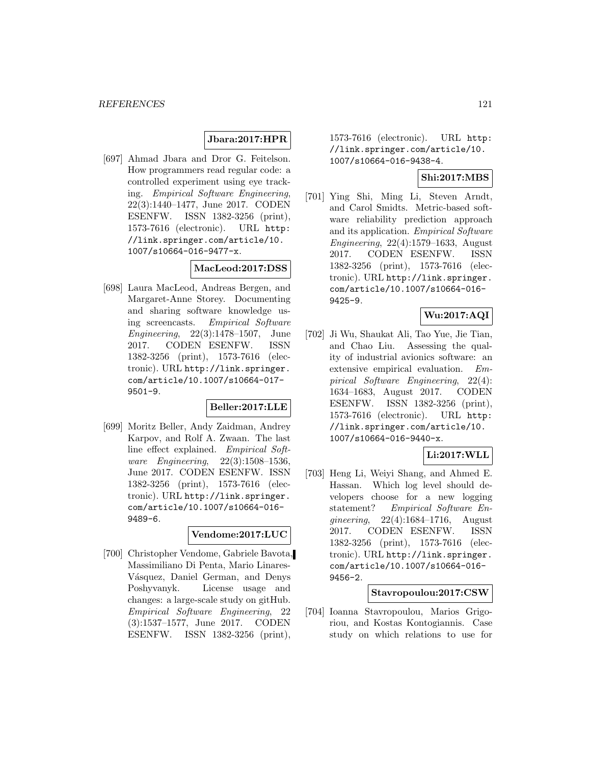**Jbara:2017:HPR**

[697] Ahmad Jbara and Dror G. Feitelson. How programmers read regular code: a controlled experiment using eye tracking. *Empirical Software Engineering*, 22(3):1440–1477, June 2017. CODEN ESENFW. ISSN 1382-3256 (print), 1573-7616 (electronic). URL http://link.springer.com/article/10.1007/s10664-016-9477-x.

**MacLeod:2017:DSS**

[698] Laura MacLeod, Andreas Bergen, and Margaret-Anne Storey. Documenting and sharing software knowledge using screencasts. *Empirical Software Engineering*, 22(3):1478–1507, June 2017. CODEN ESENFW. ISSN 1382-3256 (print), 1573-7616 (electronic). URL http://link.springer.com/article/10.1007/s10664-017-9501-9.

**Beller:2017:LLE**

[699] Moritz Beller, Andy Zaidman, Andrey Karpov, and Rolf A. Zwaan. The last line effect explained. *Empirical Software Engineering*, 22(3):1508–1536, June 2017. CODEN ESENFW. ISSN 1382-3256 (print), 1573-7616 (electronic). URL http://link.springer.com/article/10.1007/s10664-016-9489-6.

**Vendome:2017:LUC**

[700] Christopher Vendome, Gabriele Bavota, Massimiliano Di Penta, Mario Linares-Vásquez, Daniel German, and Denys Poshyvanyk. License usage and changes: a large-scale study on gitHub. *Empirical Software Engineering*, 22(3):1537–1577, June 2017. CODEN ESENFW. ISSN 1382-3256 (print), 1573-7616 (electronic). URL http://link.springer.com/article/10.1007/s10664-016-9438-4.

**Shi:2017:MBS**

[701] Ying Shi, Ming Li, Steven Arndt, and Carol Smidts. Metric-based software reliability prediction approach and its application. *Empirical Software Engineering*, 22(4):1579–1633, August 2017. CODEN ESENFW. ISSN 1382-3256 (print), 1573-7616 (electronic). URL http://link.springer.com/article/10.1007/s10664-016-9425-9.

**Wu:2017:AQI**

[702] Ji Wu, Shaukat Ali, Tao Yue, Jie Tian, and Chao Liu. Assessing the quality of industrial avionics software: an extensive empirical evaluation. *Empirical Software Engineering*, 22(4):1634–1683, August 2017. CODEN ESENFW. ISSN 1382-3256 (print), 1573-7616 (electronic). URL http://link.springer.com/article/10.1007/s10664-016-9440-x.

**Li:2017:WLL**

[703] Heng Li, Weiyi Shang, and Ahmed E. Hassan. Which log level should developers choose for a new logging statement? *Empirical Software Engineering*, 22(4):1684–1716, August 2017. CODEN ESENFW. ISSN 1382-3256 (print), 1573-7616 (electronic). URL http://link.springer.com/article/10.1007/s10664-016-9456-2.

**Stavropoulou:2017:CSW**

[704] Ioanna Stavropoulou, Marios Grigoriou, and Kostas Kontogiannis. Case study on which relations to use for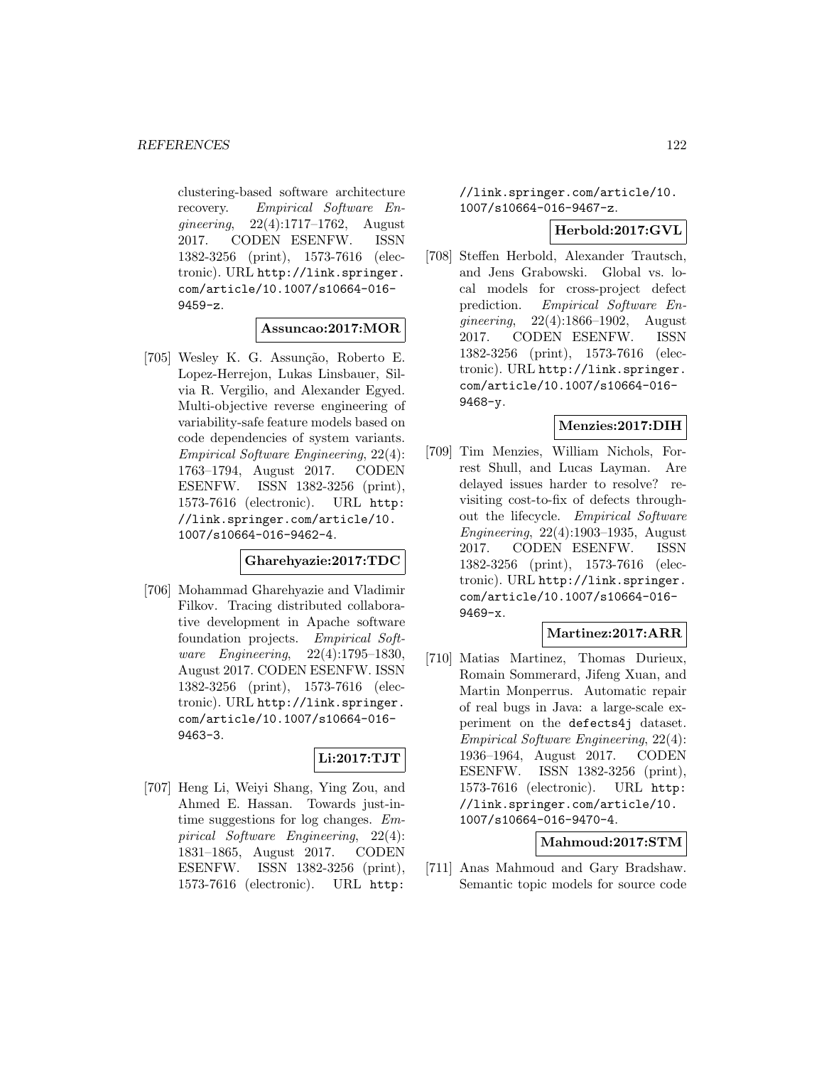clustering-based software architecture recovery. *Empirical Software Engineering*, 22(4):1717–1762, August 2017. CODEN ESENFW. ISSN 1382-3256 (print), 1573-7616 (electronic). URL http://link.springer.com/article/10.1007/s10664-016-9459-z.

**Assuncao:2017:MOR**

[705] Wesley K. G. Assunção, Roberto E. Lopez-Herrejon, Lukas Linsbauer, Silvia R. Vergilio, and Alexander Egyed. Multi-objective reverse engineering of variability-safe feature models based on code dependencies of system variants. *Empirical Software Engineering*, 22(4): 1763–1794, August 2017. CODEN ESENFW. ISSN 1382-3256 (print), 1573-7616 (electronic). URL http://link.springer.com/article/10.1007/s10664-016-9462-4.

**Gharehyazie:2017:TDC**

[706] Mohammad Gharehyazie and Vladimir Filkov. Tracing distributed collaborative development in Apache software foundation projects. *Empirical Software Engineering*, 22(4):1795–1830, August 2017. CODEN ESENFW. ISSN 1382-3256 (print), 1573-7616 (electronic). URL http://link.springer.com/article/10.1007/s10664-016-9463-3.

**Li:2017:TJT**

[707] Heng Li, Weiyi Shang, Ying Zou, and Ahmed E. Hassan. Towards just-in-time suggestions for log changes. *Empirical Software Engineering*, 22(4): 1831–1865, August 2017. CODEN ESENFW. ISSN 1382-3256 (print), 1573-7616 (electronic). URL http://link.springer.com/article/10.1007/s10664-016-9467-z.

**Herbold:2017:GVL**

[708] Steffen Herbold, Alexander Trautsch, and Jens Grabowski. Global vs. local models for cross-project defect prediction. *Empirical Software Engineering*, 22(4):1866–1902, August 2017. CODEN ESENFW. ISSN 1382-3256 (print), 1573-7616 (electronic). URL http://link.springer.com/article/10.1007/s10664-016-9468-y.

**Menzies:2017:DIH**

[709] Tim Menzies, William Nichols, Forrest Shull, and Lucas Layman. Are delayed issues harder to resolve? revisiting cost-to-fix of defects throughout the lifecycle. *Empirical Software Engineering*, 22(4):1903–1935, August 2017. CODEN ESENFW. ISSN 1382-3256 (print), 1573-7616 (electronic). URL http://link.springer.com/article/10.1007/s10664-016-9469-x.

**Martinez:2017:ARR**

[710] Matias Martinez, Thomas Durieux, Romain Sommerard, Jifeng Xuan, and Martin Monperrus. Automatic repair of real bugs in Java: a large-scale experiment on the defects4j dataset. *Empirical Software Engineering*, 22(4): 1936–1964, August 2017. CODEN ESENFW. ISSN 1382-3256 (print), 1573-7616 (electronic). URL http://link.springer.com/article/10.1007/s10664-016-9470-4.

**Mahmoud:2017:STM**

[711] Anas Mahmoud and Gary Bradshaw. Semantic topic models for source code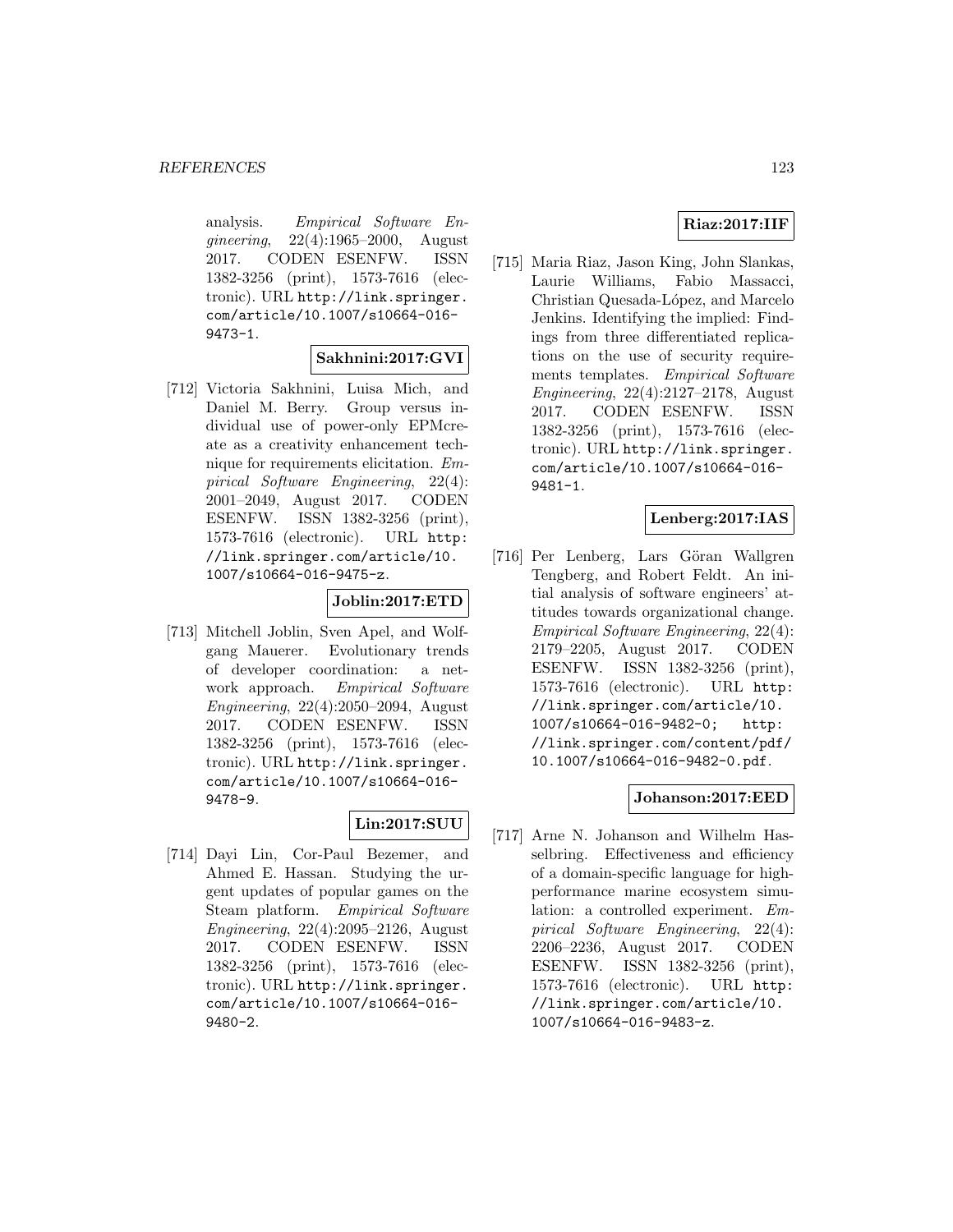analysis. *Empirical Software Engineering*, 22(4):1965–2000, August 2017. CODEN ESENFW. ISSN 1382-3256 (print), 1573-7616 (electronic). URL http://link.springer.com/article/10.1007/s10664-016-9473-1.

**Sakhnini:2017:GVI**

[712] Victoria Sakhnini, Luisa Mich, and Daniel M. Berry. Group versus individual use of power-only EPMcreate as a creativity enhancement technique for requirements elicitation. *Empirical Software Engineering*, 22(4): 2001–2049, August 2017. CODEN ESENFW. ISSN 1382-3256 (print), 1573-7616 (electronic). URL http://link.springer.com/article/10.1007/s10664-016-9475-z.

**Joblin:2017:ETD**

[713] Mitchell Joblin, Sven Apel, and Wolfgang Mauerer. Evolutionary trends of developer coordination: a network approach. *Empirical Software Engineering*, 22(4):2050–2094, August 2017. CODEN ESENFW. ISSN 1382-3256 (print), 1573-7616 (electronic). URL http://link.springer.com/article/10.1007/s10664-016-9478-9.

**Lin:2017:SUU**

[714] Dayi Lin, Cor-Paul Bezemer, and Ahmed E. Hassan. Studying the urgent updates of popular games on the Steam platform. *Empirical Software Engineering*, 22(4):2095–2126, August 2017. CODEN ESENFW. ISSN 1382-3256 (print), 1573-7616 (electronic). URL http://link.springer.com/article/10.1007/s10664-016-9480-2.

**Riaz:2017:IIF**

[715] Maria Riaz, Jason King, John Slankas, Laurie Williams, Fabio Massacci, Christian Quesada-López, and Marcelo Jenkins. Identifying the implied: Findings from three differentiated replications on the use of security requirements templates. *Empirical Software Engineering*, 22(4):2127–2178, August 2017. CODEN ESENFW. ISSN 1382-3256 (print), 1573-7616 (electronic). URL http://link.springer.com/article/10.1007/s10664-016-9481-1.

**Lenberg:2017:IAS**

[716] Per Lenberg, Lars Göran Wallgren Tengberg, and Robert Feldt. An initial analysis of software engineers' attitudes towards organizational change. *Empirical Software Engineering*, 22(4): 2179–2205, August 2017. CODEN ESENFW. ISSN 1382-3256 (print), 1573-7616 (electronic). URL http://link.springer.com/article/10.1007/s10664-016-9482-0; http://link.springer.com/content/pdf/10.1007/s10664-016-9482-0.pdf.

**Johanson:2017:EED**

[717] Arne N. Johanson and Wilhelm Hasselbring. Effectiveness and efficiency of a domain-specific language for high-performance marine ecosystem simulation: a controlled experiment. *Empirical Software Engineering*, 22(4): 2206–2236, August 2017. CODEN ESENFW. ISSN 1382-3256 (print), 1573-7616 (electronic). URL http://link.springer.com/article/10.1007/s10664-016-9483-z.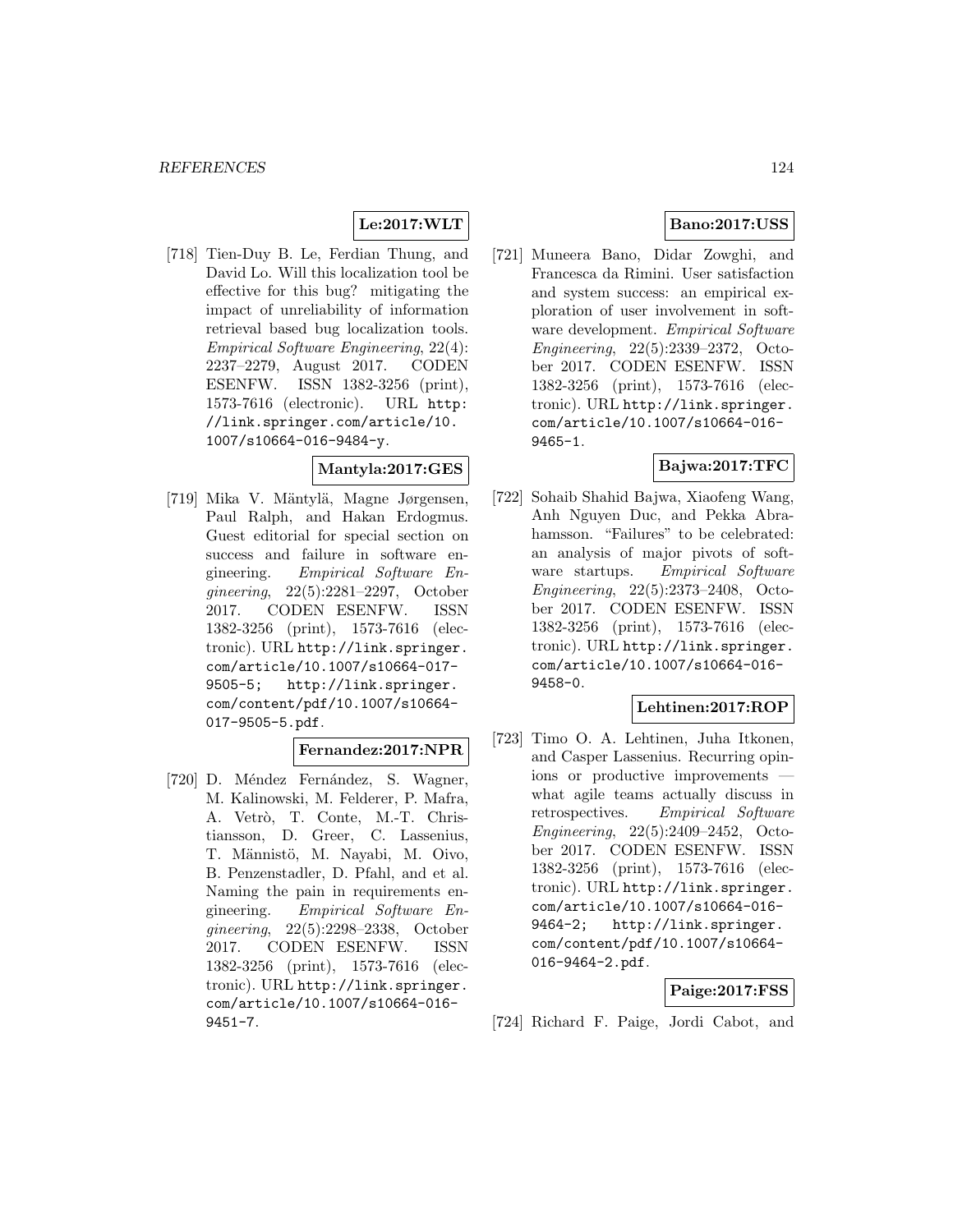**Le:2017:WLT**

[718] Tien-Duy B. Le, Ferdian Thung, and David Lo. Will this localization tool be effective for this bug? mitigating the impact of unreliability of information retrieval based bug localization tools. *Empirical Software Engineering*, 22(4): 2237–2279, August 2017. CODEN ESENFW. ISSN 1382-3256 (print), 1573-7616 (electronic). URL `http://link.springer.com/article/10.1007/s10664-016-9484-y`.

**Mantyla:2017:GES**

[719] Mika V. Mäntylä, Magne Jørgensen, Paul Ralph, and Hakan Erdogmus. Guest editorial for special section on success and failure in software engineering. *Empirical Software Engineering*, 22(5):2281–2297, October 2017. CODEN ESENFW. ISSN 1382-3256 (print), 1573-7616 (electronic). URL `http://link.springer.com/article/10.1007/s10664-017-9505-5; http://link.springer.com/content/pdf/10.1007/s10664-017-9505-5.pdf`.

**Fernandez:2017:NPR**

[720] D. Méndez Fernández, S. Wagner, M. Kalinowski, M. Felderer, P. Mafra, A. Vetrò, T. Conte, M.-T. Christiansson, D. Greer, C. Lassenius, T. Männistö, M. Nayabi, M. Oivo, B. Penzenstadler, D. Pfahl, and et al. Naming the pain in requirements engineering. *Empirical Software Engineering*, 22(5):2298–2338, October 2017. CODEN ESENFW. ISSN 1382-3256 (print), 1573-7616 (electronic). URL `http://link.springer.com/article/10.1007/s10664-016-9451-7`.

**Bano:2017:USS**

[721] Muneera Bano, Didar Zowghi, and Francesca da Rimini. User satisfaction and system success: an empirical exploration of user involvement in software development. *Empirical Software Engineering*, 22(5):2339–2372, October 2017. CODEN ESENFW. ISSN 1382-3256 (print), 1573-7616 (electronic). URL `http://link.springer.com/article/10.1007/s10664-016-9465-1`.

**Bajwa:2017:TFC**

[722] Sohaib Shahid Bajwa, Xiaofeng Wang, Anh Nguyen Duc, and Pekka Abrahamsson. "Failures" to be celebrated: an analysis of major pivots of software startups. *Empirical Software Engineering*, 22(5):2373–2408, October 2017. CODEN ESENFW. ISSN 1382-3256 (print), 1573-7616 (electronic). URL `http://link.springer.com/article/10.1007/s10664-016-9458-0`.

**Lehtinen:2017:ROP**

[723] Timo O. A. Lehtinen, Juha Itkonen, and Casper Lassenius. Recurring opinions or productive improvements — what agile teams actually discuss in retrospectives. *Empirical Software Engineering*, 22(5):2409–2452, October 2017. CODEN ESENFW. ISSN 1382-3256 (print), 1573-7616 (electronic). URL `http://link.springer.com/article/10.1007/s10664-016-9464-2; http://link.springer.com/content/pdf/10.1007/s10664-016-9464-2.pdf`.

**Paige:2017:FSS**

[724] Richard F. Paige, Jordi Cabot, and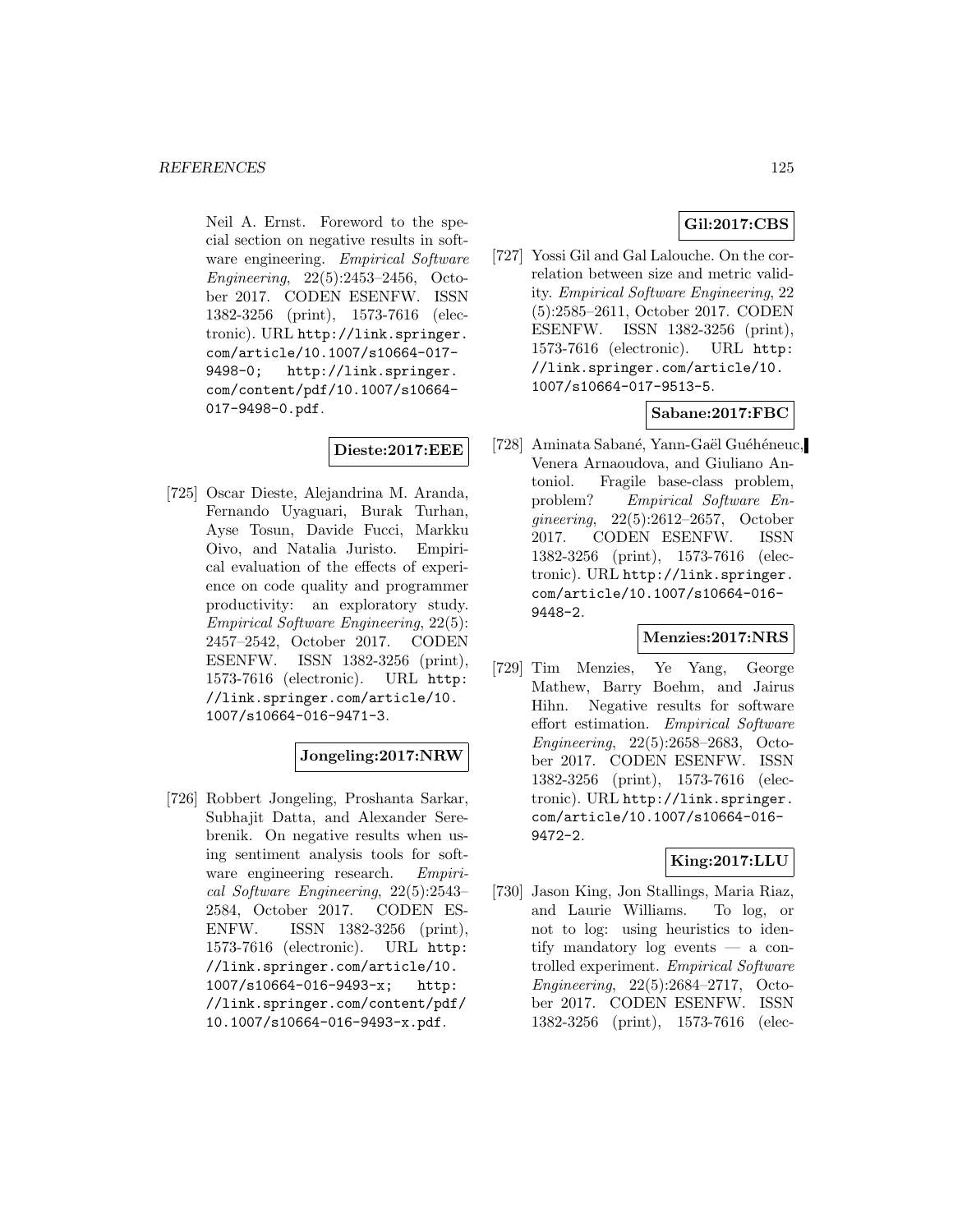Neil A. Ernst. Foreword to the special section on negative results in software engineering. *Empirical Software Engineering*, 22(5):2453–2456, October 2017. CODEN ESENFW. ISSN 1382-3256 (print), 1573-7616 (electronic). URL http://link.springer.com/article/10.1007/s10664-017-9498-0; http://link.springer.com/content/pdf/10.1007/s10664-017-9498-0.pdf.

**Dieste:2017:EEE**

[725] Oscar Dieste, Alejandrina M. Aranda, Fernando Uyaguari, Burak Turhan, Ayse Tosun, Davide Fucci, Markku Oivo, and Natalia Juristo. Empirical evaluation of the effects of experience on code quality and programmer productivity: an exploratory study. *Empirical Software Engineering*, 22(5): 2457–2542, October 2017. CODEN ESENFW. ISSN 1382-3256 (print), 1573-7616 (electronic). URL http://link.springer.com/article/10.1007/s10664-016-9471-3.

**Jongeling:2017:NRW**

[726] Robbert Jongeling, Proshanta Sarkar, Subhajit Datta, and Alexander Serebrenik. On negative results when using sentiment analysis tools for software engineering research. *Empirical Software Engineering*, 22(5):2543–2584, October 2017. CODEN ESENFW. ISSN 1382-3256 (print), 1573-7616 (electronic). URL http://link.springer.com/article/10.1007/s10664-016-9493-x; http://link.springer.com/content/pdf/10.1007/s10664-016-9493-x.pdf.

**Gil:2017:CBS**

[727] Yossi Gil and Gal Lalouche. On the correlation between size and metric validity. *Empirical Software Engineering*, 22 (5):2585–2611, October 2017. CODEN ESENFW. ISSN 1382-3256 (print), 1573-7616 (electronic). URL http://link.springer.com/article/10.1007/s10664-017-9513-5.

**Sabane:2017:FBC**

[728] Aminata Sabané, Yann-Gaël Guéhéneuc, Venera Arnaoudova, and Giuliano Antoniol. Fragile base-class problem, problem? *Empirical Software Engineering*, 22(5):2612–2657, October 2017. CODEN ESENFW. ISSN 1382-3256 (print), 1573-7616 (electronic). URL http://link.springer.com/article/10.1007/s10664-016-9448-2.

**Menzies:2017:NRS**

[729] Tim Menzies, Ye Yang, George Mathew, Barry Boehm, and Jairus Hihn. Negative results for software effort estimation. *Empirical Software Engineering*, 22(5):2658–2683, October 2017. CODEN ESENFW. ISSN 1382-3256 (print), 1573-7616 (electronic). URL http://link.springer.com/article/10.1007/s10664-016-9472-2.

**King:2017:LLU**

[730] Jason King, Jon Stallings, Maria Riaz, and Laurie Williams. To log, or not to log: using heuristics to identify mandatory log events — a controlled experiment. *Empirical Software Engineering*, 22(5):2684–2717, October 2017. CODEN ESENFW. ISSN 1382-3256 (print), 1573-7616 (elec-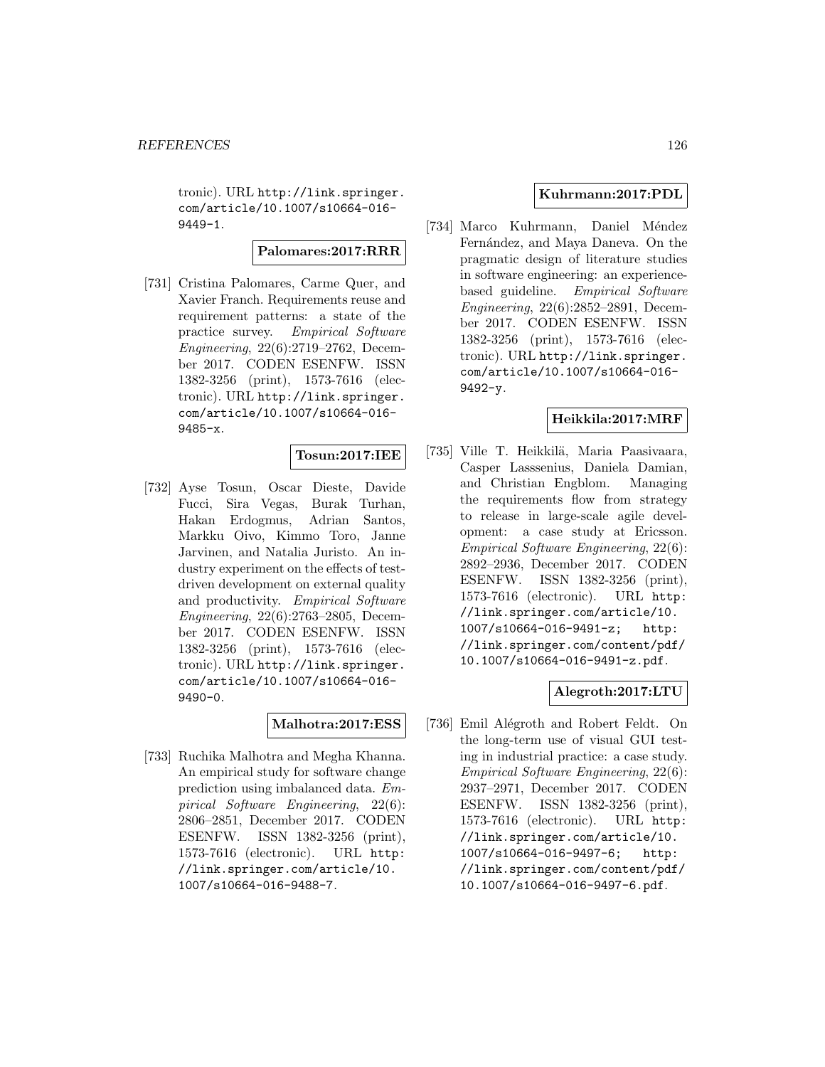tronic). URL http://link.springer.com/article/10.1007/s10664-016-9449-1.

**Palomares:2017:RRR**

[731] Cristina Palomares, Carme Quer, and Xavier Franch. Requirements reuse and requirement patterns: a state of the practice survey. *Empirical Software Engineering*, 22(6):2719–2762, December 2017. CODEN ESENFW. ISSN 1382-3256 (print), 1573-7616 (electronic). URL http://link.springer.com/article/10.1007/s10664-016-9485-x.

**Tosun:2017:IEE**

[732] Ayse Tosun, Oscar Dieste, Davide Fucci, Sira Vegas, Burak Turhan, Hakan Erdogmus, Adrian Santos, Markku Oivo, Kimmo Toro, Janne Jarvinen, and Natalia Juristo. An industry experiment on the effects of test-driven development on external quality and productivity. *Empirical Software Engineering*, 22(6):2763–2805, December 2017. CODEN ESENFW. ISSN 1382-3256 (print), 1573-7616 (electronic). URL http://link.springer.com/article/10.1007/s10664-016-9490-0.

**Malhotra:2017:ESS**

[733] Ruchika Malhotra and Megha Khanna. An empirical study for software change prediction using imbalanced data. *Empirical Software Engineering*, 22(6):2806–2851, December 2017. CODEN ESENFW. ISSN 1382-3256 (print), 1573-7616 (electronic). URL http://link.springer.com/article/10.1007/s10664-016-9488-7.

**Kuhrmann:2017:PDL**

[734] Marco Kuhrmann, Daniel Méndez Fernández, and Maya Daneva. On the pragmatic design of literature studies in software engineering: an experience-based guideline. *Empirical Software Engineering*, 22(6):2852–2891, December 2017. CODEN ESENFW. ISSN 1382-3256 (print), 1573-7616 (electronic). URL http://link.springer.com/article/10.1007/s10664-016-9492-y.

**Heikkila:2017:MRF**

[735] Ville T. Heikkilä, Maria Paasivaara, Casper Lasssenius, Daniela Damian, and Christian Engblom. Managing the requirements flow from strategy to release in large-scale agile development: a case study at Ericsson. *Empirical Software Engineering*, 22(6):2892–2936, December 2017. CODEN ESENFW. ISSN 1382-3256 (print), 1573-7616 (electronic). URL http://link.springer.com/article/10.1007/s10664-016-9491-z; http://link.springer.com/content/pdf/10.1007/s10664-016-9491-z.pdf.

**Alegroth:2017:LTU**

[736] Emil Alégroth and Robert Feldt. On the long-term use of visual GUI testing in industrial practice: a case study. *Empirical Software Engineering*, 22(6):2937–2971, December 2017. CODEN ESENFW. ISSN 1382-3256 (print), 1573-7616 (electronic). URL http://link.springer.com/article/10.1007/s10664-016-9497-6; http://link.springer.com/content/pdf/10.1007/s10664-016-9497-6.pdf.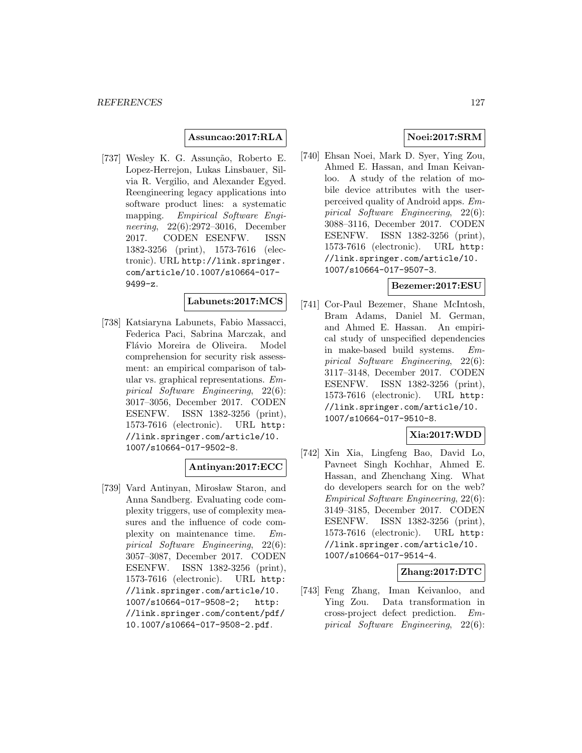**Assuncao:2017:RLA**

[737] Wesley K. G. Assunção, Roberto E. Lopez-Herrejon, Lukas Linsbauer, Silvia R. Vergilio, and Alexander Egyed. Reengineering legacy applications into software product lines: a systematic mapping. *Empirical Software Engineering*, 22(6):2972–3016, December 2017. CODEN ESENFW. ISSN 1382-3256 (print), 1573-7616 (electronic). URL http://link.springer.com/article/10.1007/s10664-017-9499-z.

**Labunets:2017:MCS**

[738] Katsiaryna Labunets, Fabio Massacci, Federica Paci, Sabrina Marczak, and Flávio Moreira de Oliveira. Model comprehension for security risk assessment: an empirical comparison of tabular vs. graphical representations. *Empirical Software Engineering*, 22(6): 3017–3056, December 2017. CODEN ESENFW. ISSN 1382-3256 (print), 1573-7616 (electronic). URL http://link.springer.com/article/10.1007/s10664-017-9502-8.

**Antinyan:2017:ECC**

[739] Vard Antinyan, Mirosław Staron, and Anna Sandberg. Evaluating code complexity triggers, use of complexity measures and the influence of code complexity on maintenance time. *Empirical Software Engineering*, 22(6): 3057–3087, December 2017. CODEN ESENFW. ISSN 1382-3256 (print), 1573-7616 (electronic). URL http://link.springer.com/article/10.1007/s10664-017-9508-2; http://link.springer.com/content/pdf/10.1007/s10664-017-9508-2.pdf.

**Noei:2017:SRM**

[740] Ehsan Noei, Mark D. Syer, Ying Zou, Ahmed E. Hassan, and Iman Keivanloo. A study of the relation of mobile device attributes with the user-perceived quality of Android apps. *Empirical Software Engineering*, 22(6): 3088–3116, December 2017. CODEN ESENFW. ISSN 1382-3256 (print), 1573-7616 (electronic). URL http://link.springer.com/article/10.1007/s10664-017-9507-3.

**Bezemer:2017:ESU**

[741] Cor-Paul Bezemer, Shane McIntosh, Bram Adams, Daniel M. German, and Ahmed E. Hassan. An empirical study of unspecified dependencies in make-based build systems. *Empirical Software Engineering*, 22(6): 3117–3148, December 2017. CODEN ESENFW. ISSN 1382-3256 (print), 1573-7616 (electronic). URL http://link.springer.com/article/10.1007/s10664-017-9510-8.

**Xia:2017:WDD**

[742] Xin Xia, Lingfeng Bao, David Lo, Pavneet Singh Kochhar, Ahmed E. Hassan, and Zhenchang Xing. What do developers search for on the web? *Empirical Software Engineering*, 22(6): 3149–3185, December 2017. CODEN ESENFW. ISSN 1382-3256 (print), 1573-7616 (electronic). URL http://link.springer.com/article/10.1007/s10664-017-9514-4.

**Zhang:2017:DTC**

[743] Feng Zhang, Iman Keivanloo, and Ying Zou. Data transformation in cross-project defect prediction. *Empirical Software Engineering*, 22(6):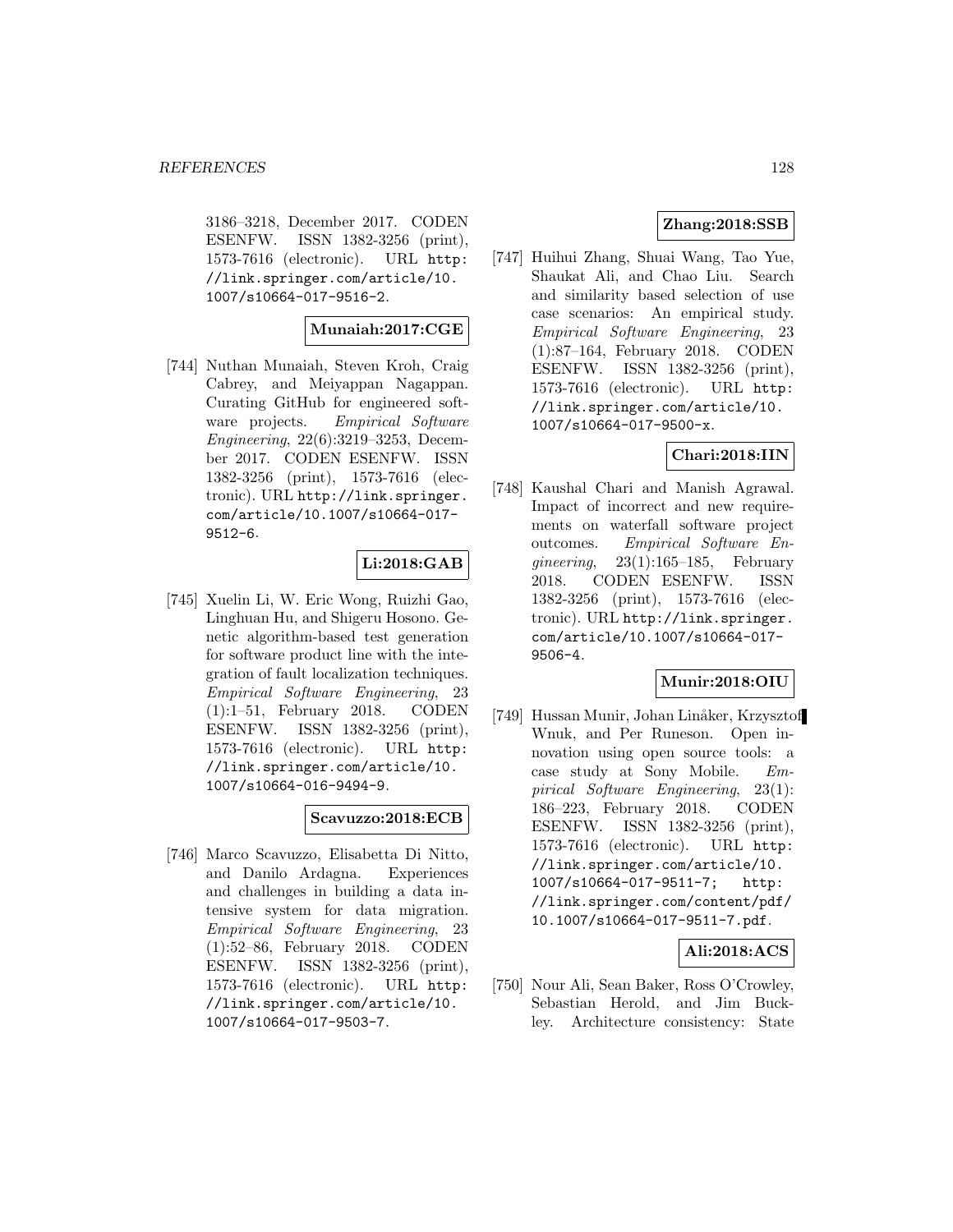3186–3218, December 2017. CODEN ESENFW. ISSN 1382-3256 (print), 1573-7616 (electronic). URL http://link.springer.com/article/10.1007/s10664-017-9516-2.

**Munaiah:2017:CGE**

[744] Nuthan Munaiah, Steven Kroh, Craig Cabrey, and Meiyappan Nagappan. Curating GitHub for engineered software projects. *Empirical Software Engineering*, 22(6):3219–3253, December 2017. CODEN ESENFW. ISSN 1382-3256 (print), 1573-7616 (electronic). URL http://link.springer.com/article/10.1007/s10664-017-9512-6.

**Li:2018:GAB**

[745] Xuelin Li, W. Eric Wong, Ruizhi Gao, Linghuan Hu, and Shigeru Hosono. Genetic algorithm-based test generation for software product line with the integration of fault localization techniques. *Empirical Software Engineering*, 23 (1):1–51, February 2018. CODEN ESENFW. ISSN 1382-3256 (print), 1573-7616 (electronic). URL http://link.springer.com/article/10.1007/s10664-016-9494-9.

**Scavuzzo:2018:ECB**

[746] Marco Scavuzzo, Elisabetta Di Nitto, and Danilo Ardagna. Experiences and challenges in building a data intensive system for data migration. *Empirical Software Engineering*, 23 (1):52–86, February 2018. CODEN ESENFW. ISSN 1382-3256 (print), 1573-7616 (electronic). URL http://link.springer.com/article/10.1007/s10664-017-9503-7.

**Zhang:2018:SSB**

[747] Huihui Zhang, Shuai Wang, Tao Yue, Shaukat Ali, and Chao Liu. Search and similarity based selection of use case scenarios: An empirical study. *Empirical Software Engineering*, 23 (1):87–164, February 2018. CODEN ESENFW. ISSN 1382-3256 (print), 1573-7616 (electronic). URL http://link.springer.com/article/10.1007/s10664-017-9500-x.

**Chari:2018:IIN**

[748] Kaushal Chari and Manish Agrawal. Impact of incorrect and new requirements on waterfall software project outcomes. *Empirical Software Engineering*, 23(1):165–185, February 2018. CODEN ESENFW. ISSN 1382-3256 (print), 1573-7616 (electronic). URL http://link.springer.com/article/10.1007/s10664-017-9506-4.

**Munir:2018:OIU**

[749] Hussan Munir, Johan Linåker, Krzysztof Wnuk, and Per Runeson. Open innovation using open source tools: a case study at Sony Mobile. *Empirical Software Engineering*, 23(1): 186–223, February 2018. CODEN ESENFW. ISSN 1382-3256 (print), 1573-7616 (electronic). URL http://link.springer.com/article/10.1007/s10664-017-9511-7; http://link.springer.com/content/pdf/10.1007/s10664-017-9511-7.pdf.

**Ali:2018:ACS**

[750] Nour Ali, Sean Baker, Ross O'Crowley, Sebastian Herold, and Jim Buckley. Architecture consistency: State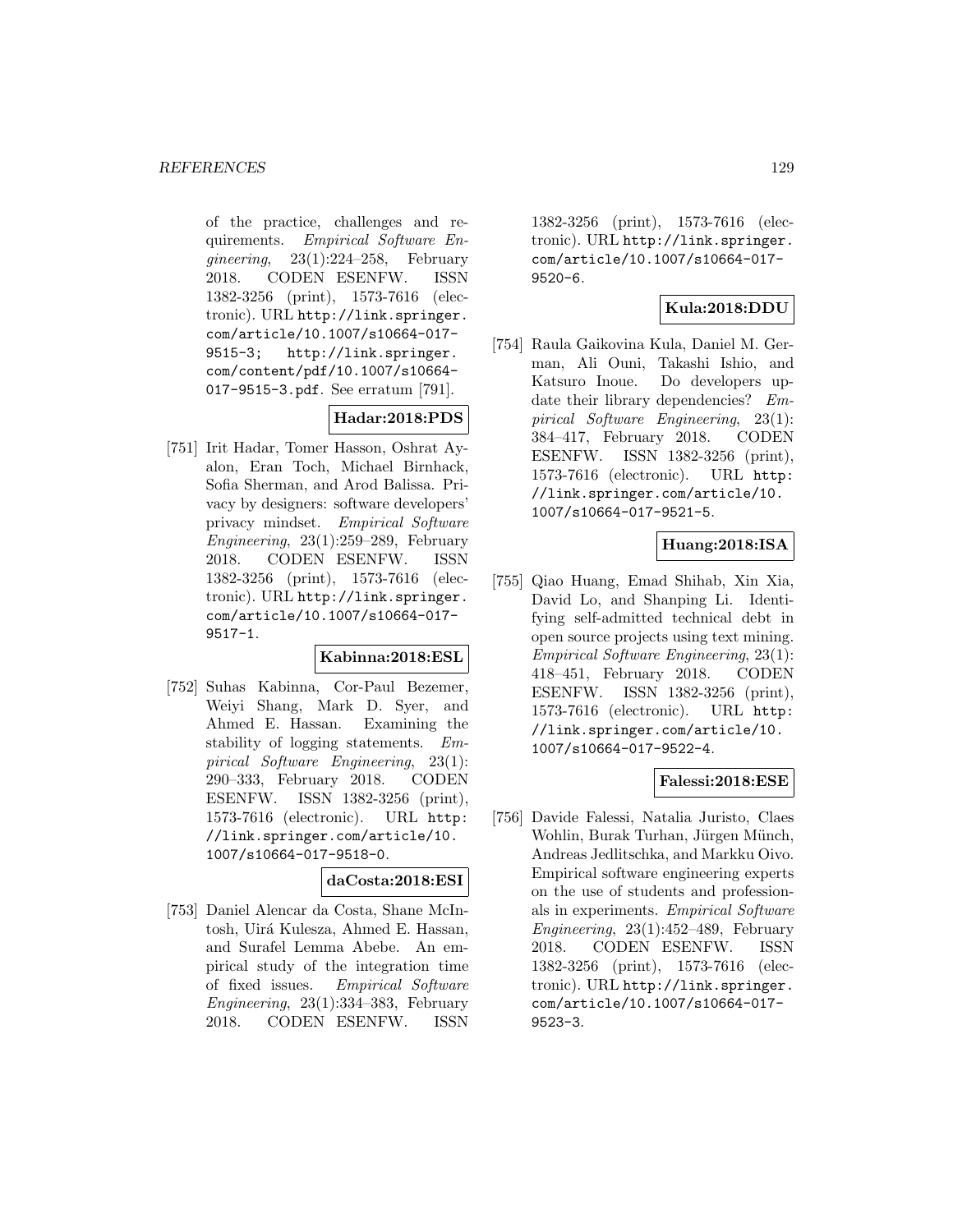of the practice, challenges and requirements. *Empirical Software Engineering*, 23(1):224–258, February 2018. CODEN ESENFW. ISSN 1382-3256 (print), 1573-7616 (electronic). URL http://link.springer.com/article/10.1007/s10664-017-9515-3; http://link.springer.com/content/pdf/10.1007/s10664-017-9515-3.pdf. See erratum [791].

**Hadar:2018:PDS**

[751] Irit Hadar, Tomer Hasson, Oshrat Ayalon, Eran Toch, Michael Birnhack, Sofia Sherman, and Arod Balissa. Privacy by designers: software developers' privacy mindset. *Empirical Software Engineering*, 23(1):259–289, February 2018. CODEN ESENFW. ISSN 1382-3256 (print), 1573-7616 (electronic). URL http://link.springer.com/article/10.1007/s10664-017-9517-1.

**Kabinna:2018:ESL**

[752] Suhas Kabinna, Cor-Paul Bezemer, Weiyi Shang, Mark D. Syer, and Ahmed E. Hassan. Examining the stability of logging statements. *Empirical Software Engineering*, 23(1): 290–333, February 2018. CODEN ESENFW. ISSN 1382-3256 (print), 1573-7616 (electronic). URL http://link.springer.com/article/10.1007/s10664-017-9518-0.

**daCosta:2018:ESI**

[753] Daniel Alencar da Costa, Shane McIntosh, Uirá Kulesza, Ahmed E. Hassan, and Surafel Lemma Abebe. An empirical study of the integration time of fixed issues. *Empirical Software Engineering*, 23(1):334–383, February 2018. CODEN ESENFW. ISSN 1382-3256 (print), 1573-7616 (electronic). URL http://link.springer.com/article/10.1007/s10664-017-9520-6.

**Kula:2018:DDU**

[754] Raula Gaikovina Kula, Daniel M. German, Ali Ouni, Takashi Ishio, and Katsuro Inoue. Do developers update their library dependencies? *Empirical Software Engineering*, 23(1): 384–417, February 2018. CODEN ESENFW. ISSN 1382-3256 (print), 1573-7616 (electronic). URL http://link.springer.com/article/10.1007/s10664-017-9521-5.

**Huang:2018:ISA**

[755] Qiao Huang, Emad Shihab, Xin Xia, David Lo, and Shanping Li. Identifying self-admitted technical debt in open source projects using text mining. *Empirical Software Engineering*, 23(1): 418–451, February 2018. CODEN ESENFW. ISSN 1382-3256 (print), 1573-7616 (electronic). URL http://link.springer.com/article/10.1007/s10664-017-9522-4.

**Falessi:2018:ESE**

[756] Davide Falessi, Natalia Juristo, Claes Wohlin, Burak Turhan, Jürgen Münch, Andreas Jedlitschka, and Markku Oivo. Empirical software engineering experts on the use of students and professionals in experiments. *Empirical Software Engineering*, 23(1):452–489, February 2018. CODEN ESENFW. ISSN 1382-3256 (print), 1573-7616 (electronic). URL http://link.springer.com/article/10.1007/s10664-017-9523-3.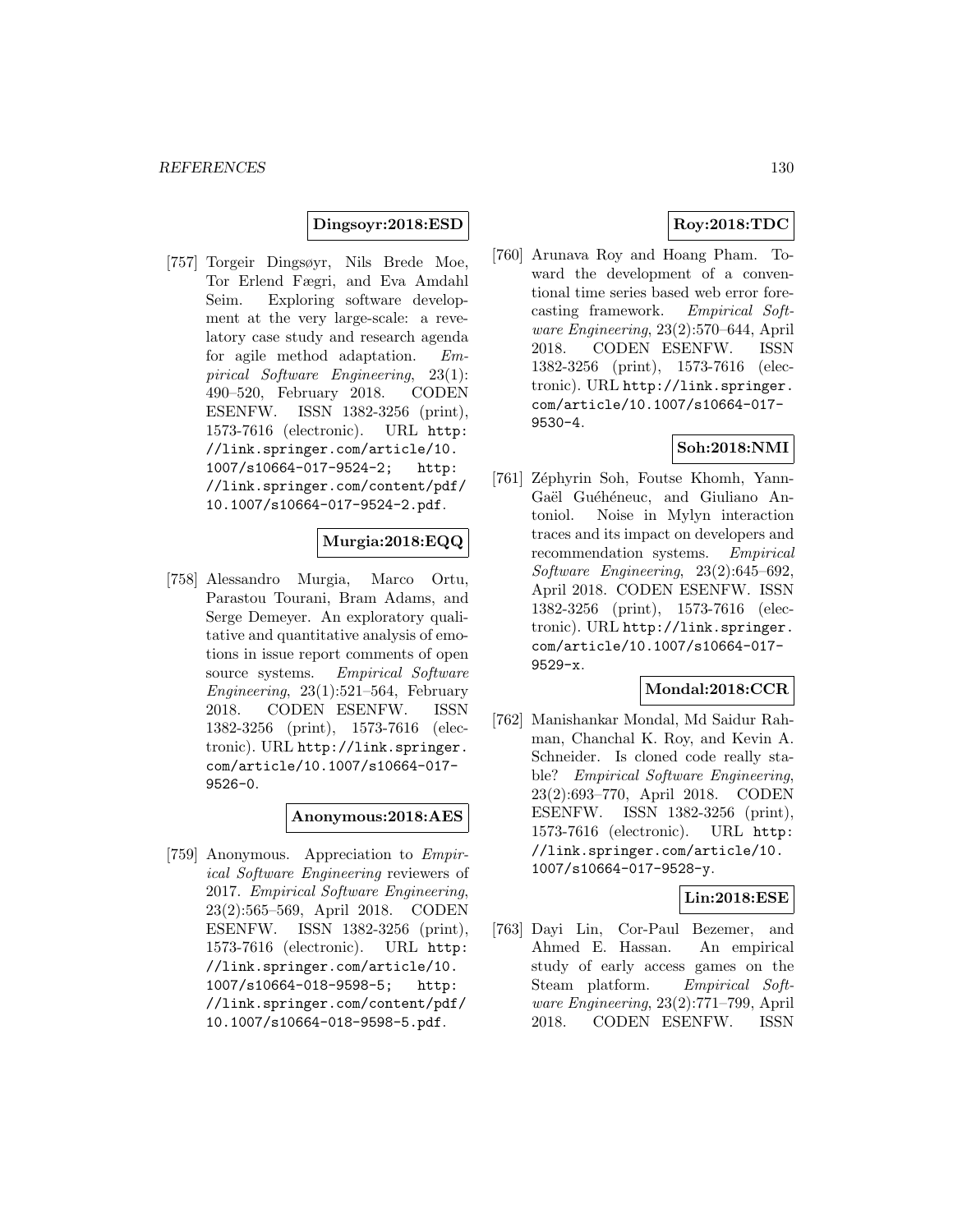**Dingsoyr:2018:ESD**

[757] Torgeir Dingsøyr, Nils Brede Moe, Tor Erlend Fægri, and Eva Amdahl Seim. Exploring software development at the very large-scale: a revelatory case study and research agenda for agile method adaptation. *Empirical Software Engineering*, 23(1): 490–520, February 2018. CODEN ESENFW. ISSN 1382-3256 (print), 1573-7616 (electronic). URL http://link.springer.com/article/10.1007/s10664-017-9524-2; http://link.springer.com/content/pdf/10.1007/s10664-017-9524-2.pdf.

**Murgia:2018:EQQ**

[758] Alessandro Murgia, Marco Ortu, Parastou Tourani, Bram Adams, and Serge Demeyer. An exploratory qualitative and quantitative analysis of emotions in issue report comments of open source systems. *Empirical Software Engineering*, 23(1):521–564, February 2018. CODEN ESENFW. ISSN 1382-3256 (print), 1573-7616 (electronic). URL http://link.springer.com/article/10.1007/s10664-017-9526-0.

**Anonymous:2018:AES**

[759] Anonymous. Appreciation to *Empirical Software Engineering* reviewers of 2017. *Empirical Software Engineering*, 23(2):565–569, April 2018. CODEN ESENFW. ISSN 1382-3256 (print), 1573-7616 (electronic). URL http://link.springer.com/article/10.1007/s10664-018-9598-5; http://link.springer.com/content/pdf/10.1007/s10664-018-9598-5.pdf.

**Roy:2018:TDC**

[760] Arunava Roy and Hoang Pham. Toward the development of a conventional time series based web error forecasting framework. *Empirical Software Engineering*, 23(2):570–644, April 2018. CODEN ESENFW. ISSN 1382-3256 (print), 1573-7616 (electronic). URL http://link.springer.com/article/10.1007/s10664-017-9530-4.

**Soh:2018:NMI**

[761] Zéphyrin Soh, Foutse Khomh, Yann-Gaël Guéhéneuc, and Giuliano Antoniol. Noise in Mylyn interaction traces and its impact on developers and recommendation systems. *Empirical Software Engineering*, 23(2):645–692, April 2018. CODEN ESENFW. ISSN 1382-3256 (print), 1573-7616 (electronic). URL http://link.springer.com/article/10.1007/s10664-017-9529-x.

**Mondal:2018:CCR**

[762] Manishankar Mondal, Md Saidur Rahman, Chanchal K. Roy, and Kevin A. Schneider. Is cloned code really stable? *Empirical Software Engineering*, 23(2):693–770, April 2018. CODEN ESENFW. ISSN 1382-3256 (print), 1573-7616 (electronic). URL http://link.springer.com/article/10.1007/s10664-017-9528-y.

**Lin:2018:ESE**

[763] Dayi Lin, Cor-Paul Bezemer, and Ahmed E. Hassan. An empirical study of early access games on the Steam platform. *Empirical Software Engineering*, 23(2):771–799, April 2018. CODEN ESENFW. ISSN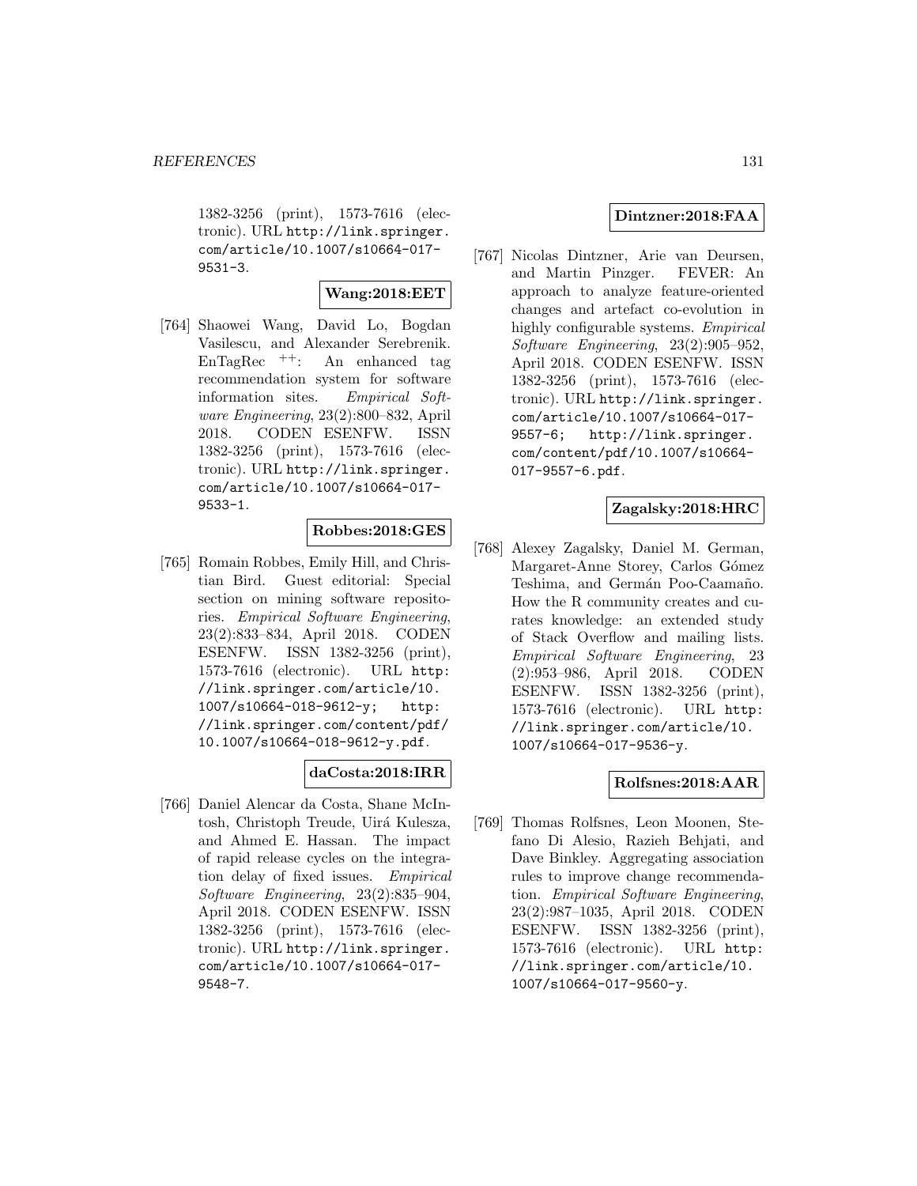1382-3256 (print), 1573-7616 (electronic). URL http://link.springer.com/article/10.1007/s10664-017-9531-3.

**Wang:2018:EET**

[764] Shaowei Wang, David Lo, Bogdan Vasilescu, and Alexander Serebrenik. EnTagRec $^{++}$: An enhanced tag recommendation system for software information sites. *Empirical Software Engineering*, 23(2):800–832, April 2018. CODEN ESENFW. ISSN 1382-3256 (print), 1573-7616 (electronic). URL http://link.springer.com/article/10.1007/s10664-017-9533-1.

**Robbes:2018:GES**

[765] Romain Robbes, Emily Hill, and Christian Bird. Guest editorial: Special section on mining software repositories. *Empirical Software Engineering*, 23(2):833–834, April 2018. CODEN ESENFW. ISSN 1382-3256 (print), 1573-7616 (electronic). URL http://link.springer.com/article/10.1007/s10664-018-9612-y; http://link.springer.com/content/pdf/10.1007/s10664-018-9612-y.pdf.

**daCosta:2018:IRR**

[766] Daniel Alencar da Costa, Shane McIntosh, Christoph Treude, Uirá Kulesza, and Ahmed E. Hassan. The impact of rapid release cycles on the integration delay of fixed issues. *Empirical Software Engineering*, 23(2):835–904, April 2018. CODEN ESENFW. ISSN 1382-3256 (print), 1573-7616 (electronic). URL http://link.springer.com/article/10.1007/s10664-017-9548-7.

**Dintzner:2018:FAA**

[767] Nicolas Dintzner, Arie van Deursen, and Martin Pinzger. FEVER: An approach to analyze feature-oriented changes and artefact co-evolution in highly configurable systems. *Empirical Software Engineering*, 23(2):905–952, April 2018. CODEN ESENFW. ISSN 1382-3256 (print), 1573-7616 (electronic). URL http://link.springer.com/article/10.1007/s10664-017-9557-6; http://link.springer.com/content/pdf/10.1007/s10664-017-9557-6.pdf.

**Zagalsky:2018:HRC**

[768] Alexey Zagalsky, Daniel M. German, Margaret-Anne Storey, Carlos Gómez Teshima, and Germán Poo-Caamaño. How the R community creates and curates knowledge: an extended study of Stack Overflow and mailing lists. *Empirical Software Engineering*, 23 (2):953–986, April 2018. CODEN ESENFW. ISSN 1382-3256 (print), 1573-7616 (electronic). URL http://link.springer.com/article/10.1007/s10664-017-9536-y.

**Rolfsnes:2018:AAR**

[769] Thomas Rolfsnes, Leon Moonen, Stefano Di Alesio, Razieh Behjati, and Dave Binkley. Aggregating association rules to improve change recommendation. *Empirical Software Engineering*, 23(2):987–1035, April 2018. CODEN ESENFW. ISSN 1382-3256 (print), 1573-7616 (electronic). URL http://link.springer.com/article/10.1007/s10664-017-9560-y.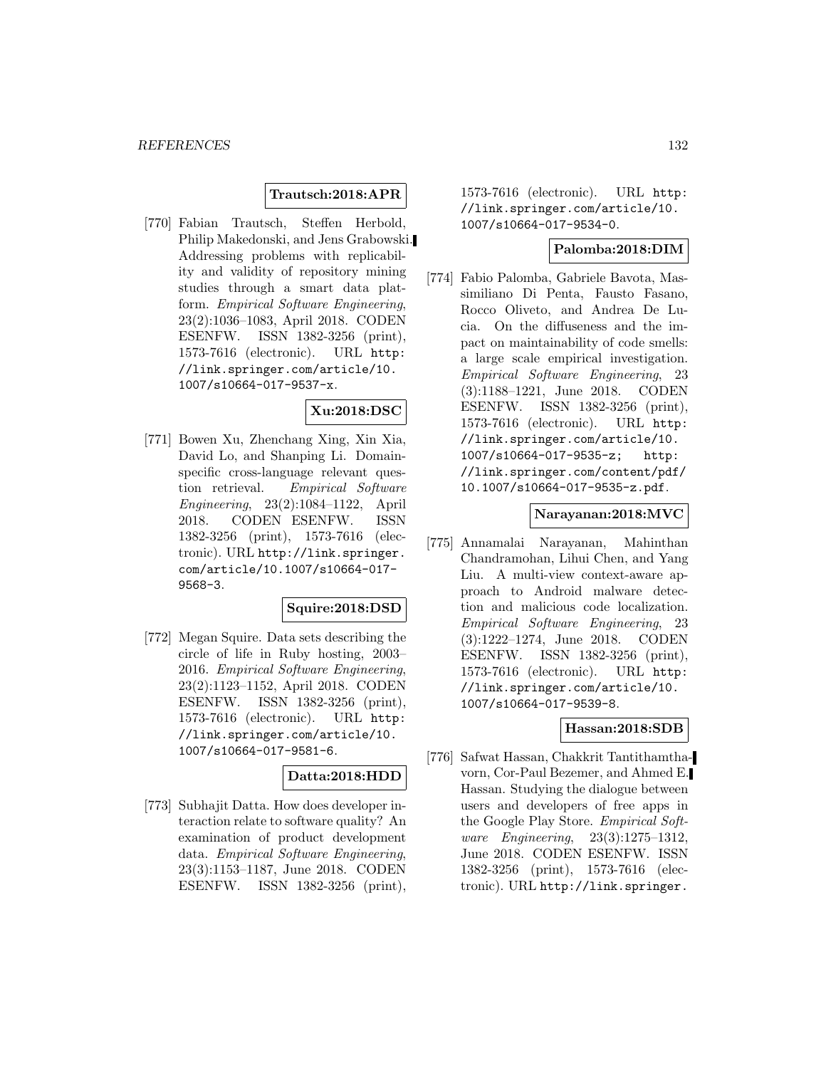**Trautsch:2018:APR**

[770] Fabian Trautsch, Steffen Herbold, Philip Makedonski, and Jens Grabowski. Addressing problems with replicability and validity of repository mining studies through a smart data platform. *Empirical Software Engineering*, 23(2):1036–1083, April 2018. CODEN ESENFW. ISSN 1382-3256 (print), 1573-7616 (electronic). URL http://link.springer.com/article/10.1007/s10664-017-9537-x.

**Xu:2018:DSC**

[771] Bowen Xu, Zhenchang Xing, Xin Xia, David Lo, and Shanping Li. Domain-specific cross-language relevant question retrieval. *Empirical Software Engineering*, 23(2):1084–1122, April 2018. CODEN ESENFW. ISSN 1382-3256 (print), 1573-7616 (electronic). URL http://link.springer.com/article/10.1007/s10664-017-9568-3.

**Squire:2018:DSD**

[772] Megan Squire. Data sets describing the circle of life in Ruby hosting, 2003–2016. *Empirical Software Engineering*, 23(2):1123–1152, April 2018. CODEN ESENFW. ISSN 1382-3256 (print), 1573-7616 (electronic). URL http://link.springer.com/article/10.1007/s10664-017-9581-6.

**Datta:2018:HDD**

[773] Subhajit Datta. How does developer interaction relate to software quality? An examination of product development data. *Empirical Software Engineering*, 23(3):1153–1187, June 2018. CODEN ESENFW. ISSN 1382-3256 (print), 1573-7616 (electronic). URL http://link.springer.com/article/10.1007/s10664-017-9534-0.

**Palomba:2018:DIM**

[774] Fabio Palomba, Gabriele Bavota, Massimiliano Di Penta, Fausto Fasano, Rocco Oliveto, and Andrea De Lucia. On the diffuseness and the impact on maintainability of code smells: a large scale empirical investigation. *Empirical Software Engineering*, 23 (3):1188–1221, June 2018. CODEN ESENFW. ISSN 1382-3256 (print), 1573-7616 (electronic). URL http://link.springer.com/article/10.1007/s10664-017-9535-z; http://link.springer.com/content/pdf/10.1007/s10664-017-9535-z.pdf.

**Narayanan:2018:MVC**

[775] Annamalai Narayanan, Mahinthan Chandramohan, Lihui Chen, and Yang Liu. A multi-view context-aware approach to Android malware detection and malicious code localization. *Empirical Software Engineering*, 23 (3):1222–1274, June 2018. CODEN ESENFW. ISSN 1382-3256 (print), 1573-7616 (electronic). URL http://link.springer.com/article/10.1007/s10664-017-9539-8.

**Hassan:2018:SDB**

[776] Safwat Hassan, Chakkrit Tantithamthavorn, Cor-Paul Bezemer, and Ahmed E. Hassan. Studying the dialogue between users and developers of free apps in the Google Play Store. *Empirical Software Engineering*, 23(3):1275–1312, June 2018. CODEN ESENFW. ISSN 1382-3256 (print), 1573-7616 (electronic). URL http://link.springer.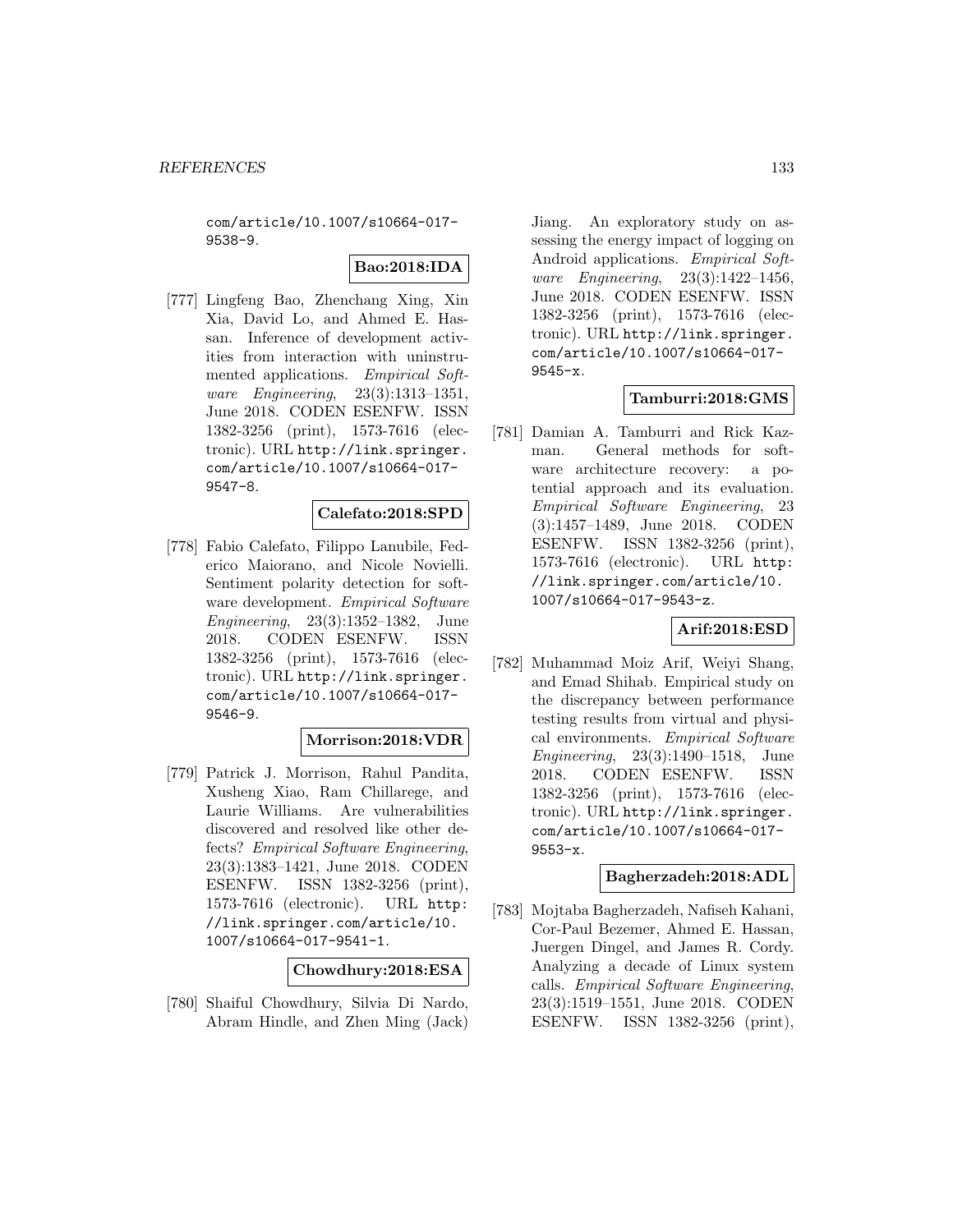com/article/10.1007/s10664-017-9538-9.

**Bao:2018:IDA**

[777] Lingfeng Bao, Zhenchang Xing, Xin Xia, David Lo, and Ahmed E. Hassan. Inference of development activities from interaction with uninstrumented applications. *Empirical Software Engineering*, 23(3):1313–1351, June 2018. CODEN ESENFW. ISSN 1382-3256 (print), 1573-7616 (electronic). URL http://link.springer.com/article/10.1007/s10664-017-9547-8.

**Calefato:2018:SPD**

[778] Fabio Calefato, Filippo Lanubile, Federico Maiorano, and Nicole Novielli. Sentiment polarity detection for software development. *Empirical Software Engineering*, 23(3):1352–1382, June 2018. CODEN ESENFW. ISSN 1382-3256 (print), 1573-7616 (electronic). URL http://link.springer.com/article/10.1007/s10664-017-9546-9.

**Morrison:2018:VDR**

[779] Patrick J. Morrison, Rahul Pandita, Xusheng Xiao, Ram Chillarege, and Laurie Williams. Are vulnerabilities discovered and resolved like other defects? *Empirical Software Engineering*, 23(3):1383–1421, June 2018. CODEN ESENFW. ISSN 1382-3256 (print), 1573-7616 (electronic). URL http://link.springer.com/article/10.1007/s10664-017-9541-1.

**Chowdhury:2018:ESA**

[780] Shaiful Chowdhury, Silvia Di Nardo, Abram Hindle, and Zhen Ming (Jack) Jiang. An exploratory study on assessing the energy impact of logging on Android applications. *Empirical Software Engineering*, 23(3):1422–1456, June 2018. CODEN ESENFW. ISSN 1382-3256 (print), 1573-7616 (electronic). URL http://link.springer.com/article/10.1007/s10664-017-9545-x.

**Tamburri:2018:GMS**

[781] Damian A. Tamburri and Rick Kazman. General methods for software architecture recovery: a potential approach and its evaluation. *Empirical Software Engineering*, 23 (3):1457–1489, June 2018. CODEN ESENFW. ISSN 1382-3256 (print), 1573-7616 (electronic). URL http://link.springer.com/article/10.1007/s10664-017-9543-z.

**Arif:2018:ESD**

[782] Muhammad Moiz Arif, Weiyi Shang, and Emad Shihab. Empirical study on the discrepancy between performance testing results from virtual and physical environments. *Empirical Software Engineering*, 23(3):1490–1518, June 2018. CODEN ESENFW. ISSN 1382-3256 (print), 1573-7616 (electronic). URL http://link.springer.com/article/10.1007/s10664-017-9553-x.

**Bagherzadeh:2018:ADL**

[783] Mojtaba Bagherzadeh, Nafiseh Kahani, Cor-Paul Bezemer, Ahmed E. Hassan, Juergen Dingel, and James R. Cordy. Analyzing a decade of Linux system calls. *Empirical Software Engineering*, 23(3):1519–1551, June 2018. CODEN ESENFW. ISSN 1382-3256 (print),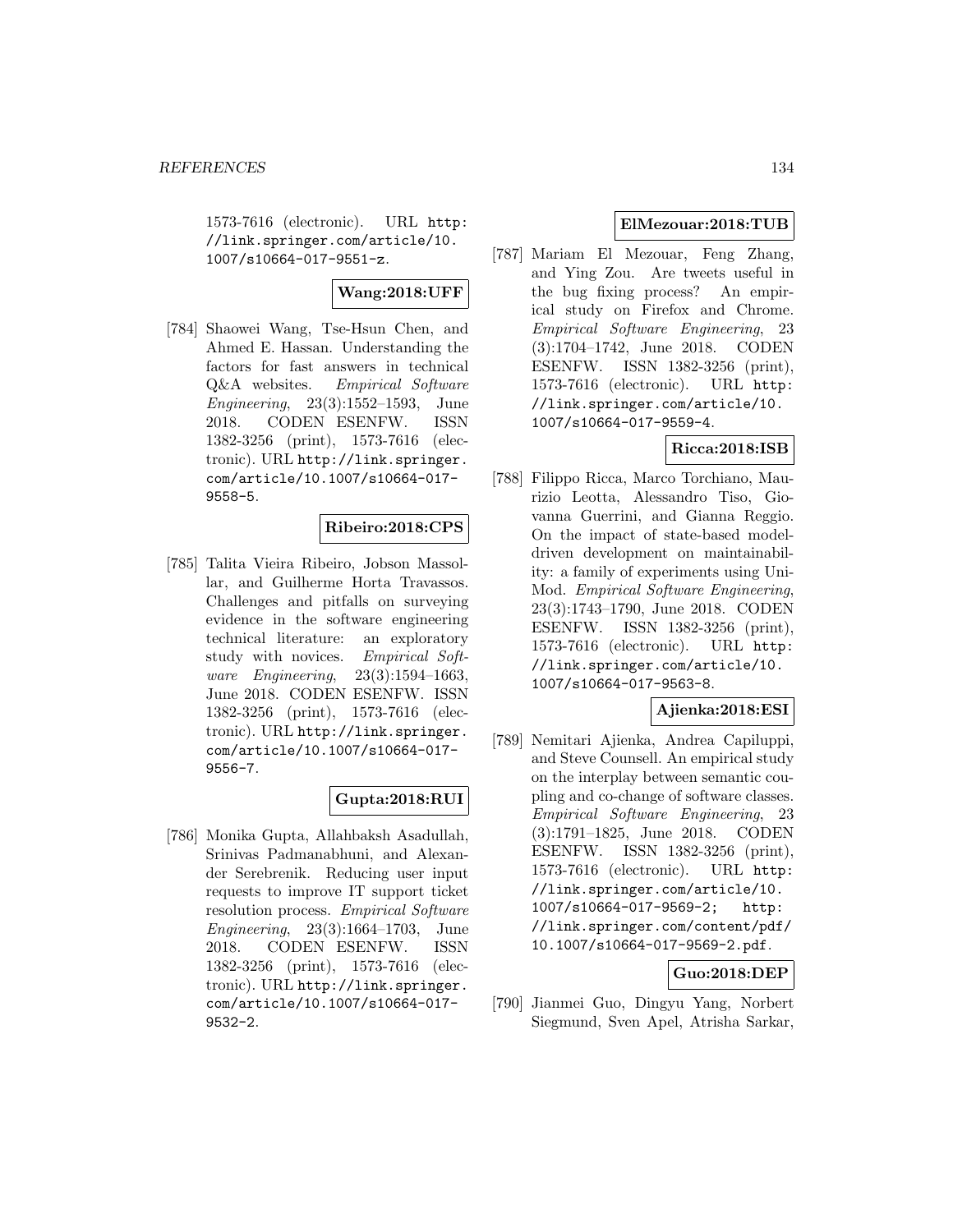1573-7616 (electronic). URL http://link.springer.com/article/10.1007/s10664-017-9551-z.

**Wang:2018:UFF**

[784] Shaowei Wang, Tse-Hsun Chen, and Ahmed E. Hassan. Understanding the factors for fast answers in technical Q&A websites. *Empirical Software Engineering*, 23(3):1552–1593, June 2018. CODEN ESENFW. ISSN 1382-3256 (print), 1573-7616 (electronic). URL http://link.springer.com/article/10.1007/s10664-017-9558-5.

**Ribeiro:2018:CPS**

[785] Talita Vieira Ribeiro, Jobson Massollar, and Guilherme Horta Travassos. Challenges and pitfalls on surveying evidence in the software engineering technical literature: an exploratory study with novices. *Empirical Software Engineering*, 23(3):1594–1663, June 2018. CODEN ESENFW. ISSN 1382-3256 (print), 1573-7616 (electronic). URL http://link.springer.com/article/10.1007/s10664-017-9556-7.

**Gupta:2018:RUI**

[786] Monika Gupta, Allahbaksh Asadullah, Srinivas Padmanabhuni, and Alexander Serebrenik. Reducing user input requests to improve IT support ticket resolution process. *Empirical Software Engineering*, 23(3):1664–1703, June 2018. CODEN ESENFW. ISSN 1382-3256 (print), 1573-7616 (electronic). URL http://link.springer.com/article/10.1007/s10664-017-9532-2.

**ElMezouar:2018:TUB**

[787] Mariam El Mezouar, Feng Zhang, and Ying Zou. Are tweets useful in the bug fixing process? An empirical study on Firefox and Chrome. *Empirical Software Engineering*, 23(3):1704–1742, June 2018. CODEN ESENFW. ISSN 1382-3256 (print), 1573-7616 (electronic). URL http://link.springer.com/article/10.1007/s10664-017-9559-4.

**Ricca:2018:ISB**

[788] Filippo Ricca, Marco Torchiano, Maurizio Leotta, Alessandro Tiso, Giovanna Guerrini, and Gianna Reggio. On the impact of state-based model-driven development on maintainability: a family of experiments using UniMod. *Empirical Software Engineering*, 23(3):1743–1790, June 2018. CODEN ESENFW. ISSN 1382-3256 (print), 1573-7616 (electronic). URL http://link.springer.com/article/10.1007/s10664-017-9563-8.

**Ajienka:2018:ESI**

[789] Nemitari Ajienka, Andrea Capiluppi, and Steve Counsell. An empirical study on the interplay between semantic coupling and co-change of software classes. *Empirical Software Engineering*, 23(3):1791–1825, June 2018. CODEN ESENFW. ISSN 1382-3256 (print), 1573-7616 (electronic). URL http://link.springer.com/article/10.1007/s10664-017-9569-2; http://link.springer.com/content/pdf/10.1007/s10664-017-9569-2.pdf.

**Guo:2018:DEP**

[790] Jianmei Guo, Dingyu Yang, Norbert Siegmund, Sven Apel, Atrisha Sarkar,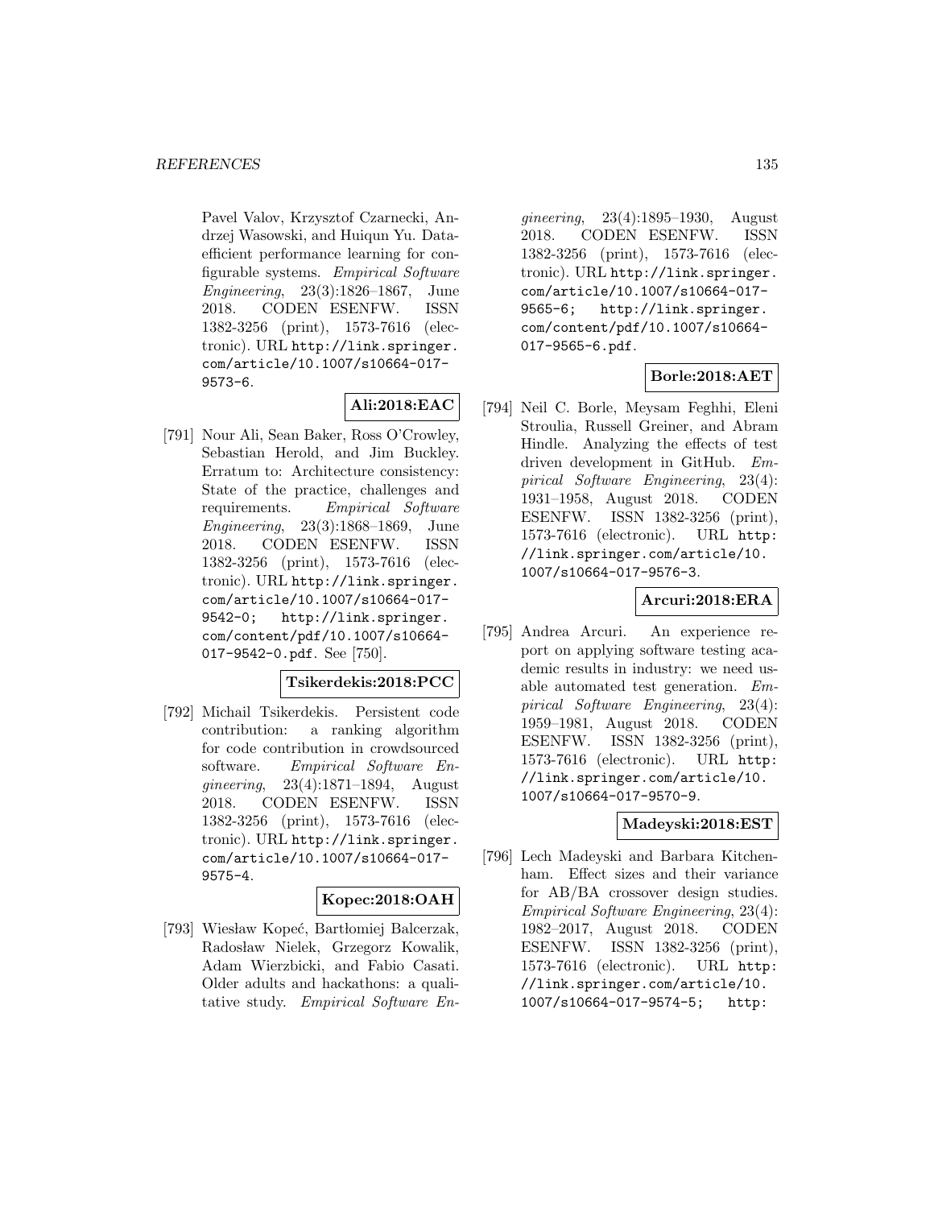Pavel Valov, Krzysztof Czarnecki, Andrzej Wasowski, and Huiqun Yu. Data-efficient performance learning for configurable systems. *Empirical Software Engineering*, 23(3):1826–1867, June 2018. CODEN ESENFW. ISSN 1382-3256 (print), 1573-7616 (electronic). URL http://link.springer.com/article/10.1007/s10664-017-9573-6.

**Ali:2018:EAC**

[791] Nour Ali, Sean Baker, Ross O'Crowley, Sebastian Herold, and Jim Buckley. Erratum to: Architecture consistency: State of the practice, challenges and requirements. *Empirical Software Engineering*, 23(3):1868–1869, June 2018. CODEN ESENFW. ISSN 1382-3256 (print), 1573-7616 (electronic). URL http://link.springer.com/article/10.1007/s10664-017-9542-0; http://link.springer.com/content/pdf/10.1007/s10664-017-9542-0.pdf. See [750].

**Tsikerdekis:2018:PCC**

[792] Michail Tsikerdekis. Persistent code contribution: a ranking algorithm for code contribution in crowdsourced software. *Empirical Software Engineering*, 23(4):1871–1894, August 2018. CODEN ESENFW. ISSN 1382-3256 (print), 1573-7616 (electronic). URL http://link.springer.com/article/10.1007/s10664-017-9575-4.

**Kopec:2018:OAH**

[793] Wiesław Kopeć, Bartłomiej Balcerzak, Radosław Nielek, Grzegorz Kowalik, Adam Wierzbicki, and Fabio Casati. Older adults and hackathons: a qualitative study. *Empirical Software Engineering*, 23(4):1895–1930, August 2018. CODEN ESENFW. ISSN 1382-3256 (print), 1573-7616 (electronic). URL http://link.springer.com/article/10.1007/s10664-017-9565-6; http://link.springer.com/content/pdf/10.1007/s10664-017-9565-6.pdf.

**Borle:2018:AET**

[794] Neil C. Borle, Meysam Feghhi, Eleni Stroulia, Russell Greiner, and Abram Hindle. Analyzing the effects of test driven development in GitHub. *Empirical Software Engineering*, 23(4):1931–1958, August 2018. CODEN ESENFW. ISSN 1382-3256 (print), 1573-7616 (electronic). URL http://link.springer.com/article/10.1007/s10664-017-9576-3.

**Arcuri:2018:ERA**

[795] Andrea Arcuri. An experience report on applying software testing academic results in industry: we need usable automated test generation. *Empirical Software Engineering*, 23(4):1959–1981, August 2018. CODEN ESENFW. ISSN 1382-3256 (print), 1573-7616 (electronic). URL http://link.springer.com/article/10.1007/s10664-017-9570-9.

**Madeyski:2018:EST**

[796] Lech Madeyski and Barbara Kitchenham. Effect sizes and their variance for AB/BA crossover design studies. *Empirical Software Engineering*, 23(4):1982–2017, August 2018. CODEN ESENFW. ISSN 1382-3256 (print), 1573-7616 (electronic). URL http://link.springer.com/article/10.1007/s10664-017-9574-5; http: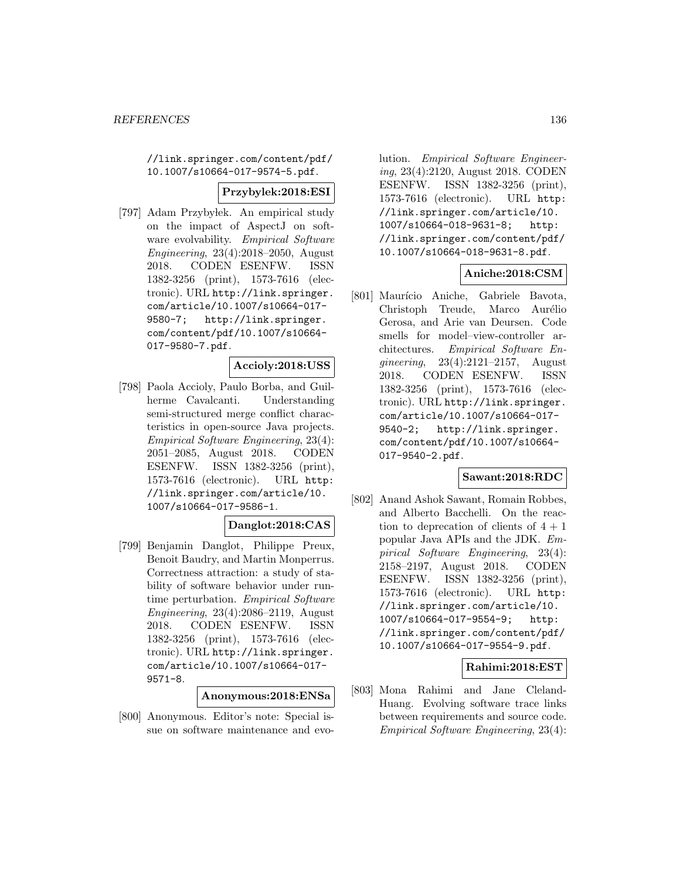//link.springer.com/content/pdf/10.1007/s10664-017-9574-5.pdf.

**Przybylek:2018:ESI**

[797] Adam Przybyłek. An empirical study on the impact of AspectJ on software evolvability. *Empirical Software Engineering*, 23(4):2018–2050, August 2018. CODEN ESENFW. ISSN 1382-3256 (print), 1573-7616 (electronic). URL http://link.springer.com/article/10.1007/s10664-017-9580-7; http://link.springer.com/content/pdf/10.1007/s10664-017-9580-7.pdf.

**Accioly:2018:USS**

[798] Paola Accioly, Paulo Borba, and Guilherme Cavalcanti. Understanding semi-structured merge conflict characteristics in open-source Java projects. *Empirical Software Engineering*, 23(4):2051–2085, August 2018. CODEN ESENFW. ISSN 1382-3256 (print), 1573-7616 (electronic). URL http://link.springer.com/article/10.1007/s10664-017-9586-1.

**Danglot:2018:CAS**

[799] Benjamin Danglot, Philippe Preux, Benoit Baudry, and Martin Monperrus. Correctness attraction: a study of stability of software behavior under runtime perturbation. *Empirical Software Engineering*, 23(4):2086–2119, August 2018. CODEN ESENFW. ISSN 1382-3256 (print), 1573-7616 (electronic). URL http://link.springer.com/article/10.1007/s10664-017-9571-8.

**Anonymous:2018:ENSa**

[800] Anonymous. Editor's note: Special issue on software maintenance and evolution. *Empirical Software Engineering*, 23(4):2120, August 2018. CODEN ESENFW. ISSN 1382-3256 (print), 1573-7616 (electronic). URL http://link.springer.com/article/10.1007/s10664-018-9631-8; http://link.springer.com/content/pdf/10.1007/s10664-018-9631-8.pdf.

**Aniche:2018:CSM**

[801] Maurício Aniche, Gabriele Bavota, Christoph Treude, Marco Aurélio Gerosa, and Arie van Deursen. Code smells for model–view-controller architectures. *Empirical Software Engineering*, 23(4):2121–2157, August 2018. CODEN ESENFW. ISSN 1382-3256 (print), 1573-7616 (electronic). URL http://link.springer.com/article/10.1007/s10664-017-9540-2; http://link.springer.com/content/pdf/10.1007/s10664-017-9540-2.pdf.

**Sawant:2018:RDC**

[802] Anand Ashok Sawant, Romain Robbes, and Alberto Bacchelli. On the reaction to deprecation of clients of $4 + 1$ popular Java APIs and the JDK. *Empirical Software Engineering*, 23(4):2158–2197, August 2018. CODEN ESENFW. ISSN 1382-3256 (print), 1573-7616 (electronic). URL http://link.springer.com/article/10.1007/s10664-017-9554-9; http://link.springer.com/content/pdf/10.1007/s10664-017-9554-9.pdf.

**Rahimi:2018:EST**

[803] Mona Rahimi and Jane Cleland-Huang. Evolving software trace links between requirements and source code. *Empirical Software Engineering*, 23(4):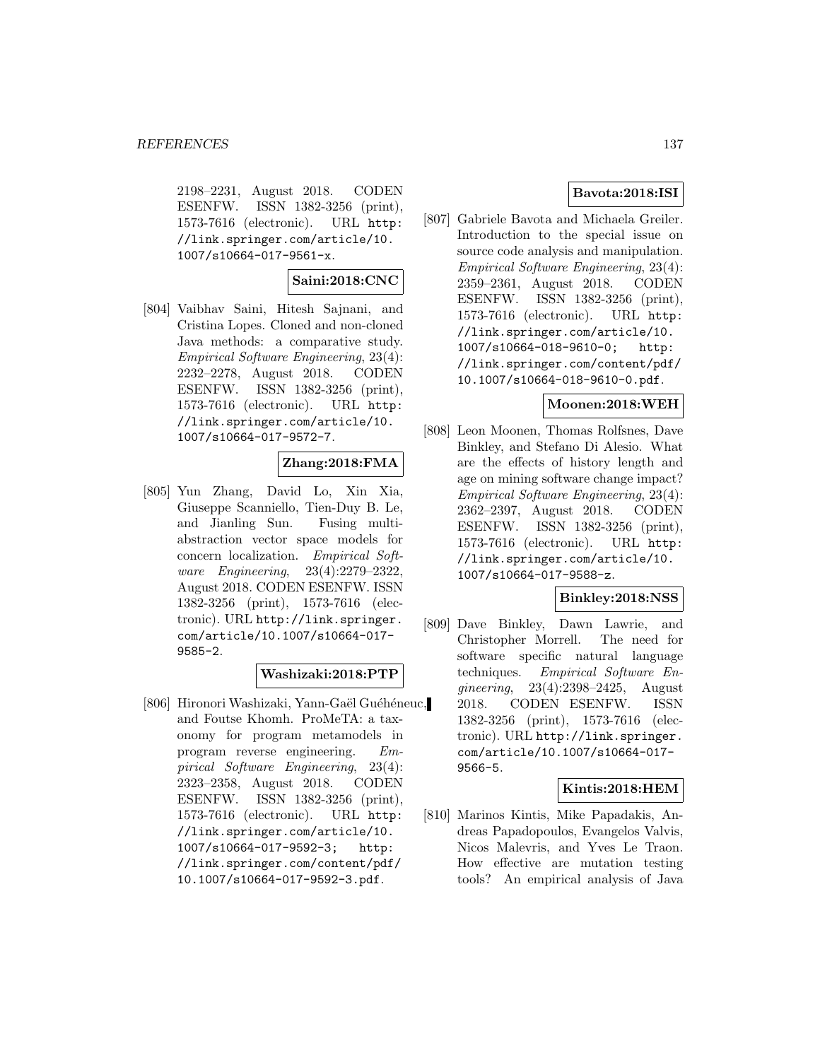2198–2231, August 2018. CODEN ESENFW. ISSN 1382-3256 (print), 1573-7616 (electronic). URL http://link.springer.com/article/10.1007/s10664-017-9561-x.

**Saini:2018:CNC**

[804] Vaibhav Saini, Hitesh Sajnani, and Cristina Lopes. Cloned and non-cloned Java methods: a comparative study. *Empirical Software Engineering*, 23(4): 2232–2278, August 2018. CODEN ESENFW. ISSN 1382-3256 (print), 1573-7616 (electronic). URL http://link.springer.com/article/10.1007/s10664-017-9572-7.

**Zhang:2018:FMA**

[805] Yun Zhang, David Lo, Xin Xia, Giuseppe Scanniello, Tien-Duy B. Le, and Jianling Sun. Fusing multi-abstraction vector space models for concern localization. *Empirical Software Engineering*, 23(4):2279–2322, August 2018. CODEN ESENFW. ISSN 1382-3256 (print), 1573-7616 (electronic). URL http://link.springer.com/article/10.1007/s10664-017-9585-2.

**Washizaki:2018:PTP**

[806] Hironori Washizaki, Yann-Gaël Guéhéneuc, and Foutse Khomh. ProMeTA: a taxonomy for program metamodels in program reverse engineering. *Empirical Software Engineering*, 23(4): 2323–2358, August 2018. CODEN ESENFW. ISSN 1382-3256 (print), 1573-7616 (electronic). URL http://link.springer.com/article/10.1007/s10664-017-9592-3; http://link.springer.com/content/pdf/10.1007/s10664-017-9592-3.pdf.

**Bavota:2018:ISI**

[807] Gabriele Bavota and Michaela Greiler. Introduction to the special issue on source code analysis and manipulation. *Empirical Software Engineering*, 23(4): 2359–2361, August 2018. CODEN ESENFW. ISSN 1382-3256 (print), 1573-7616 (electronic). URL http://link.springer.com/article/10.1007/s10664-018-9610-0; http://link.springer.com/content/pdf/10.1007/s10664-018-9610-0.pdf.

**Moonen:2018:WEH**

[808] Leon Moonen, Thomas Rolfsnes, Dave Binkley, and Stefano Di Alesio. What are the effects of history length and age on mining software change impact? *Empirical Software Engineering*, 23(4): 2362–2397, August 2018. CODEN ESENFW. ISSN 1382-3256 (print), 1573-7616 (electronic). URL http://link.springer.com/article/10.1007/s10664-017-9588-z.

**Binkley:2018:NSS**

[809] Dave Binkley, Dawn Lawrie, and Christopher Morrell. The need for software specific natural language techniques. *Empirical Software Engineering*, 23(4):2398–2425, August 2018. CODEN ESENFW. ISSN 1382-3256 (print), 1573-7616 (electronic). URL http://link.springer.com/article/10.1007/s10664-017-9566-5.

**Kintis:2018:HEM**

[810] Marinos Kintis, Mike Papadakis, Andreas Papadopoulos, Evangelos Valvis, Nicos Malevris, and Yves Le Traon. How effective are mutation testing tools? An empirical analysis of Java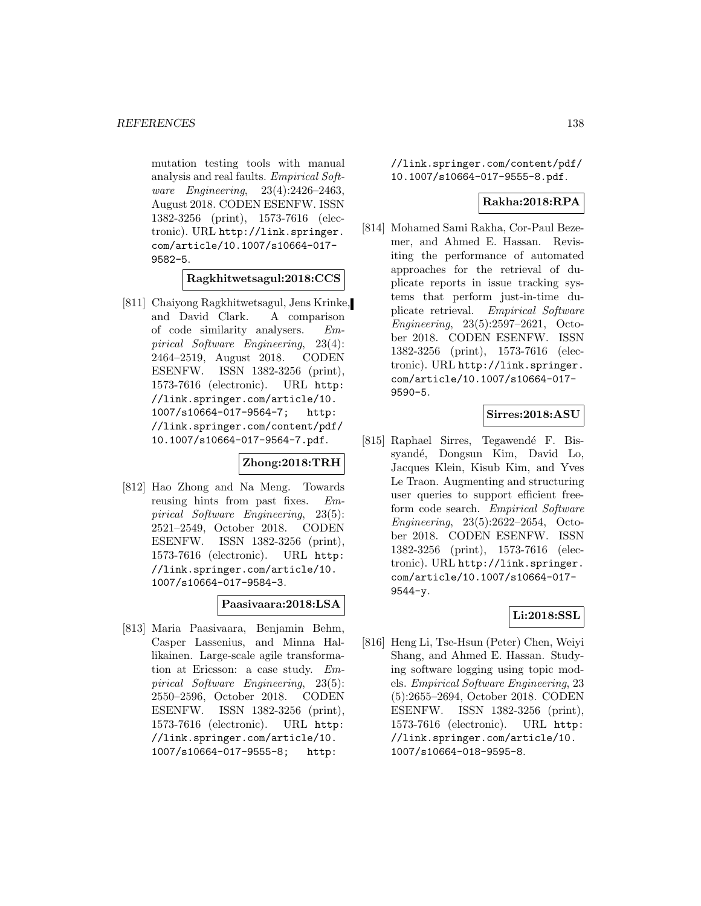mutation testing tools with manual analysis and real faults. *Empirical Software Engineering*, 23(4):2426–2463, August 2018. CODEN ESENFW. ISSN 1382-3256 (print), 1573-7616 (electronic). URL http://link.springer.com/article/10.1007/s10664-017-9582-5.

**Ragkhitwetsagul:2018:CCS**

[811] Chaiyong Ragkhitwetsagul, Jens Krinke, and David Clark. A comparison of code similarity analysers. *Empirical Software Engineering*, 23(4): 2464–2519, August 2018. CODEN ESENFW. ISSN 1382-3256 (print), 1573-7616 (electronic). URL http://link.springer.com/article/10.1007/s10664-017-9564-7; http://link.springer.com/content/pdf/10.1007/s10664-017-9564-7.pdf.

**Zhong:2018:TRH**

[812] Hao Zhong and Na Meng. Towards reusing hints from past fixes. *Empirical Software Engineering*, 23(5): 2521–2549, October 2018. CODEN ESENFW. ISSN 1382-3256 (print), 1573-7616 (electronic). URL http://link.springer.com/article/10.1007/s10664-017-9584-3.

**Paasivaara:2018:LSA**

[813] Maria Paasivaara, Benjamin Behm, Casper Lassenius, and Minna Hallikainen. Large-scale agile transformation at Ericsson: a case study. *Empirical Software Engineering*, 23(5): 2550–2596, October 2018. CODEN ESENFW. ISSN 1382-3256 (print), 1573-7616 (electronic). URL http://link.springer.com/article/10.1007/s10664-017-9555-8; http://link.springer.com/content/pdf/10.1007/s10664-017-9555-8.pdf.

**Rakha:2018:RPA**

[814] Mohamed Sami Rakha, Cor-Paul Bezemer, and Ahmed E. Hassan. Revisiting the performance of automated approaches for the retrieval of duplicate reports in issue tracking systems that perform just-in-time duplicate retrieval. *Empirical Software Engineering*, 23(5):2597–2621, October 2018. CODEN ESENFW. ISSN 1382-3256 (print), 1573-7616 (electronic). URL http://link.springer.com/article/10.1007/s10664-017-9590-5.

**Sirres:2018:ASU**

[815] Raphael Sirres, Tegawendé F. Bissyandé, Dongsun Kim, David Lo, Jacques Klein, Kisub Kim, and Yves Le Traon. Augmenting and structuring user queries to support efficient free-form code search. *Empirical Software Engineering*, 23(5):2622–2654, October 2018. CODEN ESENFW. ISSN 1382-3256 (print), 1573-7616 (electronic). URL http://link.springer.com/article/10.1007/s10664-017-9544-y.

**Li:2018:SSL**

[816] Heng Li, Tse-Hsun (Peter) Chen, Weiyi Shang, and Ahmed E. Hassan. Studying software logging using topic models. *Empirical Software Engineering*, 23 (5):2655–2694, October 2018. CODEN ESENFW. ISSN 1382-3256 (print), 1573-7616 (electronic). URL http://link.springer.com/article/10.1007/s10664-018-9595-8.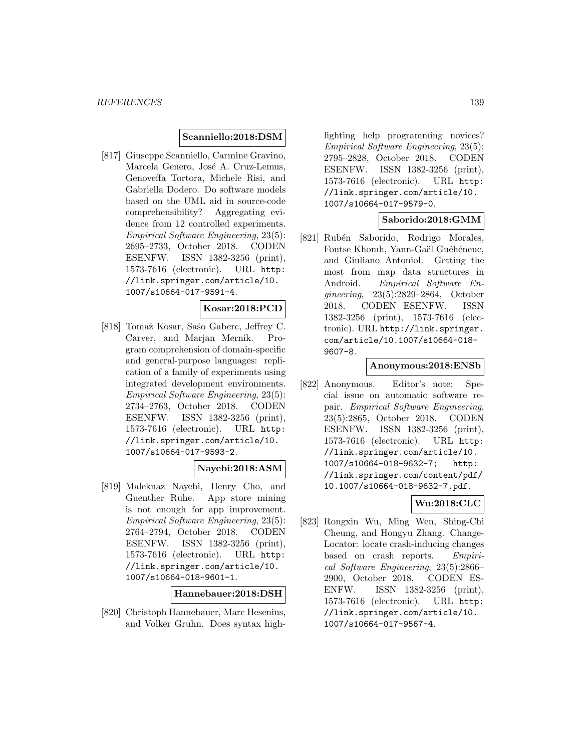**Scanniello:2018:DSM**

[817] Giuseppe Scanniello, Carmine Gravino, Marcela Genero, José A. Cruz-Lemus, Genoveffa Tortora, Michele Risi, and Gabriella Dodero. Do software models based on the UML aid in source-code comprehensibility? Aggregating evidence from 12 controlled experiments. *Empirical Software Engineering*, 23(5): 2695–2733, October 2018. CODEN ESENFW. ISSN 1382-3256 (print), 1573-7616 (electronic). URL http://link.springer.com/article/10.1007/s10664-017-9591-4.

**Kosar:2018:PCD**

[818] Tomaž Kosar, Sašo Gaberc, Jeffrey C. Carver, and Marjan Mernik. Program comprehension of domain-specific and general-purpose languages: replication of a family of experiments using integrated development environments. *Empirical Software Engineering*, 23(5): 2734–2763, October 2018. CODEN ESENFW. ISSN 1382-3256 (print), 1573-7616 (electronic). URL http://link.springer.com/article/10.1007/s10664-017-9593-2.

**Nayebi:2018:ASM**

[819] Maleknaz Nayebi, Henry Cho, and Guenther Ruhe. App store mining is not enough for app improvement. *Empirical Software Engineering*, 23(5): 2764–2794, October 2018. CODEN ESENFW. ISSN 1382-3256 (print), 1573-7616 (electronic). URL http://link.springer.com/article/10.1007/s10664-018-9601-1.

**Hannebauer:2018:DSH**

[820] Christoph Hannebauer, Marc Hesenius, and Volker Gruhn. Does syntax highlighting help programming novices? *Empirical Software Engineering*, 23(5): 2795–2828, October 2018. CODEN ESENFW. ISSN 1382-3256 (print), 1573-7616 (electronic). URL http://link.springer.com/article/10.1007/s10664-017-9579-0.

**Saborido:2018:GMM**

[821] Rubén Saborido, Rodrigo Morales, Foutse Khomh, Yann-Gaël Guéhéneuc, and Giuliano Antoniol. Getting the most from map data structures in Android. *Empirical Software Engineering*, 23(5):2829–2864, October 2018. CODEN ESENFW. ISSN 1382-3256 (print), 1573-7616 (electronic). URL http://link.springer.com/article/10.1007/s10664-018-9607-8.

**Anonymous:2018:ENSb**

[822] Anonymous. Editor's note: Special issue on automatic software repair. *Empirical Software Engineering*, 23(5):2865, October 2018. CODEN ESENFW. ISSN 1382-3256 (print), 1573-7616 (electronic). URL http://link.springer.com/article/10.1007/s10664-018-9632-7; http://link.springer.com/content/pdf/10.1007/s10664-018-9632-7.pdf.

**Wu:2018:CLC**

[823] Rongxin Wu, Ming Wen, Shing-Chi Cheung, and Hongyu Zhang. ChangeLocator: locate crash-inducing changes based on crash reports. *Empirical Software Engineering*, 23(5):2866–2900, October 2018. CODEN ESENFW. ISSN 1382-3256 (print), 1573-7616 (electronic). URL http://link.springer.com/article/10.1007/s10664-017-9567-4.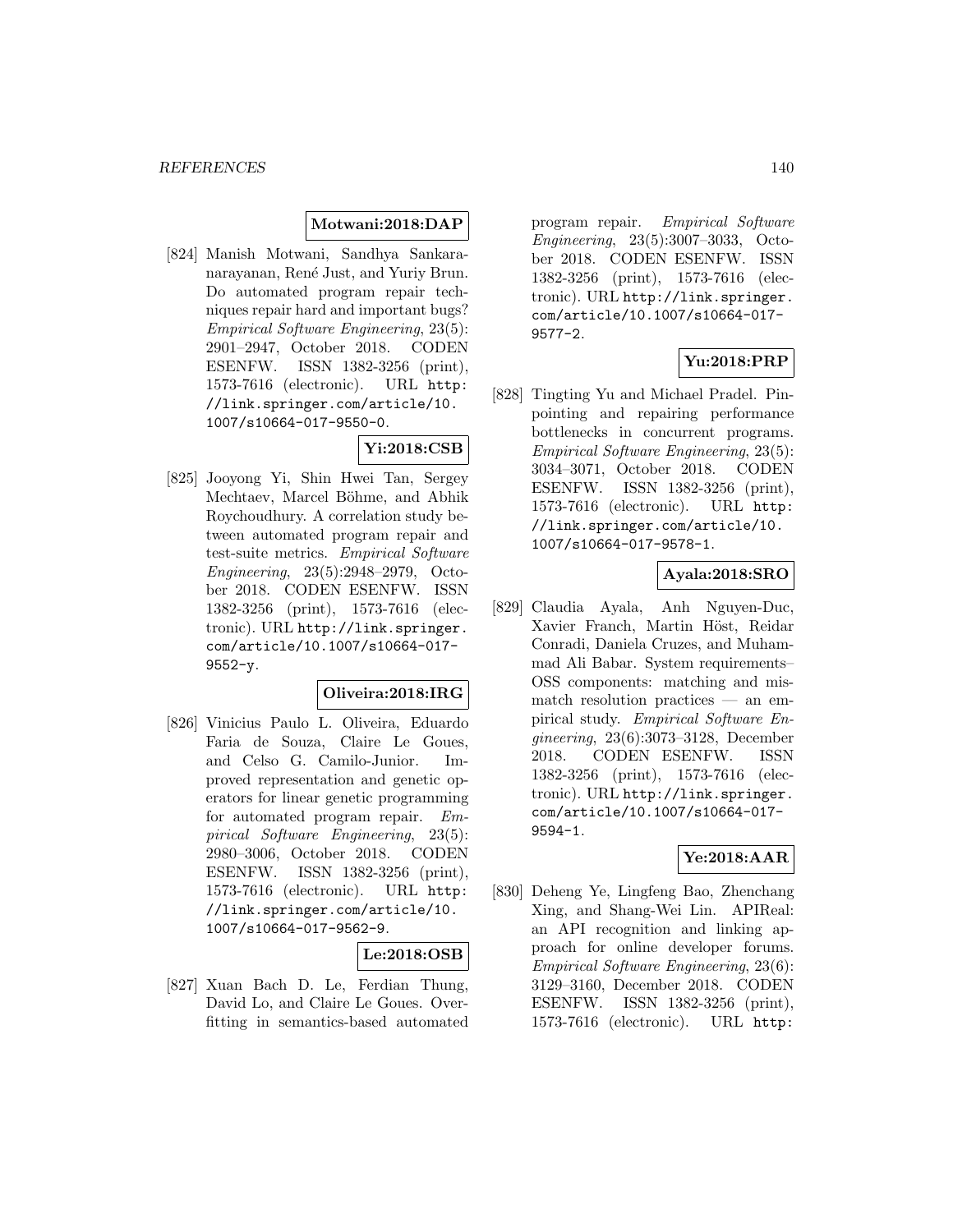**Motwani:2018:DAP**

[824] Manish Motwani, Sandhya Sankaranarayanan, René Just, and Yuriy Brun. Do automated program repair techniques repair hard and important bugs? *Empirical Software Engineering*, 23(5): 2901–2947, October 2018. CODEN ESENFW. ISSN 1382-3256 (print), 1573-7616 (electronic). URL http://link.springer.com/article/10.1007/s10664-017-9550-0.

**Yi:2018:CSB**

[825] Jooyong Yi, Shin Hwei Tan, Sergey Mechtaev, Marcel Böhme, and Abhik Roychoudhury. A correlation study between automated program repair and test-suite metrics. *Empirical Software Engineering*, 23(5):2948–2979, October 2018. CODEN ESENFW. ISSN 1382-3256 (print), 1573-7616 (electronic). URL http://link.springer.com/article/10.1007/s10664-017-9552-y.

**Oliveira:2018:IRG**

[826] Vinicius Paulo L. Oliveira, Eduardo Faria de Souza, Claire Le Goues, and Celso G. Camilo-Junior. Improved representation and genetic operators for linear genetic programming for automated program repair. *Empirical Software Engineering*, 23(5): 2980–3006, October 2018. CODEN ESENFW. ISSN 1382-3256 (print), 1573-7616 (electronic). URL http://link.springer.com/article/10.1007/s10664-017-9562-9.

**Le:2018:OSB**

[827] Xuan Bach D. Le, Ferdian Thung, David Lo, and Claire Le Goues. Overfitting in semantics-based automated program repair. *Empirical Software Engineering*, 23(5):3007–3033, October 2018. CODEN ESENFW. ISSN 1382-3256 (print), 1573-7616 (electronic). URL http://link.springer.com/article/10.1007/s10664-017-9577-2.

**Yu:2018:PRP**

[828] Tingting Yu and Michael Pradel. Pinpointing and repairing performance bottlenecks in concurrent programs. *Empirical Software Engineering*, 23(5): 3034–3071, October 2018. CODEN ESENFW. ISSN 1382-3256 (print), 1573-7616 (electronic). URL http://link.springer.com/article/10.1007/s10664-017-9578-1.

**Ayala:2018:SRO**

[829] Claudia Ayala, Anh Nguyen-Duc, Xavier Franch, Martin Höst, Reidar Conradi, Daniela Cruzes, and Muhammad Ali Babar. System requirements–OSS components: matching and mismatch resolution practices — an empirical study. *Empirical Software Engineering*, 23(6):3073–3128, December 2018. CODEN ESENFW. ISSN 1382-3256 (print), 1573-7616 (electronic). URL http://link.springer.com/article/10.1007/s10664-017-9594-1.

**Ye:2018:AAR**

[830] Deheng Ye, Lingfeng Bao, Zhenchang Xing, and Shang-Wei Lin. APIReal: an API recognition and linking approach for online developer forums. *Empirical Software Engineering*, 23(6): 3129–3160, December 2018. CODEN ESENFW. ISSN 1382-3256 (print), 1573-7616 (electronic). URL http: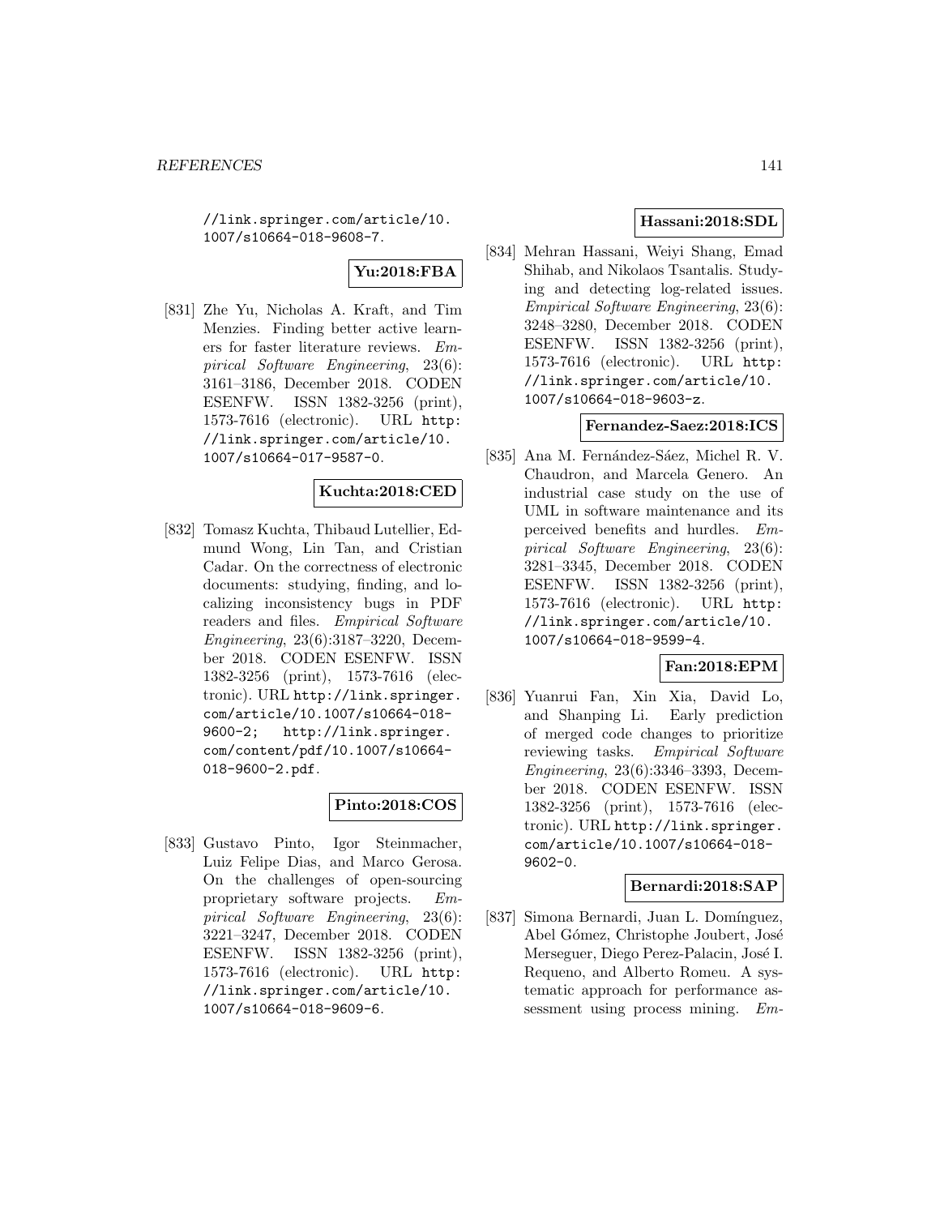//link.springer.com/article/10.1007/s10664-018-9608-7.

**Yu:2018:FBA**

[831] Zhe Yu, Nicholas A. Kraft, and Tim Menzies. Finding better active learners for faster literature reviews. *Empirical Software Engineering*, 23(6): 3161–3186, December 2018. CODEN ESENFW. ISSN 1382-3256 (print), 1573-7616 (electronic). URL http://link.springer.com/article/10.1007/s10664-017-9587-0.

**Kuchta:2018:CED**

[832] Tomasz Kuchta, Thibaud Lutellier, Edmund Wong, Lin Tan, and Cristian Cadar. On the correctness of electronic documents: studying, finding, and localizing inconsistency bugs in PDF readers and files. *Empirical Software Engineering*, 23(6):3187–3220, December 2018. CODEN ESENFW. ISSN 1382-3256 (print), 1573-7616 (electronic). URL http://link.springer.com/article/10.1007/s10664-018-9600-2; http://link.springer.com/content/pdf/10.1007/s10664-018-9600-2.pdf.

**Pinto:2018:COS**

[833] Gustavo Pinto, Igor Steinmacher, Luiz Felipe Dias, and Marco Gerosa. On the challenges of open-sourcing proprietary software projects. *Empirical Software Engineering*, 23(6): 3221–3247, December 2018. CODEN ESENFW. ISSN 1382-3256 (print), 1573-7616 (electronic). URL http://link.springer.com/article/10.1007/s10664-018-9609-6.

**Hassani:2018:SDL**

[834] Mehran Hassani, Weiyi Shang, Emad Shihab, and Nikolaos Tsantalis. Studying and detecting log-related issues. *Empirical Software Engineering*, 23(6): 3248–3280, December 2018. CODEN ESENFW. ISSN 1382-3256 (print), 1573-7616 (electronic). URL http://link.springer.com/article/10.1007/s10664-018-9603-z.

**Fernandez-Saez:2018:ICS**

[835] Ana M. Fernández-Sáez, Michel R. V. Chaudron, and Marcela Genero. An industrial case study on the use of UML in software maintenance and its perceived benefits and hurdles. *Empirical Software Engineering*, 23(6): 3281–3345, December 2018. CODEN ESENFW. ISSN 1382-3256 (print), 1573-7616 (electronic). URL http://link.springer.com/article/10.1007/s10664-018-9599-4.

**Fan:2018:EPM**

[836] Yuanrui Fan, Xin Xia, David Lo, and Shanping Li. Early prediction of merged code changes to prioritize reviewing tasks. *Empirical Software Engineering*, 23(6):3346–3393, December 2018. CODEN ESENFW. ISSN 1382-3256 (print), 1573-7616 (electronic). URL http://link.springer.com/article/10.1007/s10664-018-9602-0.

**Bernardi:2018:SAP**

[837] Simona Bernardi, Juan L. Domínguez, Abel Gómez, Christophe Joubert, José Merseguer, Diego Perez-Palacin, José I. Requeno, and Alberto Romeu. A systematic approach for performance assessment using process mining. *Em-*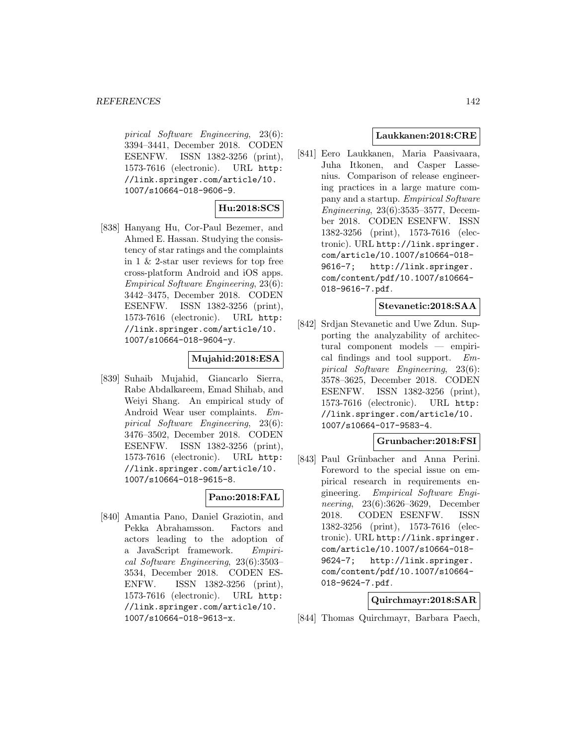*pirical Software Engineering*, 23(6): 3394–3441, December 2018. CODEN ESENFW. ISSN 1382-3256 (print), 1573-7616 (electronic). URL http://link.springer.com/article/10.1007/s10664-018-9606-9.

**Hu:2018:SCS**

[838] Hanyang Hu, Cor-Paul Bezemer, and Ahmed E. Hassan. Studying the consistency of star ratings and the complaints in 1 & 2-star user reviews for top free cross-platform Android and iOS apps. *Empirical Software Engineering*, 23(6): 3442–3475, December 2018. CODEN ESENFW. ISSN 1382-3256 (print), 1573-7616 (electronic). URL http://link.springer.com/article/10.1007/s10664-018-9604-y.

**Mujahid:2018:ESA**

[839] Suhaib Mujahid, Giancarlo Sierra, Rabe Abdalkareem, Emad Shihab, and Weiyi Shang. An empirical study of Android Wear user complaints. *Empirical Software Engineering*, 23(6): 3476–3502, December 2018. CODEN ESENFW. ISSN 1382-3256 (print), 1573-7616 (electronic). URL http://link.springer.com/article/10.1007/s10664-018-9615-8.

**Pano:2018:FAL**

[840] Amantia Pano, Daniel Graziotin, and Pekka Abrahamsson. Factors and actors leading to the adoption of a JavaScript framework. *Empirical Software Engineering*, 23(6):3503–3534, December 2018. CODEN ESENFW. ISSN 1382-3256 (print), 1573-7616 (electronic). URL http://link.springer.com/article/10.1007/s10664-018-9613-x.

**Laukkanen:2018:CRE**

[841] Eero Laukkanen, Maria Paasivaara, Juha Itkonen, and Casper Lassenius. Comparison of release engineering practices in a large mature company and a startup. *Empirical Software Engineering*, 23(6):3535–3577, December 2018. CODEN ESENFW. ISSN 1382-3256 (print), 1573-7616 (electronic). URL http://link.springer.com/article/10.1007/s10664-018-9616-7; http://link.springer.com/content/pdf/10.1007/s10664-018-9616-7.pdf.

**Stevanetic:2018:SAA**

[842] Srdjan Stevanetic and Uwe Zdun. Supporting the analyzability of architectural component models — empirical findings and tool support. *Empirical Software Engineering*, 23(6): 3578–3625, December 2018. CODEN ESENFW. ISSN 1382-3256 (print), 1573-7616 (electronic). URL http://link.springer.com/article/10.1007/s10664-017-9583-4.

**Grunbacher:2018:FSI**

[843] Paul Grünbacher and Anna Perini. Foreword to the special issue on empirical research in requirements engineering. *Empirical Software Engineering*, 23(6):3626–3629, December 2018. CODEN ESENFW. ISSN 1382-3256 (print), 1573-7616 (electronic). URL http://link.springer.com/article/10.1007/s10664-018-9624-7; http://link.springer.com/content/pdf/10.1007/s10664-018-9624-7.pdf.

**Quirchmayr:2018:SAR**

[844] Thomas Quirchmayr, Barbara Paech,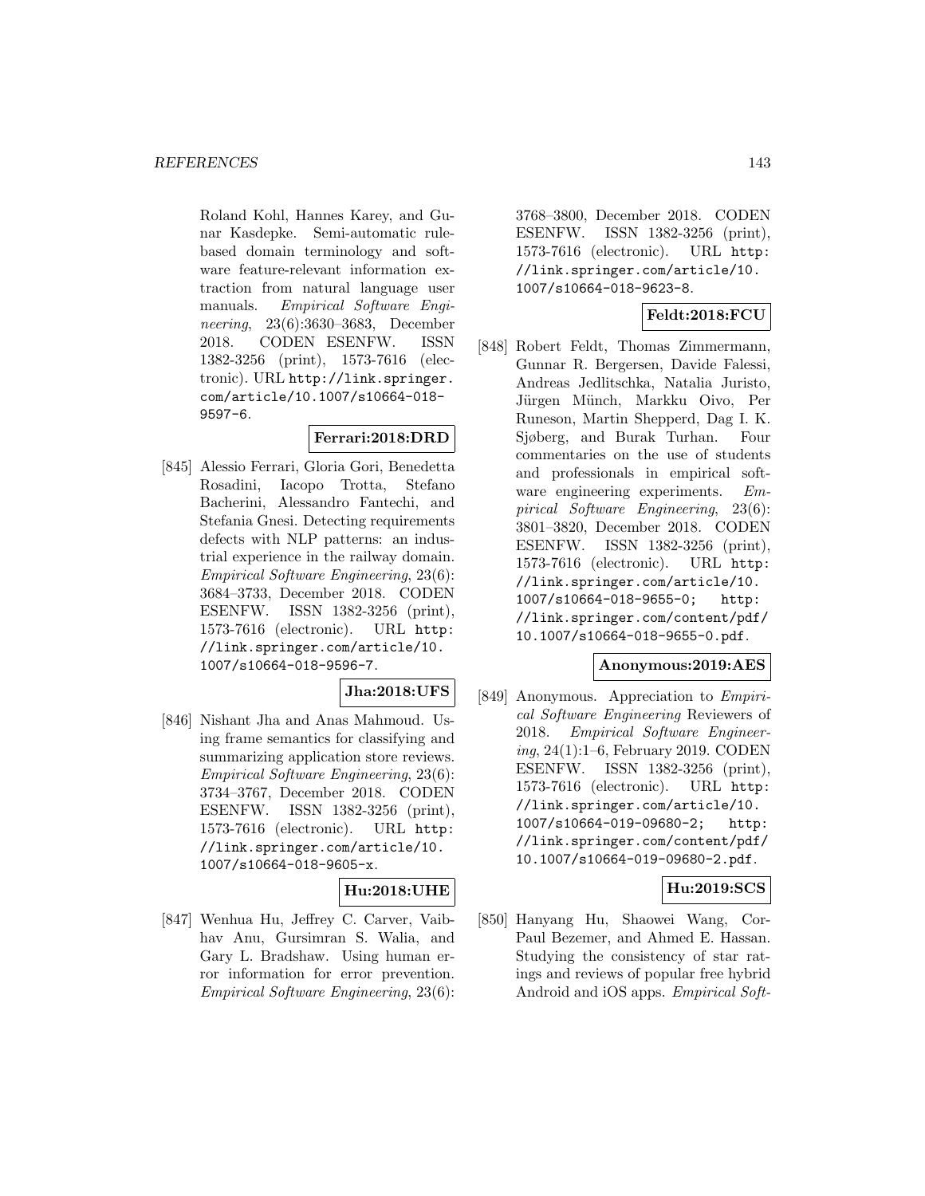Roland Kohl, Hannes Karey, and Gunar Kasdepke. Semi-automatic rule-based domain terminology and software feature-relevant information extraction from natural language user manuals. *Empirical Software Engineering*, 23(6):3630–3683, December 2018. CODEN ESENFW. ISSN 1382-3256 (print), 1573-7616 (electronic). URL http://link.springer.com/article/10.1007/s10664-018-9597-6.

**Ferrari:2018:DRD**

[845] Alessio Ferrari, Gloria Gori, Benedetta Rosadini, Iacopo Trotta, Stefano Bacherini, Alessandro Fantechi, and Stefania Gnesi. Detecting requirements defects with NLP patterns: an industrial experience in the railway domain. *Empirical Software Engineering*, 23(6): 3684–3733, December 2018. CODEN ESENFW. ISSN 1382-3256 (print), 1573-7616 (electronic). URL http://link.springer.com/article/10.1007/s10664-018-9596-7.

**Jha:2018:UFS**

[846] Nishant Jha and Anas Mahmoud. Using frame semantics for classifying and summarizing application store reviews. *Empirical Software Engineering*, 23(6): 3734–3767, December 2018. CODEN ESENFW. ISSN 1382-3256 (print), 1573-7616 (electronic). URL http://link.springer.com/article/10.1007/s10664-018-9605-x.

**Hu:2018:UHE**

[847] Wenhua Hu, Jeffrey C. Carver, Vaibhav Anu, Gursimran S. Walia, and Gary L. Bradshaw. Using human error information for error prevention. *Empirical Software Engineering*, 23(6): 3768–3800, December 2018. CODEN ESENFW. ISSN 1382-3256 (print), 1573-7616 (electronic). URL http://link.springer.com/article/10.1007/s10664-018-9623-8.

**Feldt:2018:FCU**

[848] Robert Feldt, Thomas Zimmermann, Gunnar R. Bergersen, Davide Falessi, Andreas Jedlitschka, Natalia Juristo, Jürgen Münch, Markku Oivo, Per Runeson, Martin Shepperd, Dag I. K. Sjøberg, and Burak Turhan. Four commentaries on the use of students and professionals in empirical software engineering experiments. *Empirical Software Engineering*, 23(6): 3801–3820, December 2018. CODEN ESENFW. ISSN 1382-3256 (print), 1573-7616 (electronic). URL http://link.springer.com/article/10.1007/s10664-018-9655-0; http://link.springer.com/content/pdf/10.1007/s10664-018-9655-0.pdf.

**Anonymous:2019:AES**

[849] Anonymous. Appreciation to *Empirical Software Engineering* Reviewers of 2018. *Empirical Software Engineering*, 24(1):1–6, February 2019. CODEN ESENFW. ISSN 1382-3256 (print), 1573-7616 (electronic). URL http://link.springer.com/article/10.1007/s10664-019-09680-2; http://link.springer.com/content/pdf/10.1007/s10664-019-09680-2.pdf.

**Hu:2019:SCS**

[850] Hanyang Hu, Shaowei Wang, Cor-Paul Bezemer, and Ahmed E. Hassan. Studying the consistency of star ratings and reviews of popular free hybrid Android and iOS apps. *Empirical Soft-*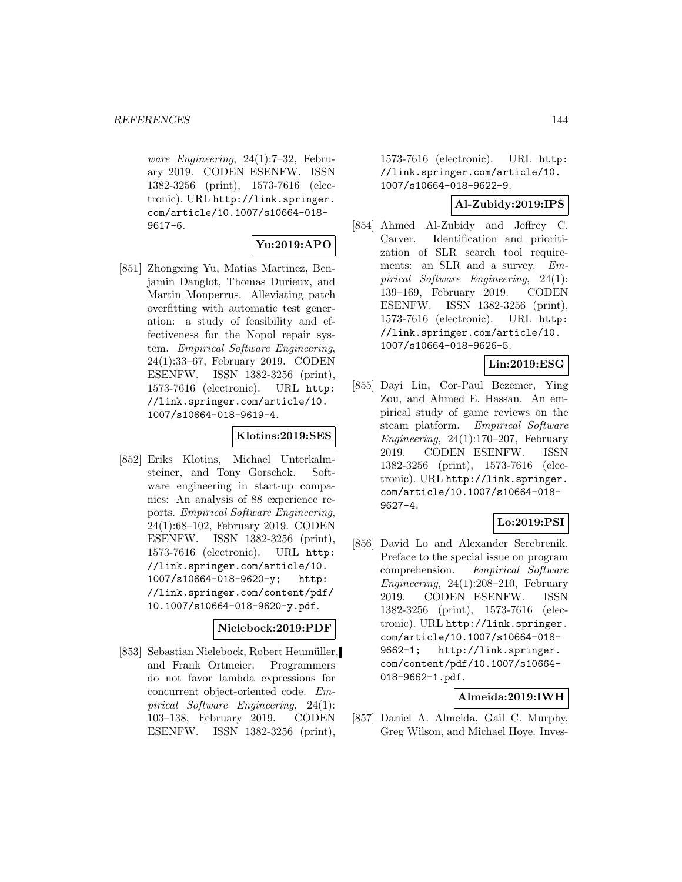*ware Engineering*, 24(1):7–32, February 2019. CODEN ESENFW. ISSN 1382-3256 (print), 1573-7616 (electronic). URL http://link.springer.com/article/10.1007/s10664-018-9617-6.

**Yu:2019:APO**

[851] Zhongxing Yu, Matias Martinez, Benjamin Danglot, Thomas Durieux, and Martin Monperrus. Alleviating patch overfitting with automatic test generation: a study of feasibility and effectiveness for the Nopol repair system. *Empirical Software Engineering*, 24(1):33–67, February 2019. CODEN ESENFW. ISSN 1382-3256 (print), 1573-7616 (electronic). URL http://link.springer.com/article/10.1007/s10664-018-9619-4.

**Klotins:2019:SES**

[852] Eriks Klotins, Michael Unterkalmsteiner, and Tony Gorschek. Software engineering in start-up companies: An analysis of 88 experience reports. *Empirical Software Engineering*, 24(1):68–102, February 2019. CODEN ESENFW. ISSN 1382-3256 (print), 1573-7616 (electronic). URL http://link.springer.com/article/10.1007/s10664-018-9620-y; http://link.springer.com/content/pdf/10.1007/s10664-018-9620-y.pdf.

**Nielebock:2019:PDF**

[853] Sebastian Nielebock, Robert Heumüller, and Frank Ortmeier. Programmers do not favor lambda expressions for concurrent object-oriented code. *Empirical Software Engineering*, 24(1):103–138, February 2019. CODEN ESENFW. ISSN 1382-3256 (print), 1573-7616 (electronic). URL http://link.springer.com/article/10.1007/s10664-018-9622-9.

**Al-Zubidy:2019:IPS**

[854] Ahmed Al-Zubidy and Jeffrey C. Carver. Identification and prioritization of SLR search tool requirements: an SLR and a survey. *Empirical Software Engineering*, 24(1):139–169, February 2019. CODEN ESENFW. ISSN 1382-3256 (print), 1573-7616 (electronic). URL http://link.springer.com/article/10.1007/s10664-018-9626-5.

**Lin:2019:ESG**

[855] Dayi Lin, Cor-Paul Bezemer, Ying Zou, and Ahmed E. Hassan. An empirical study of game reviews on the steam platform. *Empirical Software Engineering*, 24(1):170–207, February 2019. CODEN ESENFW. ISSN 1382-3256 (print), 1573-7616 (electronic). URL http://link.springer.com/article/10.1007/s10664-018-9627-4.

**Lo:2019:PSI**

[856] David Lo and Alexander Serebrenik. Preface to the special issue on program comprehension. *Empirical Software Engineering*, 24(1):208–210, February 2019. CODEN ESENFW. ISSN 1382-3256 (print), 1573-7616 (electronic). URL http://link.springer.com/article/10.1007/s10664-018-9662-1; http://link.springer.com/content/pdf/10.1007/s10664-018-9662-1.pdf.

**Almeida:2019:IWH**

[857] Daniel A. Almeida, Gail C. Murphy, Greg Wilson, and Michael Hoye. Inves-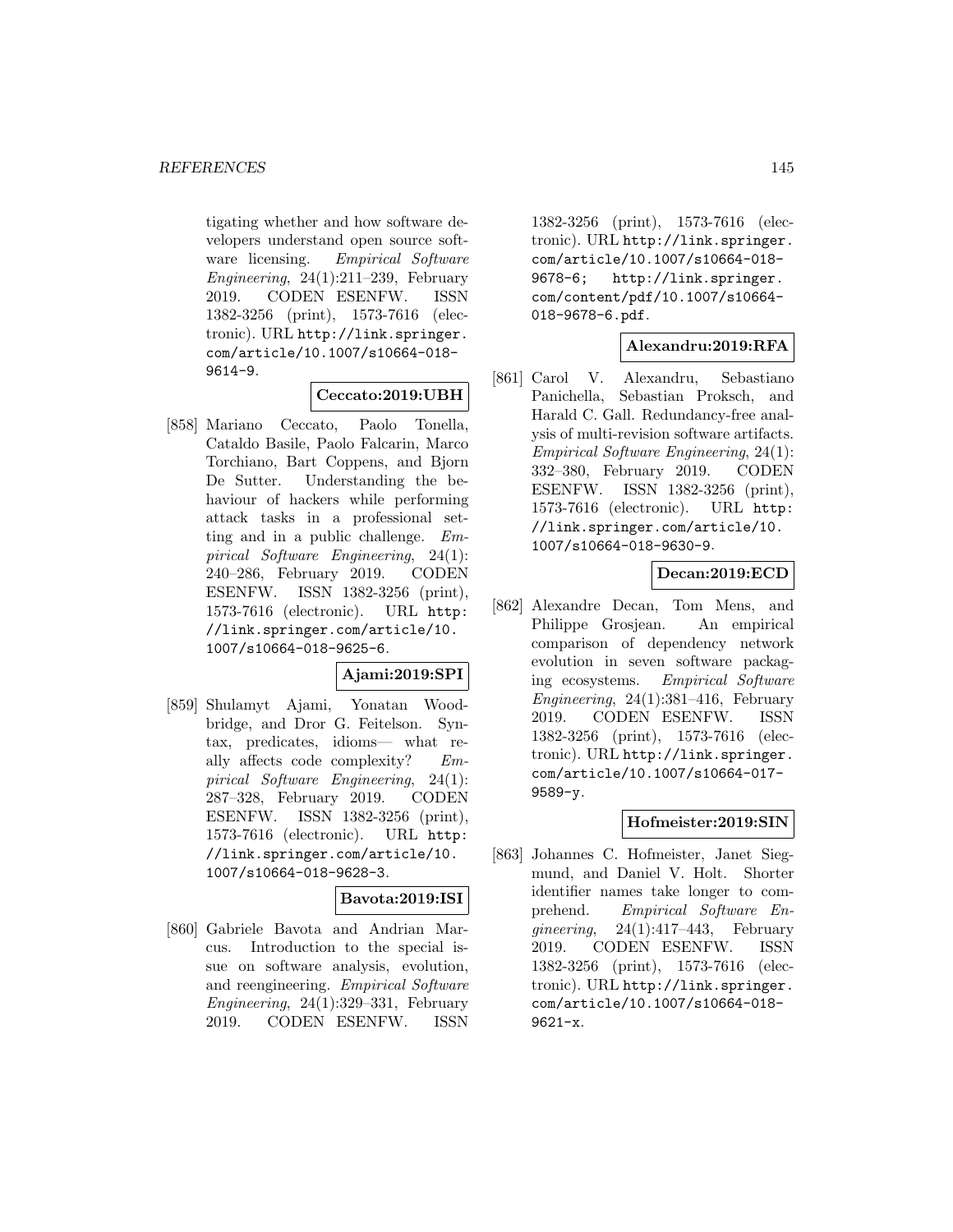tigating whether and how software developers understand open source software licensing. *Empirical Software Engineering*, 24(1):211–239, February 2019. CODEN ESENFW. ISSN 1382-3256 (print), 1573-7616 (electronic). URL http://link.springer.com/article/10.1007/s10664-018-9614-9.

**Ceccato:2019:UBH**

[858] Mariano Ceccato, Paolo Tonella, Cataldo Basile, Paolo Falcarin, Marco Torchiano, Bart Coppens, and Bjorn De Sutter. Understanding the behaviour of hackers while performing attack tasks in a professional setting and in a public challenge. *Empirical Software Engineering*, 24(1): 240–286, February 2019. CODEN ESENFW. ISSN 1382-3256 (print), 1573-7616 (electronic). URL http://link.springer.com/article/10.1007/s10664-018-9625-6.

**Ajami:2019:SPI**

[859] Shulamyt Ajami, Yonatan Woodbridge, and Dror G. Feitelson. Syntax, predicates, idioms— what really affects code complexity? *Empirical Software Engineering*, 24(1): 287–328, February 2019. CODEN ESENFW. ISSN 1382-3256 (print), 1573-7616 (electronic). URL http://link.springer.com/article/10.1007/s10664-018-9628-3.

**Bavota:2019:ISI**

[860] Gabriele Bavota and Andrian Marcus. Introduction to the special issue on software analysis, evolution, and reengineering. *Empirical Software Engineering*, 24(1):329–331, February 2019. CODEN ESENFW. ISSN 1382-3256 (print), 1573-7616 (electronic). URL http://link.springer.com/article/10.1007/s10664-018-9678-6; http://link.springer.com/content/pdf/10.1007/s10664-018-9678-6.pdf.

**Alexandru:2019:RFA**

[861] Carol V. Alexandru, Sebastiano Panichella, Sebastian Proksch, and Harald C. Gall. Redundancy-free analysis of multi-revision software artifacts. *Empirical Software Engineering*, 24(1): 332–380, February 2019. CODEN ESENFW. ISSN 1382-3256 (print), 1573-7616 (electronic). URL http://link.springer.com/article/10.1007/s10664-018-9630-9.

**Decan:2019:ECD**

[862] Alexandre Decan, Tom Mens, and Philippe Grosjean. An empirical comparison of dependency network evolution in seven software packaging ecosystems. *Empirical Software Engineering*, 24(1):381–416, February 2019. CODEN ESENFW. ISSN 1382-3256 (print), 1573-7616 (electronic). URL http://link.springer.com/article/10.1007/s10664-017-9589-y.

**Hofmeister:2019:SIN**

[863] Johannes C. Hofmeister, Janet Siegmund, and Daniel V. Holt. Shorter identifier names take longer to comprehend. *Empirical Software Engineering*, 24(1):417–443, February 2019. CODEN ESENFW. ISSN 1382-3256 (print), 1573-7616 (electronic). URL http://link.springer.com/article/10.1007/s10664-018-9621-x.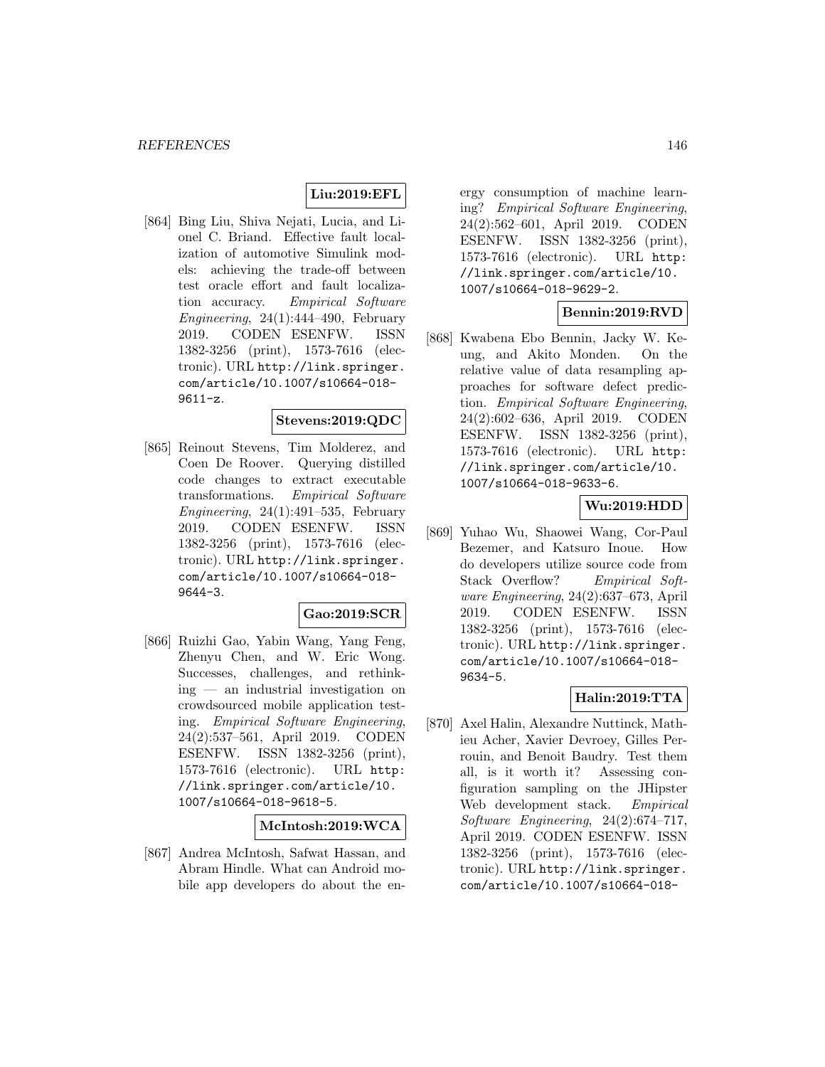**Liu:2019:EFL**

[864] Bing Liu, Shiva Nejati, Lucia, and Lionel C. Briand. Effective fault localization of automotive Simulink models: achieving the trade-off between test oracle effort and fault localization accuracy. *Empirical Software Engineering*, 24(1):444–490, February 2019. CODEN ESENFW. ISSN 1382-3256 (print), 1573-7616 (electronic). URL http://link.springer.com/article/10.1007/s10664-018-9611-z.

**Stevens:2019:QDC**

[865] Reinout Stevens, Tim Molderez, and Coen De Roover. Querying distilled code changes to extract executable transformations. *Empirical Software Engineering*, 24(1):491–535, February 2019. CODEN ESENFW. ISSN 1382-3256 (print), 1573-7616 (electronic). URL http://link.springer.com/article/10.1007/s10664-018-9644-3.

**Gao:2019:SCR**

[866] Ruizhi Gao, Yabin Wang, Yang Feng, Zhenyu Chen, and W. Eric Wong. Successes, challenges, and rethinking — an industrial investigation on crowdsourced mobile application testing. *Empirical Software Engineering*, 24(2):537–561, April 2019. CODEN ESENFW. ISSN 1382-3256 (print), 1573-7616 (electronic). URL http://link.springer.com/article/10.1007/s10664-018-9618-5.

**McIntosh:2019:WCA**

[867] Andrea McIntosh, Safwat Hassan, and Abram Hindle. What can Android mobile app developers do about the energy consumption of machine learning? *Empirical Software Engineering*, 24(2):562–601, April 2019. CODEN ESENFW. ISSN 1382-3256 (print), 1573-7616 (electronic). URL http://link.springer.com/article/10.1007/s10664-018-9629-2.

**Bennin:2019:RVD**

[868] Kwabena Ebo Bennin, Jacky W. Keung, and Akito Monden. On the relative value of data resampling approaches for software defect prediction. *Empirical Software Engineering*, 24(2):602–636, April 2019. CODEN ESENFW. ISSN 1382-3256 (print), 1573-7616 (electronic). URL http://link.springer.com/article/10.1007/s10664-018-9633-6.

**Wu:2019:HDD**

[869] Yuhao Wu, Shaowei Wang, Cor-Paul Bezemer, and Katsuro Inoue. How do developers utilize source code from Stack Overflow? *Empirical Software Engineering*, 24(2):637–673, April 2019. CODEN ESENFW. ISSN 1382-3256 (print), 1573-7616 (electronic). URL http://link.springer.com/article/10.1007/s10664-018-9634-5.

**Halin:2019:TTA**

[870] Axel Halin, Alexandre Nuttinck, Mathieu Acher, Xavier Devroey, Gilles Perrouin, and Benoit Baudry. Test them all, is it worth it? Assessing configuration sampling on the JHipster Web development stack. *Empirical Software Engineering*, 24(2):674–717, April 2019. CODEN ESENFW. ISSN 1382-3256 (print), 1573-7616 (electronic). URL http://link.springer.com/article/10.1007/s10664-018-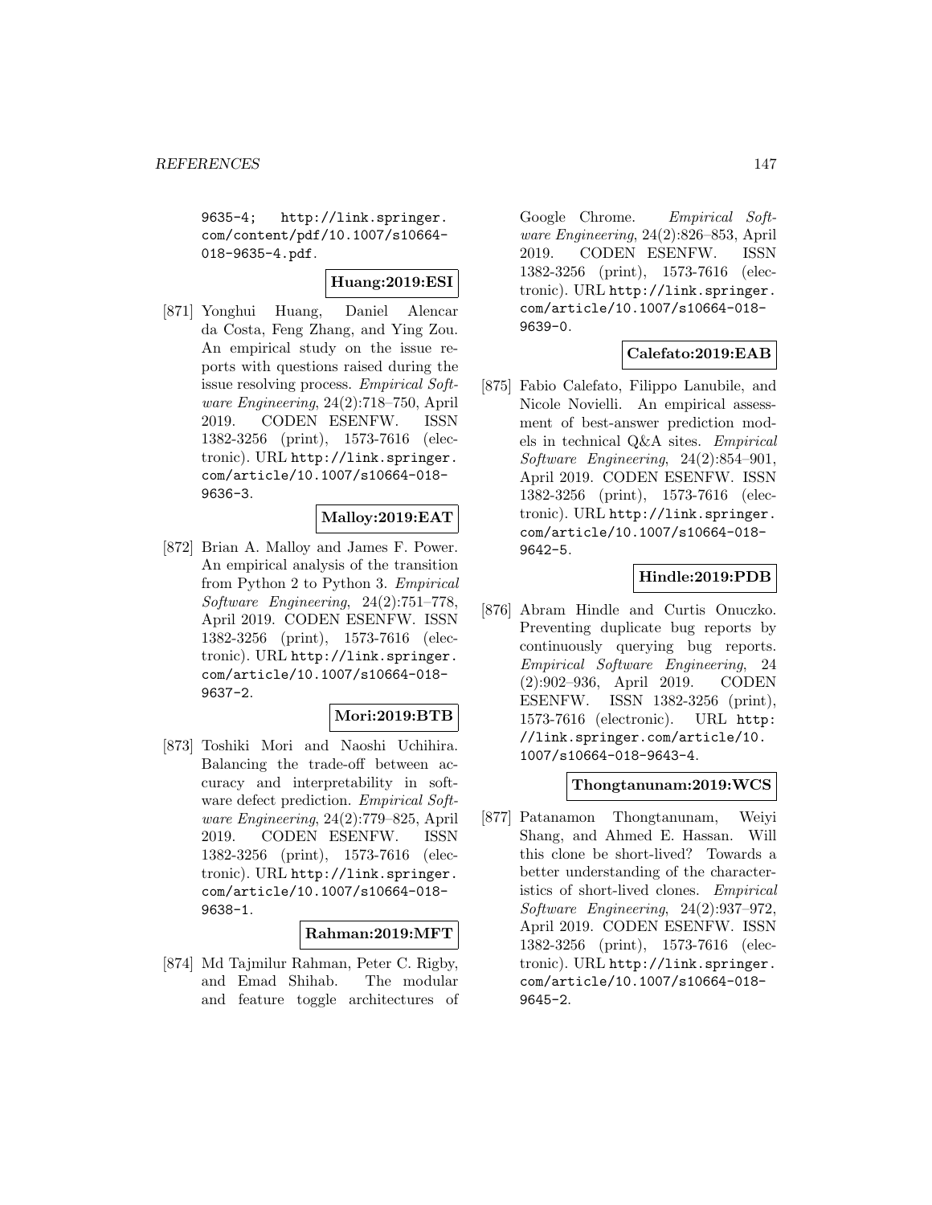9635-4; http://link.springer.com/content/pdf/10.1007/s10664-018-9635-4.pdf.

**Huang:2019:ESI**

[871] Yonghui Huang, Daniel Alencar da Costa, Feng Zhang, and Ying Zou. An empirical study on the issue reports with questions raised during the issue resolving process. *Empirical Software Engineering*, 24(2):718–750, April 2019. CODEN ESENFW. ISSN 1382-3256 (print), 1573-7616 (electronic). URL http://link.springer.com/article/10.1007/s10664-018-9636-3.

**Malloy:2019:EAT**

[872] Brian A. Malloy and James F. Power. An empirical analysis of the transition from Python 2 to Python 3. *Empirical Software Engineering*, 24(2):751–778, April 2019. CODEN ESENFW. ISSN 1382-3256 (print), 1573-7616 (electronic). URL http://link.springer.com/article/10.1007/s10664-018-9637-2.

**Mori:2019:BTB**

[873] Toshiki Mori and Naoshi Uchihira. Balancing the trade-off between accuracy and interpretability in software defect prediction. *Empirical Software Engineering*, 24(2):779–825, April 2019. CODEN ESENFW. ISSN 1382-3256 (print), 1573-7616 (electronic). URL http://link.springer.com/article/10.1007/s10664-018-9638-1.

**Rahman:2019:MFT**

[874] Md Tajmilur Rahman, Peter C. Rigby, and Emad Shihab. The modular and feature toggle architectures of Google Chrome. *Empirical Software Engineering*, 24(2):826–853, April 2019. CODEN ESENFW. ISSN 1382-3256 (print), 1573-7616 (electronic). URL http://link.springer.com/article/10.1007/s10664-018-9639-0.

**Calefato:2019:EAB**

[875] Fabio Calefato, Filippo Lanubile, and Nicole Novielli. An empirical assessment of best-answer prediction models in technical Q&A sites. *Empirical Software Engineering*, 24(2):854–901, April 2019. CODEN ESENFW. ISSN 1382-3256 (print), 1573-7616 (electronic). URL http://link.springer.com/article/10.1007/s10664-018-9642-5.

**Hindle:2019:PDB**

[876] Abram Hindle and Curtis Onuczko. Preventing duplicate bug reports by continuously querying bug reports. *Empirical Software Engineering*, 24 (2):902–936, April 2019. CODEN ESENFW. ISSN 1382-3256 (print), 1573-7616 (electronic). URL http://link.springer.com/article/10.1007/s10664-018-9643-4.

**Thongtanunam:2019:WCS**

[877] Patanamon Thongtanunam, Weiyi Shang, and Ahmed E. Hassan. Will this clone be short-lived? Towards a better understanding of the characteristics of short-lived clones. *Empirical Software Engineering*, 24(2):937–972, April 2019. CODEN ESENFW. ISSN 1382-3256 (print), 1573-7616 (electronic). URL http://link.springer.com/article/10.1007/s10664-018-9645-2.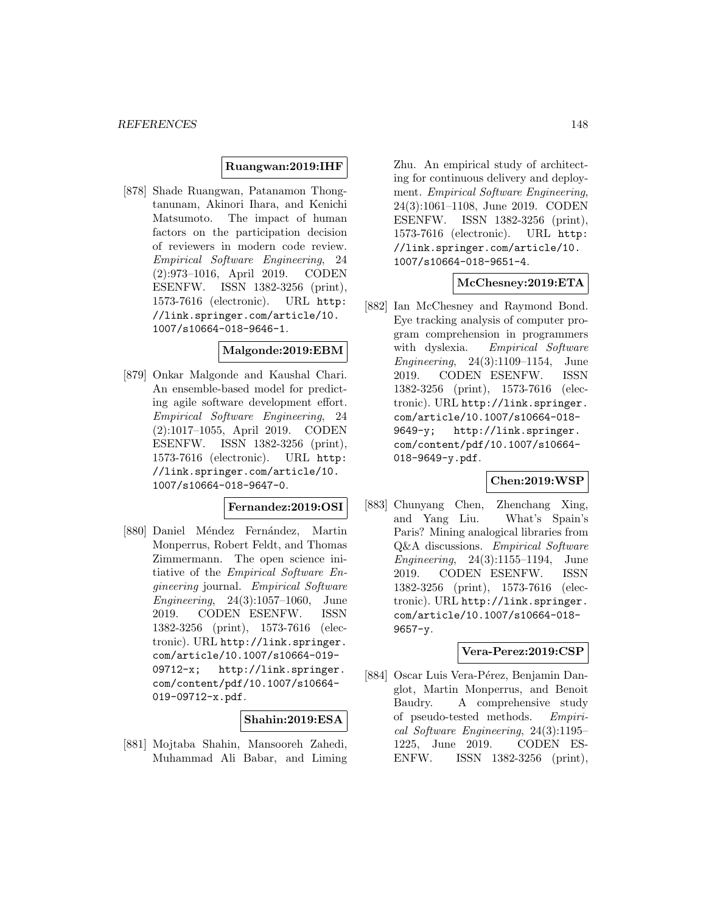**Ruangwan:2019:IHF**

[878] Shade Ruangwan, Patanamon Thongtanunam, Akinori Ihara, and Kenichi Matsumoto. The impact of human factors on the participation decision of reviewers in modern code review. *Empirical Software Engineering*, 24 (2):973–1016, April 2019. CODEN ESENFW. ISSN 1382-3256 (print), 1573-7616 (electronic). URL http://link.springer.com/article/10.1007/s10664-018-9646-1.

**Malgonde:2019:EBM**

[879] Onkar Malgonde and Kaushal Chari. An ensemble-based model for predicting agile software development effort. *Empirical Software Engineering*, 24 (2):1017–1055, April 2019. CODEN ESENFW. ISSN 1382-3256 (print), 1573-7616 (electronic). URL http://link.springer.com/article/10.1007/s10664-018-9647-0.

**Fernandez:2019:OSI**

[880] Daniel Méndez Fernández, Martin Monperrus, Robert Feldt, and Thomas Zimmermann. The open science initiative of the *Empirical Software Engineering* journal. *Empirical Software Engineering*, 24(3):1057–1060, June 2019. CODEN ESENFW. ISSN 1382-3256 (print), 1573-7616 (electronic). URL http://link.springer.com/article/10.1007/s10664-019-09712-x; http://link.springer.com/content/pdf/10.1007/s10664-019-09712-x.pdf.

**Shahin:2019:ESA**

[881] Mojtaba Shahin, Mansooreh Zahedi, Muhammad Ali Babar, and Liming Zhu. An empirical study of architecting for continuous delivery and deployment. *Empirical Software Engineering*, 24(3):1061–1108, June 2019. CODEN ESENFW. ISSN 1382-3256 (print), 1573-7616 (electronic). URL http://link.springer.com/article/10.1007/s10664-018-9651-4.

**McChesney:2019:ETA**

[882] Ian McChesney and Raymond Bond. Eye tracking analysis of computer program comprehension in programmers with dyslexia. *Empirical Software Engineering*, 24(3):1109–1154, June 2019. CODEN ESENFW. ISSN 1382-3256 (print), 1573-7616 (electronic). URL http://link.springer.com/article/10.1007/s10664-018-9649-y; http://link.springer.com/content/pdf/10.1007/s10664-018-9649-y.pdf.

**Chen:2019:WSP**

[883] Chunyang Chen, Zhenchang Xing, and Yang Liu. What's Spain's Paris? Mining analogical libraries from Q&A discussions. *Empirical Software Engineering*, 24(3):1155–1194, June 2019. CODEN ESENFW. ISSN 1382-3256 (print), 1573-7616 (electronic). URL http://link.springer.com/article/10.1007/s10664-018-9657-y.

**Vera-Perez:2019:CSP**

[884] Oscar Luis Vera-Pérez, Benjamin Danglot, Martin Monperrus, and Benoit Baudry. A comprehensive study of pseudo-tested methods. *Empirical Software Engineering*, 24(3):1195–1225, June 2019. CODEN ESENFW. ISSN 1382-3256 (print),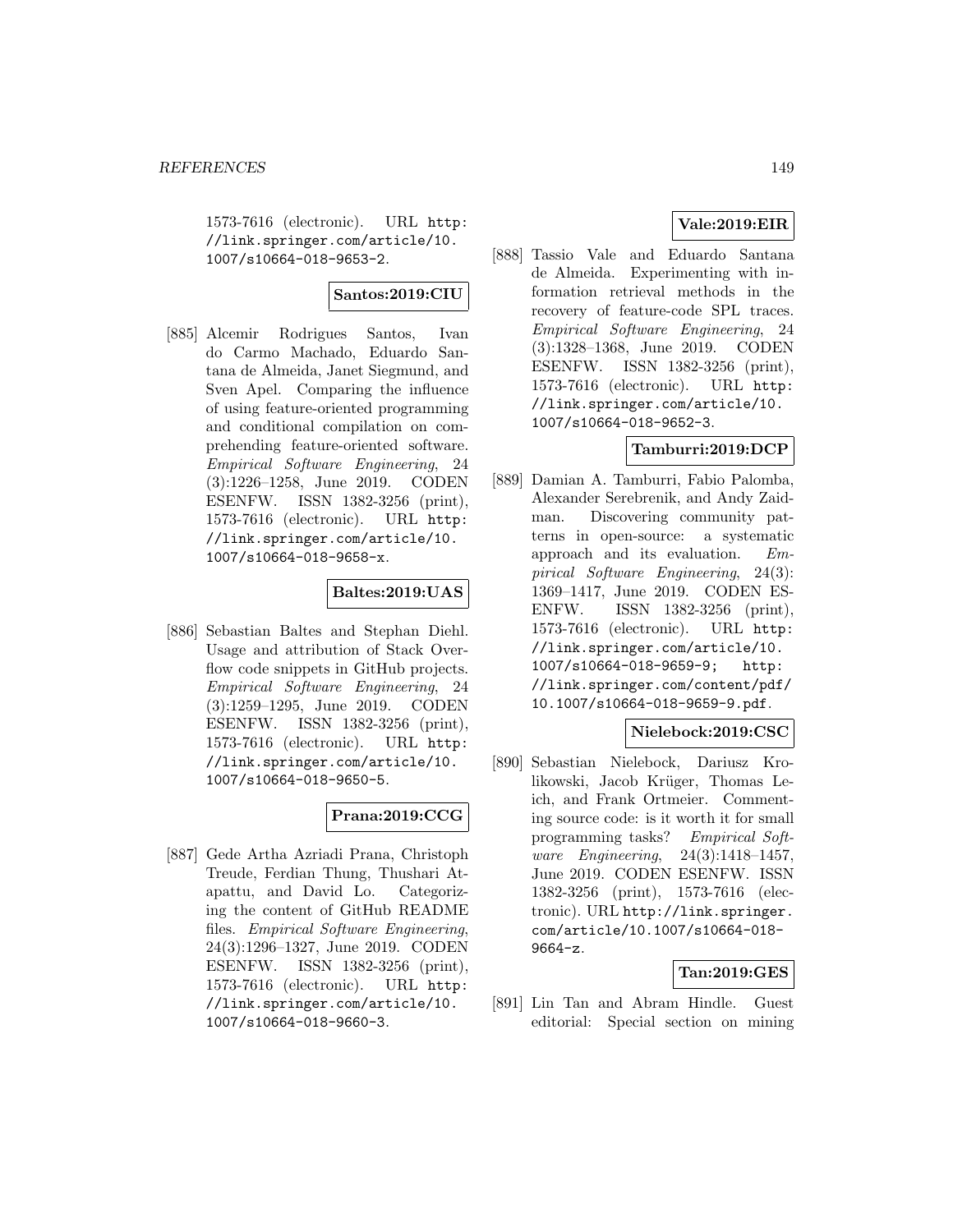1573-7616 (electronic). URL http://link.springer.com/article/10.1007/s10664-018-9653-2.

**Santos:2019:CIU**

[885] Alcemir Rodrigues Santos, Ivan do Carmo Machado, Eduardo Santana de Almeida, Janet Siegmund, and Sven Apel. Comparing the influence of using feature-oriented programming and conditional compilation on comprehending feature-oriented software. *Empirical Software Engineering*, 24 (3):1226–1258, June 2019. CODEN ESENFW. ISSN 1382-3256 (print), 1573-7616 (electronic). URL http://link.springer.com/article/10.1007/s10664-018-9658-x.

**Baltes:2019:UAS**

[886] Sebastian Baltes and Stephan Diehl. Usage and attribution of Stack Overflow code snippets in GitHub projects. *Empirical Software Engineering*, 24 (3):1259–1295, June 2019. CODEN ESENFW. ISSN 1382-3256 (print), 1573-7616 (electronic). URL http://link.springer.com/article/10.1007/s10664-018-9650-5.

**Prana:2019:CCG**

[887] Gede Artha Azriadi Prana, Christoph Treude, Ferdian Thung, Thushari Atapattu, and David Lo. Categorizing the content of GitHub README files. *Empirical Software Engineering*, 24(3):1296–1327, June 2019. CODEN ESENFW. ISSN 1382-3256 (print), 1573-7616 (electronic). URL http://link.springer.com/article/10.1007/s10664-018-9660-3.

**Vale:2019:EIR**

[888] Tassio Vale and Eduardo Santana de Almeida. Experimenting with information retrieval methods in the recovery of feature-code SPL traces. *Empirical Software Engineering*, 24 (3):1328–1368, June 2019. CODEN ESENFW. ISSN 1382-3256 (print), 1573-7616 (electronic). URL http://link.springer.com/article/10.1007/s10664-018-9652-3.

**Tamburri:2019:DCP**

[889] Damian A. Tamburri, Fabio Palomba, Alexander Serebrenik, and Andy Zaidman. Discovering community patterns in open-source: a systematic approach and its evaluation. *Empirical Software Engineering*, 24(3): 1369–1417, June 2019. CODEN ESENFW. ISSN 1382-3256 (print), 1573-7616 (electronic). URL http://link.springer.com/article/10.1007/s10664-018-9659-9; http://link.springer.com/content/pdf/10.1007/s10664-018-9659-9.pdf.

**Nielebock:2019:CSC**

[890] Sebastian Nielebock, Dariusz Krolikowski, Jacob Krüger, Thomas Leich, and Frank Ortmeier. Commenting source code: is it worth it for small programming tasks? *Empirical Software Engineering*, 24(3):1418–1457, June 2019. CODEN ESENFW. ISSN 1382-3256 (print), 1573-7616 (electronic). URL http://link.springer.com/article/10.1007/s10664-018-9664-z.

**Tan:2019:GES**

[891] Lin Tan and Abram Hindle. Guest editorial: Special section on mining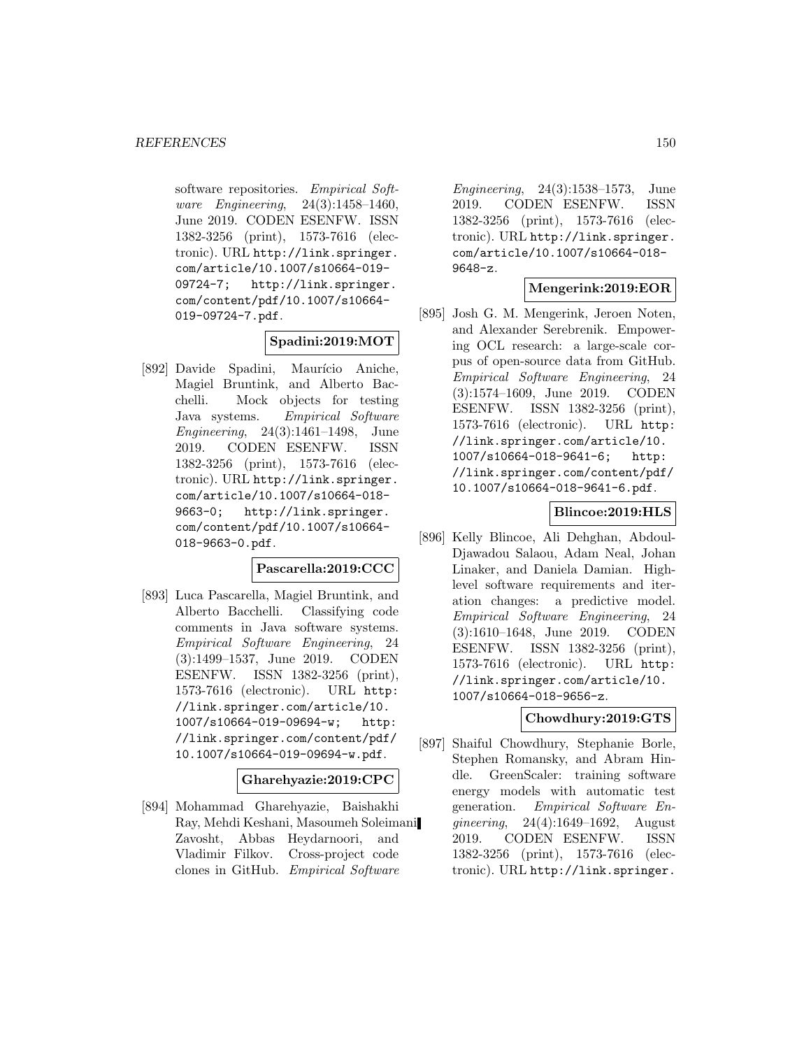software repositories. *Empirical Software Engineering*, 24(3):1458–1460, June 2019. CODEN ESENFW. ISSN 1382-3256 (print), 1573-7616 (electronic). URL http://link.springer.com/article/10.1007/s10664-019-09724-7; http://link.springer.com/content/pdf/10.1007/s10664-019-09724-7.pdf.

**Spadini:2019:MOT**

[892] Davide Spadini, Maurício Aniche, Magiel Bruntink, and Alberto Bacchelli. Mock objects for testing Java systems. *Empirical Software Engineering*, 24(3):1461–1498, June 2019. CODEN ESENFW. ISSN 1382-3256 (print), 1573-7616 (electronic). URL http://link.springer.com/article/10.1007/s10664-018-9663-0; http://link.springer.com/content/pdf/10.1007/s10664-018-9663-0.pdf.

**Pascarella:2019:CCC**

[893] Luca Pascarella, Magiel Bruntink, and Alberto Bacchelli. Classifying code comments in Java software systems. *Empirical Software Engineering*, 24(3):1499–1537, June 2019. CODEN ESENFW. ISSN 1382-3256 (print), 1573-7616 (electronic). URL http://link.springer.com/article/10.1007/s10664-019-09694-w; http://link.springer.com/content/pdf/10.1007/s10664-019-09694-w.pdf.

**Gharehyazie:2019:CPC**

[894] Mohammad Gharehyazie, Baishakhi Ray, Mehdi Keshani, Masoumeh Soleimani Zavosht, Abbas Heydarnoori, and Vladimir Filkov. Cross-project code clones in GitHub. *Empirical Software Engineering*, 24(3):1538–1573, June 2019. CODEN ESENFW. ISSN 1382-3256 (print), 1573-7616 (electronic). URL http://link.springer.com/article/10.1007/s10664-018-9648-z.

**Mengerink:2019:EOR**

[895] Josh G. M. Mengerink, Jeroen Noten, and Alexander Serebrenik. Empowering OCL research: a large-scale corpus of open-source data from GitHub. *Empirical Software Engineering*, 24(3):1574–1609, June 2019. CODEN ESENFW. ISSN 1382-3256 (print), 1573-7616 (electronic). URL http://link.springer.com/article/10.1007/s10664-018-9641-6; http://link.springer.com/content/pdf/10.1007/s10664-018-9641-6.pdf.

**Blincoe:2019:HLS**

[896] Kelly Blincoe, Ali Dehghan, Abdoul-Djawadou Salaou, Adam Neal, Johan Linaker, and Daniela Damian. High-level software requirements and iteration changes: a predictive model. *Empirical Software Engineering*, 24(3):1610–1648, June 2019. CODEN ESENFW. ISSN 1382-3256 (print), 1573-7616 (electronic). URL http://link.springer.com/article/10.1007/s10664-018-9656-z.

**Chowdhury:2019:GTS**

[897] Shaiful Chowdhury, Stephanie Borle, Stephen Romansky, and Abram Hindle. GreenScaler: training software energy models with automatic test generation. *Empirical Software Engineering*, 24(4):1649–1692, August 2019. CODEN ESENFW. ISSN 1382-3256 (print), 1573-7616 (electronic). URL http://link.springer.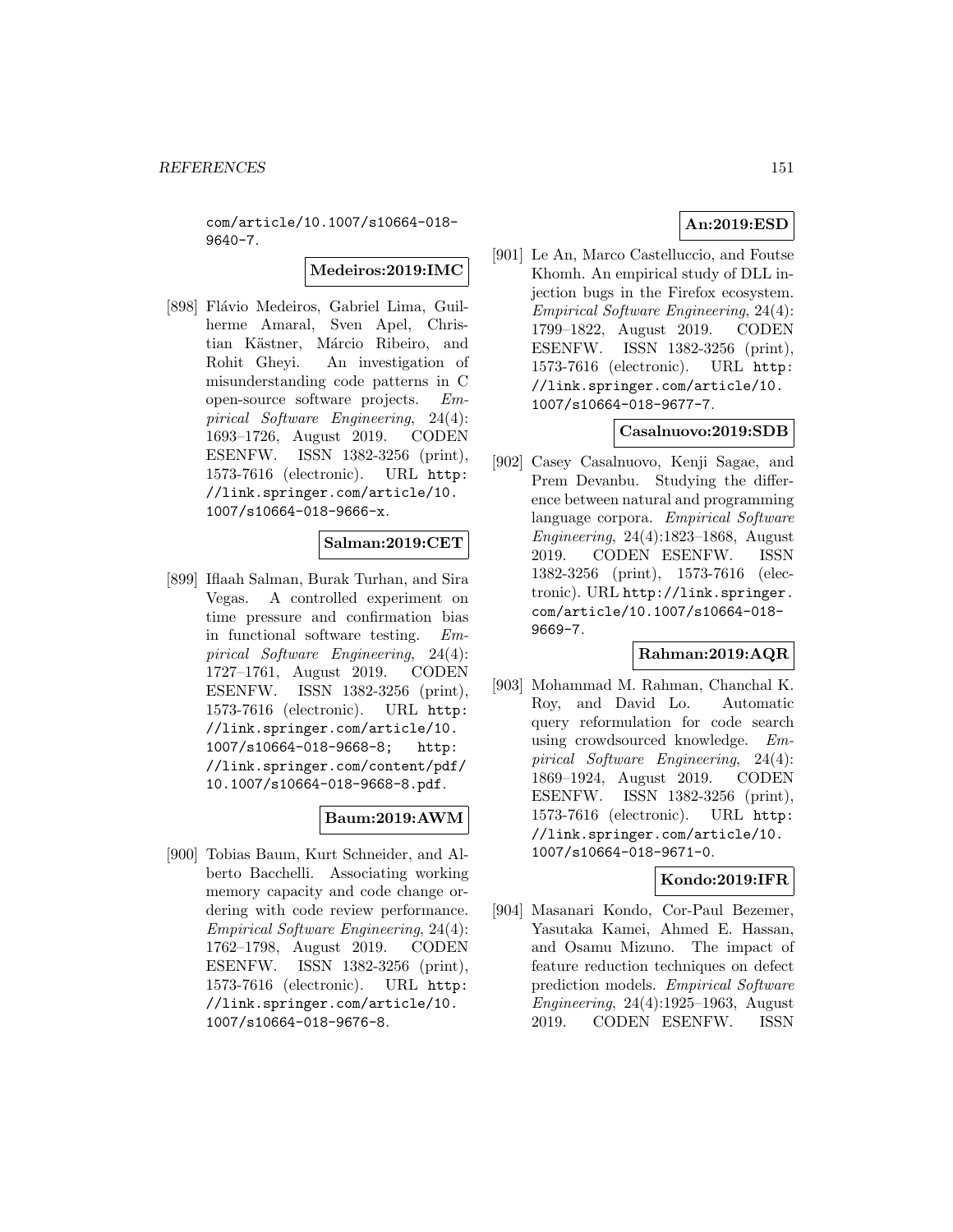com/article/10.1007/s10664-018-9640-7.

**Medeiros:2019:IMC**

[898] Flávio Medeiros, Gabriel Lima, Guilherme Amaral, Sven Apel, Christian Kästner, Márcio Ribeiro, and Rohit Gheyi. An investigation of misunderstanding code patterns in C open-source software projects. *Empirical Software Engineering*, 24(4): 1693–1726, August 2019. CODEN ESENFW. ISSN 1382-3256 (print), 1573-7616 (electronic). URL http://link.springer.com/article/10.1007/s10664-018-9666-x.

**Salman:2019:CET**

[899] Iflaah Salman, Burak Turhan, and Sira Vegas. A controlled experiment on time pressure and confirmation bias in functional software testing. *Empirical Software Engineering*, 24(4): 1727–1761, August 2019. CODEN ESENFW. ISSN 1382-3256 (print), 1573-7616 (electronic). URL http://link.springer.com/article/10.1007/s10664-018-9668-8; http://link.springer.com/content/pdf/10.1007/s10664-018-9668-8.pdf.

**Baum:2019:AWM**

[900] Tobias Baum, Kurt Schneider, and Alberto Bacchelli. Associating working memory capacity and code change ordering with code review performance. *Empirical Software Engineering*, 24(4): 1762–1798, August 2019. CODEN ESENFW. ISSN 1382-3256 (print), 1573-7616 (electronic). URL http://link.springer.com/article/10.1007/s10664-018-9676-8.

**An:2019:ESD**

[901] Le An, Marco Castelluccio, and Foutse Khomh. An empirical study of DLL injection bugs in the Firefox ecosystem. *Empirical Software Engineering*, 24(4): 1799–1822, August 2019. CODEN ESENFW. ISSN 1382-3256 (print), 1573-7616 (electronic). URL http://link.springer.com/article/10.1007/s10664-018-9677-7.

**Casalnuovo:2019:SDB**

[902] Casey Casalnuovo, Kenji Sagae, and Prem Devanbu. Studying the difference between natural and programming language corpora. *Empirical Software Engineering*, 24(4):1823–1868, August 2019. CODEN ESENFW. ISSN 1382-3256 (print), 1573-7616 (electronic). URL http://link.springer.com/article/10.1007/s10664-018-9669-7.

**Rahman:2019:AQR**

[903] Mohammad M. Rahman, Chanchal K. Roy, and David Lo. Automatic query reformulation for code search using crowdsourced knowledge. *Empirical Software Engineering*, 24(4): 1869–1924, August 2019. CODEN ESENFW. ISSN 1382-3256 (print), 1573-7616 (electronic). URL http://link.springer.com/article/10.1007/s10664-018-9671-0.

**Kondo:2019:IFR**

[904] Masanari Kondo, Cor-Paul Bezemer, Yasutaka Kamei, Ahmed E. Hassan, and Osamu Mizuno. The impact of feature reduction techniques on defect prediction models. *Empirical Software Engineering*, 24(4):1925–1963, August 2019. CODEN ESENFW. ISSN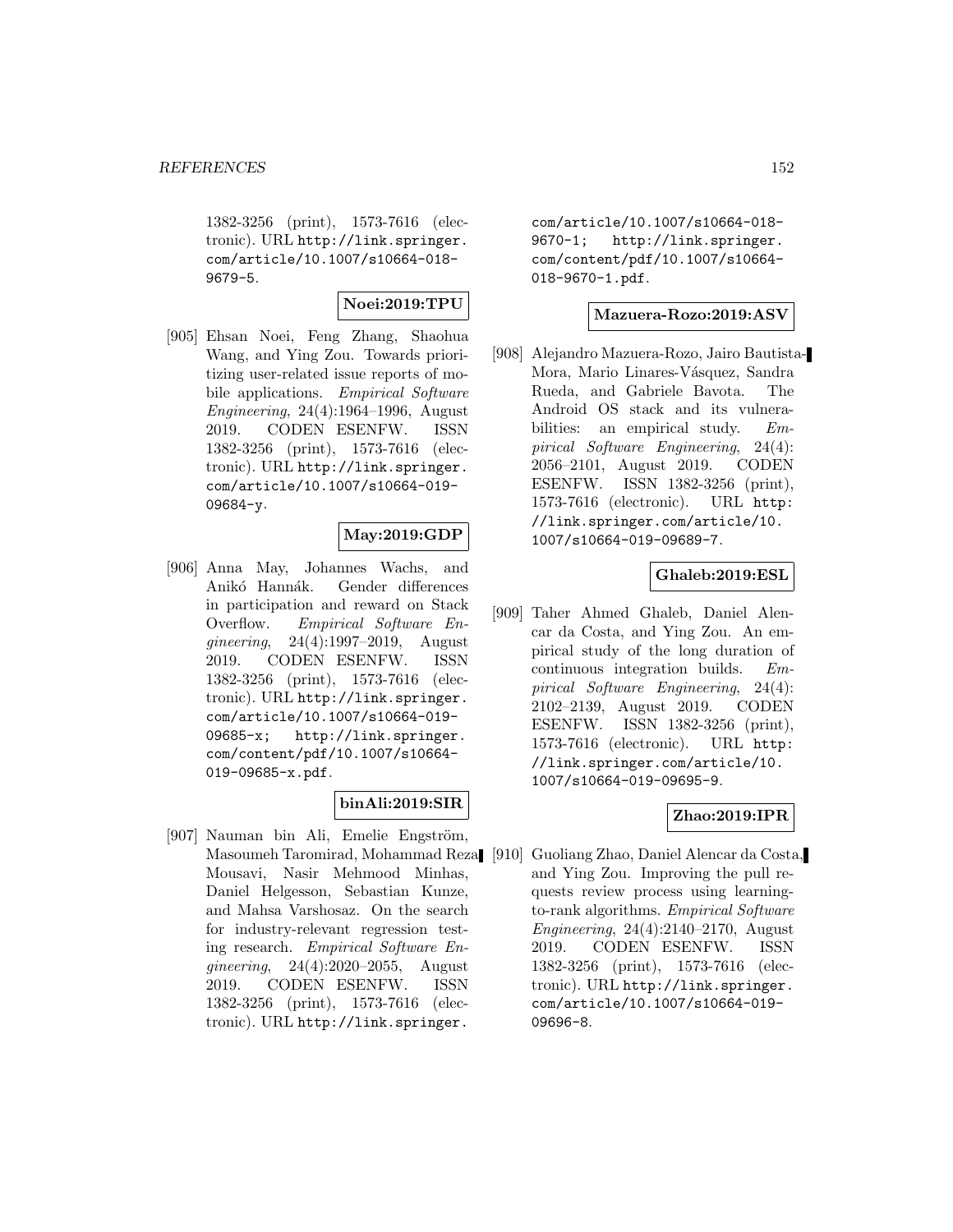1382-3256 (print), 1573-7616 (electronic). URL http://link.springer.com/article/10.1007/s10664-018-9679-5.

**Noei:2019:TPU**

[905] Ehsan Noei, Feng Zhang, Shaohua Wang, and Ying Zou. Towards prioritizing user-related issue reports of mobile applications. *Empirical Software Engineering*, 24(4):1964–1996, August 2019. CODEN ESENFW. ISSN 1382-3256 (print), 1573-7616 (electronic). URL http://link.springer.com/article/10.1007/s10664-019-09684-y.

**May:2019:GDP**

[906] Anna May, Johannes Wachs, and Anikó Hannák. Gender differences in participation and reward on Stack Overflow. *Empirical Software Engineering*, 24(4):1997–2019, August 2019. CODEN ESENFW. ISSN 1382-3256 (print), 1573-7616 (electronic). URL http://link.springer.com/article/10.1007/s10664-019-09685-x; http://link.springer.com/content/pdf/10.1007/s10664-019-09685-x.pdf.

**binAli:2019:SIR**

[907] Nauman bin Ali, Emelie Engström, Masoumeh Taromirad, Mohammad Reza Mousavi, Nasir Mehmood Minhas, Daniel Helgesson, Sebastian Kunze, and Mahsa Varshosaz. On the search for industry-relevant regression testing research. *Empirical Software Engineering*, 24(4):2020–2055, August 2019. CODEN ESENFW. ISSN 1382-3256 (print), 1573-7616 (electronic). URL http://link.springer.com/article/10.1007/s10664-018-9670-1; http://link.springer.com/content/pdf/10.1007/s10664-018-9670-1.pdf.

**Mazuera-Rozo:2019:ASV**

[908] Alejandro Mazuera-Rozo, Jairo Bautista-Mora, Mario Linares-Vásquez, Sandra Rueda, and Gabriele Bavota. The Android OS stack and its vulnerabilities: an empirical study. *Empirical Software Engineering*, 24(4):2056–2101, August 2019. CODEN ESENFW. ISSN 1382-3256 (print), 1573-7616 (electronic). URL http://link.springer.com/article/10.1007/s10664-019-09689-7.

**Ghaleb:2019:ESL**

[909] Taher Ahmed Ghaleb, Daniel Alencar da Costa, and Ying Zou. An empirical study of the long duration of continuous integration builds. *Empirical Software Engineering*, 24(4):2102–2139, August 2019. CODEN ESENFW. ISSN 1382-3256 (print), 1573-7616 (electronic). URL http://link.springer.com/article/10.1007/s10664-019-09695-9.

**Zhao:2019:IPR**

[910] Guoliang Zhao, Daniel Alencar da Costa, and Ying Zou. Improving the pull requests review process using learning-to-rank algorithms. *Empirical Software Engineering*, 24(4):2140–2170, August 2019. CODEN ESENFW. ISSN 1382-3256 (print), 1573-7616 (electronic). URL http://link.springer.com/article/10.1007/s10664-019-09696-8.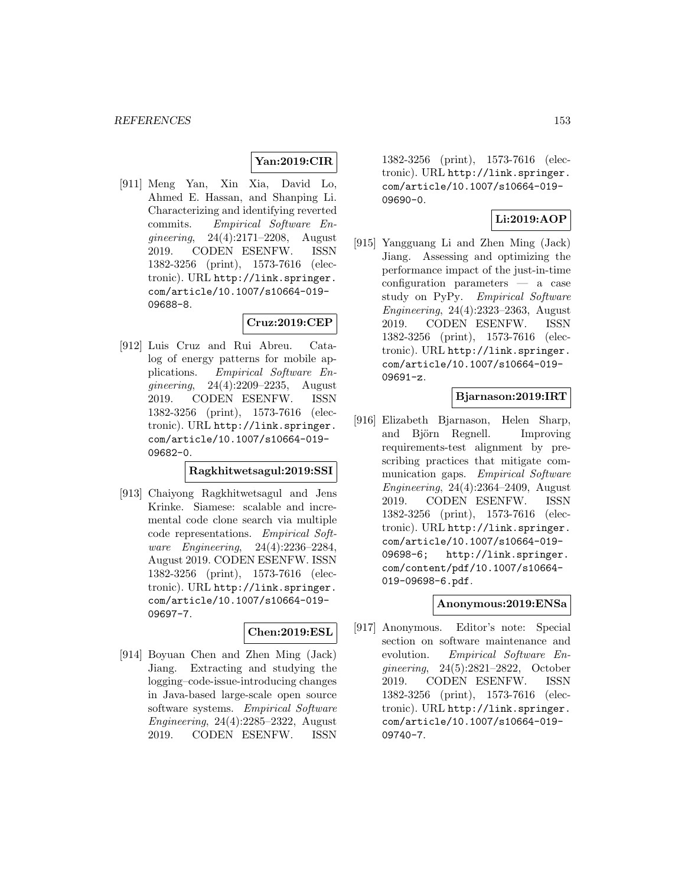**Yan:2019:CIR**

[911] Meng Yan, Xin Xia, David Lo, Ahmed E. Hassan, and Shanping Li. Characterizing and identifying reverted commits. *Empirical Software Engineering*, 24(4):2171–2208, August 2019. CODEN ESENFW. ISSN 1382-3256 (print), 1573-7616 (electronic). URL http://link.springer.com/article/10.1007/s10664-019-09688-8.

**Cruz:2019:CEP**

[912] Luis Cruz and Rui Abreu. Catalog of energy patterns for mobile applications. *Empirical Software Engineering*, 24(4):2209–2235, August 2019. CODEN ESENFW. ISSN 1382-3256 (print), 1573-7616 (electronic). URL http://link.springer.com/article/10.1007/s10664-019-09682-0.

**Ragkhitwetsagul:2019:SSI**

[913] Chaiyong Ragkhitwetsagul and Jens Krinke. Siamese: scalable and incremental code clone search via multiple code representations. *Empirical Software Engineering*, 24(4):2236–2284, August 2019. CODEN ESENFW. ISSN 1382-3256 (print), 1573-7616 (electronic). URL http://link.springer.com/article/10.1007/s10664-019-09697-7.

**Chen:2019:ESL**

[914] Boyuan Chen and Zhen Ming (Jack) Jiang. Extracting and studying the logging–code-issue-introducing changes in Java-based large-scale open source software systems. *Empirical Software Engineering*, 24(4):2285–2322, August 2019. CODEN ESENFW. ISSN 1382-3256 (print), 1573-7616 (electronic). URL http://link.springer.com/article/10.1007/s10664-019-09690-0.

**Li:2019:AOP**

[915] Yangguang Li and Zhen Ming (Jack) Jiang. Assessing and optimizing the performance impact of the just-in-time configuration parameters — a case study on PyPy. *Empirical Software Engineering*, 24(4):2323–2363, August 2019. CODEN ESENFW. ISSN 1382-3256 (print), 1573-7616 (electronic). URL http://link.springer.com/article/10.1007/s10664-019-09691-z.

**Bjarnason:2019:IRT**

[916] Elizabeth Bjarnason, Helen Sharp, and Björn Regnell. Improving requirements-test alignment by prescribing practices that mitigate communication gaps. *Empirical Software Engineering*, 24(4):2364–2409, August 2019. CODEN ESENFW. ISSN 1382-3256 (print), 1573-7616 (electronic). URL http://link.springer.com/article/10.1007/s10664-019-09698-6; http://link.springer.com/content/pdf/10.1007/s10664-019-09698-6.pdf.

**Anonymous:2019:ENSa**

[917] Anonymous. Editor's note: Special section on software maintenance and evolution. *Empirical Software Engineering*, 24(5):2821–2822, October 2019. CODEN ESENFW. ISSN 1382-3256 (print), 1573-7616 (electronic). URL http://link.springer.com/article/10.1007/s10664-019-09740-7.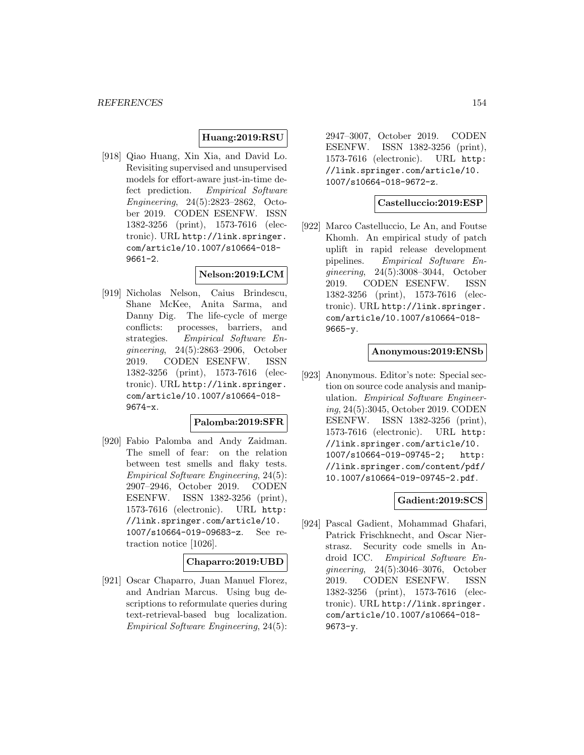**Huang:2019:RSU**

[918] Qiao Huang, Xin Xia, and David Lo. Revisiting supervised and unsupervised models for effort-aware just-in-time defect prediction. *Empirical Software Engineering*, 24(5):2823–2862, October 2019. CODEN ESENFW. ISSN 1382-3256 (print), 1573-7616 (electronic). URL http://link.springer.com/article/10.1007/s10664-018-9661-2.

**Nelson:2019:LCM**

[919] Nicholas Nelson, Caius Brindescu, Shane McKee, Anita Sarma, and Danny Dig. The life-cycle of merge conflicts: processes, barriers, and strategies. *Empirical Software Engineering*, 24(5):2863–2906, October 2019. CODEN ESENFW. ISSN 1382-3256 (print), 1573-7616 (electronic). URL http://link.springer.com/article/10.1007/s10664-018-9674-x.

**Palomba:2019:SFR**

[920] Fabio Palomba and Andy Zaidman. The smell of fear: on the relation between test smells and flaky tests. *Empirical Software Engineering*, 24(5):2907–2946, October 2019. CODEN ESENFW. ISSN 1382-3256 (print), 1573-7616 (electronic). URL http://link.springer.com/article/10.1007/s10664-019-09683-z. See retraction notice [1026].

**Chaparro:2019:UBD**

[921] Oscar Chaparro, Juan Manuel Florez, and Andrian Marcus. Using bug descriptions to reformulate queries during text-retrieval-based bug localization. *Empirical Software Engineering*, 24(5):2947–3007, October 2019. CODEN ESENFW. ISSN 1382-3256 (print), 1573-7616 (electronic). URL http://link.springer.com/article/10.1007/s10664-018-9672-z.

**Castelluccio:2019:ESP**

[922] Marco Castelluccio, Le An, and Foutse Khomh. An empirical study of patch uplift in rapid release development pipelines. *Empirical Software Engineering*, 24(5):3008–3044, October 2019. CODEN ESENFW. ISSN 1382-3256 (print), 1573-7616 (electronic). URL http://link.springer.com/article/10.1007/s10664-018-9665-y.

**Anonymous:2019:ENSb**

[923] Anonymous. Editor's note: Special section on source code analysis and manipulation. *Empirical Software Engineering*, 24(5):3045, October 2019. CODEN ESENFW. ISSN 1382-3256 (print), 1573-7616 (electronic). URL http://link.springer.com/article/10.1007/s10664-019-09745-2; http://link.springer.com/content/pdf/10.1007/s10664-019-09745-2.pdf.

**Gadient:2019:SCS**

[924] Pascal Gadient, Mohammad Ghafari, Patrick Frischknecht, and Oscar Nierstrasz. Security code smells in Android ICC. *Empirical Software Engineering*, 24(5):3046–3076, October 2019. CODEN ESENFW. ISSN 1382-3256 (print), 1573-7616 (electronic). URL http://link.springer.com/article/10.1007/s10664-018-9673-y.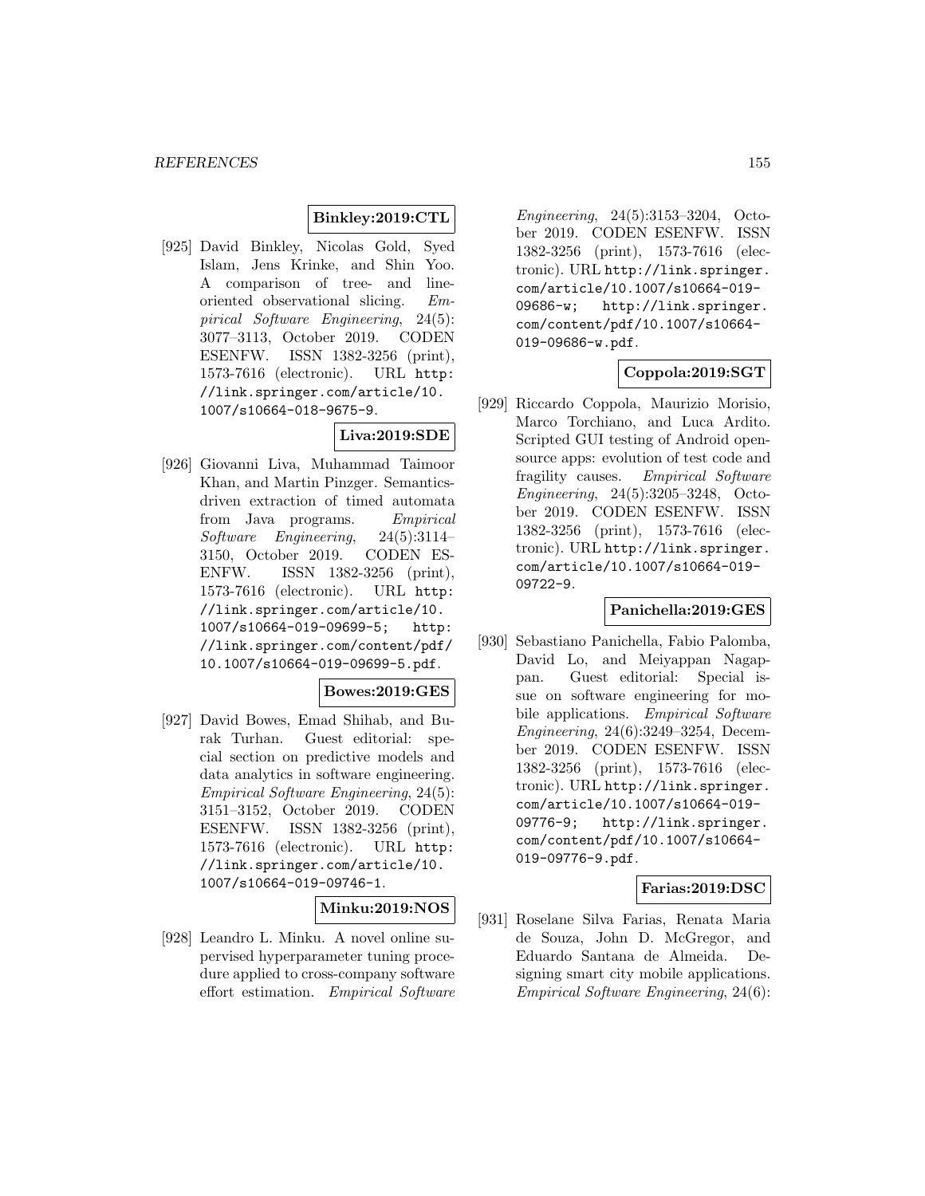**Binkley:2019:CTL**

[925] David Binkley, Nicolas Gold, Syed Islam, Jens Krinke, and Shin Yoo. A comparison of tree- and line-oriented observational slicing. *Empirical Software Engineering*, 24(5): 3077–3113, October 2019. CODEN ESENFW. ISSN 1382-3256 (print), 1573-7616 (electronic). URL http://link.springer.com/article/10.1007/s10664-018-9675-9.

**Liva:2019:SDE**

[926] Giovanni Liva, Muhammad Taimoor Khan, and Martin Pinzger. Semantics-driven extraction of timed automata from Java programs. *Empirical Software Engineering*, 24(5):3114–3150, October 2019. CODEN ESENFW. ISSN 1382-3256 (print), 1573-7616 (electronic). URL http://link.springer.com/article/10.1007/s10664-019-09699-5; http://link.springer.com/content/pdf/10.1007/s10664-019-09699-5.pdf.

**Bowes:2019:GES**

[927] David Bowes, Emad Shihab, and Burak Turhan. Guest editorial: special section on predictive models and data analytics in software engineering. *Empirical Software Engineering*, 24(5): 3151–3152, October 2019. CODEN ESENFW. ISSN 1382-3256 (print), 1573-7616 (electronic). URL http://link.springer.com/article/10.1007/s10664-019-09746-1.

**Minku:2019:NOS**

[928] Leandro L. Minku. A novel online supervised hyperparameter tuning procedure applied to cross-company software effort estimation. *Empirical Software Engineering*, 24(5):3153–3204, October 2019. CODEN ESENFW. ISSN 1382-3256 (print), 1573-7616 (electronic). URL http://link.springer.com/article/10.1007/s10664-019-09686-w; http://link.springer.com/content/pdf/10.1007/s10664-019-09686-w.pdf.

**Coppola:2019:SGT**

[929] Riccardo Coppola, Maurizio Morisio, Marco Torchiano, and Luca Ardito. Scripted GUI testing of Android open-source apps: evolution of test code and fragility causes. *Empirical Software Engineering*, 24(5):3205–3248, October 2019. CODEN ESENFW. ISSN 1382-3256 (print), 1573-7616 (electronic). URL http://link.springer.com/article/10.1007/s10664-019-09722-9.

**Panichella:2019:GES**

[930] Sebastiano Panichella, Fabio Palomba, David Lo, and Meiyappan Nagappan. Guest editorial: Special issue on software engineering for mobile applications. *Empirical Software Engineering*, 24(6):3249–3254, December 2019. CODEN ESENFW. ISSN 1382-3256 (print), 1573-7616 (electronic). URL http://link.springer.com/article/10.1007/s10664-019-09776-9; http://link.springer.com/content/pdf/10.1007/s10664-019-09776-9.pdf.

**Farias:2019:DSC**

[931] Roselane Silva Farias, Renata Maria de Souza, John D. McGregor, and Eduardo Santana de Almeida. Designing smart city mobile applications. *Empirical Software Engineering*, 24(6):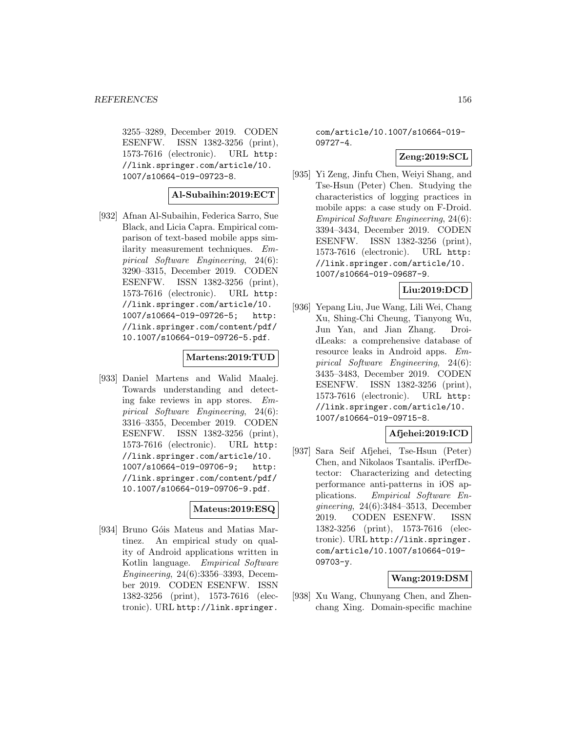3255–3289, December 2019. CODEN ESENFW. ISSN 1382-3256 (print), 1573-7616 (electronic). URL http://link.springer.com/article/10.1007/s10664-019-09723-8.

**Al-Subaihin:2019:ECT**

[932] Afnan Al-Subaihin, Federica Sarro, Sue Black, and Licia Capra. Empirical comparison of text-based mobile apps similarity measurement techniques. *Empirical Software Engineering*, 24(6): 3290–3315, December 2019. CODEN ESENFW. ISSN 1382-3256 (print), 1573-7616 (electronic). URL http://link.springer.com/article/10.1007/s10664-019-09726-5; http://link.springer.com/content/pdf/10.1007/s10664-019-09726-5.pdf.

**Martens:2019:TUD**

[933] Daniel Martens and Walid Maalej. Towards understanding and detecting fake reviews in app stores. *Empirical Software Engineering*, 24(6): 3316–3355, December 2019. CODEN ESENFW. ISSN 1382-3256 (print), 1573-7616 (electronic). URL http://link.springer.com/article/10.1007/s10664-019-09706-9; http://link.springer.com/content/pdf/10.1007/s10664-019-09706-9.pdf.

**Mateus:2019:ESQ**

[934] Bruno Góis Mateus and Matias Martinez. An empirical study on quality of Android applications written in Kotlin language. *Empirical Software Engineering*, 24(6):3356–3393, December 2019. CODEN ESENFW. ISSN 1382-3256 (print), 1573-7616 (electronic). URL http://link.springer.com/article/10.1007/s10664-019-09727-4.

**Zeng:2019:SCL**

[935] Yi Zeng, Jinfu Chen, Weiyi Shang, and Tse-Hsun (Peter) Chen. Studying the characteristics of logging practices in mobile apps: a case study on F-Droid. *Empirical Software Engineering*, 24(6): 3394–3434, December 2019. CODEN ESENFW. ISSN 1382-3256 (print), 1573-7616 (electronic). URL http://link.springer.com/article/10.1007/s10664-019-09687-9.

**Liu:2019:DCD**

[936] Yepang Liu, Jue Wang, Lili Wei, Chang Xu, Shing-Chi Cheung, Tianyong Wu, Jun Yan, and Jian Zhang. DroidLeaks: a comprehensive database of resource leaks in Android apps. *Empirical Software Engineering*, 24(6): 3435–3483, December 2019. CODEN ESENFW. ISSN 1382-3256 (print), 1573-7616 (electronic). URL http://link.springer.com/article/10.1007/s10664-019-09715-8.

**Afjehei:2019:ICD**

[937] Sara Seif Afjehei, Tse-Hsun (Peter) Chen, and Nikolaos Tsantalis. iPerfDetector: Characterizing and detecting performance anti-patterns in iOS applications. *Empirical Software Engineering*, 24(6):3484–3513, December 2019. CODEN ESENFW. ISSN 1382-3256 (print), 1573-7616 (electronic). URL http://link.springer.com/article/10.1007/s10664-019-09703-y.

**Wang:2019:DSM**

[938] Xu Wang, Chunyang Chen, and Zhenchang Xing. Domain-specific machine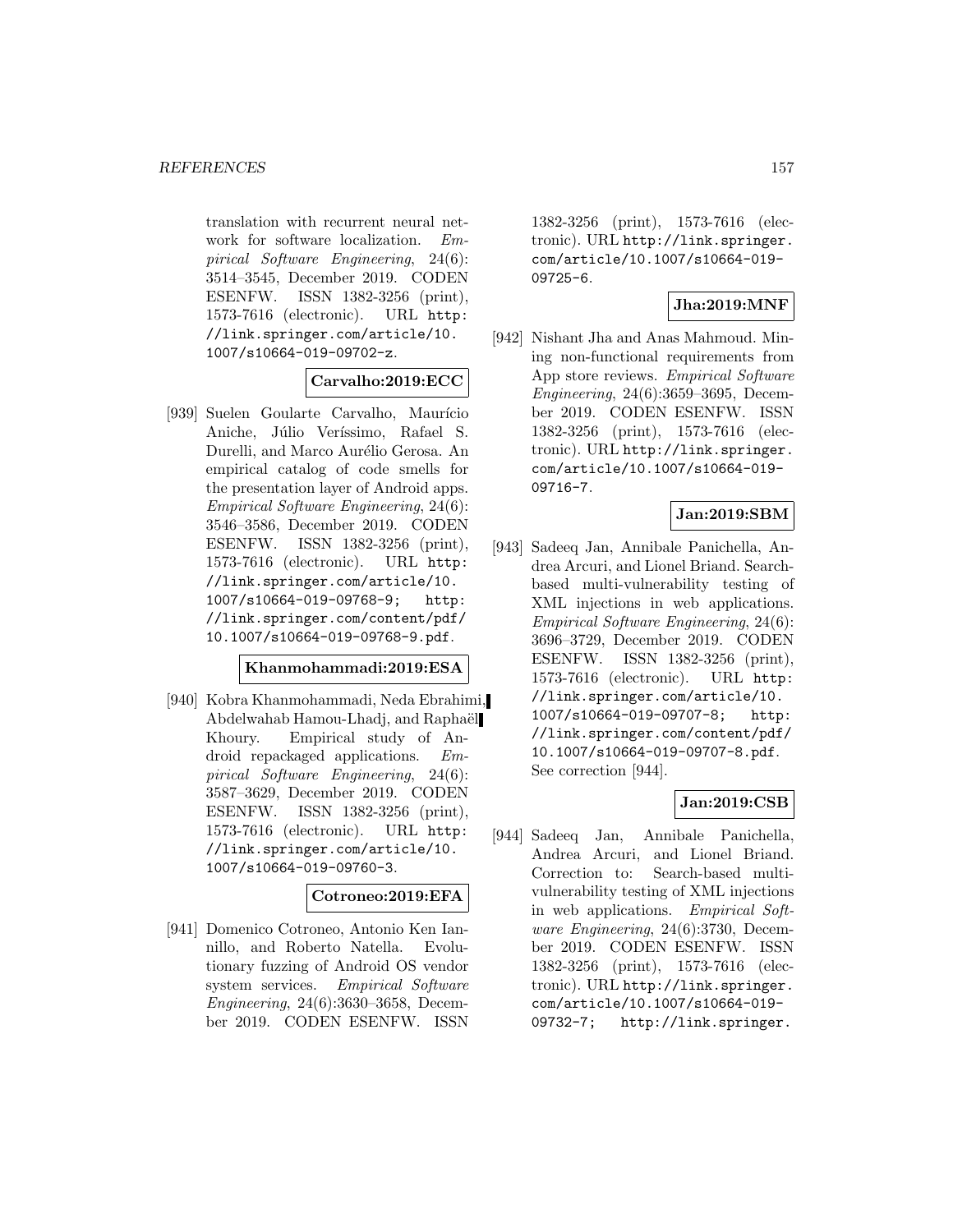translation with recurrent neural network for software localization. *Empirical Software Engineering*, 24(6): 3514–3545, December 2019. CODEN ESENFW. ISSN 1382-3256 (print), 1573-7616 (electronic). URL http://link.springer.com/article/10.1007/s10664-019-09702-z.

**Carvalho:2019:ECC**

[939] Suelen Goularte Carvalho, Maurício Aniche, Júlio Veríssimo, Rafael S. Durelli, and Marco Aurélio Gerosa. An empirical catalog of code smells for the presentation layer of Android apps. *Empirical Software Engineering*, 24(6): 3546–3586, December 2019. CODEN ESENFW. ISSN 1382-3256 (print), 1573-7616 (electronic). URL http://link.springer.com/article/10.1007/s10664-019-09768-9; http://link.springer.com/content/pdf/10.1007/s10664-019-09768-9.pdf.

**Khanmohammadi:2019:ESA**

[940] Kobra Khanmohammadi, Neda Ebrahimi, Abdelwahab Hamou-Lhadj, and Raphaël Khoury. Empirical study of Android repackaged applications. *Empirical Software Engineering*, 24(6): 3587–3629, December 2019. CODEN ESENFW. ISSN 1382-3256 (print), 1573-7616 (electronic). URL http://link.springer.com/article/10.1007/s10664-019-09760-3.

**Cotroneo:2019:EFA**

[941] Domenico Cotroneo, Antonio Ken Iannillo, and Roberto Natella. Evolutionary fuzzing of Android OS vendor system services. *Empirical Software Engineering*, 24(6):3630–3658, December 2019. CODEN ESENFW. ISSN 1382-3256 (print), 1573-7616 (electronic). URL http://link.springer.com/article/10.1007/s10664-019-09725-6.

**Jha:2019:MNF**

[942] Nishant Jha and Anas Mahmoud. Mining non-functional requirements from App store reviews. *Empirical Software Engineering*, 24(6):3659–3695, December 2019. CODEN ESENFW. ISSN 1382-3256 (print), 1573-7616 (electronic). URL http://link.springer.com/article/10.1007/s10664-019-09716-7.

**Jan:2019:SBM**

[943] Sadeeq Jan, Annibale Panichella, Andrea Arcuri, and Lionel Briand. Search-based multi-vulnerability testing of XML injections in web applications. *Empirical Software Engineering*, 24(6): 3696–3729, December 2019. CODEN ESENFW. ISSN 1382-3256 (print), 1573-7616 (electronic). URL http://link.springer.com/article/10.1007/s10664-019-09707-8; http://link.springer.com/content/pdf/10.1007/s10664-019-09707-8.pdf. See correction [944].

**Jan:2019:CSB**

[944] Sadeeq Jan, Annibale Panichella, Andrea Arcuri, and Lionel Briand. Correction to: Search-based multi-vulnerability testing of XML injections in web applications. *Empirical Software Engineering*, 24(6):3730, December 2019. CODEN ESENFW. ISSN 1382-3256 (print), 1573-7616 (electronic). URL http://link.springer.com/article/10.1007/s10664-019-09732-7; http://link.springer.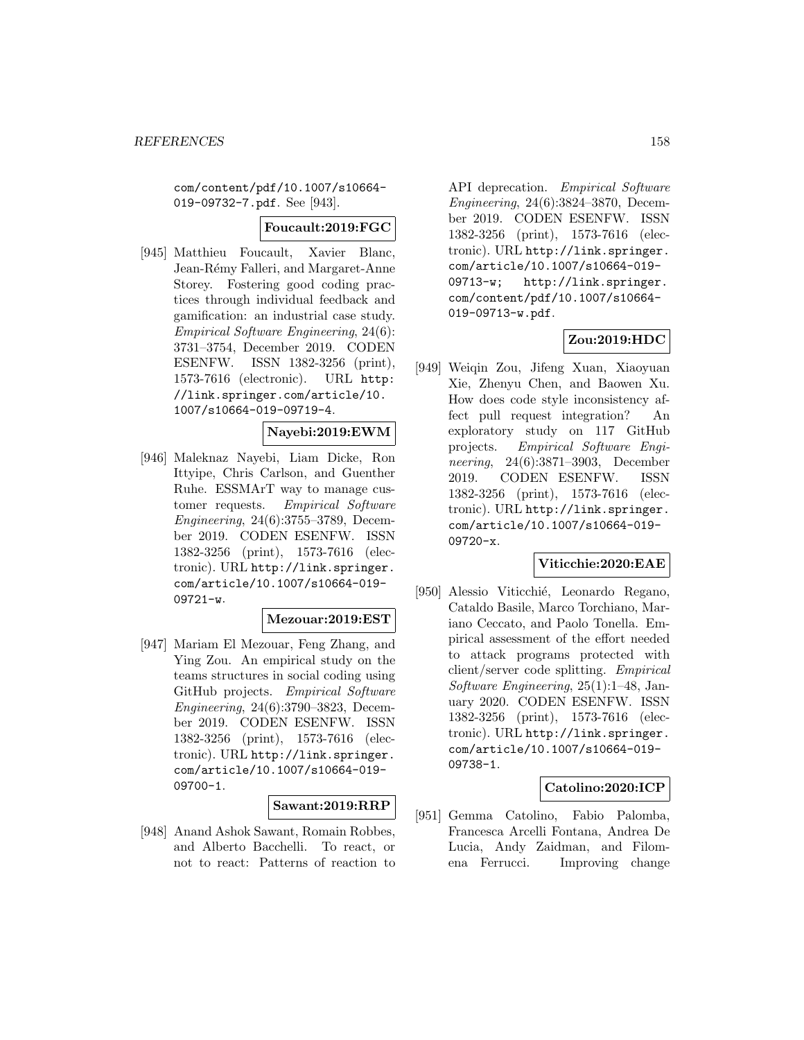com/content/pdf/10.1007/s10664-019-09732-7.pdf. See [943].

**Foucault:2019:FGC**

[945] Matthieu Foucault, Xavier Blanc, Jean-Rémy Falleri, and Margaret-Anne Storey. Fostering good coding practices through individual feedback and gamification: an industrial case study. *Empirical Software Engineering*, 24(6): 3731–3754, December 2019. CODEN ESENFW. ISSN 1382-3256 (print), 1573-7616 (electronic). URL http://link.springer.com/article/10.1007/s10664-019-09719-4.

**Nayebi:2019:EWM**

[946] Maleknaz Nayebi, Liam Dicke, Ron Ittyipe, Chris Carlson, and Guenther Ruhe. ESSMArT way to manage customer requests. *Empirical Software Engineering*, 24(6):3755–3789, December 2019. CODEN ESENFW. ISSN 1382-3256 (print), 1573-7616 (electronic). URL http://link.springer.com/article/10.1007/s10664-019-09721-w.

**Mezouar:2019:EST**

[947] Mariam El Mezouar, Feng Zhang, and Ying Zou. An empirical study on the teams structures in social coding using GitHub projects. *Empirical Software Engineering*, 24(6):3790–3823, December 2019. CODEN ESENFW. ISSN 1382-3256 (print), 1573-7616 (electronic). URL http://link.springer.com/article/10.1007/s10664-019-09700-1.

**Sawant:2019:RRP**

[948] Anand Ashok Sawant, Romain Robbes, and Alberto Bacchelli. To react, or not to react: Patterns of reaction to API deprecation. *Empirical Software Engineering*, 24(6):3824–3870, December 2019. CODEN ESENFW. ISSN 1382-3256 (print), 1573-7616 (electronic). URL http://link.springer.com/article/10.1007/s10664-019-09713-w; http://link.springer.com/content/pdf/10.1007/s10664-019-09713-w.pdf.

**Zou:2019:HDC**

[949] Weiqin Zou, Jifeng Xuan, Xiaoyuan Xie, Zhenyu Chen, and Baowen Xu. How does code style inconsistency affect pull request integration? An exploratory study on 117 GitHub projects. *Empirical Software Engineering*, 24(6):3871–3903, December 2019. CODEN ESENFW. ISSN 1382-3256 (print), 1573-7616 (electronic). URL http://link.springer.com/article/10.1007/s10664-019-09720-x.

**Viticchie:2020:EAE**

[950] Alessio Viticchié, Leonardo Regano, Cataldo Basile, Marco Torchiano, Mariano Ceccato, and Paolo Tonella. Empirical assessment of the effort needed to attack programs protected with client/server code splitting. *Empirical Software Engineering*, 25(1):1–48, January 2020. CODEN ESENFW. ISSN 1382-3256 (print), 1573-7616 (electronic). URL http://link.springer.com/article/10.1007/s10664-019-09738-1.

**Catolino:2020:ICP**

[951] Gemma Catolino, Fabio Palomba, Francesca Arcelli Fontana, Andrea De Lucia, Andy Zaidman, and Filomena Ferrucci. Improving change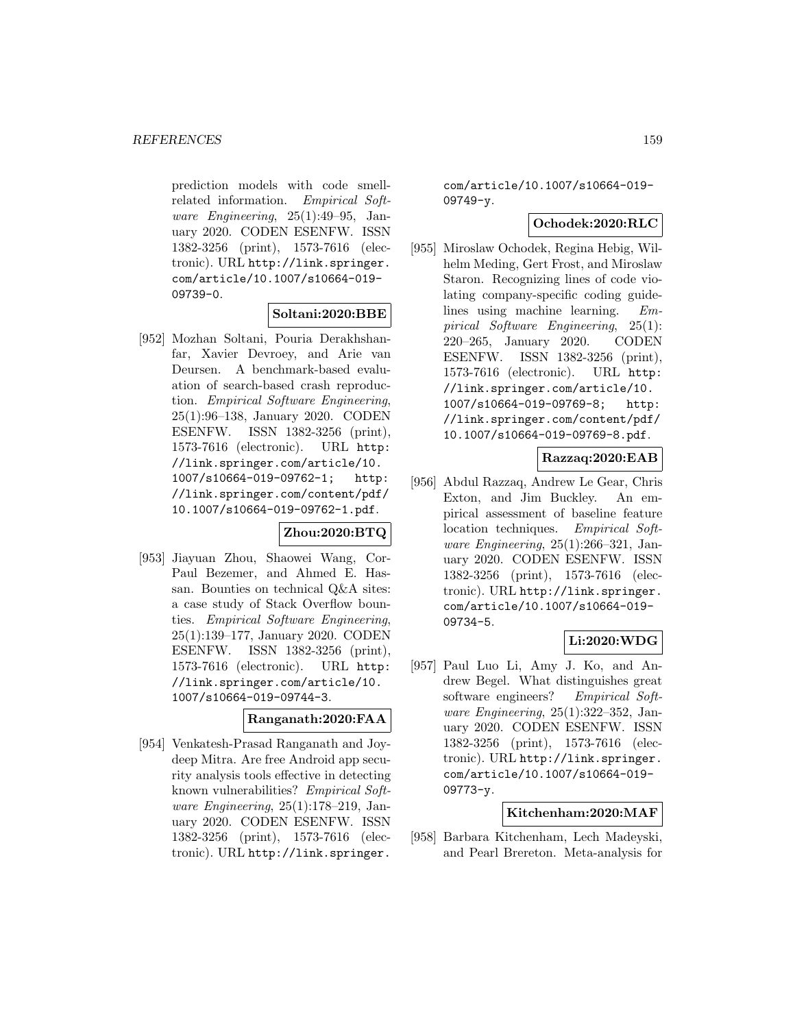prediction models with code smell-related information. *Empirical Software Engineering*, 25(1):49–95, January 2020. CODEN ESENFW. ISSN 1382-3256 (print), 1573-7616 (electronic). URL http://link.springer.com/article/10.1007/s10664-019-09739-0.

**Soltani:2020:BBE**

[952] Mozhan Soltani, Pouria Derakhshanfar, Xavier Devroey, and Arie van Deursen. A benchmark-based evaluation of search-based crash reproduction. *Empirical Software Engineering*, 25(1):96–138, January 2020. CODEN ESENFW. ISSN 1382-3256 (print), 1573-7616 (electronic). URL http://link.springer.com/article/10.1007/s10664-019-09762-1; http://link.springer.com/content/pdf/10.1007/s10664-019-09762-1.pdf.

**Zhou:2020:BTQ**

[953] Jiayuan Zhou, Shaowei Wang, Cor-Paul Bezemer, and Ahmed E. Hassan. Bounties on technical Q&A sites: a case study of Stack Overflow bounties. *Empirical Software Engineering*, 25(1):139–177, January 2020. CODEN ESENFW. ISSN 1382-3256 (print), 1573-7616 (electronic). URL http://link.springer.com/article/10.1007/s10664-019-09744-3.

**Ranganath:2020:FAA**

[954] Venkatesh-Prasad Ranganath and Joydeep Mitra. Are free Android app security analysis tools effective in detecting known vulnerabilities? *Empirical Software Engineering*, 25(1):178–219, January 2020. CODEN ESENFW. ISSN 1382-3256 (print), 1573-7616 (electronic). URL http://link.springer.com/article/10.1007/s10664-019-09749-y.

**Ochodek:2020:RLC**

[955] Miroslaw Ochodek, Regina Hebig, Wilhelm Meding, Gert Frost, and Miroslaw Staron. Recognizing lines of code violating company-specific coding guidelines using machine learning. *Empirical Software Engineering*, 25(1):220–265, January 2020. CODEN ESENFW. ISSN 1382-3256 (print), 1573-7616 (electronic). URL http://link.springer.com/article/10.1007/s10664-019-09769-8; http://link.springer.com/content/pdf/10.1007/s10664-019-09769-8.pdf.

**Razzaq:2020:EAB**

[956] Abdul Razzaq, Andrew Le Gear, Chris Exton, and Jim Buckley. An empirical assessment of baseline feature location techniques. *Empirical Software Engineering*, 25(1):266–321, January 2020. CODEN ESENFW. ISSN 1382-3256 (print), 1573-7616 (electronic). URL http://link.springer.com/article/10.1007/s10664-019-09734-5.

**Li:2020:WDG**

[957] Paul Luo Li, Amy J. Ko, and Andrew Begel. What distinguishes great software engineers? *Empirical Software Engineering*, 25(1):322–352, January 2020. CODEN ESENFW. ISSN 1382-3256 (print), 1573-7616 (electronic). URL http://link.springer.com/article/10.1007/s10664-019-09773-y.

**Kitchenham:2020:MAF**

[958] Barbara Kitchenham, Lech Madeyski, and Pearl Brereton. Meta-analysis for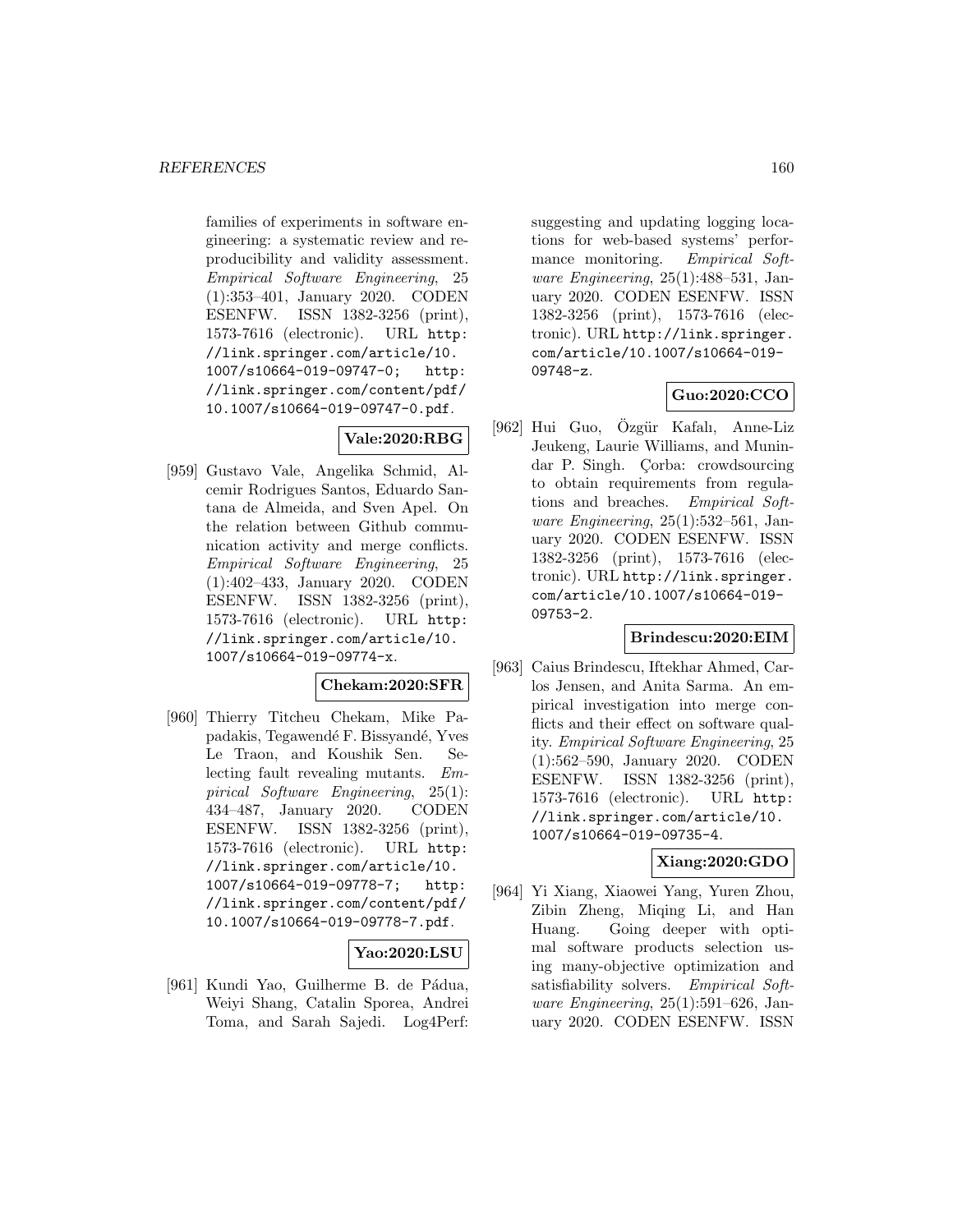families of experiments in software engineering: a systematic review and reproducibility and validity assessment. *Empirical Software Engineering*, 25 (1):353–401, January 2020. CODEN ESENFW. ISSN 1382-3256 (print), 1573-7616 (electronic). URL http://link.springer.com/article/10.1007/s10664-019-09747-0; http://link.springer.com/content/pdf/10.1007/s10664-019-09747-0.pdf.

**Vale:2020:RBG**

[959] Gustavo Vale, Angelika Schmid, Alcemir Rodrigues Santos, Eduardo Santana de Almeida, and Sven Apel. On the relation between Github communication activity and merge conflicts. *Empirical Software Engineering*, 25 (1):402–433, January 2020. CODEN ESENFW. ISSN 1382-3256 (print), 1573-7616 (electronic). URL http://link.springer.com/article/10.1007/s10664-019-09774-x.

**Chekam:2020:SFR**

[960] Thierry Titcheu Chekam, Mike Papadakis, Tegawendé F. Bissyandé, Yves Le Traon, and Koushik Sen. Selecting fault revealing mutants. *Empirical Software Engineering*, 25(1): 434–487, January 2020. CODEN ESENFW. ISSN 1382-3256 (print), 1573-7616 (electronic). URL http://link.springer.com/article/10.1007/s10664-019-09778-7; http://link.springer.com/content/pdf/10.1007/s10664-019-09778-7.pdf.

**Yao:2020:LSU**

[961] Kundi Yao, Guilherme B. de Pádua, Weiyi Shang, Catalin Sporea, Andrei Toma, and Sarah Sajedi. Log4Perf: suggesting and updating logging locations for web-based systems' performance monitoring. *Empirical Software Engineering*, 25(1):488–531, January 2020. CODEN ESENFW. ISSN 1382-3256 (print), 1573-7616 (electronic). URL http://link.springer.com/article/10.1007/s10664-019-09748-z.

**Guo:2020:CCO**

[962] Hui Guo, Özgür Kafalı, Anne-Liz Jeukeng, Laurie Williams, and Munindar P. Singh. Çorba: crowdsourcing to obtain requirements from regulations and breaches. *Empirical Software Engineering*, 25(1):532–561, January 2020. CODEN ESENFW. ISSN 1382-3256 (print), 1573-7616 (electronic). URL http://link.springer.com/article/10.1007/s10664-019-09753-2.

**Brindescu:2020:EIM**

[963] Caius Brindescu, Iftekhar Ahmed, Carlos Jensen, and Anita Sarma. An empirical investigation into merge conflicts and their effect on software quality. *Empirical Software Engineering*, 25 (1):562–590, January 2020. CODEN ESENFW. ISSN 1382-3256 (print), 1573-7616 (electronic). URL http://link.springer.com/article/10.1007/s10664-019-09735-4.

**Xiang:2020:GDO**

[964] Yi Xiang, Xiaowei Yang, Yuren Zhou, Zibin Zheng, Miqing Li, and Han Huang. Going deeper with optimal software products selection using many-objective optimization and satisfiability solvers. *Empirical Software Engineering*, 25(1):591–626, January 2020. CODEN ESENFW. ISSN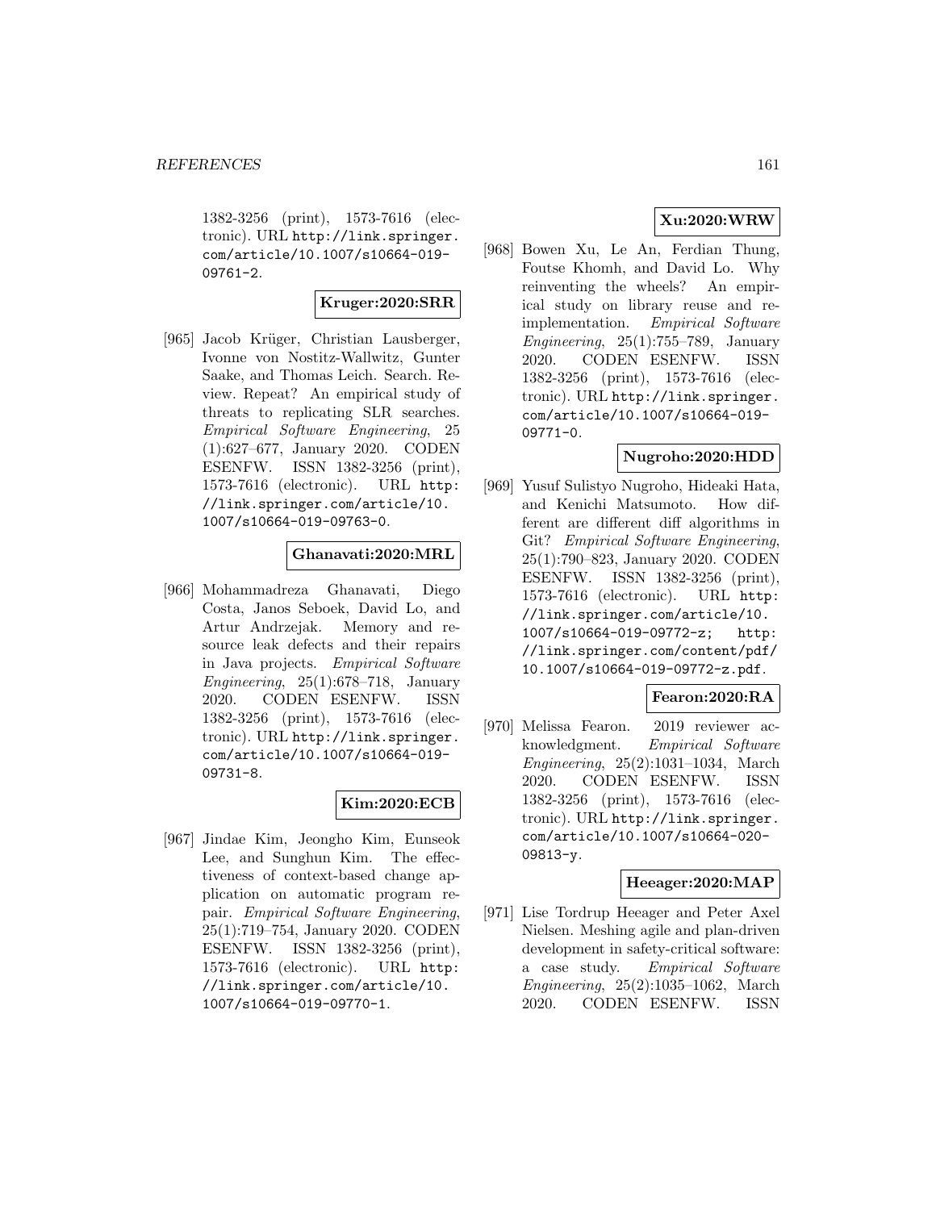1382-3256 (print), 1573-7616 (electronic). URL http://link.springer.com/article/10.1007/s10664-019-09761-2.

**Kruger:2020:SRR**

[965] Jacob Krüger, Christian Lausberger, Ivonne von Nostitz-Wallwitz, Gunter Saake, and Thomas Leich. Search. Review. Repeat? An empirical study of threats to replicating SLR searches. *Empirical Software Engineering*, 25 (1):627–677, January 2020. CODEN ESENFW. ISSN 1382-3256 (print), 1573-7616 (electronic). URL http://link.springer.com/article/10.1007/s10664-019-09763-0.

**Ghanavati:2020:MRL**

[966] Mohammadreza Ghanavati, Diego Costa, Janos Seboek, David Lo, and Artur Andrzejak. Memory and resource leak defects and their repairs in Java projects. *Empirical Software Engineering*, 25(1):678–718, January 2020. CODEN ESENFW. ISSN 1382-3256 (print), 1573-7616 (electronic). URL http://link.springer.com/article/10.1007/s10664-019-09731-8.

**Kim:2020:ECB**

[967] Jindae Kim, Jeongho Kim, Eunseok Lee, and Sunghun Kim. The effectiveness of context-based change application on automatic program repair. *Empirical Software Engineering*, 25(1):719–754, January 2020. CODEN ESENFW. ISSN 1382-3256 (print), 1573-7616 (electronic). URL http://link.springer.com/article/10.1007/s10664-019-09770-1.

**Xu:2020:WRW**

[968] Bowen Xu, Le An, Ferdian Thung, Foutse Khomh, and David Lo. Why reinventing the wheels? An empirical study on library reuse and re-implementation. *Empirical Software Engineering*, 25(1):755–789, January 2020. CODEN ESENFW. ISSN 1382-3256 (print), 1573-7616 (electronic). URL http://link.springer.com/article/10.1007/s10664-019-09771-0.

**Nugroho:2020:HDD**

[969] Yusuf Sulistyo Nugroho, Hideaki Hata, and Kenichi Matsumoto. How different are different diff algorithms in Git? *Empirical Software Engineering*, 25(1):790–823, January 2020. CODEN ESENFW. ISSN 1382-3256 (print), 1573-7616 (electronic). URL http://link.springer.com/article/10.1007/s10664-019-09772-z; http://link.springer.com/content/pdf/10.1007/s10664-019-09772-z.pdf.

**Fearon:2020:RA**

[970] Melissa Fearon. 2019 reviewer acknowledgment. *Empirical Software Engineering*, 25(2):1031–1034, March 2020. CODEN ESENFW. ISSN 1382-3256 (print), 1573-7616 (electronic). URL http://link.springer.com/article/10.1007/s10664-020-09813-y.

**Heeager:2020:MAP**

[971] Lise Tordrup Heeager and Peter Axel Nielsen. Meshing agile and plan-driven development in safety-critical software: a case study. *Empirical Software Engineering*, 25(2):1035–1062, March 2020. CODEN ESENFW. ISSN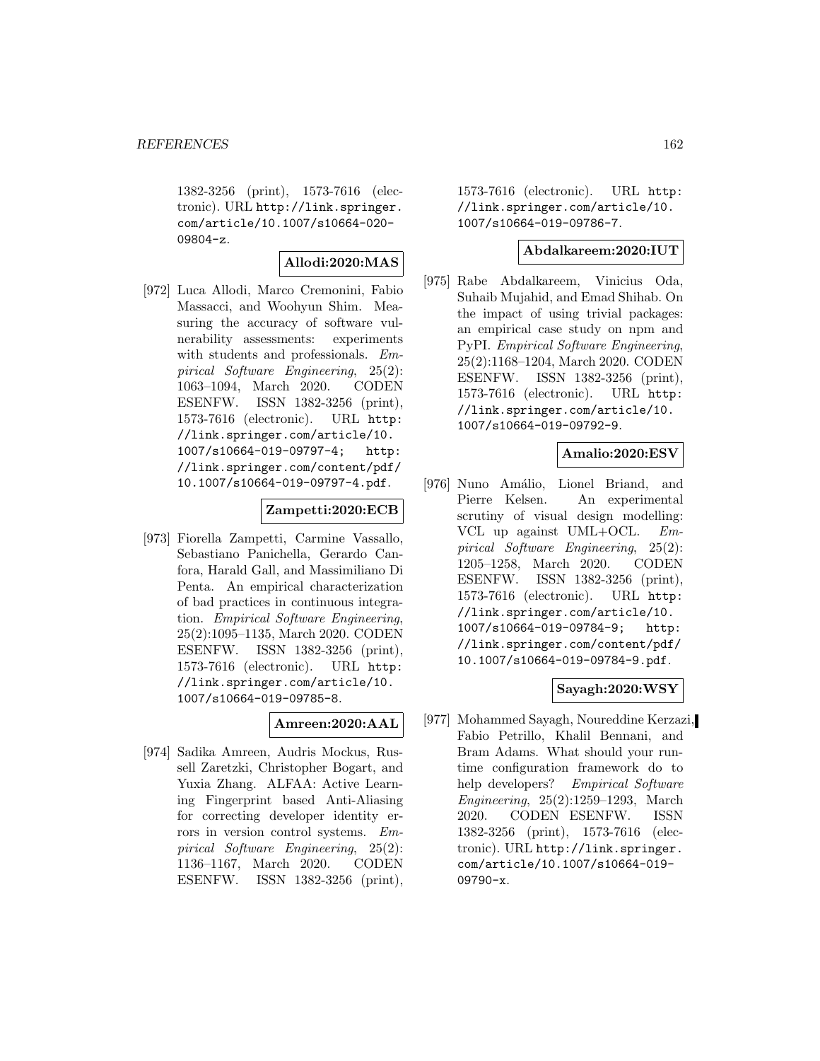1382-3256 (print), 1573-7616 (electronic). URL http://link.springer.com/article/10.1007/s10664-020-09804-z.

**Allodi:2020:MAS**

[972] Luca Allodi, Marco Cremonini, Fabio Massacci, and Woohyun Shim. Measuring the accuracy of software vulnerability assessments: experiments with students and professionals. *Empirical Software Engineering*, 25(2): 1063–1094, March 2020. CODEN ESENFW. ISSN 1382-3256 (print), 1573-7616 (electronic). URL http://link.springer.com/article/10.1007/s10664-019-09797-4; http://link.springer.com/content/pdf/10.1007/s10664-019-09797-4.pdf.

**Zampetti:2020:ECB**

[973] Fiorella Zampetti, Carmine Vassallo, Sebastiano Panichella, Gerardo Canfora, Harald Gall, and Massimiliano Di Penta. An empirical characterization of bad practices in continuous integration. *Empirical Software Engineering*, 25(2):1095–1135, March 2020. CODEN ESENFW. ISSN 1382-3256 (print), 1573-7616 (electronic). URL http://link.springer.com/article/10.1007/s10664-019-09785-8.

**Amreen:2020:AAL**

[974] Sadika Amreen, Audris Mockus, Russell Zaretzki, Christopher Bogart, and Yuxia Zhang. ALFAA: Active Learning Fingerprint based Anti-Aliasing for correcting developer identity errors in version control systems. *Empirical Software Engineering*, 25(2): 1136–1167, March 2020. CODEN ESENFW. ISSN 1382-3256 (print), 1573-7616 (electronic). URL http://link.springer.com/article/10.1007/s10664-019-09786-7.

**Abdalkareem:2020:IUT**

[975] Rabe Abdalkareem, Vinicius Oda, Suhaib Mujahid, and Emad Shihab. On the impact of using trivial packages: an empirical case study on npm and PyPI. *Empirical Software Engineering*, 25(2):1168–1204, March 2020. CODEN ESENFW. ISSN 1382-3256 (print), 1573-7616 (electronic). URL http://link.springer.com/article/10.1007/s10664-019-09792-9.

**Amalio:2020:ESV**

[976] Nuno Amálio, Lionel Briand, and Pierre Kelsen. An experimental scrutiny of visual design modelling: VCL up against UML+OCL. *Empirical Software Engineering*, 25(2): 1205–1258, March 2020. CODEN ESENFW. ISSN 1382-3256 (print), 1573-7616 (electronic). URL http://link.springer.com/article/10.1007/s10664-019-09784-9; http://link.springer.com/content/pdf/10.1007/s10664-019-09784-9.pdf.

**Sayagh:2020:WSY**

[977] Mohammed Sayagh, Noureddine Kerzazi, Fabio Petrillo, Khalil Bennani, and Bram Adams. What should your runtime configuration framework do to help developers? *Empirical Software Engineering*, 25(2):1259–1293, March 2020. CODEN ESENFW. ISSN 1382-3256 (print), 1573-7616 (electronic). URL http://link.springer.com/article/10.1007/s10664-019-09790-x.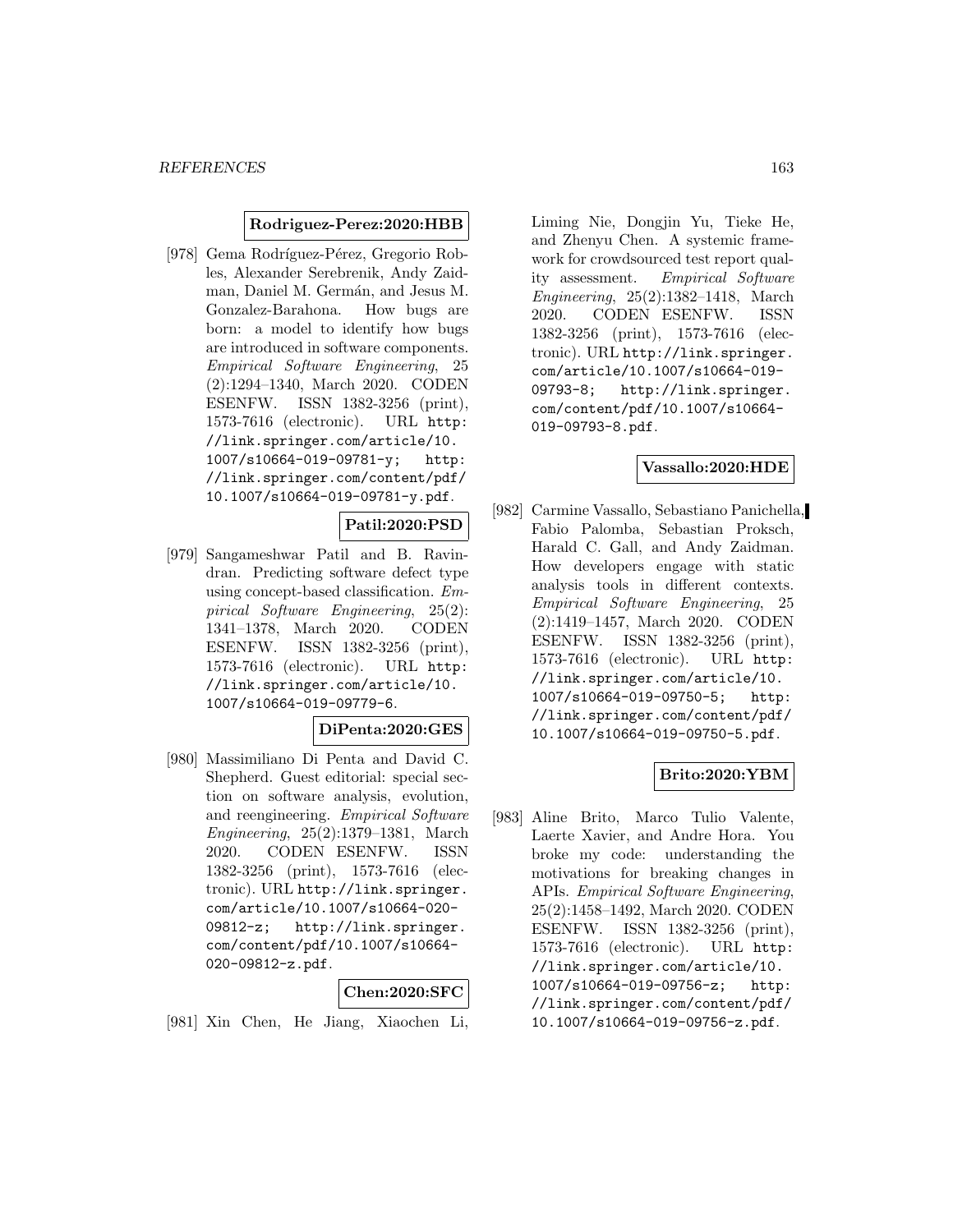**Rodriguez-Perez:2020:HBB**

[978] Gema Rodríguez-Pérez, Gregorio Robles, Alexander Serebrenik, Andy Zaidman, Daniel M. Germán, and Jesus M. Gonzalez-Barahona. How bugs are born: a model to identify how bugs are introduced in software components. *Empirical Software Engineering*, 25 (2):1294–1340, March 2020. CODEN ESENFW. ISSN 1382-3256 (print), 1573-7616 (electronic). URL http://link.springer.com/article/10.1007/s10664-019-09781-y; http://link.springer.com/content/pdf/10.1007/s10664-019-09781-y.pdf.

**Patil:2020:PSD**

[979] Sangameshwar Patil and B. Ravindran. Predicting software defect type using concept-based classification. *Empirical Software Engineering*, 25(2): 1341–1378, March 2020. CODEN ESENFW. ISSN 1382-3256 (print), 1573-7616 (electronic). URL http://link.springer.com/article/10.1007/s10664-019-09779-6.

**DiPenta:2020:GES**

[980] Massimiliano Di Penta and David C. Shepherd. Guest editorial: special section on software analysis, evolution, and reengineering. *Empirical Software Engineering*, 25(2):1379–1381, March 2020. CODEN ESENFW. ISSN 1382-3256 (print), 1573-7616 (electronic). URL http://link.springer.com/article/10.1007/s10664-020-09812-z; http://link.springer.com/content/pdf/10.1007/s10664-020-09812-z.pdf.

**Chen:2020:SFC**

[981] Xin Chen, He Jiang, Xiaochen Li, Liming Nie, Dongjin Yu, Tieke He, and Zhenyu Chen. A systemic framework for crowdsourced test report quality assessment. *Empirical Software Engineering*, 25(2):1382–1418, March 2020. CODEN ESENFW. ISSN 1382-3256 (print), 1573-7616 (electronic). URL http://link.springer.com/article/10.1007/s10664-019-09793-8; http://link.springer.com/content/pdf/10.1007/s10664-019-09793-8.pdf.

**Vassallo:2020:HDE**

[982] Carmine Vassallo, Sebastiano Panichella, Fabio Palomba, Sebastian Proksch, Harald C. Gall, and Andy Zaidman. How developers engage with static analysis tools in different contexts. *Empirical Software Engineering*, 25 (2):1419–1457, March 2020. CODEN ESENFW. ISSN 1382-3256 (print), 1573-7616 (electronic). URL http://link.springer.com/article/10.1007/s10664-019-09750-5; http://link.springer.com/content/pdf/10.1007/s10664-019-09750-5.pdf.

**Brito:2020:YBM**

[983] Aline Brito, Marco Tulio Valente, Laerte Xavier, and Andre Hora. You broke my code: understanding the motivations for breaking changes in APIs. *Empirical Software Engineering*, 25(2):1458–1492, March 2020. CODEN ESENFW. ISSN 1382-3256 (print), 1573-7616 (electronic). URL http://link.springer.com/article/10.1007/s10664-019-09756-z; http://link.springer.com/content/pdf/10.1007/s10664-019-09756-z.pdf.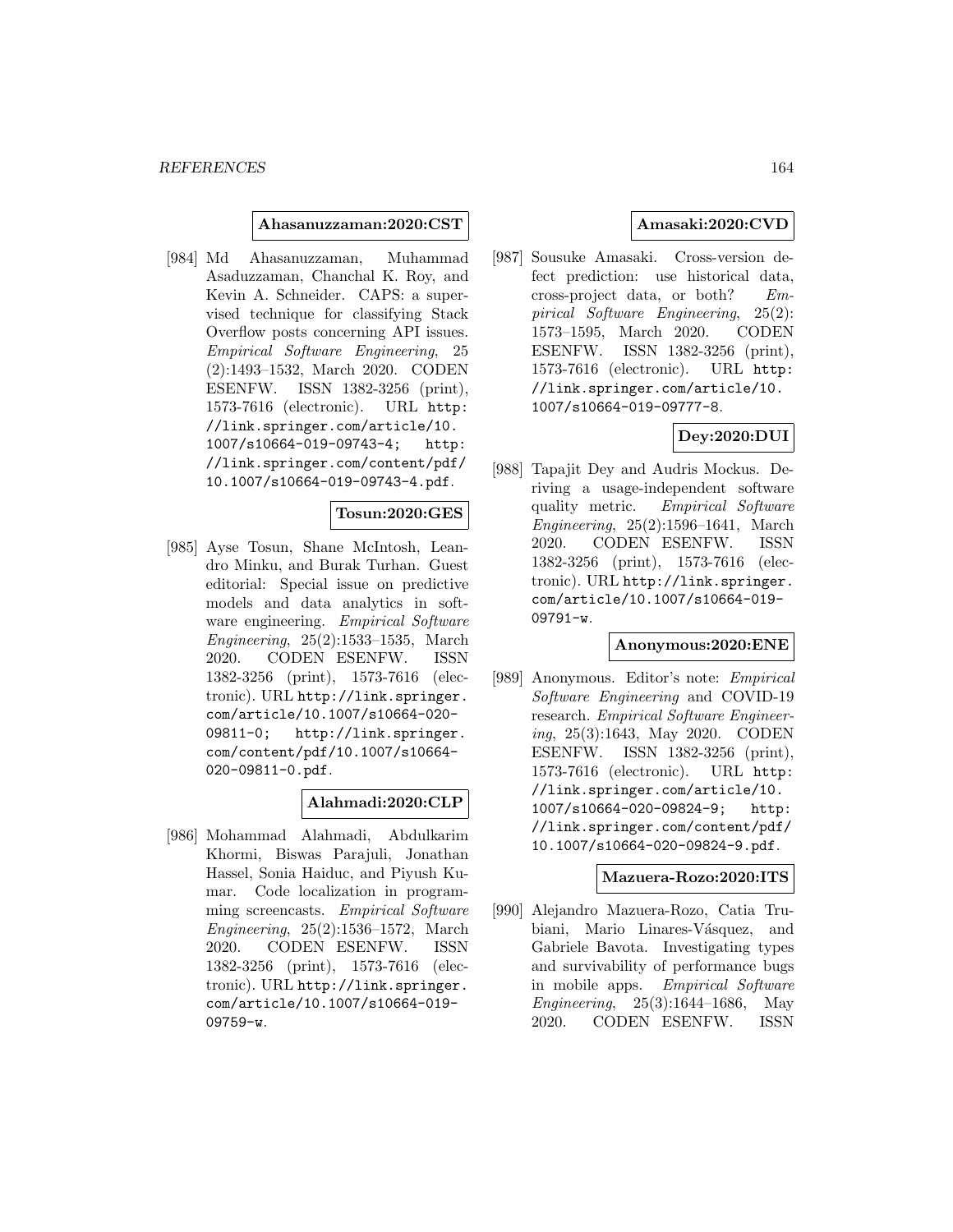**Ahasanuzzaman:2020:CST**

[984] Md Ahasanuzzaman, Muhammad Asaduzzaman, Chanchal K. Roy, and Kevin A. Schneider. CAPS: a supervised technique for classifying Stack Overflow posts concerning API issues. *Empirical Software Engineering*, 25 (2):1493–1532, March 2020. CODEN ESENFW. ISSN 1382-3256 (print), 1573-7616 (electronic). URL http://link.springer.com/article/10.1007/s10664-019-09743-4; http://link.springer.com/content/pdf/10.1007/s10664-019-09743-4.pdf.

**Tosun:2020:GES**

[985] Ayse Tosun, Shane McIntosh, Leandro Minku, and Burak Turhan. Guest editorial: Special issue on predictive models and data analytics in software engineering. *Empirical Software Engineering*, 25(2):1533–1535, March 2020. CODEN ESENFW. ISSN 1382-3256 (print), 1573-7616 (electronic). URL http://link.springer.com/article/10.1007/s10664-020-09811-0; http://link.springer.com/content/pdf/10.1007/s10664-020-09811-0.pdf.

**Alahmadi:2020:CLP**

[986] Mohammad Alahmadi, Abdulkarim Khormi, Biswas Parajuli, Jonathan Hassel, Sonia Haiduc, and Piyush Kumar. Code localization in programming screencasts. *Empirical Software Engineering*, 25(2):1536–1572, March 2020. CODEN ESENFW. ISSN 1382-3256 (print), 1573-7616 (electronic). URL http://link.springer.com/article/10.1007/s10664-019-09759-w.

**Amasaki:2020:CVD**

[987] Sousuke Amasaki. Cross-version defect prediction: use historical data, cross-project data, or both? *Empirical Software Engineering*, 25(2): 1573–1595, March 2020. CODEN ESENFW. ISSN 1382-3256 (print), 1573-7616 (electronic). URL http://link.springer.com/article/10.1007/s10664-019-09777-8.

**Dey:2020:DUI**

[988] Tapajit Dey and Audris Mockus. Deriving a usage-independent software quality metric. *Empirical Software Engineering*, 25(2):1596–1641, March 2020. CODEN ESENFW. ISSN 1382-3256 (print), 1573-7616 (electronic). URL http://link.springer.com/article/10.1007/s10664-019-09791-w.

**Anonymous:2020:ENE**

[989] Anonymous. Editor's note: *Empirical Software Engineering* and COVID-19 research. *Empirical Software Engineering*, 25(3):1643, May 2020. CODEN ESENFW. ISSN 1382-3256 (print), 1573-7616 (electronic). URL http://link.springer.com/article/10.1007/s10664-020-09824-9; http://link.springer.com/content/pdf/10.1007/s10664-020-09824-9.pdf.

**Mazuera-Rozo:2020:ITS**

[990] Alejandro Mazuera-Rozo, Catia Trubiani, Mario Linares-Vásquez, and Gabriele Bavota. Investigating types and survivability of performance bugs in mobile apps. *Empirical Software Engineering*, 25(3):1644–1686, May 2020. CODEN ESENFW. ISSN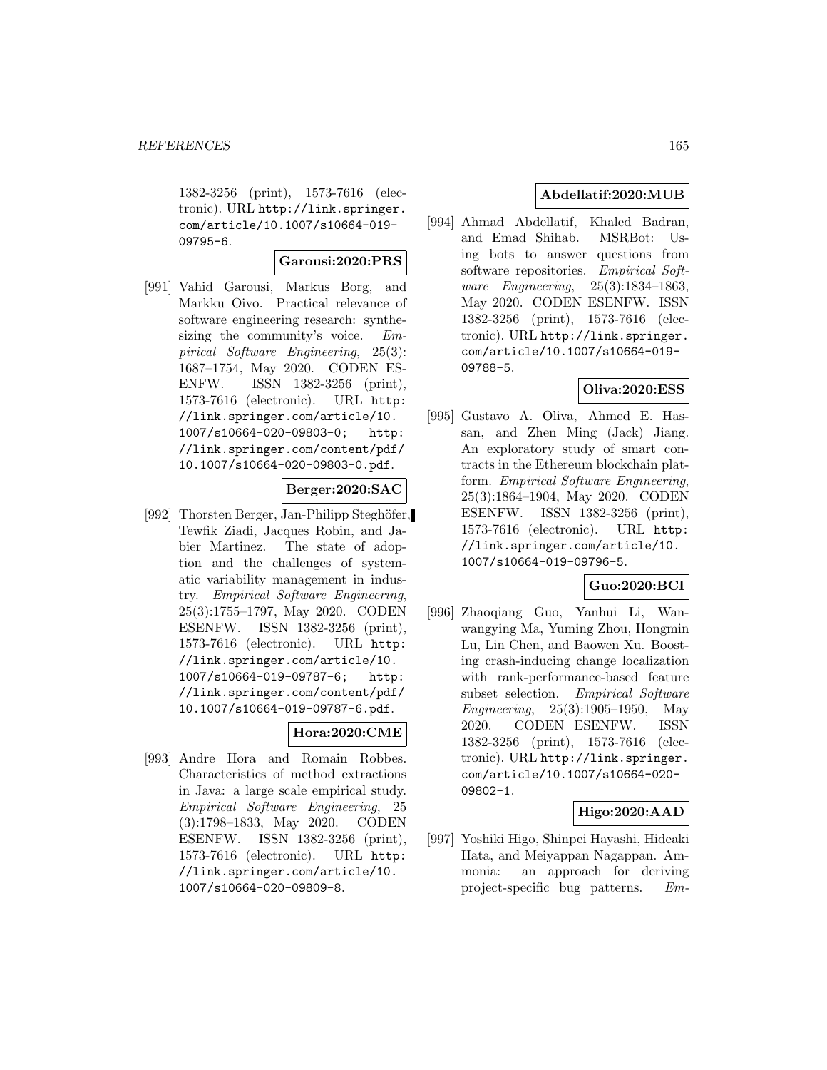1382-3256 (print), 1573-7616 (electronic). URL http://link.springer.com/article/10.1007/s10664-019-09795-6.

**Garousi:2020:PRS**

[991] Vahid Garousi, Markus Borg, and Markku Oivo. Practical relevance of software engineering research: synthesizing the community's voice. *Empirical Software Engineering*, 25(3): 1687–1754, May 2020. CODEN ESENFW. ISSN 1382-3256 (print), 1573-7616 (electronic). URL http://link.springer.com/article/10.1007/s10664-020-09803-0; http://link.springer.com/content/pdf/10.1007/s10664-020-09803-0.pdf.

**Berger:2020:SAC**

[992] Thorsten Berger, Jan-Philipp Steghöfer, Tewfik Ziadi, Jacques Robin, and Jabier Martinez. The state of adoption and the challenges of systematic variability management in industry. *Empirical Software Engineering*, 25(3):1755–1797, May 2020. CODEN ESENFW. ISSN 1382-3256 (print), 1573-7616 (electronic). URL http://link.springer.com/article/10.1007/s10664-019-09787-6; http://link.springer.com/content/pdf/10.1007/s10664-019-09787-6.pdf.

**Hora:2020:CME**

[993] Andre Hora and Romain Robbes. Characteristics of method extractions in Java: a large scale empirical study. *Empirical Software Engineering*, 25 (3):1798–1833, May 2020. CODEN ESENFW. ISSN 1382-3256 (print), 1573-7616 (electronic). URL http://link.springer.com/article/10.1007/s10664-020-09809-8.

**Abdellatif:2020:MUB**

[994] Ahmad Abdellatif, Khaled Badran, and Emad Shihab. MSRBot: Using bots to answer questions from software repositories. *Empirical Software Engineering*, 25(3):1834–1863, May 2020. CODEN ESENFW. ISSN 1382-3256 (print), 1573-7616 (electronic). URL http://link.springer.com/article/10.1007/s10664-019-09788-5.

**Oliva:2020:ESS**

[995] Gustavo A. Oliva, Ahmed E. Hassan, and Zhen Ming (Jack) Jiang. An exploratory study of smart contracts in the Ethereum blockchain platform. *Empirical Software Engineering*, 25(3):1864–1904, May 2020. CODEN ESENFW. ISSN 1382-3256 (print), 1573-7616 (electronic). URL http://link.springer.com/article/10.1007/s10664-019-09796-5.

**Guo:2020:BCI**

[996] Zhaoqiang Guo, Yanhui Li, Wanwangying Ma, Yuming Zhou, Hongmin Lu, Lin Chen, and Baowen Xu. Boosting crash-inducing change localization with rank-performance-based feature subset selection. *Empirical Software Engineering*, 25(3):1905–1950, May 2020. CODEN ESENFW. ISSN 1382-3256 (print), 1573-7616 (electronic). URL http://link.springer.com/article/10.1007/s10664-020-09802-1.

**Higo:2020:AAD**

[997] Yoshiki Higo, Shinpei Hayashi, Hideaki Hata, and Meiyappan Nagappan. Ammonia: an approach for deriving project-specific bug patterns. *Em-*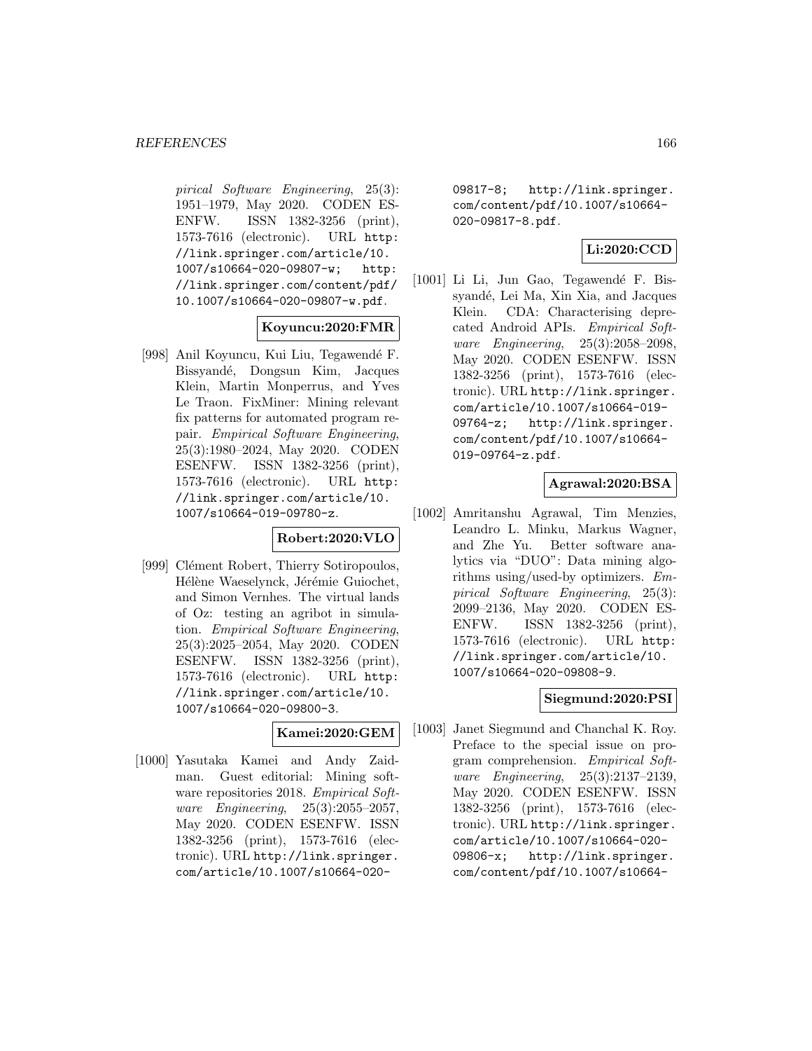*pirical Software Engineering*, 25(3): 1951–1979, May 2020. CODEN ESENFW. ISSN 1382-3256 (print), 1573-7616 (electronic). URL http://link.springer.com/article/10.1007/s10664-020-09807-w; http://link.springer.com/content/pdf/10.1007/s10664-020-09807-w.pdf.

**Koyuncu:2020:FMR**

[998] Anil Koyuncu, Kui Liu, Tegawendé F. Bissyandé, Dongsun Kim, Jacques Klein, Martin Monperrus, and Yves Le Traon. FixMiner: Mining relevant fix patterns for automated program repair. *Empirical Software Engineering*, 25(3):1980–2024, May 2020. CODEN ESENFW. ISSN 1382-3256 (print), 1573-7616 (electronic). URL http://link.springer.com/article/10.1007/s10664-019-09780-z.

**Robert:2020:VLO**

[999] Clément Robert, Thierry Sotiropoulos, Hélène Waeselynck, Jérémie Guiochet, and Simon Vernhes. The virtual lands of Oz: testing an agribot in simulation. *Empirical Software Engineering*, 25(3):2025–2054, May 2020. CODEN ESENFW. ISSN 1382-3256 (print), 1573-7616 (electronic). URL http://link.springer.com/article/10.1007/s10664-020-09800-3.

**Kamei:2020:GEM**

[1000] Yasutaka Kamei and Andy Zaidman. Guest editorial: Mining software repositories 2018. *Empirical Software Engineering*, 25(3):2055–2057, May 2020. CODEN ESENFW. ISSN 1382-3256 (print), 1573-7616 (electronic). URL http://link.springer.com/article/10.1007/s10664-020-09817-8; http://link.springer.com/content/pdf/10.1007/s10664-020-09817-8.pdf.

**Li:2020:CCD**

[1001] Li Li, Jun Gao, Tegawendé F. Bissyandé, Lei Ma, Xin Xia, and Jacques Klein. CDA: Characterising deprecated Android APIs. *Empirical Software Engineering*, 25(3):2058–2098, May 2020. CODEN ESENFW. ISSN 1382-3256 (print), 1573-7616 (electronic). URL http://link.springer.com/article/10.1007/s10664-019-09764-z; http://link.springer.com/content/pdf/10.1007/s10664-019-09764-z.pdf.

**Agrawal:2020:BSA**

[1002] Amritanshu Agrawal, Tim Menzies, Leandro L. Minku, Markus Wagner, and Zhe Yu. Better software analytics via "DUO": Data mining algorithms using/used-by optimizers. *Empirical Software Engineering*, 25(3): 2099–2136, May 2020. CODEN ESENFW. ISSN 1382-3256 (print), 1573-7616 (electronic). URL http://link.springer.com/article/10.1007/s10664-020-09808-9.

**Siegmund:2020:PSI**

[1003] Janet Siegmund and Chanchal K. Roy. Preface to the special issue on program comprehension. *Empirical Software Engineering*, 25(3):2137–2139, May 2020. CODEN ESENFW. ISSN 1382-3256 (print), 1573-7616 (electronic). URL http://link.springer.com/article/10.1007/s10664-020-09806-x; http://link.springer.com/content/pdf/10.1007/s10664-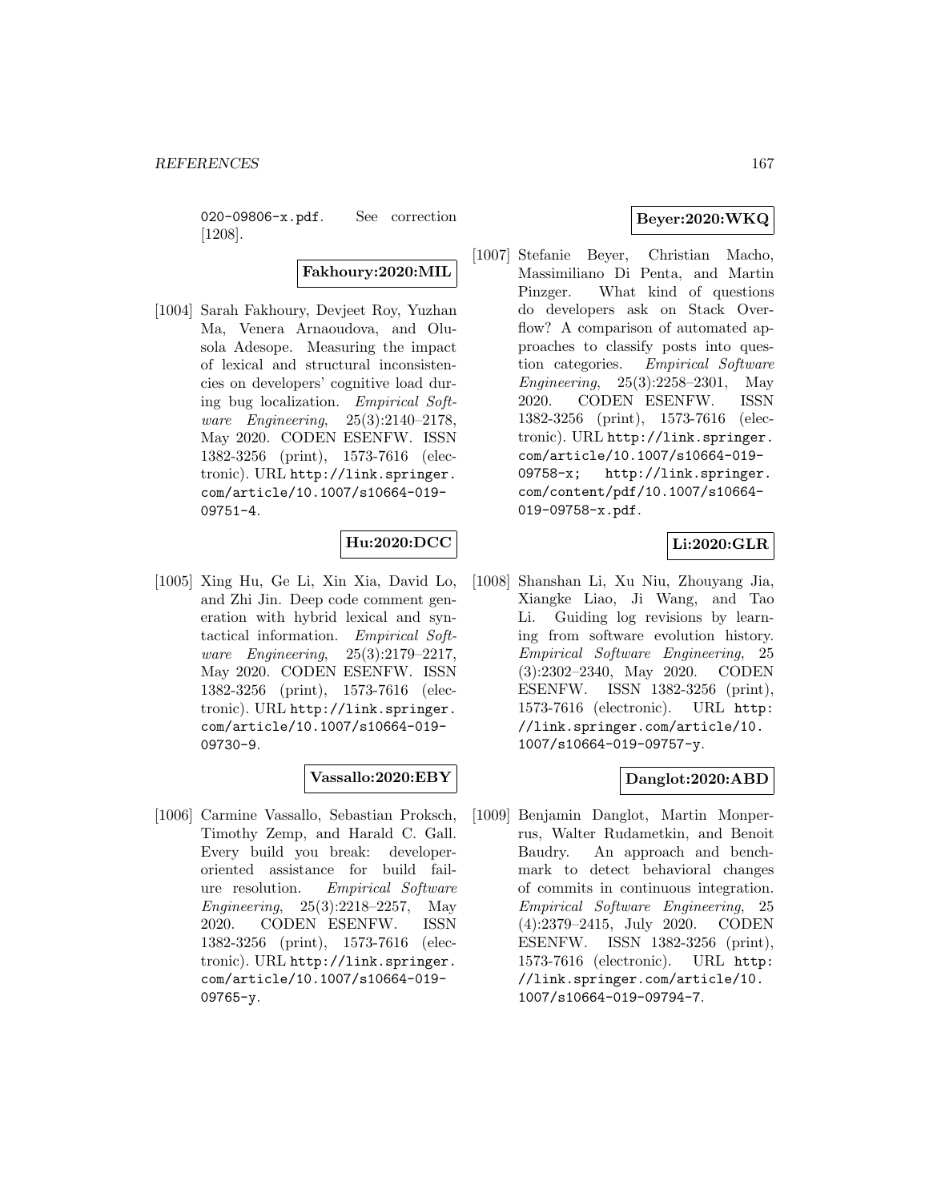020-09806-x.pdf. See correction [1208].

**Fakhoury:2020:MIL**

[1004] Sarah Fakhoury, Devjeet Roy, Yuzhan Ma, Venera Arnaoudova, and Olusola Adesope. Measuring the impact of lexical and structural inconsistencies on developers' cognitive load during bug localization. *Empirical Software Engineering*, 25(3):2140–2178, May 2020. CODEN ESENFW. ISSN 1382-3256 (print), 1573-7616 (electronic). URL http://link.springer.com/article/10.1007/s10664-019-09751-4.

**Hu:2020:DCC**

[1005] Xing Hu, Ge Li, Xin Xia, David Lo, and Zhi Jin. Deep code comment generation with hybrid lexical and syntactical information. *Empirical Software Engineering*, 25(3):2179–2217, May 2020. CODEN ESENFW. ISSN 1382-3256 (print), 1573-7616 (electronic). URL http://link.springer.com/article/10.1007/s10664-019-09730-9.

**Vassallo:2020:EBY**

[1006] Carmine Vassallo, Sebastian Proksch, Timothy Zemp, and Harald C. Gall. Every build you break: developer-oriented assistance for build failure resolution. *Empirical Software Engineering*, 25(3):2218–2257, May 2020. CODEN ESENFW. ISSN 1382-3256 (print), 1573-7616 (electronic). URL http://link.springer.com/article/10.1007/s10664-019-09765-y.

**Beyer:2020:WKQ**

[1007] Stefanie Beyer, Christian Macho, Massimiliano Di Penta, and Martin Pinzger. What kind of questions do developers ask on Stack Overflow? A comparison of automated approaches to classify posts into question categories. *Empirical Software Engineering*, 25(3):2258–2301, May 2020. CODEN ESENFW. ISSN 1382-3256 (print), 1573-7616 (electronic). URL http://link.springer.com/article/10.1007/s10664-019-09758-x; http://link.springer.com/content/pdf/10.1007/s10664-019-09758-x.pdf.

**Li:2020:GLR**

[1008] Shanshan Li, Xu Niu, Zhouyang Jia, Xiangke Liao, Ji Wang, and Tao Li. Guiding log revisions by learning from software evolution history. *Empirical Software Engineering*, 25(3):2302–2340, May 2020. CODEN ESENFW. ISSN 1382-3256 (print), 1573-7616 (electronic). URL http://link.springer.com/article/10.1007/s10664-019-09757-y.

**Danglot:2020:ABD**

[1009] Benjamin Danglot, Martin Monperrus, Walter Rudametkin, and Benoit Baudry. An approach and benchmark to detect behavioral changes of commits in continuous integration. *Empirical Software Engineering*, 25(4):2379–2415, July 2020. CODEN ESENFW. ISSN 1382-3256 (print), 1573-7616 (electronic). URL http://link.springer.com/article/10.1007/s10664-019-09794-7.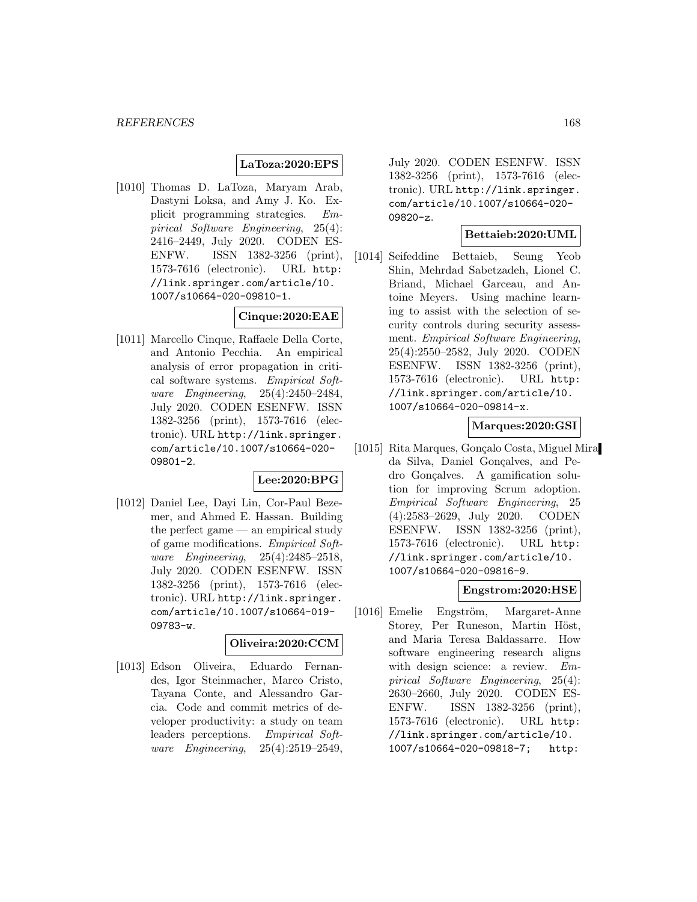**LaToza:2020:EPS**

[1010] Thomas D. LaToza, Maryam Arab, Dastyni Loksa, and Amy J. Ko. Explicit programming strategies. *Empirical Software Engineering*, 25(4): 2416–2449, July 2020. CODEN ESENFW. ISSN 1382-3256 (print), 1573-7616 (electronic). URL http://link.springer.com/article/10.1007/s10664-020-09810-1.

**Cinque:2020:EAE**

[1011] Marcello Cinque, Raffaele Della Corte, and Antonio Pecchia. An empirical analysis of error propagation in critical software systems. *Empirical Software Engineering*, 25(4):2450–2484, July 2020. CODEN ESENFW. ISSN 1382-3256 (print), 1573-7616 (electronic). URL http://link.springer.com/article/10.1007/s10664-020-09801-2.

**Lee:2020:BPG**

[1012] Daniel Lee, Dayi Lin, Cor-Paul Bezemer, and Ahmed E. Hassan. Building the perfect game — an empirical study of game modifications. *Empirical Software Engineering*, 25(4):2485–2518, July 2020. CODEN ESENFW. ISSN 1382-3256 (print), 1573-7616 (electronic). URL http://link.springer.com/article/10.1007/s10664-019-09783-w.

**Oliveira:2020:CCM**

[1013] Edson Oliveira, Eduardo Fernandes, Igor Steinmacher, Marco Cristo, Tayana Conte, and Alessandro Garcia. Code and commit metrics of developer productivity: a study on team leaders perceptions. *Empirical Software Engineering*, 25(4):2519–2549, July 2020. CODEN ESENFW. ISSN 1382-3256 (print), 1573-7616 (electronic). URL http://link.springer.com/article/10.1007/s10664-020-09820-z.

**Bettaieb:2020:UML**

[1014] Seifeddine Bettaieb, Seung Yeob Shin, Mehrdad Sabetzadeh, Lionel C. Briand, Michael Garceau, and Antoine Meyers. Using machine learning to assist with the selection of security controls during security assessment. *Empirical Software Engineering*, 25(4):2550–2582, July 2020. CODEN ESENFW. ISSN 1382-3256 (print), 1573-7616 (electronic). URL http://link.springer.com/article/10.1007/s10664-020-09814-x.

**Marques:2020:GSI**

[1015] Rita Marques, Gonçalo Costa, Miguel Mira da Silva, Daniel Gonçalves, and Pedro Gonçalves. A gamification solution for improving Scrum adoption. *Empirical Software Engineering*, 25 (4):2583–2629, July 2020. CODEN ESENFW. ISSN 1382-3256 (print), 1573-7616 (electronic). URL http://link.springer.com/article/10.1007/s10664-020-09816-9.

**Engstrom:2020:HSE**

[1016] Emelie Engström, Margaret-Anne Storey, Per Runeson, Martin Höst, and Maria Teresa Baldassarre. How software engineering research aligns with design science: a review. *Empirical Software Engineering*, 25(4): 2630–2660, July 2020. CODEN ESENFW. ISSN 1382-3256 (print), 1573-7616 (electronic). URL http://link.springer.com/article/10.1007/s10664-020-09818-7; http: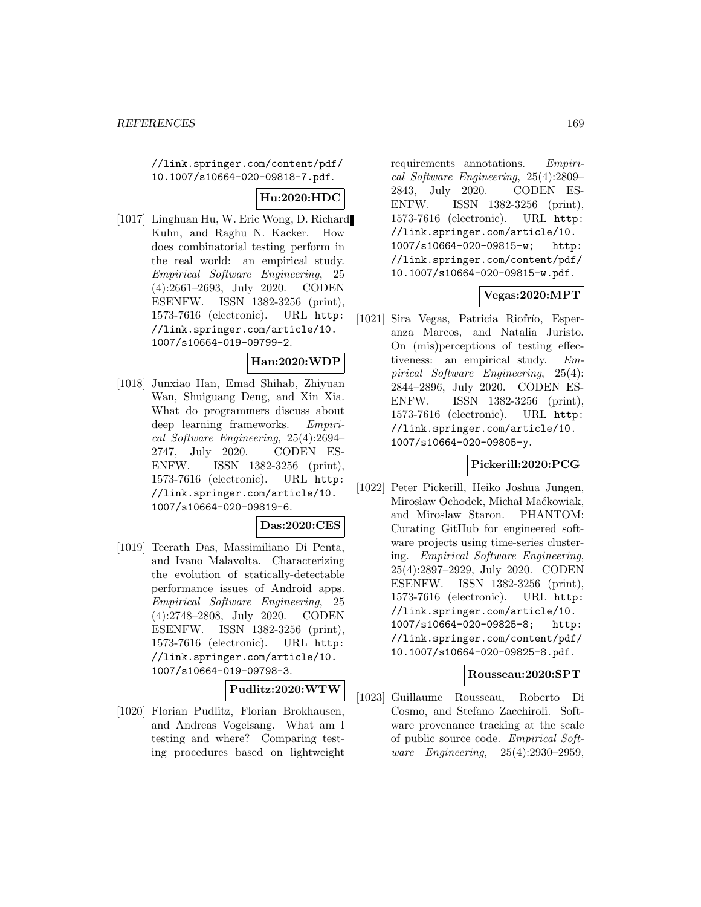//link.springer.com/content/pdf/10.1007/s10664-020-09818-7.pdf.

**Hu:2020:HDC**

[1017] Linghuan Hu, W. Eric Wong, D. Richard Kuhn, and Raghu N. Kacker. How does combinatorial testing perform in the real world: an empirical study. *Empirical Software Engineering*, 25 (4):2661–2693, July 2020. CODEN ESENFW. ISSN 1382-3256 (print), 1573-7616 (electronic). URL http://link.springer.com/article/10.1007/s10664-019-09799-2.

**Han:2020:WDP**

[1018] Junxiao Han, Emad Shihab, Zhiyuan Wan, Shuiguang Deng, and Xin Xia. What do programmers discuss about deep learning frameworks. *Empirical Software Engineering*, 25(4):2694–2747, July 2020. CODEN ESENFW. ISSN 1382-3256 (print), 1573-7616 (electronic). URL http://link.springer.com/article/10.1007/s10664-020-09819-6.

**Das:2020:CES**

[1019] Teerath Das, Massimiliano Di Penta, and Ivano Malavolta. Characterizing the evolution of statically-detectable performance issues of Android apps. *Empirical Software Engineering*, 25 (4):2748–2808, July 2020. CODEN ESENFW. ISSN 1382-3256 (print), 1573-7616 (electronic). URL http://link.springer.com/article/10.1007/s10664-019-09798-3.

**Pudlitz:2020:WTW**

[1020] Florian Pudlitz, Florian Brokhausen, and Andreas Vogelsang. What am I testing and where? Comparing testing procedures based on lightweight requirements annotations. *Empirical Software Engineering*, 25(4):2809–2843, July 2020. CODEN ESENFW. ISSN 1382-3256 (print), 1573-7616 (electronic). URL http://link.springer.com/article/10.1007/s10664-020-09815-w; http://link.springer.com/content/pdf/10.1007/s10664-020-09815-w.pdf.

**Vegas:2020:MPT**

[1021] Sira Vegas, Patricia Riofrío, Esperanza Marcos, and Natalia Juristo. On (mis)perceptions of testing effectiveness: an empirical study. *Empirical Software Engineering*, 25(4): 2844–2896, July 2020. CODEN ESENFW. ISSN 1382-3256 (print), 1573-7616 (electronic). URL http://link.springer.com/article/10.1007/s10664-020-09805-y.

**Pickerill:2020:PCG**

[1022] Peter Pickerill, Heiko Joshua Jungen, Mirosław Ochodek, Michał Maćkowiak, and Miroslaw Staron. PHANTOM: Curating GitHub for engineered software projects using time-series clustering. *Empirical Software Engineering*, 25(4):2897–2929, July 2020. CODEN ESENFW. ISSN 1382-3256 (print), 1573-7616 (electronic). URL http://link.springer.com/article/10.1007/s10664-020-09825-8; http://link.springer.com/content/pdf/10.1007/s10664-020-09825-8.pdf.

**Rousseau:2020:SPT**

[1023] Guillaume Rousseau, Roberto Di Cosmo, and Stefano Zacchiroli. Software provenance tracking at the scale of public source code. *Empirical Software Engineering*, 25(4):2930–2959,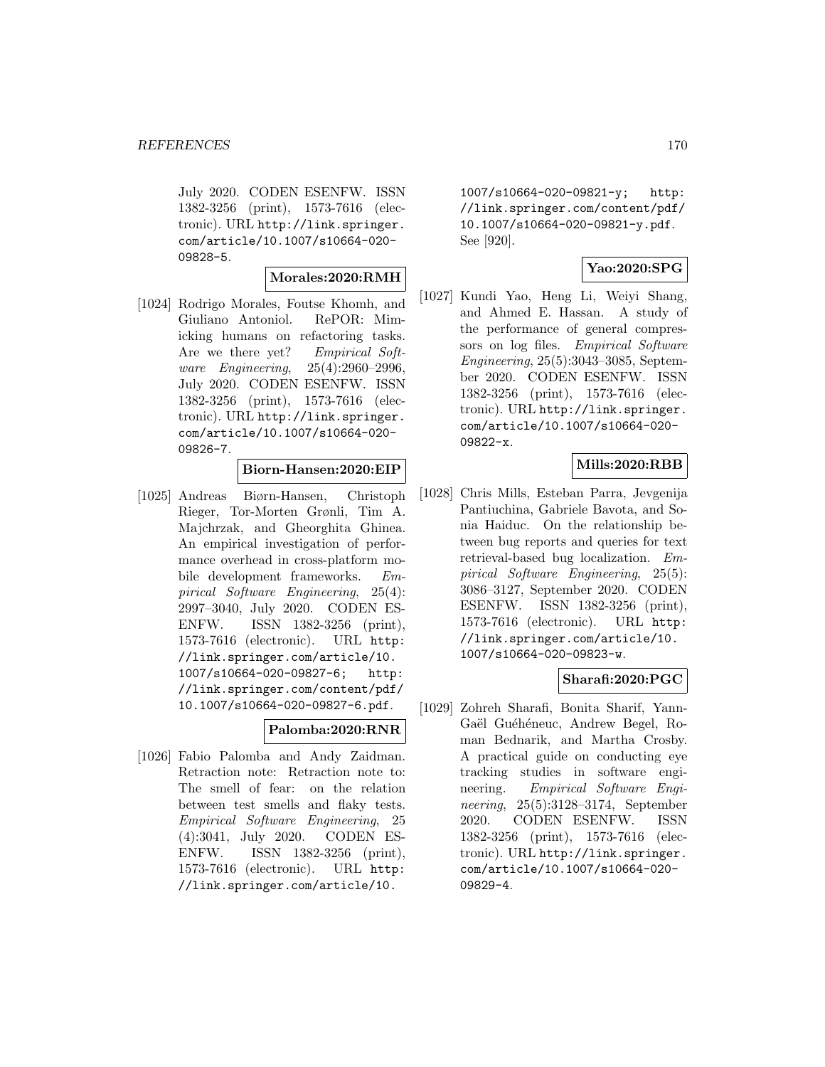July 2020. CODEN ESENFW. ISSN 1382-3256 (print), 1573-7616 (electronic). URL http://link.springer.com/article/10.1007/s10664-020-09828-5.

**Morales:2020:RMH**

[1024] Rodrigo Morales, Foutse Khomh, and Giuliano Antoniol. RePOR: Mimicking humans on refactoring tasks. Are we there yet? *Empirical Software Engineering*, 25(4):2960–2996, July 2020. CODEN ESENFW. ISSN 1382-3256 (print), 1573-7616 (electronic). URL http://link.springer.com/article/10.1007/s10664-020-09826-7.

**Biorn-Hansen:2020:EIP**

[1025] Andreas Biørn-Hansen, Christoph Rieger, Tor-Morten Grønli, Tim A. Majchrzak, and Gheorghita Ghinea. An empirical investigation of performance overhead in cross-platform mobile development frameworks. *Empirical Software Engineering*, 25(4):2997–3040, July 2020. CODEN ESENFW. ISSN 1382-3256 (print), 1573-7616 (electronic). URL http://link.springer.com/article/10.1007/s10664-020-09827-6; http://link.springer.com/content/pdf/10.1007/s10664-020-09827-6.pdf.

**Palomba:2020:RNR**

[1026] Fabio Palomba and Andy Zaidman. Retraction note: Retraction note to: The smell of fear: on the relation between test smells and flaky tests. *Empirical Software Engineering*, 25(4):3041, July 2020. CODEN ESENFW. ISSN 1382-3256 (print), 1573-7616 (electronic). URL http://link.springer.com/article/10.1007/s10664-020-09821-y; http://link.springer.com/content/pdf/10.1007/s10664-020-09821-y.pdf. See [920].

**Yao:2020:SPG**

[1027] Kundi Yao, Heng Li, Weiyi Shang, and Ahmed E. Hassan. A study of the performance of general compressors on log files. *Empirical Software Engineering*, 25(5):3043–3085, September 2020. CODEN ESENFW. ISSN 1382-3256 (print), 1573-7616 (electronic). URL http://link.springer.com/article/10.1007/s10664-020-09822-x.

**Mills:2020:RBB**

[1028] Chris Mills, Esteban Parra, Jevgenija Pantiuchina, Gabriele Bavota, and Sonia Haiduc. On the relationship between bug reports and queries for text retrieval-based bug localization. *Empirical Software Engineering*, 25(5):3086–3127, September 2020. CODEN ESENFW. ISSN 1382-3256 (print), 1573-7616 (electronic). URL http://link.springer.com/article/10.1007/s10664-020-09823-w.

**Sharafi:2020:PGC**

[1029] Zohreh Sharafi, Bonita Sharif, Yann-Gaël Guéhéneuc, Andrew Begel, Roman Bednarik, and Martha Crosby. A practical guide on conducting eye tracking studies in software engineering. *Empirical Software Engineering*, 25(5):3128–3174, September 2020. CODEN ESENFW. ISSN 1382-3256 (print), 1573-7616 (electronic). URL http://link.springer.com/article/10.1007/s10664-020-09829-4.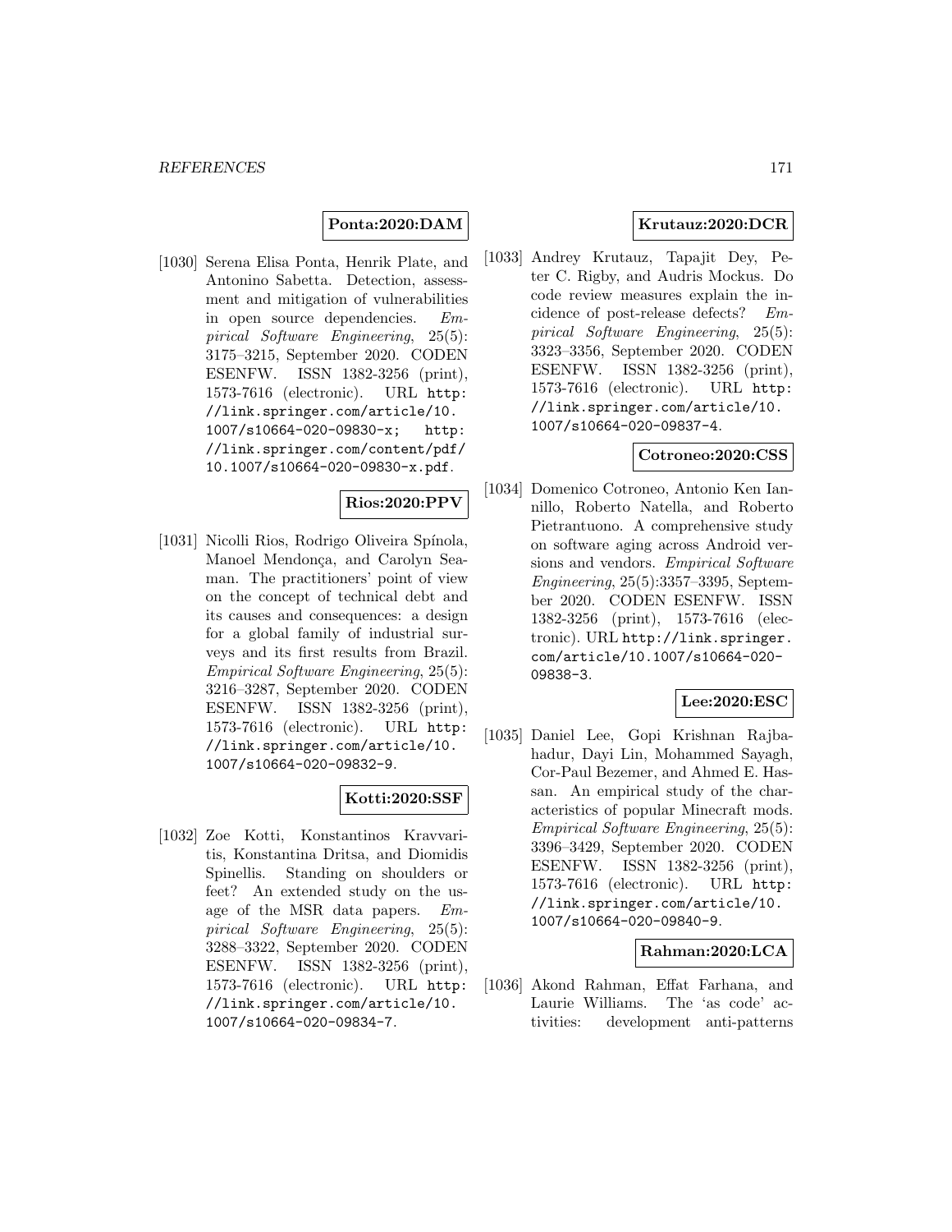**Ponta:2020:DAM**

[1030] Serena Elisa Ponta, Henrik Plate, and Antonino Sabetta. Detection, assessment and mitigation of vulnerabilities in open source dependencies. *Empirical Software Engineering*, 25(5): 3175–3215, September 2020. CODEN ESENFW. ISSN 1382-3256 (print), 1573-7616 (electronic). URL http://link.springer.com/article/10.1007/s10664-020-09830-x; http://link.springer.com/content/pdf/10.1007/s10664-020-09830-x.pdf.

**Rios:2020:PPV**

[1031] Nicolli Rios, Rodrigo Oliveira Spínola, Manoel Mendonça, and Carolyn Seaman. The practitioners' point of view on the concept of technical debt and its causes and consequences: a design for a global family of industrial surveys and its first results from Brazil. *Empirical Software Engineering*, 25(5): 3216–3287, September 2020. CODEN ESENFW. ISSN 1382-3256 (print), 1573-7616 (electronic). URL http://link.springer.com/article/10.1007/s10664-020-09832-9.

**Kotti:2020:SSF**

[1032] Zoe Kotti, Konstantinos Kravvaritis, Konstantina Dritsa, and Diomidis Spinellis. Standing on shoulders or feet? An extended study on the usage of the MSR data papers. *Empirical Software Engineering*, 25(5): 3288–3322, September 2020. CODEN ESENFW. ISSN 1382-3256 (print), 1573-7616 (electronic). URL http://link.springer.com/article/10.1007/s10664-020-09834-7.

**Krutauz:2020:DCR**

[1033] Andrey Krutauz, Tapajit Dey, Peter C. Rigby, and Audris Mockus. Do code review measures explain the incidence of post-release defects? *Empirical Software Engineering*, 25(5): 3323–3356, September 2020. CODEN ESENFW. ISSN 1382-3256 (print), 1573-7616 (electronic). URL http://link.springer.com/article/10.1007/s10664-020-09837-4.

**Cotroneo:2020:CSS**

[1034] Domenico Cotroneo, Antonio Ken Iannillo, Roberto Natella, and Roberto Pietrantuono. A comprehensive study on software aging across Android versions and vendors. *Empirical Software Engineering*, 25(5):3357–3395, September 2020. CODEN ESENFW. ISSN 1382-3256 (print), 1573-7616 (electronic). URL http://link.springer.com/article/10.1007/s10664-020-09838-3.

**Lee:2020:ESC**

[1035] Daniel Lee, Gopi Krishnan Rajbahadur, Dayi Lin, Mohammed Sayagh, Cor-Paul Bezemer, and Ahmed E. Hassan. An empirical study of the characteristics of popular Minecraft mods. *Empirical Software Engineering*, 25(5): 3396–3429, September 2020. CODEN ESENFW. ISSN 1382-3256 (print), 1573-7616 (electronic). URL http://link.springer.com/article/10.1007/s10664-020-09840-9.

**Rahman:2020:LCA**

[1036] Akond Rahman, Effat Farhana, and Laurie Williams. The 'as code' activities: development anti-patterns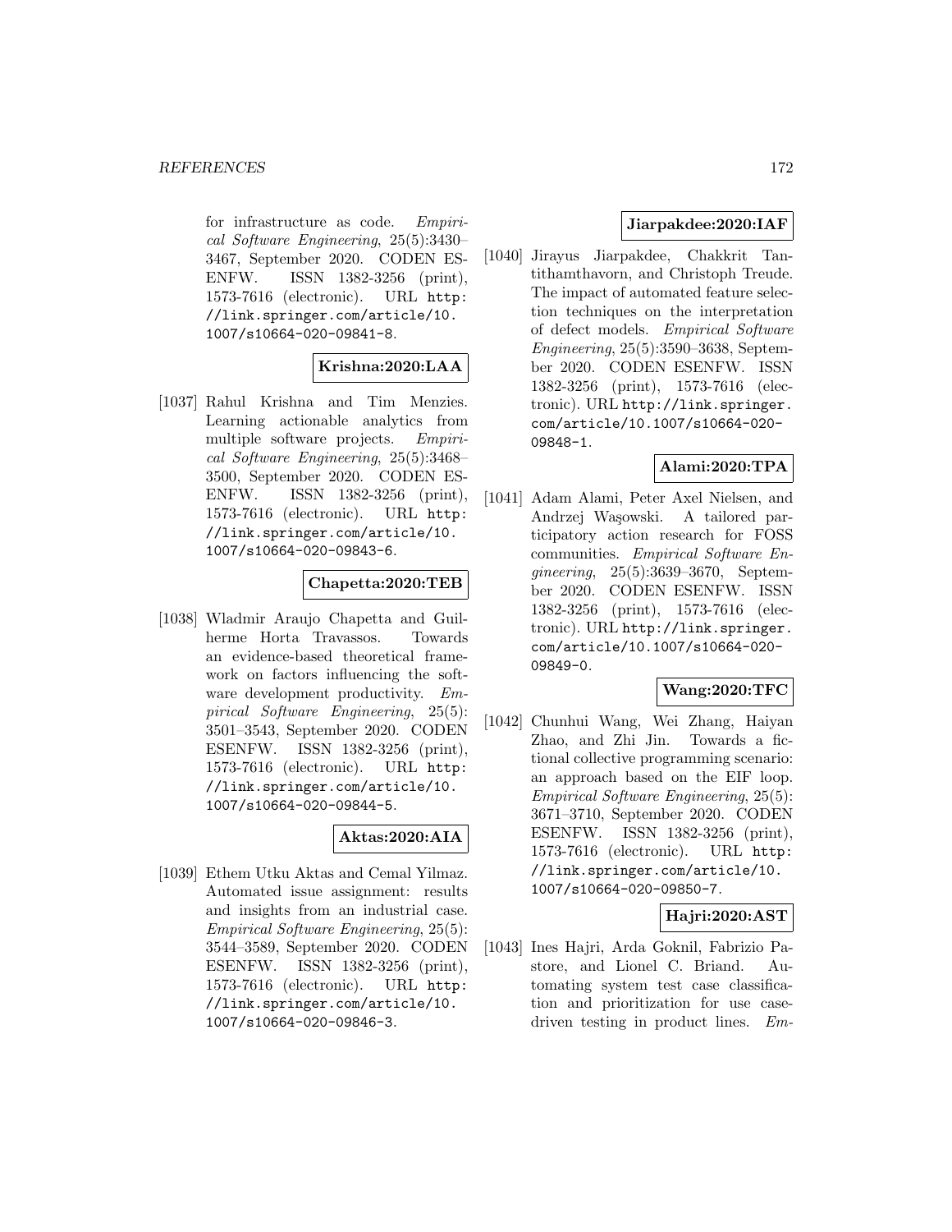for infrastructure as code. *Empirical Software Engineering*, 25(5):3430–3467, September 2020. CODEN ESENFW. ISSN 1382-3256 (print), 1573-7616 (electronic). URL `http://link.springer.com/article/10.1007/s10664-020-09841-8`.

**Krishna:2020:LAA**

[1037] Rahul Krishna and Tim Menzies. Learning actionable analytics from multiple software projects. *Empirical Software Engineering*, 25(5):3468–3500, September 2020. CODEN ESENFW. ISSN 1382-3256 (print), 1573-7616 (electronic). URL `http://link.springer.com/article/10.1007/s10664-020-09843-6`.

**Chapetta:2020:TEB**

[1038] Wladmir Araujo Chapetta and Guilherme Horta Travassos. Towards an evidence-based theoretical framework on factors influencing the software development productivity. *Empirical Software Engineering*, 25(5):3501–3543, September 2020. CODEN ESENFW. ISSN 1382-3256 (print), 1573-7616 (electronic). URL `http://link.springer.com/article/10.1007/s10664-020-09844-5`.

**Aktas:2020:AIA**

[1039] Ethem Utku Aktas and Cemal Yilmaz. Automated issue assignment: results and insights from an industrial case. *Empirical Software Engineering*, 25(5):3544–3589, September 2020. CODEN ESENFW. ISSN 1382-3256 (print), 1573-7616 (electronic). URL `http://link.springer.com/article/10.1007/s10664-020-09846-3`.

**Jiarpakdee:2020:IAF**

[1040] Jirayus Jiarpakdee, Chakkrit Tantithamthavorn, and Christoph Treude. The impact of automated feature selection techniques on the interpretation of defect models. *Empirical Software Engineering*, 25(5):3590–3638, September 2020. CODEN ESENFW. ISSN 1382-3256 (print), 1573-7616 (electronic). URL `http://link.springer.com/article/10.1007/s10664-020-09848-1`.

**Alami:2020:TPA**

[1041] Adam Alami, Peter Axel Nielsen, and Andrzej Wąsowski. A tailored participatory action research for FOSS communities. *Empirical Software Engineering*, 25(5):3639–3670, September 2020. CODEN ESENFW. ISSN 1382-3256 (print), 1573-7616 (electronic). URL `http://link.springer.com/article/10.1007/s10664-020-09849-0`.

**Wang:2020:TFC**

[1042] Chunhui Wang, Wei Zhang, Haiyan Zhao, and Zhi Jin. Towards a fictional collective programming scenario: an approach based on the EIF loop. *Empirical Software Engineering*, 25(5):3671–3710, September 2020. CODEN ESENFW. ISSN 1382-3256 (print), 1573-7616 (electronic). URL `http://link.springer.com/article/10.1007/s10664-020-09850-7`.

**Hajri:2020:AST**

[1043] Ines Hajri, Arda Goknil, Fabrizio Pastore, and Lionel C. Briand. Automating system test case classification and prioritization for use case-driven testing in product lines. *Em-*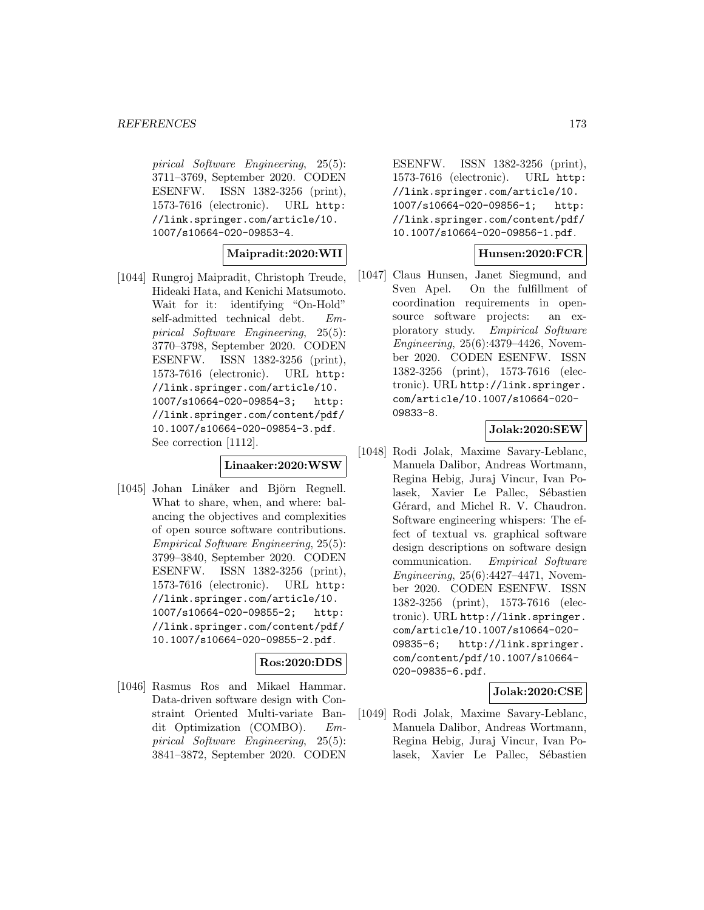*pirical Software Engineering*, 25(5): 3711–3769, September 2020. CODEN ESENFW. ISSN 1382-3256 (print), 1573-7616 (electronic). URL http://link.springer.com/article/10.1007/s10664-020-09853-4.

**Maipradit:2020:WII**

[1044] Rungroj Maipradit, Christoph Treude, Hideaki Hata, and Kenichi Matsumoto. Wait for it: identifying "On-Hold" self-admitted technical debt. *Empirical Software Engineering*, 25(5): 3770–3798, September 2020. CODEN ESENFW. ISSN 1382-3256 (print), 1573-7616 (electronic). URL http://link.springer.com/article/10.1007/s10664-020-09854-3; http://link.springer.com/content/pdf/10.1007/s10664-020-09854-3.pdf. See correction [1112].

**Linaaker:2020:WSW**

[1045] Johan Linåker and Björn Regnell. What to share, when, and where: balancing the objectives and complexities of open source software contributions. *Empirical Software Engineering*, 25(5): 3799–3840, September 2020. CODEN ESENFW. ISSN 1382-3256 (print), 1573-7616 (electronic). URL http://link.springer.com/article/10.1007/s10664-020-09855-2; http://link.springer.com/content/pdf/10.1007/s10664-020-09855-2.pdf.

**Ros:2020:DDS**

[1046] Rasmus Ros and Mikael Hammar. Data-driven software design with Constraint Oriented Multi-variate Bandit Optimization (COMBO). *Empirical Software Engineering*, 25(5): 3841–3872, September 2020. CODEN ESENFW. ISSN 1382-3256 (print), 1573-7616 (electronic). URL http://link.springer.com/article/10.1007/s10664-020-09856-1; http://link.springer.com/content/pdf/10.1007/s10664-020-09856-1.pdf.

**Hunsen:2020:FCR**

[1047] Claus Hunsen, Janet Siegmund, and Sven Apel. On the fulfillment of coordination requirements in open-source software projects: an exploratory study. *Empirical Software Engineering*, 25(6):4379–4426, November 2020. CODEN ESENFW. ISSN 1382-3256 (print), 1573-7616 (electronic). URL http://link.springer.com/article/10.1007/s10664-020-09833-8.

**Jolak:2020:SEW**

[1048] Rodi Jolak, Maxime Savary-Leblanc, Manuela Dalibor, Andreas Wortmann, Regina Hebig, Juraj Vincur, Ivan Polasek, Xavier Le Pallec, Sébastien Gérard, and Michel R. V. Chaudron. Software engineering whispers: The effect of textual vs. graphical software design descriptions on software design communication. *Empirical Software Engineering*, 25(6):4427–4471, November 2020. CODEN ESENFW. ISSN 1382-3256 (print), 1573-7616 (electronic). URL http://link.springer.com/article/10.1007/s10664-020-09835-6; http://link.springer.com/content/pdf/10.1007/s10664-020-09835-6.pdf.

**Jolak:2020:CSE**

[1049] Rodi Jolak, Maxime Savary-Leblanc, Manuela Dalibor, Andreas Wortmann, Regina Hebig, Juraj Vincur, Ivan Polasek, Xavier Le Pallec, Sébastien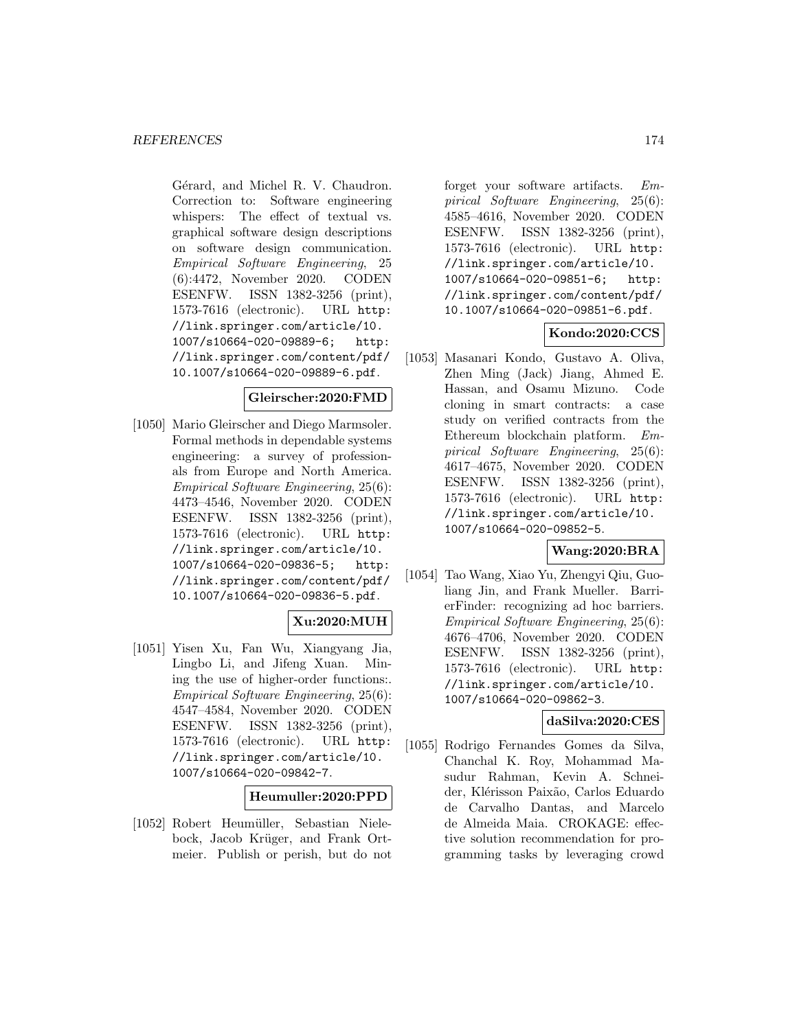Gérard, and Michel R. V. Chaudron. Correction to: Software engineering whispers: The effect of textual vs. graphical software design descriptions on software design communication. *Empirical Software Engineering*, 25 (6):4472, November 2020. CODEN ESENFW. ISSN 1382-3256 (print), 1573-7616 (electronic). URL `http://link.springer.com/article/10.1007/s10664-020-09889-6; http://link.springer.com/content/pdf/10.1007/s10664-020-09889-6.pdf`.

**Gleirscher:2020:FMD**

[1050] Mario Gleirscher and Diego Marmsoler. Formal methods in dependable systems engineering: a survey of professionals from Europe and North America. *Empirical Software Engineering*, 25(6): 4473–4546, November 2020. CODEN ESENFW. ISSN 1382-3256 (print), 1573-7616 (electronic). URL `http://link.springer.com/article/10.1007/s10664-020-09836-5; http://link.springer.com/content/pdf/10.1007/s10664-020-09836-5.pdf`.

**Xu:2020:MUH**

[1051] Yisen Xu, Fan Wu, Xiangyang Jia, Lingbo Li, and Jifeng Xuan. Mining the use of higher-order functions:. *Empirical Software Engineering*, 25(6): 4547–4584, November 2020. CODEN ESENFW. ISSN 1382-3256 (print), 1573-7616 (electronic). URL `http://link.springer.com/article/10.1007/s10664-020-09842-7`.

**Heumuller:2020:PPD**

[1052] Robert Heumüller, Sebastian Nielebock, Jacob Krüger, and Frank Ortmeier. Publish or perish, but do not forget your software artifacts. *Empirical Software Engineering*, 25(6): 4585–4616, November 2020. CODEN ESENFW. ISSN 1382-3256 (print), 1573-7616 (electronic). URL `http://link.springer.com/article/10.1007/s10664-020-09851-6; http://link.springer.com/content/pdf/10.1007/s10664-020-09851-6.pdf`.

**Kondo:2020:CCS**

[1053] Masanari Kondo, Gustavo A. Oliva, Zhen Ming (Jack) Jiang, Ahmed E. Hassan, and Osamu Mizuno. Code cloning in smart contracts: a case study on verified contracts from the Ethereum blockchain platform. *Empirical Software Engineering*, 25(6): 4617–4675, November 2020. CODEN ESENFW. ISSN 1382-3256 (print), 1573-7616 (electronic). URL `http://link.springer.com/article/10.1007/s10664-020-09852-5`.

**Wang:2020:BRA**

[1054] Tao Wang, Xiao Yu, Zhengyi Qiu, Guoliang Jin, and Frank Mueller. BarrierFinder: recognizing ad hoc barriers. *Empirical Software Engineering*, 25(6): 4676–4706, November 2020. CODEN ESENFW. ISSN 1382-3256 (print), 1573-7616 (electronic). URL `http://link.springer.com/article/10.1007/s10664-020-09862-3`.

**daSilva:2020:CES**

[1055] Rodrigo Fernandes Gomes da Silva, Chanchal K. Roy, Mohammad Masudur Rahman, Kevin A. Schneider, Klérisson Paixão, Carlos Eduardo de Carvalho Dantas, and Marcelo de Almeida Maia. CROKAGE: effective solution recommendation for programming tasks by leveraging crowd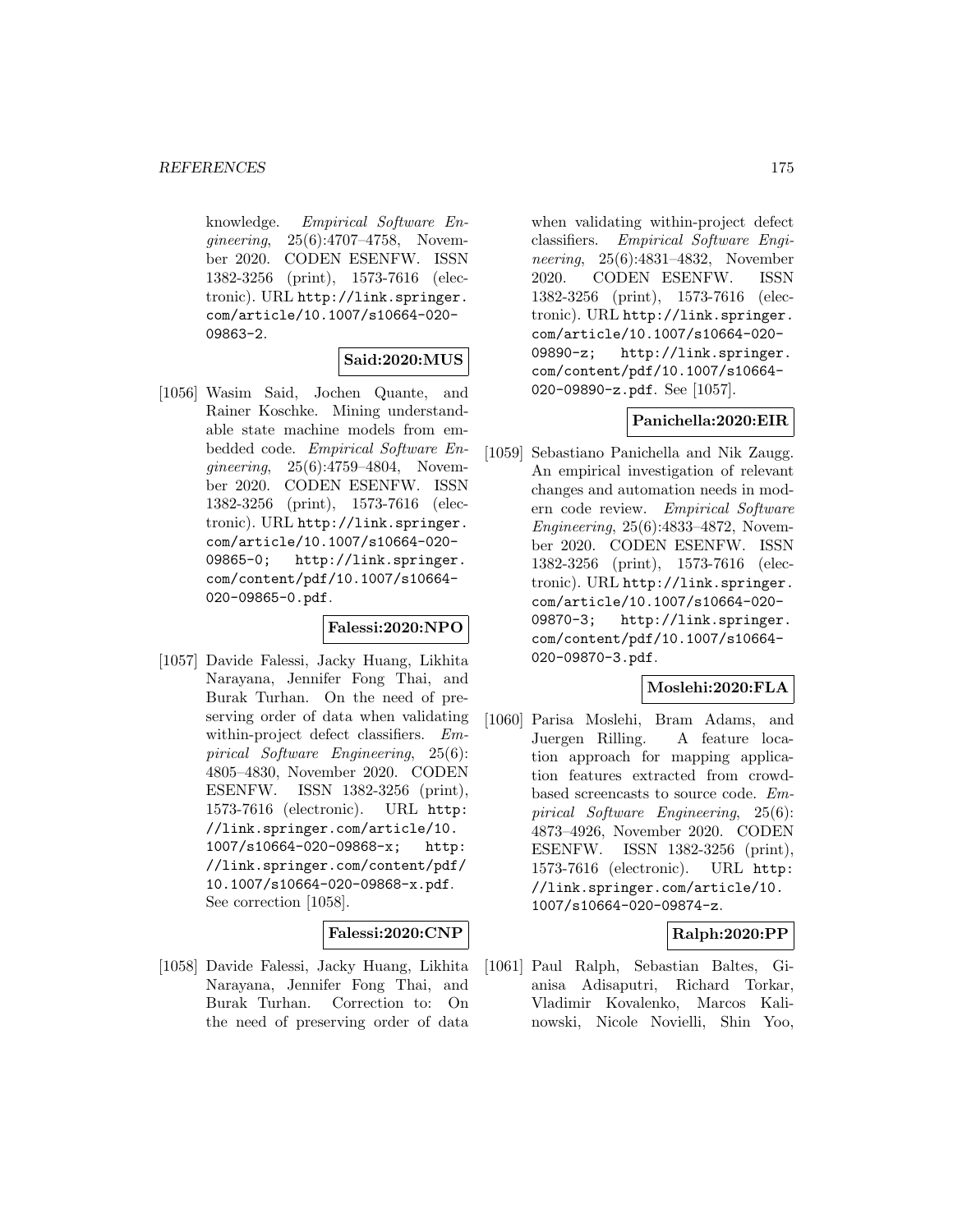knowledge. *Empirical Software Engineering*, 25(6):4707–4758, November 2020. CODEN ESENFW. ISSN 1382-3256 (print), 1573-7616 (electronic). URL http://link.springer.com/article/10.1007/s10664-020-09863-2.

**Said:2020:MUS**

[1056] Wasim Said, Jochen Quante, and Rainer Koschke. Mining understandable state machine models from embedded code. *Empirical Software Engineering*, 25(6):4759–4804, November 2020. CODEN ESENFW. ISSN 1382-3256 (print), 1573-7616 (electronic). URL http://link.springer.com/article/10.1007/s10664-020-09865-0; http://link.springer.com/content/pdf/10.1007/s10664-020-09865-0.pdf.

**Falessi:2020:NPO**

[1057] Davide Falessi, Jacky Huang, Likhita Narayana, Jennifer Fong Thai, and Burak Turhan. On the need of preserving order of data when validating within-project defect classifiers. *Empirical Software Engineering*, 25(6): 4805–4830, November 2020. CODEN ESENFW. ISSN 1382-3256 (print), 1573-7616 (electronic). URL http://link.springer.com/article/10.1007/s10664-020-09868-x; http://link.springer.com/content/pdf/10.1007/s10664-020-09868-x.pdf. See correction [1058].

**Falessi:2020:CNP**

[1058] Davide Falessi, Jacky Huang, Likhita Narayana, Jennifer Fong Thai, and Burak Turhan. Correction to: On the need of preserving order of data when validating within-project defect classifiers. *Empirical Software Engineering*, 25(6):4831–4832, November 2020. CODEN ESENFW. ISSN 1382-3256 (print), 1573-7616 (electronic). URL http://link.springer.com/article/10.1007/s10664-020-09890-z; http://link.springer.com/content/pdf/10.1007/s10664-020-09890-z.pdf. See [1057].

**Panichella:2020:EIR**

[1059] Sebastiano Panichella and Nik Zaugg. An empirical investigation of relevant changes and automation needs in modern code review. *Empirical Software Engineering*, 25(6):4833–4872, November 2020. CODEN ESENFW. ISSN 1382-3256 (print), 1573-7616 (electronic). URL http://link.springer.com/article/10.1007/s10664-020-09870-3; http://link.springer.com/content/pdf/10.1007/s10664-020-09870-3.pdf.

**Moslehi:2020:FLA**

[1060] Parisa Moslehi, Bram Adams, and Juergen Rilling. A feature location approach for mapping application features extracted from crowd-based screencasts to source code. *Empirical Software Engineering*, 25(6): 4873–4926, November 2020. CODEN ESENFW. ISSN 1382-3256 (print), 1573-7616 (electronic). URL http://link.springer.com/article/10.1007/s10664-020-09874-z.

**Ralph:2020:PP**

[1061] Paul Ralph, Sebastian Baltes, Gianisa Adisaputri, Richard Torkar, Vladimir Kovalenko, Marcos Kalinowski, Nicole Novielli, Shin Yoo,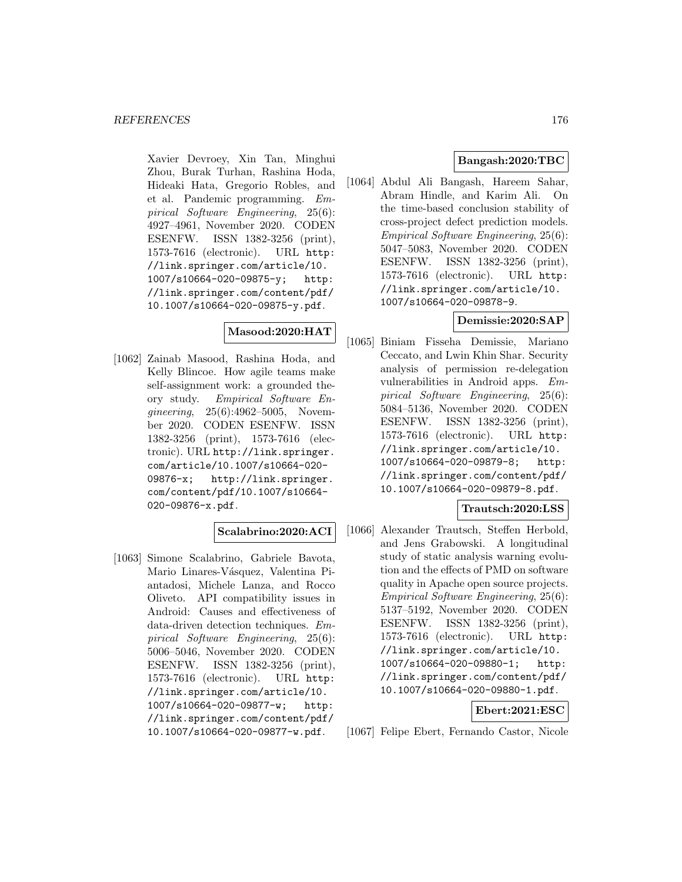Xavier Devroey, Xin Tan, Minghui Zhou, Burak Turhan, Rashina Hoda, Hideaki Hata, Gregorio Robles, and et al. Pandemic programming. *Empirical Software Engineering*, 25(6): 4927–4961, November 2020. CODEN ESENFW. ISSN 1382-3256 (print), 1573-7616 (electronic). URL http://link.springer.com/article/10.1007/s10664-020-09875-y; http://link.springer.com/content/pdf/10.1007/s10664-020-09875-y.pdf.

**Masood:2020:HAT**

[1062] Zainab Masood, Rashina Hoda, and Kelly Blincoe. How agile teams make self-assignment work: a grounded theory study. *Empirical Software Engineering*, 25(6):4962–5005, November 2020. CODEN ESENFW. ISSN 1382-3256 (print), 1573-7616 (electronic). URL http://link.springer.com/article/10.1007/s10664-020-09876-x; http://link.springer.com/content/pdf/10.1007/s10664-020-09876-x.pdf.

**Scalabrino:2020:ACI**

[1063] Simone Scalabrino, Gabriele Bavota, Mario Linares-Vásquez, Valentina Piantadosi, Michele Lanza, and Rocco Oliveto. API compatibility issues in Android: Causes and effectiveness of data-driven detection techniques. *Empirical Software Engineering*, 25(6): 5006–5046, November 2020. CODEN ESENFW. ISSN 1382-3256 (print), 1573-7616 (electronic). URL http://link.springer.com/article/10.1007/s10664-020-09877-w; http://link.springer.com/content/pdf/10.1007/s10664-020-09877-w.pdf.

**Bangash:2020:TBC**

[1064] Abdul Ali Bangash, Hareem Sahar, Abram Hindle, and Karim Ali. On the time-based conclusion stability of cross-project defect prediction models. *Empirical Software Engineering*, 25(6): 5047–5083, November 2020. CODEN ESENFW. ISSN 1382-3256 (print), 1573-7616 (electronic). URL http://link.springer.com/article/10.1007/s10664-020-09878-9.

**Demissie:2020:SAP**

[1065] Biniam Fisseha Demissie, Mariano Ceccato, and Lwin Khin Shar. Security analysis of permission re-delegation vulnerabilities in Android apps. *Empirical Software Engineering*, 25(6): 5084–5136, November 2020. CODEN ESENFW. ISSN 1382-3256 (print), 1573-7616 (electronic). URL http://link.springer.com/article/10.1007/s10664-020-09879-8; http://link.springer.com/content/pdf/10.1007/s10664-020-09879-8.pdf.

**Trautsch:2020:LSS**

[1066] Alexander Trautsch, Steffen Herbold, and Jens Grabowski. A longitudinal study of static analysis warning evolution and the effects of PMD on software quality in Apache open source projects. *Empirical Software Engineering*, 25(6): 5137–5192, November 2020. CODEN ESENFW. ISSN 1382-3256 (print), 1573-7616 (electronic). URL http://link.springer.com/article/10.1007/s10664-020-09880-1; http://link.springer.com/content/pdf/10.1007/s10664-020-09880-1.pdf.

**Ebert:2021:ESC**

[1067] Felipe Ebert, Fernando Castor, Nicole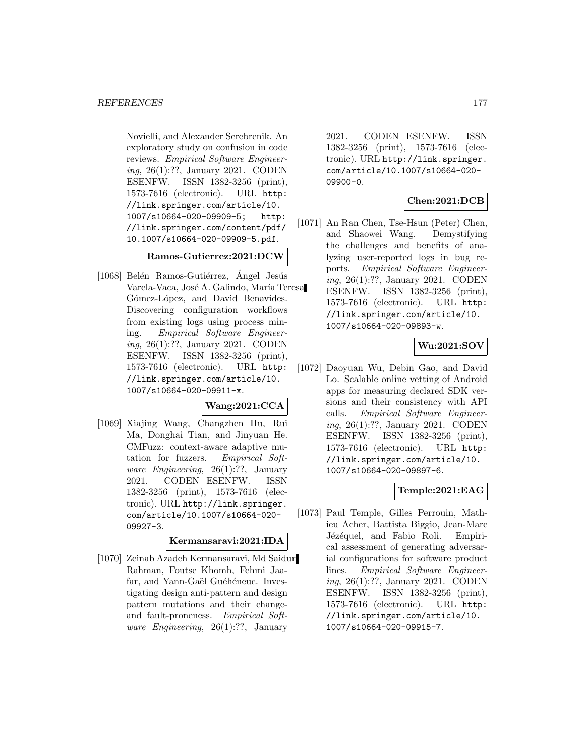Novielli, and Alexander Serebrenik. An exploratory study on confusion in code reviews. *Empirical Software Engineering*, 26(1):??, January 2021. CODEN ESENFW. ISSN 1382-3256 (print), 1573-7616 (electronic). URL http://link.springer.com/article/10.1007/s10664-020-09909-5; http://link.springer.com/content/pdf/10.1007/s10664-020-09909-5.pdf.

**Ramos-Gutierrez:2021:DCW**

[1068] Belén Ramos-Gutiérrez, Ángel Jesús Varela-Vaca, José A. Galindo, María Teresa Gómez-López, and David Benavides. Discovering configuration workflows from existing logs using process mining. *Empirical Software Engineering*, 26(1):??, January 2021. CODEN ESENFW. ISSN 1382-3256 (print), 1573-7616 (electronic). URL http://link.springer.com/article/10.1007/s10664-020-09911-x.

**Wang:2021:CCA**

[1069] Xiajing Wang, Changzhen Hu, Rui Ma, Donghai Tian, and Jinyuan He. CMFuzz: context-aware adaptive mutation for fuzzers. *Empirical Software Engineering*, 26(1):??, January 2021. CODEN ESENFW. ISSN 1382-3256 (print), 1573-7616 (electronic). URL http://link.springer.com/article/10.1007/s10664-020-09927-3.

**Kermansaravi:2021:IDA**

[1070] Zeinab Azadeh Kermansaravi, Md Saidur Rahman, Foutse Khomh, Fehmi Jaafar, and Yann-Gaël Guéhéneuc. Investigating design anti-pattern and design pattern mutations and their change- and fault-proneness. *Empirical Software Engineering*, 26(1):??, January 2021. CODEN ESENFW. ISSN 1382-3256 (print), 1573-7616 (electronic). URL http://link.springer.com/article/10.1007/s10664-020-09900-0.

**Chen:2021:DCB**

[1071] An Ran Chen, Tse-Hsun (Peter) Chen, and Shaowei Wang. Demystifying the challenges and benefits of analyzing user-reported logs in bug reports. *Empirical Software Engineering*, 26(1):??, January 2021. CODEN ESENFW. ISSN 1382-3256 (print), 1573-7616 (electronic). URL http://link.springer.com/article/10.1007/s10664-020-09893-w.

**Wu:2021:SOV**

[1072] Daoyuan Wu, Debin Gao, and David Lo. Scalable online vetting of Android apps for measuring declared SDK versions and their consistency with API calls. *Empirical Software Engineering*, 26(1):??, January 2021. CODEN ESENFW. ISSN 1382-3256 (print), 1573-7616 (electronic). URL http://link.springer.com/article/10.1007/s10664-020-09897-6.

**Temple:2021:EAG**

[1073] Paul Temple, Gilles Perrouin, Mathieu Acher, Battista Biggio, Jean-Marc Jézéquel, and Fabio Roli. Empirical assessment of generating adversarial configurations for software product lines. *Empirical Software Engineering*, 26(1):??, January 2021. CODEN ESENFW. ISSN 1382-3256 (print), 1573-7616 (electronic). URL http://link.springer.com/article/10.1007/s10664-020-09915-7.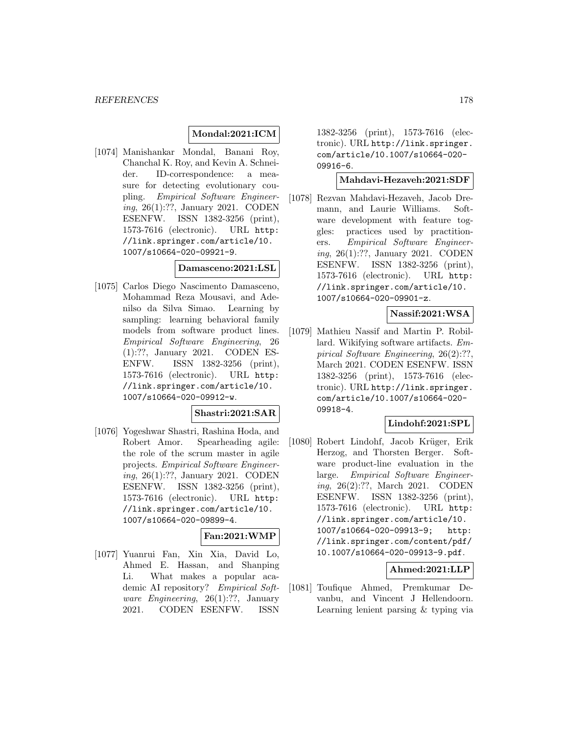**Mondal:2021:ICM**

[1074] Manishankar Mondal, Banani Roy, Chanchal K. Roy, and Kevin A. Schneider. ID-correspondence: a measure for detecting evolutionary coupling. *Empirical Software Engineering*, 26(1):??, January 2021. CODEN ESENFW. ISSN 1382-3256 (print), 1573-7616 (electronic). URL http://link.springer.com/article/10.1007/s10664-020-09921-9.

**Damasceno:2021:LSL**

[1075] Carlos Diego Nascimento Damasceno, Mohammad Reza Mousavi, and Adenilso da Silva Simao. Learning by sampling: learning behavioral family models from software product lines. *Empirical Software Engineering*, 26 (1):??, January 2021. CODEN ESENFW. ISSN 1382-3256 (print), 1573-7616 (electronic). URL http://link.springer.com/article/10.1007/s10664-020-09912-w.

**Shastri:2021:SAR**

[1076] Yogeshwar Shastri, Rashina Hoda, and Robert Amor. Spearheading agile: the role of the scrum master in agile projects. *Empirical Software Engineering*, 26(1):??, January 2021. CODEN ESENFW. ISSN 1382-3256 (print), 1573-7616 (electronic). URL http://link.springer.com/article/10.1007/s10664-020-09899-4.

**Fan:2021:WMP**

[1077] Yuanrui Fan, Xin Xia, David Lo, Ahmed E. Hassan, and Shanping Li. What makes a popular academic AI repository? *Empirical Software Engineering*, 26(1):??, January 2021. CODEN ESENFW. ISSN 1382-3256 (print), 1573-7616 (electronic). URL http://link.springer.com/article/10.1007/s10664-020-09916-6.

**Mahdavi-Hezaveh:2021:SDF**

[1078] Rezvan Mahdavi-Hezaveh, Jacob Dremann, and Laurie Williams. Software development with feature toggles: practices used by practitioners. *Empirical Software Engineering*, 26(1):??, January 2021. CODEN ESENFW. ISSN 1382-3256 (print), 1573-7616 (electronic). URL http://link.springer.com/article/10.1007/s10664-020-09901-z.

**Nassif:2021:WSA**

[1079] Mathieu Nassif and Martin P. Robillard. Wikifying software artifacts. *Empirical Software Engineering*, 26(2):??, March 2021. CODEN ESENFW. ISSN 1382-3256 (print), 1573-7616 (electronic). URL http://link.springer.com/article/10.1007/s10664-020-09918-4.

**Lindohf:2021:SPL**

[1080] Robert Lindohf, Jacob Krüger, Erik Herzog, and Thorsten Berger. Software product-line evaluation in the large. *Empirical Software Engineering*, 26(2):??, March 2021. CODEN ESENFW. ISSN 1382-3256 (print), 1573-7616 (electronic). URL http://link.springer.com/article/10.1007/s10664-020-09913-9; http://link.springer.com/content/pdf/10.1007/s10664-020-09913-9.pdf.

**Ahmed:2021:LLP**

[1081] Toufique Ahmed, Premkumar Devanbu, and Vincent J Hellendoorn. Learning lenient parsing & typing via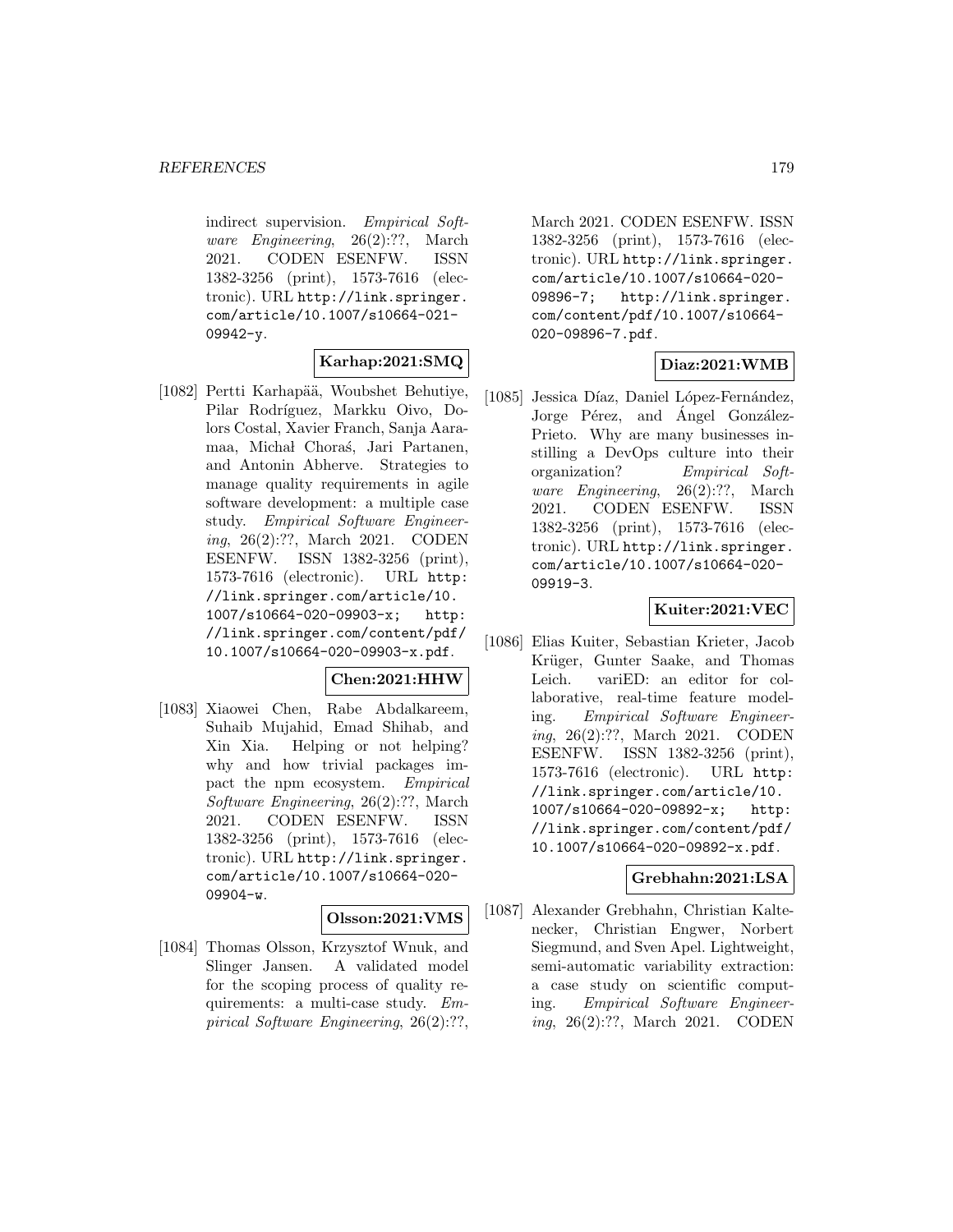indirect supervision. *Empirical Software Engineering*, 26(2):??, March 2021. CODEN ESENFW. ISSN 1382-3256 (print), 1573-7616 (electronic). URL http://link.springer.com/article/10.1007/s10664-021-09942-y.

**Karhap:2021:SMQ**

[1082] Pertti Karhapää, Woubshet Behutiye, Pilar Rodríguez, Markku Oivo, Dolors Costal, Xavier Franch, Sanja Aaramaa, Michał Choraś, Jari Partanen, and Antonin Abherve. Strategies to manage quality requirements in agile software development: a multiple case study. *Empirical Software Engineering*, 26(2):??, March 2021. CODEN ESENFW. ISSN 1382-3256 (print), 1573-7616 (electronic). URL http://link.springer.com/article/10.1007/s10664-020-09903-x; http://link.springer.com/content/pdf/10.1007/s10664-020-09903-x.pdf.

**Chen:2021:HHW**

[1083] Xiaowei Chen, Rabe Abdalkareem, Suhaib Mujahid, Emad Shihab, and Xin Xia. Helping or not helping? why and how trivial packages impact the npm ecosystem. *Empirical Software Engineering*, 26(2):??, March 2021. CODEN ESENFW. ISSN 1382-3256 (print), 1573-7616 (electronic). URL http://link.springer.com/article/10.1007/s10664-020-09904-w.

**Olsson:2021:VMS**

[1084] Thomas Olsson, Krzysztof Wnuk, and Slinger Jansen. A validated model for the scoping process of quality requirements: a multi-case study. *Empirical Software Engineering*, 26(2):??, March 2021. CODEN ESENFW. ISSN 1382-3256 (print), 1573-7616 (electronic). URL http://link.springer.com/article/10.1007/s10664-020-09896-7; http://link.springer.com/content/pdf/10.1007/s10664-020-09896-7.pdf.

**Diaz:2021:WMB**

[1085] Jessica Díaz, Daniel López-Fernández, Jorge Pérez, and Ángel González-Prieto. Why are many businesses instilling a DevOps culture into their organization? *Empirical Software Engineering*, 26(2):??, March 2021. CODEN ESENFW. ISSN 1382-3256 (print), 1573-7616 (electronic). URL http://link.springer.com/article/10.1007/s10664-020-09919-3.

**Kuiter:2021:VEC**

[1086] Elias Kuiter, Sebastian Krieter, Jacob Krüger, Gunter Saake, and Thomas Leich. variED: an editor for collaborative, real-time feature modeling. *Empirical Software Engineering*, 26(2):??, March 2021. CODEN ESENFW. ISSN 1382-3256 (print), 1573-7616 (electronic). URL http://link.springer.com/article/10.1007/s10664-020-09892-x; http://link.springer.com/content/pdf/10.1007/s10664-020-09892-x.pdf.

**Grebhahn:2021:LSA**

[1087] Alexander Grebhahn, Christian Kaltenecker, Christian Engwer, Norbert Siegmund, and Sven Apel. Lightweight, semi-automatic variability extraction: a case study on scientific computing. *Empirical Software Engineering*, 26(2):??, March 2021. CODEN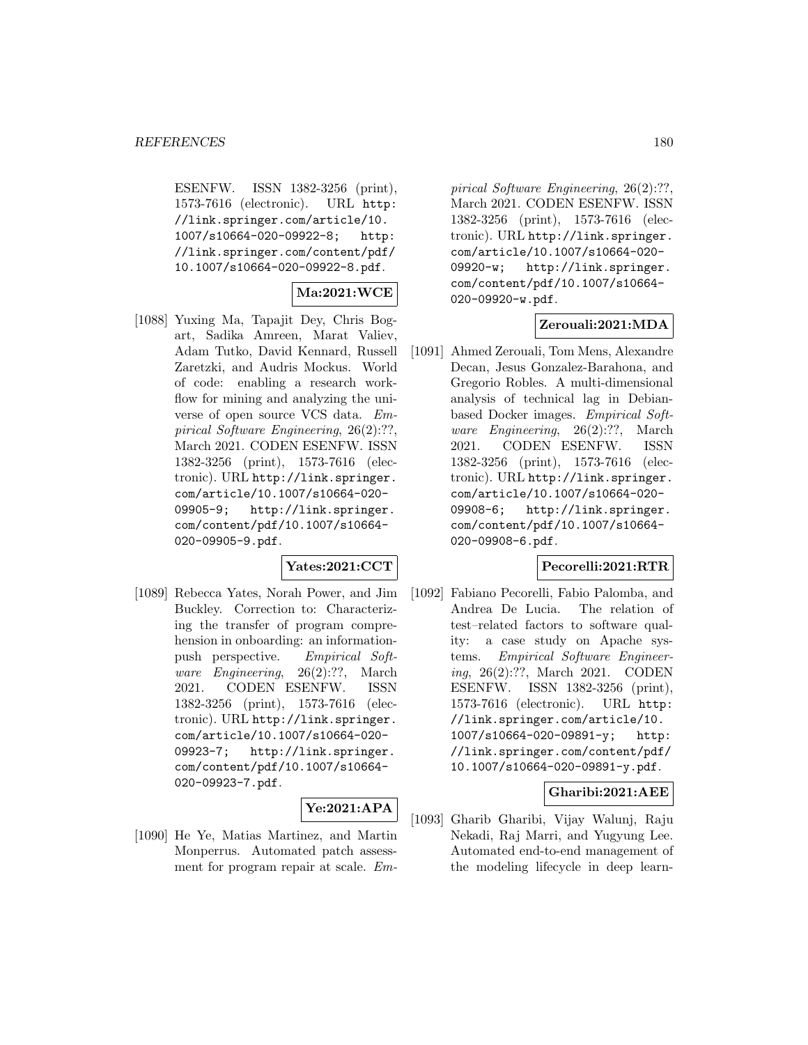ESENFW. ISSN 1382-3256 (print), 1573-7616 (electronic). URL http://link.springer.com/article/10.1007/s10664-020-09922-8; http://link.springer.com/content/pdf/10.1007/s10664-020-09922-8.pdf.

**Ma:2021:WCE**

[1088] Yuxing Ma, Tapajit Dey, Chris Bogart, Sadika Amreen, Marat Valiev, Adam Tutko, David Kennard, Russell Zaretzki, and Audris Mockus. World of code: enabling a research workflow for mining and analyzing the universe of open source VCS data. *Empirical Software Engineering*, 26(2):??, March 2021. CODEN ESENFW. ISSN 1382-3256 (print), 1573-7616 (electronic). URL http://link.springer.com/article/10.1007/s10664-020-09905-9; http://link.springer.com/content/pdf/10.1007/s10664-020-09905-9.pdf.

**Yates:2021:CCT**

[1089] Rebecca Yates, Norah Power, and Jim Buckley. Correction to: Characterizing the transfer of program comprehension in onboarding: an information-push perspective. *Empirical Software Engineering*, 26(2):??, March 2021. CODEN ESENFW. ISSN 1382-3256 (print), 1573-7616 (electronic). URL http://link.springer.com/article/10.1007/s10664-020-09923-7; http://link.springer.com/content/pdf/10.1007/s10664-020-09923-7.pdf.

**Ye:2021:APA**

[1090] He Ye, Matias Martinez, and Martin Monperrus. Automated patch assessment for program repair at scale. *Empirical Software Engineering*, 26(2):??, March 2021. CODEN ESENFW. ISSN 1382-3256 (print), 1573-7616 (electronic). URL http://link.springer.com/article/10.1007/s10664-020-09920-w; http://link.springer.com/content/pdf/10.1007/s10664-020-09920-w.pdf.

**Zerouali:2021:MDA**

[1091] Ahmed Zerouali, Tom Mens, Alexandre Decan, Jesus Gonzalez-Barahona, and Gregorio Robles. A multi-dimensional analysis of technical lag in Debian-based Docker images. *Empirical Software Engineering*, 26(2):??, March 2021. CODEN ESENFW. ISSN 1382-3256 (print), 1573-7616 (electronic). URL http://link.springer.com/article/10.1007/s10664-020-09908-6; http://link.springer.com/content/pdf/10.1007/s10664-020-09908-6.pdf.

**Pecorelli:2021:RTR**

[1092] Fabiano Pecorelli, Fabio Palomba, and Andrea De Lucia. The relation of test–related factors to software quality: a case study on Apache systems. *Empirical Software Engineering*, 26(2):??, March 2021. CODEN ESENFW. ISSN 1382-3256 (print), 1573-7616 (electronic). URL http://link.springer.com/article/10.1007/s10664-020-09891-y; http://link.springer.com/content/pdf/10.1007/s10664-020-09891-y.pdf.

**Gharibi:2021:AEE**

[1093] Gharib Gharibi, Vijay Walunj, Raju Nekadi, Raj Marri, and Yugyung Lee. Automated end-to-end management of the modeling lifecycle in deep learn-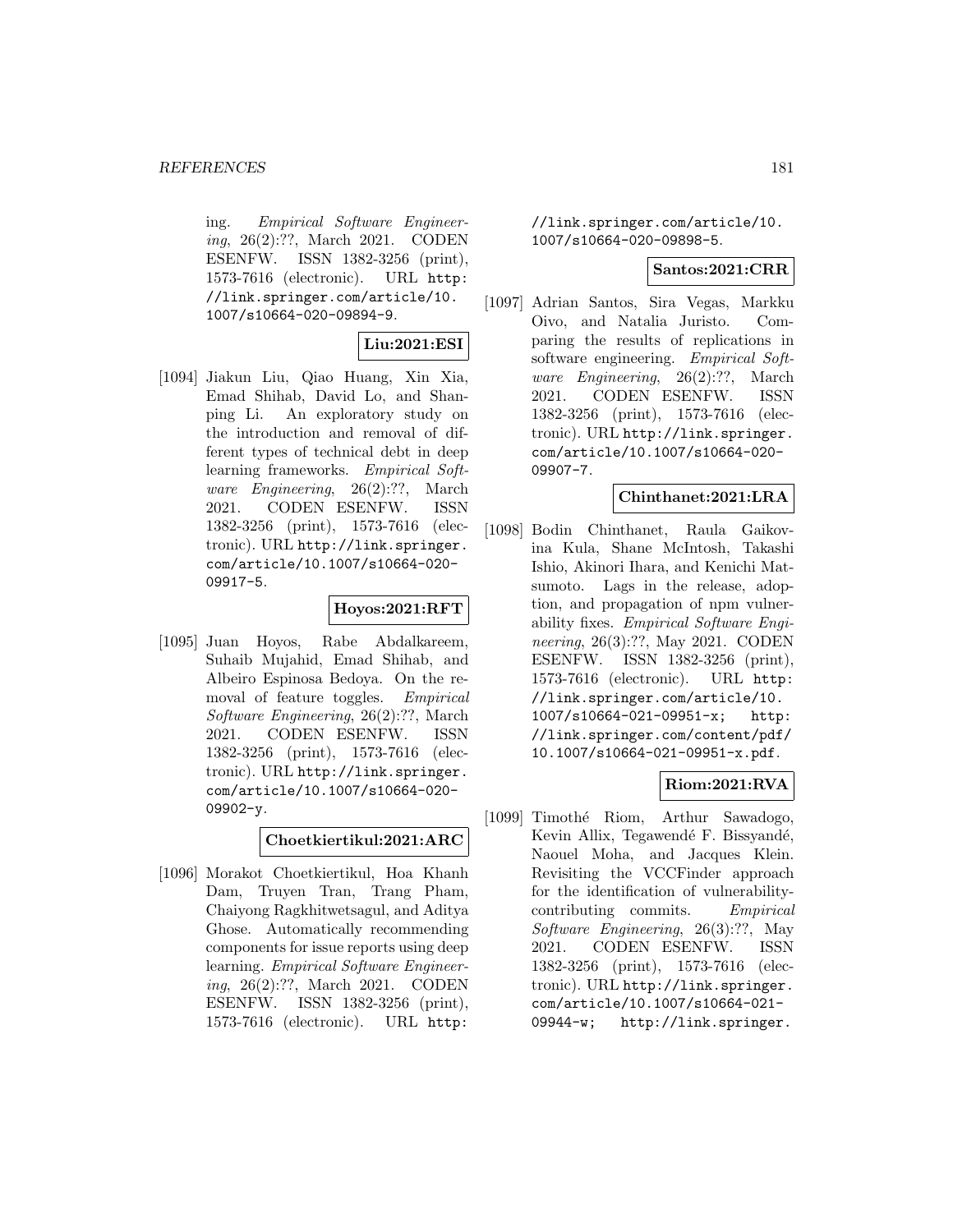ing. *Empirical Software Engineering*, 26(2):??, March 2021. CODEN ESENFW. ISSN 1382-3256 (print), 1573-7616 (electronic). URL http://link.springer.com/article/10.1007/s10664-020-09894-9.

**Liu:2021:ESI**

[1094] Jiakun Liu, Qiao Huang, Xin Xia, Emad Shihab, David Lo, and Shanping Li. An exploratory study on the introduction and removal of different types of technical debt in deep learning frameworks. *Empirical Software Engineering*, 26(2):??, March 2021. CODEN ESENFW. ISSN 1382-3256 (print), 1573-7616 (electronic). URL http://link.springer.com/article/10.1007/s10664-020-09917-5.

**Hoyos:2021:RFT**

[1095] Juan Hoyos, Rabe Abdalkareem, Suhaib Mujahid, Emad Shihab, and Albeiro Espinosa Bedoya. On the removal of feature toggles. *Empirical Software Engineering*, 26(2):??, March 2021. CODEN ESENFW. ISSN 1382-3256 (print), 1573-7616 (electronic). URL http://link.springer.com/article/10.1007/s10664-020-09902-y.

**Choetkiertikul:2021:ARC**

[1096] Morakot Choetkiertikul, Hoa Khanh Dam, Truyen Tran, Trang Pham, Chaiyong Ragkhitwetsagul, and Aditya Ghose. Automatically recommending components for issue reports using deep learning. *Empirical Software Engineering*, 26(2):??, March 2021. CODEN ESENFW. ISSN 1382-3256 (print), 1573-7616 (electronic). URL http://link.springer.com/article/10.1007/s10664-020-09898-5.

**Santos:2021:CRR**

[1097] Adrian Santos, Sira Vegas, Markku Oivo, and Natalia Juristo. Comparing the results of replications in software engineering. *Empirical Software Engineering*, 26(2):??, March 2021. CODEN ESENFW. ISSN 1382-3256 (print), 1573-7616 (electronic). URL http://link.springer.com/article/10.1007/s10664-020-09907-7.

**Chinthanet:2021:LRA**

[1098] Bodin Chinthanet, Raula Gaikovina Kula, Shane McIntosh, Takashi Ishio, Akinori Ihara, and Kenichi Matsumoto. Lags in the release, adoption, and propagation of npm vulnerability fixes. *Empirical Software Engineering*, 26(3):??, May 2021. CODEN ESENFW. ISSN 1382-3256 (print), 1573-7616 (electronic). URL http://link.springer.com/article/10.1007/s10664-021-09951-x; http://link.springer.com/content/pdf/10.1007/s10664-021-09951-x.pdf.

**Riom:2021:RVA**

[1099] Timothé Riom, Arthur Sawadogo, Kevin Allix, Tegawendé F. Bissyandé, Naouel Moha, and Jacques Klein. Revisiting the VCCFinder approach for the identification of vulnerability-contributing commits. *Empirical Software Engineering*, 26(3):??, May 2021. CODEN ESENFW. ISSN 1382-3256 (print), 1573-7616 (electronic). URL http://link.springer.com/article/10.1007/s10664-021-09944-w; http://link.springer.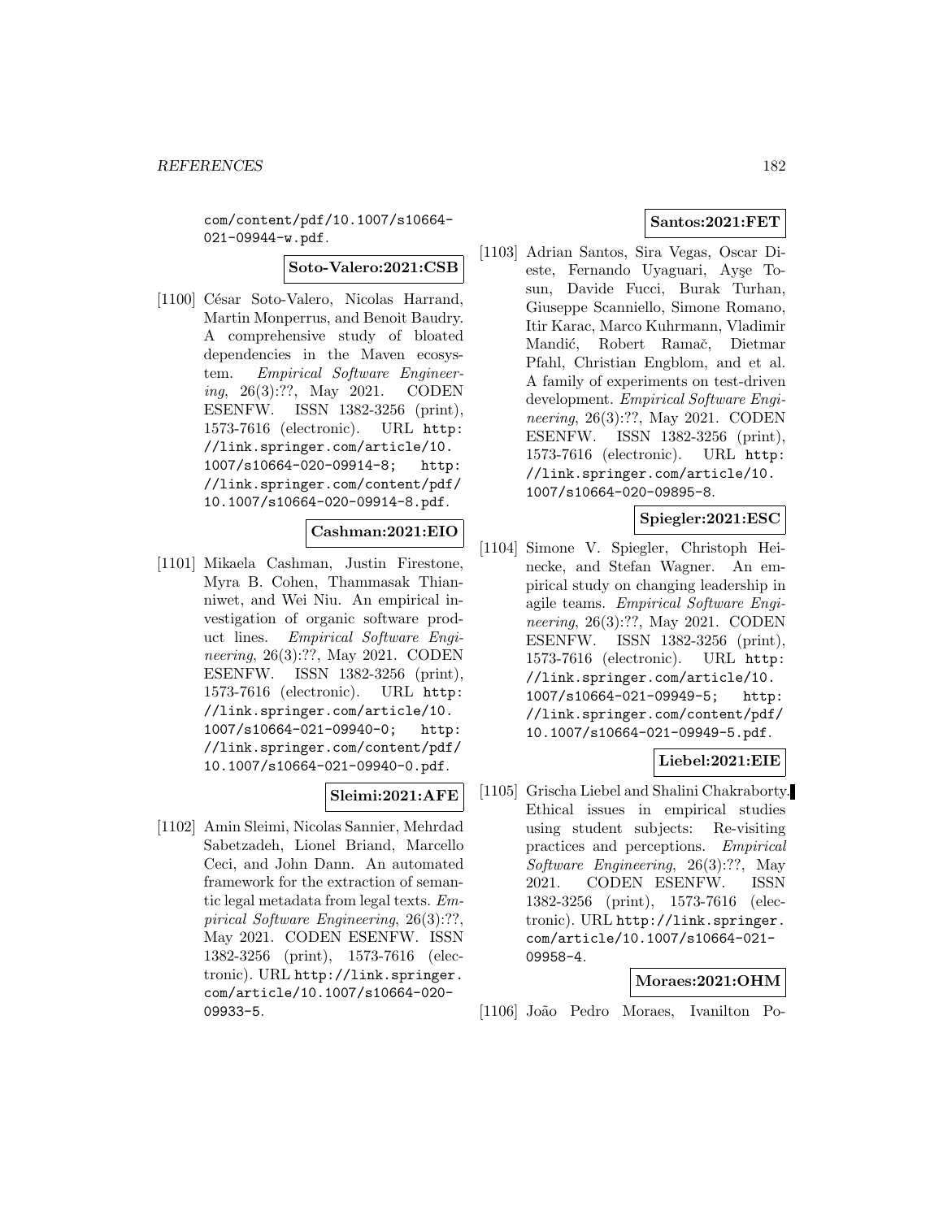com/content/pdf/10.1007/s10664-021-09944-w.pdf.

**Soto-Valero:2021:CSB**

[1100] César Soto-Valero, Nicolas Harrand, Martin Monperrus, and Benoit Baudry. A comprehensive study of bloated dependencies in the Maven ecosystem. *Empirical Software Engineering*, 26(3):??, May 2021. CODEN ESENFW. ISSN 1382-3256 (print), 1573-7616 (electronic). URL http://link.springer.com/article/10.1007/s10664-020-09914-8; http://link.springer.com/content/pdf/10.1007/s10664-020-09914-8.pdf.

**Cashman:2021:EIO**

[1101] Mikaela Cashman, Justin Firestone, Myra B. Cohen, Thammasak Thianniwet, and Wei Niu. An empirical investigation of organic software product lines. *Empirical Software Engineering*, 26(3):??, May 2021. CODEN ESENFW. ISSN 1382-3256 (print), 1573-7616 (electronic). URL http://link.springer.com/article/10.1007/s10664-021-09940-0; http://link.springer.com/content/pdf/10.1007/s10664-021-09940-0.pdf.

**Sleimi:2021:AFE**

[1102] Amin Sleimi, Nicolas Sannier, Mehrdad Sabetzadeh, Lionel Briand, Marcello Ceci, and John Dann. An automated framework for the extraction of semantic legal metadata from legal texts. *Empirical Software Engineering*, 26(3):??, May 2021. CODEN ESENFW. ISSN 1382-3256 (print), 1573-7616 (electronic). URL http://link.springer.com/article/10.1007/s10664-020-09933-5.

**Santos:2021:FET**

[1103] Adrian Santos, Sira Vegas, Oscar Dieste, Fernando Uyaguari, Ayşe Tosun, Davide Fucci, Burak Turhan, Giuseppe Scanniello, Simone Romano, Itir Karac, Marco Kuhrmann, Vladimir Mandić, Robert Ramač, Dietmar Pfahl, Christian Engblom, and et al. A family of experiments on test-driven development. *Empirical Software Engineering*, 26(3):??, May 2021. CODEN ESENFW. ISSN 1382-3256 (print), 1573-7616 (electronic). URL http://link.springer.com/article/10.1007/s10664-020-09895-8.

**Spiegler:2021:ESC**

[1104] Simone V. Spiegler, Christoph Heinecke, and Stefan Wagner. An empirical study on changing leadership in agile teams. *Empirical Software Engineering*, 26(3):??, May 2021. CODEN ESENFW. ISSN 1382-3256 (print), 1573-7616 (electronic). URL http://link.springer.com/article/10.1007/s10664-021-09949-5; http://link.springer.com/content/pdf/10.1007/s10664-021-09949-5.pdf.

**Liebel:2021:EIE**

[1105] Grischa Liebel and Shalini Chakraborty. Ethical issues in empirical studies using student subjects: Re-visiting practices and perceptions. *Empirical Software Engineering*, 26(3):??, May 2021. CODEN ESENFW. ISSN 1382-3256 (print), 1573-7616 (electronic). URL http://link.springer.com/article/10.1007/s10664-021-09958-4.

**Moraes:2021:OHM**

[1106] João Pedro Moraes, Ivanilton Po-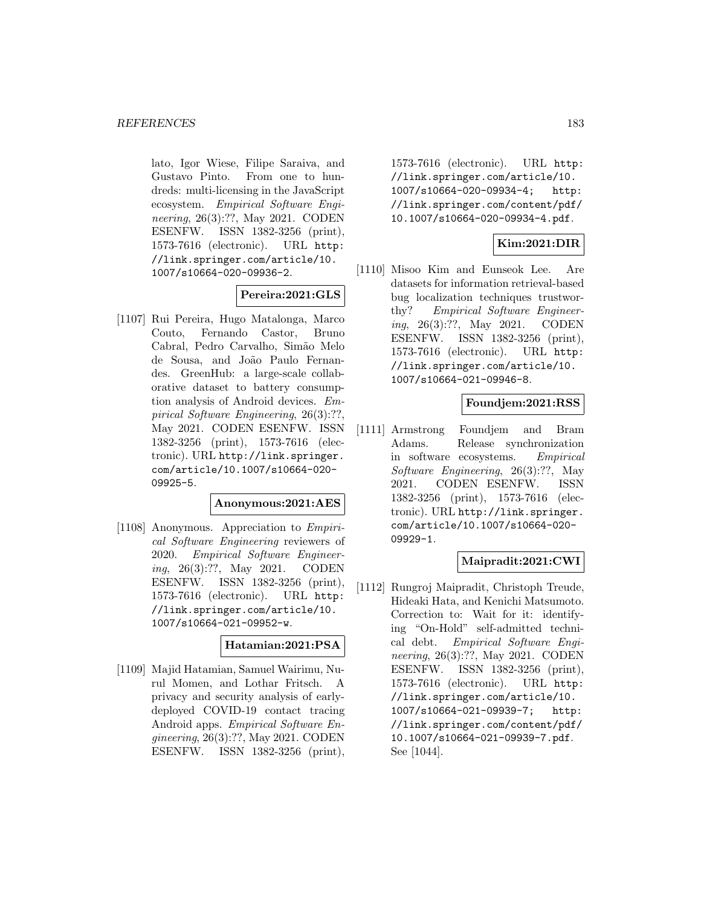lato, Igor Wiese, Filipe Saraiva, and Gustavo Pinto. From one to hundreds: multi-licensing in the JavaScript ecosystem. *Empirical Software Engineering*, 26(3):??, May 2021. CODEN ESENFW. ISSN 1382-3256 (print), 1573-7616 (electronic). URL http://link.springer.com/article/10.1007/s10664-020-09936-2.

**Pereira:2021:GLS**

[1107] Rui Pereira, Hugo Matalonga, Marco Couto, Fernando Castor, Bruno Cabral, Pedro Carvalho, Simão Melo de Sousa, and João Paulo Fernandes. GreenHub: a large-scale collaborative dataset to battery consumption analysis of Android devices. *Empirical Software Engineering*, 26(3):??, May 2021. CODEN ESENFW. ISSN 1382-3256 (print), 1573-7616 (electronic). URL http://link.springer.com/article/10.1007/s10664-020-09925-5.

**Anonymous:2021:AES**

[1108] Anonymous. Appreciation to *Empirical Software Engineering* reviewers of 2020. *Empirical Software Engineering*, 26(3):??, May 2021. CODEN ESENFW. ISSN 1382-3256 (print), 1573-7616 (electronic). URL http://link.springer.com/article/10.1007/s10664-021-09952-w.

**Hatamian:2021:PSA**

[1109] Majid Hatamian, Samuel Wairimu, Nurul Momen, and Lothar Fritsch. A privacy and security analysis of early-deployed COVID-19 contact tracing Android apps. *Empirical Software Engineering*, 26(3):??, May 2021. CODEN ESENFW. ISSN 1382-3256 (print), 1573-7616 (electronic). URL http://link.springer.com/article/10.1007/s10664-020-09934-4; http://link.springer.com/content/pdf/10.1007/s10664-020-09934-4.pdf.

**Kim:2021:DIR**

[1110] Misoo Kim and Eunseok Lee. Are datasets for information retrieval-based bug localization techniques trustworthy? *Empirical Software Engineering*, 26(3):??, May 2021. CODEN ESENFW. ISSN 1382-3256 (print), 1573-7616 (electronic). URL http://link.springer.com/article/10.1007/s10664-021-09946-8.

**Foundjem:2021:RSS**

[1111] Armstrong Foundjem and Bram Adams. Release synchronization in software ecosystems. *Empirical Software Engineering*, 26(3):??, May 2021. CODEN ESENFW. ISSN 1382-3256 (print), 1573-7616 (electronic). URL http://link.springer.com/article/10.1007/s10664-020-09929-1.

**Maipradit:2021:CWI**

[1112] Rungroj Maipradit, Christoph Treude, Hideaki Hata, and Kenichi Matsumoto. Correction to: Wait for it: identifying "On-Hold" self-admitted technical debt. *Empirical Software Engineering*, 26(3):??, May 2021. CODEN ESENFW. ISSN 1382-3256 (print), 1573-7616 (electronic). URL http://link.springer.com/article/10.1007/s10664-021-09939-7; http://link.springer.com/content/pdf/10.1007/s10664-021-09939-7.pdf. See [1044].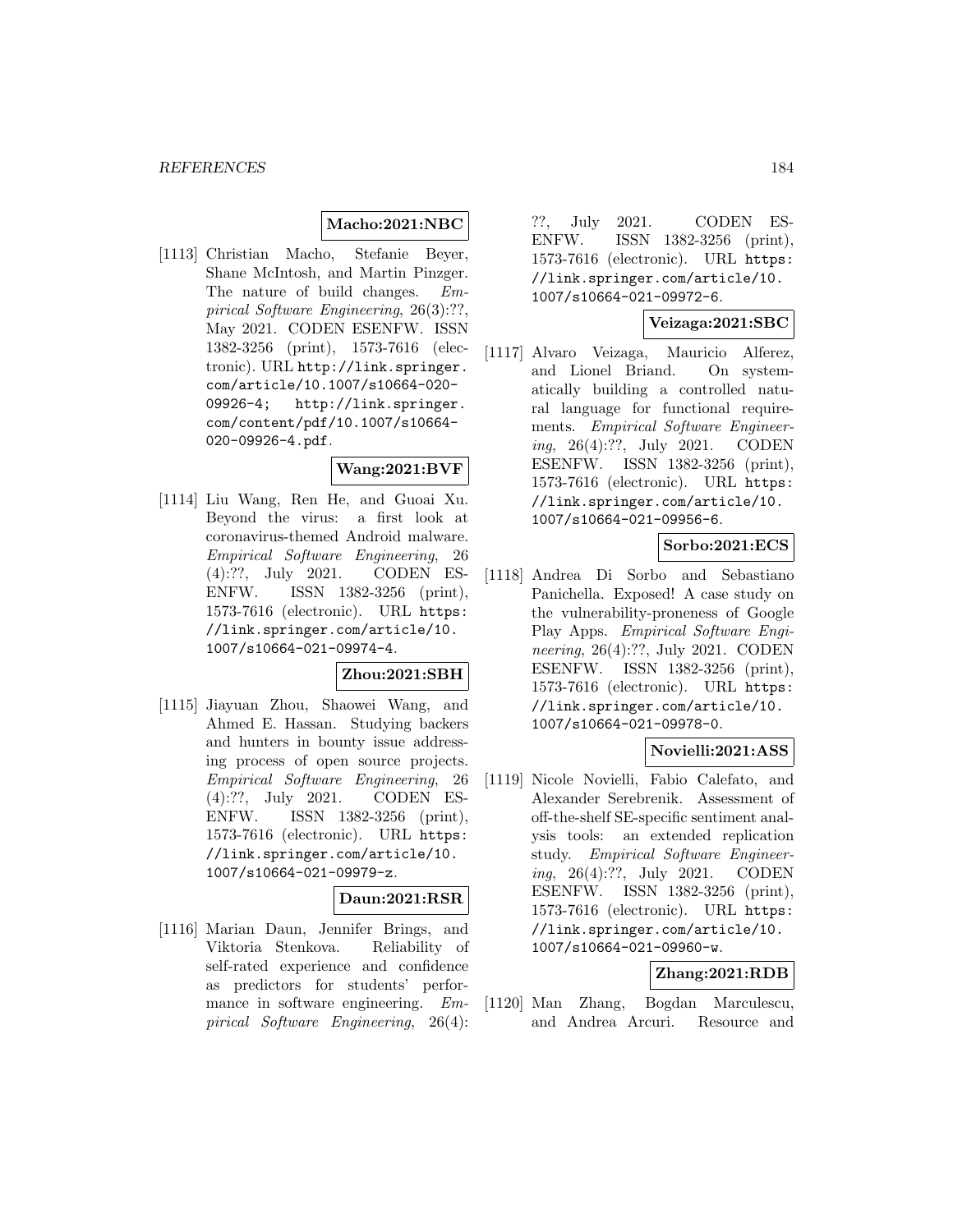**Macho:2021:NBC**

[1113] Christian Macho, Stefanie Beyer, Shane McIntosh, and Martin Pinzger. The nature of build changes. *Empirical Software Engineering*, 26(3):??, May 2021. CODEN ESENFW. ISSN 1382-3256 (print), 1573-7616 (electronic). URL http://link.springer.com/article/10.1007/s10664-020-09926-4; http://link.springer.com/content/pdf/10.1007/s10664-020-09926-4.pdf.

**Wang:2021:BVF**

[1114] Liu Wang, Ren He, and Guoai Xu. Beyond the virus: a first look at coronavirus-themed Android malware. *Empirical Software Engineering*, 26 (4):??, July 2021. CODEN ESENFW. ISSN 1382-3256 (print), 1573-7616 (electronic). URL https://link.springer.com/article/10.1007/s10664-021-09974-4.

**Zhou:2021:SBH**

[1115] Jiayuan Zhou, Shaowei Wang, and Ahmed E. Hassan. Studying backers and hunters in bounty issue addressing process of open source projects. *Empirical Software Engineering*, 26 (4):??, July 2021. CODEN ESENFW. ISSN 1382-3256 (print), 1573-7616 (electronic). URL https://link.springer.com/article/10.1007/s10664-021-09979-z.

**Daun:2021:RSR**

[1116] Marian Daun, Jennifer Brings, and Viktoria Stenkova. Reliability of self-rated experience and confidence as predictors for students' performance in software engineering. *Empirical Software Engineering*, 26(4): ??, July 2021. CODEN ESENFW. ISSN 1382-3256 (print), 1573-7616 (electronic). URL https://link.springer.com/article/10.1007/s10664-021-09972-6.

**Veizaga:2021:SBC**

[1117] Alvaro Veizaga, Mauricio Alferez, and Lionel Briand. On systematically building a controlled natural language for functional requirements. *Empirical Software Engineering*, 26(4):??, July 2021. CODEN ESENFW. ISSN 1382-3256 (print), 1573-7616 (electronic). URL https://link.springer.com/article/10.1007/s10664-021-09956-6.

**Sorbo:2021:ECS**

[1118] Andrea Di Sorbo and Sebastiano Panichella. Exposed! A case study on the vulnerability-proneness of Google Play Apps. *Empirical Software Engineering*, 26(4):??, July 2021. CODEN ESENFW. ISSN 1382-3256 (print), 1573-7616 (electronic). URL https://link.springer.com/article/10.1007/s10664-021-09978-0.

**Novielli:2021:ASS**

[1119] Nicole Novielli, Fabio Calefato, and Alexander Serebrenik. Assessment of off-the-shelf SE-specific sentiment analysis tools: an extended replication study. *Empirical Software Engineering*, 26(4):??, July 2021. CODEN ESENFW. ISSN 1382-3256 (print), 1573-7616 (electronic). URL https://link.springer.com/article/10.1007/s10664-021-09960-w.

**Zhang:2021:RDB**

[1120] Man Zhang, Bogdan Marculescu, and Andrea Arcuri. Resource and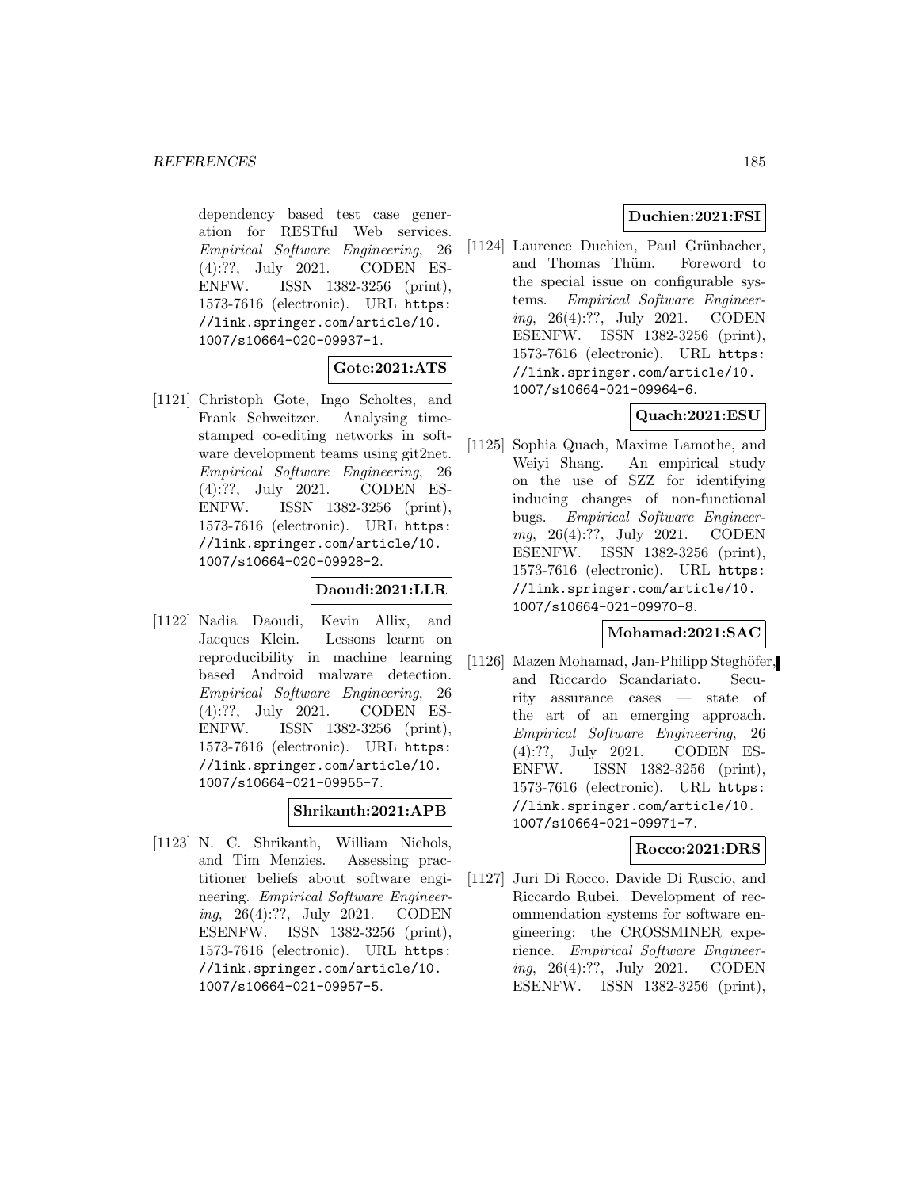dependency based test case generation for RESTful Web services. *Empirical Software Engineering*, 26 (4):??, July 2021. CODEN ESENFW. ISSN 1382-3256 (print), 1573-7616 (electronic). URL `https://link.springer.com/article/10.1007/s10664-020-09937-1`.

**Gote:2021:ATS**

[1121] Christoph Gote, Ingo Scholtes, and Frank Schweitzer. Analysing time-stamped co-editing networks in software development teams using git2net. *Empirical Software Engineering*, 26 (4):??, July 2021. CODEN ESENFW. ISSN 1382-3256 (print), 1573-7616 (electronic). URL `https://link.springer.com/article/10.1007/s10664-020-09928-2`.

**Daoudi:2021:LLR**

[1122] Nadia Daoudi, Kevin Allix, and Jacques Klein. Lessons learnt on reproducibility in machine learning based Android malware detection. *Empirical Software Engineering*, 26 (4):??, July 2021. CODEN ESENFW. ISSN 1382-3256 (print), 1573-7616 (electronic). URL `https://link.springer.com/article/10.1007/s10664-021-09955-7`.

**Shrikanth:2021:APB**

[1123] N. C. Shrikanth, William Nichols, and Tim Menzies. Assessing practitioner beliefs about software engineering. *Empirical Software Engineering*, 26(4):??, July 2021. CODEN ESENFW. ISSN 1382-3256 (print), 1573-7616 (electronic). URL `https://link.springer.com/article/10.1007/s10664-021-09957-5`.

**Duchien:2021:FSI**

[1124] Laurence Duchien, Paul Grünbacher, and Thomas Thüm. Foreword to the special issue on configurable systems. *Empirical Software Engineering*, 26(4):??, July 2021. CODEN ESENFW. ISSN 1382-3256 (print), 1573-7616 (electronic). URL `https://link.springer.com/article/10.1007/s10664-021-09964-6`.

**Quach:2021:ESU**

[1125] Sophia Quach, Maxime Lamothe, and Weiyi Shang. An empirical study on the use of SZZ for identifying inducing changes of non-functional bugs. *Empirical Software Engineering*, 26(4):??, July 2021. CODEN ESENFW. ISSN 1382-3256 (print), 1573-7616 (electronic). URL `https://link.springer.com/article/10.1007/s10664-021-09970-8`.

**Mohamad:2021:SAC**

[1126] Mazen Mohamad, Jan-Philipp Steghöfer, and Riccardo Scandariato. Security assurance cases — state of the art of an emerging approach. *Empirical Software Engineering*, 26 (4):??, July 2021. CODEN ESENFW. ISSN 1382-3256 (print), 1573-7616 (electronic). URL `https://link.springer.com/article/10.1007/s10664-021-09971-7`.

**Rocco:2021:DRS**

[1127] Juri Di Rocco, Davide Di Ruscio, and Riccardo Rubei. Development of recommendation systems for software engineering: the CROSSMINER experience. *Empirical Software Engineering*, 26(4):??, July 2021. CODEN ESENFW. ISSN 1382-3256 (print),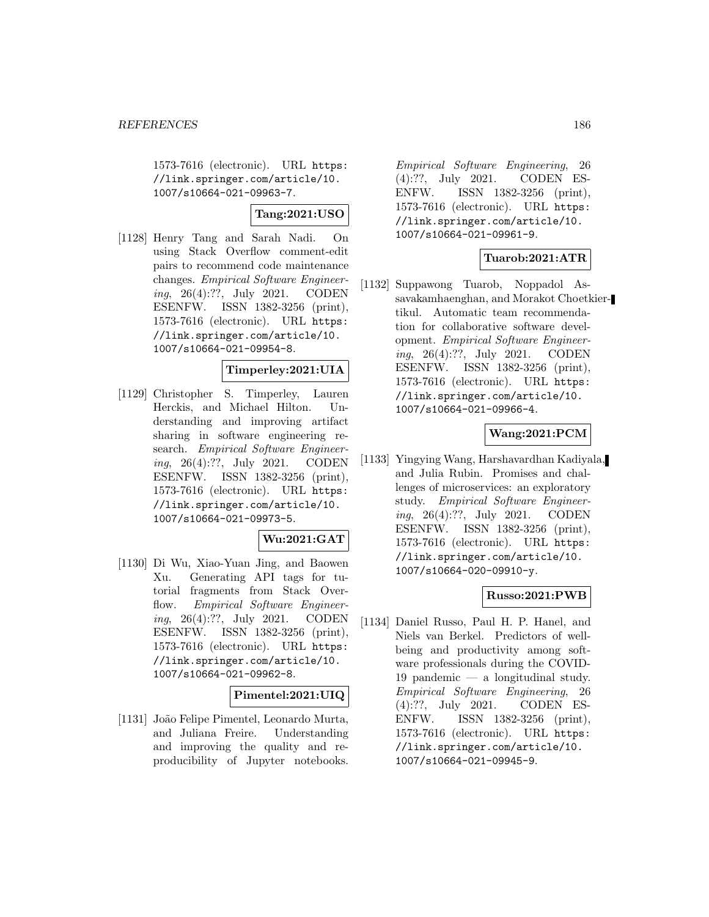1573-7616 (electronic). URL https://link.springer.com/article/10.1007/s10664-021-09963-7.

**Tang:2021:USO**

[1128] Henry Tang and Sarah Nadi. On using Stack Overflow comment-edit pairs to recommend code maintenance changes. *Empirical Software Engineering*, 26(4):??, July 2021. CODEN ESENFW. ISSN 1382-3256 (print), 1573-7616 (electronic). URL https://link.springer.com/article/10.1007/s10664-021-09954-8.

**Timperley:2021:UIA**

[1129] Christopher S. Timperley, Lauren Herckis, and Michael Hilton. Understanding and improving artifact sharing in software engineering research. *Empirical Software Engineering*, 26(4):??, July 2021. CODEN ESENFW. ISSN 1382-3256 (print), 1573-7616 (electronic). URL https://link.springer.com/article/10.1007/s10664-021-09973-5.

**Wu:2021:GAT**

[1130] Di Wu, Xiao-Yuan Jing, and Baowen Xu. Generating API tags for tutorial fragments from Stack Overflow. *Empirical Software Engineering*, 26(4):??, July 2021. CODEN ESENFW. ISSN 1382-3256 (print), 1573-7616 (electronic). URL https://link.springer.com/article/10.1007/s10664-021-09962-8.

**Pimentel:2021:UIQ**

[1131] João Felipe Pimentel, Leonardo Murta, and Juliana Freire. Understanding and improving the quality and reproducibility of Jupyter notebooks. *Empirical Software Engineering*, 26(4):??, July 2021. CODEN ESENFW. ISSN 1382-3256 (print), 1573-7616 (electronic). URL https://link.springer.com/article/10.1007/s10664-021-09961-9.

**Tuarob:2021:ATR**

[1132] Suppawong Tuarob, Noppadol Assavakamhaenghan, and Morakot Choetkiertikul. Automatic team recommendation for collaborative software development. *Empirical Software Engineering*, 26(4):??, July 2021. CODEN ESENFW. ISSN 1382-3256 (print), 1573-7616 (electronic). URL https://link.springer.com/article/10.1007/s10664-021-09966-4.

**Wang:2021:PCM**

[1133] Yingying Wang, Harshavardhan Kadiyala, and Julia Rubin. Promises and challenges of microservices: an exploratory study. *Empirical Software Engineering*, 26(4):??, July 2021. CODEN ESENFW. ISSN 1382-3256 (print), 1573-7616 (electronic). URL https://link.springer.com/article/10.1007/s10664-020-09910-y.

**Russo:2021:PWB**

[1134] Daniel Russo, Paul H. P. Hanel, and Niels van Berkel. Predictors of well-being and productivity among software professionals during the COVID-19 pandemic — a longitudinal study. *Empirical Software Engineering*, 26(4):??, July 2021. CODEN ESENFW. ISSN 1382-3256 (print), 1573-7616 (electronic). URL https://link.springer.com/article/10.1007/s10664-021-09945-9.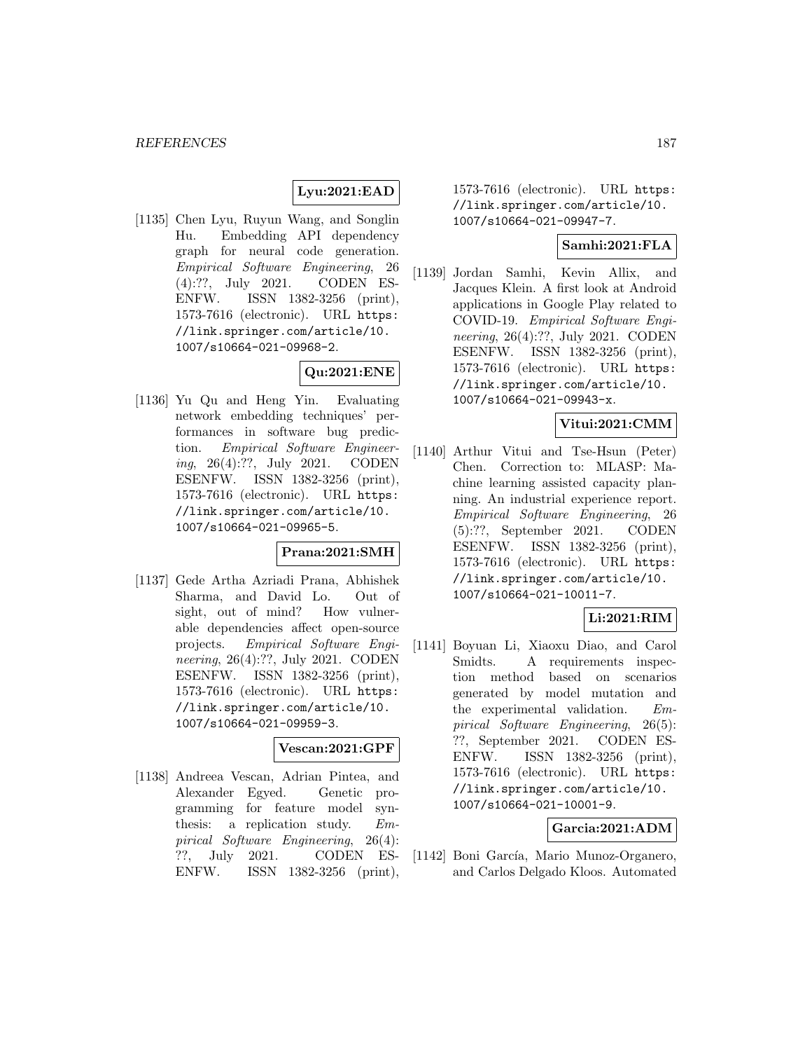**Lyu:2021:EAD**

[1135] Chen Lyu, Ruyun Wang, and Songlin Hu. Embedding API dependency graph for neural code generation. *Empirical Software Engineering*, 26 (4):??, July 2021. CODEN ESENFW. ISSN 1382-3256 (print), 1573-7616 (electronic). URL https://link.springer.com/article/10.1007/s10664-021-09968-2.

**Qu:2021:ENE**

[1136] Yu Qu and Heng Yin. Evaluating network embedding techniques' performances in software bug prediction. *Empirical Software Engineering*, 26(4):??, July 2021. CODEN ESENFW. ISSN 1382-3256 (print), 1573-7616 (electronic). URL https://link.springer.com/article/10.1007/s10664-021-09965-5.

**Prana:2021:SMH**

[1137] Gede Artha Azriadi Prana, Abhishek Sharma, and David Lo. Out of sight, out of mind? How vulnerable dependencies affect open-source projects. *Empirical Software Engineering*, 26(4):??, July 2021. CODEN ESENFW. ISSN 1382-3256 (print), 1573-7616 (electronic). URL https://link.springer.com/article/10.1007/s10664-021-09959-3.

**Vescan:2021:GPF**

[1138] Andreea Vescan, Adrian Pintea, and Alexander Egyed. Genetic programming for feature model synthesis: a replication study. *Empirical Software Engineering*, 26(4):??, July 2021. CODEN ESENFW. ISSN 1382-3256 (print), 1573-7616 (electronic). URL https://link.springer.com/article/10.1007/s10664-021-09947-7.

**Samhi:2021:FLA**

[1139] Jordan Samhi, Kevin Allix, and Jacques Klein. A first look at Android applications in Google Play related to COVID-19. *Empirical Software Engineering*, 26(4):??, July 2021. CODEN ESENFW. ISSN 1382-3256 (print), 1573-7616 (electronic). URL https://link.springer.com/article/10.1007/s10664-021-09943-x.

**Vitui:2021:CMM**

[1140] Arthur Vitui and Tse-Hsun (Peter) Chen. Correction to: MLASP: Machine learning assisted capacity planning. An industrial experience report. *Empirical Software Engineering*, 26 (5):??, September 2021. CODEN ESENFW. ISSN 1382-3256 (print), 1573-7616 (electronic). URL https://link.springer.com/article/10.1007/s10664-021-10011-7.

**Li:2021:RIM**

[1141] Boyuan Li, Xiaoxu Diao, and Carol Smidts. A requirements inspection method based on scenarios generated by model mutation and the experimental validation. *Empirical Software Engineering*, 26(5): ??, September 2021. CODEN ESENFW. ISSN 1382-3256 (print), 1573-7616 (electronic). URL https://link.springer.com/article/10.1007/s10664-021-10001-9.

**Garcia:2021:ADM**

[1142] Boni García, Mario Munoz-Organero, and Carlos Delgado Kloos. Automated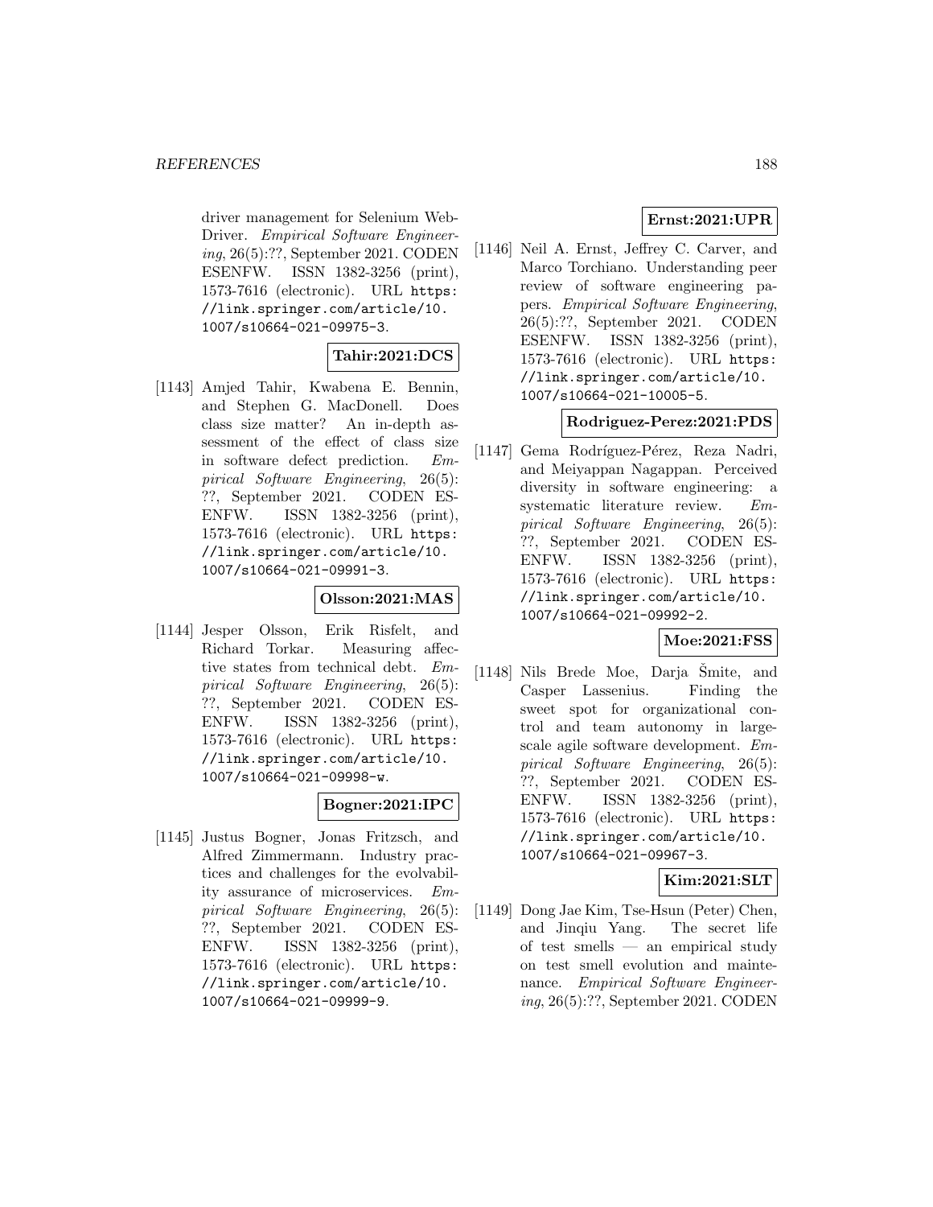driver management for Selenium WebDriver. *Empirical Software Engineering*, 26(5):??, September 2021. CODEN ESENFW. ISSN 1382-3256 (print), 1573-7616 (electronic). URL https://link.springer.com/article/10.1007/s10664-021-09975-3.

**Tahir:2021:DCS**

[1143] Amjed Tahir, Kwabena E. Bennin, and Stephen G. MacDonell. Does class size matter? An in-depth assessment of the effect of class size in software defect prediction. *Empirical Software Engineering*, 26(5):??, September 2021. CODEN ESENFW. ISSN 1382-3256 (print), 1573-7616 (electronic). URL https://link.springer.com/article/10.1007/s10664-021-09991-3.

**Olsson:2021:MAS**

[1144] Jesper Olsson, Erik Risfelt, and Richard Torkar. Measuring affective states from technical debt. *Empirical Software Engineering*, 26(5):??, September 2021. CODEN ESENFW. ISSN 1382-3256 (print), 1573-7616 (electronic). URL https://link.springer.com/article/10.1007/s10664-021-09998-w.

**Bogner:2021:IPC**

[1145] Justus Bogner, Jonas Fritzsch, and Alfred Zimmermann. Industry practices and challenges for the evolvability assurance of microservices. *Empirical Software Engineering*, 26(5):??, September 2021. CODEN ESENFW. ISSN 1382-3256 (print), 1573-7616 (electronic). URL https://link.springer.com/article/10.1007/s10664-021-09999-9.

**Ernst:2021:UPR**

[1146] Neil A. Ernst, Jeffrey C. Carver, and Marco Torchiano. Understanding peer review of software engineering papers. *Empirical Software Engineering*, 26(5):??, September 2021. CODEN ESENFW. ISSN 1382-3256 (print), 1573-7616 (electronic). URL https://link.springer.com/article/10.1007/s10664-021-10005-5.

**Rodriguez-Perez:2021:PDS**

[1147] Gema Rodríguez-Pérez, Reza Nadri, and Meiyappan Nagappan. Perceived diversity in software engineering: a systematic literature review. *Empirical Software Engineering*, 26(5):??, September 2021. CODEN ESENFW. ISSN 1382-3256 (print), 1573-7616 (electronic). URL https://link.springer.com/article/10.1007/s10664-021-09992-2.

**Moe:2021:FSS**

[1148] Nils Brede Moe, Darja Šmite, and Casper Lassenius. Finding the sweet spot for organizational control and team autonomy in large-scale agile software development. *Empirical Software Engineering*, 26(5):??, September 2021. CODEN ESENFW. ISSN 1382-3256 (print), 1573-7616 (electronic). URL https://link.springer.com/article/10.1007/s10664-021-09967-3.

**Kim:2021:SLT**

[1149] Dong Jae Kim, Tse-Hsun (Peter) Chen, and Jinqiu Yang. The secret life of test smells — an empirical study on test smell evolution and maintenance. *Empirical Software Engineering*, 26(5):??, September 2021. CODEN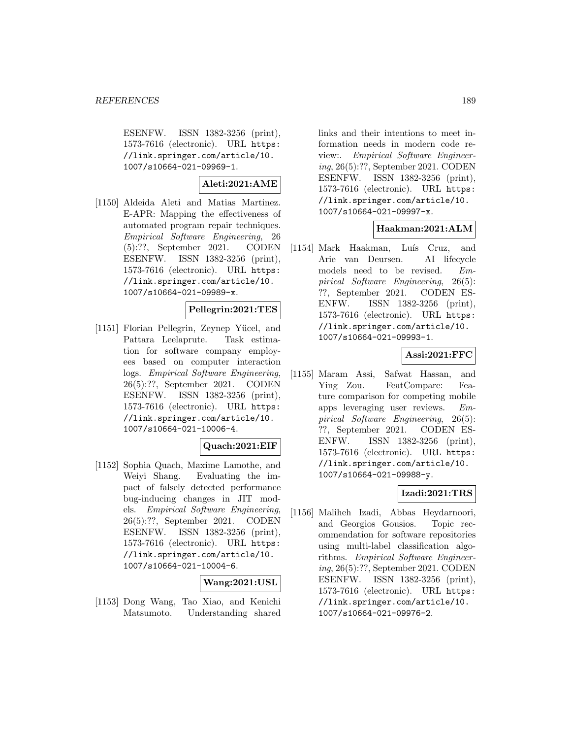ESENFW. ISSN 1382-3256 (print), 1573-7616 (electronic). URL https://link.springer.com/article/10.1007/s10664-021-09969-1.

**Aleti:2021:AME**

[1150] Aldeida Aleti and Matias Martinez. E-APR: Mapping the effectiveness of automated program repair techniques. *Empirical Software Engineering*, 26 (5):??, September 2021. CODEN ESENFW. ISSN 1382-3256 (print), 1573-7616 (electronic). URL https://link.springer.com/article/10.1007/s10664-021-09989-x.

**Pellegrin:2021:TES**

[1151] Florian Pellegrin, Zeynep Yücel, and Pattara Leelaprute. Task estimation for software company employees based on computer interaction logs. *Empirical Software Engineering*, 26(5):??, September 2021. CODEN ESENFW. ISSN 1382-3256 (print), 1573-7616 (electronic). URL https://link.springer.com/article/10.1007/s10664-021-10006-4.

**Quach:2021:EIF**

[1152] Sophia Quach, Maxime Lamothe, and Weiyi Shang. Evaluating the impact of falsely detected performance bug-inducing changes in JIT models. *Empirical Software Engineering*, 26(5):??, September 2021. CODEN ESENFW. ISSN 1382-3256 (print), 1573-7616 (electronic). URL https://link.springer.com/article/10.1007/s10664-021-10004-6.

**Wang:2021:USL**

[1153] Dong Wang, Tao Xiao, and Kenichi Matsumoto. Understanding shared links and their intentions to meet information needs in modern code review:. *Empirical Software Engineering*, 26(5):??, September 2021. CODEN ESENFW. ISSN 1382-3256 (print), 1573-7616 (electronic). URL https://link.springer.com/article/10.1007/s10664-021-09997-x.

**Haakman:2021:ALM**

[1154] Mark Haakman, Luís Cruz, and Arie van Deursen. AI lifecycle models need to be revised. *Empirical Software Engineering*, 26(5): ??, September 2021. CODEN ESENFW. ISSN 1382-3256 (print), 1573-7616 (electronic). URL https://link.springer.com/article/10.1007/s10664-021-09993-1.

**Assi:2021:FFC**

[1155] Maram Assi, Safwat Hassan, and Ying Zou. FeatCompare: Feature comparison for competing mobile apps leveraging user reviews. *Empirical Software Engineering*, 26(5): ??, September 2021. CODEN ESENFW. ISSN 1382-3256 (print), 1573-7616 (electronic). URL https://link.springer.com/article/10.1007/s10664-021-09988-y.

**Izadi:2021:TRS**

[1156] Maliheh Izadi, Abbas Heydarnoori, and Georgios Gousios. Topic recommendation for software repositories using multi-label classification algorithms. *Empirical Software Engineering*, 26(5):??, September 2021. CODEN ESENFW. ISSN 1382-3256 (print), 1573-7616 (electronic). URL https://link.springer.com/article/10.1007/s10664-021-09976-2.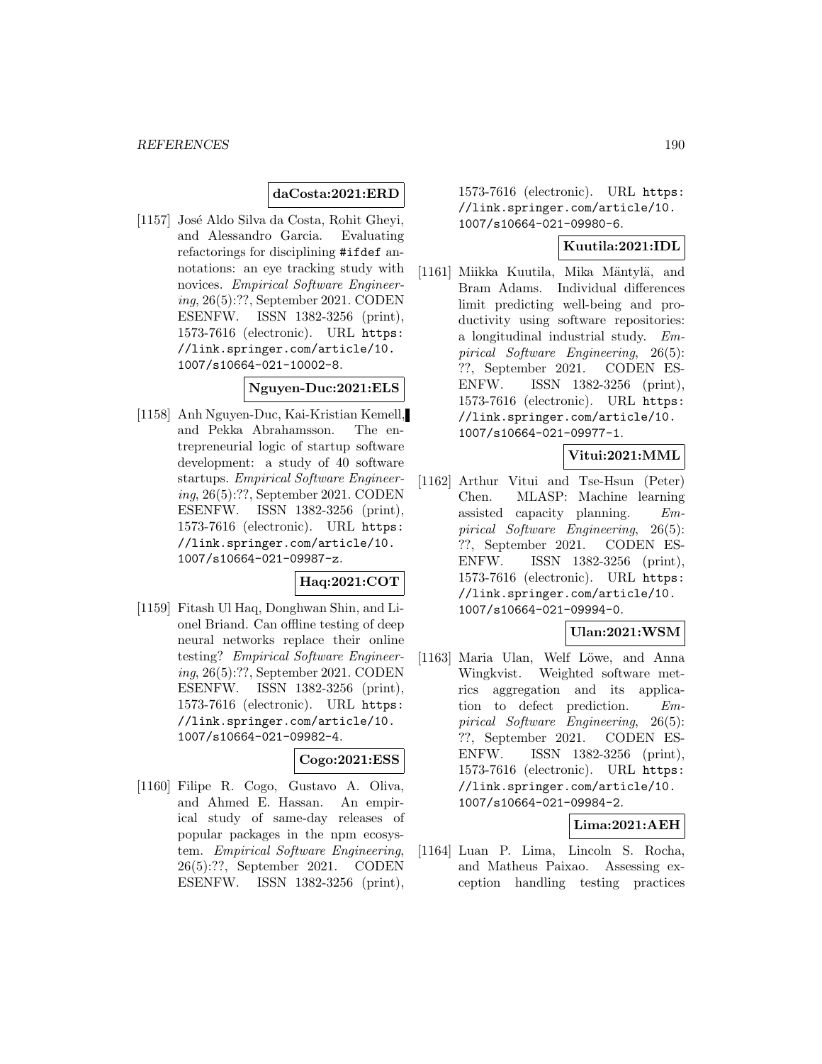**daCosta:2021:ERD**

[1157] José Aldo Silva da Costa, Rohit Gheyi, and Alessandro Garcia. Evaluating refactorings for disciplining #ifdef annotations: an eye tracking study with novices. *Empirical Software Engineering*, 26(5):??, September 2021. CODEN ESENFW. ISSN 1382-3256 (print), 1573-7616 (electronic). URL `https://link.springer.com/article/10.1007/s10664-021-10002-8`.

**Nguyen-Duc:2021:ELS**

[1158] Anh Nguyen-Duc, Kai-Kristian Kemell, and Pekka Abrahamsson. The entrepreneurial logic of startup software development: a study of 40 software startups. *Empirical Software Engineering*, 26(5):??, September 2021. CODEN ESENFW. ISSN 1382-3256 (print), 1573-7616 (electronic). URL `https://link.springer.com/article/10.1007/s10664-021-09987-z`.

**Haq:2021:COT**

[1159] Fitash Ul Haq, Donghwan Shin, and Lionel Briand. Can offline testing of deep neural networks replace their online testing? *Empirical Software Engineering*, 26(5):??, September 2021. CODEN ESENFW. ISSN 1382-3256 (print), 1573-7616 (electronic). URL `https://link.springer.com/article/10.1007/s10664-021-09982-4`.

**Cogo:2021:ESS**

[1160] Filipe R. Cogo, Gustavo A. Oliva, and Ahmed E. Hassan. An empirical study of same-day releases of popular packages in the npm ecosystem. *Empirical Software Engineering*, 26(5):??, September 2021. CODEN ESENFW. ISSN 1382-3256 (print), 1573-7616 (electronic). URL `https://link.springer.com/article/10.1007/s10664-021-09980-6`.

**Kuutila:2021:IDL**

[1161] Miikka Kuutila, Mika Mäntylä, and Bram Adams. Individual differences limit predicting well-being and productivity using software repositories: a longitudinal industrial study. *Empirical Software Engineering*, 26(5):??, September 2021. CODEN ESENFW. ISSN 1382-3256 (print), 1573-7616 (electronic). URL `https://link.springer.com/article/10.1007/s10664-021-09977-1`.

**Vitui:2021:MML**

[1162] Arthur Vitui and Tse-Hsun (Peter) Chen. MLASP: Machine learning assisted capacity planning. *Empirical Software Engineering*, 26(5):??, September 2021. CODEN ESENFW. ISSN 1382-3256 (print), 1573-7616 (electronic). URL `https://link.springer.com/article/10.1007/s10664-021-09994-0`.

**Ulan:2021:WSM**

[1163] Maria Ulan, Welf Löwe, and Anna Wingkvist. Weighted software metrics aggregation and its application to defect prediction. *Empirical Software Engineering*, 26(5):??, September 2021. CODEN ESENFW. ISSN 1382-3256 (print), 1573-7616 (electronic). URL `https://link.springer.com/article/10.1007/s10664-021-09984-2`.

**Lima:2021:AEH**

[1164] Luan P. Lima, Lincoln S. Rocha, and Matheus Paixao. Assessing exception handling testing practices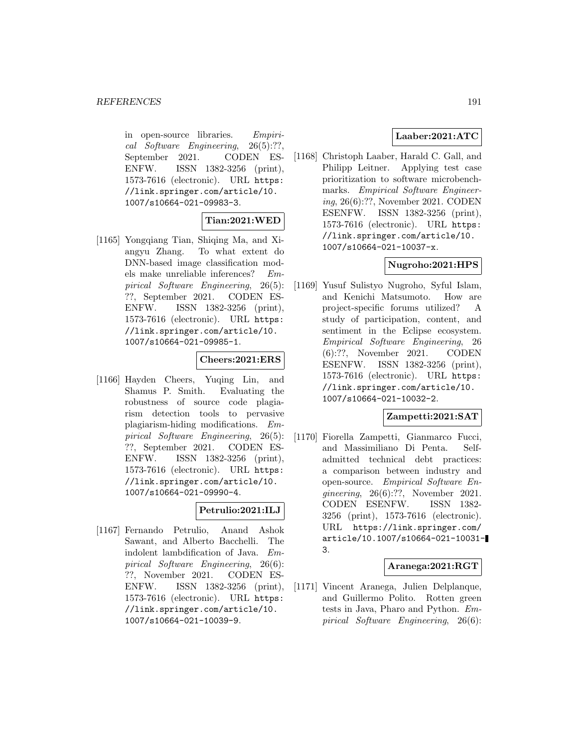in open-source libraries. *Empirical Software Engineering*, 26(5):??, September 2021. CODEN ESENFW. ISSN 1382-3256 (print), 1573-7616 (electronic). URL `https://link.springer.com/article/10.1007/s10664-021-09983-3`.

**Tian:2021:WED**

[1165] Yongqiang Tian, Shiqing Ma, and Xiangyu Zhang. To what extent do DNN-based image classification models make unreliable inferences? *Empirical Software Engineering*, 26(5): ??, September 2021. CODEN ESENFW. ISSN 1382-3256 (print), 1573-7616 (electronic). URL `https://link.springer.com/article/10.1007/s10664-021-09985-1`.

**Cheers:2021:ERS**

[1166] Hayden Cheers, Yuqing Lin, and Shamus P. Smith. Evaluating the robustness of source code plagiarism detection tools to pervasive plagiarism-hiding modifications. *Empirical Software Engineering*, 26(5): ??, September 2021. CODEN ESENFW. ISSN 1382-3256 (print), 1573-7616 (electronic). URL `https://link.springer.com/article/10.1007/s10664-021-09990-4`.

**Petrulio:2021:ILJ**

[1167] Fernando Petrulio, Anand Ashok Sawant, and Alberto Bacchelli. The indolent lambdification of Java. *Empirical Software Engineering*, 26(6): ??, November 2021. CODEN ESENFW. ISSN 1382-3256 (print), 1573-7616 (electronic). URL `https://link.springer.com/article/10.1007/s10664-021-10039-9`.

**Laaber:2021:ATC**

[1168] Christoph Laaber, Harald C. Gall, and Philipp Leitner. Applying test case prioritization to software microbenchmarks. *Empirical Software Engineering*, 26(6):??, November 2021. CODEN ESENFW. ISSN 1382-3256 (print), 1573-7616 (electronic). URL `https://link.springer.com/article/10.1007/s10664-021-10037-x`.

**Nugroho:2021:HPS**

[1169] Yusuf Sulistyo Nugroho, Syful Islam, and Kenichi Matsumoto. How are project-specific forums utilized? A study of participation, content, and sentiment in the Eclipse ecosystem. *Empirical Software Engineering*, 26 (6):??, November 2021. CODEN ESENFW. ISSN 1382-3256 (print), 1573-7616 (electronic). URL `https://link.springer.com/article/10.1007/s10664-021-10032-2`.

**Zampetti:2021:SAT**

[1170] Fiorella Zampetti, Gianmarco Fucci, and Massimiliano Di Penta. Self-admitted technical debt practices: a comparison between industry and open-source. *Empirical Software Engineering*, 26(6):??, November 2021. CODEN ESENFW. ISSN 1382-3256 (print), 1573-7616 (electronic). URL `https://link.springer.com/article/10.1007/s10664-021-10031-3`.

**Aranega:2021:RGT**

[1171] Vincent Aranega, Julien Delplanque, and Guillermo Polito. Rotten green tests in Java, Pharo and Python. *Empirical Software Engineering*, 26(6):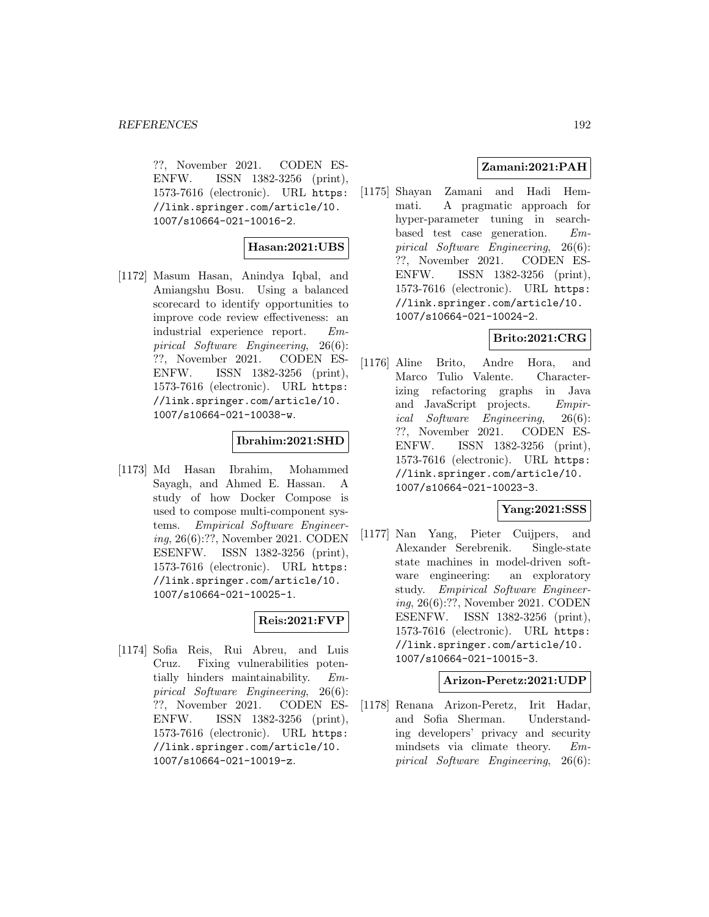??, November 2021. CODEN ESENFW. ISSN 1382-3256 (print), 1573-7616 (electronic). URL https://link.springer.com/article/10.1007/s10664-021-10016-2.

**Hasan:2021:UBS**

[1172] Masum Hasan, Anindya Iqbal, and Amiangshu Bosu. Using a balanced scorecard to identify opportunities to improve code review effectiveness: an industrial experience report. *Empirical Software Engineering*, 26(6): ??, November 2021. CODEN ESENFW. ISSN 1382-3256 (print), 1573-7616 (electronic). URL https://link.springer.com/article/10.1007/s10664-021-10038-w.

**Ibrahim:2021:SHD**

[1173] Md Hasan Ibrahim, Mohammed Sayagh, and Ahmed E. Hassan. A study of how Docker Compose is used to compose multi-component systems. *Empirical Software Engineering*, 26(6):??, November 2021. CODEN ESENFW. ISSN 1382-3256 (print), 1573-7616 (electronic). URL https://link.springer.com/article/10.1007/s10664-021-10025-1.

**Reis:2021:FVP**

[1174] Sofia Reis, Rui Abreu, and Luis Cruz. Fixing vulnerabilities potentially hinders maintainability. *Empirical Software Engineering*, 26(6): ??, November 2021. CODEN ESENFW. ISSN 1382-3256 (print), 1573-7616 (electronic). URL https://link.springer.com/article/10.1007/s10664-021-10019-z.

**Zamani:2021:PAH**

[1175] Shayan Zamani and Hadi Hemmati. A pragmatic approach for hyper-parameter tuning in search-based test case generation. *Empirical Software Engineering*, 26(6): ??, November 2021. CODEN ESENFW. ISSN 1382-3256 (print), 1573-7616 (electronic). URL https://link.springer.com/article/10.1007/s10664-021-10024-2.

**Brito:2021:CRG**

[1176] Aline Brito, Andre Hora, and Marco Tulio Valente. Characterizing refactoring graphs in Java and JavaScript projects. *Empirical Software Engineering*, 26(6): ??, November 2021. CODEN ESENFW. ISSN 1382-3256 (print), 1573-7616 (electronic). URL https://link.springer.com/article/10.1007/s10664-021-10023-3.

**Yang:2021:SSS**

[1177] Nan Yang, Pieter Cuijpers, and Alexander Serebrenik. Single-state state machines in model-driven software engineering: an exploratory study. *Empirical Software Engineering*, 26(6):??, November 2021. CODEN ESENFW. ISSN 1382-3256 (print), 1573-7616 (electronic). URL https://link.springer.com/article/10.1007/s10664-021-10015-3.

**Arizon-Peretz:2021:UDP**

[1178] Renana Arizon-Peretz, Irit Hadar, and Sofia Sherman. Understanding developers' privacy and security mindsets via climate theory. *Empirical Software Engineering*, 26(6):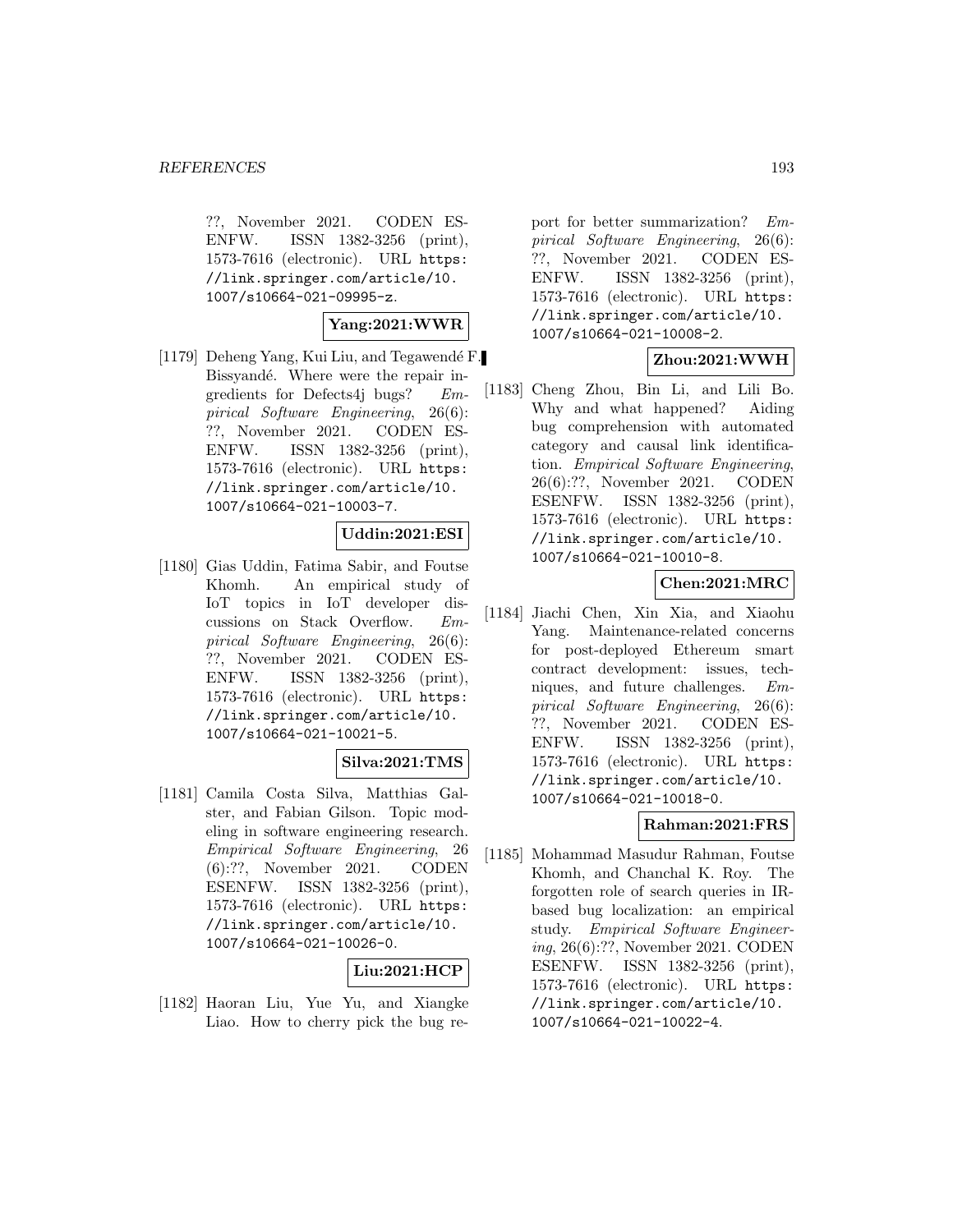??, November 2021. CODEN ESENFW. ISSN 1382-3256 (print), 1573-7616 (electronic). URL https://link.springer.com/article/10.1007/s10664-021-09995-z.

**Yang:2021:WWR**

[1179] Deheng Yang, Kui Liu, and Tegawendé F. Bissyandé. Where were the repair ingredients for Defects4j bugs? *Empirical Software Engineering*, 26(6): ??, November 2021. CODEN ESENFW. ISSN 1382-3256 (print), 1573-7616 (electronic). URL https://link.springer.com/article/10.1007/s10664-021-10003-7.

**Uddin:2021:ESI**

[1180] Gias Uddin, Fatima Sabir, and Foutse Khomh. An empirical study of IoT topics in IoT developer discussions on Stack Overflow. *Empirical Software Engineering*, 26(6): ??, November 2021. CODEN ESENFW. ISSN 1382-3256 (print), 1573-7616 (electronic). URL https://link.springer.com/article/10.1007/s10664-021-10021-5.

**Silva:2021:TMS**

[1181] Camila Costa Silva, Matthias Galster, and Fabian Gilson. Topic modeling in software engineering research. *Empirical Software Engineering*, 26 (6):??, November 2021. CODEN ESENFW. ISSN 1382-3256 (print), 1573-7616 (electronic). URL https://link.springer.com/article/10.1007/s10664-021-10026-0.

**Liu:2021:HCP**

[1182] Haoran Liu, Yue Yu, and Xiangke Liao. How to cherry pick the bug report for better summarization? *Empirical Software Engineering*, 26(6): ??, November 2021. CODEN ESENFW. ISSN 1382-3256 (print), 1573-7616 (electronic). URL https://link.springer.com/article/10.1007/s10664-021-10008-2.

**Zhou:2021:WWH**

[1183] Cheng Zhou, Bin Li, and Lili Bo. Why and what happened? Aiding bug comprehension with automated category and causal link identification. *Empirical Software Engineering*, 26(6):??, November 2021. CODEN ESENFW. ISSN 1382-3256 (print), 1573-7616 (electronic). URL https://link.springer.com/article/10.1007/s10664-021-10010-8.

**Chen:2021:MRC**

[1184] Jiachi Chen, Xin Xia, and Xiaohu Yang. Maintenance-related concerns for post-deployed Ethereum smart contract development: issues, techniques, and future challenges. *Empirical Software Engineering*, 26(6): ??, November 2021. CODEN ESENFW. ISSN 1382-3256 (print), 1573-7616 (electronic). URL https://link.springer.com/article/10.1007/s10664-021-10018-0.

**Rahman:2021:FRS**

[1185] Mohammad Masudur Rahman, Foutse Khomh, and Chanchal K. Roy. The forgotten role of search queries in IR-based bug localization: an empirical study. *Empirical Software Engineering*, 26(6):??, November 2021. CODEN ESENFW. ISSN 1382-3256 (print), 1573-7616 (electronic). URL https://link.springer.com/article/10.1007/s10664-021-10022-4.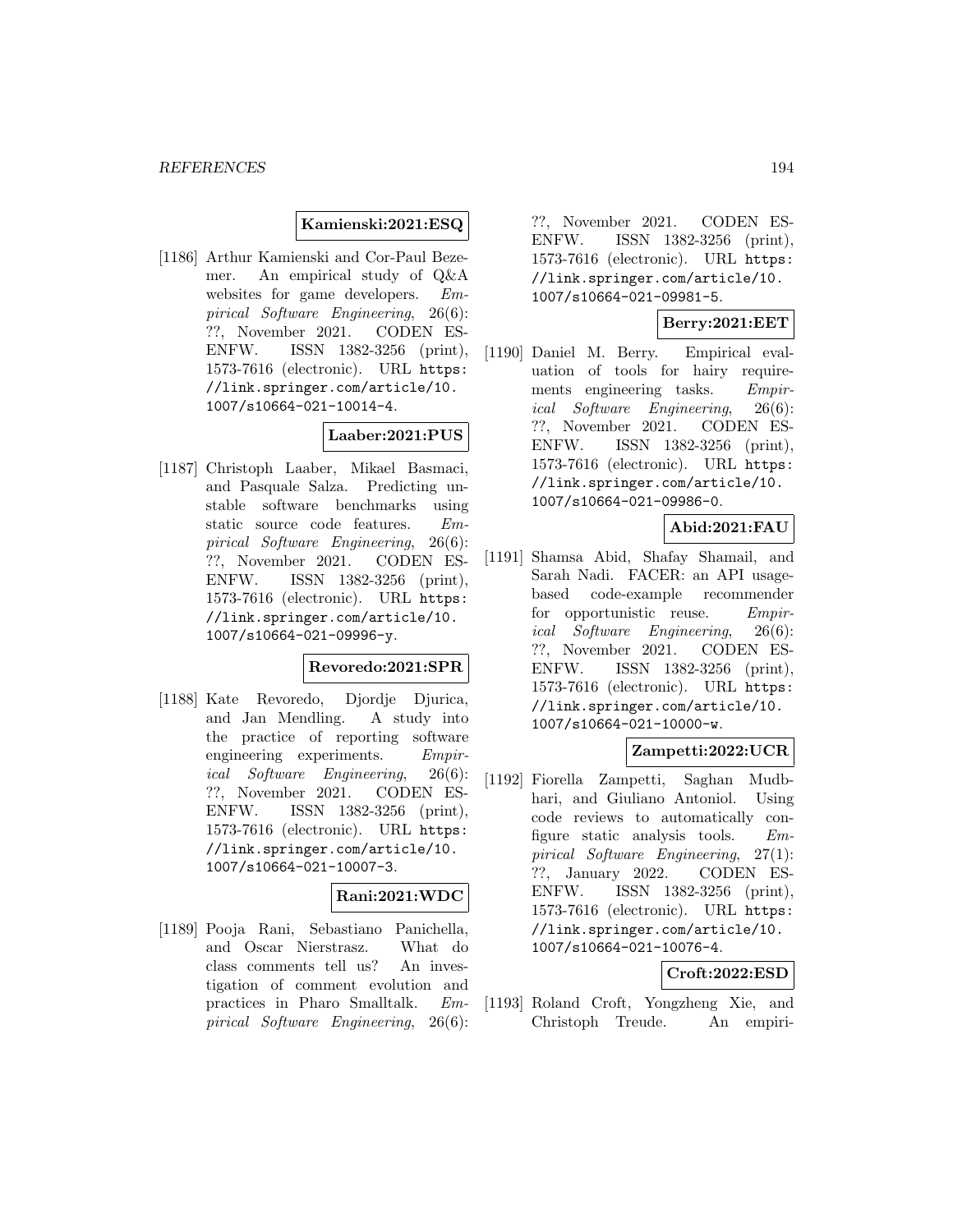**Kamienski:2021:ESQ**

[1186] Arthur Kamienski and Cor-Paul Bezemer. An empirical study of Q&A websites for game developers. *Empirical Software Engineering*, 26(6): ??, November 2021. CODEN ESENFW. ISSN 1382-3256 (print), 1573-7616 (electronic). URL `https://link.springer.com/article/10.1007/s10664-021-10014-4`.

**Laaber:2021:PUS**

[1187] Christoph Laaber, Mikael Basmaci, and Pasquale Salza. Predicting unstable software benchmarks using static source code features. *Empirical Software Engineering*, 26(6): ??, November 2021. CODEN ESENFW. ISSN 1382-3256 (print), 1573-7616 (electronic). URL `https://link.springer.com/article/10.1007/s10664-021-09996-y`.

**Revoredo:2021:SPR**

[1188] Kate Revoredo, Djordje Djurica, and Jan Mendling. A study into the practice of reporting software engineering experiments. *Empirical Software Engineering*, 26(6): ??, November 2021. CODEN ESENFW. ISSN 1382-3256 (print), 1573-7616 (electronic). URL `https://link.springer.com/article/10.1007/s10664-021-10007-3`.

**Rani:2021:WDC**

[1189] Pooja Rani, Sebastiano Panichella, and Oscar Nierstrasz. What do class comments tell us? An investigation of comment evolution and practices in Pharo Smalltalk. *Empirical Software Engineering*, 26(6): ??, November 2021. CODEN ESENFW. ISSN 1382-3256 (print), 1573-7616 (electronic). URL `https://link.springer.com/article/10.1007/s10664-021-09981-5`.

**Berry:2021:EET**

[1190] Daniel M. Berry. Empirical evaluation of tools for hairy requirements engineering tasks. *Empirical Software Engineering*, 26(6): ??, November 2021. CODEN ESENFW. ISSN 1382-3256 (print), 1573-7616 (electronic). URL `https://link.springer.com/article/10.1007/s10664-021-09986-0`.

**Abid:2021:FAU**

[1191] Shamsa Abid, Shafay Shamail, and Sarah Nadi. FACER: an API usage-based code-example recommender for opportunistic reuse. *Empirical Software Engineering*, 26(6): ??, November 2021. CODEN ESENFW. ISSN 1382-3256 (print), 1573-7616 (electronic). URL `https://link.springer.com/article/10.1007/s10664-021-10000-w`.

**Zampetti:2022:UCR**

[1192] Fiorella Zampetti, Saghan Mudbhari, and Giuliano Antoniol. Using code reviews to automatically configure static analysis tools. *Empirical Software Engineering*, 27(1): ??, January 2022. CODEN ESENFW. ISSN 1382-3256 (print), 1573-7616 (electronic). URL `https://link.springer.com/article/10.1007/s10664-021-10076-4`.

**Croft:2022:ESD**

[1193] Roland Croft, Yongzheng Xie, and Christoph Treude. An empiri-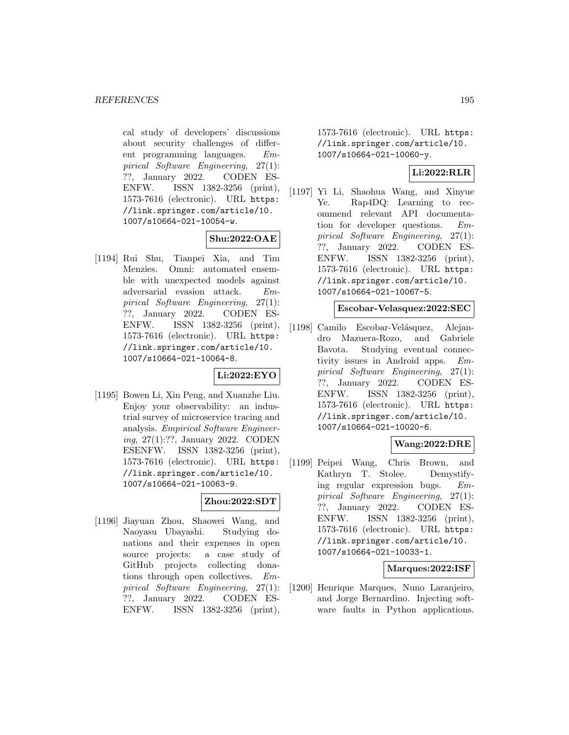cal study of developers' discussions about security challenges of different programming languages. *Empirical Software Engineering*, 27(1): ??, January 2022. CODEN ESENFW. ISSN 1382-3256 (print), 1573-7616 (electronic). URL https://link.springer.com/article/10.1007/s10664-021-10054-w.

**Shu:2022:OAE**

[1194] Rui Shu, Tianpei Xia, and Tim Menzies. Omni: automated ensemble with unexpected models against adversarial evasion attack. *Empirical Software Engineering*, 27(1): ??, January 2022. CODEN ESENFW. ISSN 1382-3256 (print), 1573-7616 (electronic). URL https://link.springer.com/article/10.1007/s10664-021-10064-8.

**Li:2022:EYO**

[1195] Bowen Li, Xin Peng, and Xuanzhe Liu. Enjoy your observability: an industrial survey of microservice tracing and analysis. *Empirical Software Engineering*, 27(1):??, January 2022. CODEN ESENFW. ISSN 1382-3256 (print), 1573-7616 (electronic). URL https://link.springer.com/article/10.1007/s10664-021-10063-9.

**Zhou:2022:SDT**

[1196] Jiayuan Zhou, Shaowei Wang, and Naoyasu Ubayashi. Studying donations and their expenses in open source projects: a case study of GitHub projects collecting donations through open collectives. *Empirical Software Engineering*, 27(1): ??, January 2022. CODEN ESENFW. ISSN 1382-3256 (print), 1573-7616 (electronic). URL https://link.springer.com/article/10.1007/s10664-021-10060-y.

**Li:2022:RLR**

[1197] Yi Li, Shaohua Wang, and Xinyue Ye. Rap4DQ: Learning to recommend relevant API documentation for developer questions. *Empirical Software Engineering*, 27(1): ??, January 2022. CODEN ESENFW. ISSN 1382-3256 (print), 1573-7616 (electronic). URL https://link.springer.com/article/10.1007/s10664-021-10067-5.

**Escobar-Velasquez:2022:SEC**

[1198] Camilo Escobar-Velásquez, Alejandro Mazuera-Rozo, and Gabriele Bavota. Studying eventual connectivity issues in Android apps. *Empirical Software Engineering*, 27(1): ??, January 2022. CODEN ESENFW. ISSN 1382-3256 (print), 1573-7616 (electronic). URL https://link.springer.com/article/10.1007/s10664-021-10020-6.

**Wang:2022:DRE**

[1199] Peipei Wang, Chris Brown, and Kathryn T. Stolee. Demystifying regular expression bugs. *Empirical Software Engineering*, 27(1): ??, January 2022. CODEN ESENFW. ISSN 1382-3256 (print), 1573-7616 (electronic). URL https://link.springer.com/article/10.1007/s10664-021-10033-1.

**Marques:2022:ISF**

[1200] Henrique Marques, Nuno Laranjeiro, and Jorge Bernardino. Injecting software faults in Python applications.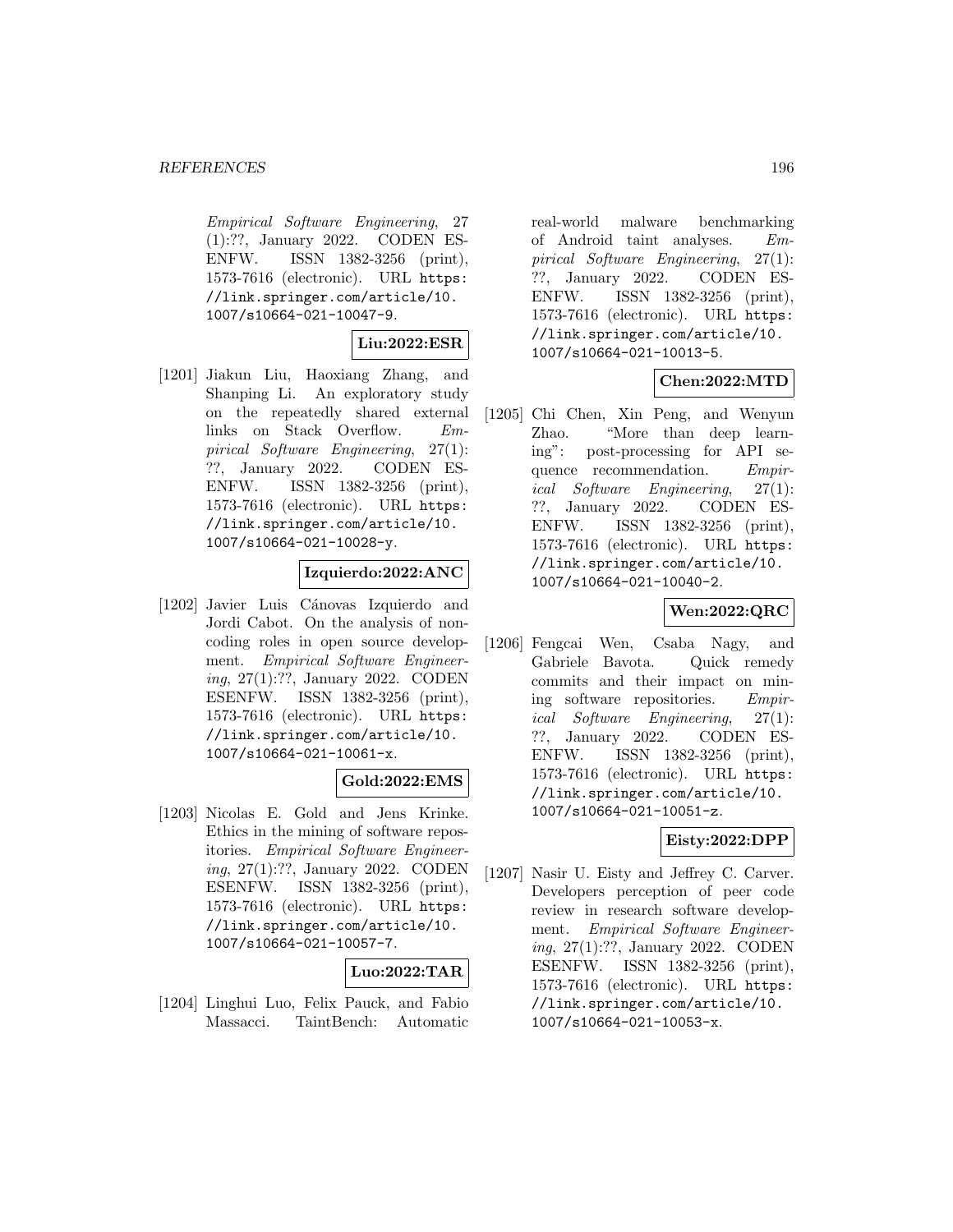*Empirical Software Engineering*, 27 (1):??, January 2022. CODEN ESENFW. ISSN 1382-3256 (print), 1573-7616 (electronic). URL https://link.springer.com/article/10.1007/s10664-021-10047-9.

**Liu:2022:ESR**

[1201] Jiakun Liu, Haoxiang Zhang, and Shanping Li. An exploratory study on the repeatedly shared external links on Stack Overflow. *Empirical Software Engineering*, 27(1): ??, January 2022. CODEN ESENFW. ISSN 1382-3256 (print), 1573-7616 (electronic). URL https://link.springer.com/article/10.1007/s10664-021-10028-y.

**Izquierdo:2022:ANC**

[1202] Javier Luis Cánovas Izquierdo and Jordi Cabot. On the analysis of non-coding roles in open source development. *Empirical Software Engineering*, 27(1):??, January 2022. CODEN ESENFW. ISSN 1382-3256 (print), 1573-7616 (electronic). URL https://link.springer.com/article/10.1007/s10664-021-10061-x.

**Gold:2022:EMS**

[1203] Nicolas E. Gold and Jens Krinke. Ethics in the mining of software repositories. *Empirical Software Engineering*, 27(1):??, January 2022. CODEN ESENFW. ISSN 1382-3256 (print), 1573-7616 (electronic). URL https://link.springer.com/article/10.1007/s10664-021-10057-7.

**Luo:2022:TAR**

[1204] Linghui Luo, Felix Pauck, and Fabio Massacci. TaintBench: Automatic real-world malware benchmarking of Android taint analyses. *Empirical Software Engineering*, 27(1): ??, January 2022. CODEN ESENFW. ISSN 1382-3256 (print), 1573-7616 (electronic). URL https://link.springer.com/article/10.1007/s10664-021-10013-5.

**Chen:2022:MTD**

[1205] Chi Chen, Xin Peng, and Wenyun Zhao. "More than deep learning": post-processing for API sequence recommendation. *Empirical Software Engineering*, 27(1): ??, January 2022. CODEN ESENFW. ISSN 1382-3256 (print), 1573-7616 (electronic). URL https://link.springer.com/article/10.1007/s10664-021-10040-2.

**Wen:2022:QRC**

[1206] Fengcai Wen, Csaba Nagy, and Gabriele Bavota. Quick remedy commits and their impact on mining software repositories. *Empirical Software Engineering*, 27(1): ??, January 2022. CODEN ESENFW. ISSN 1382-3256 (print), 1573-7616 (electronic). URL https://link.springer.com/article/10.1007/s10664-021-10051-z.

**Eisty:2022:DPP**

[1207] Nasir U. Eisty and Jeffrey C. Carver. Developers perception of peer code review in research software development. *Empirical Software Engineering*, 27(1):??, January 2022. CODEN ESENFW. ISSN 1382-3256 (print), 1573-7616 (electronic). URL https://link.springer.com/article/10.1007/s10664-021-10053-x.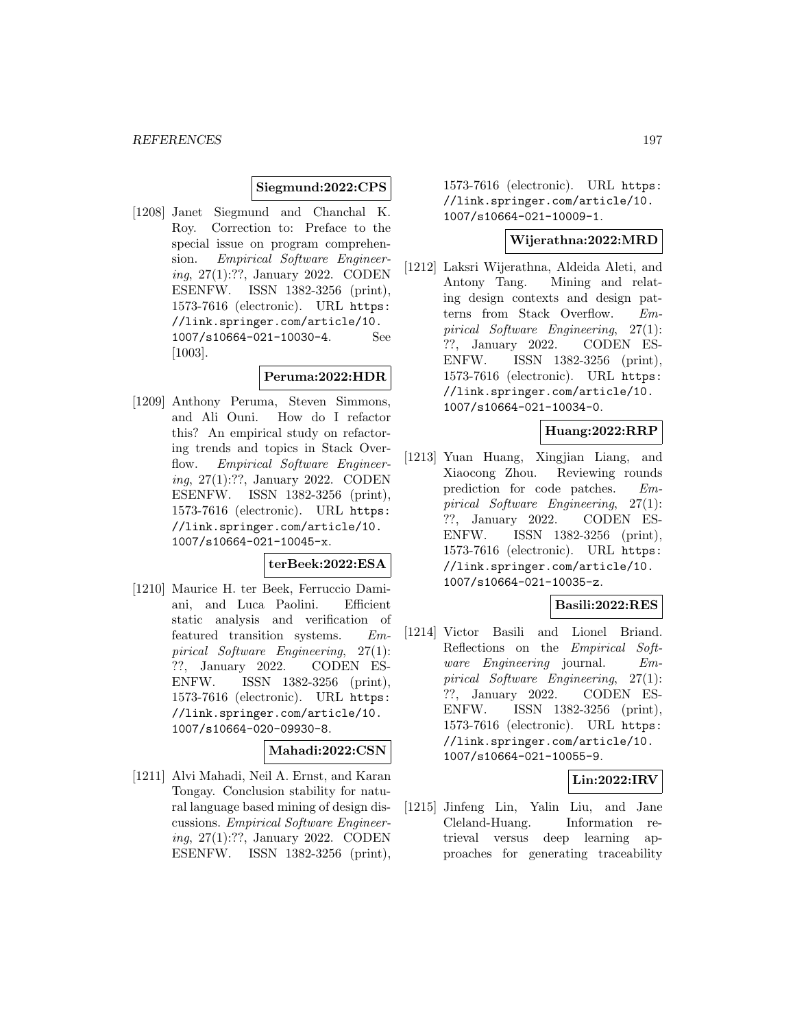**Siegmund:2022:CPS**

[1208] Janet Siegmund and Chanchal K. Roy. Correction to: Preface to the special issue on program comprehension. *Empirical Software Engineering*, 27(1):??, January 2022. CODEN ESENFW. ISSN 1382-3256 (print), 1573-7616 (electronic). URL https://link.springer.com/article/10.1007/s10664-021-10030-4. See [1003].

**Peruma:2022:HDR**

[1209] Anthony Peruma, Steven Simmons, and Ali Ouni. How do I refactor this? An empirical study on refactoring trends and topics in Stack Overflow. *Empirical Software Engineering*, 27(1):??, January 2022. CODEN ESENFW. ISSN 1382-3256 (print), 1573-7616 (electronic). URL https://link.springer.com/article/10.1007/s10664-021-10045-x.

**terBeek:2022:ESA**

[1210] Maurice H. ter Beek, Ferruccio Damiani, and Luca Paolini. Efficient static analysis and verification of featured transition systems. *Empirical Software Engineering*, 27(1):??, January 2022. CODEN ESENFW. ISSN 1382-3256 (print), 1573-7616 (electronic). URL https://link.springer.com/article/10.1007/s10664-020-09930-8.

**Mahadi:2022:CSN**

[1211] Alvi Mahadi, Neil A. Ernst, and Karan Tongay. Conclusion stability for natural language based mining of design discussions. *Empirical Software Engineering*, 27(1):??, January 2022. CODEN ESENFW. ISSN 1382-3256 (print), 1573-7616 (electronic). URL https://link.springer.com/article/10.1007/s10664-021-10009-1.

**Wijerathna:2022:MRD**

[1212] Laksri Wijerathna, Aldeida Aleti, and Antony Tang. Mining and relating design contexts and design patterns from Stack Overflow. *Empirical Software Engineering*, 27(1):??, January 2022. CODEN ESENFW. ISSN 1382-3256 (print), 1573-7616 (electronic). URL https://link.springer.com/article/10.1007/s10664-021-10034-0.

**Huang:2022:RRP**

[1213] Yuan Huang, Xingjian Liang, and Xiaocong Zhou. Reviewing rounds prediction for code patches. *Empirical Software Engineering*, 27(1):??, January 2022. CODEN ESENFW. ISSN 1382-3256 (print), 1573-7616 (electronic). URL https://link.springer.com/article/10.1007/s10664-021-10035-z.

**Basili:2022:RES**

[1214] Victor Basili and Lionel Briand. Reflections on the *Empirical Software Engineering* journal. *Empirical Software Engineering*, 27(1):??, January 2022. CODEN ESENFW. ISSN 1382-3256 (print), 1573-7616 (electronic). URL https://link.springer.com/article/10.1007/s10664-021-10055-9.

**Lin:2022:IRV**

[1215] Jinfeng Lin, Yalin Liu, and Jane Cleland-Huang. Information retrieval versus deep learning approaches for generating traceability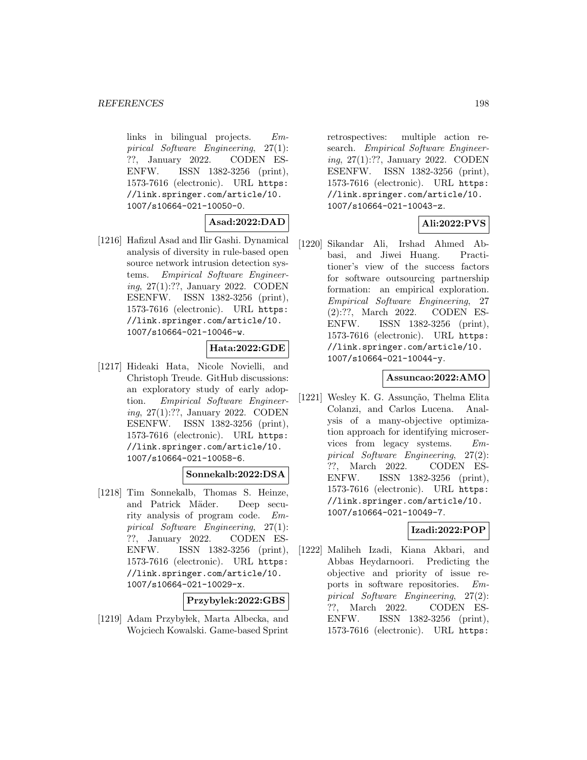links in bilingual projects. *Empirical Software Engineering*, 27(1): ??, January 2022. CODEN ESENFW. ISSN 1382-3256 (print), 1573-7616 (electronic). URL https://link.springer.com/article/10.1007/s10664-021-10050-0.

**Asad:2022:DAD**

[1216] Hafizul Asad and Ilir Gashi. Dynamical analysis of diversity in rule-based open source network intrusion detection systems. *Empirical Software Engineering*, 27(1):??, January 2022. CODEN ESENFW. ISSN 1382-3256 (print), 1573-7616 (electronic). URL https://link.springer.com/article/10.1007/s10664-021-10046-w.

**Hata:2022:GDE**

[1217] Hideaki Hata, Nicole Novielli, and Christoph Treude. GitHub discussions: an exploratory study of early adoption. *Empirical Software Engineering*, 27(1):??, January 2022. CODEN ESENFW. ISSN 1382-3256 (print), 1573-7616 (electronic). URL https://link.springer.com/article/10.1007/s10664-021-10058-6.

**Sonnekalb:2022:DSA**

[1218] Tim Sonnekalb, Thomas S. Heinze, and Patrick Mäder. Deep security analysis of program code. *Empirical Software Engineering*, 27(1): ??, January 2022. CODEN ESENFW. ISSN 1382-3256 (print), 1573-7616 (electronic). URL https://link.springer.com/article/10.1007/s10664-021-10029-x.

**Przybylek:2022:GBS**

[1219] Adam Przybyłek, Marta Albecka, and Wojciech Kowalski. Game-based Sprint retrospectives: multiple action research. *Empirical Software Engineering*, 27(1):??, January 2022. CODEN ESENFW. ISSN 1382-3256 (print), 1573-7616 (electronic). URL https://link.springer.com/article/10.1007/s10664-021-10043-z.

**Ali:2022:PVS**

[1220] Sikandar Ali, Irshad Ahmed Abbasi, and Jiwei Huang. Practitioner's view of the success factors for software outsourcing partnership formation: an empirical exploration. *Empirical Software Engineering*, 27 (2):??, March 2022. CODEN ESENFW. ISSN 1382-3256 (print), 1573-7616 (electronic). URL https://link.springer.com/article/10.1007/s10664-021-10044-y.

**Assuncao:2022:AMO**

[1221] Wesley K. G. Assunção, Thelma Elita Colanzi, and Carlos Lucena. Analysis of a many-objective optimization approach for identifying microservices from legacy systems. *Empirical Software Engineering*, 27(2): ??, March 2022. CODEN ESENFW. ISSN 1382-3256 (print), 1573-7616 (electronic). URL https://link.springer.com/article/10.1007/s10664-021-10049-7.

**Izadi:2022:POP**

[1222] Maliheh Izadi, Kiana Akbari, and Abbas Heydarnoori. Predicting the objective and priority of issue reports in software repositories. *Empirical Software Engineering*, 27(2): ??, March 2022. CODEN ESENFW. ISSN 1382-3256 (print), 1573-7616 (electronic). URL https: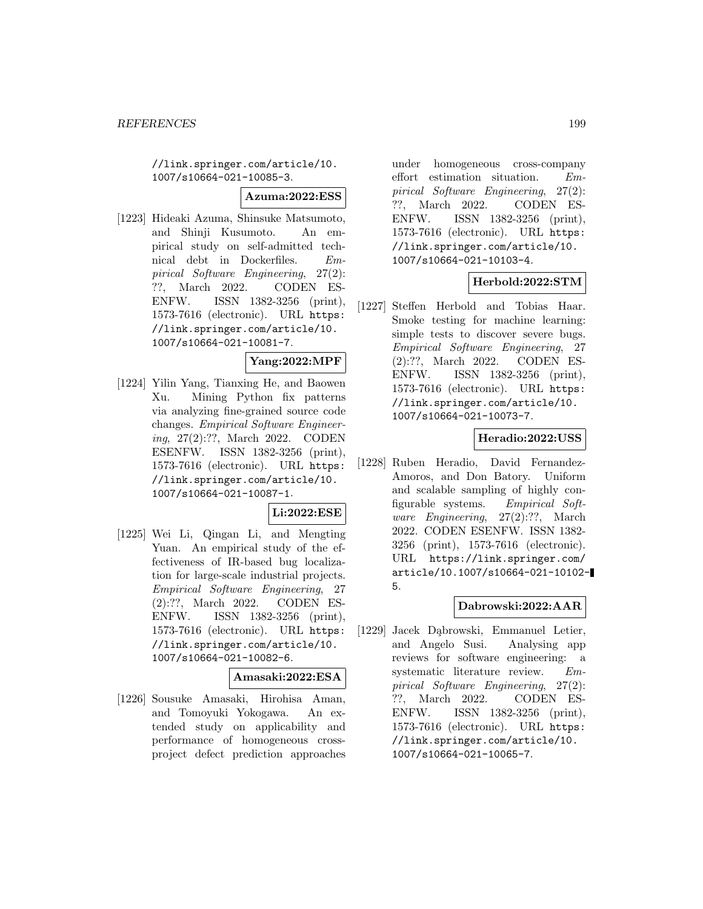//link.springer.com/article/10.1007/s10664-021-10085-3.

**Azuma:2022:ESS**

[1223] Hideaki Azuma, Shinsuke Matsumoto, and Shinji Kusumoto. An empirical study on self-admitted technical debt in Dockerfiles. *Empirical Software Engineering*, 27(2): ??, March 2022. CODEN ESENFW. ISSN 1382-3256 (print), 1573-7616 (electronic). URL https://link.springer.com/article/10.1007/s10664-021-10081-7.

**Yang:2022:MPF**

[1224] Yilin Yang, Tianxing He, and Baowen Xu. Mining Python fix patterns via analyzing fine-grained source code changes. *Empirical Software Engineering*, 27(2):??, March 2022. CODEN ESENFW. ISSN 1382-3256 (print), 1573-7616 (electronic). URL https://link.springer.com/article/10.1007/s10664-021-10087-1.

**Li:2022:ESE**

[1225] Wei Li, Qingan Li, and Mengting Yuan. An empirical study of the effectiveness of IR-based bug localization for large-scale industrial projects. *Empirical Software Engineering*, 27 (2):??, March 2022. CODEN ESENFW. ISSN 1382-3256 (print), 1573-7616 (electronic). URL https://link.springer.com/article/10.1007/s10664-021-10082-6.

**Amasaki:2022:ESA**

[1226] Sousuke Amasaki, Hirohisa Aman, and Tomoyuki Yokogawa. An extended study on applicability and performance of homogeneous cross-project defect prediction approaches under homogeneous cross-company effort estimation situation. *Empirical Software Engineering*, 27(2): ??, March 2022. CODEN ESENFW. ISSN 1382-3256 (print), 1573-7616 (electronic). URL https://link.springer.com/article/10.1007/s10664-021-10103-4.

**Herbold:2022:STM**

[1227] Steffen Herbold and Tobias Haar. Smoke testing for machine learning: simple tests to discover severe bugs. *Empirical Software Engineering*, 27 (2):??, March 2022. CODEN ESENFW. ISSN 1382-3256 (print), 1573-7616 (electronic). URL https://link.springer.com/article/10.1007/s10664-021-10073-7.

**Heradio:2022:USS**

[1228] Ruben Heradio, David Fernandez-Amoros, and Don Batory. Uniform and scalable sampling of highly configurable systems. *Empirical Software Engineering*, 27(2):??, March 2022. CODEN ESENFW. ISSN 1382-3256 (print), 1573-7616 (electronic). URL https://link.springer.com/article/10.1007/s10664-021-10102-5.

**Dabrowski:2022:AAR**

[1229] Jacek Dąbrowski, Emmanuel Letier, and Angelo Susi. Analysing app reviews for software engineering: a systematic literature review. *Empirical Software Engineering*, 27(2): ??, March 2022. CODEN ESENFW. ISSN 1382-3256 (print), 1573-7616 (electronic). URL https://link.springer.com/article/10.1007/s10664-021-10065-7.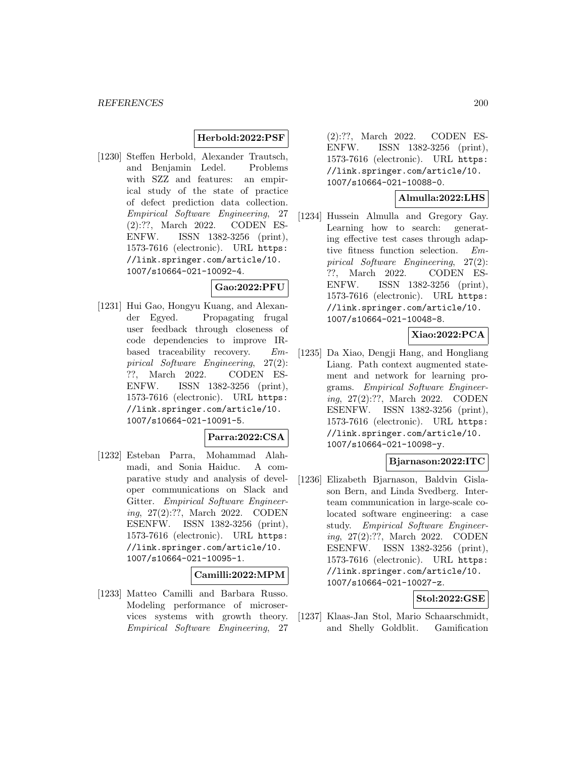**Herbold:2022:PSF**

[1230] Steffen Herbold, Alexander Trautsch, and Benjamin Ledel. Problems with SZZ and features: an empirical study of the state of practice of defect prediction data collection. *Empirical Software Engineering*, 27 (2):??, March 2022. CODEN ESENFW. ISSN 1382-3256 (print), 1573-7616 (electronic). URL `https://link.springer.com/article/10.1007/s10664-021-10092-4`.

**Gao:2022:PFU**

[1231] Hui Gao, Hongyu Kuang, and Alexander Egyed. Propagating frugal user feedback through closeness of code dependencies to improve IR-based traceability recovery. *Empirical Software Engineering*, 27(2): ??, March 2022. CODEN ESENFW. ISSN 1382-3256 (print), 1573-7616 (electronic). URL `https://link.springer.com/article/10.1007/s10664-021-10091-5`.

**Parra:2022:CSA**

[1232] Esteban Parra, Mohammad Alahmadi, and Sonia Haiduc. A comparative study and analysis of developer communications on Slack and Gitter. *Empirical Software Engineering*, 27(2):??, March 2022. CODEN ESENFW. ISSN 1382-3256 (print), 1573-7616 (electronic). URL `https://link.springer.com/article/10.1007/s10664-021-10095-1`.

**Camilli:2022:MPM**

[1233] Matteo Camilli and Barbara Russo. Modeling performance of microservices systems with growth theory. *Empirical Software Engineering*, 27 (2):??, March 2022. CODEN ESENFW. ISSN 1382-3256 (print), 1573-7616 (electronic). URL `https://link.springer.com/article/10.1007/s10664-021-10088-0`.

**Almulla:2022:LHS**

[1234] Hussein Almulla and Gregory Gay. Learning how to search: generating effective test cases through adaptive fitness function selection. *Empirical Software Engineering*, 27(2): ??, March 2022. CODEN ESENFW. ISSN 1382-3256 (print), 1573-7616 (electronic). URL `https://link.springer.com/article/10.1007/s10664-021-10048-8`.

**Xiao:2022:PCA**

[1235] Da Xiao, Dengji Hang, and Hongliang Liang. Path context augmented statement and network for learning programs. *Empirical Software Engineering*, 27(2):??, March 2022. CODEN ESENFW. ISSN 1382-3256 (print), 1573-7616 (electronic). URL `https://link.springer.com/article/10.1007/s10664-021-10098-y`.

**Bjarnason:2022:ITC**

[1236] Elizabeth Bjarnason, Baldvin Gislason Bern, and Linda Svedberg. Inter-team communication in large-scale co-located software engineering: a case study. *Empirical Software Engineering*, 27(2):??, March 2022. CODEN ESENFW. ISSN 1382-3256 (print), 1573-7616 (electronic). URL `https://link.springer.com/article/10.1007/s10664-021-10027-z`.

**Stol:2022:GSE**

[1237] Klaas-Jan Stol, Mario Schaarschmidt, and Shelly Goldblit. Gamification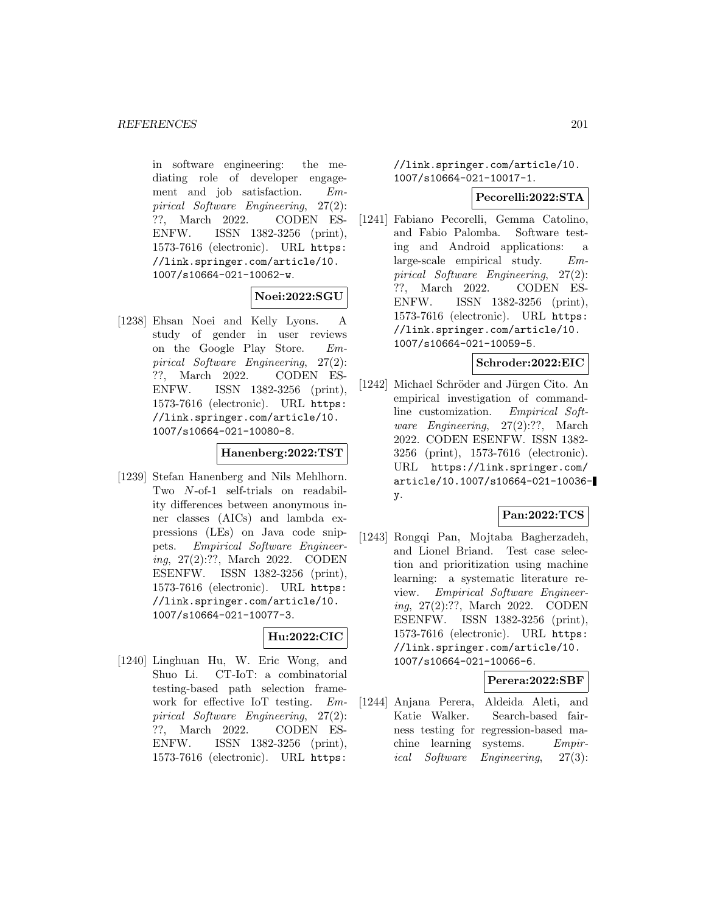in software engineering: the mediating role of developer engagement and job satisfaction. *Empirical Software Engineering*, 27(2): ??, March 2022. CODEN ESENFW. ISSN 1382-3256 (print), 1573-7616 (electronic). URL https://link.springer.com/article/10.1007/s10664-021-10062-w.

**Noei:2022:SGU**

[1238] Ehsan Noei and Kelly Lyons. A study of gender in user reviews on the Google Play Store. *Empirical Software Engineering*, 27(2): ??, March 2022. CODEN ESENFW. ISSN 1382-3256 (print), 1573-7616 (electronic). URL https://link.springer.com/article/10.1007/s10664-021-10080-8.

**Hanenberg:2022:TST**

[1239] Stefan Hanenberg and Nils Mehlhorn. Two $N$-of-1 self-trials on readability differences between anonymous inner classes (AICs) and lambda expressions (LEs) on Java code snippets. *Empirical Software Engineering*, 27(2):??, March 2022. CODEN ESENFW. ISSN 1382-3256 (print), 1573-7616 (electronic). URL https://link.springer.com/article/10.1007/s10664-021-10077-3.

**Hu:2022:CIC**

[1240] Linghuan Hu, W. Eric Wong, and Shuo Li. CT-IoT: a combinatorial testing-based path selection framework for effective IoT testing. *Empirical Software Engineering*, 27(2): ??, March 2022. CODEN ESENFW. ISSN 1382-3256 (print), 1573-7616 (electronic). URL https://link.springer.com/article/10.1007/s10664-021-10017-1.

**Pecorelli:2022:STA**

[1241] Fabiano Pecorelli, Gemma Catolino, and Fabio Palomba. Software testing and Android applications: a large-scale empirical study. *Empirical Software Engineering*, 27(2): ??, March 2022. CODEN ESENFW. ISSN 1382-3256 (print), 1573-7616 (electronic). URL https://link.springer.com/article/10.1007/s10664-021-10059-5.

**Schroder:2022:EIC**

[1242] Michael Schröder and Jürgen Cito. An empirical investigation of command-line customization. *Empirical Software Engineering*, 27(2):??, March 2022. CODEN ESENFW. ISSN 1382-3256 (print), 1573-7616 (electronic). URL https://link.springer.com/article/10.1007/s10664-021-10036-y.

**Pan:2022:TCS**

[1243] Rongqi Pan, Mojtaba Bagherzadeh, and Lionel Briand. Test case selection and prioritization using machine learning: a systematic literature review. *Empirical Software Engineering*, 27(2):??, March 2022. CODEN ESENFW. ISSN 1382-3256 (print), 1573-7616 (electronic). URL https://link.springer.com/article/10.1007/s10664-021-10066-6.

**Perera:2022:SBF**

[1244] Anjana Perera, Aldeida Aleti, and Katie Walker. Search-based fairness testing for regression-based machine learning systems. *Empirical Software Engineering*, 27(3):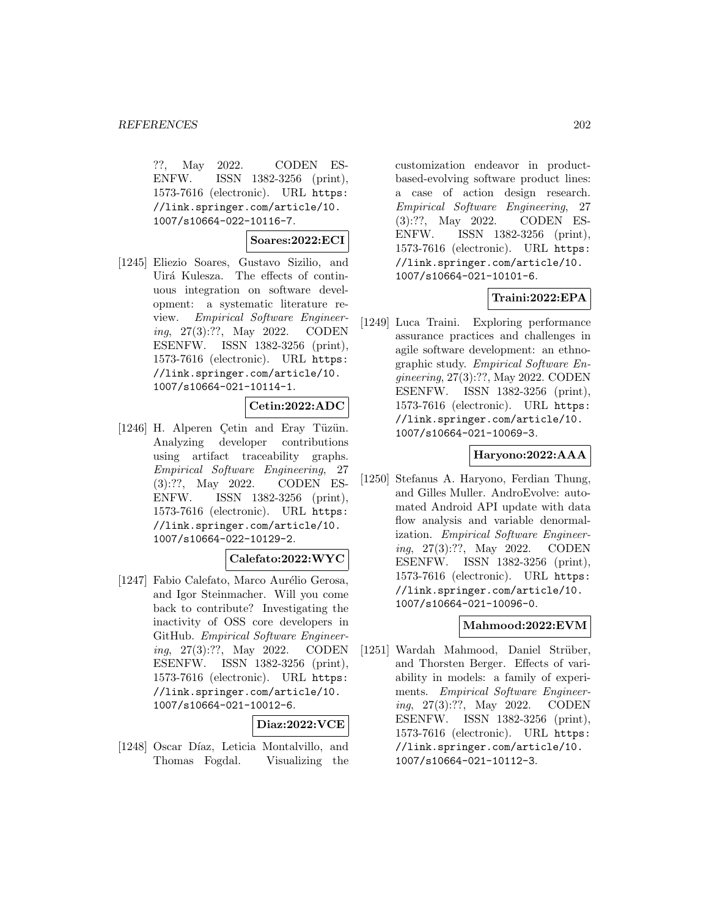??, May 2022. CODEN ESENFW. ISSN 1382-3256 (print), 1573-7616 (electronic). URL https://link.springer.com/article/10.1007/s10664-022-10116-7.

**Soares:2022:ECI**

[1245] Eliezio Soares, Gustavo Sizilio, and Uirá Kulesza. The effects of continuous integration on software development: a systematic literature review. *Empirical Software Engineering*, 27(3):??, May 2022. CODEN ESENFW. ISSN 1382-3256 (print), 1573-7616 (electronic). URL https://link.springer.com/article/10.1007/s10664-021-10114-1.

**Cetin:2022:ADC**

[1246] H. Alperen Çetin and Eray Tüzün. Analyzing developer contributions using artifact traceability graphs. *Empirical Software Engineering*, 27(3):??, May 2022. CODEN ESENFW. ISSN 1382-3256 (print), 1573-7616 (electronic). URL https://link.springer.com/article/10.1007/s10664-022-10129-2.

**Calefato:2022:WYC**

[1247] Fabio Calefato, Marco Aurélio Gerosa, and Igor Steinmacher. Will you come back to contribute? Investigating the inactivity of OSS core developers in GitHub. *Empirical Software Engineering*, 27(3):??, May 2022. CODEN ESENFW. ISSN 1382-3256 (print), 1573-7616 (electronic). URL https://link.springer.com/article/10.1007/s10664-021-10012-6.

**Diaz:2022:VCE**

[1248] Oscar Díaz, Leticia Montalvillo, and Thomas Fogdal. Visualizing the customization endeavor in product-based-evolving software product lines: a case of action design research. *Empirical Software Engineering*, 27(3):??, May 2022. CODEN ESENFW. ISSN 1382-3256 (print), 1573-7616 (electronic). URL https://link.springer.com/article/10.1007/s10664-021-10101-6.

**Traini:2022:EPA**

[1249] Luca Traini. Exploring performance assurance practices and challenges in agile software development: an ethnographic study. *Empirical Software Engineering*, 27(3):??, May 2022. CODEN ESENFW. ISSN 1382-3256 (print), 1573-7616 (electronic). URL https://link.springer.com/article/10.1007/s10664-021-10069-3.

**Haryono:2022:AAA**

[1250] Stefanus A. Haryono, Ferdian Thung, and Gilles Muller. AndroEvolve: automated Android API update with data flow analysis and variable denormalization. *Empirical Software Engineering*, 27(3):??, May 2022. CODEN ESENFW. ISSN 1382-3256 (print), 1573-7616 (electronic). URL https://link.springer.com/article/10.1007/s10664-021-10096-0.

**Mahmood:2022:EVM**

[1251] Wardah Mahmood, Daniel Strüber, and Thorsten Berger. Effects of variability in models: a family of experiments. *Empirical Software Engineering*, 27(3):??, May 2022. CODEN ESENFW. ISSN 1382-3256 (print), 1573-7616 (electronic). URL https://link.springer.com/article/10.1007/s10664-021-10112-3.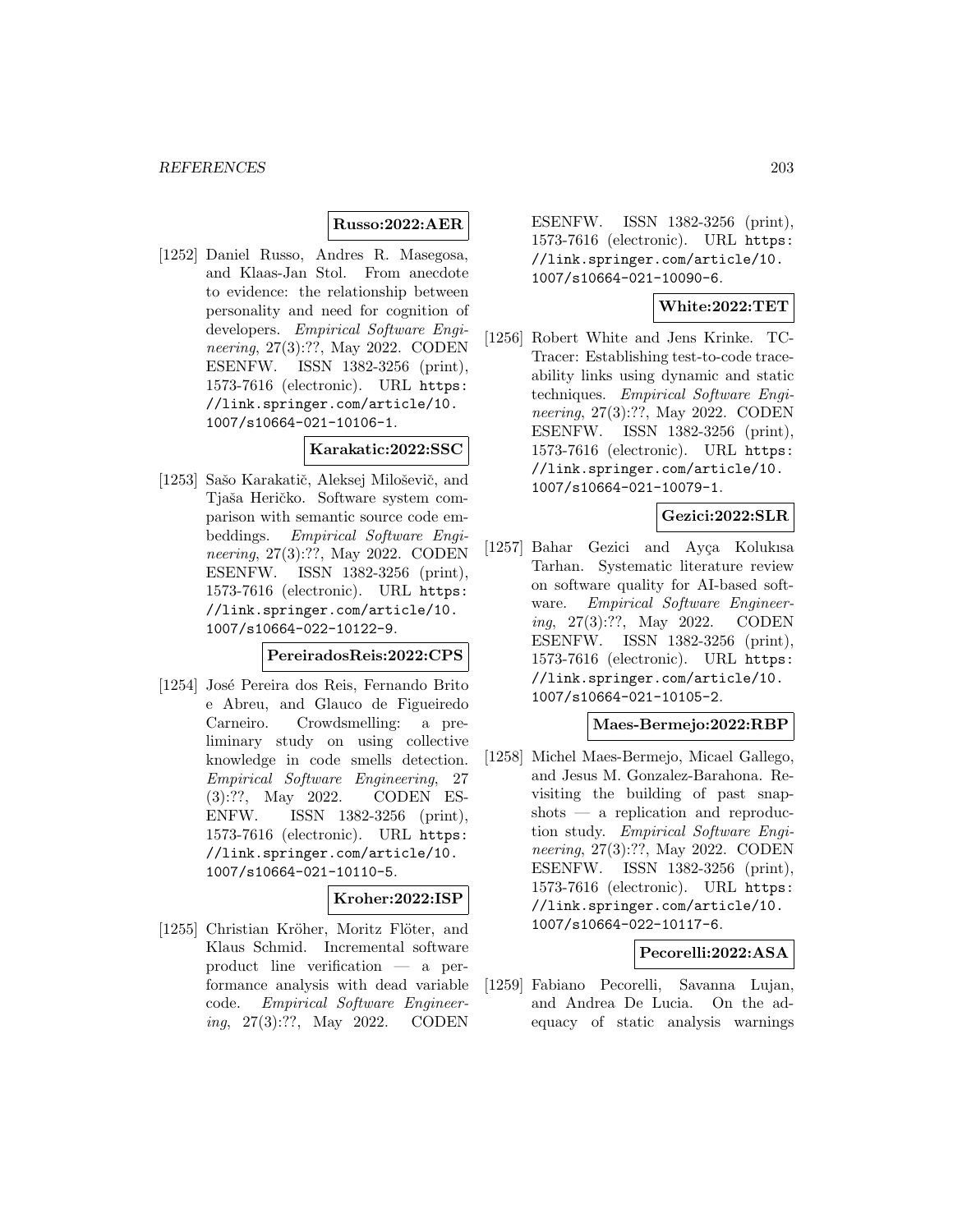**Russo:2022:AER**

[1252] Daniel Russo, Andres R. Masegosa, and Klaas-Jan Stol. From anecdote to evidence: the relationship between personality and need for cognition of developers. *Empirical Software Engineering*, 27(3):??, May 2022. CODEN ESENFW. ISSN 1382-3256 (print), 1573-7616 (electronic). URL `https://link.springer.com/article/10.1007/s10664-021-10106-1`.

**Karakatic:2022:SSC**

[1253] Sašo Karakatič, Aleksej Miloševič, and Tjaša Heričko. Software system comparison with semantic source code embeddings. *Empirical Software Engineering*, 27(3):??, May 2022. CODEN ESENFW. ISSN 1382-3256 (print), 1573-7616 (electronic). URL `https://link.springer.com/article/10.1007/s10664-022-10122-9`.

**PereiradosReis:2022:CPS**

[1254] José Pereira dos Reis, Fernando Brito e Abreu, and Glauco de Figueiredo Carneiro. Crowdsmelling: a preliminary study on using collective knowledge in code smells detection. *Empirical Software Engineering*, 27 (3):??, May 2022. CODEN ESENFW. ISSN 1382-3256 (print), 1573-7616 (electronic). URL `https://link.springer.com/article/10.1007/s10664-021-10110-5`.

**Kroher:2022:ISP**

[1255] Christian Kröher, Moritz Flöter, and Klaus Schmid. Incremental software product line verification — a performance analysis with dead variable code. *Empirical Software Engineering*, 27(3):??, May 2022. CODEN ESENFW. ISSN 1382-3256 (print), 1573-7616 (electronic). URL `https://link.springer.com/article/10.1007/s10664-021-10090-6`.

**White:2022:TET**

[1256] Robert White and Jens Krinke. TC-Tracer: Establishing test-to-code traceability links using dynamic and static techniques. *Empirical Software Engineering*, 27(3):??, May 2022. CODEN ESENFW. ISSN 1382-3256 (print), 1573-7616 (electronic). URL `https://link.springer.com/article/10.1007/s10664-021-10079-1`.

**Gezici:2022:SLR**

[1257] Bahar Gezici and Ayça Kolukısa Tarhan. Systematic literature review on software quality for AI-based software. *Empirical Software Engineering*, 27(3):??, May 2022. CODEN ESENFW. ISSN 1382-3256 (print), 1573-7616 (electronic). URL `https://link.springer.com/article/10.1007/s10664-021-10105-2`.

**Maes-Bermejo:2022:RBP**

[1258] Michel Maes-Bermejo, Micael Gallego, and Jesus M. Gonzalez-Barahona. Revisiting the building of past snapshots — a replication and reproduction study. *Empirical Software Engineering*, 27(3):??, May 2022. CODEN ESENFW. ISSN 1382-3256 (print), 1573-7616 (electronic). URL `https://link.springer.com/article/10.1007/s10664-022-10117-6`.

**Pecorelli:2022:ASA**

[1259] Fabiano Pecorelli, Savanna Lujan, and Andrea De Lucia. On the adequacy of static analysis warnings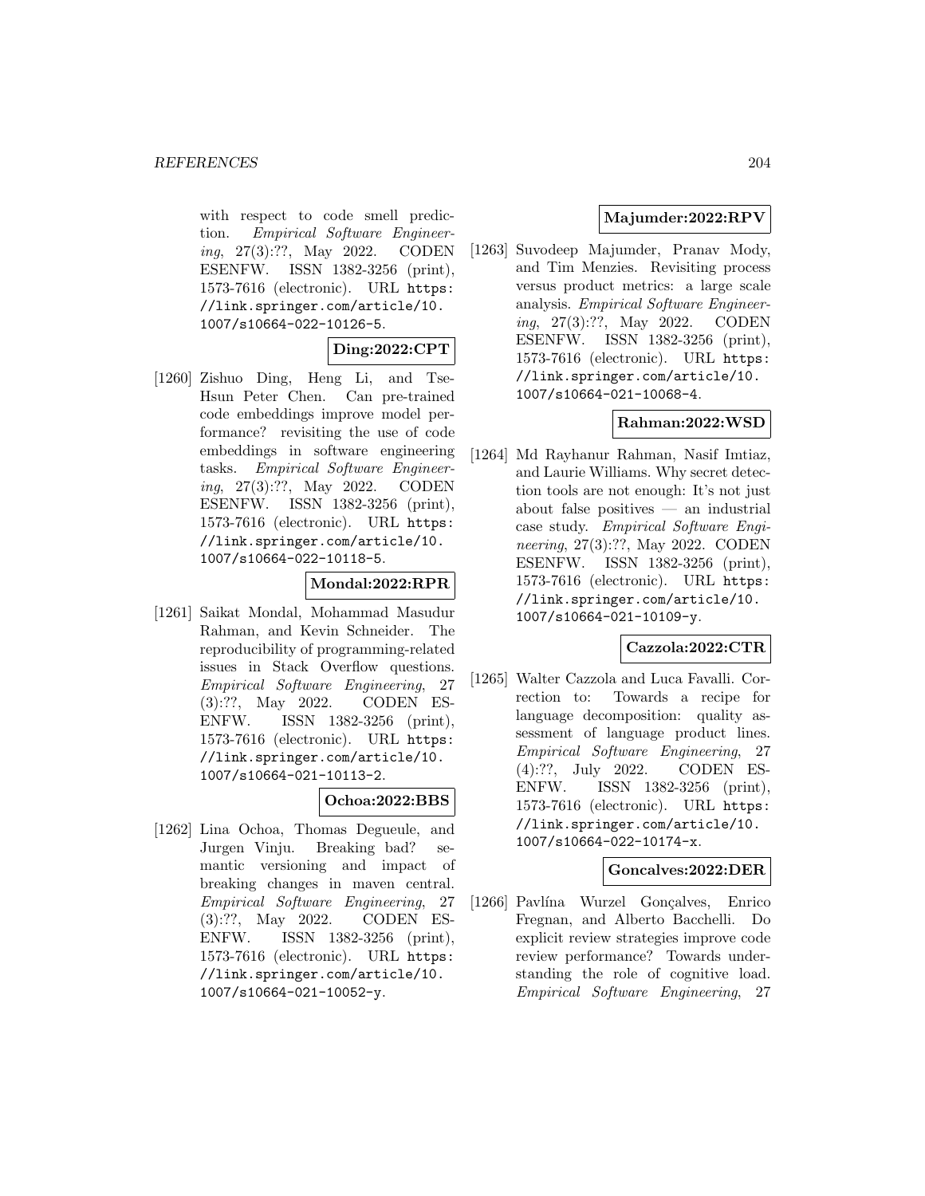with respect to code smell prediction. *Empirical Software Engineering*, 27(3):??, May 2022. CODEN ESENFW. ISSN 1382-3256 (print), 1573-7616 (electronic). URL https://link.springer.com/article/10.1007/s10664-022-10126-5.

**Ding:2022:CPT**

[1260] Zishuo Ding, Heng Li, and Tse-Hsun Peter Chen. Can pre-trained code embeddings improve model performance? revisiting the use of code embeddings in software engineering tasks. *Empirical Software Engineering*, 27(3):??, May 2022. CODEN ESENFW. ISSN 1382-3256 (print), 1573-7616 (electronic). URL https://link.springer.com/article/10.1007/s10664-022-10118-5.

**Mondal:2022:RPR**

[1261] Saikat Mondal, Mohammad Masudur Rahman, and Kevin Schneider. The reproducibility of programming-related issues in Stack Overflow questions. *Empirical Software Engineering*, 27(3):??, May 2022. CODEN ESENFW. ISSN 1382-3256 (print), 1573-7616 (electronic). URL https://link.springer.com/article/10.1007/s10664-021-10113-2.

**Ochoa:2022:BBS**

[1262] Lina Ochoa, Thomas Degueule, and Jurgen Vinju. Breaking bad? semantic versioning and impact of breaking changes in maven central. *Empirical Software Engineering*, 27(3):??, May 2022. CODEN ESENFW. ISSN 1382-3256 (print), 1573-7616 (electronic). URL https://link.springer.com/article/10.1007/s10664-021-10052-y.

**Majumder:2022:RPV**

[1263] Suvodeep Majumder, Pranav Mody, and Tim Menzies. Revisiting process versus product metrics: a large scale analysis. *Empirical Software Engineering*, 27(3):??, May 2022. CODEN ESENFW. ISSN 1382-3256 (print), 1573-7616 (electronic). URL https://link.springer.com/article/10.1007/s10664-021-10068-4.

**Rahman:2022:WSD**

[1264] Md Rayhanur Rahman, Nasif Imtiaz, and Laurie Williams. Why secret detection tools are not enough: It's not just about false positives — an industrial case study. *Empirical Software Engineering*, 27(3):??, May 2022. CODEN ESENFW. ISSN 1382-3256 (print), 1573-7616 (electronic). URL https://link.springer.com/article/10.1007/s10664-021-10109-y.

**Cazzola:2022:CTR**

[1265] Walter Cazzola and Luca Favalli. Correction to: Towards a recipe for language decomposition: quality assessment of language product lines. *Empirical Software Engineering*, 27(4):??, July 2022. CODEN ESENFW. ISSN 1382-3256 (print), 1573-7616 (electronic). URL https://link.springer.com/article/10.1007/s10664-022-10174-x.

**Goncalves:2022:DER**

[1266] Pavlína Wurzel Gonçalves, Enrico Fregnan, and Alberto Bacchelli. Do explicit review strategies improve code review performance? Towards understanding the role of cognitive load. *Empirical Software Engineering*, 27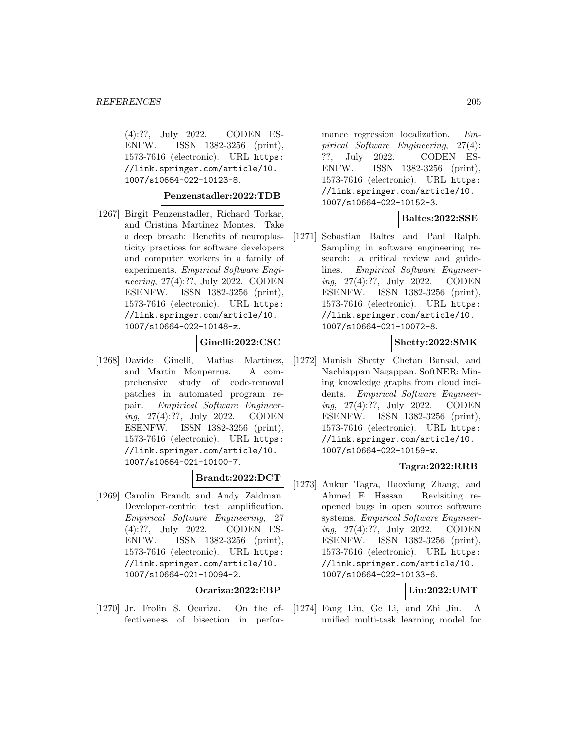(4):??, July 2022. CODEN ESENFW. ISSN 1382-3256 (print), 1573-7616 (electronic). URL https://link.springer.com/article/10.1007/s10664-022-10123-8.

**Penzenstadler:2022:TDB**

[1267] Birgit Penzenstadler, Richard Torkar, and Cristina Martinez Montes. Take a deep breath: Benefits of neuroplasticity practices for software developers and computer workers in a family of experiments. *Empirical Software Engineering*, 27(4):??, July 2022. CODEN ESENFW. ISSN 1382-3256 (print), 1573-7616 (electronic). URL https://link.springer.com/article/10.1007/s10664-022-10148-z.

**Ginelli:2022:CSC**

[1268] Davide Ginelli, Matias Martinez, and Martin Monperrus. A comprehensive study of code-removal patches in automated program repair. *Empirical Software Engineering*, 27(4):??, July 2022. CODEN ESENFW. ISSN 1382-3256 (print), 1573-7616 (electronic). URL https://link.springer.com/article/10.1007/s10664-021-10100-7.

**Brandt:2022:DCT**

[1269] Carolin Brandt and Andy Zaidman. Developer-centric test amplification. *Empirical Software Engineering*, 27(4):??, July 2022. CODEN ESENFW. ISSN 1382-3256 (print), 1573-7616 (electronic). URL https://link.springer.com/article/10.1007/s10664-021-10094-2.

**Ocariza:2022:EBP**

[1270] Jr. Frolin S. Ocariza. On the effectiveness of bisection in performance regression localization. *Empirical Software Engineering*, 27(4):??, July 2022. CODEN ESENFW. ISSN 1382-3256 (print), 1573-7616 (electronic). URL https://link.springer.com/article/10.1007/s10664-022-10152-3.

**Baltes:2022:SSE**

[1271] Sebastian Baltes and Paul Ralph. Sampling in software engineering research: a critical review and guidelines. *Empirical Software Engineering*, 27(4):??, July 2022. CODEN ESENFW. ISSN 1382-3256 (print), 1573-7616 (electronic). URL https://link.springer.com/article/10.1007/s10664-021-10072-8.

**Shetty:2022:SMK**

[1272] Manish Shetty, Chetan Bansal, and Nachiappan Nagappan. SoftNER: Mining knowledge graphs from cloud incidents. *Empirical Software Engineering*, 27(4):??, July 2022. CODEN ESENFW. ISSN 1382-3256 (print), 1573-7616 (electronic). URL https://link.springer.com/article/10.1007/s10664-022-10159-w.

**Tagra:2022:RRB**

[1273] Ankur Tagra, Haoxiang Zhang, and Ahmed E. Hassan. Revisiting reopened bugs in open source software systems. *Empirical Software Engineering*, 27(4):??, July 2022. CODEN ESENFW. ISSN 1382-3256 (print), 1573-7616 (electronic). URL https://link.springer.com/article/10.1007/s10664-022-10133-6.

**Liu:2022:UMT**

[1274] Fang Liu, Ge Li, and Zhi Jin. A unified multi-task learning model for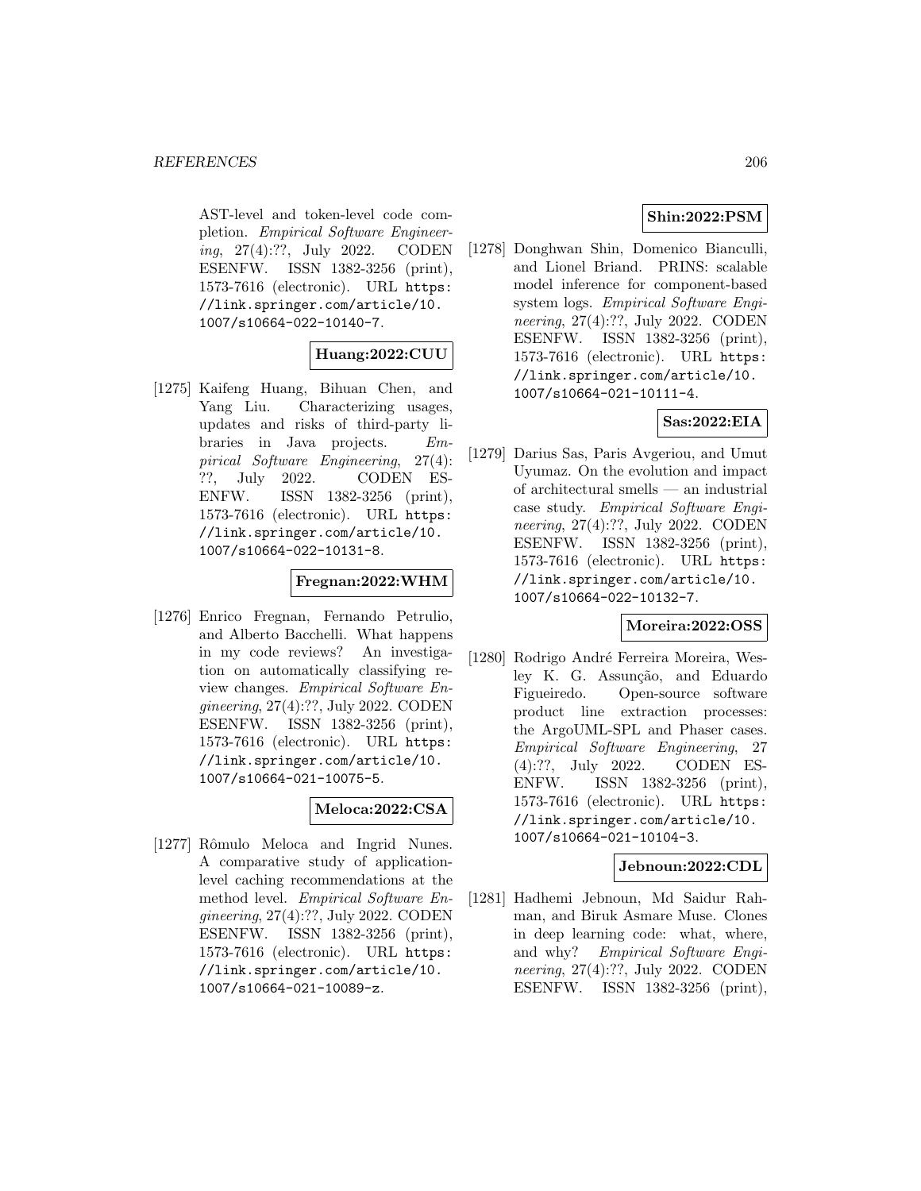AST-level and token-level code completion. *Empirical Software Engineering*, 27(4):??, July 2022. CODEN ESENFW. ISSN 1382-3256 (print), 1573-7616 (electronic). URL `https://link.springer.com/article/10.1007/s10664-022-10140-7`.

**Huang:2022:CUU**

[1275] Kaifeng Huang, Bihuan Chen, and Yang Liu. Characterizing usages, updates and risks of third-party libraries in Java projects. *Empirical Software Engineering*, 27(4):??, July 2022. CODEN ESENFW. ISSN 1382-3256 (print), 1573-7616 (electronic). URL `https://link.springer.com/article/10.1007/s10664-022-10131-8`.

**Fregnan:2022:WHM**

[1276] Enrico Fregnan, Fernando Petrulio, and Alberto Bacchelli. What happens in my code reviews? An investigation on automatically classifying review changes. *Empirical Software Engineering*, 27(4):??, July 2022. CODEN ESENFW. ISSN 1382-3256 (print), 1573-7616 (electronic). URL `https://link.springer.com/article/10.1007/s10664-021-10075-5`.

**Meloca:2022:CSA**

[1277] Rômulo Meloca and Ingrid Nunes. A comparative study of application-level caching recommendations at the method level. *Empirical Software Engineering*, 27(4):??, July 2022. CODEN ESENFW. ISSN 1382-3256 (print), 1573-7616 (electronic). URL `https://link.springer.com/article/10.1007/s10664-021-10089-z`.

**Shin:2022:PSM**

[1278] Donghwan Shin, Domenico Bianculli, and Lionel Briand. PRINS: scalable model inference for component-based system logs. *Empirical Software Engineering*, 27(4):??, July 2022. CODEN ESENFW. ISSN 1382-3256 (print), 1573-7616 (electronic). URL `https://link.springer.com/article/10.1007/s10664-021-10111-4`.

**Sas:2022:EIA**

[1279] Darius Sas, Paris Avgeriou, and Umut Uyumaz. On the evolution and impact of architectural smells — an industrial case study. *Empirical Software Engineering*, 27(4):??, July 2022. CODEN ESENFW. ISSN 1382-3256 (print), 1573-7616 (electronic). URL `https://link.springer.com/article/10.1007/s10664-022-10132-7`.

**Moreira:2022:OSS**

[1280] Rodrigo André Ferreira Moreira, Wesley K. G. Assunção, and Eduardo Figueiredo. Open-source software product line extraction processes: the ArgoUML-SPL and Phaser cases. *Empirical Software Engineering*, 27(4):??, July 2022. CODEN ESENFW. ISSN 1382-3256 (print), 1573-7616 (electronic). URL `https://link.springer.com/article/10.1007/s10664-021-10104-3`.

**Jebnoun:2022:CDL**

[1281] Hadhemi Jebnoun, Md Saidur Rahman, and Biruk Asmare Muse. Clones in deep learning code: what, where, and why? *Empirical Software Engineering*, 27(4):??, July 2022. CODEN ESENFW. ISSN 1382-3256 (print),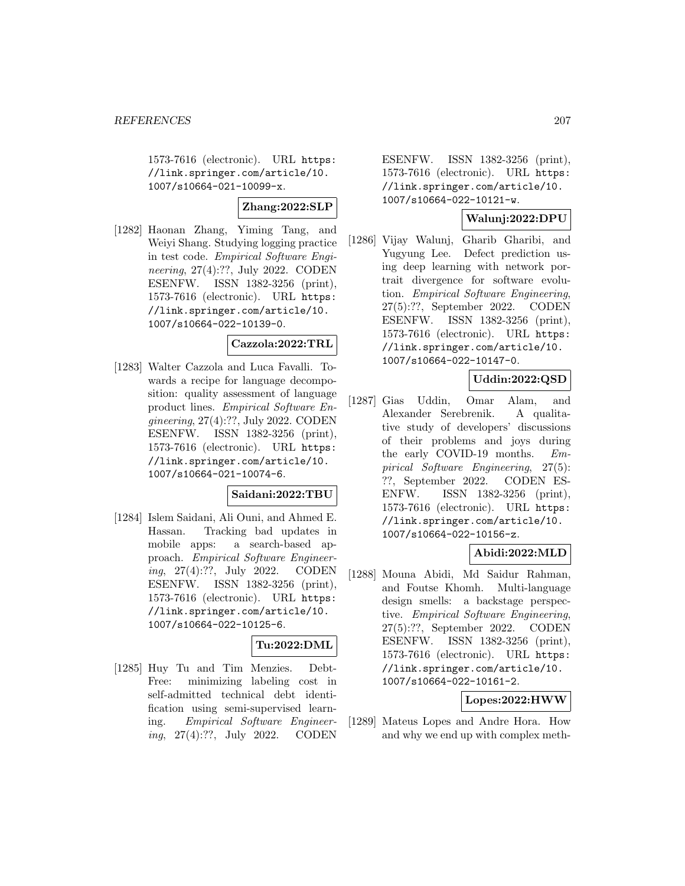1573-7616 (electronic). URL https://link.springer.com/article/10.1007/s10664-021-10099-x.

**Zhang:2022:SLP**

[1282] Haonan Zhang, Yiming Tang, and Weiyi Shang. Studying logging practice in test code. *Empirical Software Engineering*, 27(4):??, July 2022. CODEN ESENFW. ISSN 1382-3256 (print), 1573-7616 (electronic). URL https://link.springer.com/article/10.1007/s10664-022-10139-0.

**Cazzola:2022:TRL**

[1283] Walter Cazzola and Luca Favalli. Towards a recipe for language decomposition: quality assessment of language product lines. *Empirical Software Engineering*, 27(4):??, July 2022. CODEN ESENFW. ISSN 1382-3256 (print), 1573-7616 (electronic). URL https://link.springer.com/article/10.1007/s10664-021-10074-6.

**Saidani:2022:TBU**

[1284] Islem Saidani, Ali Ouni, and Ahmed E. Hassan. Tracking bad updates in mobile apps: a search-based approach. *Empirical Software Engineering*, 27(4):??, July 2022. CODEN ESENFW. ISSN 1382-3256 (print), 1573-7616 (electronic). URL https://link.springer.com/article/10.1007/s10664-022-10125-6.

**Tu:2022:DML**

[1285] Huy Tu and Tim Menzies. DebtFree: minimizing labeling cost in self-admitted technical debt identification using semi-supervised learning. *Empirical Software Engineering*, 27(4):??, July 2022. CODEN ESENFW. ISSN 1382-3256 (print), 1573-7616 (electronic). URL https://link.springer.com/article/10.1007/s10664-022-10121-w.

**Walunj:2022:DPU**

[1286] Vijay Walunj, Gharib Gharibi, and Yugyung Lee. Defect prediction using deep learning with network portrait divergence for software evolution. *Empirical Software Engineering*, 27(5):??, September 2022. CODEN ESENFW. ISSN 1382-3256 (print), 1573-7616 (electronic). URL https://link.springer.com/article/10.1007/s10664-022-10147-0.

**Uddin:2022:QSD**

[1287] Gias Uddin, Omar Alam, and Alexander Serebrenik. A qualitative study of developers' discussions of their problems and joys during the early COVID-19 months. *Empirical Software Engineering*, 27(5):??, September 2022. CODEN ESENFW. ISSN 1382-3256 (print), 1573-7616 (electronic). URL https://link.springer.com/article/10.1007/s10664-022-10156-z.

**Abidi:2022:MLD**

[1288] Mouna Abidi, Md Saidur Rahman, and Foutse Khomh. Multi-language design smells: a backstage perspective. *Empirical Software Engineering*, 27(5):??, September 2022. CODEN ESENFW. ISSN 1382-3256 (print), 1573-7616 (electronic). URL https://link.springer.com/article/10.1007/s10664-022-10161-2.

**Lopes:2022:HWW**

[1289] Mateus Lopes and Andre Hora. How and why we end up with complex meth-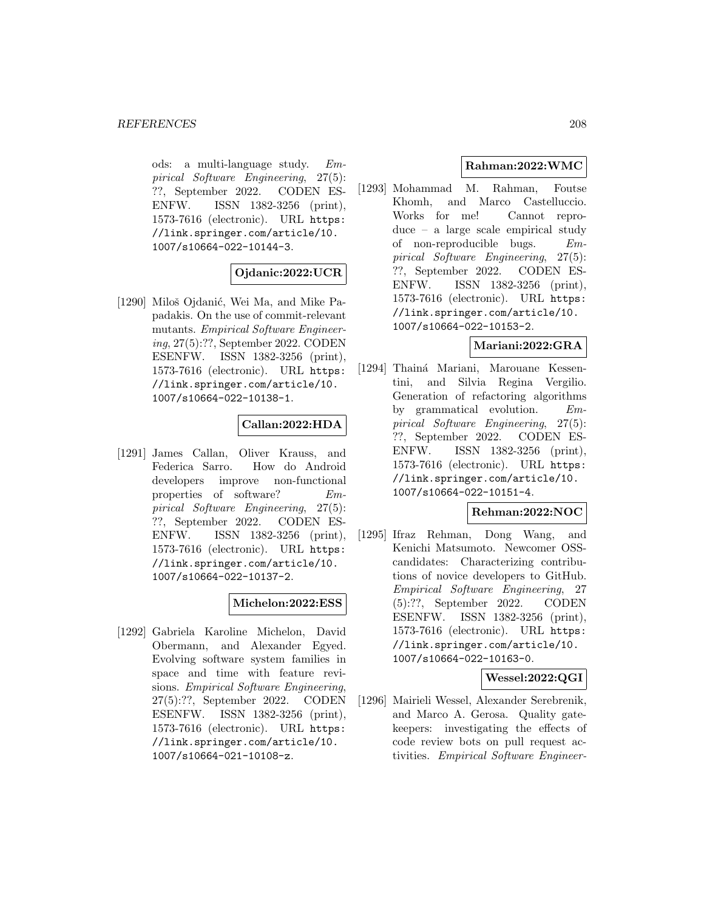ods: a multi-language study. *Empirical Software Engineering*, 27(5): ??, September 2022. CODEN ESENFW. ISSN 1382-3256 (print), 1573-7616 (electronic). URL https://link.springer.com/article/10.1007/s10664-022-10144-3.

**Ojdanic:2022:UCR**

[1290] Miloš Ojdanić, Wei Ma, and Mike Papadakis. On the use of commit-relevant mutants. *Empirical Software Engineering*, 27(5):??, September 2022. CODEN ESENFW. ISSN 1382-3256 (print), 1573-7616 (electronic). URL https://link.springer.com/article/10.1007/s10664-022-10138-1.

**Callan:2022:HDA**

[1291] James Callan, Oliver Krauss, and Federica Sarro. How do Android developers improve non-functional properties of software? *Empirical Software Engineering*, 27(5): ??, September 2022. CODEN ESENFW. ISSN 1382-3256 (print), 1573-7616 (electronic). URL https://link.springer.com/article/10.1007/s10664-022-10137-2.

**Michelon:2022:ESS**

[1292] Gabriela Karoline Michelon, David Obermann, and Alexander Egyed. Evolving software system families in space and time with feature revisions. *Empirical Software Engineering*, 27(5):??, September 2022. CODEN ESENFW. ISSN 1382-3256 (print), 1573-7616 (electronic). URL https://link.springer.com/article/10.1007/s10664-021-10108-z.

**Rahman:2022:WMC**

[1293] Mohammad M. Rahman, Foutse Khomh, and Marco Castelluccio. Works for me! Cannot reproduce – a large scale empirical study of non-reproducible bugs. *Empirical Software Engineering*, 27(5): ??, September 2022. CODEN ESENFW. ISSN 1382-3256 (print), 1573-7616 (electronic). URL https://link.springer.com/article/10.1007/s10664-022-10153-2.

**Mariani:2022:GRA**

[1294] Thainá Mariani, Marouane Kessentini, and Silvia Regina Vergilio. Generation of refactoring algorithms by grammatical evolution. *Empirical Software Engineering*, 27(5): ??, September 2022. CODEN ESENFW. ISSN 1382-3256 (print), 1573-7616 (electronic). URL https://link.springer.com/article/10.1007/s10664-022-10151-4.

**Rehman:2022:NOC**

[1295] Ifraz Rehman, Dong Wang, and Kenichi Matsumoto. Newcomer OSS-candidates: Characterizing contributions of novice developers to GitHub. *Empirical Software Engineering*, 27 (5):??, September 2022. CODEN ESENFW. ISSN 1382-3256 (print), 1573-7616 (electronic). URL https://link.springer.com/article/10.1007/s10664-022-10163-0.

**Wessel:2022:QGI**

[1296] Mairieli Wessel, Alexander Serebrenik, and Marco A. Gerosa. Quality gatekeepers: investigating the effects of code review bots on pull request activities. *Empirical Software Engineer-*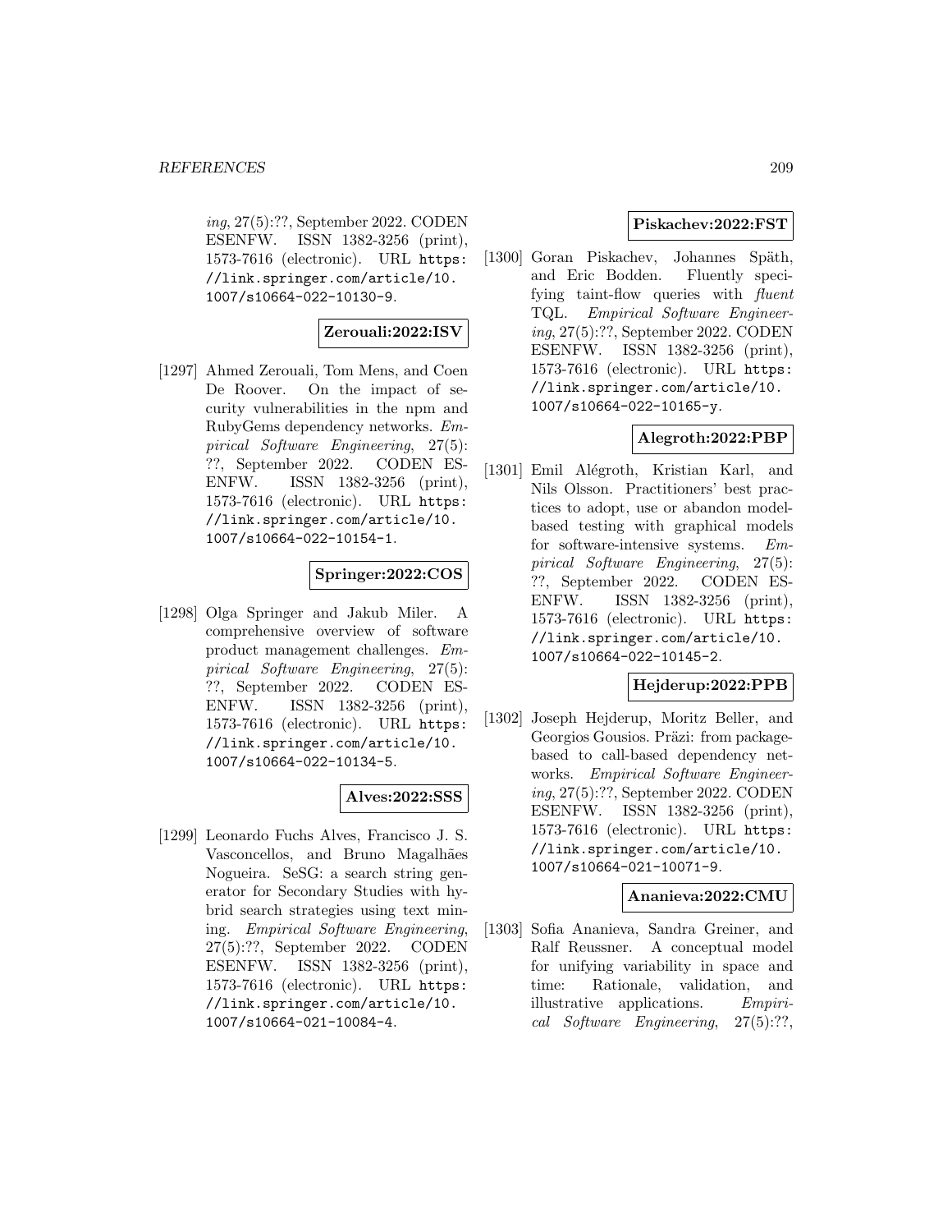*ing*, 27(5):??, September 2022. CODEN ESENFW. ISSN 1382-3256 (print), 1573-7616 (electronic). URL https://link.springer.com/article/10.1007/s10664-022-10130-9.

**Zerouali:2022:ISV**

[1297] Ahmed Zerouali, Tom Mens, and Coen De Roover. On the impact of security vulnerabilities in the npm and RubyGems dependency networks. *Empirical Software Engineering*, 27(5):??, September 2022. CODEN ESENFW. ISSN 1382-3256 (print), 1573-7616 (electronic). URL https://link.springer.com/article/10.1007/s10664-022-10154-1.

**Springer:2022:COS**

[1298] Olga Springer and Jakub Miler. A comprehensive overview of software product management challenges. *Empirical Software Engineering*, 27(5):??, September 2022. CODEN ESENFW. ISSN 1382-3256 (print), 1573-7616 (electronic). URL https://link.springer.com/article/10.1007/s10664-022-10134-5.

**Alves:2022:SSS**

[1299] Leonardo Fuchs Alves, Francisco J. S. Vasconcellos, and Bruno Magalhães Nogueira. SeSG: a search string generator for Secondary Studies with hybrid search strategies using text mining. *Empirical Software Engineering*, 27(5):??, September 2022. CODEN ESENFW. ISSN 1382-3256 (print), 1573-7616 (electronic). URL https://link.springer.com/article/10.1007/s10664-021-10084-4.

**Piskachev:2022:FST**

[1300] Goran Piskachev, Johannes Späth, and Eric Bodden. Fluently specifying taint-flow queries with *fluent* TQL. *Empirical Software Engineering*, 27(5):??, September 2022. CODEN ESENFW. ISSN 1382-3256 (print), 1573-7616 (electronic). URL https://link.springer.com/article/10.1007/s10664-022-10165-y.

**Alegroth:2022:PBP**

[1301] Emil Alégroth, Kristian Karl, and Nils Olsson. Practitioners' best practices to adopt, use or abandon model-based testing with graphical models for software-intensive systems. *Empirical Software Engineering*, 27(5):??, September 2022. CODEN ESENFW. ISSN 1382-3256 (print), 1573-7616 (electronic). URL https://link.springer.com/article/10.1007/s10664-022-10145-2.

**Hejderup:2022:PPB**

[1302] Joseph Hejderup, Moritz Beller, and Georgios Gousios. Präzi: from package-based to call-based dependency networks. *Empirical Software Engineering*, 27(5):??, September 2022. CODEN ESENFW. ISSN 1382-3256 (print), 1573-7616 (electronic). URL https://link.springer.com/article/10.1007/s10664-021-10071-9.

**Ananieva:2022:CMU**

[1303] Sofia Ananieva, Sandra Greiner, and Ralf Reussner. A conceptual model for unifying variability in space and time: Rationale, validation, and illustrative applications. *Empirical Software Engineering*, 27(5):??,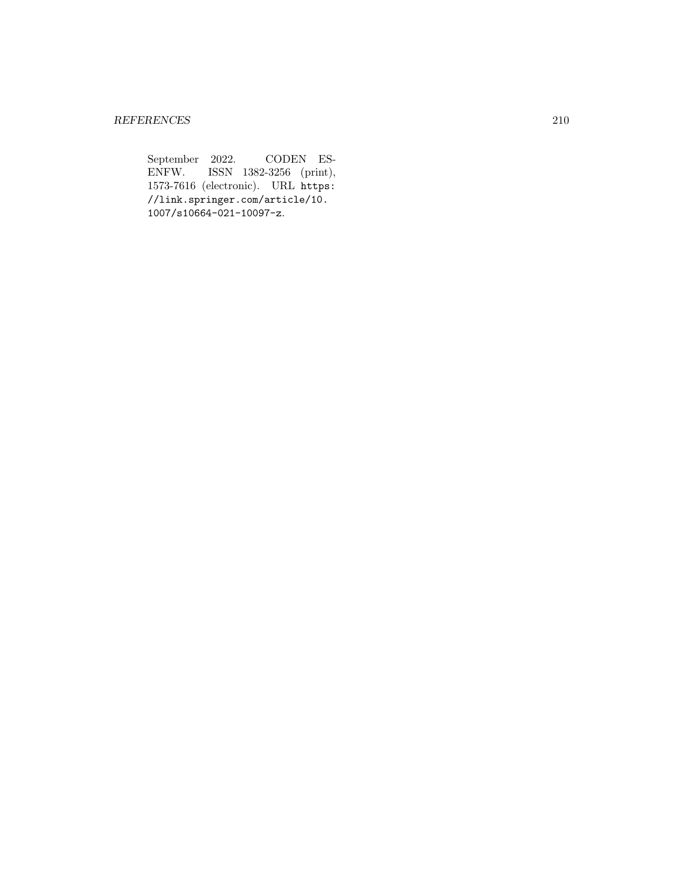September 2022. CODEN ESENFW. ISSN 1382-3256 (print), 1573-7616 (electronic). URL https://link.springer.com/article/10.1007/s10664-021-10097-z.